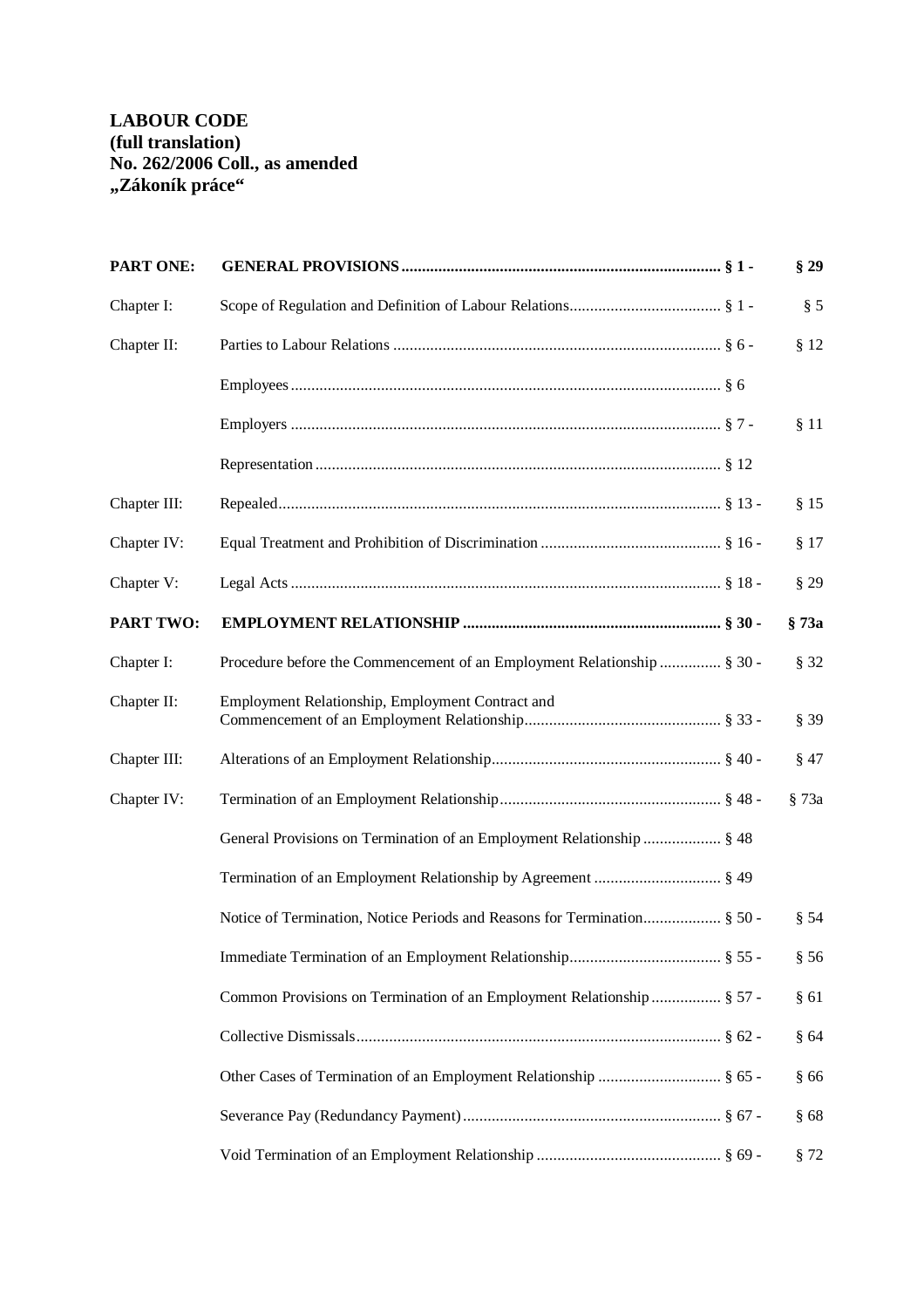**LABOUR CODE**
**(full translation)**
**No. 262/2006 Coll., as amended**
**„Zákoník práce“**

| | | | |
|---|---|---|---|
| **PART ONE:** | **GENERAL PROVISIONS** | **§ 1 -** | **§ 29** |
| Chapter I: | Scope of Regulation and Definition of Labour Relations | § 1 - | § 5 |
| Chapter II: | Parties to Labour Relations | § 6 - | § 12 |
| | Employees | § 6 | |
| | Employers | § 7 - | § 11 |
| | Representation | § 12 | |
| Chapter III: | Repealed | § 13 - | § 15 |
| Chapter IV: | Equal Treatment and Prohibition of Discrimination | § 16 - | § 17 |
| Chapter V: | Legal Acts | § 18 - | § 29 |
| **PART TWO:** | **EMPLOYMENT RELATIONSHIP** | **§ 30 -** | **§ 73a** |
| Chapter I: | Procedure before the Commencement of an Employment Relationship | § 30 - | § 32 |
| Chapter II: | Employment Relationship, Employment Contract and Commencement of an Employment Relationship | § 33 - | § 39 |
| Chapter III: | Alterations of an Employment Relationship | § 40 - | § 47 |
| Chapter IV: | Termination of an Employment Relationship | § 48 - | § 73a |
| | General Provisions on Termination of an Employment Relationship | § 48 | |
| | Termination of an Employment Relationship by Agreement | § 49 | |
| | Notice of Termination, Notice Periods and Reasons for Termination | § 50 - | § 54 |
| | Immediate Termination of an Employment Relationship | § 55 - | § 56 |
| | Common Provisions on Termination of an Employment Relationship | § 57 - | § 61 |
| | Collective Dismissals | § 62 - | § 64 |
| | Other Cases of Termination of an Employment Relationship | § 65 - | § 66 |
| | Severance Pay (Redundancy Payment) | § 67 - | § 68 |
| | Void Termination of an Employment Relationship | § 69 - | § 72 |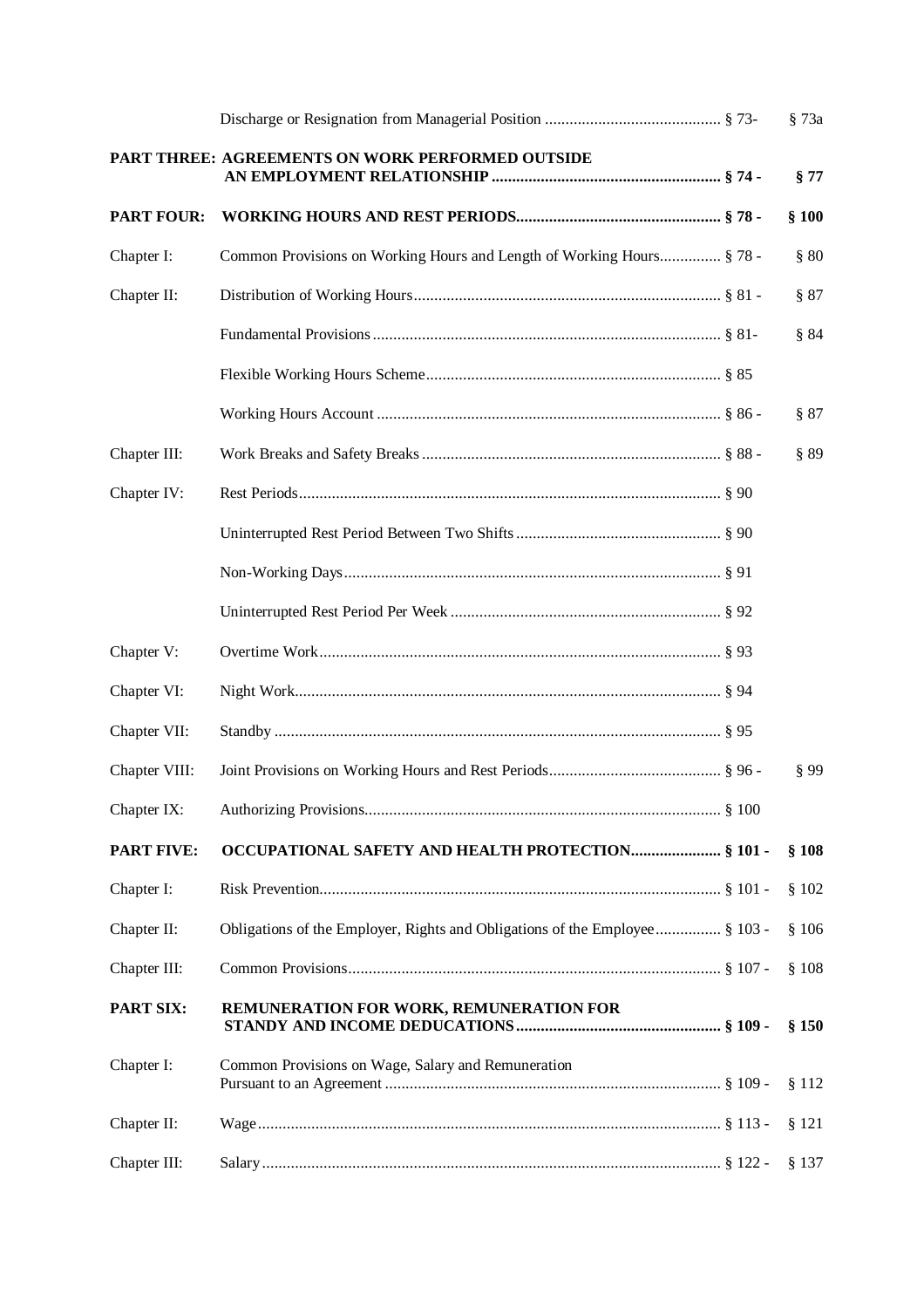| | | | |
|---|---|---|---|
| | Discharge or Resignation from Managerial Position | § 73- | § 73a |
| **PART THREE:** | **AGREEMENTS ON WORK PERFORMED OUTSIDE AN EMPLOYMENT RELATIONSHIP** | **§ 74 -** | **§ 77** |
| **PART FOUR:** | **WORKING HOURS AND REST PERIODS** | **§ 78 -** | **§ 100** |
| Chapter I: | Common Provisions on Working Hours and Length of Working Hours | § 78 - | § 80 |
| Chapter II: | Distribution of Working Hours | § 81 - | § 87 |
| | Fundamental Provisions | § 81- | § 84 |
| | Flexible Working Hours Scheme | § 85 | |
| | Working Hours Account | § 86 - | § 87 |
| Chapter III: | Work Breaks and Safety Breaks | § 88 - | § 89 |
| Chapter IV: | Rest Periods | § 90 | |
| | Uninterrupted Rest Period Between Two Shifts | § 90 | |
| | Non-Working Days | § 91 | |
| | Uninterrupted Rest Period Per Week | § 92 | |
| Chapter V: | Overtime Work | § 93 | |
| Chapter VI: | Night Work | § 94 | |
| Chapter VII: | Standby | § 95 | |
| Chapter VIII: | Joint Provisions on Working Hours and Rest Periods | § 96 - | § 99 |
| Chapter IX: | Authorizing Provisions | § 100 | |
| **PART FIVE:** | **OCCUPATIONAL SAFETY AND HEALTH PROTECTION** | **§ 101 -** | **§ 108** |
| Chapter I: | Risk Prevention | § 101 - | § 102 |
| Chapter II: | Obligations of the Employer, Rights and Obligations of the Employee | § 103 - | § 106 |
| Chapter III: | Common Provisions | § 107 - | § 108 |
| **PART SIX:** | **REMUNERATION FOR WORK, REMUNERATION FOR STANDY AND INCOME DEDUCATIONS** | **§ 109 -** | **§ 150** |
| Chapter I: | Common Provisions on Wage, Salary and Remuneration Pursuant to an Agreement | § 109 - | § 112 |
| Chapter II: | Wage | § 113 - | § 121 |
| Chapter III: | Salary | § 122 - | § 137 |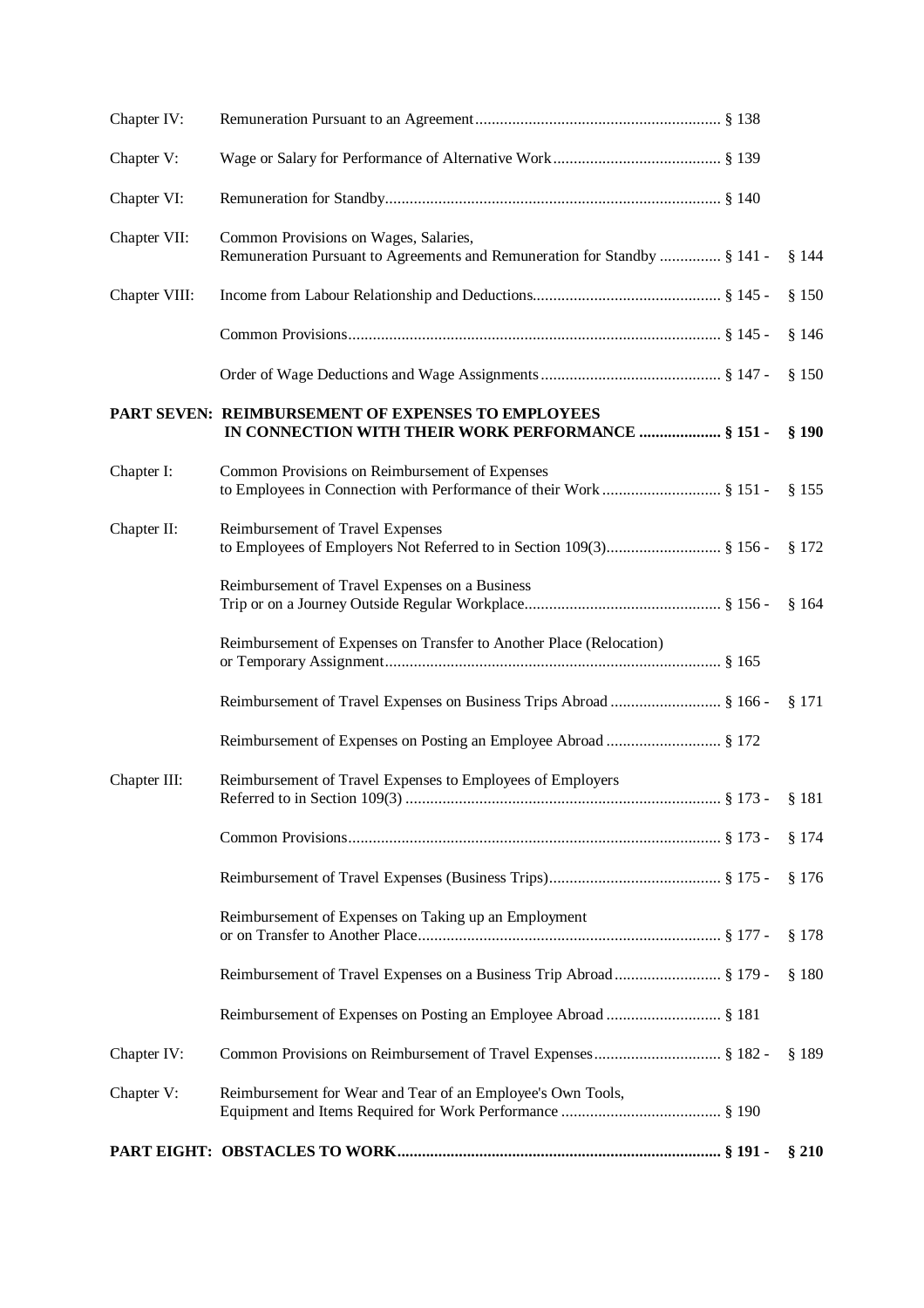| | | |
|---|---|---|
| Chapter IV: | Remuneration Pursuant to an Agreement § 138 | |
| Chapter V: | Wage or Salary for Performance of Alternative Work § 139 | |
| Chapter VI: | Remuneration for Standby § 140 | |
| Chapter VII: | Common Provisions on Wages, Salaries, Remuneration Pursuant to Agreements and Remuneration for Standby § 141 - | § 144 |
| Chapter VIII: | Income from Labour Relationship and Deductions § 145 - | § 150 |
| | Common Provisions § 145 - | § 146 |
| | Order of Wage Deductions and Wage Assignments § 147 - | § 150 |
| **PART SEVEN:** | **REIMBURSEMENT OF EXPENSES TO EMPLOYEES IN CONNECTION WITH THEIR WORK PERFORMANCE § 151 -** | **§ 190** |
| Chapter I: | Common Provisions on Reimbursement of Expenses to Employees in Connection with Performance of their Work § 151 - | § 155 |
| Chapter II: | Reimbursement of Travel Expenses to Employees of Employers Not Referred to in Section 109(3) § 156 - | § 172 |
| | Reimbursement of Travel Expenses on a Business Trip or on a Journey Outside Regular Workplace § 156 - | § 164 |
| | Reimbursement of Expenses on Transfer to Another Place (Relocation) or Temporary Assignment § 165 | |
| | Reimbursement of Travel Expenses on Business Trips Abroad § 166 - | § 171 |
| | Reimbursement of Expenses on Posting an Employee Abroad § 172 | |
| Chapter III: | Reimbursement of Travel Expenses to Employees of Employers Referred to in Section 109(3) § 173 - | § 181 |
| | Common Provisions § 173 - | § 174 |
| | Reimbursement of Travel Expenses (Business Trips) § 175 - | § 176 |
| | Reimbursement of Expenses on Taking up an Employment or on Transfer to Another Place § 177 - | § 178 |
| | Reimbursement of Travel Expenses on a Business Trip Abroad § 179 - | § 180 |
| | Reimbursement of Expenses on Posting an Employee Abroad § 181 | |
| Chapter IV: | Common Provisions on Reimbursement of Travel Expenses § 182 - | § 189 |
| Chapter V: | Reimbursement for Wear and Tear of an Employee's Own Tools, Equipment and Items Required for Work Performance § 190 | |
| **PART EIGHT:** | **OBSTACLES TO WORK § 191 -** | **§ 210** |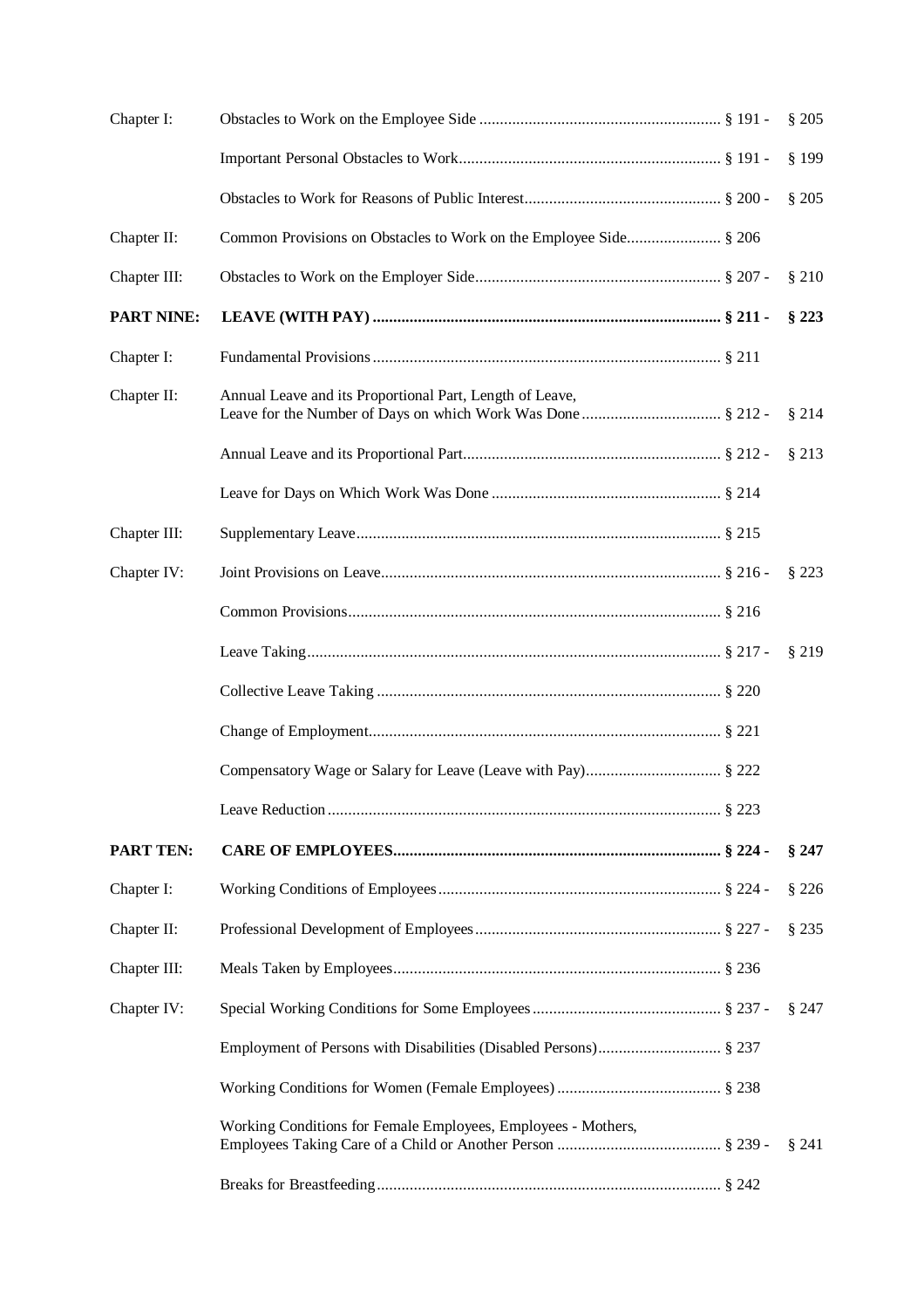| | | | |
|---|---|---|---|
| Chapter I: | Obstacles to Work on the Employee Side | § 191 - | § 205 |
| | Important Personal Obstacles to Work | § 191 - | § 199 |
| | Obstacles to Work for Reasons of Public Interest | § 200 - | § 205 |
| Chapter II: | Common Provisions on Obstacles to Work on the Employee Side | § 206 | |
| Chapter III: | Obstacles to Work on the Employer Side | § 207 - | § 210 |
| **PART NINE:** | **LEAVE (WITH PAY)** | **§ 211 -** | **§ 223** |
| Chapter I: | Fundamental Provisions | § 211 | |
| Chapter II: | Annual Leave and its Proportional Part, Length of Leave, Leave for the Number of Days on which Work Was Done | § 212 - | § 214 |
| | Annual Leave and its Proportional Part | § 212 - | § 213 |
| | Leave for Days on Which Work Was Done | § 214 | |
| Chapter III: | Supplementary Leave | § 215 | |
| Chapter IV: | Joint Provisions on Leave | § 216 - | § 223 |
| | Common Provisions | § 216 | |
| | Leave Taking | § 217 - | § 219 |
| | Collective Leave Taking | § 220 | |
| | Change of Employment | § 221 | |
| | Compensatory Wage or Salary for Leave (Leave with Pay) | § 222 | |
| | Leave Reduction | § 223 | |
| **PART TEN:** | **CARE OF EMPLOYEES** | **§ 224 -** | **§ 247** |
| Chapter I: | Working Conditions of Employees | § 224 - | § 226 |
| Chapter II: | Professional Development of Employees | § 227 - | § 235 |
| Chapter III: | Meals Taken by Employees | § 236 | |
| Chapter IV: | Special Working Conditions for Some Employees | § 237 - | § 247 |
| | Employment of Persons with Disabilities (Disabled Persons) | § 237 | |
| | Working Conditions for Women (Female Employees) | § 238 | |
| | Working Conditions for Female Employees, Employees - Mothers, Employees Taking Care of a Child or Another Person | § 239 - | § 241 |
| | Breaks for Breastfeeding | § 242 | |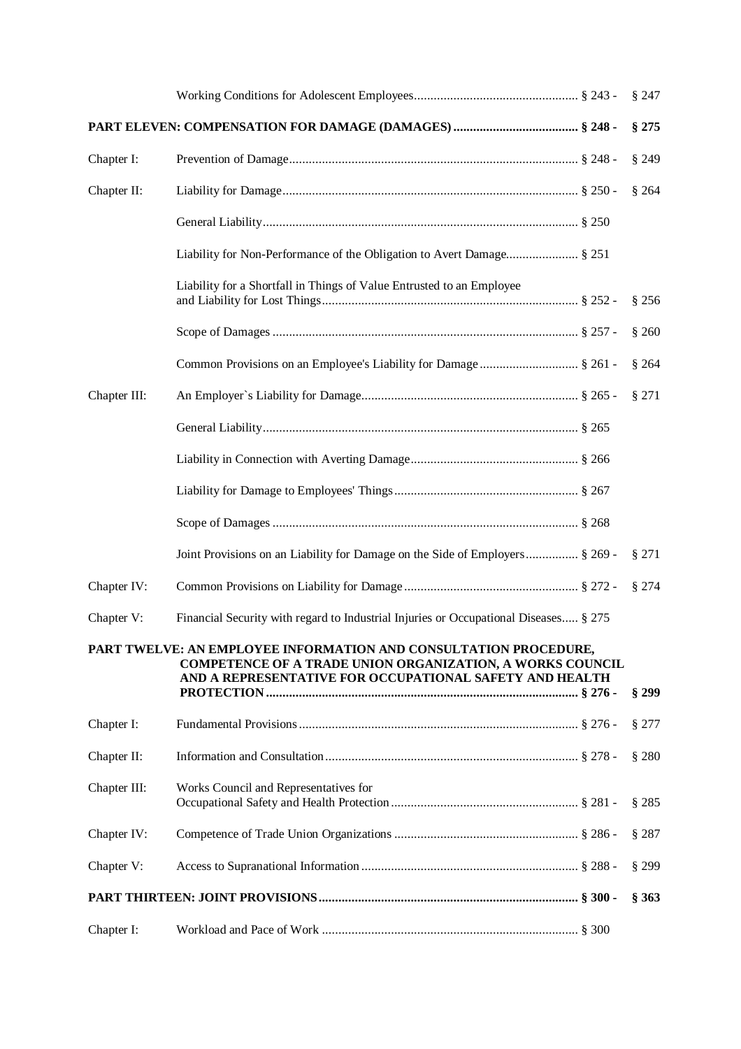| | | |
|---|---|---|
| | Working Conditions for Adolescent Employees | § 243 - § 247 |
| **PART ELEVEN: COMPENSATION FOR DAMAGE (DAMAGES)** | | **§ 248 - § 275** |
| Chapter I: | Prevention of Damage | § 248 - § 249 |
| Chapter II: | Liability for Damage | § 250 - § 264 |
| | General Liability | § 250 |
| | Liability for Non-Performance of the Obligation to Avert Damage | § 251 |
| | Liability for a Shortfall in Things of Value Entrusted to an Employee and Liability for Lost Things | § 252 - § 256 |
| | Scope of Damages | § 257 - § 260 |
| | Common Provisions on an Employee's Liability for Damage | § 261 - § 264 |
| Chapter III: | An Employer`s Liability for Damage | § 265 - § 271 |
| | General Liability | § 265 |
| | Liability in Connection with Averting Damage | § 266 |
| | Liability for Damage to Employees' Things | § 267 |
| | Scope of Damages | § 268 |
| | Joint Provisions on an Liability for Damage on the Side of Employers | § 269 - § 271 |
| Chapter IV: | Common Provisions on Liability for Damage | § 272 - § 274 |
| Chapter V: | Financial Security with regard to Industrial Injuries or Occupational Diseases | § 275 |
| **PART TWELVE: AN EMPLOYEE INFORMATION AND CONSULTATION PROCEDURE, COMPETENCE OF A TRADE UNION ORGANIZATION, A WORKS COUNCIL AND A REPRESENTATIVE FOR OCCUPATIONAL SAFETY AND HEALTH PROTECTION** | | **§ 276 - § 299** |
| Chapter I: | Fundamental Provisions | § 276 - § 277 |
| Chapter II: | Information and Consultation | § 278 - § 280 |
| Chapter III: | Works Council and Representatives for Occupational Safety and Health Protection | § 281 - § 285 |
| Chapter IV: | Competence of Trade Union Organizations | § 286 - § 287 |
| Chapter V: | Access to Supranational Information | § 288 - § 299 |
| **PART THIRTEEN: JOINT PROVISIONS** | | **§ 300 - § 363** |
| Chapter I: | Workload and Pace of Work | § 300 |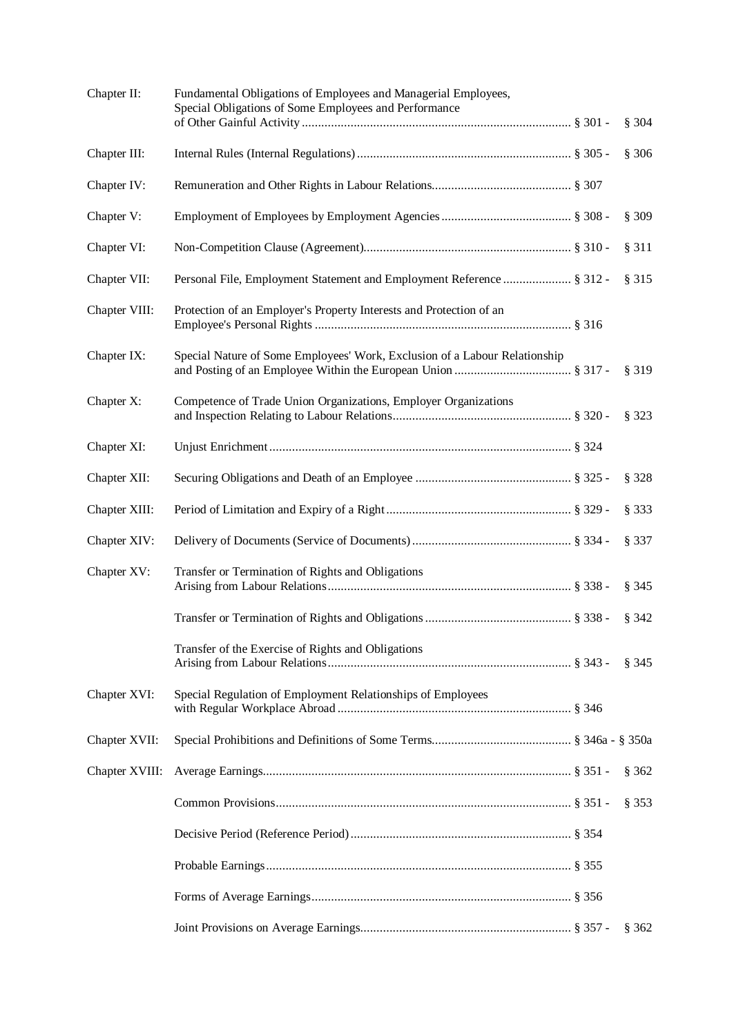| | | |
|---|---|---|
| Chapter II: | Fundamental Obligations of Employees and Managerial Employees, Special Obligations of Some Employees and Performance of Other Gainful Activity | § 301 - § 304 |
| Chapter III: | Internal Rules (Internal Regulations) | § 305 - § 306 |
| Chapter IV: | Remuneration and Other Rights in Labour Relations | § 307 |
| Chapter V: | Employment of Employees by Employment Agencies | § 308 - § 309 |
| Chapter VI: | Non-Competition Clause (Agreement) | § 310 - § 311 |
| Chapter VII: | Personal File, Employment Statement and Employment Reference | § 312 - § 315 |
| Chapter VIII: | Protection of an Employer's Property Interests and Protection of an Employee's Personal Rights | § 316 |
| Chapter IX: | Special Nature of Some Employees' Work, Exclusion of a Labour Relationship and Posting of an Employee Within the European Union | § 317 - § 319 |
| Chapter X: | Competence of Trade Union Organizations, Employer Organizations and Inspection Relating to Labour Relations | § 320 - § 323 |
| Chapter XI: | Unjust Enrichment | § 324 |
| Chapter XII: | Securing Obligations and Death of an Employee | § 325 - § 328 |
| Chapter XIII: | Period of Limitation and Expiry of a Right | § 329 - § 333 |
| Chapter XIV: | Delivery of Documents (Service of Documents) | § 334 - § 337 |
| Chapter XV: | Transfer or Termination of Rights and Obligations Arising from Labour Relations | § 338 - § 345 |
| | Transfer or Termination of Rights and Obligations | § 338 - § 342 |
| | Transfer of the Exercise of Rights and Obligations Arising from Labour Relations | § 343 - § 345 |
| Chapter XVI: | Special Regulation of Employment Relationships of Employees with Regular Workplace Abroad | § 346 |
| Chapter XVII: | Special Prohibitions and Definitions of Some Terms | § 346a - § 350a |
| Chapter XVIII: | Average Earnings | § 351 - § 362 |
| | Common Provisions | § 351 - § 353 |
| | Decisive Period (Reference Period) | § 354 |
| | Probable Earnings | § 355 |
| | Forms of Average Earnings | § 356 |
| | Joint Provisions on Average Earnings | § 357 - § 362 |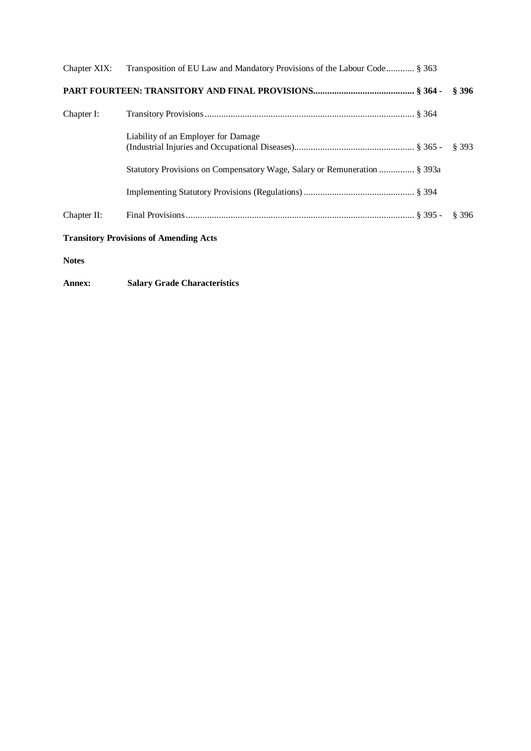| | | |
|---|---|---|
| Chapter XIX: | Transposition of EU Law and Mandatory Provisions of the Labour Code | § 363 |
| **PART FOURTEEN: TRANSITORY AND FINAL PROVISIONS** | | **§ 364 - § 396** |
| Chapter I: | Transitory Provisions | § 364 |
| | Liability of an Employer for Damage (Industrial Injuries and Occupational Diseases) | § 365 - § 393 |
| | Statutory Provisions on Compensatory Wage, Salary or Remuneration | § 393a |
| | Implementing Statutory Provisions (Regulations) | § 394 |
| Chapter II: | Final Provisions | § 395 - § 396 |

**Transitory Provisions of Amending Acts**

**Notes**

**Annex: Salary Grade Characteristics**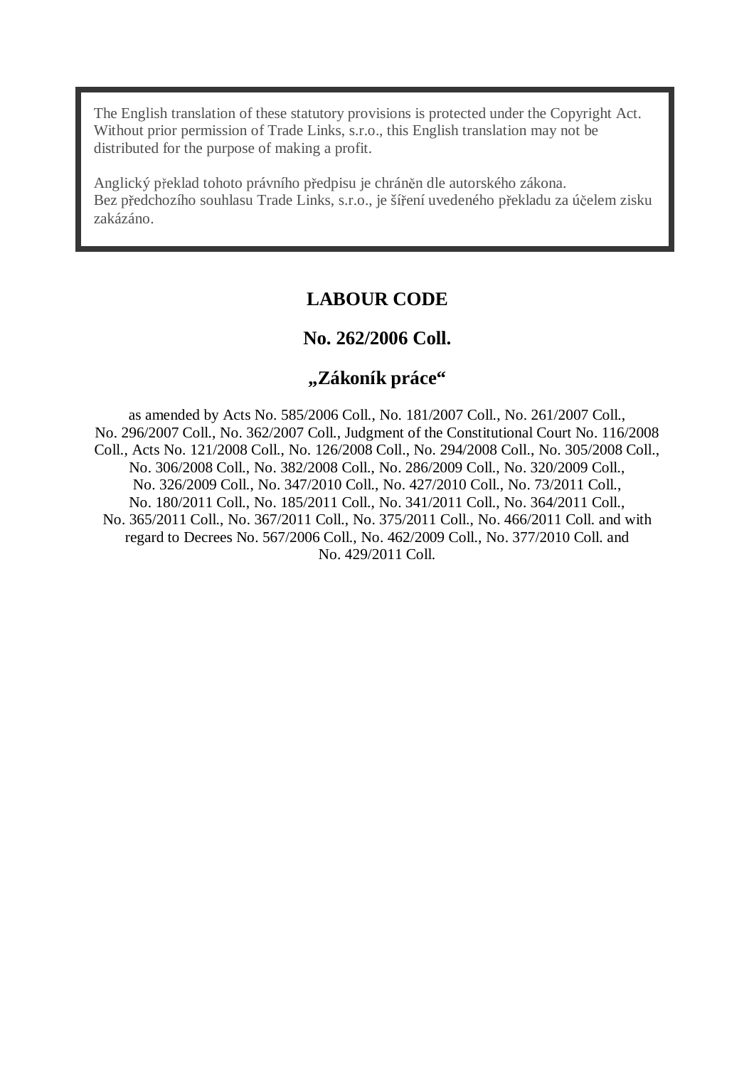The English translation of these statutory provisions is protected under the Copyright Act. Without prior permission of Trade Links, s.r.o., this English translation may not be distributed for the purpose of making a profit.

Anglický překlad tohoto právního předpisu je chráněn dle autorského zákona. Bez předchozího souhlasu Trade Links, s.r.o., je šíření uvedeného překladu za účelem zisku zakázáno.

# LABOUR CODE

## No. 262/2006 Coll.

## „Zákoník práce“

as amended by Acts No. 585/2006 Coll., No. 181/2007 Coll., No. 261/2007 Coll., No. 296/2007 Coll., No. 362/2007 Coll., Judgment of the Constitutional Court No. 116/2008 Coll., Acts No. 121/2008 Coll., No. 126/2008 Coll., No. 294/2008 Coll., No. 305/2008 Coll., No. 306/2008 Coll., No. 382/2008 Coll., No. 286/2009 Coll., No. 320/2009 Coll., No. 326/2009 Coll., No. 347/2010 Coll., No. 427/2010 Coll., No. 73/2011 Coll., No. 180/2011 Coll., No. 185/2011 Coll., No. 341/2011 Coll., No. 364/2011 Coll., No. 365/2011 Coll., No. 367/2011 Coll., No. 375/2011 Coll., No. 466/2011 Coll. and with regard to Decrees No. 567/2006 Coll., No. 462/2009 Coll., No. 377/2010 Coll. and No. 429/2011 Coll.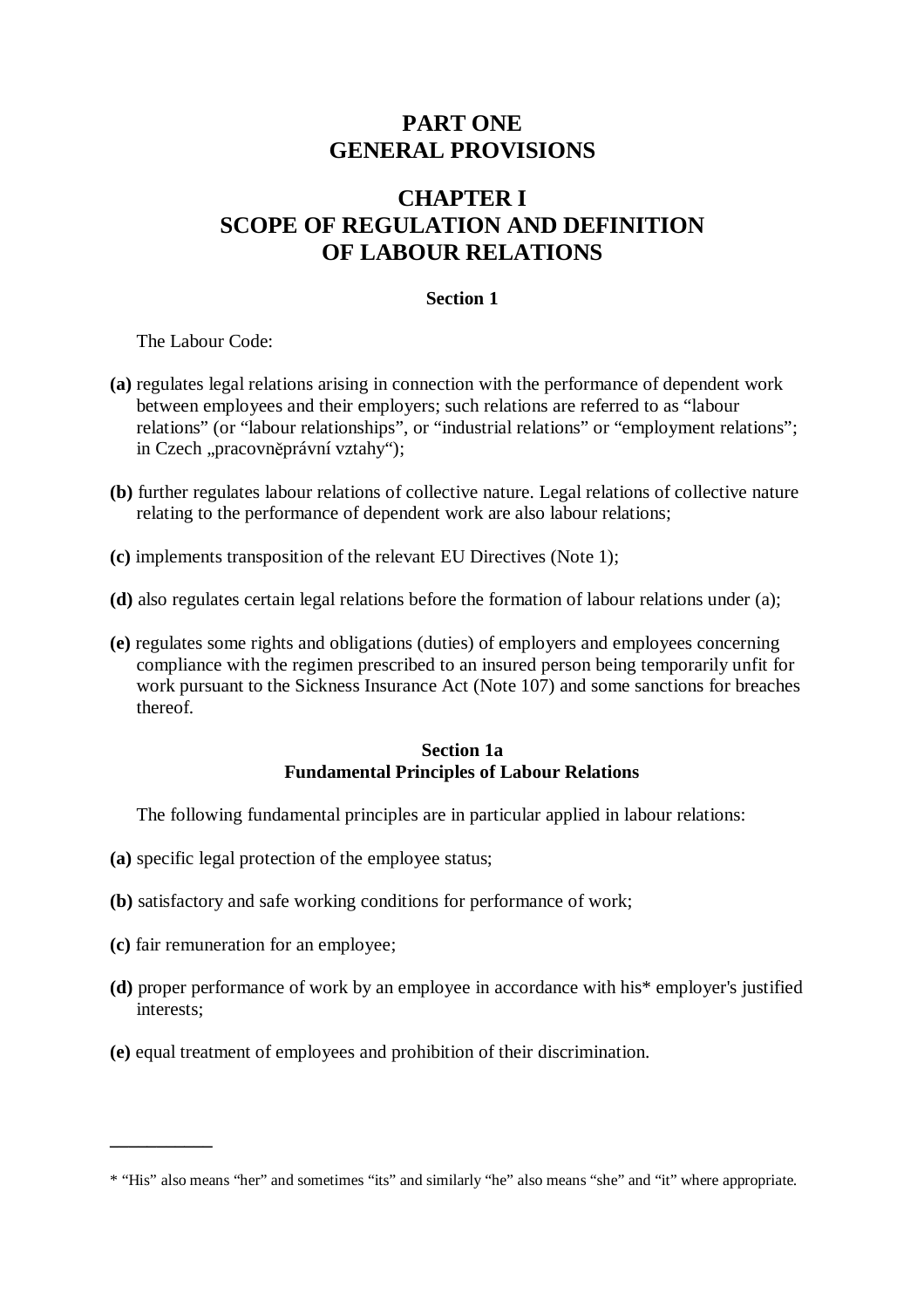# PART ONE
# GENERAL PROVISIONS

## CHAPTER I
## SCOPE OF REGULATION AND DEFINITION OF LABOUR RELATIONS

### Section 1

The Labour Code:

**(a)** regulates legal relations arising in connection with the performance of dependent work between employees and their employers; such relations are referred to as "labour relations" (or "labour relationships", or "industrial relations" or "employment relations"; in Czech „pracovněprávní vztahy");

**(b)** further regulates labour relations of collective nature. Legal relations of collective nature relating to the performance of dependent work are also labour relations;

**(c)** implements transposition of the relevant EU Directives (Note 1);

**(d)** also regulates certain legal relations before the formation of labour relations under (a);

**(e)** regulates some rights and obligations (duties) of employers and employees concerning compliance with the regimen prescribed to an insured person being temporarily unfit for work pursuant to the Sickness Insurance Act (Note 107) and some sanctions for breaches thereof.

### Section 1a
### Fundamental Principles of Labour Relations

The following fundamental principles are in particular applied in labour relations:

**(a)** specific legal protection of the employee status;

**(b)** satisfactory and safe working conditions for performance of work;

**(c)** fair remuneration for an employee;

**(d)** proper performance of work by an employee in accordance with his* employer's justified interests;

**(e)** equal treatment of employees and prohibition of their discrimination.

---

* "His" also means "her" and sometimes "its" and similarly "he" also means "she" and "it" where appropriate.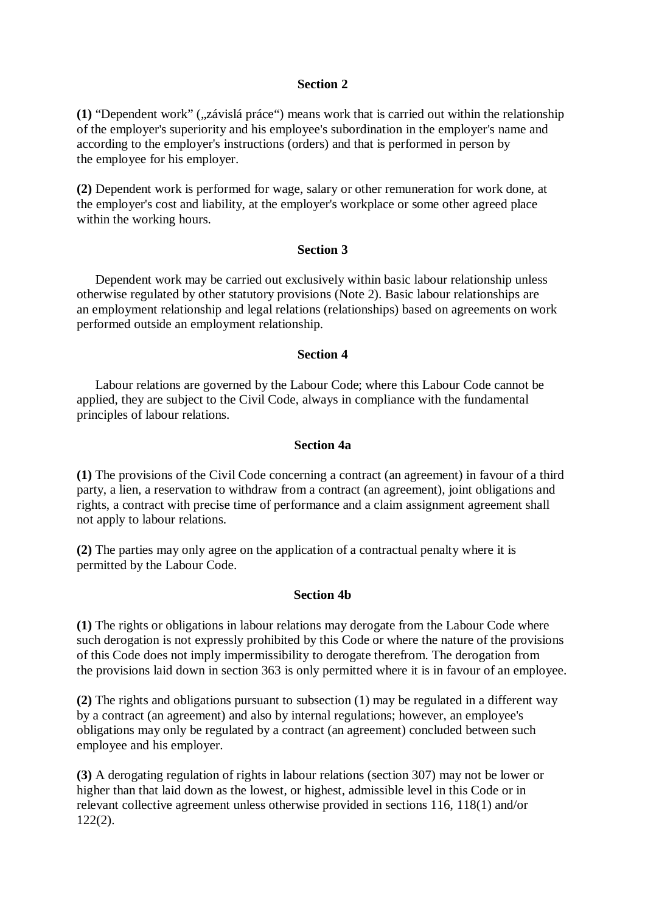### Section 2

**(1)** “Dependent work” („závislá práce“) means work that is carried out within the relationship of the employer's superiority and his employee's subordination in the employer's name and according to the employer's instructions (orders) and that is performed in person by the employee for his employer.

**(2)** Dependent work is performed for wage, salary or other remuneration for work done, at the employer's cost and liability, at the employer's workplace or some other agreed place within the working hours.

### Section 3

Dependent work may be carried out exclusively within basic labour relationship unless otherwise regulated by other statutory provisions (Note 2). Basic labour relationships are an employment relationship and legal relations (relationships) based on agreements on work performed outside an employment relationship.

### Section 4

Labour relations are governed by the Labour Code; where this Labour Code cannot be applied, they are subject to the Civil Code, always in compliance with the fundamental principles of labour relations.

### Section 4a

**(1)** The provisions of the Civil Code concerning a contract (an agreement) in favour of a third party, a lien, a reservation to withdraw from a contract (an agreement), joint obligations and rights, a contract with precise time of performance and a claim assignment agreement shall not apply to labour relations.

**(2)** The parties may only agree on the application of a contractual penalty where it is permitted by the Labour Code.

### Section 4b

**(1)** The rights or obligations in labour relations may derogate from the Labour Code where such derogation is not expressly prohibited by this Code or where the nature of the provisions of this Code does not imply impermissibility to derogate therefrom. The derogation from the provisions laid down in section 363 is only permitted where it is in favour of an employee.

**(2)** The rights and obligations pursuant to subsection (1) may be regulated in a different way by a contract (an agreement) and also by internal regulations; however, an employee's obligations may only be regulated by a contract (an agreement) concluded between such employee and his employer.

**(3)** A derogating regulation of rights in labour relations (section 307) may not be lower or higher than that laid down as the lowest, or highest, admissible level in this Code or in relevant collective agreement unless otherwise provided in sections 116, 118(1) and/or 122(2).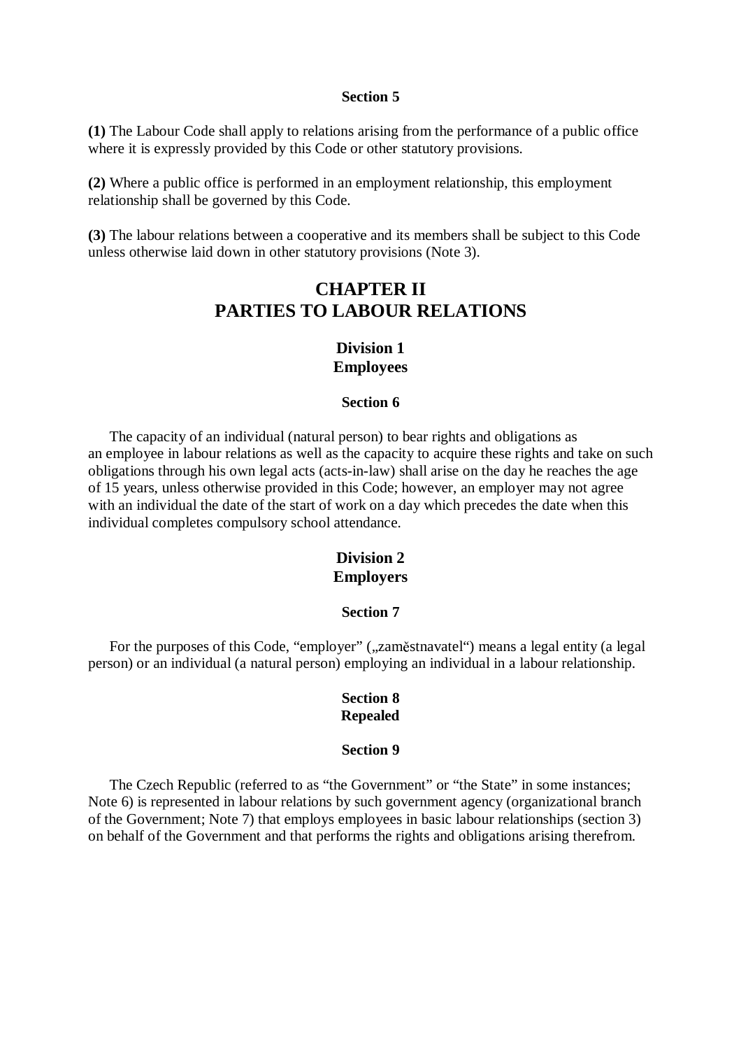### Section 5

**(1)** The Labour Code shall apply to relations arising from the performance of a public office where it is expressly provided by this Code or other statutory provisions.

**(2)** Where a public office is performed in an employment relationship, this employment relationship shall be governed by this Code.

**(3)** The labour relations between a cooperative and its members shall be subject to this Code unless otherwise laid down in other statutory provisions (Note 3).

## CHAPTER II
## PARTIES TO LABOUR RELATIONS

### Division 1
### Employees

### Section 6

The capacity of an individual (natural person) to bear rights and obligations as an employee in labour relations as well as the capacity to acquire these rights and take on such obligations through his own legal acts (acts-in-law) shall arise on the day he reaches the age of 15 years, unless otherwise provided in this Code; however, an employer may not agree with an individual the date of the start of work on a day which precedes the date when this individual completes compulsory school attendance.

### Division 2
### Employers

### Section 7

For the purposes of this Code, "employer" („zaměstnavatel") means a legal entity (a legal person) or an individual (a natural person) employing an individual in a labour relationship.

### Section 8
### Repealed

### Section 9

The Czech Republic (referred to as "the Government" or "the State" in some instances; Note 6) is represented in labour relations by such government agency (organizational branch of the Government; Note 7) that employs employees in basic labour relationships (section 3) on behalf of the Government and that performs the rights and obligations arising therefrom.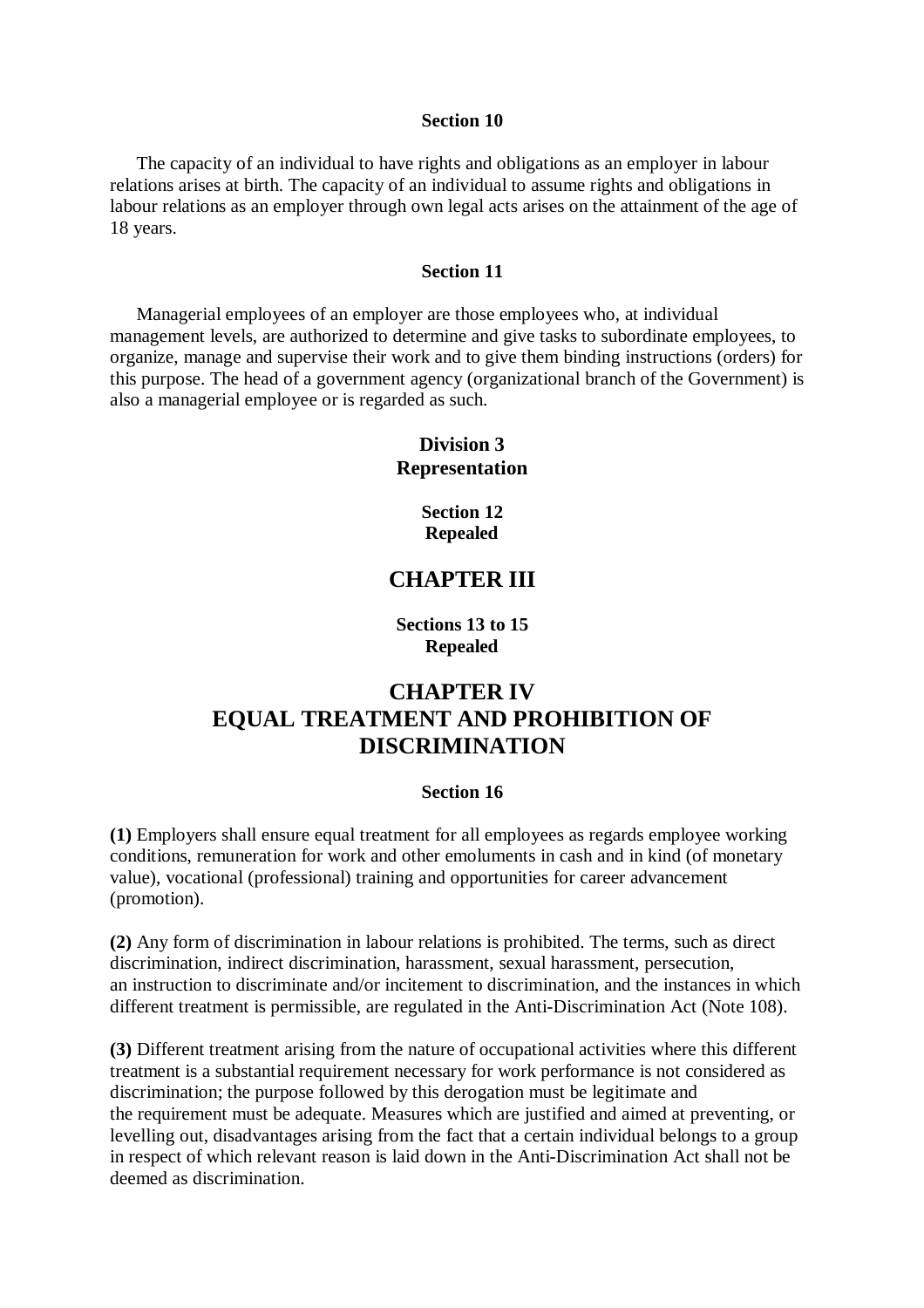**Section 10**

The capacity of an individual to have rights and obligations as an employer in labour relations arises at birth. The capacity of an individual to assume rights and obligations in labour relations as an employer through own legal acts arises on the attainment of the age of 18 years.

**Section 11**

Managerial employees of an employer are those employees who, at individual management levels, are authorized to determine and give tasks to subordinate employees, to organize, manage and supervise their work and to give them binding instructions (orders) for this purpose. The head of a government agency (organizational branch of the Government) is also a managerial employee or is regarded as such.

### Division 3
### Representation

**Section 12**
**Repealed**

## CHAPTER III

**Sections 13 to 15**
**Repealed**

## CHAPTER IV
## EQUAL TREATMENT AND PROHIBITION OF DISCRIMINATION

**Section 16**

**(1)** Employers shall ensure equal treatment for all employees as regards employee working conditions, remuneration for work and other emoluments in cash and in kind (of monetary value), vocational (professional) training and opportunities for career advancement (promotion).

**(2)** Any form of discrimination in labour relations is prohibited. The terms, such as direct discrimination, indirect discrimination, harassment, sexual harassment, persecution, an instruction to discriminate and/or incitement to discrimination, and the instances in which different treatment is permissible, are regulated in the Anti-Discrimination Act (Note 108).

**(3)** Different treatment arising from the nature of occupational activities where this different treatment is a substantial requirement necessary for work performance is not considered as discrimination; the purpose followed by this derogation must be legitimate and the requirement must be adequate. Measures which are justified and aimed at preventing, or levelling out, disadvantages arising from the fact that a certain individual belongs to a group in respect of which relevant reason is laid down in the Anti-Discrimination Act shall not be deemed as discrimination.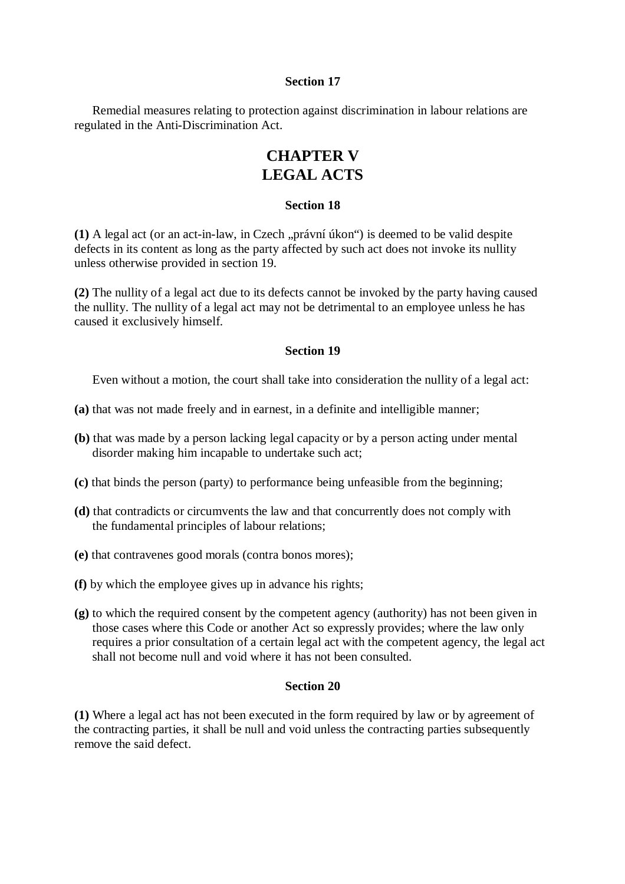### Section 17

Remedial measures relating to protection against discrimination in labour relations are regulated in the Anti-Discrimination Act.

## CHAPTER V
## LEGAL ACTS

### Section 18

**(1)** A legal act (or an act-in-law, in Czech „právní úkon“) is deemed to be valid despite defects in its content as long as the party affected by such act does not invoke its nullity unless otherwise provided in section 19.

**(2)** The nullity of a legal act due to its defects cannot be invoked by the party having caused the nullity. The nullity of a legal act may not be detrimental to an employee unless he has caused it exclusively himself.

### Section 19

Even without a motion, the court shall take into consideration the nullity of a legal act:

**(a)** that was not made freely and in earnest, in a definite and intelligible manner;

**(b)** that was made by a person lacking legal capacity or by a person acting under mental disorder making him incapable to undertake such act;

**(c)** that binds the person (party) to performance being unfeasible from the beginning;

**(d)** that contradicts or circumvents the law and that concurrently does not comply with the fundamental principles of labour relations;

**(e)** that contravenes good morals (contra bonos mores);

**(f)** by which the employee gives up in advance his rights;

**(g)** to which the required consent by the competent agency (authority) has not been given in those cases where this Code or another Act so expressly provides; where the law only requires a prior consultation of a certain legal act with the competent agency, the legal act shall not become null and void where it has not been consulted.

### Section 20

**(1)** Where a legal act has not been executed in the form required by law or by agreement of the contracting parties, it shall be null and void unless the contracting parties subsequently remove the said defect.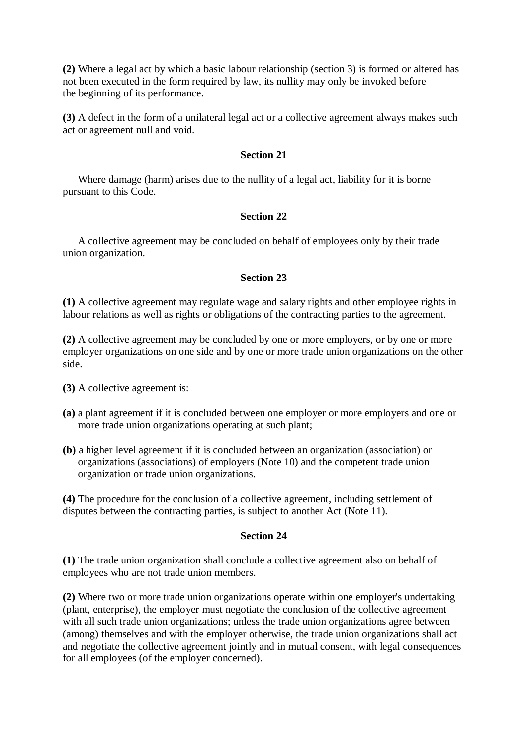**(2)** Where a legal act by which a basic labour relationship (section 3) is formed or altered has not been executed in the form required by law, its nullity may only be invoked before the beginning of its performance.

**(3)** A defect in the form of a unilateral legal act or a collective agreement always makes such act or agreement null and void.

### Section 21

Where damage (harm) arises due to the nullity of a legal act, liability for it is borne pursuant to this Code.

### Section 22

A collective agreement may be concluded on behalf of employees only by their trade union organization.

### Section 23

**(1)** A collective agreement may regulate wage and salary rights and other employee rights in labour relations as well as rights or obligations of the contracting parties to the agreement.

**(2)** A collective agreement may be concluded by one or more employers, or by one or more employer organizations on one side and by one or more trade union organizations on the other side.

**(3)** A collective agreement is:

**(a)** a plant agreement if it is concluded between one employer or more employers and one or more trade union organizations operating at such plant;

**(b)** a higher level agreement if it is concluded between an organization (association) or organizations (associations) of employers (Note 10) and the competent trade union organization or trade union organizations.

**(4)** The procedure for the conclusion of a collective agreement, including settlement of disputes between the contracting parties, is subject to another Act (Note 11).

### Section 24

**(1)** The trade union organization shall conclude a collective agreement also on behalf of employees who are not trade union members.

**(2)** Where two or more trade union organizations operate within one employer's undertaking (plant, enterprise), the employer must negotiate the conclusion of the collective agreement with all such trade union organizations; unless the trade union organizations agree between (among) themselves and with the employer otherwise, the trade union organizations shall act and negotiate the collective agreement jointly and in mutual consent, with legal consequences for all employees (of the employer concerned).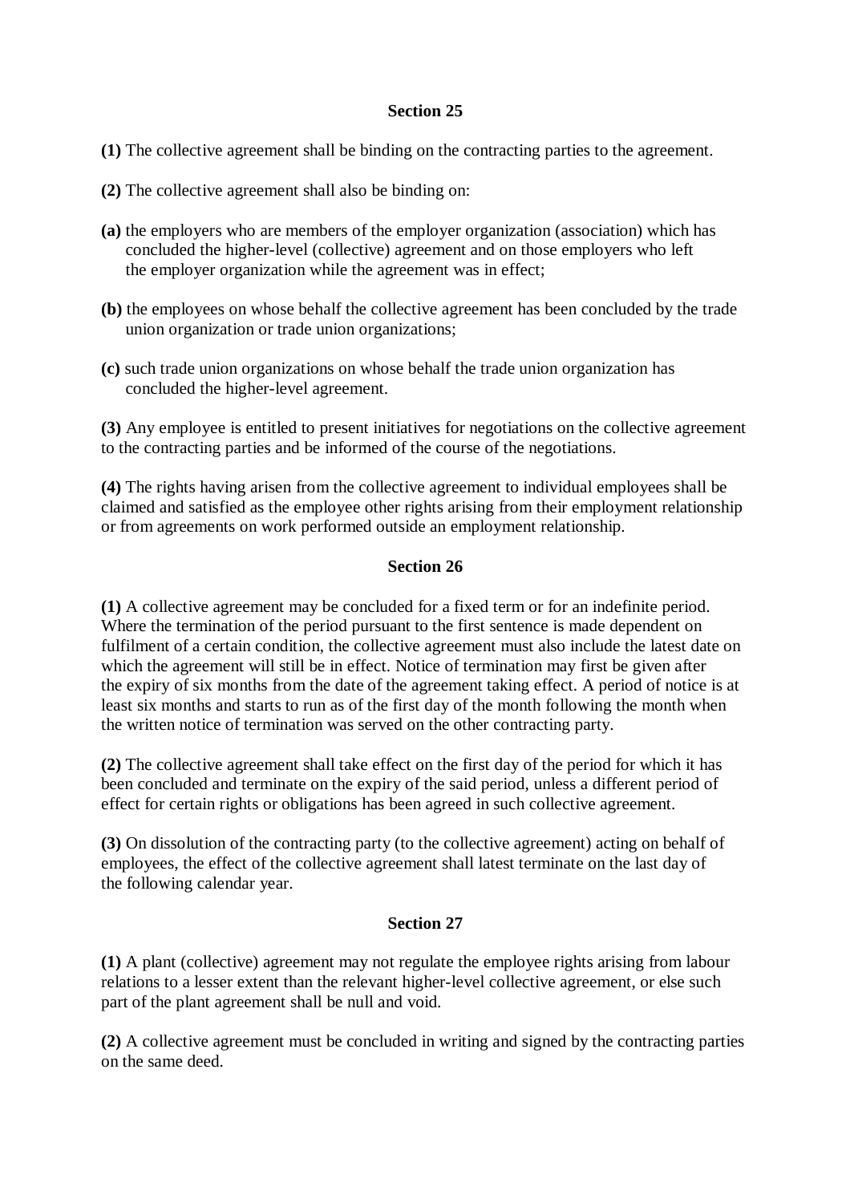## Section 25

**(1)** The collective agreement shall be binding on the contracting parties to the agreement.

**(2)** The collective agreement shall also be binding on:

**(a)** the employers who are members of the employer organization (association) which has concluded the higher-level (collective) agreement and on those employers who left the employer organization while the agreement was in effect;

**(b)** the employees on whose behalf the collective agreement has been concluded by the trade union organization or trade union organizations;

**(c)** such trade union organizations on whose behalf the trade union organization has concluded the higher-level agreement.

**(3)** Any employee is entitled to present initiatives for negotiations on the collective agreement to the contracting parties and be informed of the course of the negotiations.

**(4)** The rights having arisen from the collective agreement to individual employees shall be claimed and satisfied as the employee other rights arising from their employment relationship or from agreements on work performed outside an employment relationship.

## Section 26

**(1)** A collective agreement may be concluded for a fixed term or for an indefinite period. Where the termination of the period pursuant to the first sentence is made dependent on fulfilment of a certain condition, the collective agreement must also include the latest date on which the agreement will still be in effect. Notice of termination may first be given after the expiry of six months from the date of the agreement taking effect. A period of notice is at least six months and starts to run as of the first day of the month following the month when the written notice of termination was served on the other contracting party.

**(2)** The collective agreement shall take effect on the first day of the period for which it has been concluded and terminate on the expiry of the said period, unless a different period of effect for certain rights or obligations has been agreed in such collective agreement.

**(3)** On dissolution of the contracting party (to the collective agreement) acting on behalf of employees, the effect of the collective agreement shall latest terminate on the last day of the following calendar year.

## Section 27

**(1)** A plant (collective) agreement may not regulate the employee rights arising from labour relations to a lesser extent than the relevant higher-level collective agreement, or else such part of the plant agreement shall be null and void.

**(2)** A collective agreement must be concluded in writing and signed by the contracting parties on the same deed.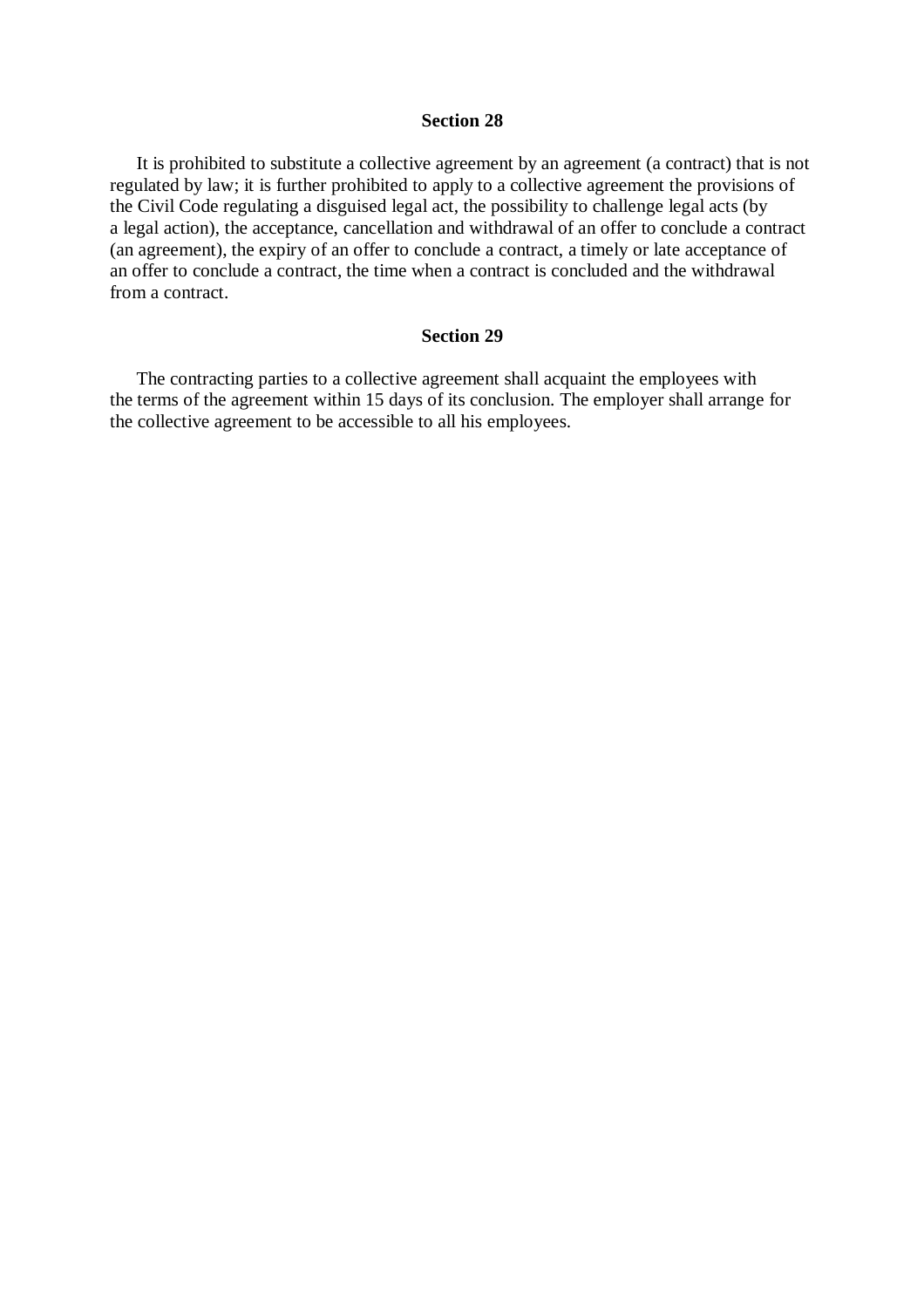**Section 28**

It is prohibited to substitute a collective agreement by an agreement (a contract) that is not regulated by law; it is further prohibited to apply to a collective agreement the provisions of the Civil Code regulating a disguised legal act, the possibility to challenge legal acts (by a legal action), the acceptance, cancellation and withdrawal of an offer to conclude a contract (an agreement), the expiry of an offer to conclude a contract, a timely or late acceptance of an offer to conclude a contract, the time when a contract is concluded and the withdrawal from a contract.

**Section 29**

The contracting parties to a collective agreement shall acquaint the employees with the terms of the agreement within 15 days of its conclusion. The employer shall arrange for the collective agreement to be accessible to all his employees.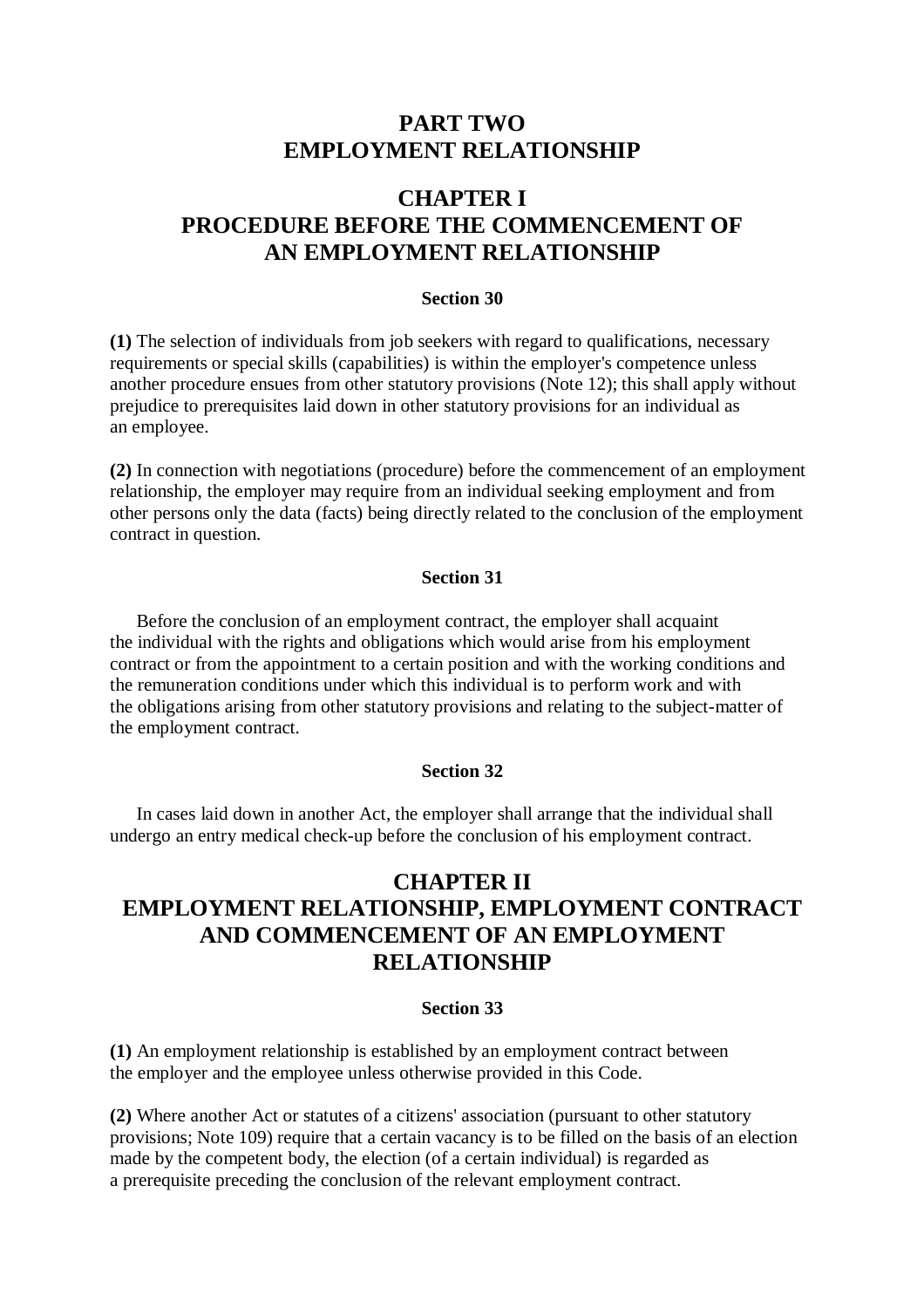# PART TWO
# EMPLOYMENT RELATIONSHIP

## CHAPTER I
## PROCEDURE BEFORE THE COMMENCEMENT OF AN EMPLOYMENT RELATIONSHIP

### Section 30

**(1)** The selection of individuals from job seekers with regard to qualifications, necessary requirements or special skills (capabilities) is within the employer's competence unless another procedure ensues from other statutory provisions (Note 12); this shall apply without prejudice to prerequisites laid down in other statutory provisions for an individual as an employee.

**(2)** In connection with negotiations (procedure) before the commencement of an employment relationship, the employer may require from an individual seeking employment and from other persons only the data (facts) being directly related to the conclusion of the employment contract in question.

### Section 31

Before the conclusion of an employment contract, the employer shall acquaint the individual with the rights and obligations which would arise from his employment contract or from the appointment to a certain position and with the working conditions and the remuneration conditions under which this individual is to perform work and with the obligations arising from other statutory provisions and relating to the subject-matter of the employment contract.

### Section 32

In cases laid down in another Act, the employer shall arrange that the individual shall undergo an entry medical check-up before the conclusion of his employment contract.

## CHAPTER II
## EMPLOYMENT RELATIONSHIP, EMPLOYMENT CONTRACT AND COMMENCEMENT OF AN EMPLOYMENT RELATIONSHIP

### Section 33

**(1)** An employment relationship is established by an employment contract between the employer and the employee unless otherwise provided in this Code.

**(2)** Where another Act or statutes of a citizens' association (pursuant to other statutory provisions; Note 109) require that a certain vacancy is to be filled on the basis of an election made by the competent body, the election (of a certain individual) is regarded as a prerequisite preceding the conclusion of the relevant employment contract.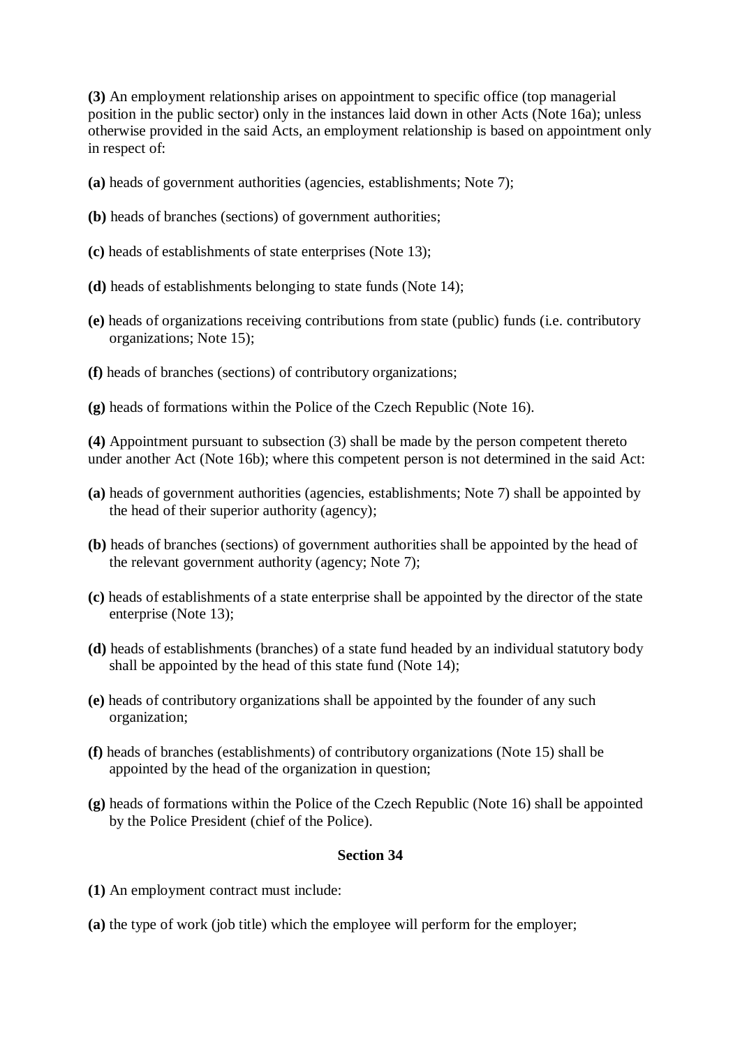**(3)** An employment relationship arises on appointment to specific office (top managerial position in the public sector) only in the instances laid down in other Acts (Note 16a); unless otherwise provided in the said Acts, an employment relationship is based on appointment only in respect of:

**(a)** heads of government authorities (agencies, establishments; Note 7);

**(b)** heads of branches (sections) of government authorities;

**(c)** heads of establishments of state enterprises (Note 13);

**(d)** heads of establishments belonging to state funds (Note 14);

**(e)** heads of organizations receiving contributions from state (public) funds (i.e. contributory organizations; Note 15);

**(f)** heads of branches (sections) of contributory organizations;

**(g)** heads of formations within the Police of the Czech Republic (Note 16).

**(4)** Appointment pursuant to subsection (3) shall be made by the person competent thereto under another Act (Note 16b); where this competent person is not determined in the said Act:

**(a)** heads of government authorities (agencies, establishments; Note 7) shall be appointed by the head of their superior authority (agency);

**(b)** heads of branches (sections) of government authorities shall be appointed by the head of the relevant government authority (agency; Note 7);

**(c)** heads of establishments of a state enterprise shall be appointed by the director of the state enterprise (Note 13);

**(d)** heads of establishments (branches) of a state fund headed by an individual statutory body shall be appointed by the head of this state fund (Note 14);

**(e)** heads of contributory organizations shall be appointed by the founder of any such organization;

**(f)** heads of branches (establishments) of contributory organizations (Note 15) shall be appointed by the head of the organization in question;

**(g)** heads of formations within the Police of the Czech Republic (Note 16) shall be appointed by the Police President (chief of the Police).

**Section 34**

**(1)** An employment contract must include:

**(a)** the type of work (job title) which the employee will perform for the employer;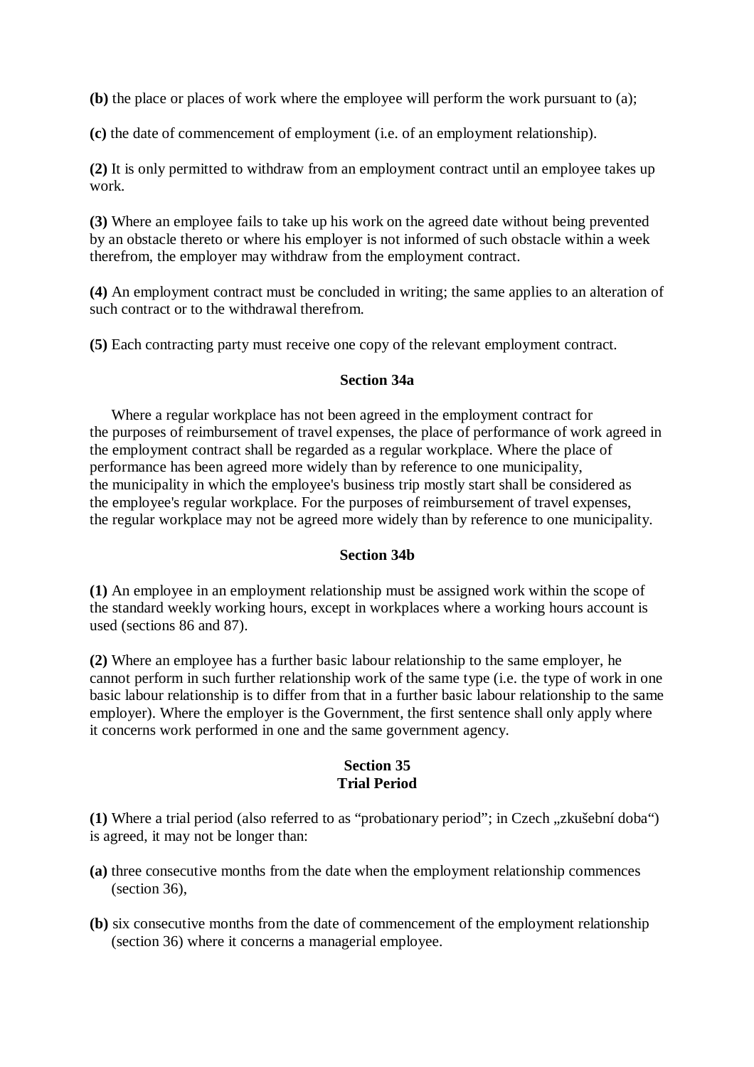**(b)** the place or places of work where the employee will perform the work pursuant to (a);

**(c)** the date of commencement of employment (i.e. of an employment relationship).

**(2)** It is only permitted to withdraw from an employment contract until an employee takes up work.

**(3)** Where an employee fails to take up his work on the agreed date without being prevented by an obstacle thereto or where his employer is not informed of such obstacle within a week therefrom, the employer may withdraw from the employment contract.

**(4)** An employment contract must be concluded in writing; the same applies to an alteration of such contract or to the withdrawal therefrom.

**(5)** Each contracting party must receive one copy of the relevant employment contract.

### Section 34a

Where a regular workplace has not been agreed in the employment contract for the purposes of reimbursement of travel expenses, the place of performance of work agreed in the employment contract shall be regarded as a regular workplace. Where the place of performance has been agreed more widely than by reference to one municipality, the municipality in which the employee's business trip mostly start shall be considered as the employee's regular workplace. For the purposes of reimbursement of travel expenses, the regular workplace may not be agreed more widely than by reference to one municipality.

### Section 34b

**(1)** An employee in an employment relationship must be assigned work within the scope of the standard weekly working hours, except in workplaces where a working hours account is used (sections 86 and 87).

**(2)** Where an employee has a further basic labour relationship to the same employer, he cannot perform in such further relationship work of the same type (i.e. the type of work in one basic labour relationship is to differ from that in a further basic labour relationship to the same employer). Where the employer is the Government, the first sentence shall only apply where it concerns work performed in one and the same government agency.

### Section 35
### Trial Period

**(1)** Where a trial period (also referred to as "probationary period"; in Czech „zkušební doba") is agreed, it may not be longer than:

**(a)** three consecutive months from the date when the employment relationship commences (section 36),

**(b)** six consecutive months from the date of commencement of the employment relationship (section 36) where it concerns a managerial employee.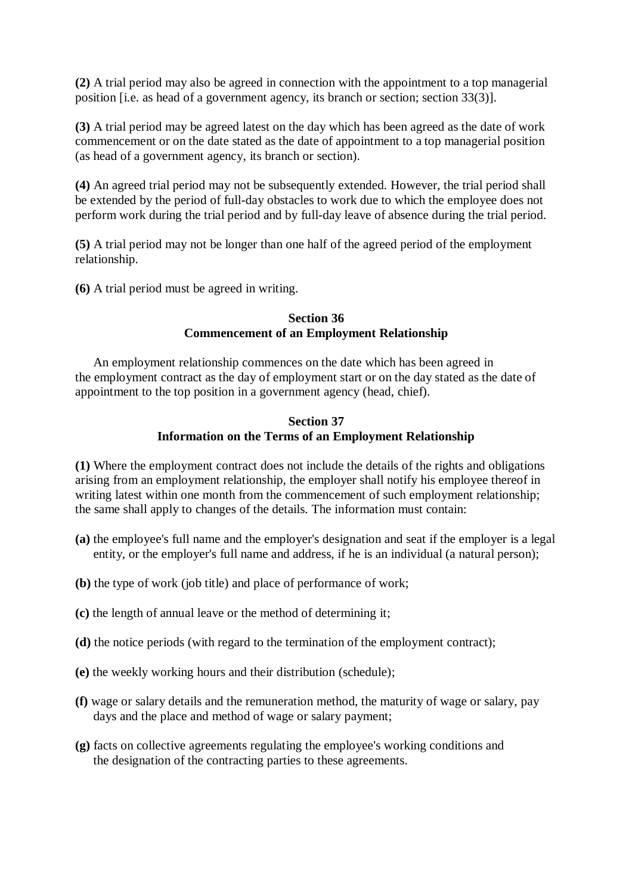**(2)** A trial period may also be agreed in connection with the appointment to a top managerial position [i.e. as head of a government agency, its branch or section; section 33(3)].

**(3)** A trial period may be agreed latest on the day which has been agreed as the date of work commencement or on the date stated as the date of appointment to a top managerial position (as head of a government agency, its branch or section).

**(4)** An agreed trial period may not be subsequently extended. However, the trial period shall be extended by the period of full-day obstacles to work due to which the employee does not perform work during the trial period and by full-day leave of absence during the trial period.

**(5)** A trial period may not be longer than one half of the agreed period of the employment relationship.

**(6)** A trial period must be agreed in writing.

### Section 36
### Commencement of an Employment Relationship

An employment relationship commences on the date which has been agreed in the employment contract as the day of employment start or on the day stated as the date of appointment to the top position in a government agency (head, chief).

### Section 37
### Information on the Terms of an Employment Relationship

**(1)** Where the employment contract does not include the details of the rights and obligations arising from an employment relationship, the employer shall notify his employee thereof in writing latest within one month from the commencement of such employment relationship; the same shall apply to changes of the details. The information must contain:

**(a)** the employee's full name and the employer's designation and seat if the employer is a legal entity, or the employer's full name and address, if he is an individual (a natural person);

**(b)** the type of work (job title) and place of performance of work;

**(c)** the length of annual leave or the method of determining it;

**(d)** the notice periods (with regard to the termination of the employment contract);

**(e)** the weekly working hours and their distribution (schedule);

**(f)** wage or salary details and the remuneration method, the maturity of wage or salary, pay days and the place and method of wage or salary payment;

**(g)** facts on collective agreements regulating the employee's working conditions and the designation of the contracting parties to these agreements.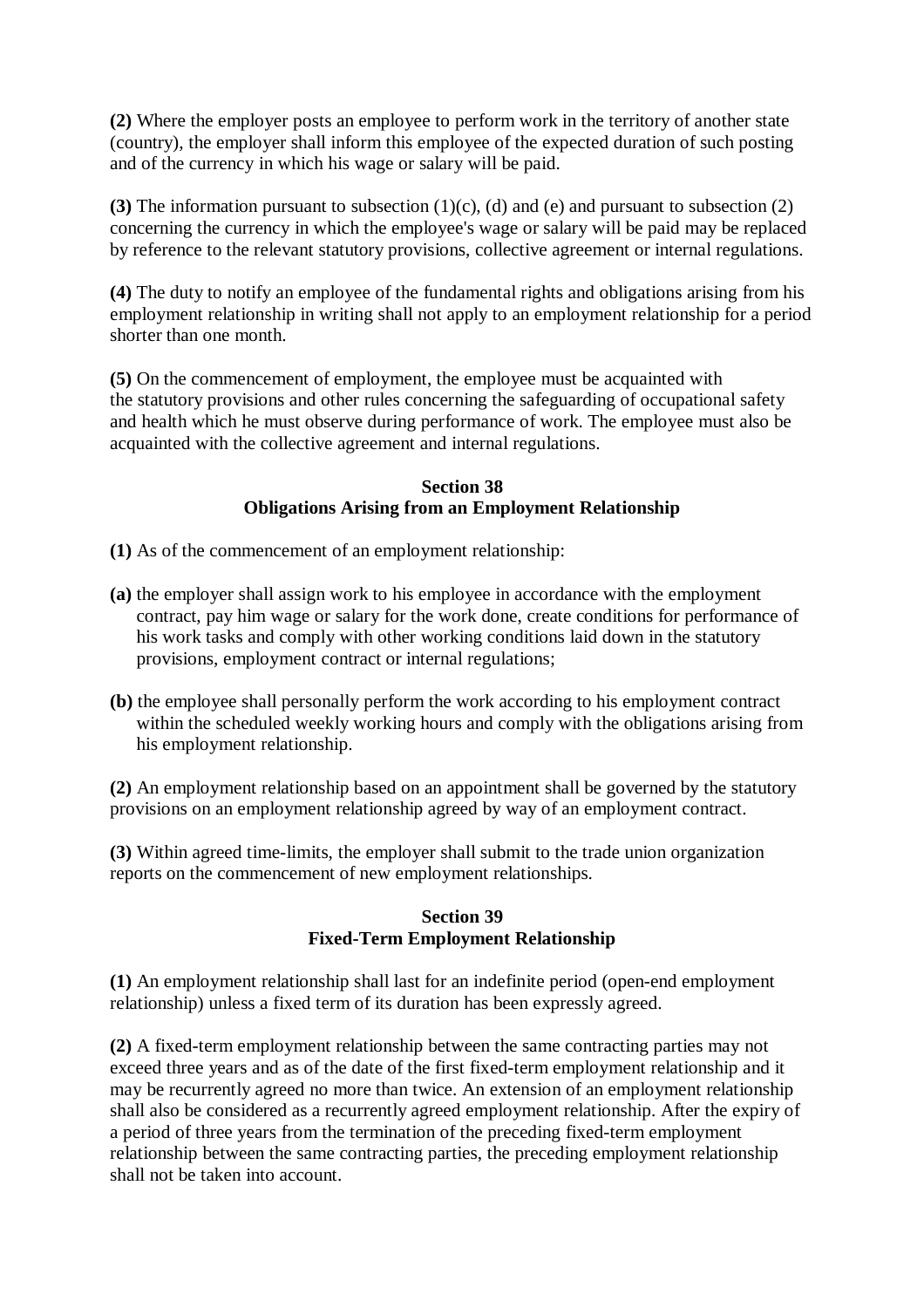**(2)** Where the employer posts an employee to perform work in the territory of another state (country), the employer shall inform this employee of the expected duration of such posting and of the currency in which his wage or salary will be paid.

**(3)** The information pursuant to subsection (1)(c), (d) and (e) and pursuant to subsection (2) concerning the currency in which the employee's wage or salary will be paid may be replaced by reference to the relevant statutory provisions, collective agreement or internal regulations.

**(4)** The duty to notify an employee of the fundamental rights and obligations arising from his employment relationship in writing shall not apply to an employment relationship for a period shorter than one month.

**(5)** On the commencement of employment, the employee must be acquainted with the statutory provisions and other rules concerning the safeguarding of occupational safety and health which he must observe during performance of work. The employee must also be acquainted with the collective agreement and internal regulations.

### Section 38
### Obligations Arising from an Employment Relationship

**(1)** As of the commencement of an employment relationship:

**(a)** the employer shall assign work to his employee in accordance with the employment contract, pay him wage or salary for the work done, create conditions for performance of his work tasks and comply with other working conditions laid down in the statutory provisions, employment contract or internal regulations;

**(b)** the employee shall personally perform the work according to his employment contract within the scheduled weekly working hours and comply with the obligations arising from his employment relationship.

**(2)** An employment relationship based on an appointment shall be governed by the statutory provisions on an employment relationship agreed by way of an employment contract.

**(3)** Within agreed time-limits, the employer shall submit to the trade union organization reports on the commencement of new employment relationships.

### Section 39
### Fixed-Term Employment Relationship

**(1)** An employment relationship shall last for an indefinite period (open-end employment relationship) unless a fixed term of its duration has been expressly agreed.

**(2)** A fixed-term employment relationship between the same contracting parties may not exceed three years and as of the date of the first fixed-term employment relationship and it may be recurrently agreed no more than twice. An extension of an employment relationship shall also be considered as a recurrently agreed employment relationship. After the expiry of a period of three years from the termination of the preceding fixed-term employment relationship between the same contracting parties, the preceding employment relationship shall not be taken into account.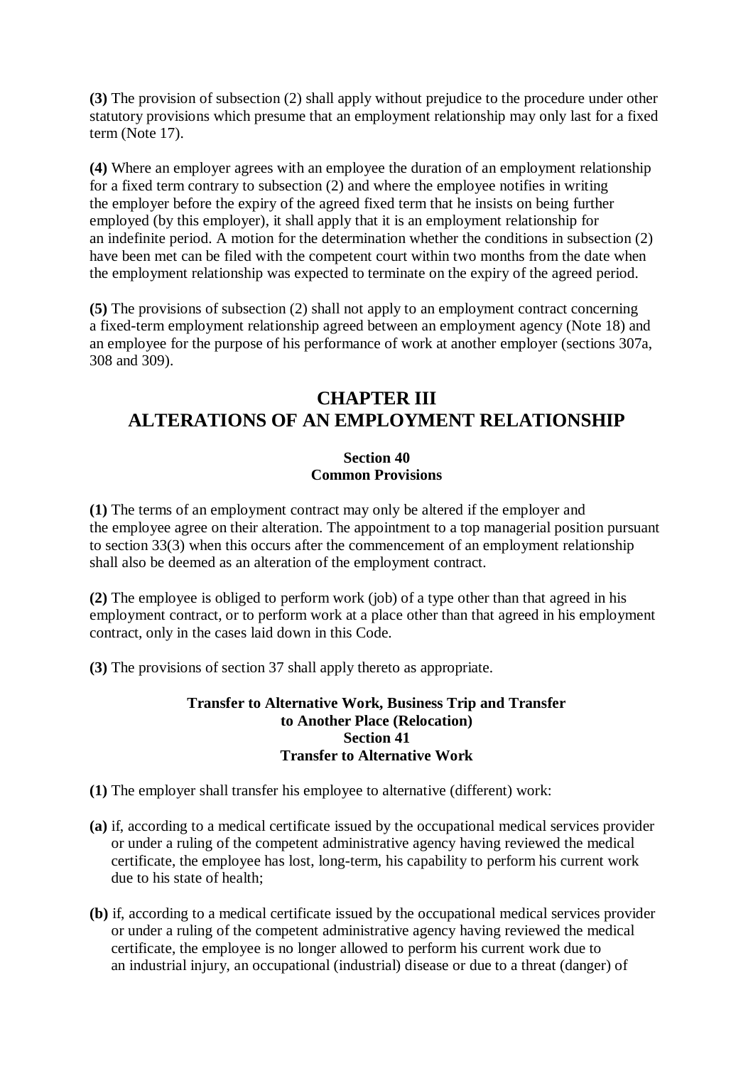**(3)** The provision of subsection (2) shall apply without prejudice to the procedure under other statutory provisions which presume that an employment relationship may only last for a fixed term (Note 17).

**(4)** Where an employer agrees with an employee the duration of an employment relationship for a fixed term contrary to subsection (2) and where the employee notifies in writing the employer before the expiry of the agreed fixed term that he insists on being further employed (by this employer), it shall apply that it is an employment relationship for an indefinite period. A motion for the determination whether the conditions in subsection (2) have been met can be filed with the competent court within two months from the date when the employment relationship was expected to terminate on the expiry of the agreed period.

**(5)** The provisions of subsection (2) shall not apply to an employment contract concerning a fixed-term employment relationship agreed between an employment agency (Note 18) and an employee for the purpose of his performance of work at another employer (sections 307a, 308 and 309).

## CHAPTER III
## ALTERATIONS OF AN EMPLOYMENT RELATIONSHIP

#### Section 40
#### Common Provisions

**(1)** The terms of an employment contract may only be altered if the employer and the employee agree on their alteration. The appointment to a top managerial position pursuant to section 33(3) when this occurs after the commencement of an employment relationship shall also be deemed as an alteration of the employment contract.

**(2)** The employee is obliged to perform work (job) of a type other than that agreed in his employment contract, or to perform work at a place other than that agreed in his employment contract, only in the cases laid down in this Code.

**(3)** The provisions of section 37 shall apply thereto as appropriate.

#### Transfer to Alternative Work, Business Trip and Transfer to Another Place (Relocation)
#### Section 41
#### Transfer to Alternative Work

**(1)** The employer shall transfer his employee to alternative (different) work:

**(a)** if, according to a medical certificate issued by the occupational medical services provider or under a ruling of the competent administrative agency having reviewed the medical certificate, the employee has lost, long-term, his capability to perform his current work due to his state of health;

**(b)** if, according to a medical certificate issued by the occupational medical services provider or under a ruling of the competent administrative agency having reviewed the medical certificate, the employee is no longer allowed to perform his current work due to an industrial injury, an occupational (industrial) disease or due to a threat (danger) of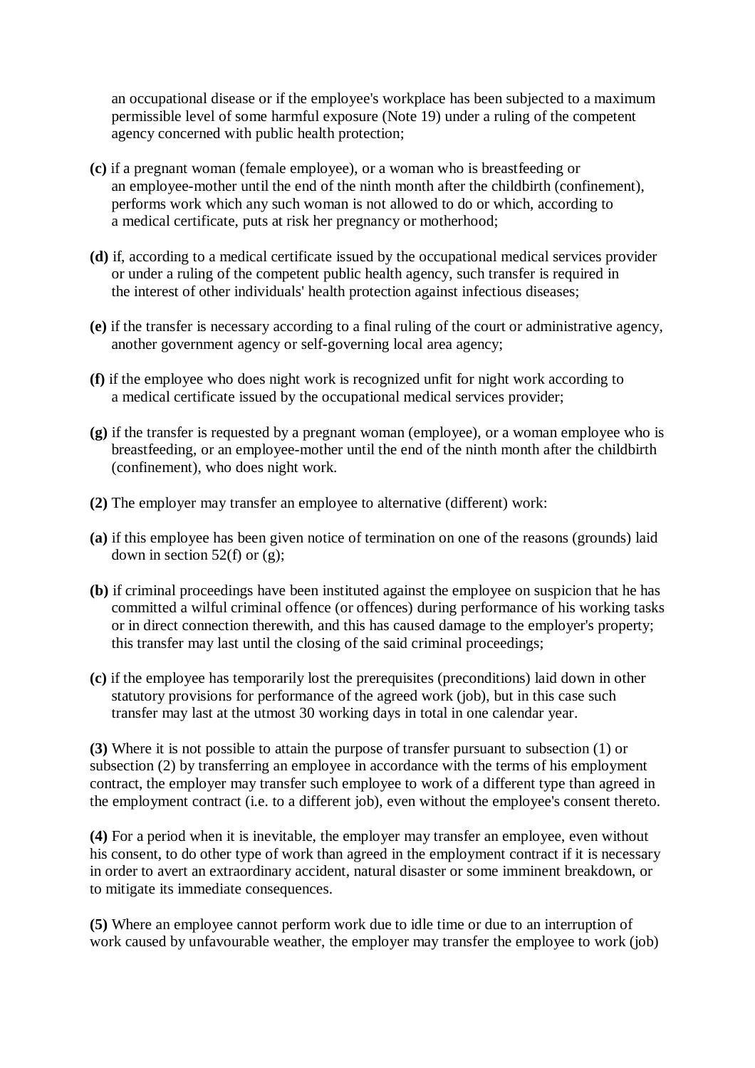an occupational disease or if the employee's workplace has been subjected to a maximum permissible level of some harmful exposure (Note 19) under a ruling of the competent agency concerned with public health protection;

**(c)** if a pregnant woman (female employee), or a woman who is breastfeeding or an employee-mother until the end of the ninth month after the childbirth (confinement), performs work which any such woman is not allowed to do or which, according to a medical certificate, puts at risk her pregnancy or motherhood;

**(d)** if, according to a medical certificate issued by the occupational medical services provider or under a ruling of the competent public health agency, such transfer is required in the interest of other individuals' health protection against infectious diseases;

**(e)** if the transfer is necessary according to a final ruling of the court or administrative agency, another government agency or self-governing local area agency;

**(f)** if the employee who does night work is recognized unfit for night work according to a medical certificate issued by the occupational medical services provider;

**(g)** if the transfer is requested by a pregnant woman (employee), or a woman employee who is breastfeeding, or an employee-mother until the end of the ninth month after the childbirth (confinement), who does night work.

**(2)** The employer may transfer an employee to alternative (different) work:

**(a)** if this employee has been given notice of termination on one of the reasons (grounds) laid down in section 52(f) or (g);

**(b)** if criminal proceedings have been instituted against the employee on suspicion that he has committed a wilful criminal offence (or offences) during performance of his working tasks or in direct connection therewith, and this has caused damage to the employer's property; this transfer may last until the closing of the said criminal proceedings;

**(c)** if the employee has temporarily lost the prerequisites (preconditions) laid down in other statutory provisions for performance of the agreed work (job), but in this case such transfer may last at the utmost 30 working days in total in one calendar year.

**(3)** Where it is not possible to attain the purpose of transfer pursuant to subsection (1) or subsection (2) by transferring an employee in accordance with the terms of his employment contract, the employer may transfer such employee to work of a different type than agreed in the employment contract (i.e. to a different job), even without the employee's consent thereto.

**(4)** For a period when it is inevitable, the employer may transfer an employee, even without his consent, to do other type of work than agreed in the employment contract if it is necessary in order to avert an extraordinary accident, natural disaster or some imminent breakdown, or to mitigate its immediate consequences.

**(5)** Where an employee cannot perform work due to idle time or due to an interruption of work caused by unfavourable weather, the employer may transfer the employee to work (job)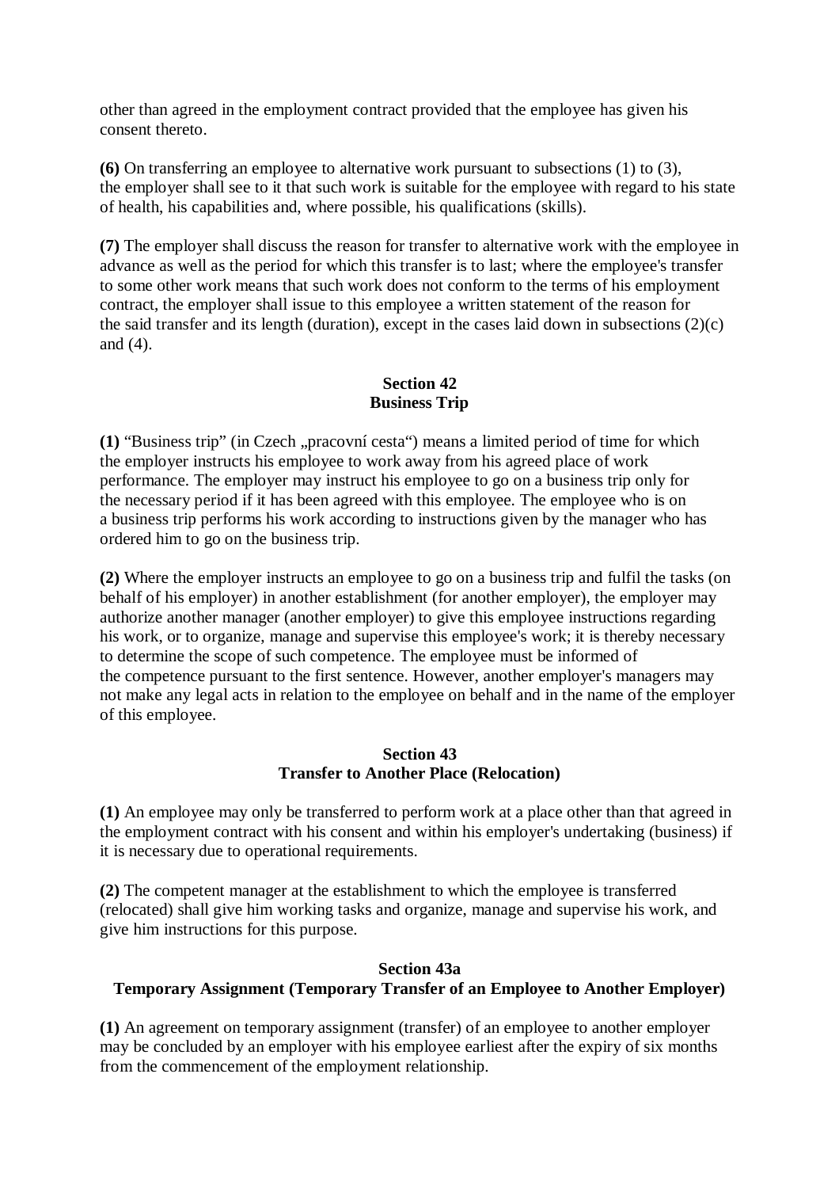other than agreed in the employment contract provided that the employee has given his consent thereto.

**(6)** On transferring an employee to alternative work pursuant to subsections (1) to (3), the employer shall see to it that such work is suitable for the employee with regard to his state of health, his capabilities and, where possible, his qualifications (skills).

**(7)** The employer shall discuss the reason for transfer to alternative work with the employee in advance as well as the period for which this transfer is to last; where the employee's transfer to some other work means that such work does not conform to the terms of his employment contract, the employer shall issue to this employee a written statement of the reason for the said transfer and its length (duration), except in the cases laid down in subsections (2)(c) and (4).

### Section 42
### Business Trip

**(1)** "Business trip" (in Czech „pracovní cesta") means a limited period of time for which the employer instructs his employee to work away from his agreed place of work performance. The employer may instruct his employee to go on a business trip only for the necessary period if it has been agreed with this employee. The employee who is on a business trip performs his work according to instructions given by the manager who has ordered him to go on the business trip.

**(2)** Where the employer instructs an employee to go on a business trip and fulfil the tasks (on behalf of his employer) in another establishment (for another employer), the employer may authorize another manager (another employer) to give this employee instructions regarding his work, or to organize, manage and supervise this employee's work; it is thereby necessary to determine the scope of such competence. The employee must be informed of the competence pursuant to the first sentence. However, another employer's managers may not make any legal acts in relation to the employee on behalf and in the name of the employer of this employee.

### Section 43
### Transfer to Another Place (Relocation)

**(1)** An employee may only be transferred to perform work at a place other than that agreed in the employment contract with his consent and within his employer's undertaking (business) if it is necessary due to operational requirements.

**(2)** The competent manager at the establishment to which the employee is transferred (relocated) shall give him working tasks and organize, manage and supervise his work, and give him instructions for this purpose.

### Section 43a
### Temporary Assignment (Temporary Transfer of an Employee to Another Employer)

**(1)** An agreement on temporary assignment (transfer) of an employee to another employer may be concluded by an employer with his employee earliest after the expiry of six months from the commencement of the employment relationship.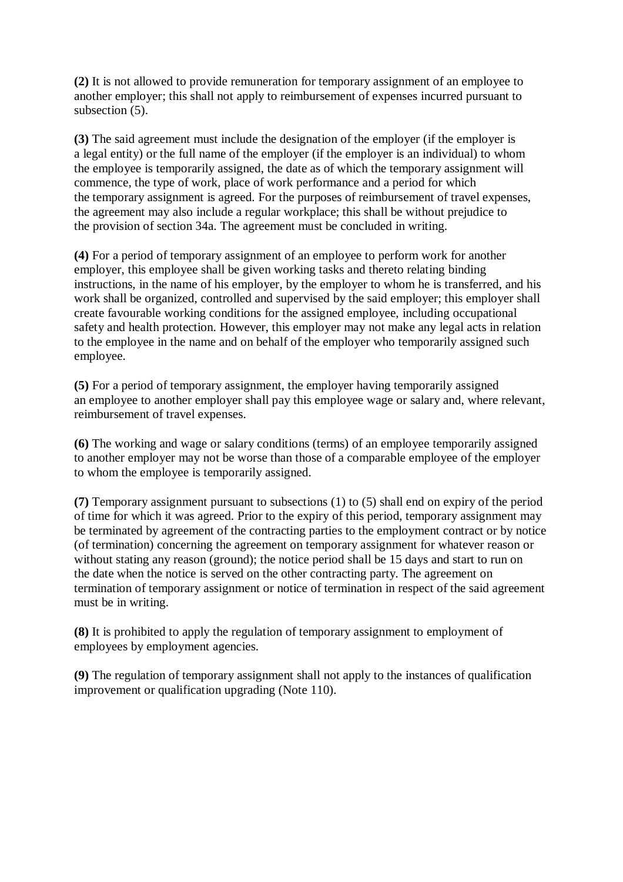**(2)** It is not allowed to provide remuneration for temporary assignment of an employee to another employer; this shall not apply to reimbursement of expenses incurred pursuant to subsection (5).

**(3)** The said agreement must include the designation of the employer (if the employer is a legal entity) or the full name of the employer (if the employer is an individual) to whom the employee is temporarily assigned, the date as of which the temporary assignment will commence, the type of work, place of work performance and a period for which the temporary assignment is agreed. For the purposes of reimbursement of travel expenses, the agreement may also include a regular workplace; this shall be without prejudice to the provision of section 34a. The agreement must be concluded in writing.

**(4)** For a period of temporary assignment of an employee to perform work for another employer, this employee shall be given working tasks and thereto relating binding instructions, in the name of his employer, by the employer to whom he is transferred, and his work shall be organized, controlled and supervised by the said employer; this employer shall create favourable working conditions for the assigned employee, including occupational safety and health protection. However, this employer may not make any legal acts in relation to the employee in the name and on behalf of the employer who temporarily assigned such employee.

**(5)** For a period of temporary assignment, the employer having temporarily assigned an employee to another employer shall pay this employee wage or salary and, where relevant, reimbursement of travel expenses.

**(6)** The working and wage or salary conditions (terms) of an employee temporarily assigned to another employer may not be worse than those of a comparable employee of the employer to whom the employee is temporarily assigned.

**(7)** Temporary assignment pursuant to subsections (1) to (5) shall end on expiry of the period of time for which it was agreed. Prior to the expiry of this period, temporary assignment may be terminated by agreement of the contracting parties to the employment contract or by notice (of termination) concerning the agreement on temporary assignment for whatever reason or without stating any reason (ground); the notice period shall be 15 days and start to run on the date when the notice is served on the other contracting party. The agreement on termination of temporary assignment or notice of termination in respect of the said agreement must be in writing.

**(8)** It is prohibited to apply the regulation of temporary assignment to employment of employees by employment agencies.

**(9)** The regulation of temporary assignment shall not apply to the instances of qualification improvement or qualification upgrading (Note 110).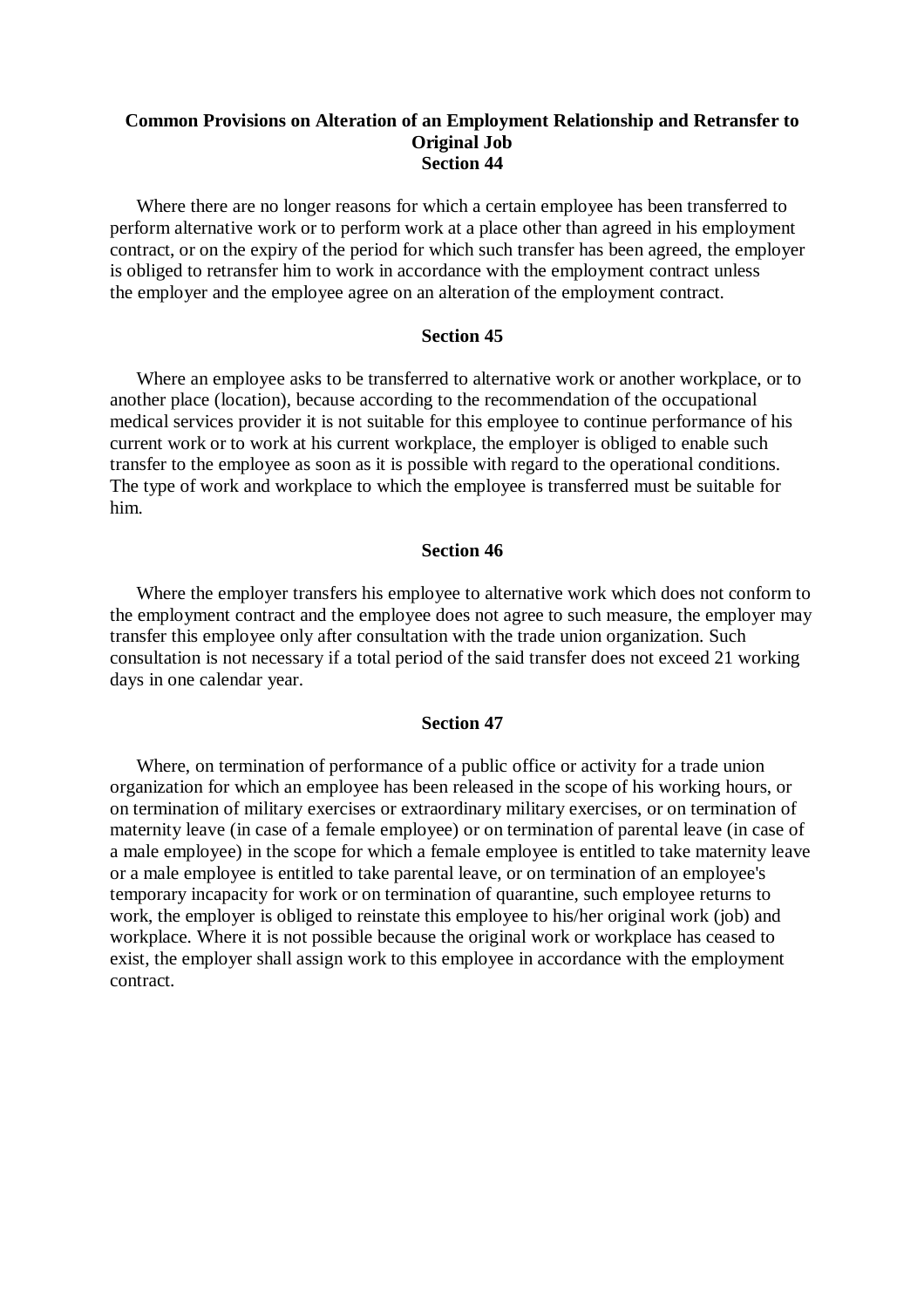### Common Provisions on Alteration of an Employment Relationship and Retransfer to Original Job

### Section 44

Where there are no longer reasons for which a certain employee has been transferred to perform alternative work or to perform work at a place other than agreed in his employment contract, or on the expiry of the period for which such transfer has been agreed, the employer is obliged to retransfer him to work in accordance with the employment contract unless the employer and the employee agree on an alteration of the employment contract.

### Section 45

Where an employee asks to be transferred to alternative work or another workplace, or to another place (location), because according to the recommendation of the occupational medical services provider it is not suitable for this employee to continue performance of his current work or to work at his current workplace, the employer is obliged to enable such transfer to the employee as soon as it is possible with regard to the operational conditions. The type of work and workplace to which the employee is transferred must be suitable for him.

### Section 46

Where the employer transfers his employee to alternative work which does not conform to the employment contract and the employee does not agree to such measure, the employer may transfer this employee only after consultation with the trade union organization. Such consultation is not necessary if a total period of the said transfer does not exceed 21 working days in one calendar year.

### Section 47

Where, on termination of performance of a public office or activity for a trade union organization for which an employee has been released in the scope of his working hours, or on termination of military exercises or extraordinary military exercises, or on termination of maternity leave (in case of a female employee) or on termination of parental leave (in case of a male employee) in the scope for which a female employee is entitled to take maternity leave or a male employee is entitled to take parental leave, or on termination of an employee's temporary incapacity for work or on termination of quarantine, such employee returns to work, the employer is obliged to reinstate this employee to his/her original work (job) and workplace. Where it is not possible because the original work or workplace has ceased to exist, the employer shall assign work to this employee in accordance with the employment contract.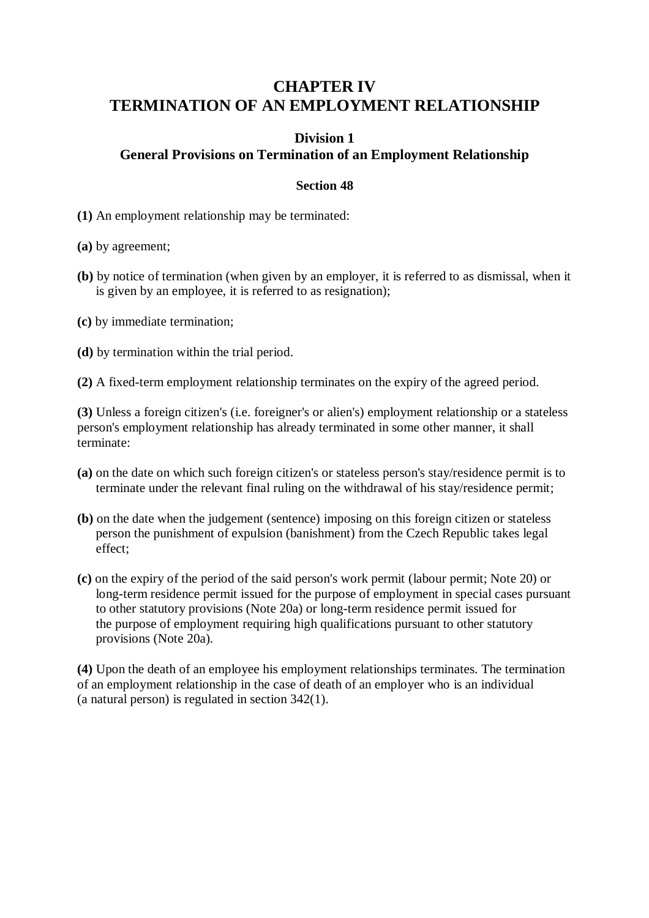# CHAPTER IV
# TERMINATION OF AN EMPLOYMENT RELATIONSHIP

## Division 1
## General Provisions on Termination of an Employment Relationship

### Section 48

**(1)** An employment relationship may be terminated:

**(a)** by agreement;

**(b)** by notice of termination (when given by an employer, it is referred to as dismissal, when it is given by an employee, it is referred to as resignation);

**(c)** by immediate termination;

**(d)** by termination within the trial period.

**(2)** A fixed-term employment relationship terminates on the expiry of the agreed period.

**(3)** Unless a foreign citizen's (i.e. foreigner's or alien's) employment relationship or a stateless person's employment relationship has already terminated in some other manner, it shall terminate:

**(a)** on the date on which such foreign citizen's or stateless person's stay/residence permit is to terminate under the relevant final ruling on the withdrawal of his stay/residence permit;

**(b)** on the date when the judgement (sentence) imposing on this foreign citizen or stateless person the punishment of expulsion (banishment) from the Czech Republic takes legal effect;

**(c)** on the expiry of the period of the said person's work permit (labour permit; Note 20) or long-term residence permit issued for the purpose of employment in special cases pursuant to other statutory provisions (Note 20a) or long-term residence permit issued for the purpose of employment requiring high qualifications pursuant to other statutory provisions (Note 20a).

**(4)** Upon the death of an employee his employment relationships terminates. The termination of an employment relationship in the case of death of an employer who is an individual (a natural person) is regulated in section 342(1).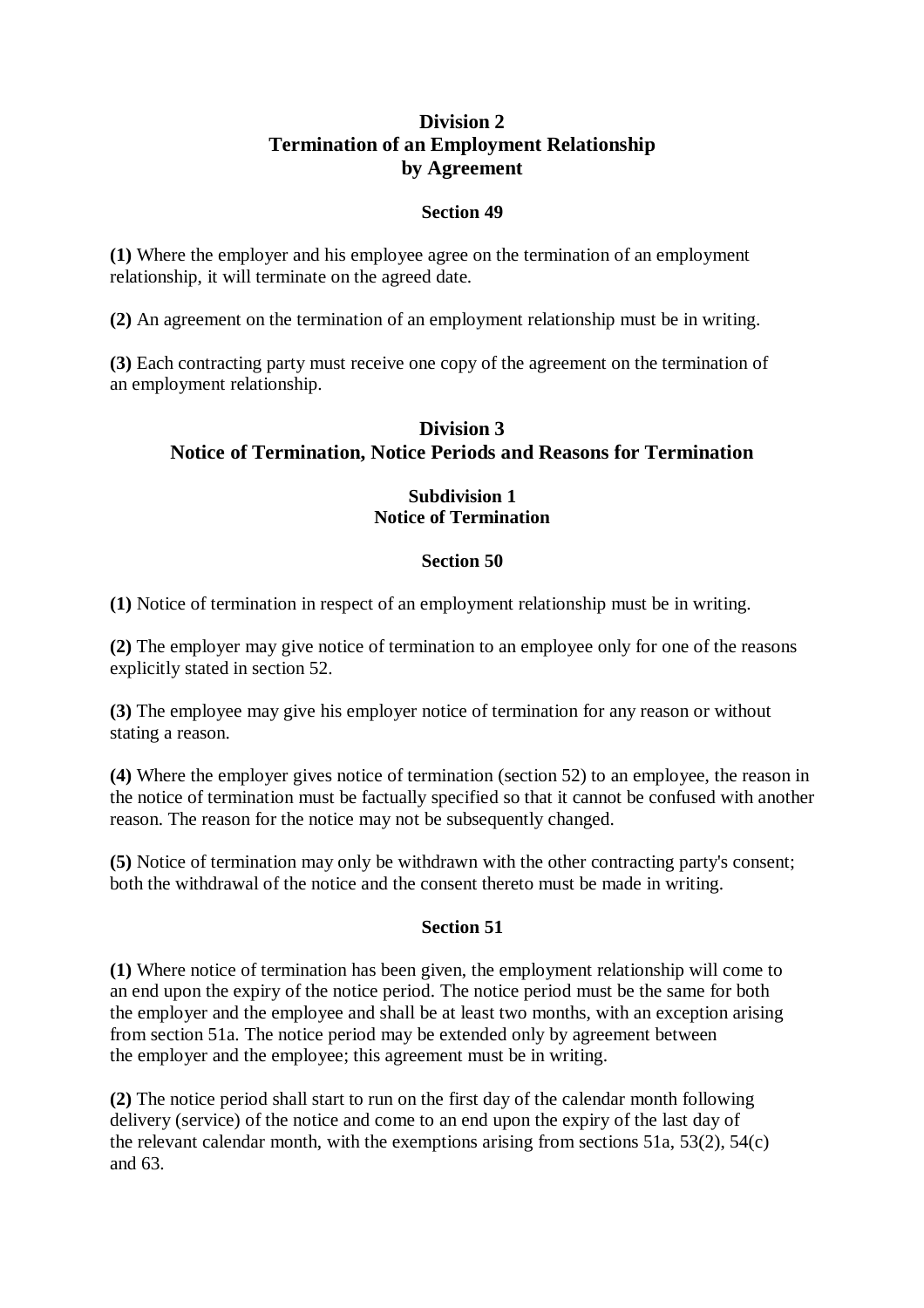## Division 2
## Termination of an Employment Relationship by Agreement

### Section 49

**(1)** Where the employer and his employee agree on the termination of an employment relationship, it will terminate on the agreed date.

**(2)** An agreement on the termination of an employment relationship must be in writing.

**(3)** Each contracting party must receive one copy of the agreement on the termination of an employment relationship.

## Division 3
## Notice of Termination, Notice Periods and Reasons for Termination

### Subdivision 1
### Notice of Termination

### Section 50

**(1)** Notice of termination in respect of an employment relationship must be in writing.

**(2)** The employer may give notice of termination to an employee only for one of the reasons explicitly stated in section 52.

**(3)** The employee may give his employer notice of termination for any reason or without stating a reason.

**(4)** Where the employer gives notice of termination (section 52) to an employee, the reason in the notice of termination must be factually specified so that it cannot be confused with another reason. The reason for the notice may not be subsequently changed.

**(5)** Notice of termination may only be withdrawn with the other contracting party's consent; both the withdrawal of the notice and the consent thereto must be made in writing.

### Section 51

**(1)** Where notice of termination has been given, the employment relationship will come to an end upon the expiry of the notice period. The notice period must be the same for both the employer and the employee and shall be at least two months, with an exception arising from section 51a. The notice period may be extended only by agreement between the employer and the employee; this agreement must be in writing.

**(2)** The notice period shall start to run on the first day of the calendar month following delivery (service) of the notice and come to an end upon the expiry of the last day of the relevant calendar month, with the exemptions arising from sections 51a, 53(2), 54(c) and 63.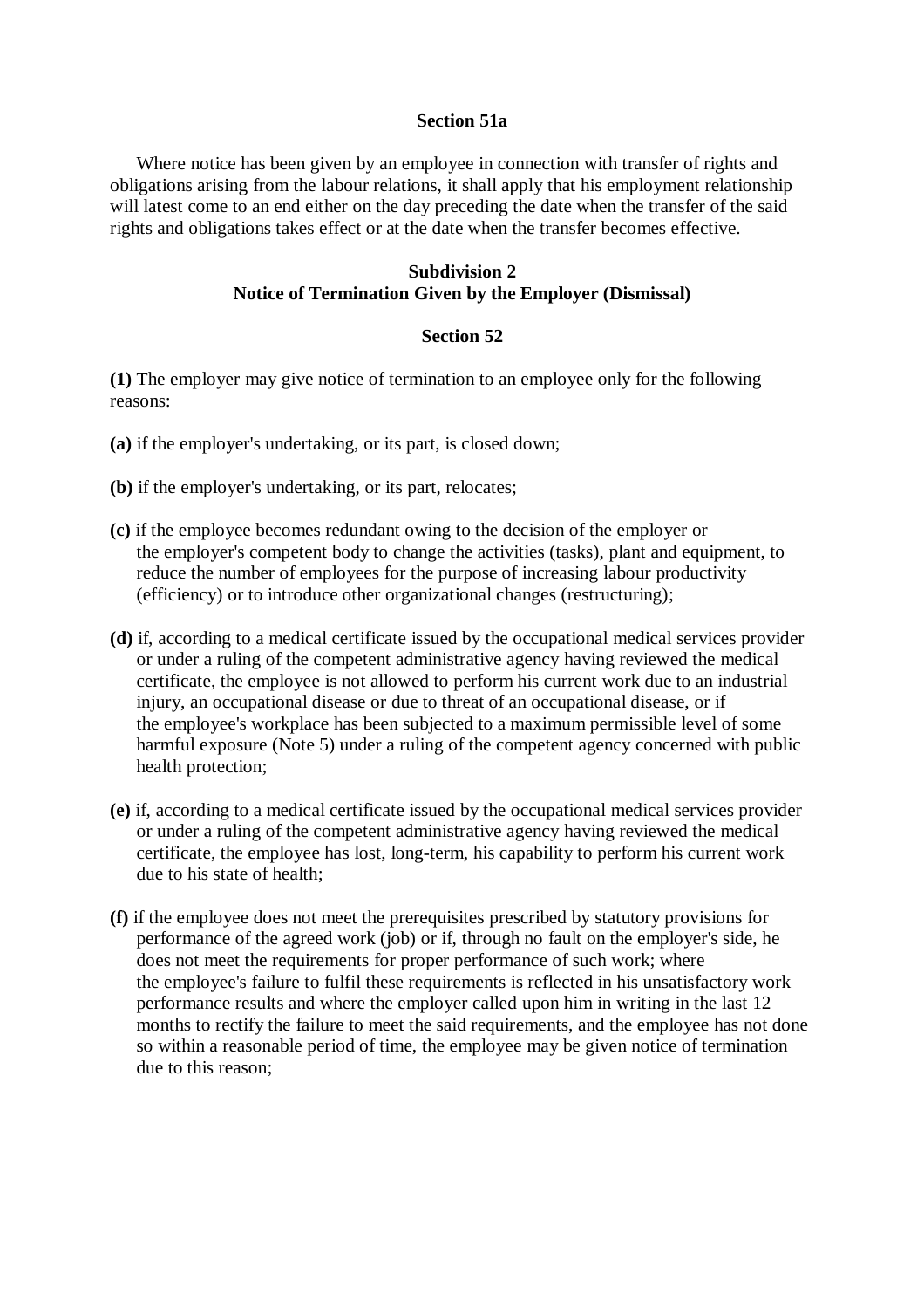### Section 51a

Where notice has been given by an employee in connection with transfer of rights and obligations arising from the labour relations, it shall apply that his employment relationship will latest come to an end either on the day preceding the date when the transfer of the said rights and obligations takes effect or at the date when the transfer becomes effective.

## Subdivision 2
## Notice of Termination Given by the Employer (Dismissal)

### Section 52

**(1)** The employer may give notice of termination to an employee only for the following reasons:

**(a)** if the employer's undertaking, or its part, is closed down;

**(b)** if the employer's undertaking, or its part, relocates;

**(c)** if the employee becomes redundant owing to the decision of the employer or the employer's competent body to change the activities (tasks), plant and equipment, to reduce the number of employees for the purpose of increasing labour productivity (efficiency) or to introduce other organizational changes (restructuring);

**(d)** if, according to a medical certificate issued by the occupational medical services provider or under a ruling of the competent administrative agency having reviewed the medical certificate, the employee is not allowed to perform his current work due to an industrial injury, an occupational disease or due to threat of an occupational disease, or if the employee's workplace has been subjected to a maximum permissible level of some harmful exposure (Note 5) under a ruling of the competent agency concerned with public health protection;

**(e)** if, according to a medical certificate issued by the occupational medical services provider or under a ruling of the competent administrative agency having reviewed the medical certificate, the employee has lost, long-term, his capability to perform his current work due to his state of health;

**(f)** if the employee does not meet the prerequisites prescribed by statutory provisions for performance of the agreed work (job) or if, through no fault on the employer's side, he does not meet the requirements for proper performance of such work; where the employee's failure to fulfil these requirements is reflected in his unsatisfactory work performance results and where the employer called upon him in writing in the last 12 months to rectify the failure to meet the said requirements, and the employee has not done so within a reasonable period of time, the employee may be given notice of termination due to this reason;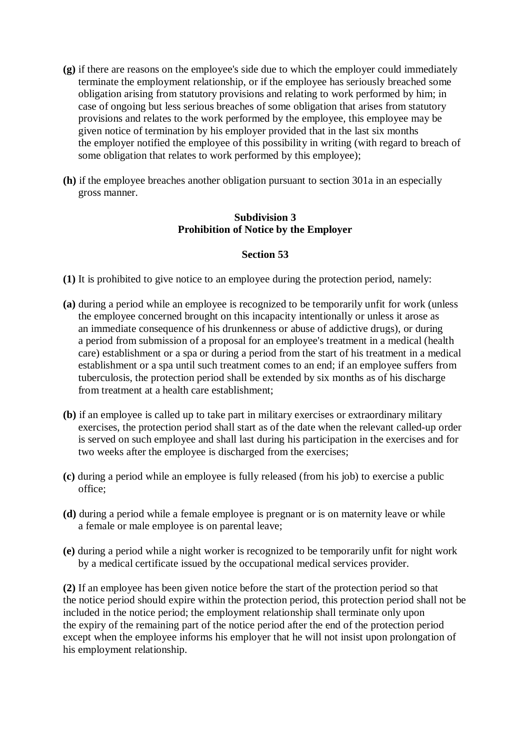**(g)** if there are reasons on the employee's side due to which the employer could immediately terminate the employment relationship, or if the employee has seriously breached some obligation arising from statutory provisions and relating to work performed by him; in case of ongoing but less serious breaches of some obligation that arises from statutory provisions and relates to the work performed by the employee, this employee may be given notice of termination by his employer provided that in the last six months the employer notified the employee of this possibility in writing (with regard to breach of some obligation that relates to work performed by this employee);

**(h)** if the employee breaches another obligation pursuant to section 301a in an especially gross manner.

### Subdivision 3
### Prohibition of Notice by the Employer

### Section 53

**(1)** It is prohibited to give notice to an employee during the protection period, namely:

**(a)** during a period while an employee is recognized to be temporarily unfit for work (unless the employee concerned brought on this incapacity intentionally or unless it arose as an immediate consequence of his drunkenness or abuse of addictive drugs), or during a period from submission of a proposal for an employee's treatment in a medical (health care) establishment or a spa or during a period from the start of his treatment in a medical establishment or a spa until such treatment comes to an end; if an employee suffers from tuberculosis, the protection period shall be extended by six months as of his discharge from treatment at a health care establishment;

**(b)** if an employee is called up to take part in military exercises or extraordinary military exercises, the protection period shall start as of the date when the relevant called-up order is served on such employee and shall last during his participation in the exercises and for two weeks after the employee is discharged from the exercises;

**(c)** during a period while an employee is fully released (from his job) to exercise a public office;

**(d)** during a period while a female employee is pregnant or is on maternity leave or while a female or male employee is on parental leave;

**(e)** during a period while a night worker is recognized to be temporarily unfit for night work by a medical certificate issued by the occupational medical services provider.

**(2)** If an employee has been given notice before the start of the protection period so that the notice period should expire within the protection period, this protection period shall not be included in the notice period; the employment relationship shall terminate only upon the expiry of the remaining part of the notice period after the end of the protection period except when the employee informs his employer that he will not insist upon prolongation of his employment relationship.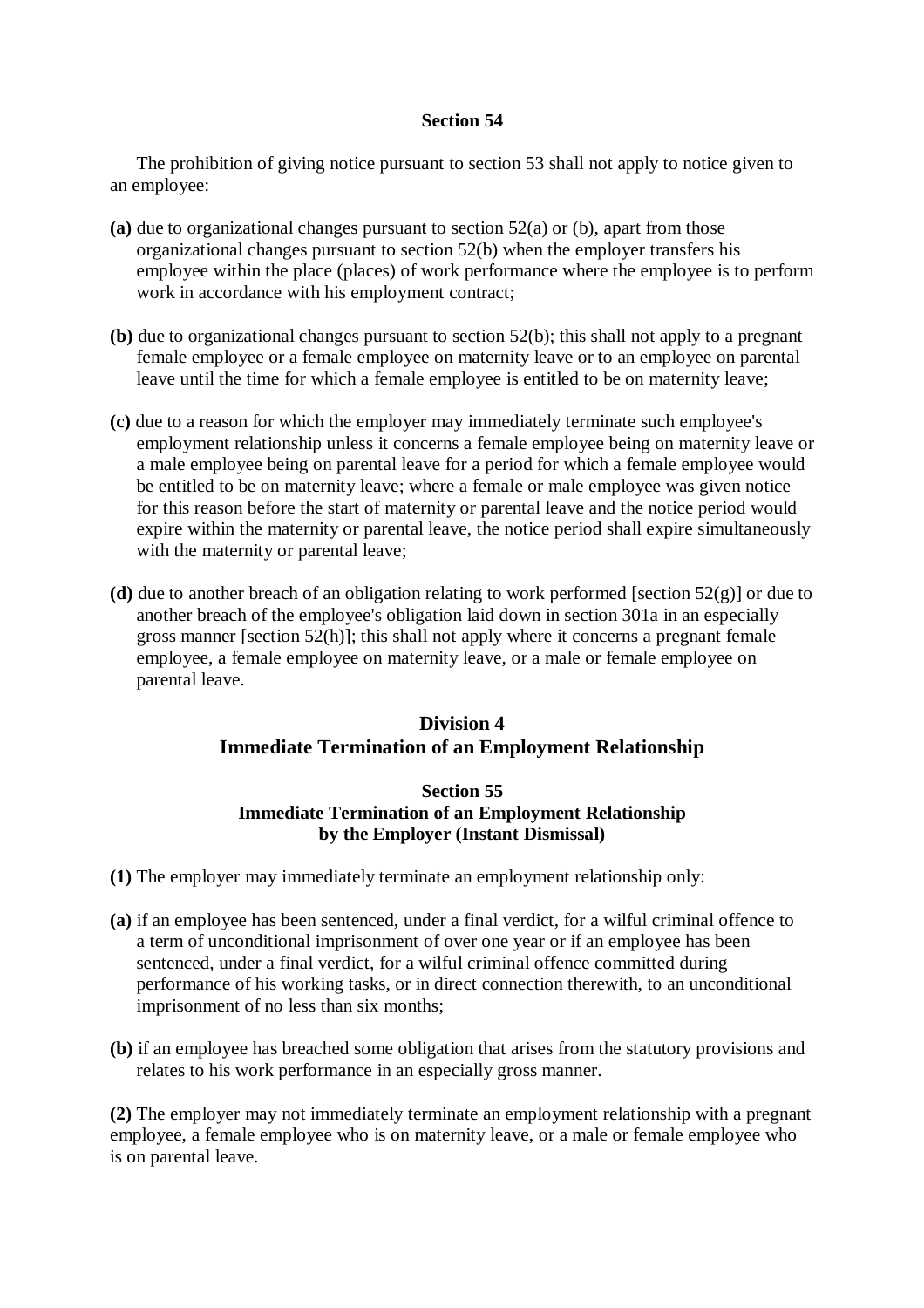### Section 54

The prohibition of giving notice pursuant to section 53 shall not apply to notice given to an employee:

**(a)** due to organizational changes pursuant to section 52(a) or (b), apart from those organizational changes pursuant to section 52(b) when the employer transfers his employee within the place (places) of work performance where the employee is to perform work in accordance with his employment contract;

**(b)** due to organizational changes pursuant to section 52(b); this shall not apply to a pregnant female employee or a female employee on maternity leave or to an employee on parental leave until the time for which a female employee is entitled to be on maternity leave;

**(c)** due to a reason for which the employer may immediately terminate such employee's employment relationship unless it concerns a female employee being on maternity leave or a male employee being on parental leave for a period for which a female employee would be entitled to be on maternity leave; where a female or male employee was given notice for this reason before the start of maternity or parental leave and the notice period would expire within the maternity or parental leave, the notice period shall expire simultaneously with the maternity or parental leave;

**(d)** due to another breach of an obligation relating to work performed [section 52(g)] or due to another breach of the employee's obligation laid down in section 301a in an especially gross manner [section 52(h)]; this shall not apply where it concerns a pregnant female employee, a female employee on maternity leave, or a male or female employee on parental leave.

## Division 4
## Immediate Termination of an Employment Relationship

### Section 55
### Immediate Termination of an Employment Relationship by the Employer (Instant Dismissal)

**(1)** The employer may immediately terminate an employment relationship only:

**(a)** if an employee has been sentenced, under a final verdict, for a wilful criminal offence to a term of unconditional imprisonment of over one year or if an employee has been sentenced, under a final verdict, for a wilful criminal offence committed during performance of his working tasks, or in direct connection therewith, to an unconditional imprisonment of no less than six months;

**(b)** if an employee has breached some obligation that arises from the statutory provisions and relates to his work performance in an especially gross manner.

**(2)** The employer may not immediately terminate an employment relationship with a pregnant employee, a female employee who is on maternity leave, or a male or female employee who is on parental leave.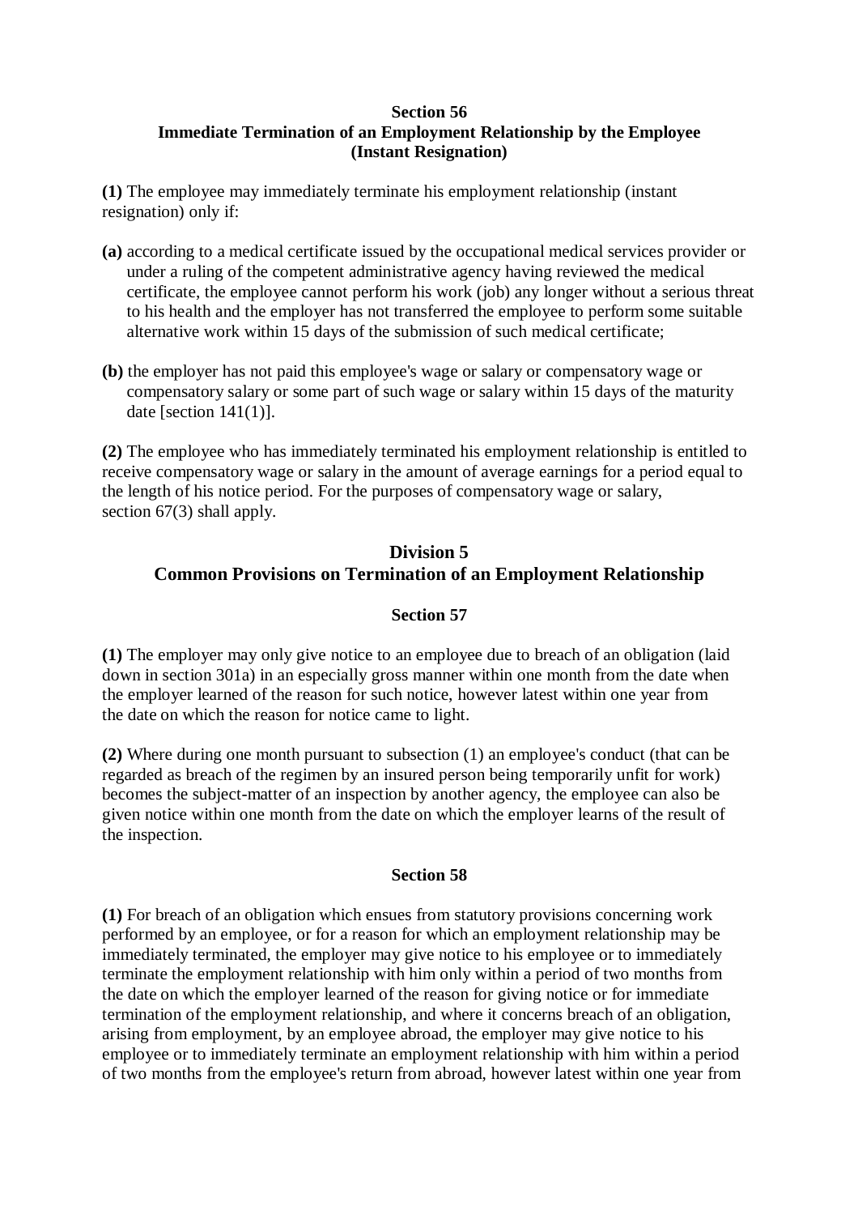### Section 56
### Immediate Termination of an Employment Relationship by the Employee (Instant Resignation)

**(1)** The employee may immediately terminate his employment relationship (instant resignation) only if:

**(a)** according to a medical certificate issued by the occupational medical services provider or under a ruling of the competent administrative agency having reviewed the medical certificate, the employee cannot perform his work (job) any longer without a serious threat to his health and the employer has not transferred the employee to perform some suitable alternative work within 15 days of the submission of such medical certificate;

**(b)** the employer has not paid this employee's wage or salary or compensatory wage or compensatory salary or some part of such wage or salary within 15 days of the maturity date [section 141(1)].

**(2)** The employee who has immediately terminated his employment relationship is entitled to receive compensatory wage or salary in the amount of average earnings for a period equal to the length of his notice period. For the purposes of compensatory wage or salary, section 67(3) shall apply.

## Division 5
## Common Provisions on Termination of an Employment Relationship

### Section 57

**(1)** The employer may only give notice to an employee due to breach of an obligation (laid down in section 301a) in an especially gross manner within one month from the date when the employer learned of the reason for such notice, however latest within one year from the date on which the reason for notice came to light.

**(2)** Where during one month pursuant to subsection (1) an employee's conduct (that can be regarded as breach of the regimen by an insured person being temporarily unfit for work) becomes the subject-matter of an inspection by another agency, the employee can also be given notice within one month from the date on which the employer learns of the result of the inspection.

### Section 58

**(1)** For breach of an obligation which ensues from statutory provisions concerning work performed by an employee, or for a reason for which an employment relationship may be immediately terminated, the employer may give notice to his employee or to immediately terminate the employment relationship with him only within a period of two months from the date on which the employer learned of the reason for giving notice or for immediate termination of the employment relationship, and where it concerns breach of an obligation, arising from employment, by an employee abroad, the employer may give notice to his employee or to immediately terminate an employment relationship with him within a period of two months from the employee's return from abroad, however latest within one year from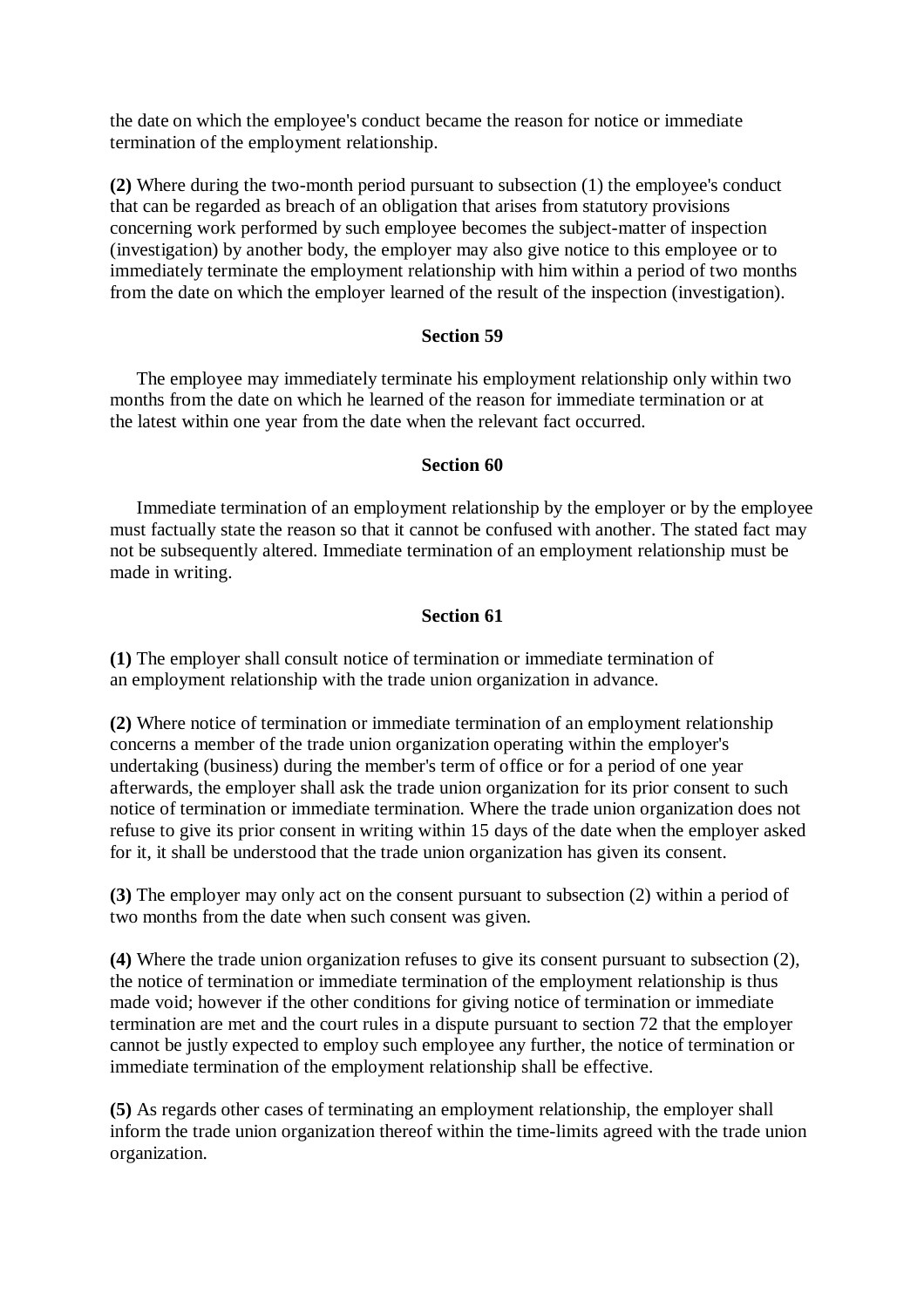the date on which the employee's conduct became the reason for notice or immediate termination of the employment relationship.

**(2)** Where during the two-month period pursuant to subsection (1) the employee's conduct that can be regarded as breach of an obligation that arises from statutory provisions concerning work performed by such employee becomes the subject-matter of inspection (investigation) by another body, the employer may also give notice to this employee or to immediately terminate the employment relationship with him within a period of two months from the date on which the employer learned of the result of the inspection (investigation).

### Section 59

The employee may immediately terminate his employment relationship only within two months from the date on which he learned of the reason for immediate termination or at the latest within one year from the date when the relevant fact occurred.

### Section 60

Immediate termination of an employment relationship by the employer or by the employee must factually state the reason so that it cannot be confused with another. The stated fact may not be subsequently altered. Immediate termination of an employment relationship must be made in writing.

### Section 61

**(1)** The employer shall consult notice of termination or immediate termination of an employment relationship with the trade union organization in advance.

**(2)** Where notice of termination or immediate termination of an employment relationship concerns a member of the trade union organization operating within the employer's undertaking (business) during the member's term of office or for a period of one year afterwards, the employer shall ask the trade union organization for its prior consent to such notice of termination or immediate termination. Where the trade union organization does not refuse to give its prior consent in writing within 15 days of the date when the employer asked for it, it shall be understood that the trade union organization has given its consent.

**(3)** The employer may only act on the consent pursuant to subsection (2) within a period of two months from the date when such consent was given.

**(4)** Where the trade union organization refuses to give its consent pursuant to subsection (2), the notice of termination or immediate termination of the employment relationship is thus made void; however if the other conditions for giving notice of termination or immediate termination are met and the court rules in a dispute pursuant to section 72 that the employer cannot be justly expected to employ such employee any further, the notice of termination or immediate termination of the employment relationship shall be effective.

**(5)** As regards other cases of terminating an employment relationship, the employer shall inform the trade union organization thereof within the time-limits agreed with the trade union organization.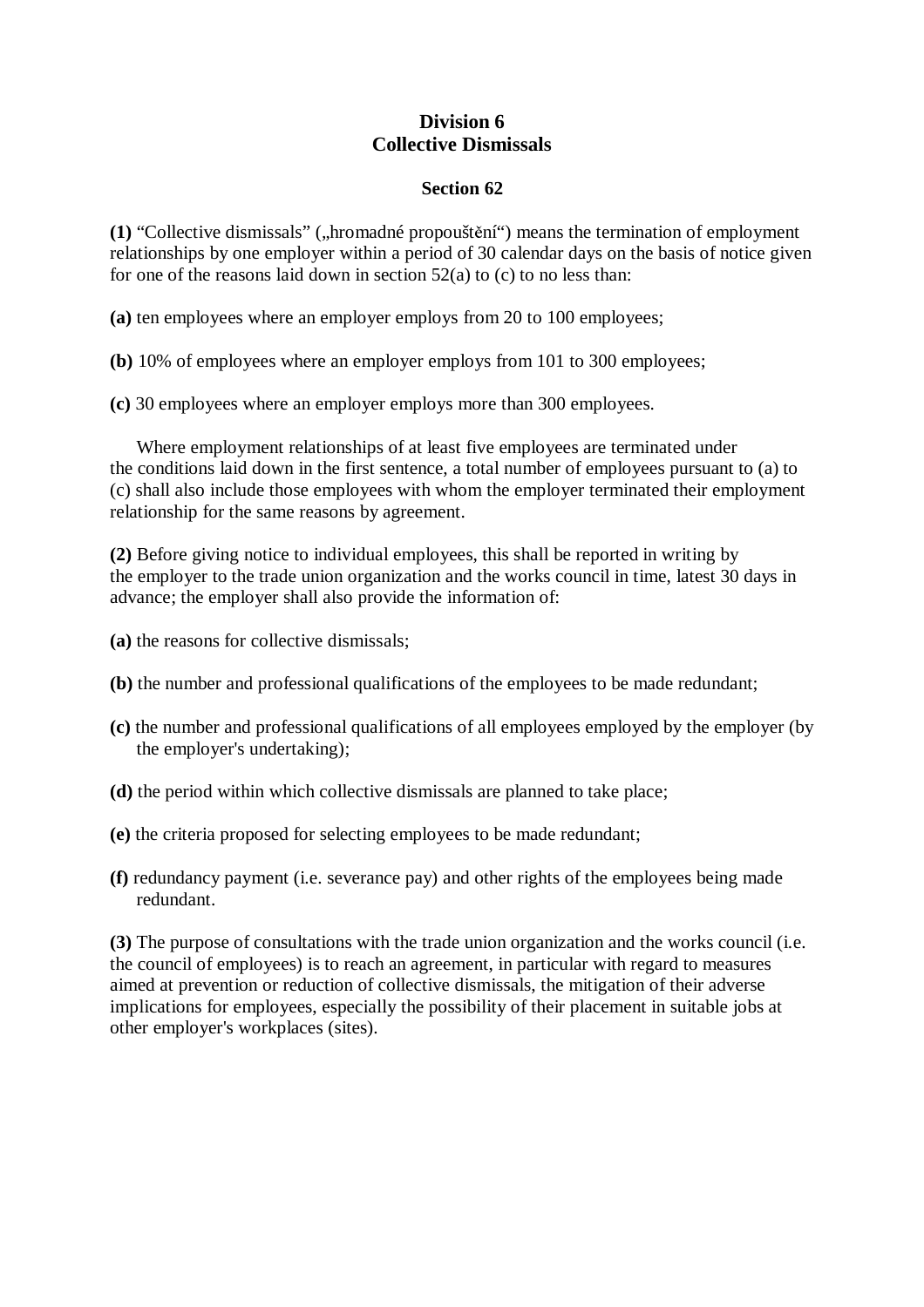## Division 6
## Collective Dismissals

### Section 62

**(1)** “Collective dismissals” („hromadné propouštění“) means the termination of employment relationships by one employer within a period of 30 calendar days on the basis of notice given for one of the reasons laid down in section 52(a) to (c) to no less than:

**(a)** ten employees where an employer employs from 20 to 100 employees;

**(b)** 10% of employees where an employer employs from 101 to 300 employees;

**(c)** 30 employees where an employer employs more than 300 employees.

Where employment relationships of at least five employees are terminated under the conditions laid down in the first sentence, a total number of employees pursuant to (a) to (c) shall also include those employees with whom the employer terminated their employment relationship for the same reasons by agreement.

**(2)** Before giving notice to individual employees, this shall be reported in writing by the employer to the trade union organization and the works council in time, latest 30 days in advance; the employer shall also provide the information of:

**(a)** the reasons for collective dismissals;

**(b)** the number and professional qualifications of the employees to be made redundant;

**(c)** the number and professional qualifications of all employees employed by the employer (by the employer's undertaking);

**(d)** the period within which collective dismissals are planned to take place;

**(e)** the criteria proposed for selecting employees to be made redundant;

**(f)** redundancy payment (i.e. severance pay) and other rights of the employees being made redundant.

**(3)** The purpose of consultations with the trade union organization and the works council (i.e. the council of employees) is to reach an agreement, in particular with regard to measures aimed at prevention or reduction of collective dismissals, the mitigation of their adverse implications for employees, especially the possibility of their placement in suitable jobs at other employer's workplaces (sites).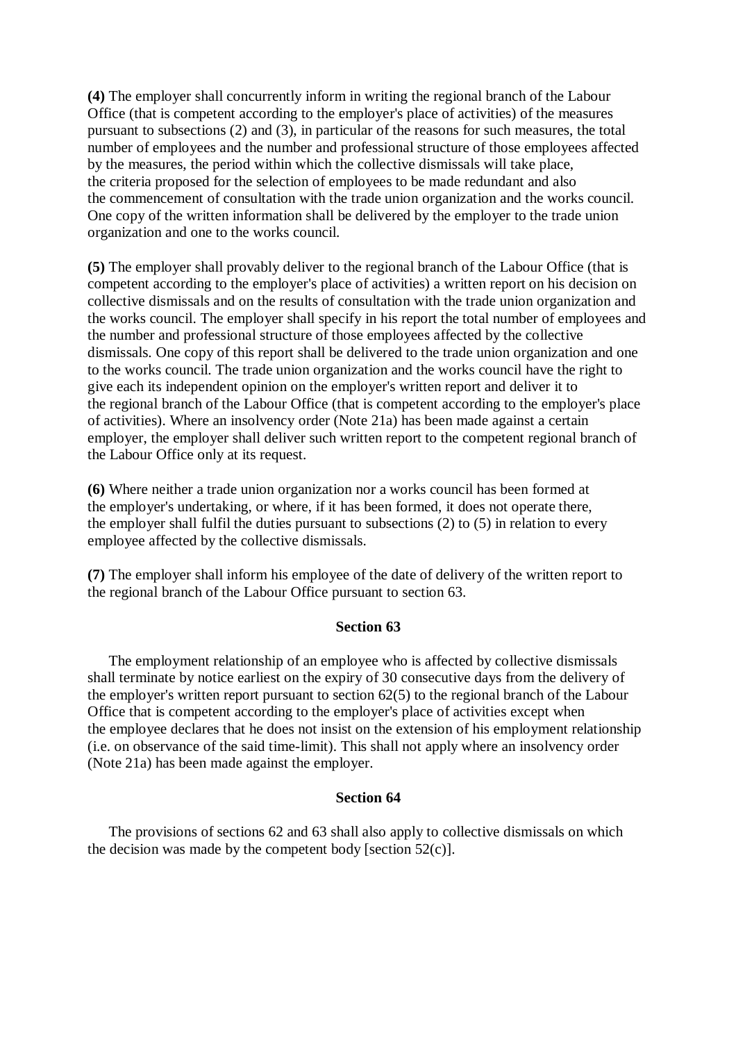**(4)** The employer shall concurrently inform in writing the regional branch of the Labour Office (that is competent according to the employer's place of activities) of the measures pursuant to subsections (2) and (3), in particular of the reasons for such measures, the total number of employees and the number and professional structure of those employees affected by the measures, the period within which the collective dismissals will take place, the criteria proposed for the selection of employees to be made redundant and also the commencement of consultation with the trade union organization and the works council. One copy of the written information shall be delivered by the employer to the trade union organization and one to the works council.

**(5)** The employer shall provably deliver to the regional branch of the Labour Office (that is competent according to the employer's place of activities) a written report on his decision on collective dismissals and on the results of consultation with the trade union organization and the works council. The employer shall specify in his report the total number of employees and the number and professional structure of those employees affected by the collective dismissals. One copy of this report shall be delivered to the trade union organization and one to the works council. The trade union organization and the works council have the right to give each its independent opinion on the employer's written report and deliver it to the regional branch of the Labour Office (that is competent according to the employer's place of activities). Where an insolvency order (Note 21a) has been made against a certain employer, the employer shall deliver such written report to the competent regional branch of the Labour Office only at its request.

**(6)** Where neither a trade union organization nor a works council has been formed at the employer's undertaking, or where, if it has been formed, it does not operate there, the employer shall fulfil the duties pursuant to subsections (2) to (5) in relation to every employee affected by the collective dismissals.

**(7)** The employer shall inform his employee of the date of delivery of the written report to the regional branch of the Labour Office pursuant to section 63.

**Section 63**

The employment relationship of an employee who is affected by collective dismissals shall terminate by notice earliest on the expiry of 30 consecutive days from the delivery of the employer's written report pursuant to section 62(5) to the regional branch of the Labour Office that is competent according to the employer's place of activities except when the employee declares that he does not insist on the extension of his employment relationship (i.e. on observance of the said time-limit). This shall not apply where an insolvency order (Note 21a) has been made against the employer.

**Section 64**

The provisions of sections 62 and 63 shall also apply to collective dismissals on which the decision was made by the competent body [section 52(c)].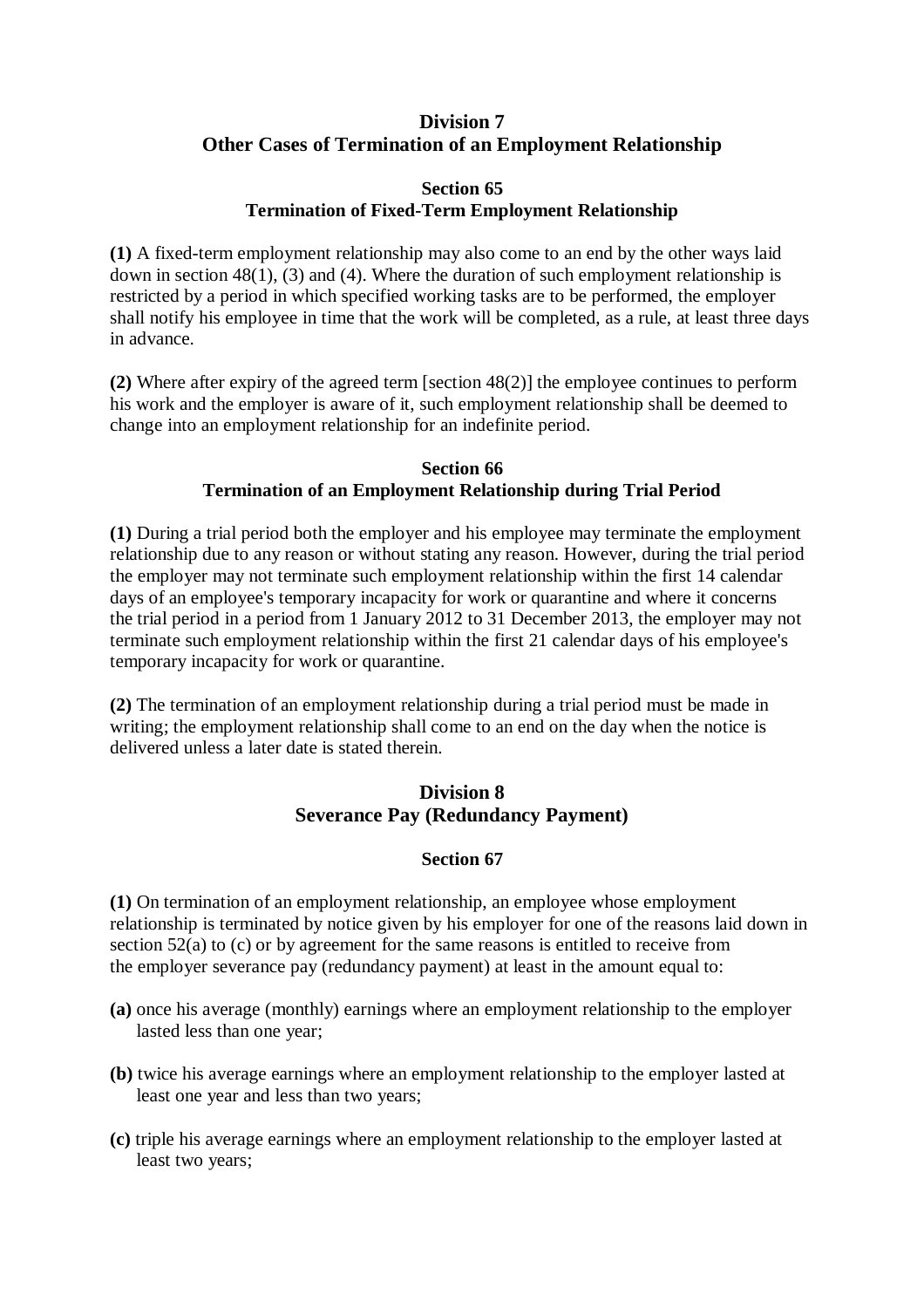## Division 7
## Other Cases of Termination of an Employment Relationship

### Section 65
### Termination of Fixed-Term Employment Relationship

**(1)** A fixed-term employment relationship may also come to an end by the other ways laid down in section 48(1), (3) and (4). Where the duration of such employment relationship is restricted by a period in which specified working tasks are to be performed, the employer shall notify his employee in time that the work will be completed, as a rule, at least three days in advance.

**(2)** Where after expiry of the agreed term [section 48(2)] the employee continues to perform his work and the employer is aware of it, such employment relationship shall be deemed to change into an employment relationship for an indefinite period.

### Section 66
### Termination of an Employment Relationship during Trial Period

**(1)** During a trial period both the employer and his employee may terminate the employment relationship due to any reason or without stating any reason. However, during the trial period the employer may not terminate such employment relationship within the first 14 calendar days of an employee's temporary incapacity for work or quarantine and where it concerns the trial period in a period from 1 January 2012 to 31 December 2013, the employer may not terminate such employment relationship within the first 21 calendar days of his employee's temporary incapacity for work or quarantine.

**(2)** The termination of an employment relationship during a trial period must be made in writing; the employment relationship shall come to an end on the day when the notice is delivered unless a later date is stated therein.

## Division 8
## Severance Pay (Redundancy Payment)

### Section 67

**(1)** On termination of an employment relationship, an employee whose employment relationship is terminated by notice given by his employer for one of the reasons laid down in section 52(a) to (c) or by agreement for the same reasons is entitled to receive from the employer severance pay (redundancy payment) at least in the amount equal to:

**(a)** once his average (monthly) earnings where an employment relationship to the employer lasted less than one year;

**(b)** twice his average earnings where an employment relationship to the employer lasted at least one year and less than two years;

**(c)** triple his average earnings where an employment relationship to the employer lasted at least two years;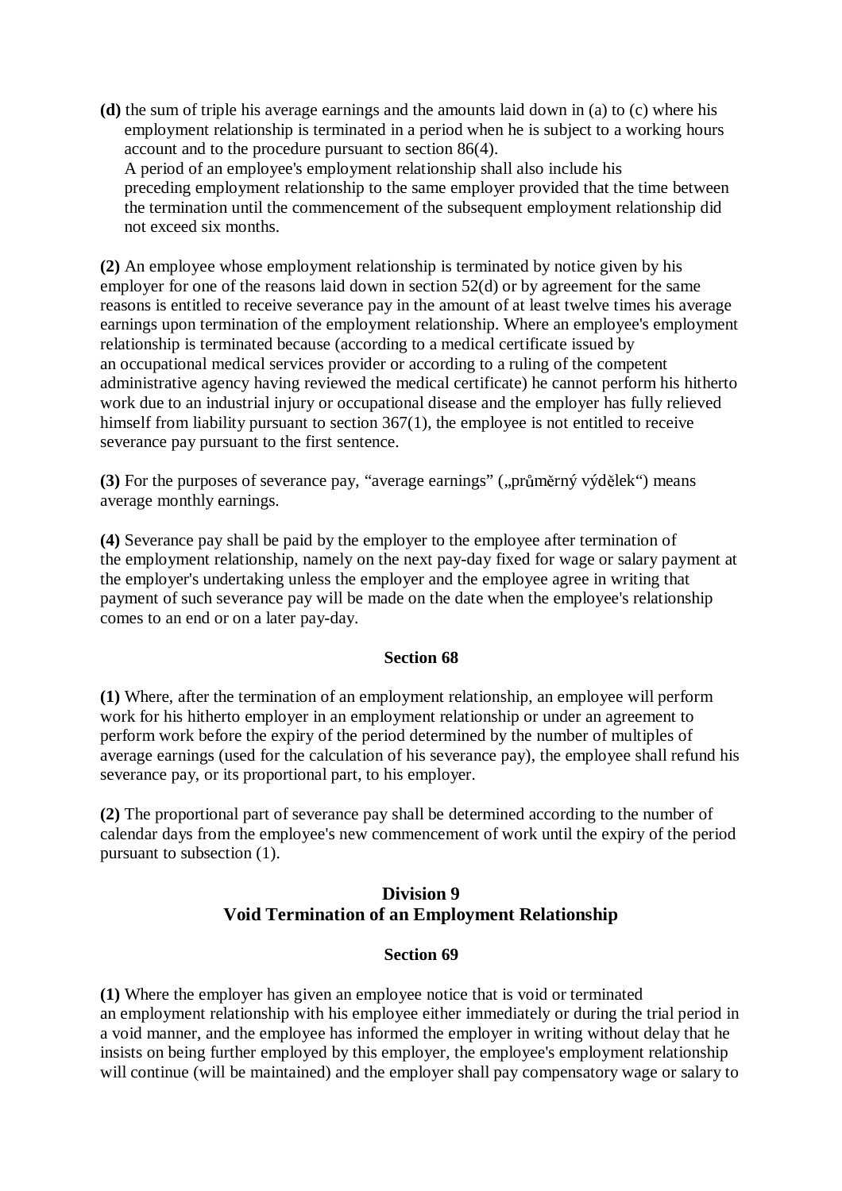**(d)** the sum of triple his average earnings and the amounts laid down in (a) to (c) where his employment relationship is terminated in a period when he is subject to a working hours account and to the procedure pursuant to section 86(4).
A period of an employee's employment relationship shall also include his preceding employment relationship to the same employer provided that the time between the termination until the commencement of the subsequent employment relationship did not exceed six months.

**(2)** An employee whose employment relationship is terminated by notice given by his employer for one of the reasons laid down in section 52(d) or by agreement for the same reasons is entitled to receive severance pay in the amount of at least twelve times his average earnings upon termination of the employment relationship. Where an employee's employment relationship is terminated because (according to a medical certificate issued by an occupational medical services provider or according to a ruling of the competent administrative agency having reviewed the medical certificate) he cannot perform his hitherto work due to an industrial injury or occupational disease and the employer has fully relieved himself from liability pursuant to section 367(1), the employee is not entitled to receive severance pay pursuant to the first sentence.

**(3)** For the purposes of severance pay, "average earnings" („průměrný výdělek") means average monthly earnings.

**(4)** Severance pay shall be paid by the employer to the employee after termination of the employment relationship, namely on the next pay-day fixed for wage or salary payment at the employer's undertaking unless the employer and the employee agree in writing that payment of such severance pay will be made on the date when the employee's relationship comes to an end or on a later pay-day.

### Section 68

**(1)** Where, after the termination of an employment relationship, an employee will perform work for his hitherto employer in an employment relationship or under an agreement to perform work before the expiry of the period determined by the number of multiples of average earnings (used for the calculation of his severance pay), the employee shall refund his severance pay, or its proportional part, to his employer.

**(2)** The proportional part of severance pay shall be determined according to the number of calendar days from the employee's new commencement of work until the expiry of the period pursuant to subsection (1).

## Division 9
## Void Termination of an Employment Relationship

### Section 69

**(1)** Where the employer has given an employee notice that is void or terminated an employment relationship with his employee either immediately or during the trial period in a void manner, and the employee has informed the employer in writing without delay that he insists on being further employed by this employer, the employee's employment relationship will continue (will be maintained) and the employer shall pay compensatory wage or salary to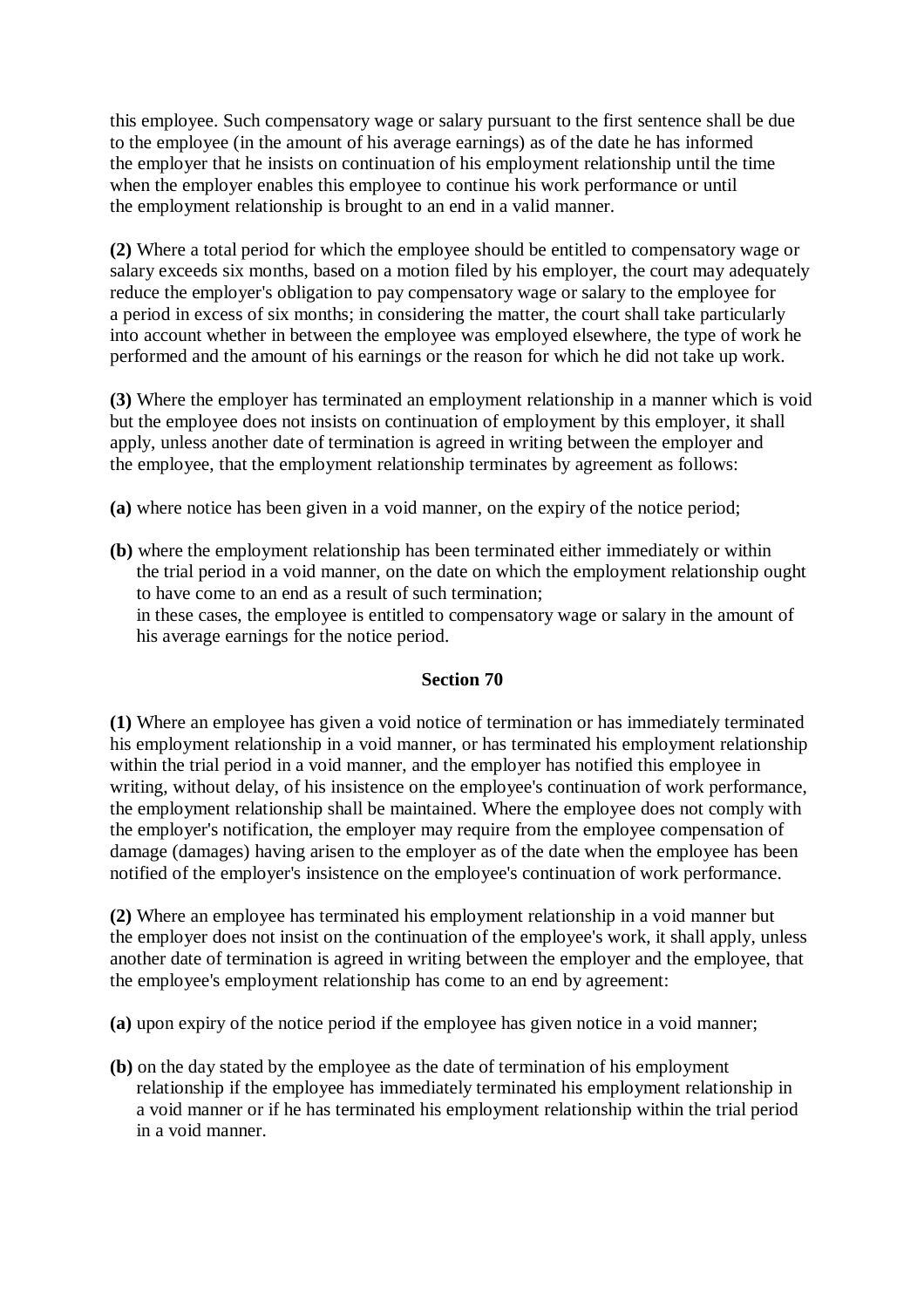this employee. Such compensatory wage or salary pursuant to the first sentence shall be due to the employee (in the amount of his average earnings) as of the date he has informed the employer that he insists on continuation of his employment relationship until the time when the employer enables this employee to continue his work performance or until the employment relationship is brought to an end in a valid manner.

**(2)** Where a total period for which the employee should be entitled to compensatory wage or salary exceeds six months, based on a motion filed by his employer, the court may adequately reduce the employer's obligation to pay compensatory wage or salary to the employee for a period in excess of six months; in considering the matter, the court shall take particularly into account whether in between the employee was employed elsewhere, the type of work he performed and the amount of his earnings or the reason for which he did not take up work.

**(3)** Where the employer has terminated an employment relationship in a manner which is void but the employee does not insists on continuation of employment by this employer, it shall apply, unless another date of termination is agreed in writing between the employer and the employee, that the employment relationship terminates by agreement as follows:

**(a)** where notice has been given in a void manner, on the expiry of the notice period;

**(b)** where the employment relationship has been terminated either immediately or within the trial period in a void manner, on the date on which the employment relationship ought to have come to an end as a result of such termination;
in these cases, the employee is entitled to compensatory wage or salary in the amount of his average earnings for the notice period.

### Section 70

**(1)** Where an employee has given a void notice of termination or has immediately terminated his employment relationship in a void manner, or has terminated his employment relationship within the trial period in a void manner, and the employer has notified this employee in writing, without delay, of his insistence on the employee's continuation of work performance, the employment relationship shall be maintained. Where the employee does not comply with the employer's notification, the employer may require from the employee compensation of damage (damages) having arisen to the employer as of the date when the employee has been notified of the employer's insistence on the employee's continuation of work performance.

**(2)** Where an employee has terminated his employment relationship in a void manner but the employer does not insist on the continuation of the employee's work, it shall apply, unless another date of termination is agreed in writing between the employer and the employee, that the employee's employment relationship has come to an end by agreement:

**(a)** upon expiry of the notice period if the employee has given notice in a void manner;

**(b)** on the day stated by the employee as the date of termination of his employment relationship if the employee has immediately terminated his employment relationship in a void manner or if he has terminated his employment relationship within the trial period in a void manner.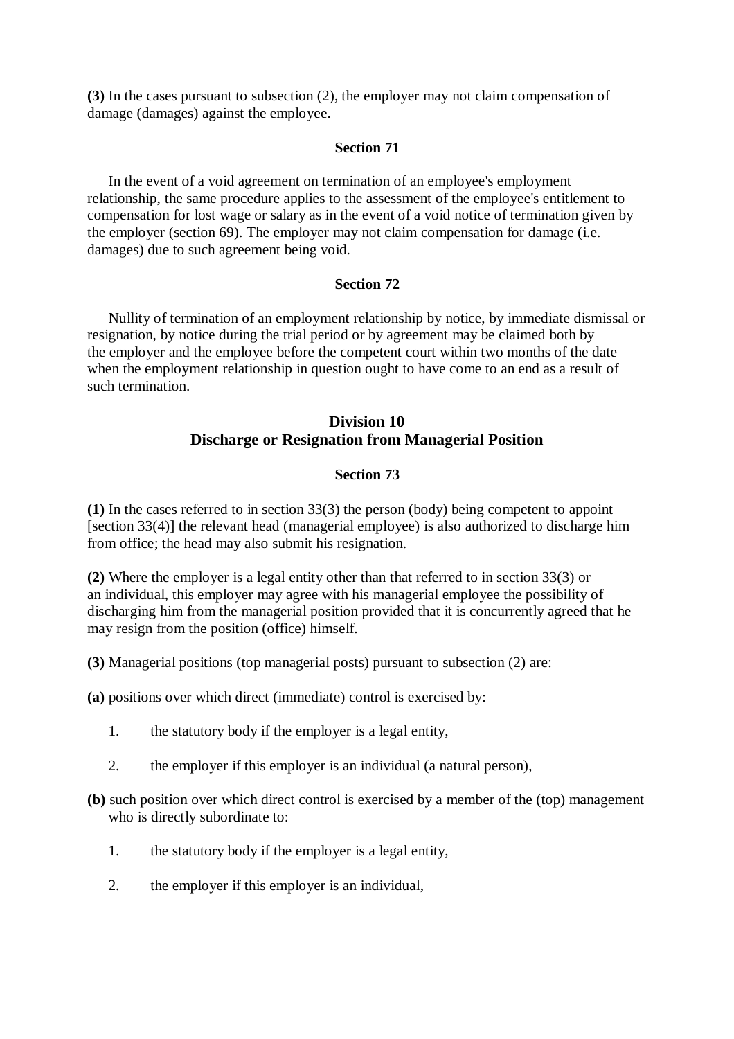**(3)** In the cases pursuant to subsection (2), the employer may not claim compensation of damage (damages) against the employee.

### Section 71

In the event of a void agreement on termination of an employee's employment relationship, the same procedure applies to the assessment of the employee's entitlement to compensation for lost wage or salary as in the event of a void notice of termination given by the employer (section 69). The employer may not claim compensation for damage (i.e. damages) due to such agreement being void.

### Section 72

Nullity of termination of an employment relationship by notice, by immediate dismissal or resignation, by notice during the trial period or by agreement may be claimed both by the employer and the employee before the competent court within two months of the date when the employment relationship in question ought to have come to an end as a result of such termination.

## Division 10
## Discharge or Resignation from Managerial Position

### Section 73

**(1)** In the cases referred to in section 33(3) the person (body) being competent to appoint [section 33(4)] the relevant head (managerial employee) is also authorized to discharge him from office; the head may also submit his resignation.

**(2)** Where the employer is a legal entity other than that referred to in section 33(3) or an individual, this employer may agree with his managerial employee the possibility of discharging him from the managerial position provided that it is concurrently agreed that he may resign from the position (office) himself.

**(3)** Managerial positions (top managerial posts) pursuant to subsection (2) are:

**(a)** positions over which direct (immediate) control is exercised by:

1. the statutory body if the employer is a legal entity,
2. the employer if this employer is an individual (a natural person),

**(b)** such position over which direct control is exercised by a member of the (top) management who is directly subordinate to:

1. the statutory body if the employer is a legal entity,
2. the employer if this employer is an individual,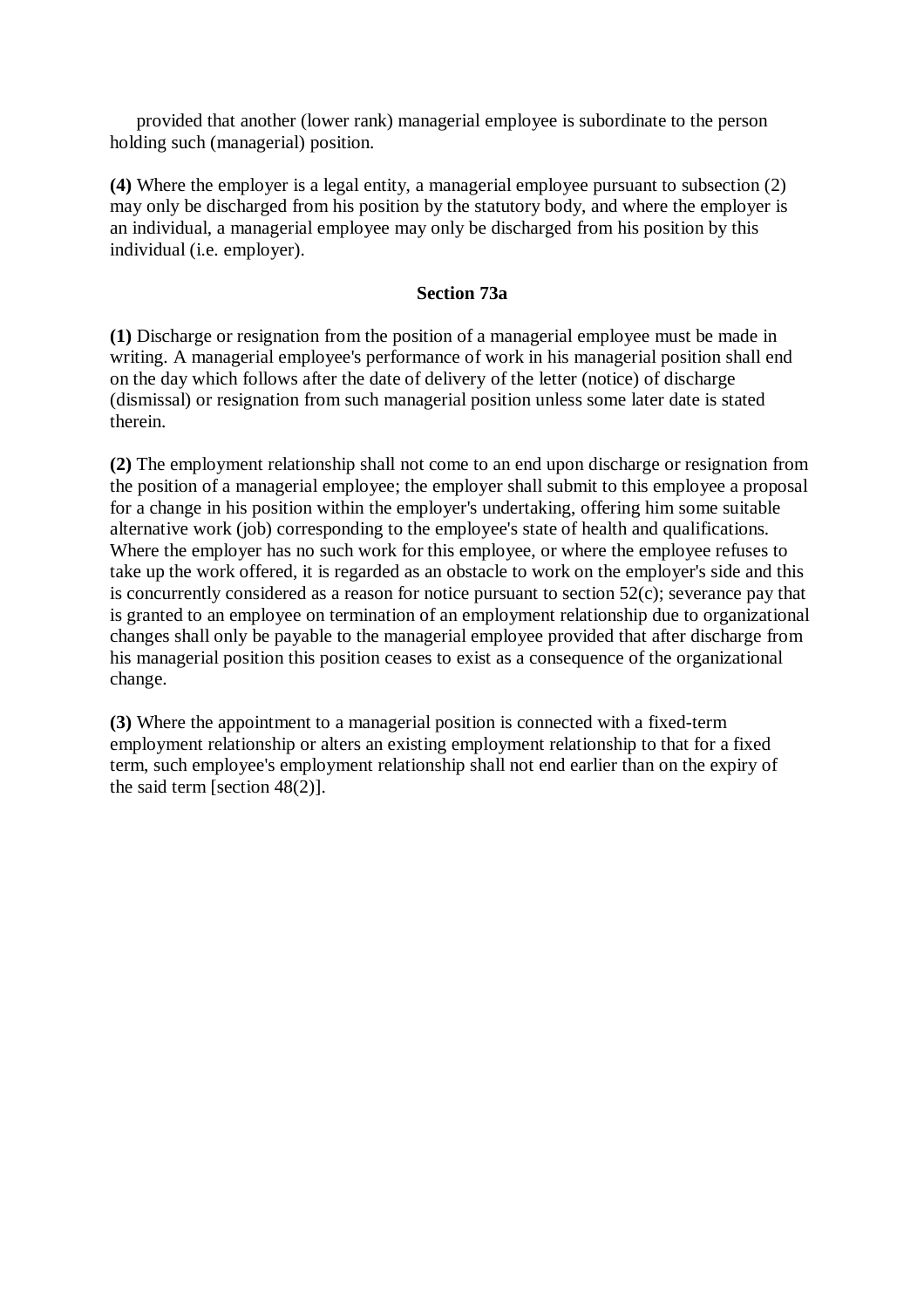provided that another (lower rank) managerial employee is subordinate to the person holding such (managerial) position.

**(4)** Where the employer is a legal entity, a managerial employee pursuant to subsection (2) may only be discharged from his position by the statutory body, and where the employer is an individual, a managerial employee may only be discharged from his position by this individual (i.e. employer).

### Section 73a

**(1)** Discharge or resignation from the position of a managerial employee must be made in writing. A managerial employee's performance of work in his managerial position shall end on the day which follows after the date of delivery of the letter (notice) of discharge (dismissal) or resignation from such managerial position unless some later date is stated therein.

**(2)** The employment relationship shall not come to an end upon discharge or resignation from the position of a managerial employee; the employer shall submit to this employee a proposal for a change in his position within the employer's undertaking, offering him some suitable alternative work (job) corresponding to the employee's state of health and qualifications. Where the employer has no such work for this employee, or where the employee refuses to take up the work offered, it is regarded as an obstacle to work on the employer's side and this is concurrently considered as a reason for notice pursuant to section 52(c); severance pay that is granted to an employee on termination of an employment relationship due to organizational changes shall only be payable to the managerial employee provided that after discharge from his managerial position this position ceases to exist as a consequence of the organizational change.

**(3)** Where the appointment to a managerial position is connected with a fixed-term employment relationship or alters an existing employment relationship to that for a fixed term, such employee's employment relationship shall not end earlier than on the expiry of the said term [section 48(2)].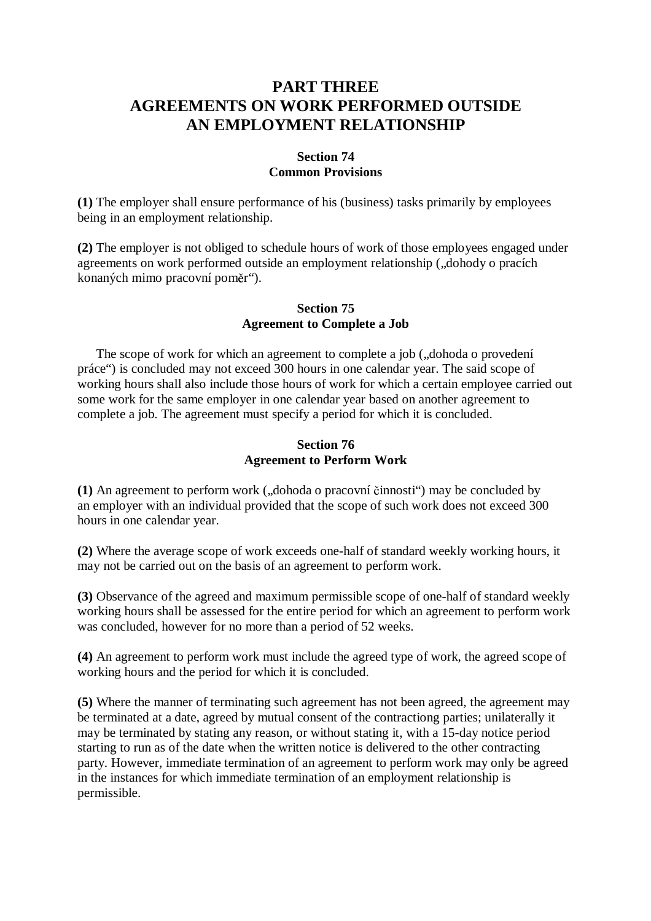# PART THREE
# AGREEMENTS ON WORK PERFORMED OUTSIDE AN EMPLOYMENT RELATIONSHIP

### Section 74
### Common Provisions

**(1)** The employer shall ensure performance of his (business) tasks primarily by employees being in an employment relationship.

**(2)** The employer is not obliged to schedule hours of work of those employees engaged under agreements on work performed outside an employment relationship („dohody o pracích konaných mimo pracovní poměr").

### Section 75
### Agreement to Complete a Job

The scope of work for which an agreement to complete a job („dohoda o provedení práce") is concluded may not exceed 300 hours in one calendar year. The said scope of working hours shall also include those hours of work for which a certain employee carried out some work for the same employer in one calendar year based on another agreement to complete a job. The agreement must specify a period for which it is concluded.

### Section 76
### Agreement to Perform Work

**(1)** An agreement to perform work („dohoda o pracovní činnosti") may be concluded by an employer with an individual provided that the scope of such work does not exceed 300 hours in one calendar year.

**(2)** Where the average scope of work exceeds one-half of standard weekly working hours, it may not be carried out on the basis of an agreement to perform work.

**(3)** Observance of the agreed and maximum permissible scope of one-half of standard weekly working hours shall be assessed for the entire period for which an agreement to perform work was concluded, however for no more than a period of 52 weeks.

**(4)** An agreement to perform work must include the agreed type of work, the agreed scope of working hours and the period for which it is concluded.

**(5)** Where the manner of terminating such agreement has not been agreed, the agreement may be terminated at a date, agreed by mutual consent of the contractiong parties; unilaterally it may be terminated by stating any reason, or without stating it, with a 15-day notice period starting to run as of the date when the written notice is delivered to the other contracting party. However, immediate termination of an agreement to perform work may only be agreed in the instances for which immediate termination of an employment relationship is permissible.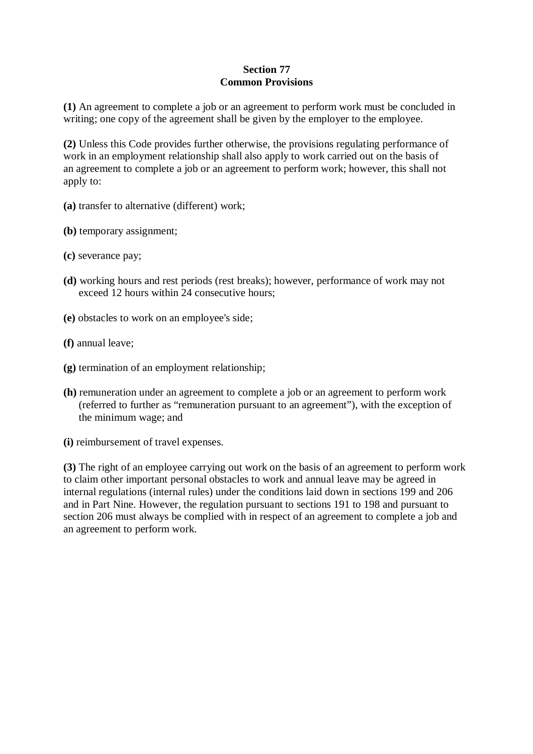## Section 77
## Common Provisions

**(1)** An agreement to complete a job or an agreement to perform work must be concluded in writing; one copy of the agreement shall be given by the employer to the employee.

**(2)** Unless this Code provides further otherwise, the provisions regulating performance of work in an employment relationship shall also apply to work carried out on the basis of an agreement to complete a job or an agreement to perform work; however, this shall not apply to:

**(a)** transfer to alternative (different) work;

**(b)** temporary assignment;

**(c)** severance pay;

**(d)** working hours and rest periods (rest breaks); however, performance of work may not exceed 12 hours within 24 consecutive hours;

**(e)** obstacles to work on an employee's side;

**(f)** annual leave;

**(g)** termination of an employment relationship;

**(h)** remuneration under an agreement to complete a job or an agreement to perform work (referred to further as "remuneration pursuant to an agreement"), with the exception of the minimum wage; and

**(i)** reimbursement of travel expenses.

**(3)** The right of an employee carrying out work on the basis of an agreement to perform work to claim other important personal obstacles to work and annual leave may be agreed in internal regulations (internal rules) under the conditions laid down in sections 199 and 206 and in Part Nine. However, the regulation pursuant to sections 191 to 198 and pursuant to section 206 must always be complied with in respect of an agreement to complete a job and an agreement to perform work.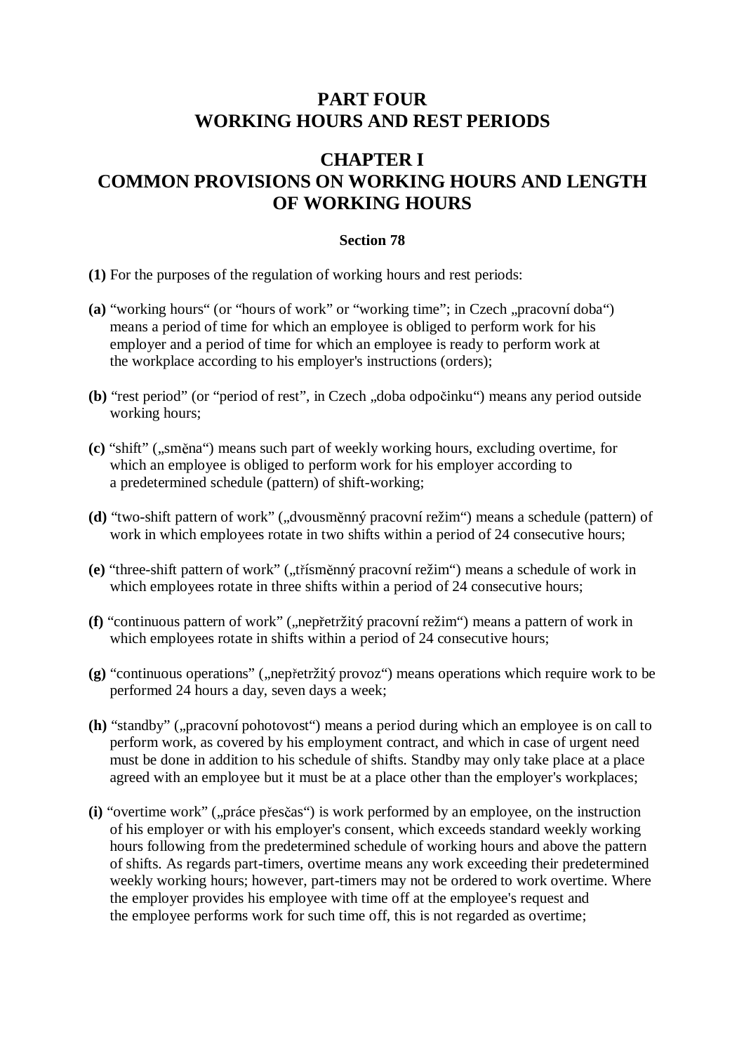# PART FOUR
# WORKING HOURS AND REST PERIODS

## CHAPTER I
## COMMON PROVISIONS ON WORKING HOURS AND LENGTH OF WORKING HOURS

### Section 78

**(1)** For the purposes of the regulation of working hours and rest periods:

**(a)** "working hours" (or "hours of work" or "working time"; in Czech „pracovní doba") means a period of time for which an employee is obliged to perform work for his employer and a period of time for which an employee is ready to perform work at the workplace according to his employer's instructions (orders);

**(b)** "rest period" (or "period of rest", in Czech „doba odpočinku") means any period outside working hours;

**(c)** "shift" („směna") means such part of weekly working hours, excluding overtime, for which an employee is obliged to perform work for his employer according to a predetermined schedule (pattern) of shift-working;

**(d)** "two-shift pattern of work" („dvousměnný pracovní režim") means a schedule (pattern) of work in which employees rotate in two shifts within a period of 24 consecutive hours;

**(e)** "three-shift pattern of work" („třísměnný pracovní režim") means a schedule of work in which employees rotate in three shifts within a period of 24 consecutive hours;

**(f)** "continuous pattern of work" („nepřetržitý pracovní režim") means a pattern of work in which employees rotate in shifts within a period of 24 consecutive hours;

**(g)** "continuous operations" („nepřetržitý provoz") means operations which require work to be performed 24 hours a day, seven days a week;

**(h)** "standby" („pracovní pohotovost") means a period during which an employee is on call to perform work, as covered by his employment contract, and which in case of urgent need must be done in addition to his schedule of shifts. Standby may only take place at a place agreed with an employee but it must be at a place other than the employer's workplaces;

**(i)** "overtime work" („práce přesčas") is work performed by an employee, on the instruction of his employer or with his employer's consent, which exceeds standard weekly working hours following from the predetermined schedule of working hours and above the pattern of shifts. As regards part-timers, overtime means any work exceeding their predetermined weekly working hours; however, part-timers may not be ordered to work overtime. Where the employer provides his employee with time off at the employee's request and the employee performs work for such time off, this is not regarded as overtime;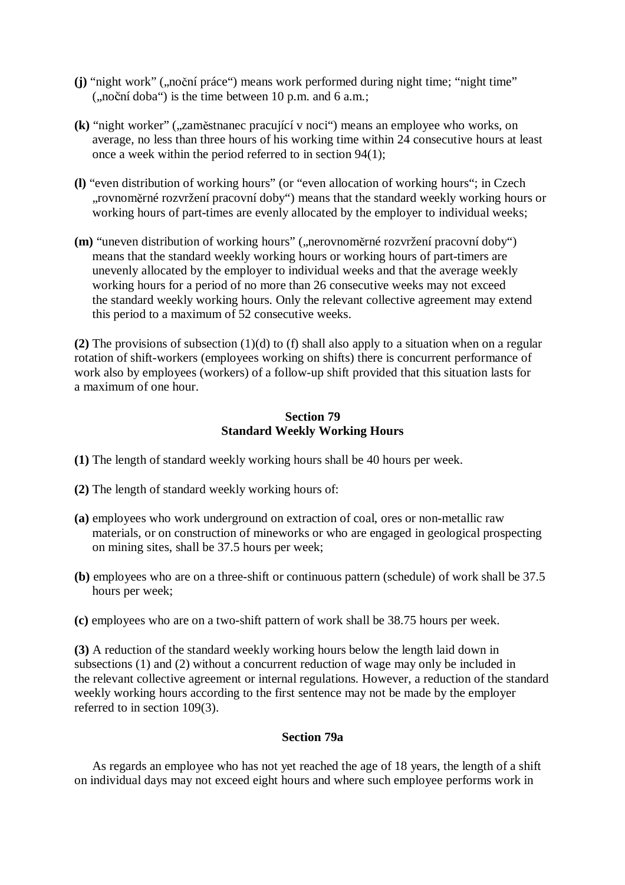**(j)** "night work" („noční práce") means work performed during night time; "night time" („noční doba") is the time between 10 p.m. and 6 a.m.;

**(k)** "night worker" („zaměstnanec pracující v noci") means an employee who works, on average, no less than three hours of his working time within 24 consecutive hours at least once a week within the period referred to in section 94(1);

**(l)** "even distribution of working hours" (or "even allocation of working hours"; in Czech „rovnoměrné rozvržení pracovní doby") means that the standard weekly working hours or working hours of part-times are evenly allocated by the employer to individual weeks;

**(m)** "uneven distribution of working hours" („nerovnoměrné rozvržení pracovní doby") means that the standard weekly working hours or working hours of part-timers are unevenly allocated by the employer to individual weeks and that the average weekly working hours for a period of no more than 26 consecutive weeks may not exceed the standard weekly working hours. Only the relevant collective agreement may extend this period to a maximum of 52 consecutive weeks.

**(2)** The provisions of subsection (1)(d) to (f) shall also apply to a situation when on a regular rotation of shift-workers (employees working on shifts) there is concurrent performance of work also by employees (workers) of a follow-up shift provided that this situation lasts for a maximum of one hour.

### Section 79
### Standard Weekly Working Hours

**(1)** The length of standard weekly working hours shall be 40 hours per week.

**(2)** The length of standard weekly working hours of:

**(a)** employees who work underground on extraction of coal, ores or non-metallic raw materials, or on construction of mineworks or who are engaged in geological prospecting on mining sites, shall be 37.5 hours per week;

**(b)** employees who are on a three-shift or continuous pattern (schedule) of work shall be 37.5 hours per week;

**(c)** employees who are on a two-shift pattern of work shall be 38.75 hours per week.

**(3)** A reduction of the standard weekly working hours below the length laid down in subsections (1) and (2) without a concurrent reduction of wage may only be included in the relevant collective agreement or internal regulations. However, a reduction of the standard weekly working hours according to the first sentence may not be made by the employer referred to in section 109(3).

### Section 79a

As regards an employee who has not yet reached the age of 18 years, the length of a shift on individual days may not exceed eight hours and where such employee performs work in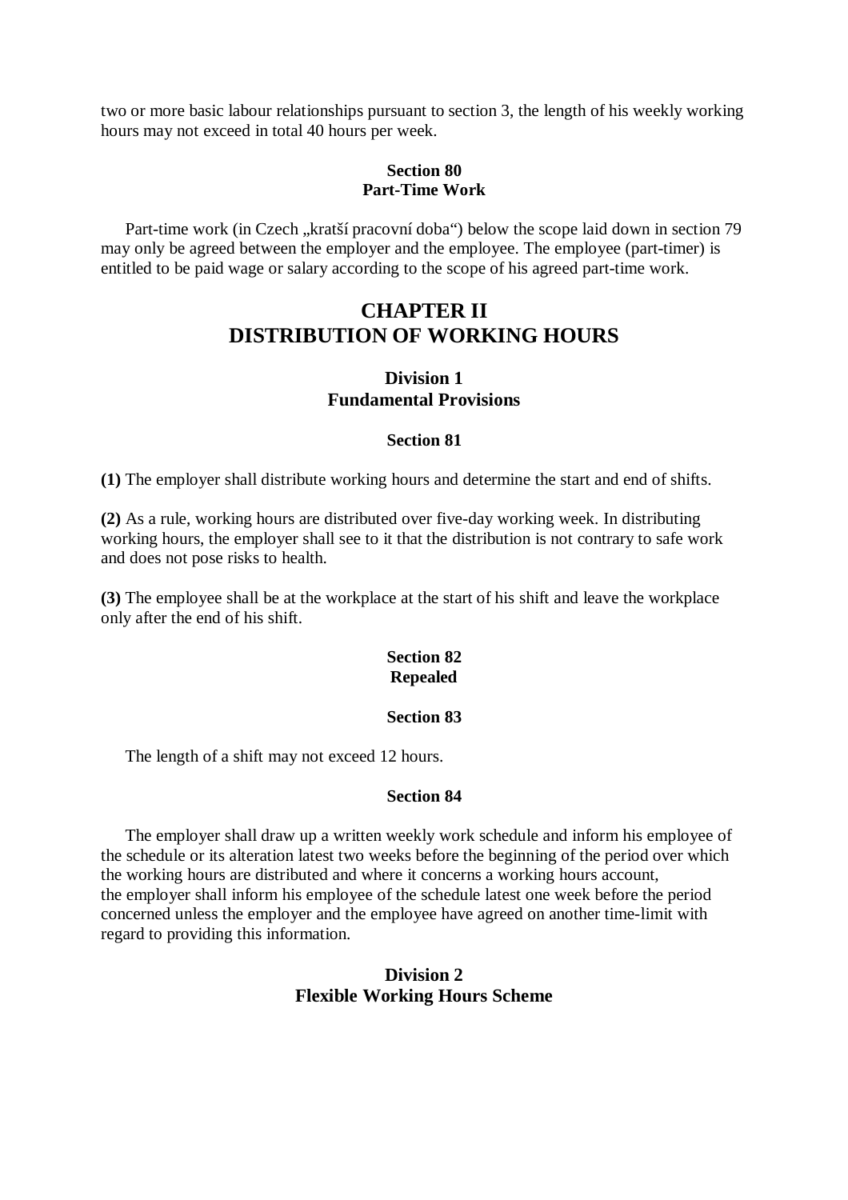two or more basic labour relationships pursuant to section 3, the length of his weekly working hours may not exceed in total 40 hours per week.

### Section 80
### Part-Time Work

Part-time work (in Czech „kratší pracovní doba“) below the scope laid down in section 79 may only be agreed between the employer and the employee. The employee (part-timer) is entitled to be paid wage or salary according to the scope of his agreed part-time work.

# CHAPTER II
# DISTRIBUTION OF WORKING HOURS

## Division 1
## Fundamental Provisions

### Section 81

**(1)** The employer shall distribute working hours and determine the start and end of shifts.

**(2)** As a rule, working hours are distributed over five-day working week. In distributing working hours, the employer shall see to it that the distribution is not contrary to safe work and does not pose risks to health.

**(3)** The employee shall be at the workplace at the start of his shift and leave the workplace only after the end of his shift.

### Section 82
### Repealed

### Section 83

The length of a shift may not exceed 12 hours.

### Section 84

The employer shall draw up a written weekly work schedule and inform his employee of the schedule or its alteration latest two weeks before the beginning of the period over which the working hours are distributed and where it concerns a working hours account, the employer shall inform his employee of the schedule latest one week before the period concerned unless the employer and the employee have agreed on another time-limit with regard to providing this information.

## Division 2
## Flexible Working Hours Scheme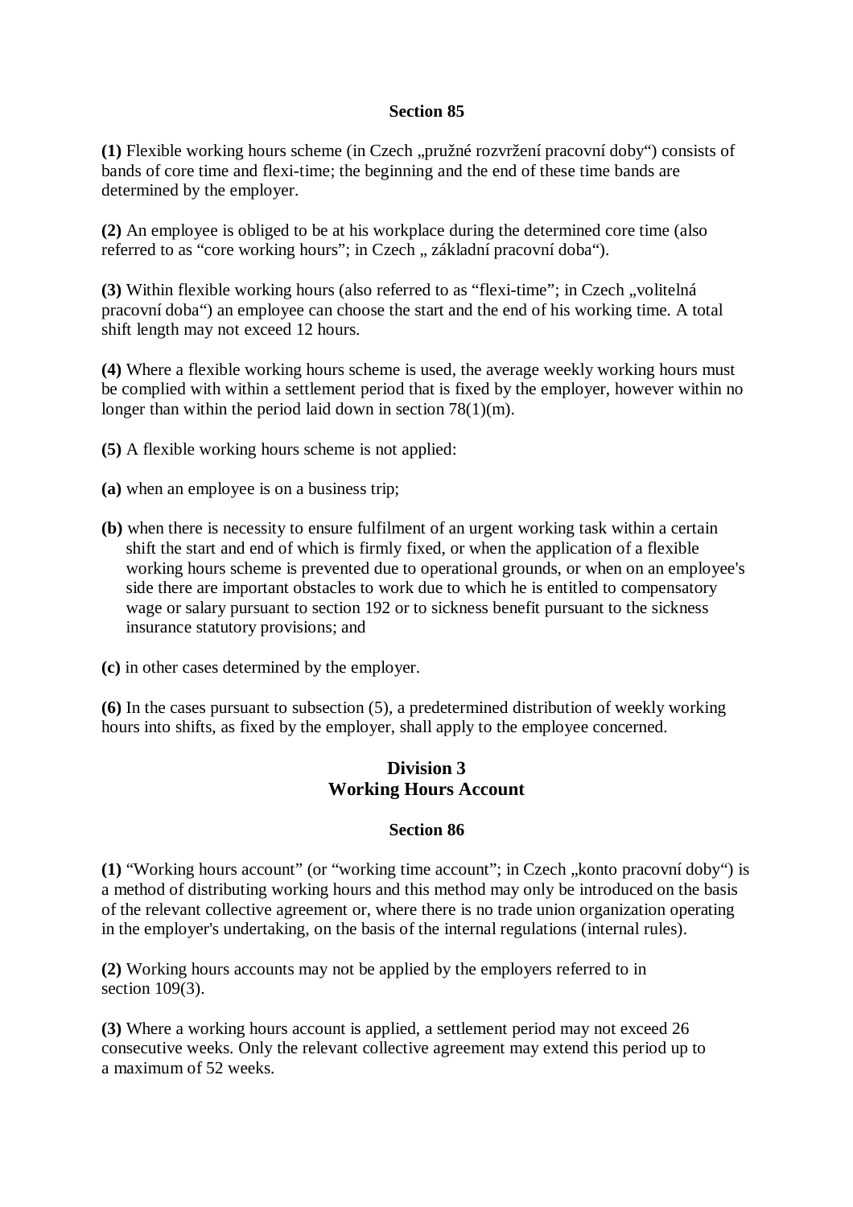### Section 85

**(1)** Flexible working hours scheme (in Czech „pružné rozvržení pracovní doby“) consists of bands of core time and flexi-time; the beginning and the end of these time bands are determined by the employer.

**(2)** An employee is obliged to be at his workplace during the determined core time (also referred to as “core working hours”; in Czech „ základní pracovní doba“).

**(3)** Within flexible working hours (also referred to as “flexi-time”; in Czech „volitelná pracovní doba“) an employee can choose the start and the end of his working time. A total shift length may not exceed 12 hours.

**(4)** Where a flexible working hours scheme is used, the average weekly working hours must be complied with within a settlement period that is fixed by the employer, however within no longer than within the period laid down in section 78(1)(m).

**(5)** A flexible working hours scheme is not applied:

**(a)** when an employee is on a business trip;

**(b)** when there is necessity to ensure fulfilment of an urgent working task within a certain shift the start and end of which is firmly fixed, or when the application of a flexible working hours scheme is prevented due to operational grounds, or when on an employee's side there are important obstacles to work due to which he is entitled to compensatory wage or salary pursuant to section 192 or to sickness benefit pursuant to the sickness insurance statutory provisions; and

**(c)** in other cases determined by the employer.

**(6)** In the cases pursuant to subsection (5), a predetermined distribution of weekly working hours into shifts, as fixed by the employer, shall apply to the employee concerned.

## Division 3
## Working Hours Account

### Section 86

**(1)** “Working hours account” (or “working time account”; in Czech „konto pracovní doby“) is a method of distributing working hours and this method may only be introduced on the basis of the relevant collective agreement or, where there is no trade union organization operating in the employer's undertaking, on the basis of the internal regulations (internal rules).

**(2)** Working hours accounts may not be applied by the employers referred to in section 109(3).

**(3)** Where a working hours account is applied, a settlement period may not exceed 26 consecutive weeks. Only the relevant collective agreement may extend this period up to a maximum of 52 weeks.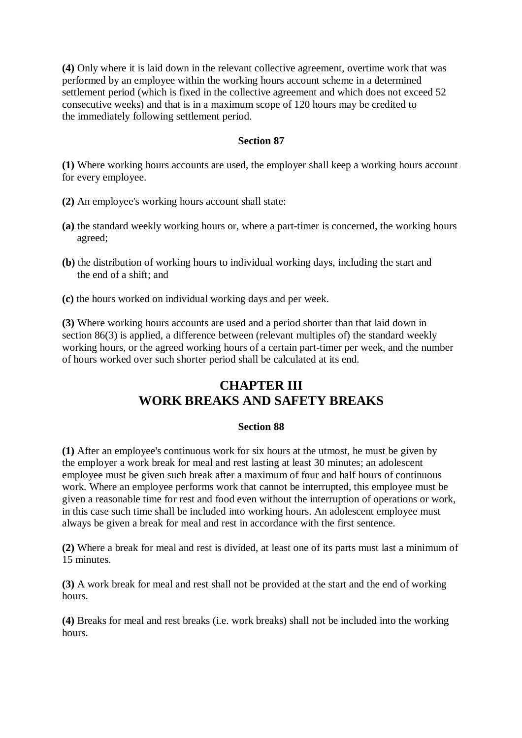**(4)** Only where it is laid down in the relevant collective agreement, overtime work that was performed by an employee within the working hours account scheme in a determined settlement period (which is fixed in the collective agreement and which does not exceed 52 consecutive weeks) and that is in a maximum scope of 120 hours may be credited to the immediately following settlement period.

#### Section 87

**(1)** Where working hours accounts are used, the employer shall keep a working hours account for every employee.

**(2)** An employee's working hours account shall state:

**(a)** the standard weekly working hours or, where a part-timer is concerned, the working hours agreed;

**(b)** the distribution of working hours to individual working days, including the start and the end of a shift; and

**(c)** the hours worked on individual working days and per week.

**(3)** Where working hours accounts are used and a period shorter than that laid down in section 86(3) is applied, a difference between (relevant multiples of) the standard weekly working hours, or the agreed working hours of a certain part-timer per week, and the number of hours worked over such shorter period shall be calculated at its end.

## CHAPTER III
## WORK BREAKS AND SAFETY BREAKS

#### Section 88

**(1)** After an employee's continuous work for six hours at the utmost, he must be given by the employer a work break for meal and rest lasting at least 30 minutes; an adolescent employee must be given such break after a maximum of four and half hours of continuous work. Where an employee performs work that cannot be interrupted, this employee must be given a reasonable time for rest and food even without the interruption of operations or work, in this case such time shall be included into working hours. An adolescent employee must always be given a break for meal and rest in accordance with the first sentence.

**(2)** Where a break for meal and rest is divided, at least one of its parts must last a minimum of 15 minutes.

**(3)** A work break for meal and rest shall not be provided at the start and the end of working hours.

**(4)** Breaks for meal and rest breaks (i.e. work breaks) shall not be included into the working hours.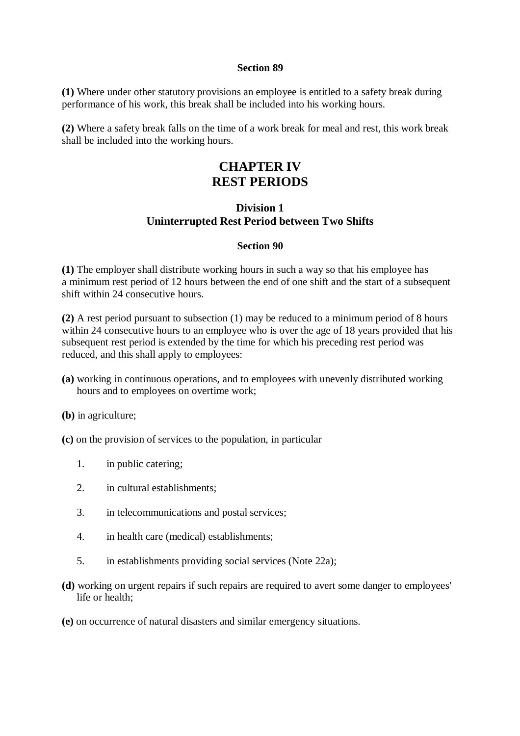**Section 89**

**(1)** Where under other statutory provisions an employee is entitled to a safety break during performance of his work, this break shall be included into his working hours.

**(2)** Where a safety break falls on the time of a work break for meal and rest, this work break shall be included into the working hours.

# CHAPTER IV
# REST PERIODS

## Division 1
## Uninterrupted Rest Period between Two Shifts

**Section 90**

**(1)** The employer shall distribute working hours in such a way so that his employee has a minimum rest period of 12 hours between the end of one shift and the start of a subsequent shift within 24 consecutive hours.

**(2)** A rest period pursuant to subsection (1) may be reduced to a minimum period of 8 hours within 24 consecutive hours to an employee who is over the age of 18 years provided that his subsequent rest period is extended by the time for which his preceding rest period was reduced, and this shall apply to employees:

**(a)** working in continuous operations, and to employees with unevenly distributed working hours and to employees on overtime work;

**(b)** in agriculture;

**(c)** on the provision of services to the population, in particular

1. in public catering;
2. in cultural establishments;
3. in telecommunications and postal services;
4. in health care (medical) establishments;
5. in establishments providing social services (Note 22a);

**(d)** working on urgent repairs if such repairs are required to avert some danger to employees' life or health;

**(e)** on occurrence of natural disasters and similar emergency situations.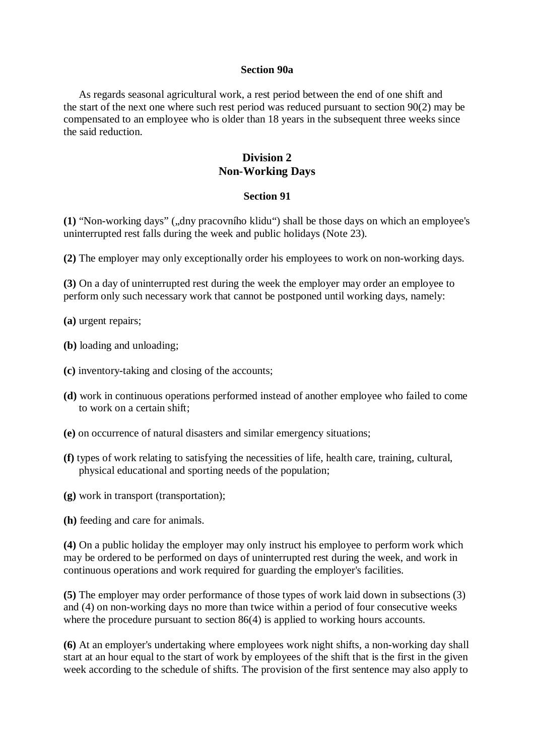#### Section 90a

As regards seasonal agricultural work, a rest period between the end of one shift and the start of the next one where such rest period was reduced pursuant to section 90(2) may be compensated to an employee who is older than 18 years in the subsequent three weeks since the said reduction.

## Division 2
## Non-Working Days

#### Section 91

**(1)** "Non-working days" („dny pracovního klidu") shall be those days on which an employee's uninterrupted rest falls during the week and public holidays (Note 23).

**(2)** The employer may only exceptionally order his employees to work on non-working days.

**(3)** On a day of uninterrupted rest during the week the employer may order an employee to perform only such necessary work that cannot be postponed until working days, namely:

**(a)** urgent repairs;

**(b)** loading and unloading;

**(c)** inventory-taking and closing of the accounts;

**(d)** work in continuous operations performed instead of another employee who failed to come to work on a certain shift;

**(e)** on occurrence of natural disasters and similar emergency situations;

**(f)** types of work relating to satisfying the necessities of life, health care, training, cultural, physical educational and sporting needs of the population;

**(g)** work in transport (transportation);

**(h)** feeding and care for animals.

**(4)** On a public holiday the employer may only instruct his employee to perform work which may be ordered to be performed on days of uninterrupted rest during the week, and work in continuous operations and work required for guarding the employer's facilities.

**(5)** The employer may order performance of those types of work laid down in subsections (3) and (4) on non-working days no more than twice within a period of four consecutive weeks where the procedure pursuant to section 86(4) is applied to working hours accounts.

**(6)** At an employer's undertaking where employees work night shifts, a non-working day shall start at an hour equal to the start of work by employees of the shift that is the first in the given week according to the schedule of shifts. The provision of the first sentence may also apply to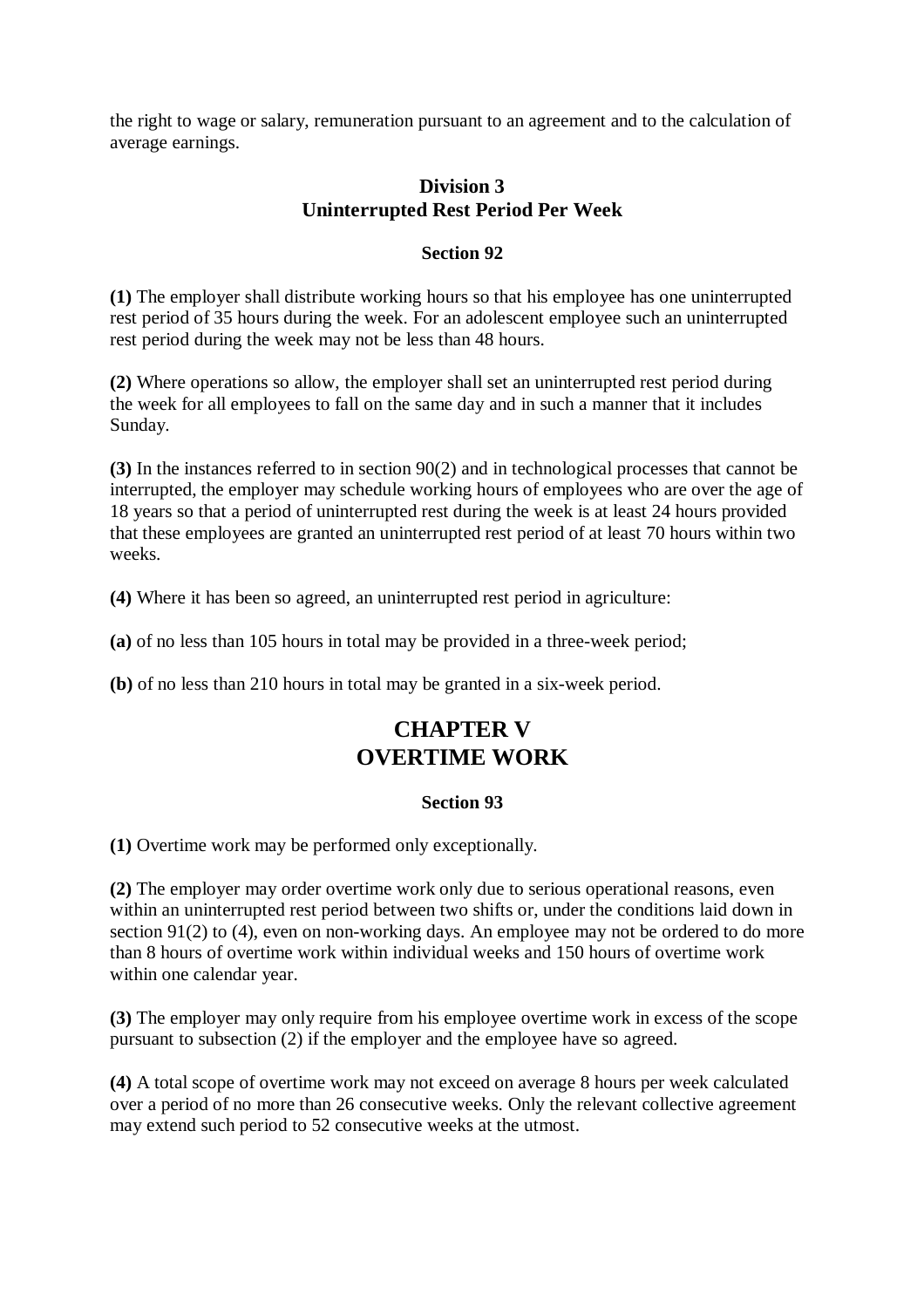the right to wage or salary, remuneration pursuant to an agreement and to the calculation of average earnings.

### Division 3
### Uninterrupted Rest Period Per Week

#### Section 92

**(1)** The employer shall distribute working hours so that his employee has one uninterrupted rest period of 35 hours during the week. For an adolescent employee such an uninterrupted rest period during the week may not be less than 48 hours.

**(2)** Where operations so allow, the employer shall set an uninterrupted rest period during the week for all employees to fall on the same day and in such a manner that it includes Sunday.

**(3)** In the instances referred to in section 90(2) and in technological processes that cannot be interrupted, the employer may schedule working hours of employees who are over the age of 18 years so that a period of uninterrupted rest during the week is at least 24 hours provided that these employees are granted an uninterrupted rest period of at least 70 hours within two weeks.

**(4)** Where it has been so agreed, an uninterrupted rest period in agriculture:

**(a)** of no less than 105 hours in total may be provided in a three-week period;

**(b)** of no less than 210 hours in total may be granted in a six-week period.

## CHAPTER V
## OVERTIME WORK

#### Section 93

**(1)** Overtime work may be performed only exceptionally.

**(2)** The employer may order overtime work only due to serious operational reasons, even within an uninterrupted rest period between two shifts or, under the conditions laid down in section 91(2) to (4), even on non-working days. An employee may not be ordered to do more than 8 hours of overtime work within individual weeks and 150 hours of overtime work within one calendar year.

**(3)** The employer may only require from his employee overtime work in excess of the scope pursuant to subsection (2) if the employer and the employee have so agreed.

**(4)** A total scope of overtime work may not exceed on average 8 hours per week calculated over a period of no more than 26 consecutive weeks. Only the relevant collective agreement may extend such period to 52 consecutive weeks at the utmost.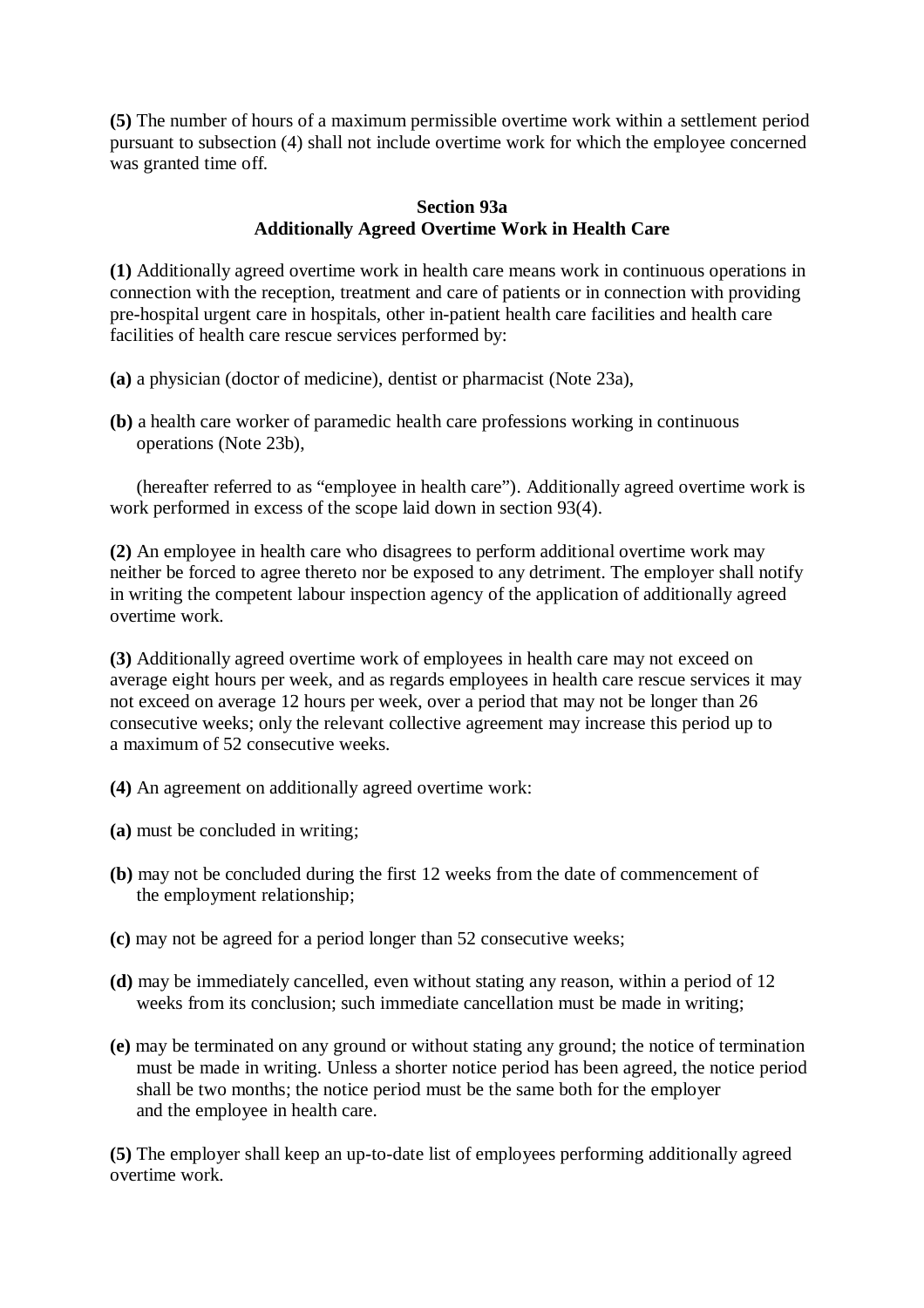**(5)** The number of hours of a maximum permissible overtime work within a settlement period pursuant to subsection (4) shall not include overtime work for which the employee concerned was granted time off.

### Section 93a
### Additionally Agreed Overtime Work in Health Care

**(1)** Additionally agreed overtime work in health care means work in continuous operations in connection with the reception, treatment and care of patients or in connection with providing pre-hospital urgent care in hospitals, other in-patient health care facilities and health care facilities of health care rescue services performed by:

**(a)** a physician (doctor of medicine), dentist or pharmacist (Note 23a),

**(b)** a health care worker of paramedic health care professions working in continuous operations (Note 23b),

(hereafter referred to as "employee in health care"). Additionally agreed overtime work is work performed in excess of the scope laid down in section 93(4).

**(2)** An employee in health care who disagrees to perform additional overtime work may neither be forced to agree thereto nor be exposed to any detriment. The employer shall notify in writing the competent labour inspection agency of the application of additionally agreed overtime work.

**(3)** Additionally agreed overtime work of employees in health care may not exceed on average eight hours per week, and as regards employees in health care rescue services it may not exceed on average 12 hours per week, over a period that may not be longer than 26 consecutive weeks; only the relevant collective agreement may increase this period up to a maximum of 52 consecutive weeks.

**(4)** An agreement on additionally agreed overtime work:

**(a)** must be concluded in writing;

**(b)** may not be concluded during the first 12 weeks from the date of commencement of the employment relationship;

**(c)** may not be agreed for a period longer than 52 consecutive weeks;

**(d)** may be immediately cancelled, even without stating any reason, within a period of 12 weeks from its conclusion; such immediate cancellation must be made in writing;

**(e)** may be terminated on any ground or without stating any ground; the notice of termination must be made in writing. Unless a shorter notice period has been agreed, the notice period shall be two months; the notice period must be the same both for the employer and the employee in health care.

**(5)** The employer shall keep an up-to-date list of employees performing additionally agreed overtime work.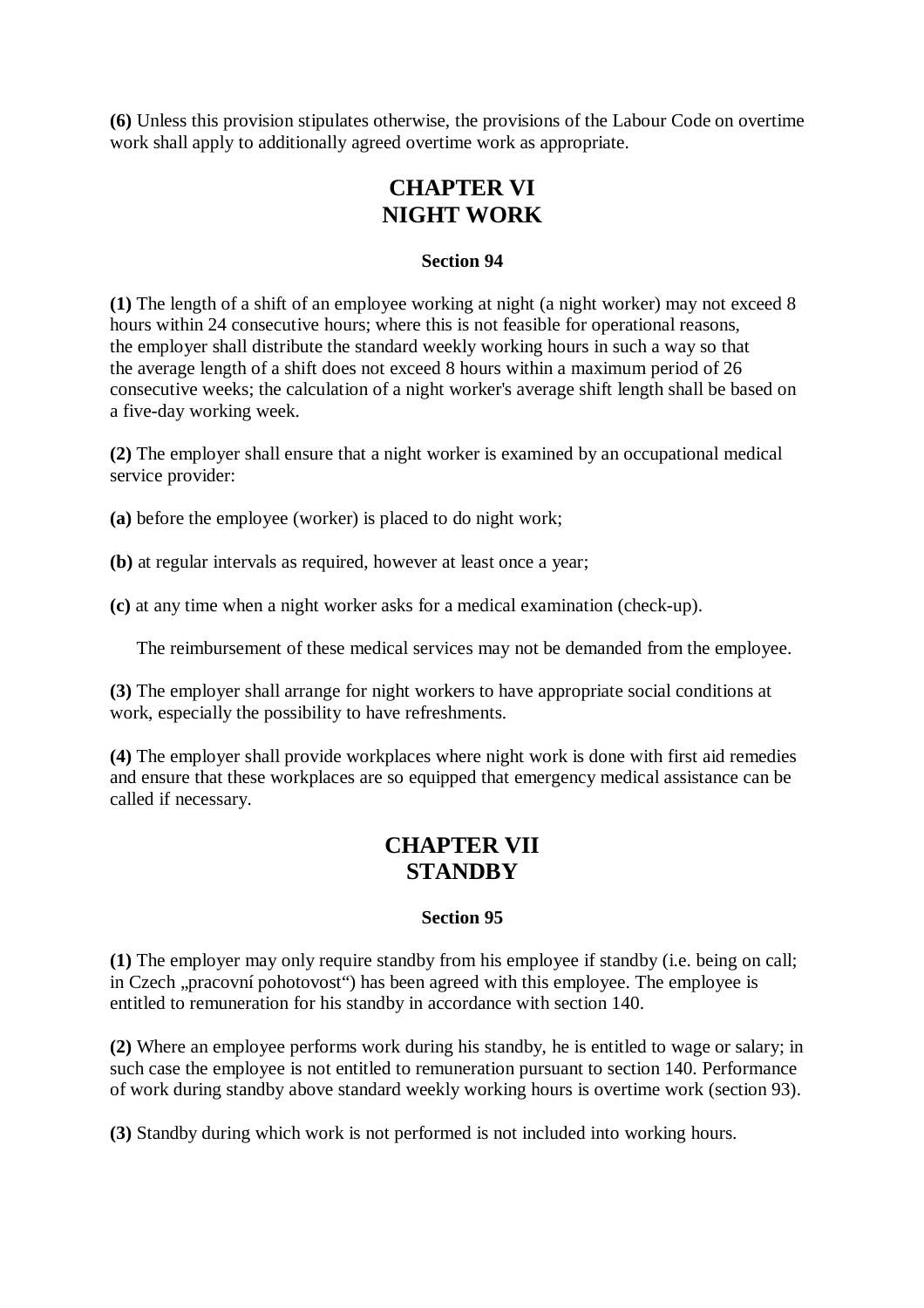**(6)** Unless this provision stipulates otherwise, the provisions of the Labour Code on overtime work shall apply to additionally agreed overtime work as appropriate.

## CHAPTER VI
## NIGHT WORK

### Section 94

**(1)** The length of a shift of an employee working at night (a night worker) may not exceed 8 hours within 24 consecutive hours; where this is not feasible for operational reasons, the employer shall distribute the standard weekly working hours in such a way so that the average length of a shift does not exceed 8 hours within a maximum period of 26 consecutive weeks; the calculation of a night worker's average shift length shall be based on a five-day working week.

**(2)** The employer shall ensure that a night worker is examined by an occupational medical service provider:

**(a)** before the employee (worker) is placed to do night work;

**(b)** at regular intervals as required, however at least once a year;

**(c)** at any time when a night worker asks for a medical examination (check-up).

The reimbursement of these medical services may not be demanded from the employee.

**(3)** The employer shall arrange for night workers to have appropriate social conditions at work, especially the possibility to have refreshments.

**(4)** The employer shall provide workplaces where night work is done with first aid remedies and ensure that these workplaces are so equipped that emergency medical assistance can be called if necessary.

## CHAPTER VII
## STANDBY

### Section 95

**(1)** The employer may only require standby from his employee if standby (i.e. being on call; in Czech „pracovní pohotovost") has been agreed with this employee. The employee is entitled to remuneration for his standby in accordance with section 140.

**(2)** Where an employee performs work during his standby, he is entitled to wage or salary; in such case the employee is not entitled to remuneration pursuant to section 140. Performance of work during standby above standard weekly working hours is overtime work (section 93).

**(3)** Standby during which work is not performed is not included into working hours.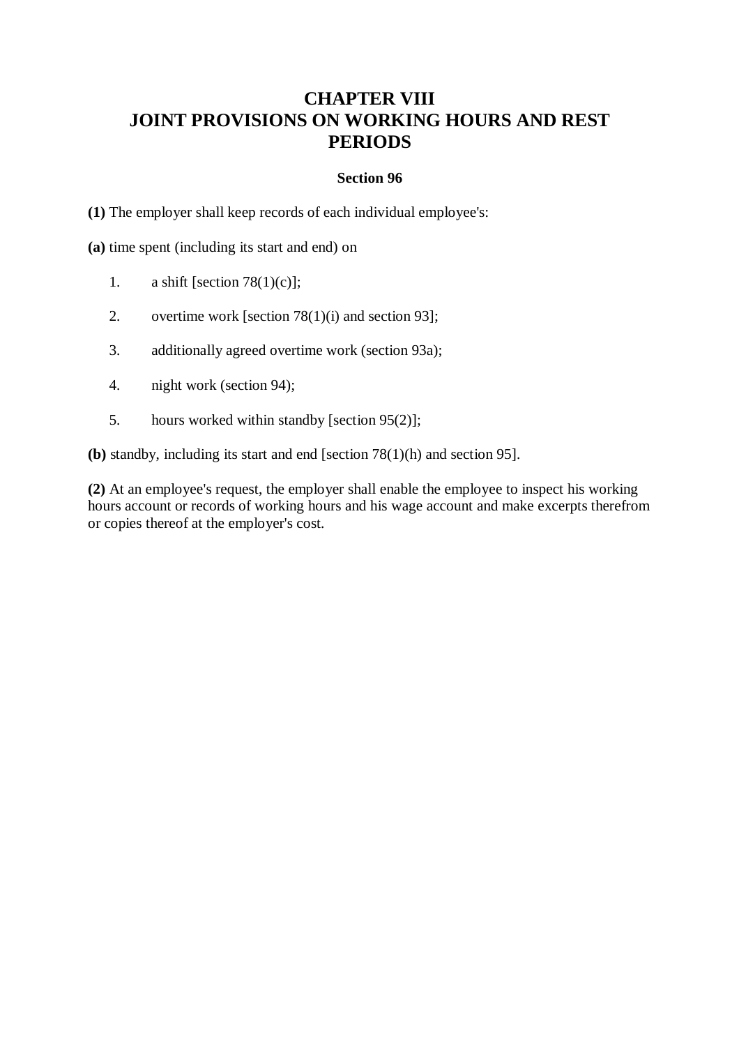# CHAPTER VIII
# JOINT PROVISIONS ON WORKING HOURS AND REST PERIODS

### Section 96

**(1)** The employer shall keep records of each individual employee's:

**(a)** time spent (including its start and end) on

1. a shift [section 78(1)(c)];
2. overtime work [section 78(1)(i) and section 93];
3. additionally agreed overtime work (section 93a);
4. night work (section 94);
5. hours worked within standby [section 95(2)];

**(b)** standby, including its start and end [section 78(1)(h) and section 95].

**(2)** At an employee's request, the employer shall enable the employee to inspect his working hours account or records of working hours and his wage account and make excerpts therefrom or copies thereof at the employer's cost.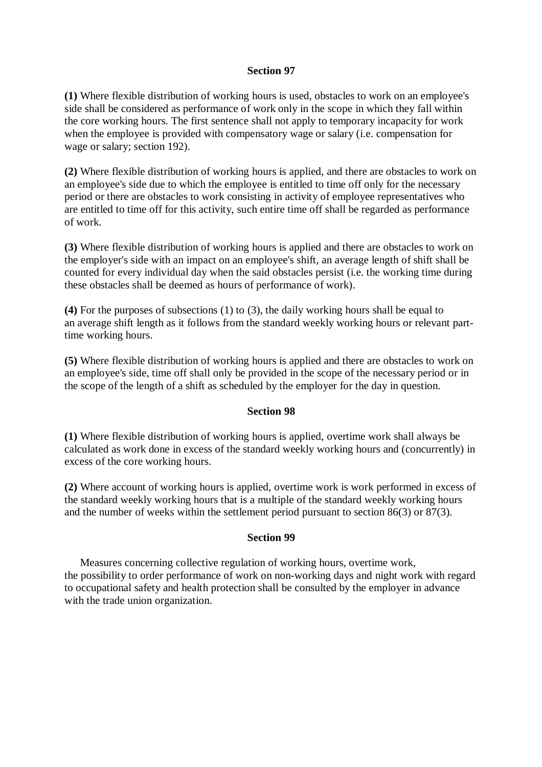### Section 97

**(1)** Where flexible distribution of working hours is used, obstacles to work on an employee's side shall be considered as performance of work only in the scope in which they fall within the core working hours. The first sentence shall not apply to temporary incapacity for work when the employee is provided with compensatory wage or salary (i.e. compensation for wage or salary; section 192).

**(2)** Where flexible distribution of working hours is applied, and there are obstacles to work on an employee's side due to which the employee is entitled to time off only for the necessary period or there are obstacles to work consisting in activity of employee representatives who are entitled to time off for this activity, such entire time off shall be regarded as performance of work.

**(3)** Where flexible distribution of working hours is applied and there are obstacles to work on the employer's side with an impact on an employee's shift, an average length of shift shall be counted for every individual day when the said obstacles persist (i.e. the working time during these obstacles shall be deemed as hours of performance of work).

**(4)** For the purposes of subsections (1) to (3), the daily working hours shall be equal to an average shift length as it follows from the standard weekly working hours or relevant part-time working hours.

**(5)** Where flexible distribution of working hours is applied and there are obstacles to work on an employee's side, time off shall only be provided in the scope of the necessary period or in the scope of the length of a shift as scheduled by the employer for the day in question.

### Section 98

**(1)** Where flexible distribution of working hours is applied, overtime work shall always be calculated as work done in excess of the standard weekly working hours and (concurrently) in excess of the core working hours.

**(2)** Where account of working hours is applied, overtime work is work performed in excess of the standard weekly working hours that is a multiple of the standard weekly working hours and the number of weeks within the settlement period pursuant to section 86(3) or 87(3).

### Section 99

Measures concerning collective regulation of working hours, overtime work, the possibility to order performance of work on non-working days and night work with regard to occupational safety and health protection shall be consulted by the employer in advance with the trade union organization.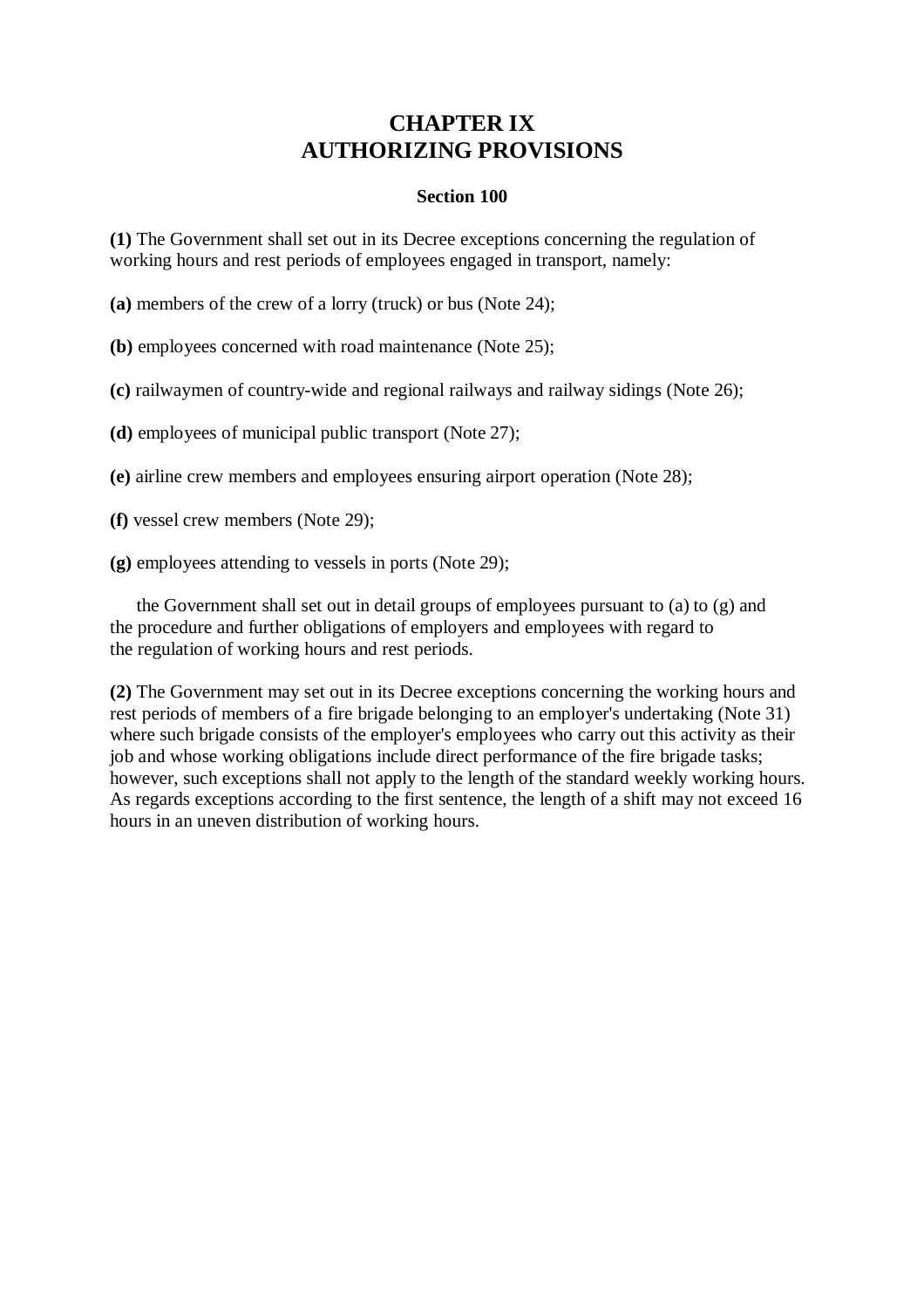# CHAPTER IX
# AUTHORIZING PROVISIONS

### Section 100

**(1)** The Government shall set out in its Decree exceptions concerning the regulation of working hours and rest periods of employees engaged in transport, namely:

**(a)** members of the crew of a lorry (truck) or bus (Note 24);

**(b)** employees concerned with road maintenance (Note 25);

**(c)** railwaymen of country-wide and regional railways and railway sidings (Note 26);

**(d)** employees of municipal public transport (Note 27);

**(e)** airline crew members and employees ensuring airport operation (Note 28);

**(f)** vessel crew members (Note 29);

**(g)** employees attending to vessels in ports (Note 29);

the Government shall set out in detail groups of employees pursuant to (a) to (g) and the procedure and further obligations of employers and employees with regard to the regulation of working hours and rest periods.

**(2)** The Government may set out in its Decree exceptions concerning the working hours and rest periods of members of a fire brigade belonging to an employer's undertaking (Note 31) where such brigade consists of the employer's employees who carry out this activity as their job and whose working obligations include direct performance of the fire brigade tasks; however, such exceptions shall not apply to the length of the standard weekly working hours. As regards exceptions according to the first sentence, the length of a shift may not exceed 16 hours in an uneven distribution of working hours.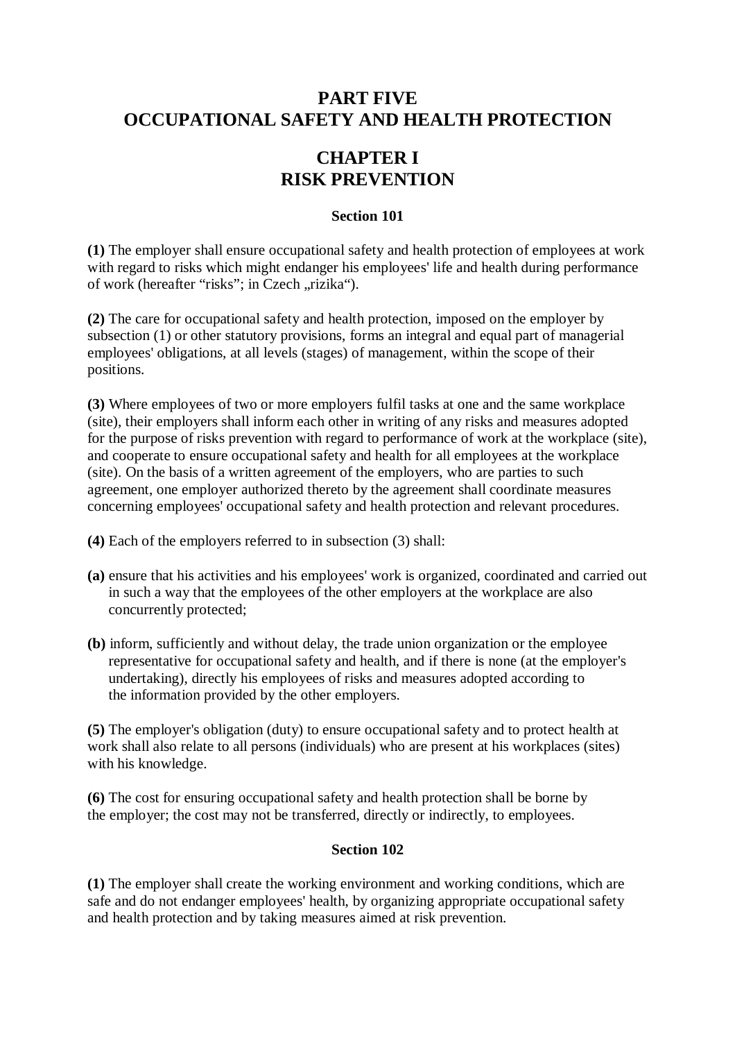# PART FIVE
# OCCUPATIONAL SAFETY AND HEALTH PROTECTION

## CHAPTER I
## RISK PREVENTION

### Section 101

**(1)** The employer shall ensure occupational safety and health protection of employees at work with regard to risks which might endanger his employees' life and health during performance of work (hereafter "risks"; in Czech „rizika").

**(2)** The care for occupational safety and health protection, imposed on the employer by subsection (1) or other statutory provisions, forms an integral and equal part of managerial employees' obligations, at all levels (stages) of management, within the scope of their positions.

**(3)** Where employees of two or more employers fulfil tasks at one and the same workplace (site), their employers shall inform each other in writing of any risks and measures adopted for the purpose of risks prevention with regard to performance of work at the workplace (site), and cooperate to ensure occupational safety and health for all employees at the workplace (site). On the basis of a written agreement of the employers, who are parties to such agreement, one employer authorized thereto by the agreement shall coordinate measures concerning employees' occupational safety and health protection and relevant procedures.

**(4)** Each of the employers referred to in subsection (3) shall:

**(a)** ensure that his activities and his employees' work is organized, coordinated and carried out in such a way that the employees of the other employers at the workplace are also concurrently protected;

**(b)** inform, sufficiently and without delay, the trade union organization or the employee representative for occupational safety and health, and if there is none (at the employer's undertaking), directly his employees of risks and measures adopted according to the information provided by the other employers.

**(5)** The employer's obligation (duty) to ensure occupational safety and to protect health at work shall also relate to all persons (individuals) who are present at his workplaces (sites) with his knowledge.

**(6)** The cost for ensuring occupational safety and health protection shall be borne by the employer; the cost may not be transferred, directly or indirectly, to employees.

### Section 102

**(1)** The employer shall create the working environment and working conditions, which are safe and do not endanger employees' health, by organizing appropriate occupational safety and health protection and by taking measures aimed at risk prevention.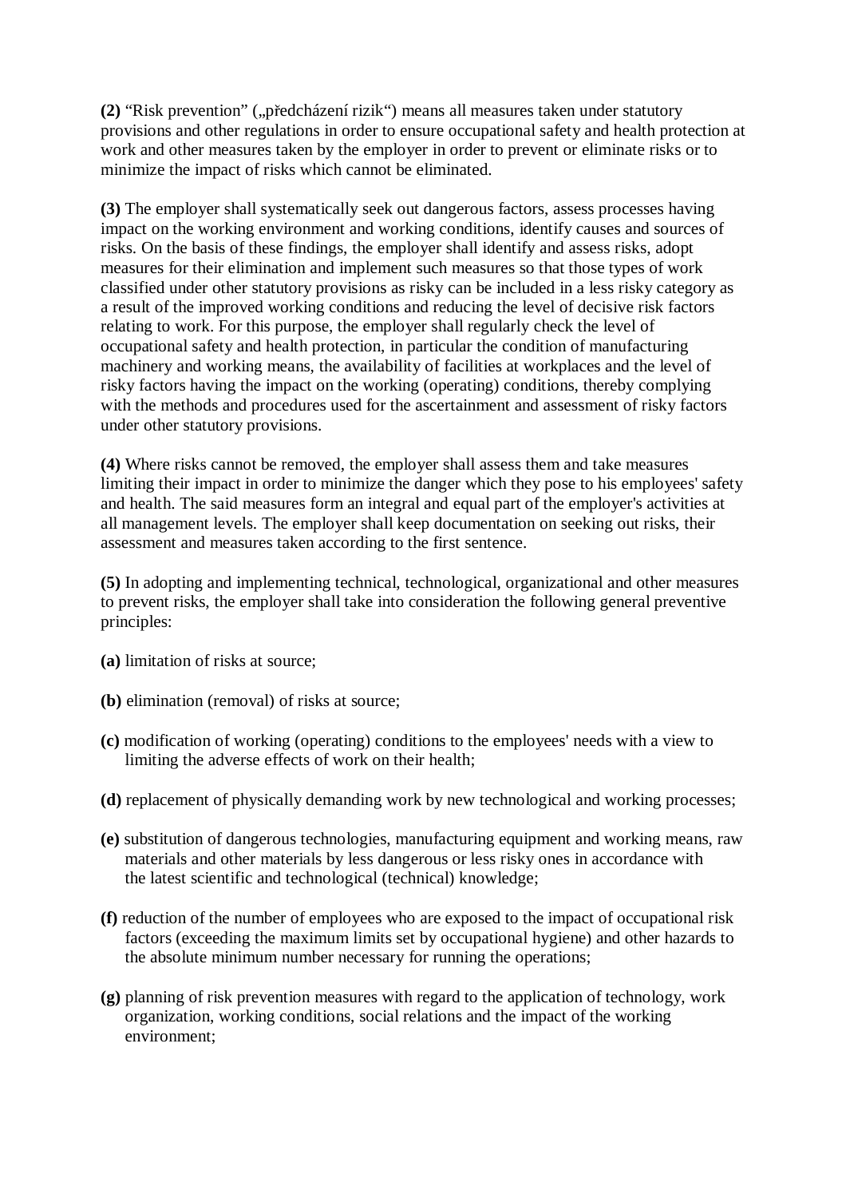**(2)** “Risk prevention” („předcházení rizik“) means all measures taken under statutory provisions and other regulations in order to ensure occupational safety and health protection at work and other measures taken by the employer in order to prevent or eliminate risks or to minimize the impact of risks which cannot be eliminated.

**(3)** The employer shall systematically seek out dangerous factors, assess processes having impact on the working environment and working conditions, identify causes and sources of risks. On the basis of these findings, the employer shall identify and assess risks, adopt measures for their elimination and implement such measures so that those types of work classified under other statutory provisions as risky can be included in a less risky category as a result of the improved working conditions and reducing the level of decisive risk factors relating to work. For this purpose, the employer shall regularly check the level of occupational safety and health protection, in particular the condition of manufacturing machinery and working means, the availability of facilities at workplaces and the level of risky factors having the impact on the working (operating) conditions, thereby complying with the methods and procedures used for the ascertainment and assessment of risky factors under other statutory provisions.

**(4)** Where risks cannot be removed, the employer shall assess them and take measures limiting their impact in order to minimize the danger which they pose to his employees' safety and health. The said measures form an integral and equal part of the employer's activities at all management levels. The employer shall keep documentation on seeking out risks, their assessment and measures taken according to the first sentence.

**(5)** In adopting and implementing technical, technological, organizational and other measures to prevent risks, the employer shall take into consideration the following general preventive principles:

**(a)** limitation of risks at source;

**(b)** elimination (removal) of risks at source;

**(c)** modification of working (operating) conditions to the employees' needs with a view to limiting the adverse effects of work on their health;

**(d)** replacement of physically demanding work by new technological and working processes;

**(e)** substitution of dangerous technologies, manufacturing equipment and working means, raw materials and other materials by less dangerous or less risky ones in accordance with the latest scientific and technological (technical) knowledge;

**(f)** reduction of the number of employees who are exposed to the impact of occupational risk factors (exceeding the maximum limits set by occupational hygiene) and other hazards to the absolute minimum number necessary for running the operations;

**(g)** planning of risk prevention measures with regard to the application of technology, work organization, working conditions, social relations and the impact of the working environment;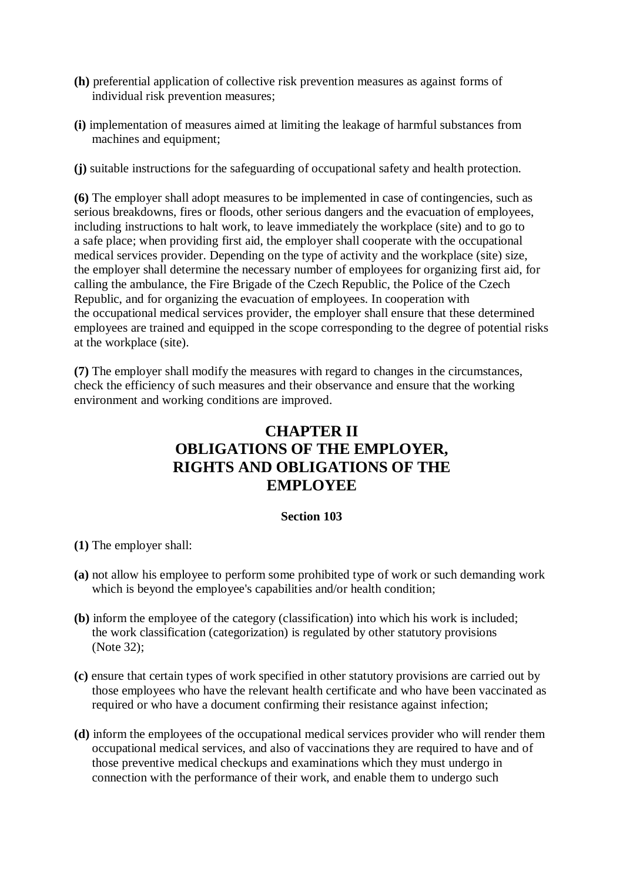**(h)** preferential application of collective risk prevention measures as against forms of individual risk prevention measures;

**(i)** implementation of measures aimed at limiting the leakage of harmful substances from machines and equipment;

**(j)** suitable instructions for the safeguarding of occupational safety and health protection.

**(6)** The employer shall adopt measures to be implemented in case of contingencies, such as serious breakdowns, fires or floods, other serious dangers and the evacuation of employees, including instructions to halt work, to leave immediately the workplace (site) and to go to a safe place; when providing first aid, the employer shall cooperate with the occupational medical services provider. Depending on the type of activity and the workplace (site) size, the employer shall determine the necessary number of employees for organizing first aid, for calling the ambulance, the Fire Brigade of the Czech Republic, the Police of the Czech Republic, and for organizing the evacuation of employees. In cooperation with the occupational medical services provider, the employer shall ensure that these determined employees are trained and equipped in the scope corresponding to the degree of potential risks at the workplace (site).

**(7)** The employer shall modify the measures with regard to changes in the circumstances, check the efficiency of such measures and their observance and ensure that the working environment and working conditions are improved.

## CHAPTER II
## OBLIGATIONS OF THE EMPLOYER, RIGHTS AND OBLIGATIONS OF THE EMPLOYEE

### Section 103

**(1)** The employer shall:

**(a)** not allow his employee to perform some prohibited type of work or such demanding work which is beyond the employee's capabilities and/or health condition;

**(b)** inform the employee of the category (classification) into which his work is included; the work classification (categorization) is regulated by other statutory provisions (Note 32);

**(c)** ensure that certain types of work specified in other statutory provisions are carried out by those employees who have the relevant health certificate and who have been vaccinated as required or who have a document confirming their resistance against infection;

**(d)** inform the employees of the occupational medical services provider who will render them occupational medical services, and also of vaccinations they are required to have and of those preventive medical checkups and examinations which they must undergo in connection with the performance of their work, and enable them to undergo such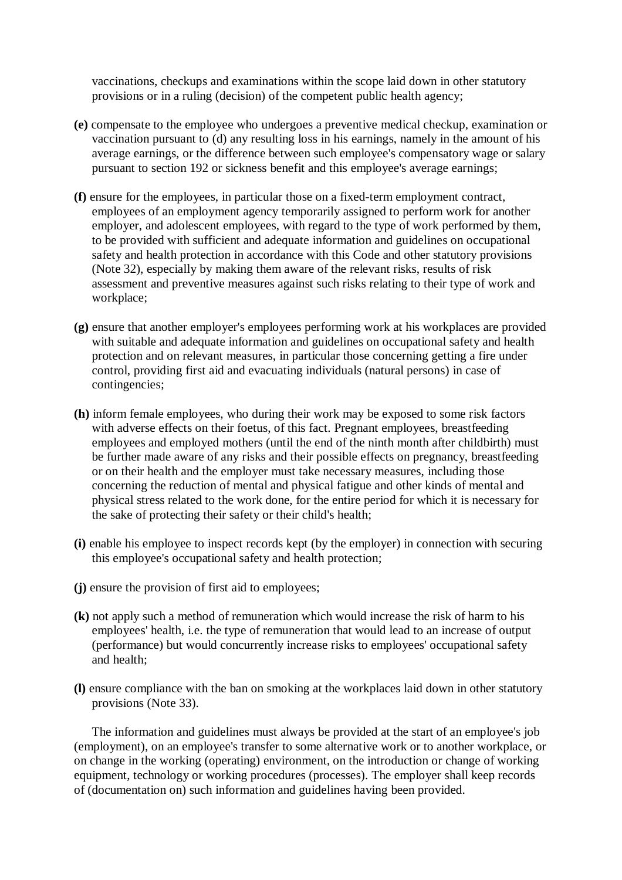vaccinations, checkups and examinations within the scope laid down in other statutory provisions or in a ruling (decision) of the competent public health agency;

**(e)** compensate to the employee who undergoes a preventive medical checkup, examination or vaccination pursuant to (d) any resulting loss in his earnings, namely in the amount of his average earnings, or the difference between such employee's compensatory wage or salary pursuant to section 192 or sickness benefit and this employee's average earnings;

**(f)** ensure for the employees, in particular those on a fixed-term employment contract, employees of an employment agency temporarily assigned to perform work for another employer, and adolescent employees, with regard to the type of work performed by them, to be provided with sufficient and adequate information and guidelines on occupational safety and health protection in accordance with this Code and other statutory provisions (Note 32), especially by making them aware of the relevant risks, results of risk assessment and preventive measures against such risks relating to their type of work and workplace;

**(g)** ensure that another employer's employees performing work at his workplaces are provided with suitable and adequate information and guidelines on occupational safety and health protection and on relevant measures, in particular those concerning getting a fire under control, providing first aid and evacuating individuals (natural persons) in case of contingencies;

**(h)** inform female employees, who during their work may be exposed to some risk factors with adverse effects on their foetus, of this fact. Pregnant employees, breastfeeding employees and employed mothers (until the end of the ninth month after childbirth) must be further made aware of any risks and their possible effects on pregnancy, breastfeeding or on their health and the employer must take necessary measures, including those concerning the reduction of mental and physical fatigue and other kinds of mental and physical stress related to the work done, for the entire period for which it is necessary for the sake of protecting their safety or their child's health;

**(i)** enable his employee to inspect records kept (by the employer) in connection with securing this employee's occupational safety and health protection;

**(j)** ensure the provision of first aid to employees;

**(k)** not apply such a method of remuneration which would increase the risk of harm to his employees' health, i.e. the type of remuneration that would lead to an increase of output (performance) but would concurrently increase risks to employees' occupational safety and health;

**(l)** ensure compliance with the ban on smoking at the workplaces laid down in other statutory provisions (Note 33).

The information and guidelines must always be provided at the start of an employee's job (employment), on an employee's transfer to some alternative work or to another workplace, or on change in the working (operating) environment, on the introduction or change of working equipment, technology or working procedures (processes). The employer shall keep records of (documentation on) such information and guidelines having been provided.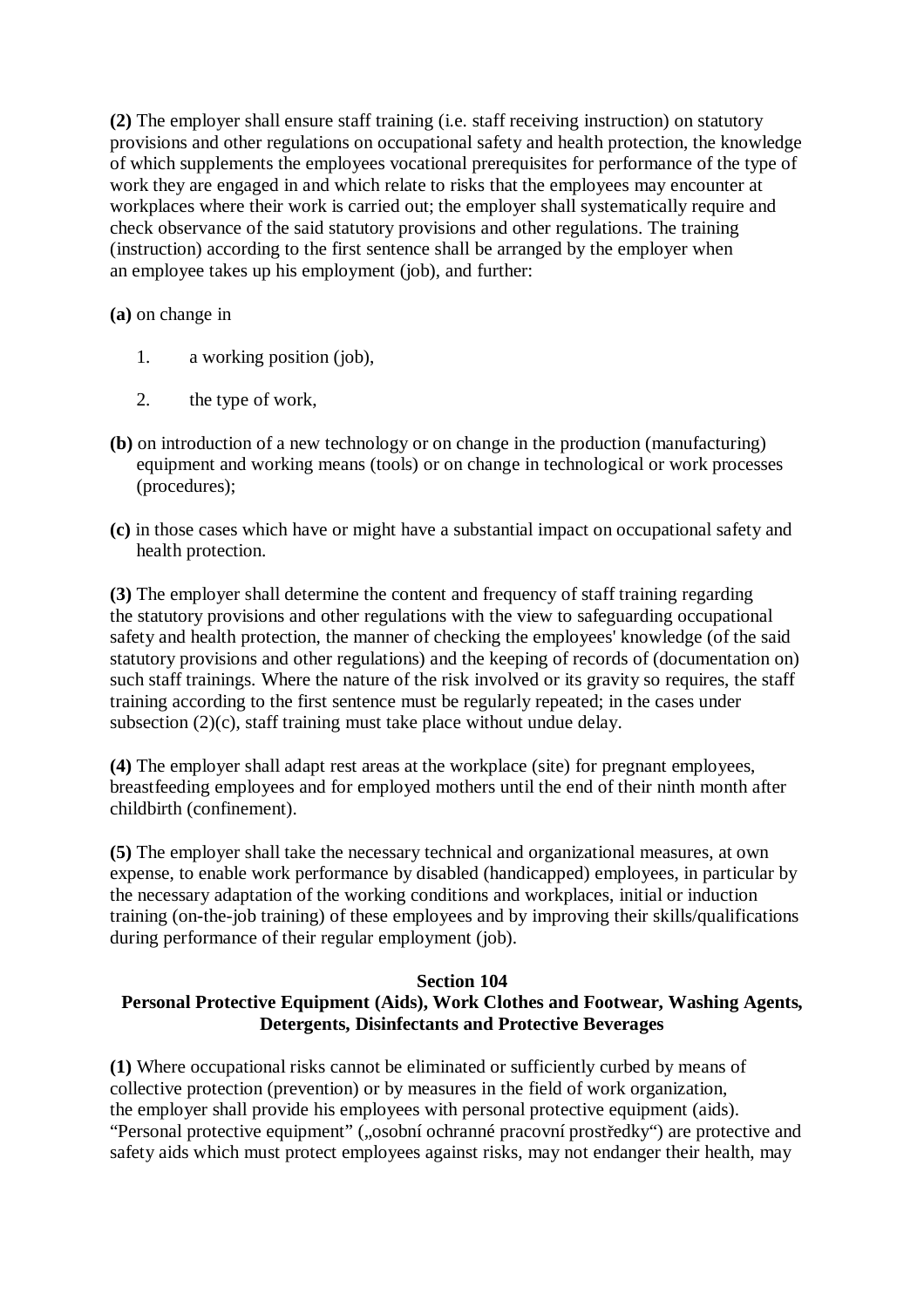**(2)** The employer shall ensure staff training (i.e. staff receiving instruction) on statutory provisions and other regulations on occupational safety and health protection, the knowledge of which supplements the employees vocational prerequisites for performance of the type of work they are engaged in and which relate to risks that the employees may encounter at workplaces where their work is carried out; the employer shall systematically require and check observance of the said statutory provisions and other regulations. The training (instruction) according to the first sentence shall be arranged by the employer when an employee takes up his employment (job), and further:

**(a)** on change in

1. a working position (job),
2. the type of work,

**(b)** on introduction of a new technology or on change in the production (manufacturing) equipment and working means (tools) or on change in technological or work processes (procedures);

**(c)** in those cases which have or might have a substantial impact on occupational safety and health protection.

**(3)** The employer shall determine the content and frequency of staff training regarding the statutory provisions and other regulations with the view to safeguarding occupational safety and health protection, the manner of checking the employees' knowledge (of the said statutory provisions and other regulations) and the keeping of records of (documentation on) such staff trainings. Where the nature of the risk involved or its gravity so requires, the staff training according to the first sentence must be regularly repeated; in the cases under subsection (2)(c), staff training must take place without undue delay.

**(4)** The employer shall adapt rest areas at the workplace (site) for pregnant employees, breastfeeding employees and for employed mothers until the end of their ninth month after childbirth (confinement).

**(5)** The employer shall take the necessary technical and organizational measures, at own expense, to enable work performance by disabled (handicapped) employees, in particular by the necessary adaptation of the working conditions and workplaces, initial or induction training (on-the-job training) of these employees and by improving their skills/qualifications during performance of their regular employment (job).

### Section 104
### Personal Protective Equipment (Aids), Work Clothes and Footwear, Washing Agents, Detergents, Disinfectants and Protective Beverages

**(1)** Where occupational risks cannot be eliminated or sufficiently curbed by means of collective protection (prevention) or by measures in the field of work organization, the employer shall provide his employees with personal protective equipment (aids). “Personal protective equipment” („osobní ochranné pracovní prostředky“) are protective and safety aids which must protect employees against risks, may not endanger their health, may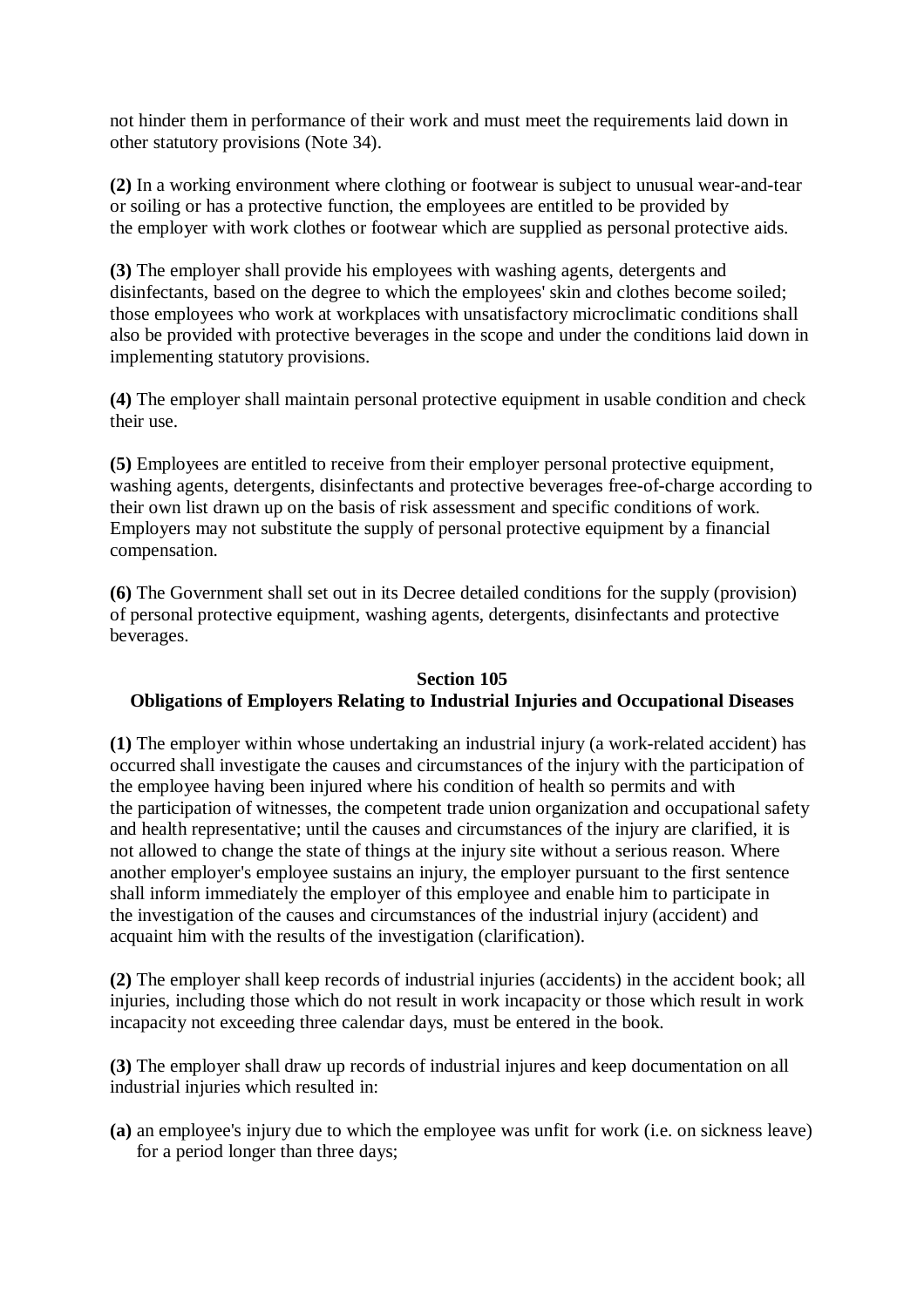not hinder them in performance of their work and must meet the requirements laid down in other statutory provisions (Note 34).

**(2)** In a working environment where clothing or footwear is subject to unusual wear-and-tear or soiling or has a protective function, the employees are entitled to be provided by the employer with work clothes or footwear which are supplied as personal protective aids.

**(3)** The employer shall provide his employees with washing agents, detergents and disinfectants, based on the degree to which the employees' skin and clothes become soiled; those employees who work at workplaces with unsatisfactory microclimatic conditions shall also be provided with protective beverages in the scope and under the conditions laid down in implementing statutory provisions.

**(4)** The employer shall maintain personal protective equipment in usable condition and check their use.

**(5)** Employees are entitled to receive from their employer personal protective equipment, washing agents, detergents, disinfectants and protective beverages free-of-charge according to their own list drawn up on the basis of risk assessment and specific conditions of work. Employers may not substitute the supply of personal protective equipment by a financial compensation.

**(6)** The Government shall set out in its Decree detailed conditions for the supply (provision) of personal protective equipment, washing agents, detergents, disinfectants and protective beverages.

**Section 105**
**Obligations of Employers Relating to Industrial Injuries and Occupational Diseases**

**(1)** The employer within whose undertaking an industrial injury (a work-related accident) has occurred shall investigate the causes and circumstances of the injury with the participation of the employee having been injured where his condition of health so permits and with the participation of witnesses, the competent trade union organization and occupational safety and health representative; until the causes and circumstances of the injury are clarified, it is not allowed to change the state of things at the injury site without a serious reason. Where another employer's employee sustains an injury, the employer pursuant to the first sentence shall inform immediately the employer of this employee and enable him to participate in the investigation of the causes and circumstances of the industrial injury (accident) and acquaint him with the results of the investigation (clarification).

**(2)** The employer shall keep records of industrial injuries (accidents) in the accident book; all injuries, including those which do not result in work incapacity or those which result in work incapacity not exceeding three calendar days, must be entered in the book.

**(3)** The employer shall draw up records of industrial injures and keep documentation on all industrial injuries which resulted in:

**(a)** an employee's injury due to which the employee was unfit for work (i.e. on sickness leave) for a period longer than three days;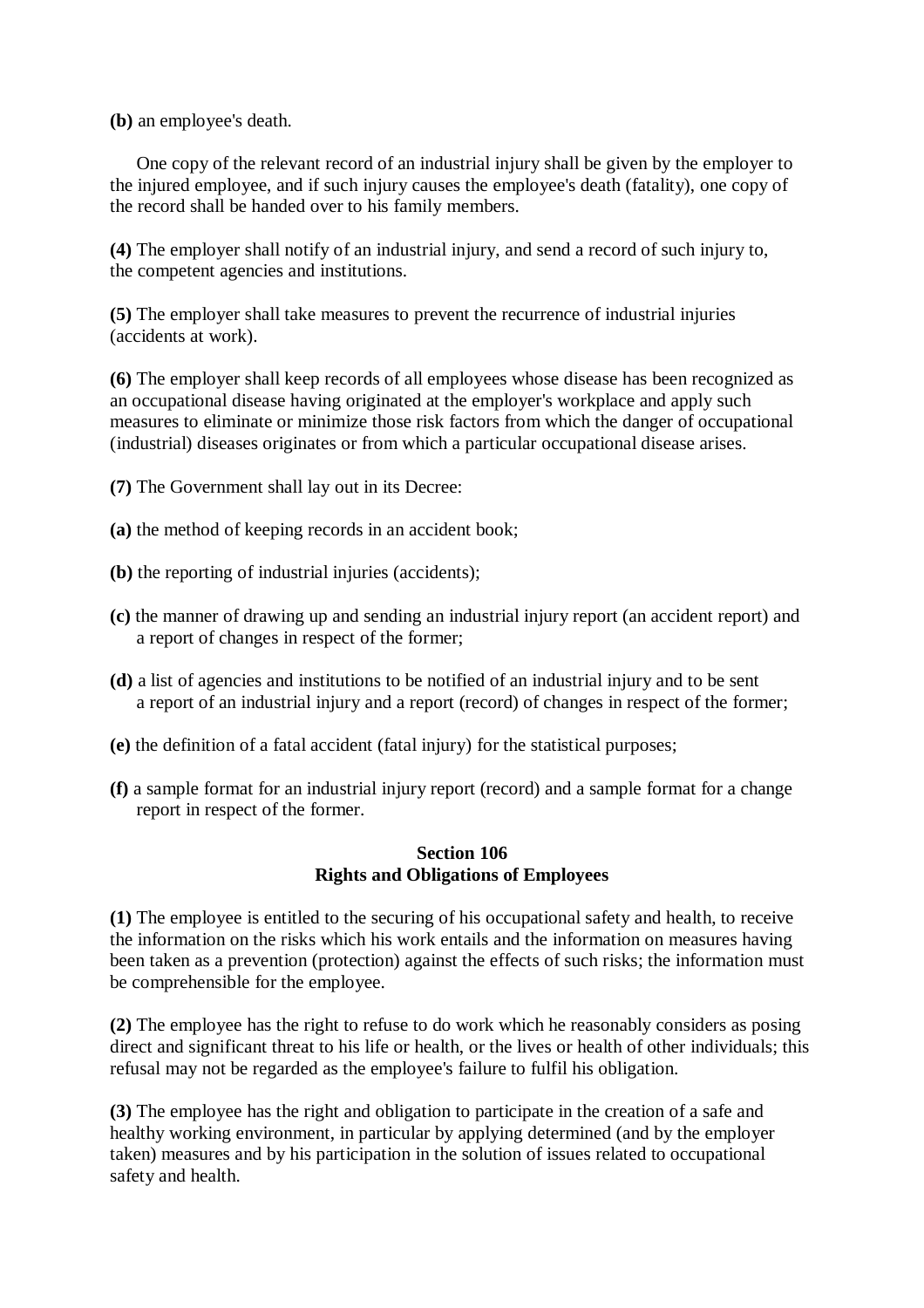**(b)** an employee's death.

One copy of the relevant record of an industrial injury shall be given by the employer to the injured employee, and if such injury causes the employee's death (fatality), one copy of the record shall be handed over to his family members.

**(4)** The employer shall notify of an industrial injury, and send a record of such injury to, the competent agencies and institutions.

**(5)** The employer shall take measures to prevent the recurrence of industrial injuries (accidents at work).

**(6)** The employer shall keep records of all employees whose disease has been recognized as an occupational disease having originated at the employer's workplace and apply such measures to eliminate or minimize those risk factors from which the danger of occupational (industrial) diseases originates or from which a particular occupational disease arises.

**(7)** The Government shall lay out in its Decree:

**(a)** the method of keeping records in an accident book;

**(b)** the reporting of industrial injuries (accidents);

**(c)** the manner of drawing up and sending an industrial injury report (an accident report) and a report of changes in respect of the former;

**(d)** a list of agencies and institutions to be notified of an industrial injury and to be sent a report of an industrial injury and a report (record) of changes in respect of the former;

**(e)** the definition of a fatal accident (fatal injury) for the statistical purposes;

**(f)** a sample format for an industrial injury report (record) and a sample format for a change report in respect of the former.

## Section 106
## Rights and Obligations of Employees

**(1)** The employee is entitled to the securing of his occupational safety and health, to receive the information on the risks which his work entails and the information on measures having been taken as a prevention (protection) against the effects of such risks; the information must be comprehensible for the employee.

**(2)** The employee has the right to refuse to do work which he reasonably considers as posing direct and significant threat to his life or health, or the lives or health of other individuals; this refusal may not be regarded as the employee's failure to fulfil his obligation.

**(3)** The employee has the right and obligation to participate in the creation of a safe and healthy working environment, in particular by applying determined (and by the employer taken) measures and by his participation in the solution of issues related to occupational safety and health.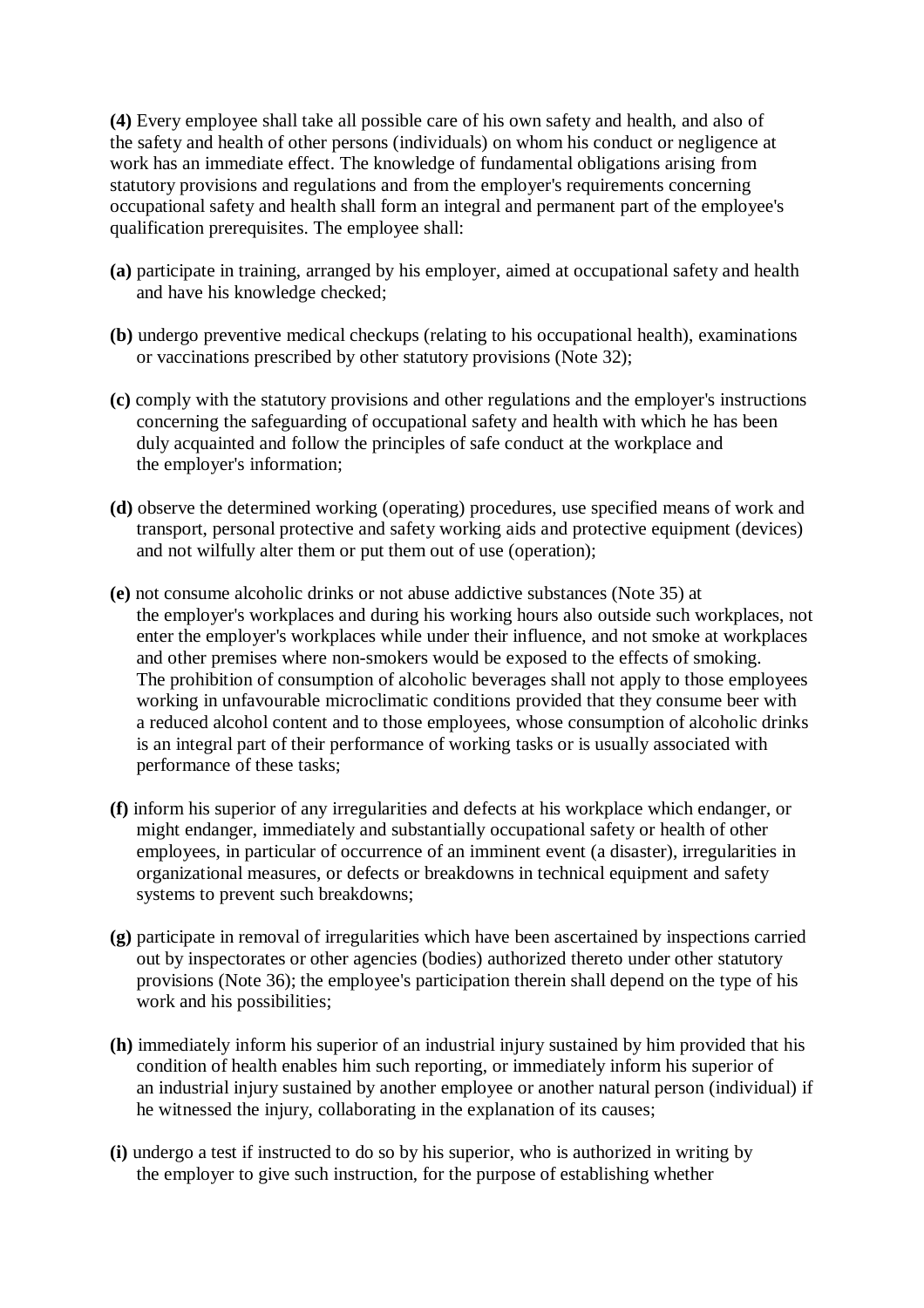**(4)** Every employee shall take all possible care of his own safety and health, and also of the safety and health of other persons (individuals) on whom his conduct or negligence at work has an immediate effect. The knowledge of fundamental obligations arising from statutory provisions and regulations and from the employer's requirements concerning occupational safety and health shall form an integral and permanent part of the employee's qualification prerequisites. The employee shall:

**(a)** participate in training, arranged by his employer, aimed at occupational safety and health and have his knowledge checked;

**(b)** undergo preventive medical checkups (relating to his occupational health), examinations or vaccinations prescribed by other statutory provisions (Note 32);

**(c)** comply with the statutory provisions and other regulations and the employer's instructions concerning the safeguarding of occupational safety and health with which he has been duly acquainted and follow the principles of safe conduct at the workplace and the employer's information;

**(d)** observe the determined working (operating) procedures, use specified means of work and transport, personal protective and safety working aids and protective equipment (devices) and not wilfully alter them or put them out of use (operation);

**(e)** not consume alcoholic drinks or not abuse addictive substances (Note 35) at the employer's workplaces and during his working hours also outside such workplaces, not enter the employer's workplaces while under their influence, and not smoke at workplaces and other premises where non-smokers would be exposed to the effects of smoking. The prohibition of consumption of alcoholic beverages shall not apply to those employees working in unfavourable microclimatic conditions provided that they consume beer with a reduced alcohol content and to those employees, whose consumption of alcoholic drinks is an integral part of their performance of working tasks or is usually associated with performance of these tasks;

**(f)** inform his superior of any irregularities and defects at his workplace which endanger, or might endanger, immediately and substantially occupational safety or health of other employees, in particular of occurrence of an imminent event (a disaster), irregularities in organizational measures, or defects or breakdowns in technical equipment and safety systems to prevent such breakdowns;

**(g)** participate in removal of irregularities which have been ascertained by inspections carried out by inspectorates or other agencies (bodies) authorized thereto under other statutory provisions (Note 36); the employee's participation therein shall depend on the type of his work and his possibilities;

**(h)** immediately inform his superior of an industrial injury sustained by him provided that his condition of health enables him such reporting, or immediately inform his superior of an industrial injury sustained by another employee or another natural person (individual) if he witnessed the injury, collaborating in the explanation of its causes;

**(i)** undergo a test if instructed to do so by his superior, who is authorized in writing by the employer to give such instruction, for the purpose of establishing whether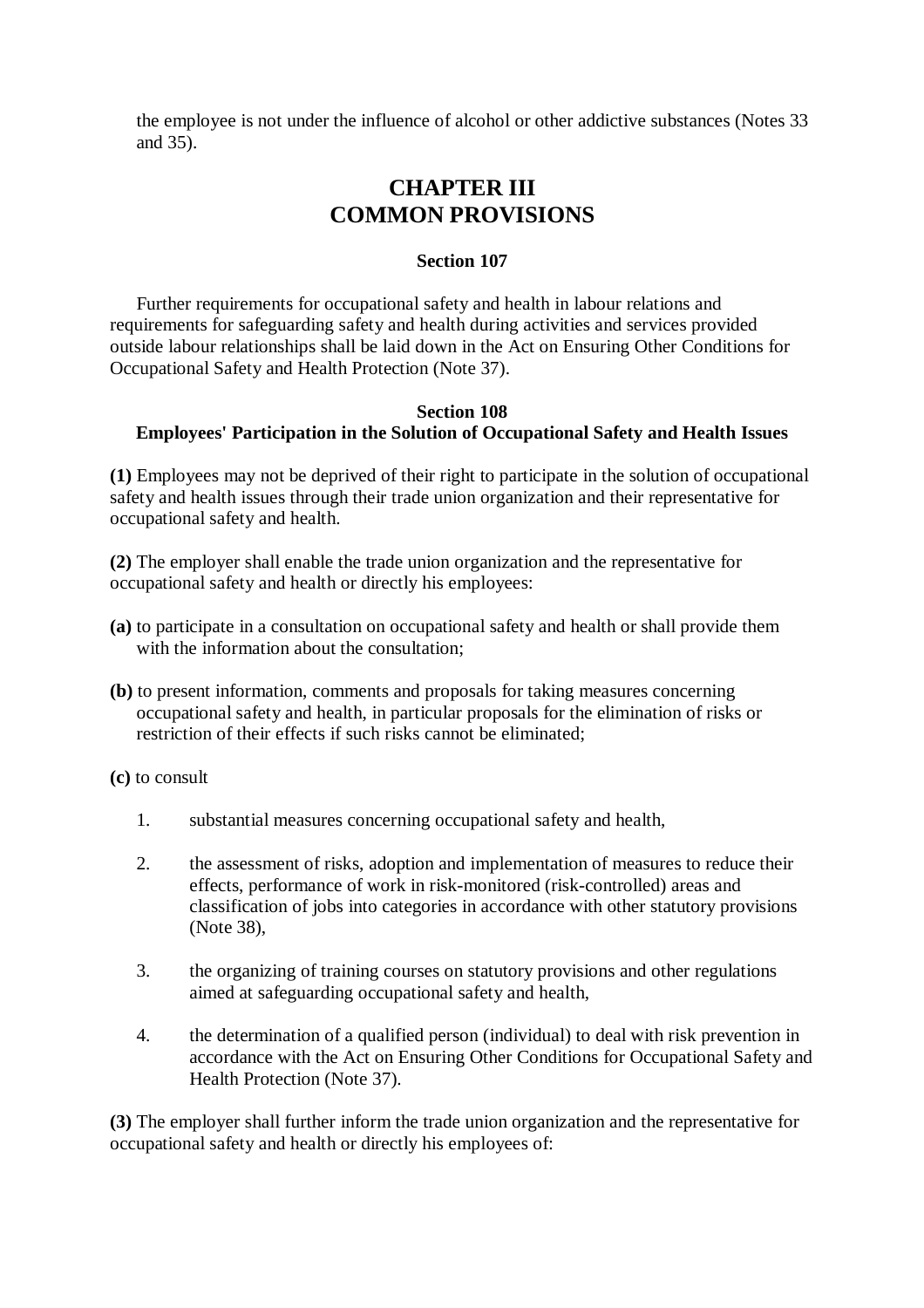the employee is not under the influence of alcohol or other addictive substances (Notes 33 and 35).

# CHAPTER III
# COMMON PROVISIONS

### Section 107

Further requirements for occupational safety and health in labour relations and requirements for safeguarding safety and health during activities and services provided outside labour relationships shall be laid down in the Act on Ensuring Other Conditions for Occupational Safety and Health Protection (Note 37).

### Section 108
### Employees' Participation in the Solution of Occupational Safety and Health Issues

**(1)** Employees may not be deprived of their right to participate in the solution of occupational safety and health issues through their trade union organization and their representative for occupational safety and health.

**(2)** The employer shall enable the trade union organization and the representative for occupational safety and health or directly his employees:

**(a)** to participate in a consultation on occupational safety and health or shall provide them with the information about the consultation;

**(b)** to present information, comments and proposals for taking measures concerning occupational safety and health, in particular proposals for the elimination of risks or restriction of their effects if such risks cannot be eliminated;

**(c)** to consult

1. substantial measures concerning occupational safety and health,
2. the assessment of risks, adoption and implementation of measures to reduce their effects, performance of work in risk-monitored (risk-controlled) areas and classification of jobs into categories in accordance with other statutory provisions (Note 38),
3. the organizing of training courses on statutory provisions and other regulations aimed at safeguarding occupational safety and health,
4. the determination of a qualified person (individual) to deal with risk prevention in accordance with the Act on Ensuring Other Conditions for Occupational Safety and Health Protection (Note 37).

**(3)** The employer shall further inform the trade union organization and the representative for occupational safety and health or directly his employees of: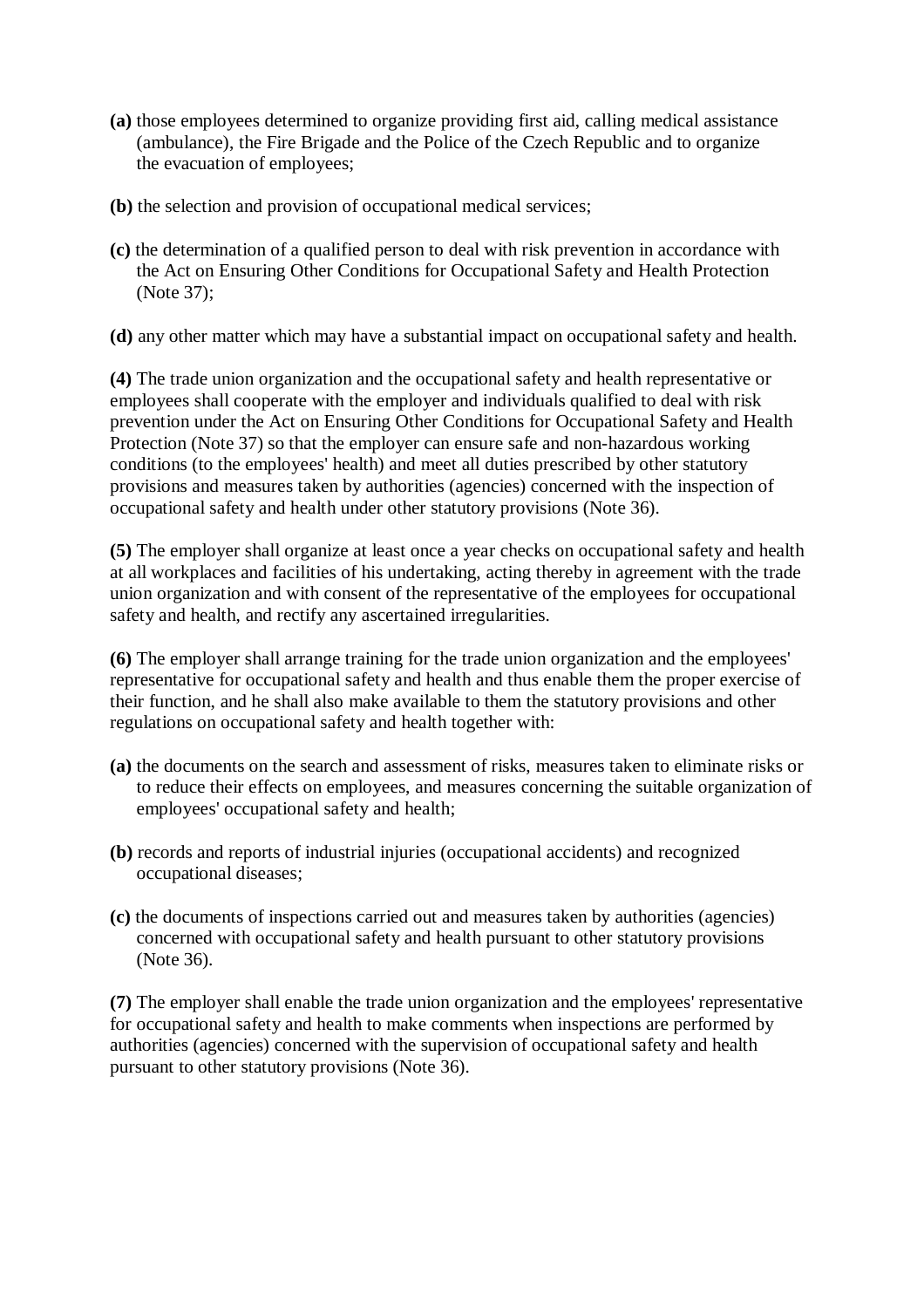**(a)** those employees determined to organize providing first aid, calling medical assistance (ambulance), the Fire Brigade and the Police of the Czech Republic and to organize the evacuation of employees;

**(b)** the selection and provision of occupational medical services;

**(c)** the determination of a qualified person to deal with risk prevention in accordance with the Act on Ensuring Other Conditions for Occupational Safety and Health Protection (Note 37);

**(d)** any other matter which may have a substantial impact on occupational safety and health.

**(4)** The trade union organization and the occupational safety and health representative or employees shall cooperate with the employer and individuals qualified to deal with risk prevention under the Act on Ensuring Other Conditions for Occupational Safety and Health Protection (Note 37) so that the employer can ensure safe and non-hazardous working conditions (to the employees' health) and meet all duties prescribed by other statutory provisions and measures taken by authorities (agencies) concerned with the inspection of occupational safety and health under other statutory provisions (Note 36).

**(5)** The employer shall organize at least once a year checks on occupational safety and health at all workplaces and facilities of his undertaking, acting thereby in agreement with the trade union organization and with consent of the representative of the employees for occupational safety and health, and rectify any ascertained irregularities.

**(6)** The employer shall arrange training for the trade union organization and the employees' representative for occupational safety and health and thus enable them the proper exercise of their function, and he shall also make available to them the statutory provisions and other regulations on occupational safety and health together with:

**(a)** the documents on the search and assessment of risks, measures taken to eliminate risks or to reduce their effects on employees, and measures concerning the suitable organization of employees' occupational safety and health;

**(b)** records and reports of industrial injuries (occupational accidents) and recognized occupational diseases;

**(c)** the documents of inspections carried out and measures taken by authorities (agencies) concerned with occupational safety and health pursuant to other statutory provisions (Note 36).

**(7)** The employer shall enable the trade union organization and the employees' representative for occupational safety and health to make comments when inspections are performed by authorities (agencies) concerned with the supervision of occupational safety and health pursuant to other statutory provisions (Note 36).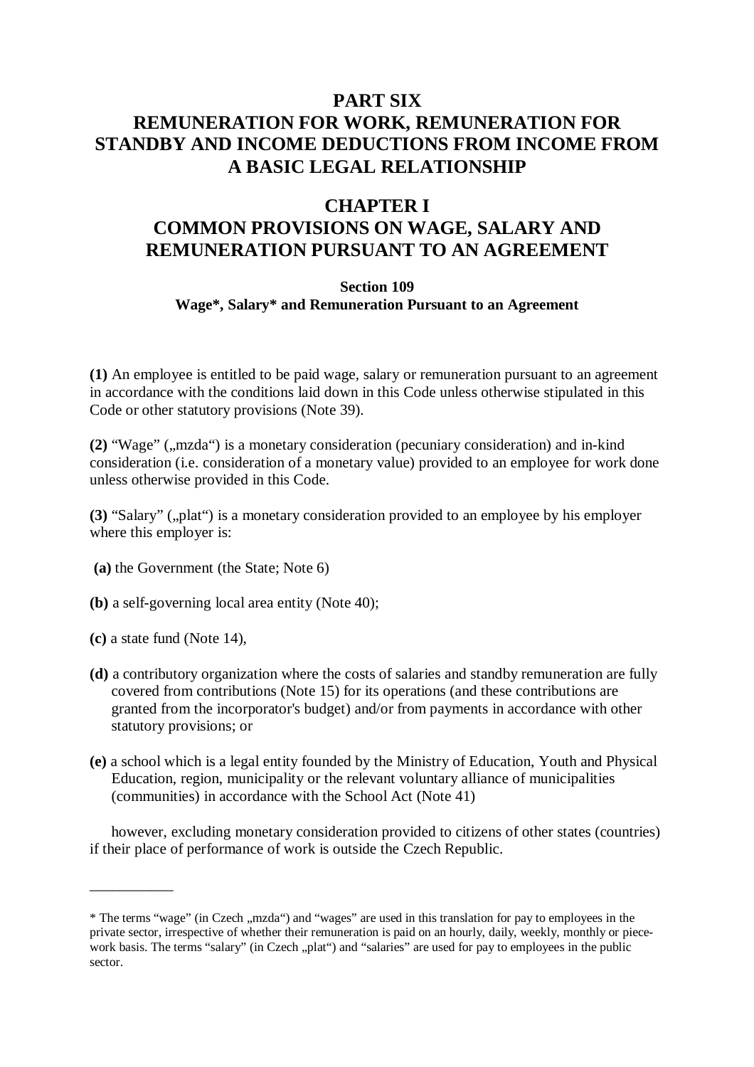# PART SIX
# REMUNERATION FOR WORK, REMUNERATION FOR STANDBY AND INCOME DEDUCTIONS FROM INCOME FROM A BASIC LEGAL RELATIONSHIP

## CHAPTER I
## COMMON PROVISIONS ON WAGE, SALARY AND REMUNERATION PURSUANT TO AN AGREEMENT

### Section 109
**Wage*, Salary* and Remuneration Pursuant to an Agreement**

**(1)** An employee is entitled to be paid wage, salary or remuneration pursuant to an agreement in accordance with the conditions laid down in this Code unless otherwise stipulated in this Code or other statutory provisions (Note 39).

**(2)** "Wage" („mzda") is a monetary consideration (pecuniary consideration) and in-kind consideration (i.e. consideration of a monetary value) provided to an employee for work done unless otherwise provided in this Code.

**(3)** "Salary" („plat") is a monetary consideration provided to an employee by his employer where this employer is:

**(a)** the Government (the State; Note 6)

**(b)** a self-governing local area entity (Note 40);

**(c)** a state fund (Note 14),

**(d)** a contributory organization where the costs of salaries and standby remuneration are fully covered from contributions (Note 15) for its operations (and these contributions are granted from the incorporator's budget) and/or from payments in accordance with other statutory provisions; or

**(e)** a school which is a legal entity founded by the Ministry of Education, Youth and Physical Education, region, municipality or the relevant voluntary alliance of municipalities (communities) in accordance with the School Act (Note 41)

however, excluding monetary consideration provided to citizens of other states (countries) if their place of performance of work is outside the Czech Republic.

___________

* The terms "wage" (in Czech „mzda") and "wages" are used in this translation for pay to employees in the private sector, irrespective of whether their remuneration is paid on an hourly, daily, weekly, monthly or piece-work basis. The terms "salary" (in Czech „plat") and "salaries" are used for pay to employees in the public sector.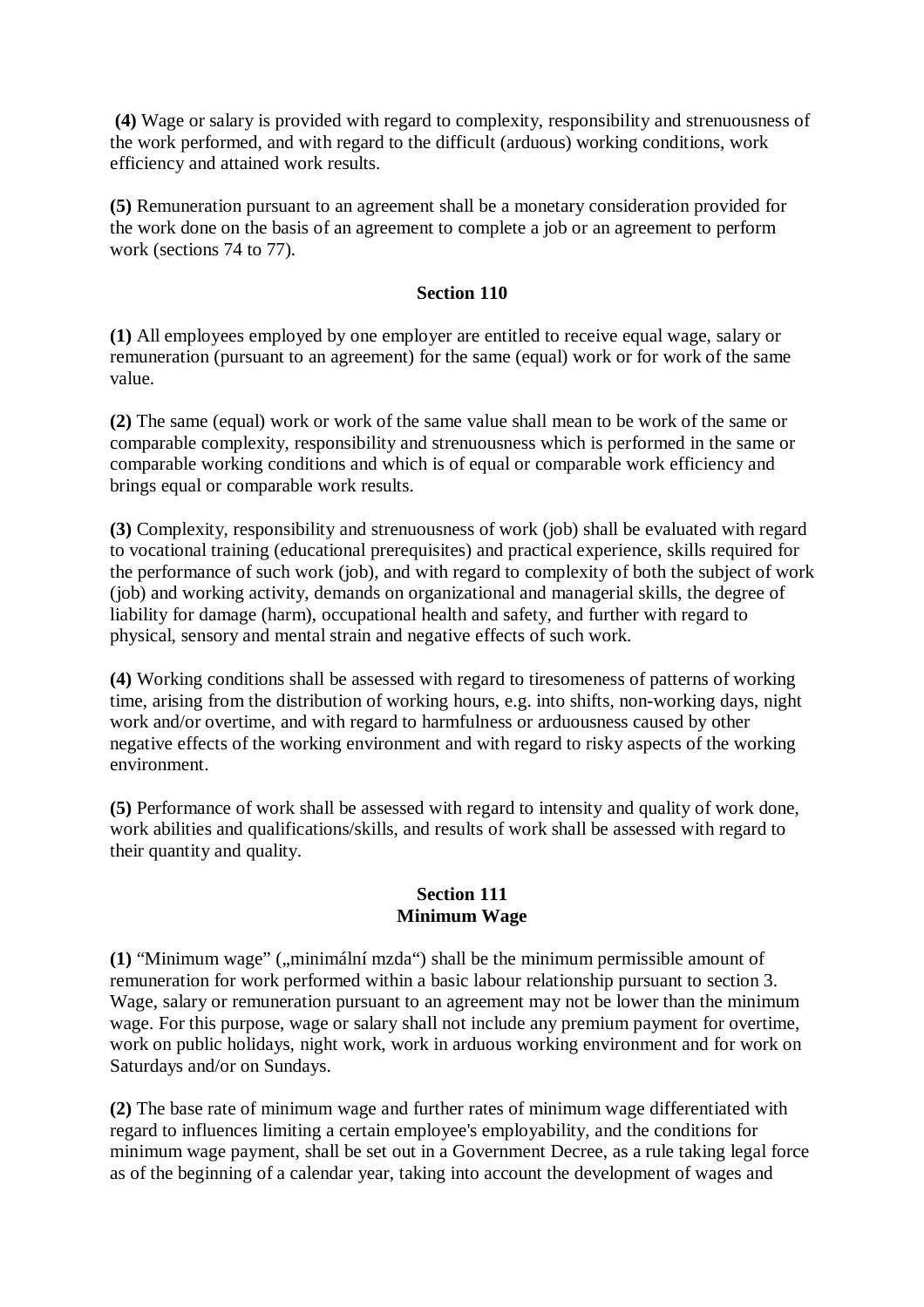**(4)** Wage or salary is provided with regard to complexity, responsibility and strenuousness of the work performed, and with regard to the difficult (arduous) working conditions, work efficiency and attained work results.

**(5)** Remuneration pursuant to an agreement shall be a monetary consideration provided for the work done on the basis of an agreement to complete a job or an agreement to perform work (sections 74 to 77).

### Section 110

**(1)** All employees employed by one employer are entitled to receive equal wage, salary or remuneration (pursuant to an agreement) for the same (equal) work or for work of the same value.

**(2)** The same (equal) work or work of the same value shall mean to be work of the same or comparable complexity, responsibility and strenuousness which is performed in the same or comparable working conditions and which is of equal or comparable work efficiency and brings equal or comparable work results.

**(3)** Complexity, responsibility and strenuousness of work (job) shall be evaluated with regard to vocational training (educational prerequisites) and practical experience, skills required for the performance of such work (job), and with regard to complexity of both the subject of work (job) and working activity, demands on organizational and managerial skills, the degree of liability for damage (harm), occupational health and safety, and further with regard to physical, sensory and mental strain and negative effects of such work.

**(4)** Working conditions shall be assessed with regard to tiresomeness of patterns of working time, arising from the distribution of working hours, e.g. into shifts, non-working days, night work and/or overtime, and with regard to harmfulness or arduousness caused by other negative effects of the working environment and with regard to risky aspects of the working environment.

**(5)** Performance of work shall be assessed with regard to intensity and quality of work done, work abilities and qualifications/skills, and results of work shall be assessed with regard to their quantity and quality.

### Section 111
### Minimum Wage

**(1)** "Minimum wage" („minimální mzda") shall be the minimum permissible amount of remuneration for work performed within a basic labour relationship pursuant to section 3. Wage, salary or remuneration pursuant to an agreement may not be lower than the minimum wage. For this purpose, wage or salary shall not include any premium payment for overtime, work on public holidays, night work, work in arduous working environment and for work on Saturdays and/or on Sundays.

**(2)** The base rate of minimum wage and further rates of minimum wage differentiated with regard to influences limiting a certain employee's employability, and the conditions for minimum wage payment, shall be set out in a Government Decree, as a rule taking legal force as of the beginning of a calendar year, taking into account the development of wages and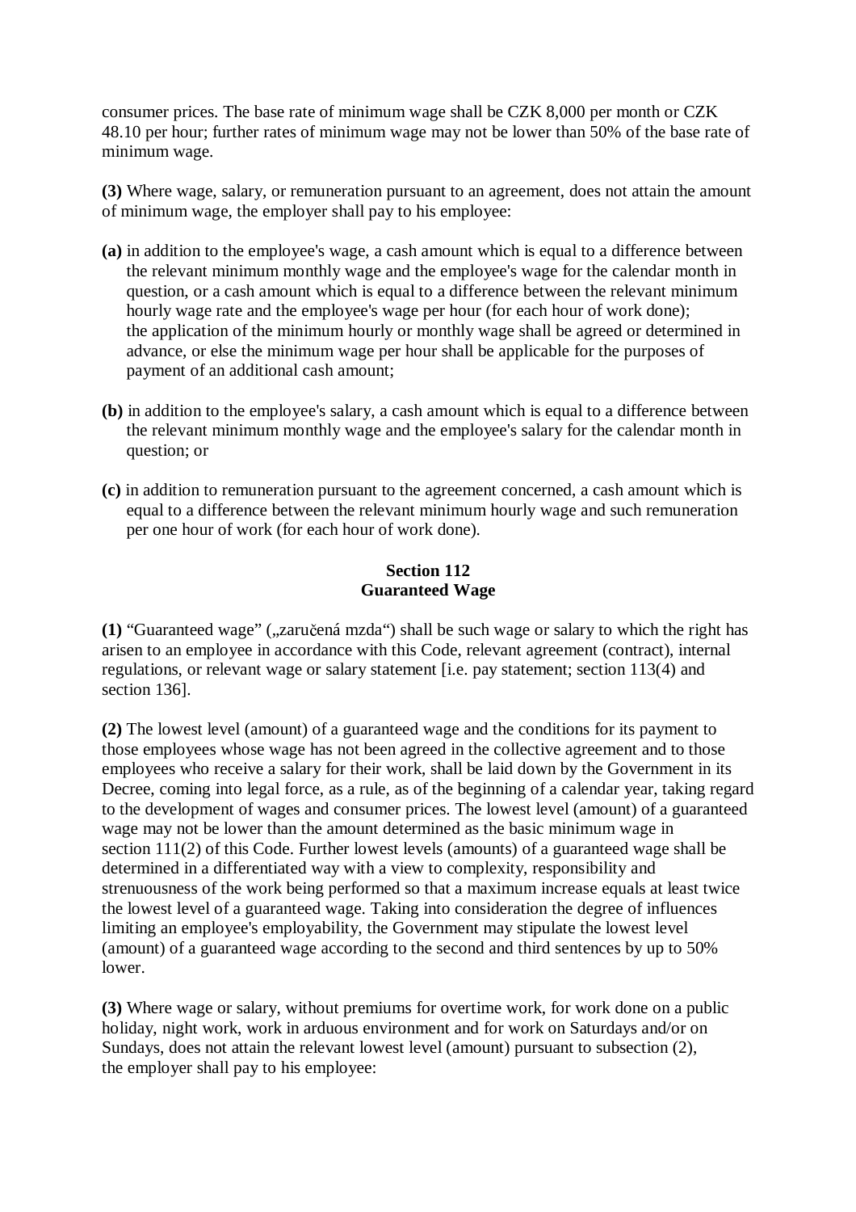consumer prices. The base rate of minimum wage shall be CZK 8,000 per month or CZK 48.10 per hour; further rates of minimum wage may not be lower than 50% of the base rate of minimum wage.

**(3)** Where wage, salary, or remuneration pursuant to an agreement, does not attain the amount of minimum wage, the employer shall pay to his employee:

**(a)** in addition to the employee's wage, a cash amount which is equal to a difference between the relevant minimum monthly wage and the employee's wage for the calendar month in question, or a cash amount which is equal to a difference between the relevant minimum hourly wage rate and the employee's wage per hour (for each hour of work done); the application of the minimum hourly or monthly wage shall be agreed or determined in advance, or else the minimum wage per hour shall be applicable for the purposes of payment of an additional cash amount;

**(b)** in addition to the employee's salary, a cash amount which is equal to a difference between the relevant minimum monthly wage and the employee's salary for the calendar month in question; or

**(c)** in addition to remuneration pursuant to the agreement concerned, a cash amount which is equal to a difference between the relevant minimum hourly wage and such remuneration per one hour of work (for each hour of work done).

### Section 112
### Guaranteed Wage

**(1)** "Guaranteed wage" („zaručená mzda") shall be such wage or salary to which the right has arisen to an employee in accordance with this Code, relevant agreement (contract), internal regulations, or relevant wage or salary statement [i.e. pay statement; section 113(4) and section 136].

**(2)** The lowest level (amount) of a guaranteed wage and the conditions for its payment to those employees whose wage has not been agreed in the collective agreement and to those employees who receive a salary for their work, shall be laid down by the Government in its Decree, coming into legal force, as a rule, as of the beginning of a calendar year, taking regard to the development of wages and consumer prices. The lowest level (amount) of a guaranteed wage may not be lower than the amount determined as the basic minimum wage in section 111(2) of this Code. Further lowest levels (amounts) of a guaranteed wage shall be determined in a differentiated way with a view to complexity, responsibility and strenuousness of the work being performed so that a maximum increase equals at least twice the lowest level of a guaranteed wage. Taking into consideration the degree of influences limiting an employee's employability, the Government may stipulate the lowest level (amount) of a guaranteed wage according to the second and third sentences by up to 50% lower.

**(3)** Where wage or salary, without premiums for overtime work, for work done on a public holiday, night work, work in arduous environment and for work on Saturdays and/or on Sundays, does not attain the relevant lowest level (amount) pursuant to subsection (2), the employer shall pay to his employee: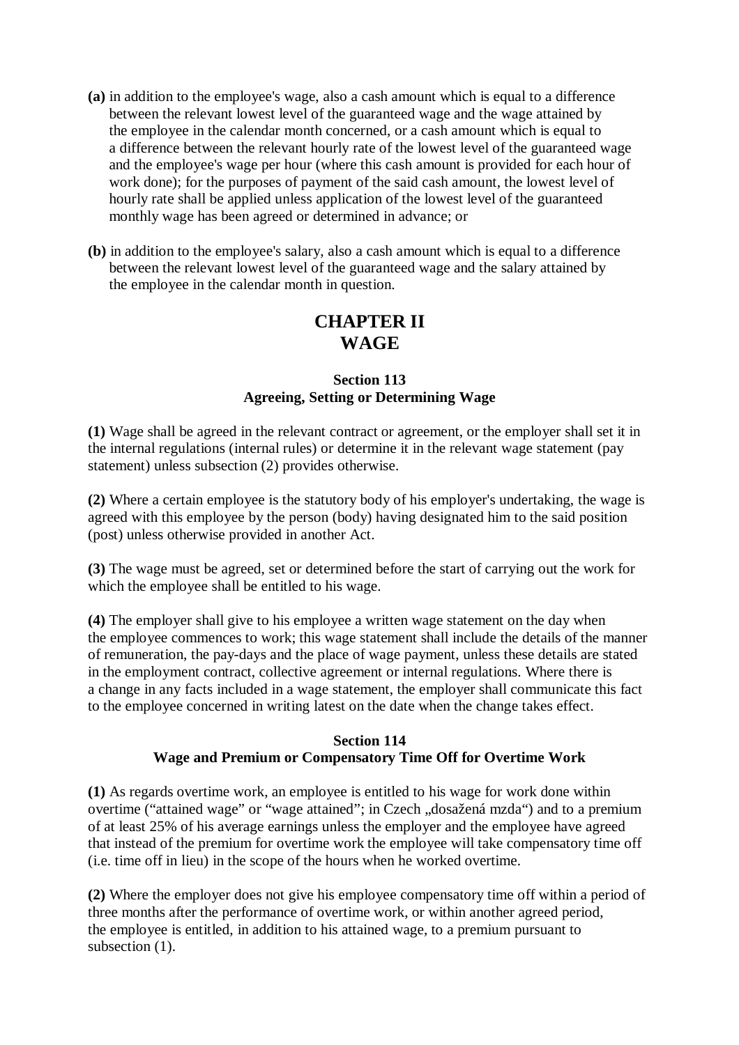**(a)** in addition to the employee's wage, also a cash amount which is equal to a difference between the relevant lowest level of the guaranteed wage and the wage attained by the employee in the calendar month concerned, or a cash amount which is equal to a difference between the relevant hourly rate of the lowest level of the guaranteed wage and the employee's wage per hour (where this cash amount is provided for each hour of work done); for the purposes of payment of the said cash amount, the lowest level of hourly rate shall be applied unless application of the lowest level of the guaranteed monthly wage has been agreed or determined in advance; or

**(b)** in addition to the employee's salary, also a cash amount which is equal to a difference between the relevant lowest level of the guaranteed wage and the salary attained by the employee in the calendar month in question.

# CHAPTER II
# WAGE

### Section 113
### Agreeing, Setting or Determining Wage

**(1)** Wage shall be agreed in the relevant contract or agreement, or the employer shall set it in the internal regulations (internal rules) or determine it in the relevant wage statement (pay statement) unless subsection (2) provides otherwise.

**(2)** Where a certain employee is the statutory body of his employer's undertaking, the wage is agreed with this employee by the person (body) having designated him to the said position (post) unless otherwise provided in another Act.

**(3)** The wage must be agreed, set or determined before the start of carrying out the work for which the employee shall be entitled to his wage.

**(4)** The employer shall give to his employee a written wage statement on the day when the employee commences to work; this wage statement shall include the details of the manner of remuneration, the pay-days and the place of wage payment, unless these details are stated in the employment contract, collective agreement or internal regulations. Where there is a change in any facts included in a wage statement, the employer shall communicate this fact to the employee concerned in writing latest on the date when the change takes effect.

### Section 114
### Wage and Premium or Compensatory Time Off for Overtime Work

**(1)** As regards overtime work, an employee is entitled to his wage for work done within overtime ("attained wage" or "wage attained"; in Czech „dosažená mzda") and to a premium of at least 25% of his average earnings unless the employer and the employee have agreed that instead of the premium for overtime work the employee will take compensatory time off (i.e. time off in lieu) in the scope of the hours when he worked overtime.

**(2)** Where the employer does not give his employee compensatory time off within a period of three months after the performance of overtime work, or within another agreed period, the employee is entitled, in addition to his attained wage, to a premium pursuant to subsection (1).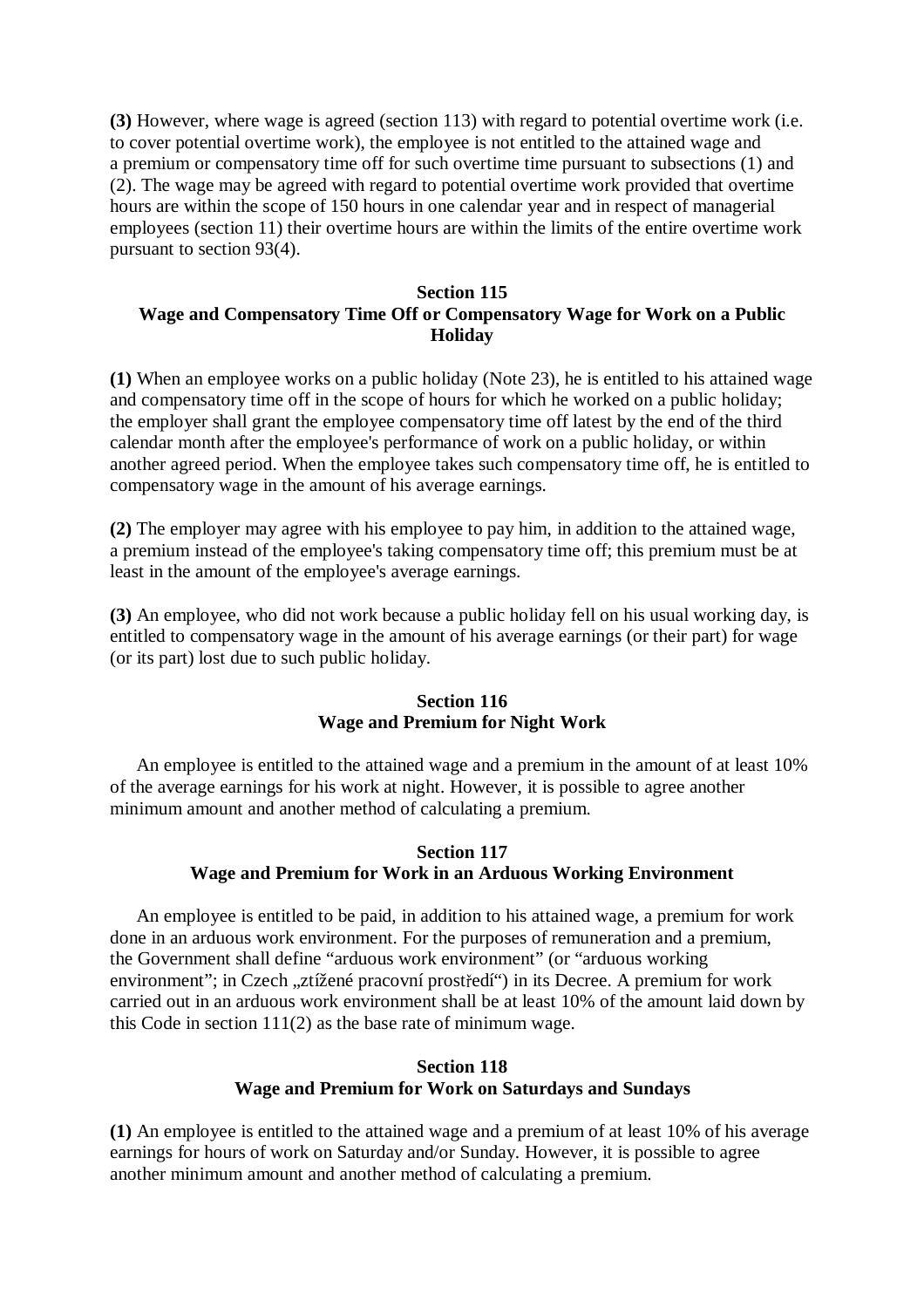**(3)** However, where wage is agreed (section 113) with regard to potential overtime work (i.e. to cover potential overtime work), the employee is not entitled to the attained wage and a premium or compensatory time off for such overtime time pursuant to subsections (1) and (2). The wage may be agreed with regard to potential overtime work provided that overtime hours are within the scope of 150 hours in one calendar year and in respect of managerial employees (section 11) their overtime hours are within the limits of the entire overtime work pursuant to section 93(4).

### Section 115
### Wage and Compensatory Time Off or Compensatory Wage for Work on a Public Holiday

**(1)** When an employee works on a public holiday (Note 23), he is entitled to his attained wage and compensatory time off in the scope of hours for which he worked on a public holiday; the employer shall grant the employee compensatory time off latest by the end of the third calendar month after the employee's performance of work on a public holiday, or within another agreed period. When the employee takes such compensatory time off, he is entitled to compensatory wage in the amount of his average earnings.

**(2)** The employer may agree with his employee to pay him, in addition to the attained wage, a premium instead of the employee's taking compensatory time off; this premium must be at least in the amount of the employee's average earnings.

**(3)** An employee, who did not work because a public holiday fell on his usual working day, is entitled to compensatory wage in the amount of his average earnings (or their part) for wage (or its part) lost due to such public holiday.

### Section 116
### Wage and Premium for Night Work

An employee is entitled to the attained wage and a premium in the amount of at least 10% of the average earnings for his work at night. However, it is possible to agree another minimum amount and another method of calculating a premium.

### Section 117
### Wage and Premium for Work in an Arduous Working Environment

An employee is entitled to be paid, in addition to his attained wage, a premium for work done in an arduous work environment. For the purposes of remuneration and a premium, the Government shall define "arduous work environment" (or "arduous working environment"; in Czech „ztížené pracovní prostředí") in its Decree. A premium for work carried out in an arduous work environment shall be at least 10% of the amount laid down by this Code in section 111(2) as the base rate of minimum wage.

### Section 118
### Wage and Premium for Work on Saturdays and Sundays

**(1)** An employee is entitled to the attained wage and a premium of at least 10% of his average earnings for hours of work on Saturday and/or Sunday. However, it is possible to agree another minimum amount and another method of calculating a premium.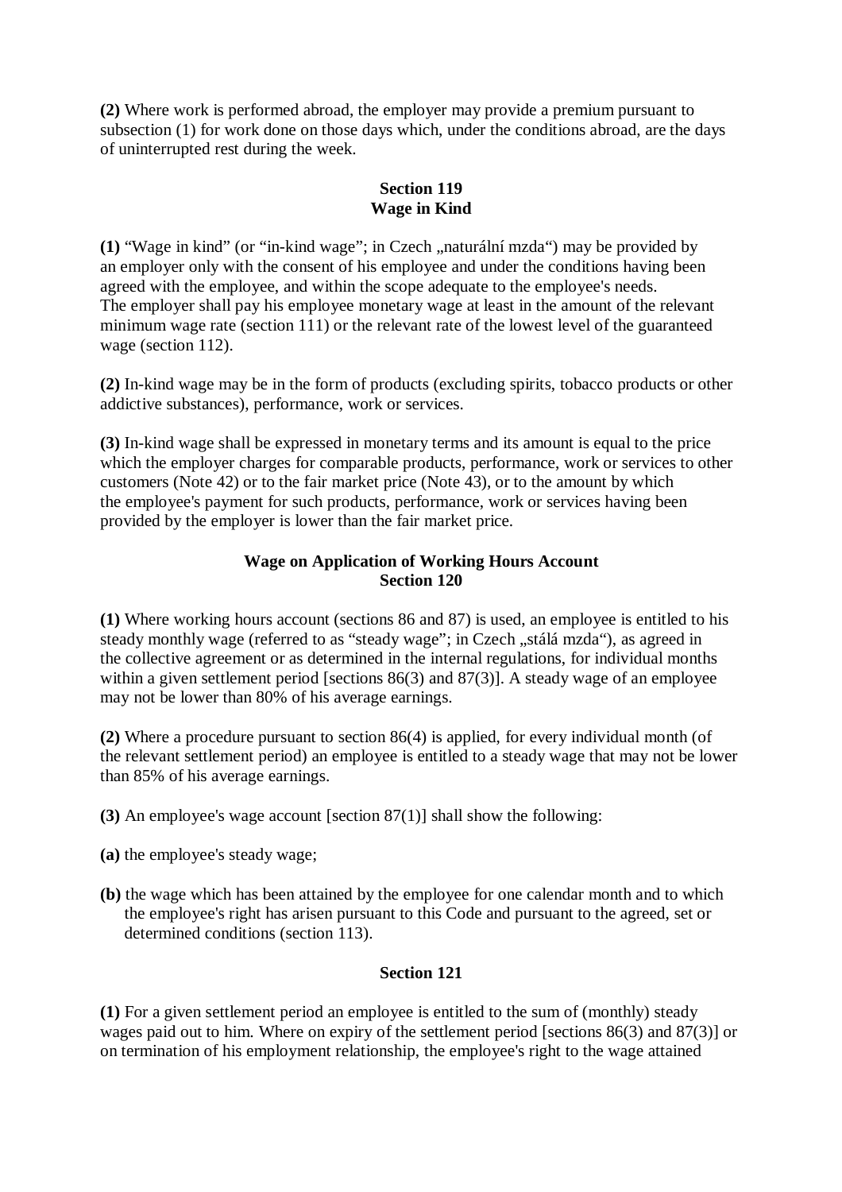**(2)** Where work is performed abroad, the employer may provide a premium pursuant to subsection (1) for work done on those days which, under the conditions abroad, are the days of uninterrupted rest during the week.

### Section 119
### Wage in Kind

**(1)** “Wage in kind” (or “in-kind wage”; in Czech „naturální mzda“) may be provided by an employer only with the consent of his employee and under the conditions having been agreed with the employee, and within the scope adequate to the employee's needs. The employer shall pay his employee monetary wage at least in the amount of the relevant minimum wage rate (section 111) or the relevant rate of the lowest level of the guaranteed wage (section 112).

**(2)** In-kind wage may be in the form of products (excluding spirits, tobacco products or other addictive substances), performance, work or services.

**(3)** In-kind wage shall be expressed in monetary terms and its amount is equal to the price which the employer charges for comparable products, performance, work or services to other customers (Note 42) or to the fair market price (Note 43), or to the amount by which the employee's payment for such products, performance, work or services having been provided by the employer is lower than the fair market price.

### Wage on Application of Working Hours Account
### Section 120

**(1)** Where working hours account (sections 86 and 87) is used, an employee is entitled to his steady monthly wage (referred to as “steady wage”; in Czech „stálá mzda“), as agreed in the collective agreement or as determined in the internal regulations, for individual months within a given settlement period [sections 86(3) and 87(3)]. A steady wage of an employee may not be lower than 80% of his average earnings.

**(2)** Where a procedure pursuant to section 86(4) is applied, for every individual month (of the relevant settlement period) an employee is entitled to a steady wage that may not be lower than 85% of his average earnings.

**(3)** An employee's wage account [section 87(1)] shall show the following:

**(a)** the employee's steady wage;

**(b)** the wage which has been attained by the employee for one calendar month and to which the employee's right has arisen pursuant to this Code and pursuant to the agreed, set or determined conditions (section 113).

### Section 121

**(1)** For a given settlement period an employee is entitled to the sum of (monthly) steady wages paid out to him. Where on expiry of the settlement period [sections 86(3) and 87(3)] or on termination of his employment relationship, the employee's right to the wage attained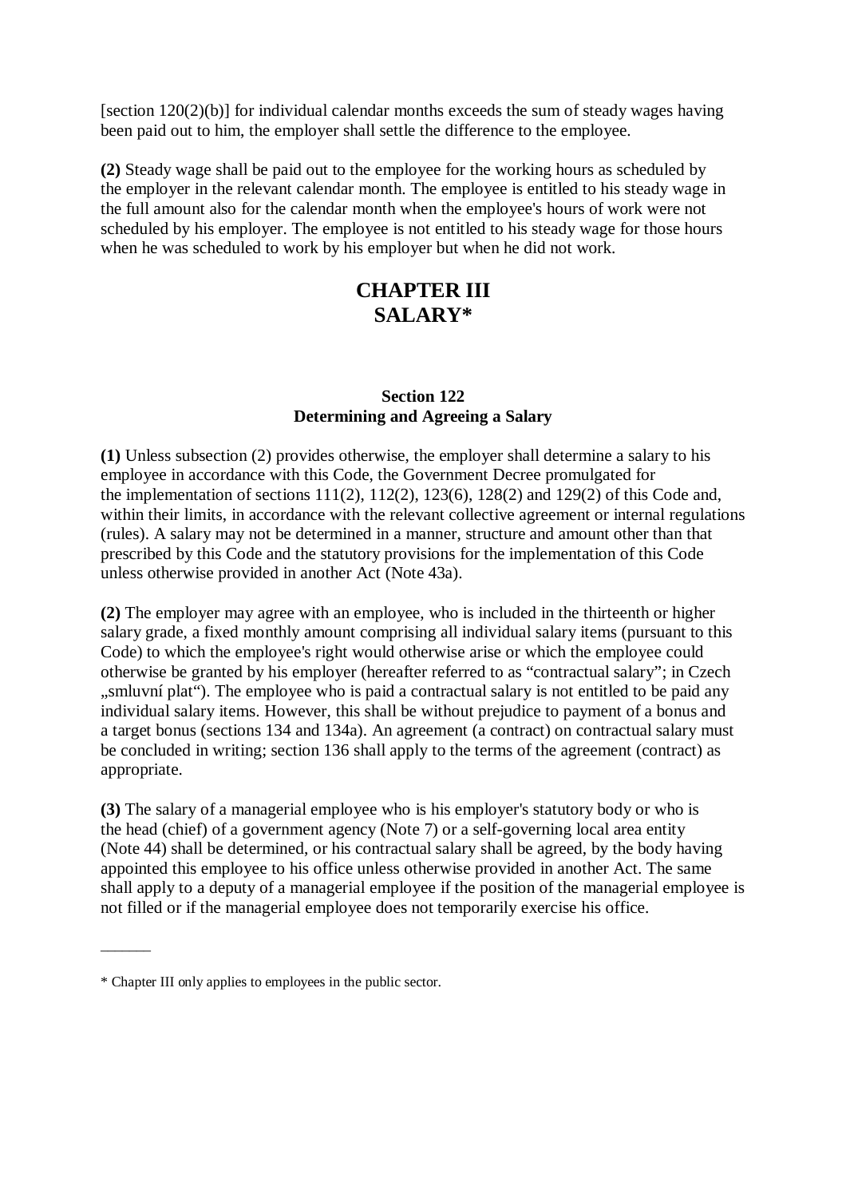[section 120(2)(b)] for individual calendar months exceeds the sum of steady wages having been paid out to him, the employer shall settle the difference to the employee.

**(2)** Steady wage shall be paid out to the employee for the working hours as scheduled by the employer in the relevant calendar month. The employee is entitled to his steady wage in the full amount also for the calendar month when the employee's hours of work were not scheduled by his employer. The employee is not entitled to his steady wage for those hours when he was scheduled to work by his employer but when he did not work.

# CHAPTER III
# SALARY*

### Section 122
### Determining and Agreeing a Salary

**(1)** Unless subsection (2) provides otherwise, the employer shall determine a salary to his employee in accordance with this Code, the Government Decree promulgated for the implementation of sections 111(2), 112(2), 123(6), 128(2) and 129(2) of this Code and, within their limits, in accordance with the relevant collective agreement or internal regulations (rules). A salary may not be determined in a manner, structure and amount other than that prescribed by this Code and the statutory provisions for the implementation of this Code unless otherwise provided in another Act (Note 43a).

**(2)** The employer may agree with an employee, who is included in the thirteenth or higher salary grade, a fixed monthly amount comprising all individual salary items (pursuant to this Code) to which the employee's right would otherwise arise or which the employee could otherwise be granted by his employer (hereafter referred to as "contractual salary"; in Czech „smluvní plat"). The employee who is paid a contractual salary is not entitled to be paid any individual salary items. However, this shall be without prejudice to payment of a bonus and a target bonus (sections 134 and 134a). An agreement (a contract) on contractual salary must be concluded in writing; section 136 shall apply to the terms of the agreement (contract) as appropriate.

**(3)** The salary of a managerial employee who is his employer's statutory body or who is the head (chief) of a government agency (Note 7) or a self-governing local area entity (Note 44) shall be determined, or his contractual salary shall be agreed, by the body having appointed this employee to his office unless otherwise provided in another Act. The same shall apply to a deputy of a managerial employee if the position of the managerial employee is not filled or if the managerial employee does not temporarily exercise his office.

---

* Chapter III only applies to employees in the public sector.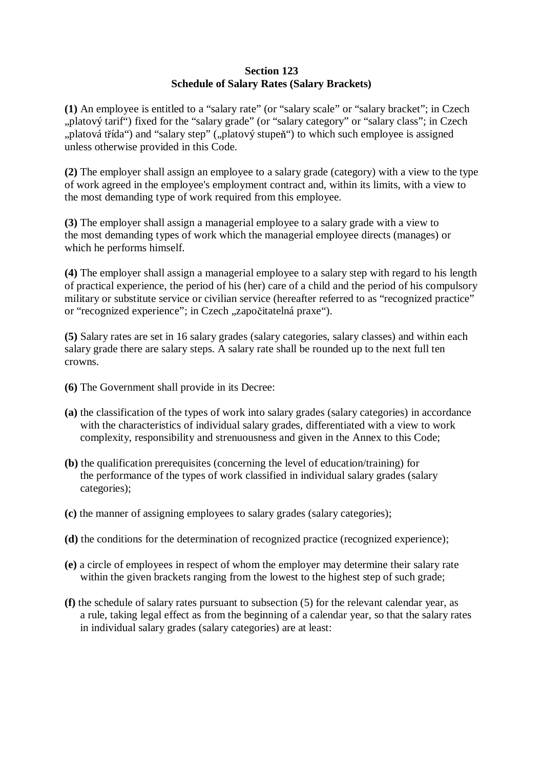**Section 123**
**Schedule of Salary Rates (Salary Brackets)**

**(1)** An employee is entitled to a "salary rate" (or "salary scale" or "salary bracket"; in Czech „platový tarif") fixed for the "salary grade" (or "salary category" or "salary class"; in Czech „platová třída") and "salary step" („platový stupeň") to which such employee is assigned unless otherwise provided in this Code.

**(2)** The employer shall assign an employee to a salary grade (category) with a view to the type of work agreed in the employee's employment contract and, within its limits, with a view to the most demanding type of work required from this employee.

**(3)** The employer shall assign a managerial employee to a salary grade with a view to the most demanding types of work which the managerial employee directs (manages) or which he performs himself.

**(4)** The employer shall assign a managerial employee to a salary step with regard to his length of practical experience, the period of his (her) care of a child and the period of his compulsory military or substitute service or civilian service (hereafter referred to as "recognized practice" or "recognized experience"; in Czech „započitatelná praxe").

**(5)** Salary rates are set in 16 salary grades (salary categories, salary classes) and within each salary grade there are salary steps. A salary rate shall be rounded up to the next full ten crowns.

**(6)** The Government shall provide in its Decree:

**(a)** the classification of the types of work into salary grades (salary categories) in accordance with the characteristics of individual salary grades, differentiated with a view to work complexity, responsibility and strenuousness and given in the Annex to this Code;

**(b)** the qualification prerequisites (concerning the level of education/training) for the performance of the types of work classified in individual salary grades (salary categories);

**(c)** the manner of assigning employees to salary grades (salary categories);

**(d)** the conditions for the determination of recognized practice (recognized experience);

**(e)** a circle of employees in respect of whom the employer may determine their salary rate within the given brackets ranging from the lowest to the highest step of such grade;

**(f)** the schedule of salary rates pursuant to subsection (5) for the relevant calendar year, as a rule, taking legal effect as from the beginning of a calendar year, so that the salary rates in individual salary grades (salary categories) are at least: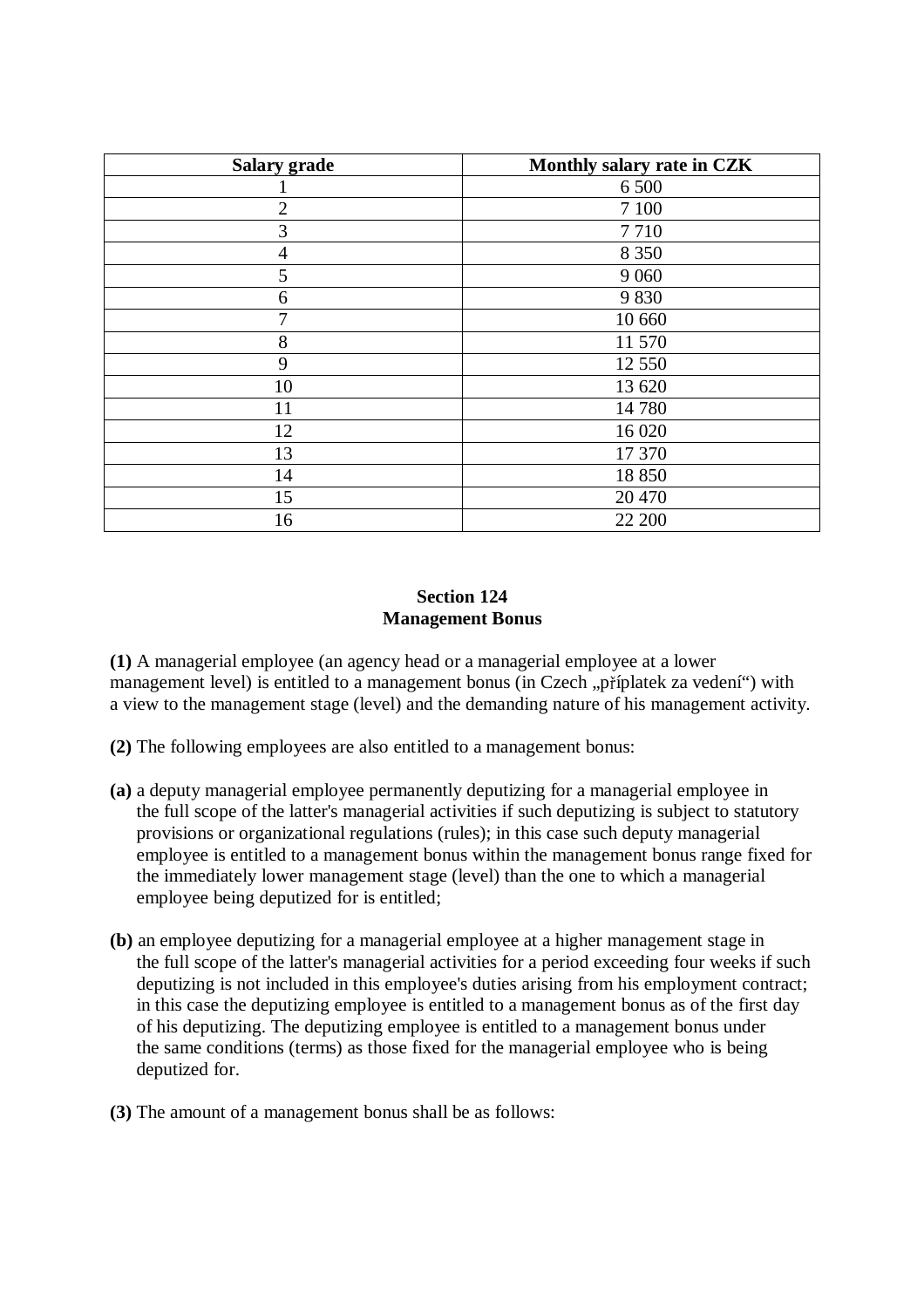| Salary grade | Monthly salary rate in CZK |
|---|---|
| 1 | 6 500 |
| 2 | 7 100 |
| 3 | 7 710 |
| 4 | 8 350 |
| 5 | 9 060 |
| 6 | 9 830 |
| 7 | 10 660 |
| 8 | 11 570 |
| 9 | 12 550 |
| 10 | 13 620 |
| 11 | 14 780 |
| 12 | 16 020 |
| 13 | 17 370 |
| 14 | 18 850 |
| 15 | 20 470 |
| 16 | 22 200 |

### Section 124
### Management Bonus

**(1)** A managerial employee (an agency head or a managerial employee at a lower management level) is entitled to a management bonus (in Czech „příplatek za vedení") with a view to the management stage (level) and the demanding nature of his management activity.

**(2)** The following employees are also entitled to a management bonus:

**(a)** a deputy managerial employee permanently deputizing for a managerial employee in the full scope of the latter's managerial activities if such deputizing is subject to statutory provisions or organizational regulations (rules); in this case such deputy managerial employee is entitled to a management bonus within the management bonus range fixed for the immediately lower management stage (level) than the one to which a managerial employee being deputized for is entitled;

**(b)** an employee deputizing for a managerial employee at a higher management stage in the full scope of the latter's managerial activities for a period exceeding four weeks if such deputizing is not included in this employee's duties arising from his employment contract; in this case the deputizing employee is entitled to a management bonus as of the first day of his deputizing. The deputizing employee is entitled to a management bonus under the same conditions (terms) as those fixed for the managerial employee who is being deputized for.

**(3)** The amount of a management bonus shall be as follows: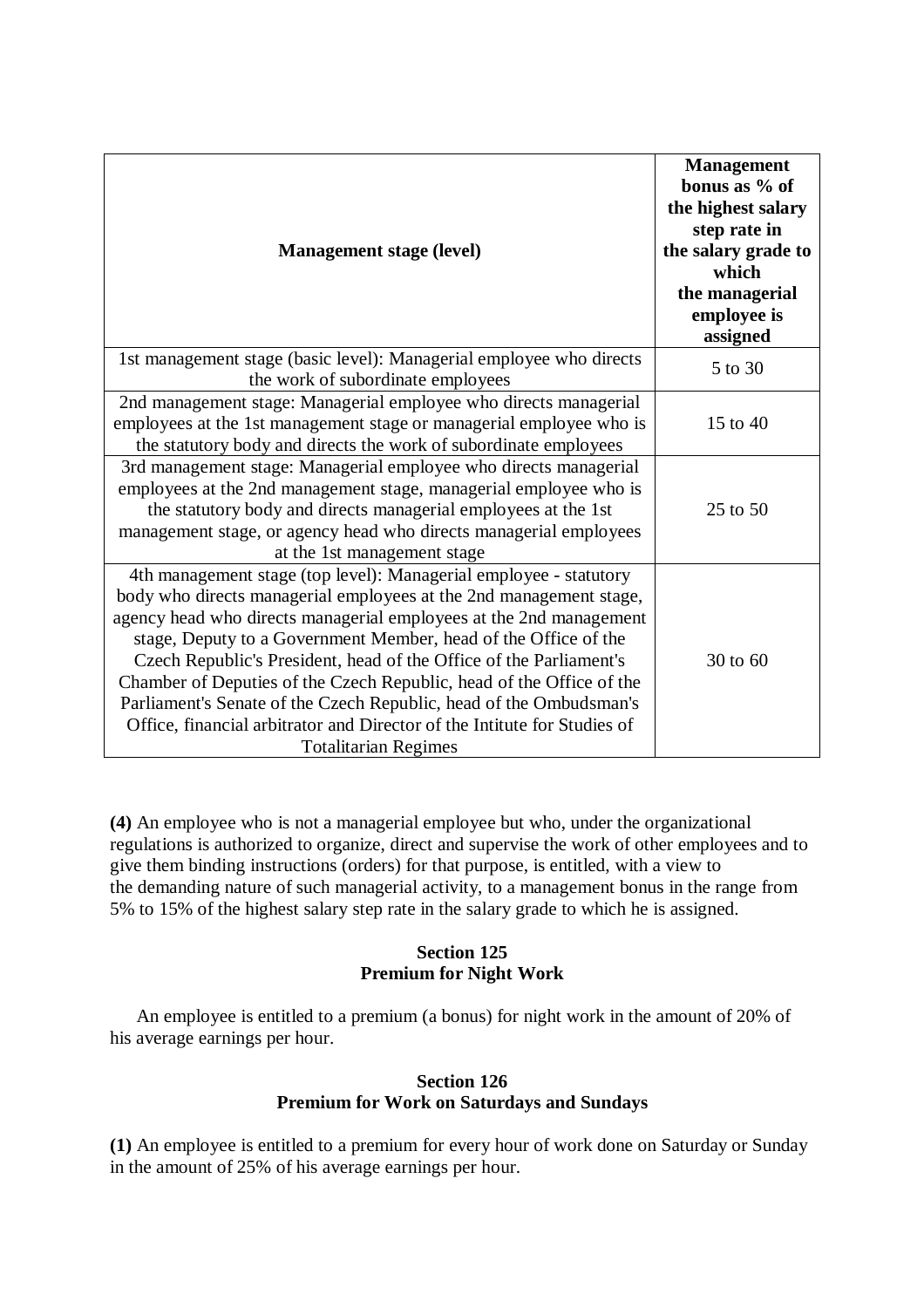| Management stage (level) | Management bonus as % of the highest salary step rate in the salary grade to which the managerial employee is assigned |
|---|---|
| 1st management stage (basic level): Managerial employee who directs the work of subordinate employees | 5 to 30 |
| 2nd management stage: Managerial employee who directs managerial employees at the 1st management stage or managerial employee who is the statutory body and directs the work of subordinate employees | 15 to 40 |
| 3rd management stage: Managerial employee who directs managerial employees at the 2nd management stage, managerial employee who is the statutory body and directs managerial employees at the 1st management stage, or agency head who directs managerial employees at the 1st management stage | 25 to 50 |
| 4th management stage (top level): Managerial employee - statutory body who directs managerial employees at the 2nd management stage, agency head who directs managerial employees at the 2nd management stage, Deputy to a Government Member, head of the Office of the Czech Republic's President, head of the Office of the Parliament's Chamber of Deputies of the Czech Republic, head of the Office of the Parliament's Senate of the Czech Republic, head of the Ombudsman's Office, financial arbitrator and Director of the Intitute for Studies of Totalitarian Regimes | 30 to 60 |

**(4)** An employee who is not a managerial employee but who, under the organizational regulations is authorized to organize, direct and supervise the work of other employees and to give them binding instructions (orders) for that purpose, is entitled, with a view to the demanding nature of such managerial activity, to a management bonus in the range from 5% to 15% of the highest salary step rate in the salary grade to which he is assigned.

### Section 125
### Premium for Night Work

An employee is entitled to a premium (a bonus) for night work in the amount of 20% of his average earnings per hour.

### Section 126
### Premium for Work on Saturdays and Sundays

**(1)** An employee is entitled to a premium for every hour of work done on Saturday or Sunday in the amount of 25% of his average earnings per hour.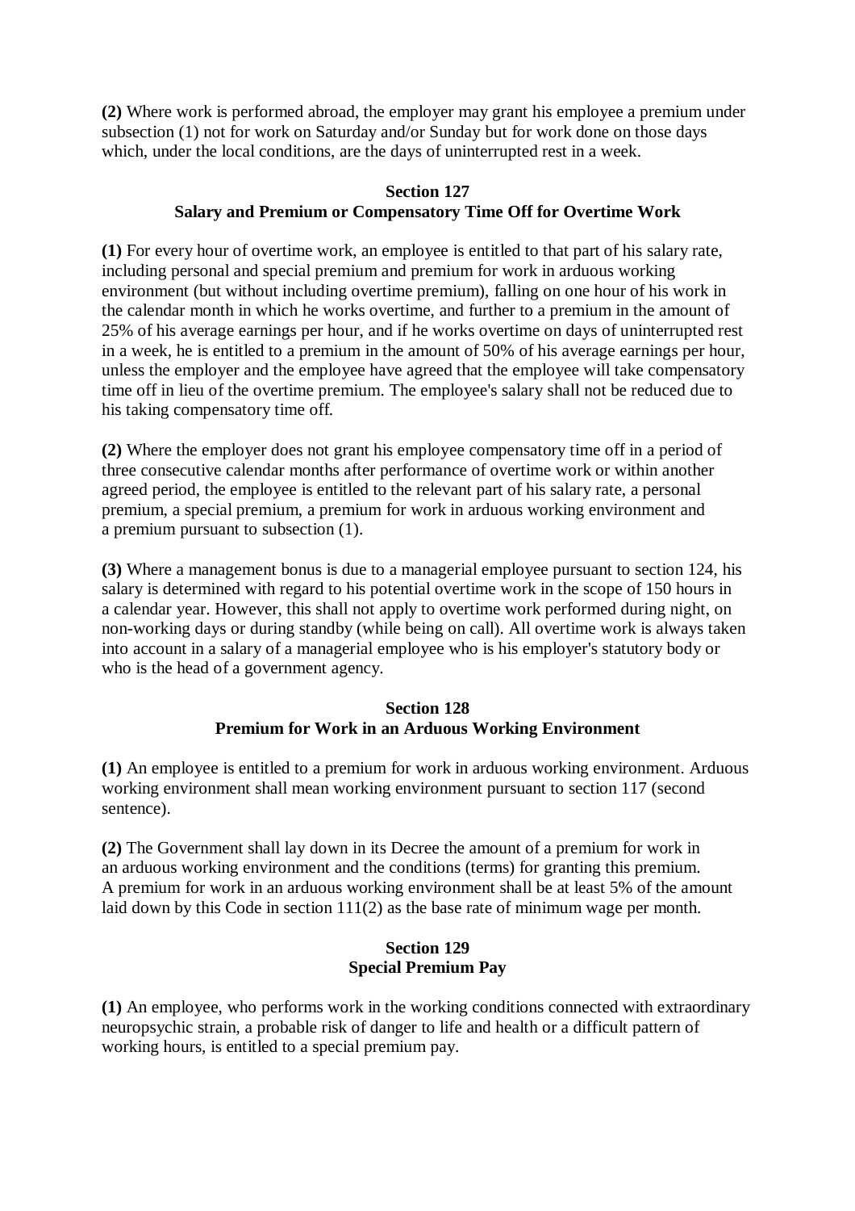**(2)** Where work is performed abroad, the employer may grant his employee a premium under subsection (1) not for work on Saturday and/or Sunday but for work done on those days which, under the local conditions, are the days of uninterrupted rest in a week.

### Section 127
### Salary and Premium or Compensatory Time Off for Overtime Work

**(1)** For every hour of overtime work, an employee is entitled to that part of his salary rate, including personal and special premium and premium for work in arduous working environment (but without including overtime premium), falling on one hour of his work in the calendar month in which he works overtime, and further to a premium in the amount of 25% of his average earnings per hour, and if he works overtime on days of uninterrupted rest in a week, he is entitled to a premium in the amount of 50% of his average earnings per hour, unless the employer and the employee have agreed that the employee will take compensatory time off in lieu of the overtime premium. The employee's salary shall not be reduced due to his taking compensatory time off.

**(2)** Where the employer does not grant his employee compensatory time off in a period of three consecutive calendar months after performance of overtime work or within another agreed period, the employee is entitled to the relevant part of his salary rate, a personal premium, a special premium, a premium for work in arduous working environment and a premium pursuant to subsection (1).

**(3)** Where a management bonus is due to a managerial employee pursuant to section 124, his salary is determined with regard to his potential overtime work in the scope of 150 hours in a calendar year. However, this shall not apply to overtime work performed during night, on non-working days or during standby (while being on call). All overtime work is always taken into account in a salary of a managerial employee who is his employer's statutory body or who is the head of a government agency.

### Section 128
### Premium for Work in an Arduous Working Environment

**(1)** An employee is entitled to a premium for work in arduous working environment. Arduous working environment shall mean working environment pursuant to section 117 (second sentence).

**(2)** The Government shall lay down in its Decree the amount of a premium for work in an arduous working environment and the conditions (terms) for granting this premium. A premium for work in an arduous working environment shall be at least 5% of the amount laid down by this Code in section 111(2) as the base rate of minimum wage per month.

### Section 129
### Special Premium Pay

**(1)** An employee, who performs work in the working conditions connected with extraordinary neuropsychic strain, a probable risk of danger to life and health or a difficult pattern of working hours, is entitled to a special premium pay.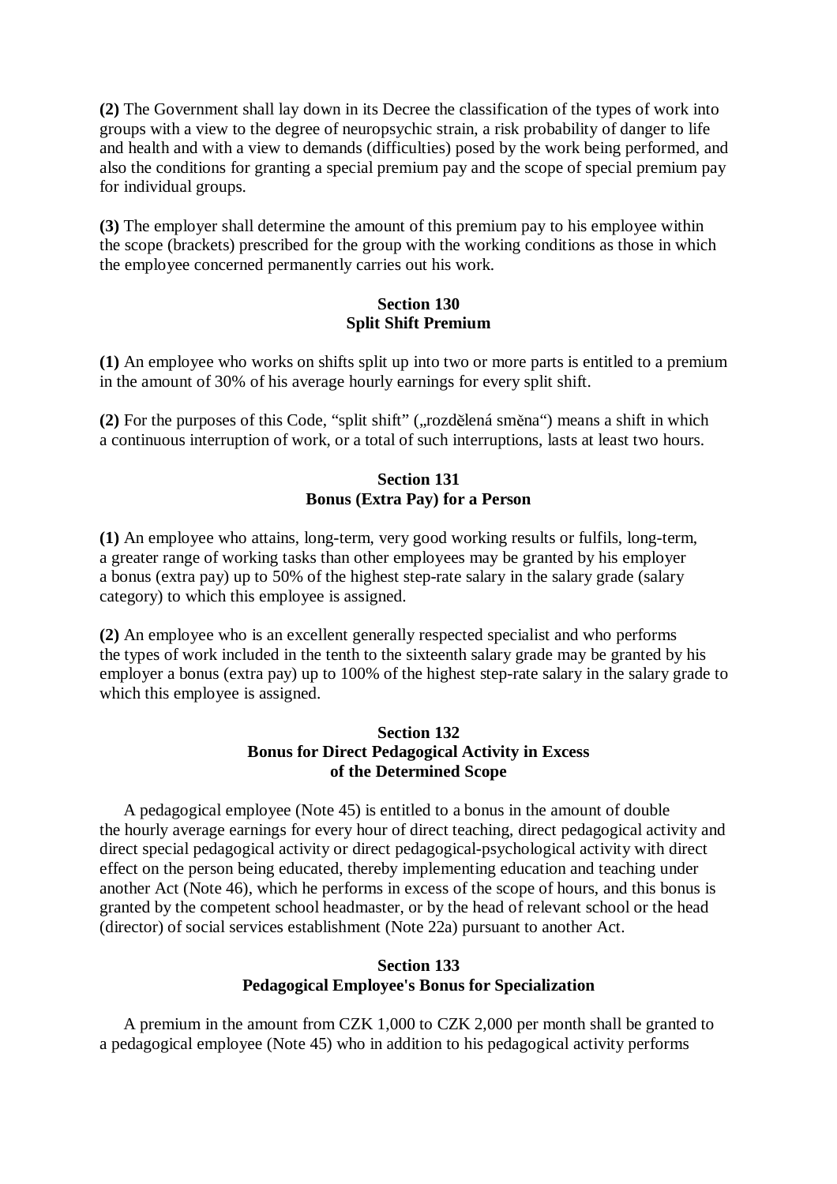**(2)** The Government shall lay down in its Decree the classification of the types of work into groups with a view to the degree of neuropsychic strain, a risk probability of danger to life and health and with a view to demands (difficulties) posed by the work being performed, and also the conditions for granting a special premium pay and the scope of special premium pay for individual groups.

**(3)** The employer shall determine the amount of this premium pay to his employee within the scope (brackets) prescribed for the group with the working conditions as those in which the employee concerned permanently carries out his work.

### Section 130
### Split Shift Premium

**(1)** An employee who works on shifts split up into two or more parts is entitled to a premium in the amount of 30% of his average hourly earnings for every split shift.

**(2)** For the purposes of this Code, "split shift" („rozdělená směna") means a shift in which a continuous interruption of work, or a total of such interruptions, lasts at least two hours.

### Section 131
### Bonus (Extra Pay) for a Person

**(1)** An employee who attains, long-term, very good working results or fulfils, long-term, a greater range of working tasks than other employees may be granted by his employer a bonus (extra pay) up to 50% of the highest step-rate salary in the salary grade (salary category) to which this employee is assigned.

**(2)** An employee who is an excellent generally respected specialist and who performs the types of work included in the tenth to the sixteenth salary grade may be granted by his employer a bonus (extra pay) up to 100% of the highest step-rate salary in the salary grade to which this employee is assigned.

### Section 132
### Bonus for Direct Pedagogical Activity in Excess of the Determined Scope

A pedagogical employee (Note 45) is entitled to a bonus in the amount of double the hourly average earnings for every hour of direct teaching, direct pedagogical activity and direct special pedagogical activity or direct pedagogical-psychological activity with direct effect on the person being educated, thereby implementing education and teaching under another Act (Note 46), which he performs in excess of the scope of hours, and this bonus is granted by the competent school headmaster, or by the head of relevant school or the head (director) of social services establishment (Note 22a) pursuant to another Act.

### Section 133
### Pedagogical Employee's Bonus for Specialization

A premium in the amount from CZK 1,000 to CZK 2,000 per month shall be granted to a pedagogical employee (Note 45) who in addition to his pedagogical activity performs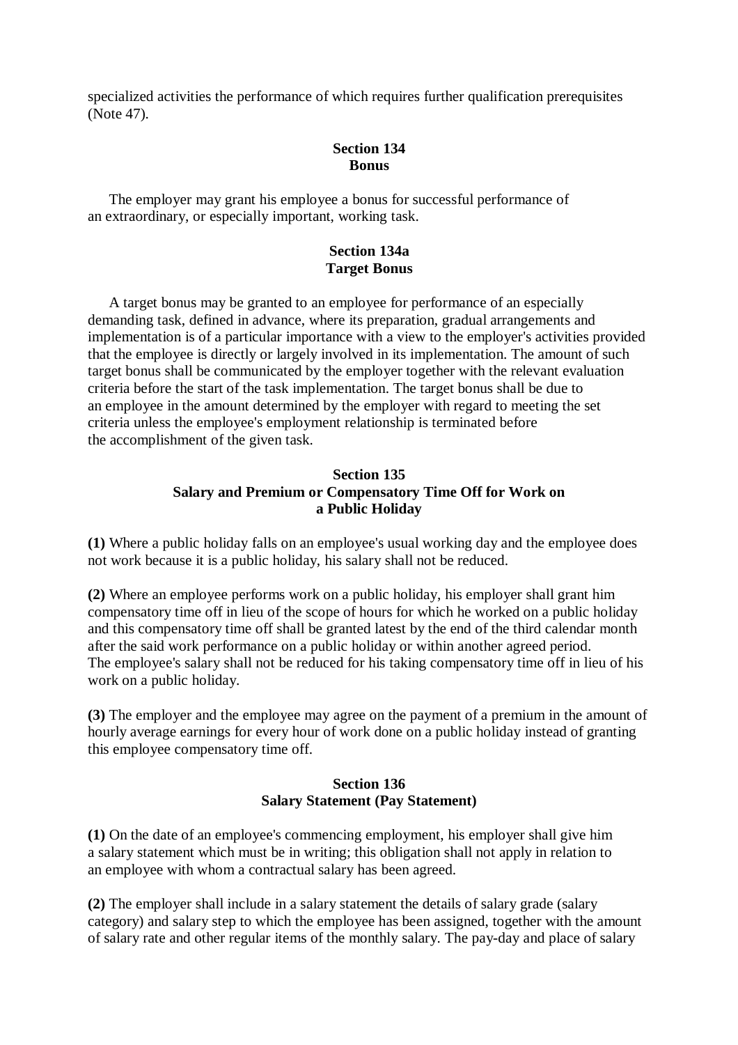specialized activities the performance of which requires further qualification prerequisites (Note 47).

### Section 134
### Bonus

The employer may grant his employee a bonus for successful performance of an extraordinary, or especially important, working task.

### Section 134a
### Target Bonus

A target bonus may be granted to an employee for performance of an especially demanding task, defined in advance, where its preparation, gradual arrangements and implementation is of a particular importance with a view to the employer's activities provided that the employee is directly or largely involved in its implementation. The amount of such target bonus shall be communicated by the employer together with the relevant evaluation criteria before the start of the task implementation. The target bonus shall be due to an employee in the amount determined by the employer with regard to meeting the set criteria unless the employee's employment relationship is terminated before the accomplishment of the given task.

### Section 135
### Salary and Premium or Compensatory Time Off for Work on a Public Holiday

**(1)** Where a public holiday falls on an employee's usual working day and the employee does not work because it is a public holiday, his salary shall not be reduced.

**(2)** Where an employee performs work on a public holiday, his employer shall grant him compensatory time off in lieu of the scope of hours for which he worked on a public holiday and this compensatory time off shall be granted latest by the end of the third calendar month after the said work performance on a public holiday or within another agreed period. The employee's salary shall not be reduced for his taking compensatory time off in lieu of his work on a public holiday.

**(3)** The employer and the employee may agree on the payment of a premium in the amount of hourly average earnings for every hour of work done on a public holiday instead of granting this employee compensatory time off.

### Section 136
### Salary Statement (Pay Statement)

**(1)** On the date of an employee's commencing employment, his employer shall give him a salary statement which must be in writing; this obligation shall not apply in relation to an employee with whom a contractual salary has been agreed.

**(2)** The employer shall include in a salary statement the details of salary grade (salary category) and salary step to which the employee has been assigned, together with the amount of salary rate and other regular items of the monthly salary. The pay-day and place of salary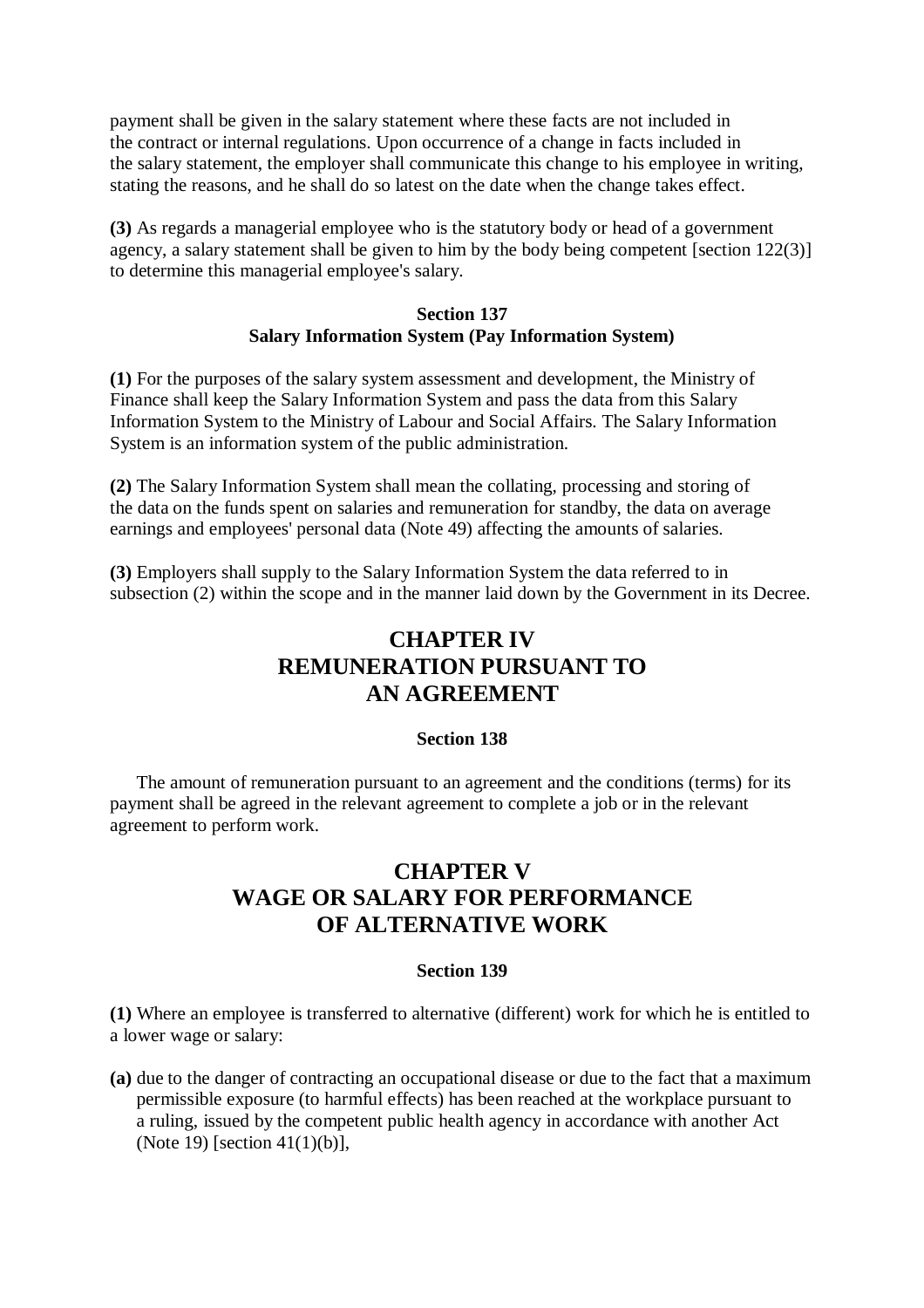payment shall be given in the salary statement where these facts are not included in the contract or internal regulations. Upon occurrence of a change in facts included in the salary statement, the employer shall communicate this change to his employee in writing, stating the reasons, and he shall do so latest on the date when the change takes effect.

**(3)** As regards a managerial employee who is the statutory body or head of a government agency, a salary statement shall be given to him by the body being competent [section 122(3)] to determine this managerial employee's salary.

**Section 137**
**Salary Information System (Pay Information System)**

**(1)** For the purposes of the salary system assessment and development, the Ministry of Finance shall keep the Salary Information System and pass the data from this Salary Information System to the Ministry of Labour and Social Affairs. The Salary Information System is an information system of the public administration.

**(2)** The Salary Information System shall mean the collating, processing and storing of the data on the funds spent on salaries and remuneration for standby, the data on average earnings and employees' personal data (Note 49) affecting the amounts of salaries.

**(3)** Employers shall supply to the Salary Information System the data referred to in subsection (2) within the scope and in the manner laid down by the Government in its Decree.

# CHAPTER IV
# REMUNERATION PURSUANT TO AN AGREEMENT

**Section 138**

The amount of remuneration pursuant to an agreement and the conditions (terms) for its payment shall be agreed in the relevant agreement to complete a job or in the relevant agreement to perform work.

# CHAPTER V
# WAGE OR SALARY FOR PERFORMANCE OF ALTERNATIVE WORK

**Section 139**

**(1)** Where an employee is transferred to alternative (different) work for which he is entitled to a lower wage or salary:

**(a)** due to the danger of contracting an occupational disease or due to the fact that a maximum permissible exposure (to harmful effects) has been reached at the workplace pursuant to a ruling, issued by the competent public health agency in accordance with another Act (Note 19) [section 41(1)(b)],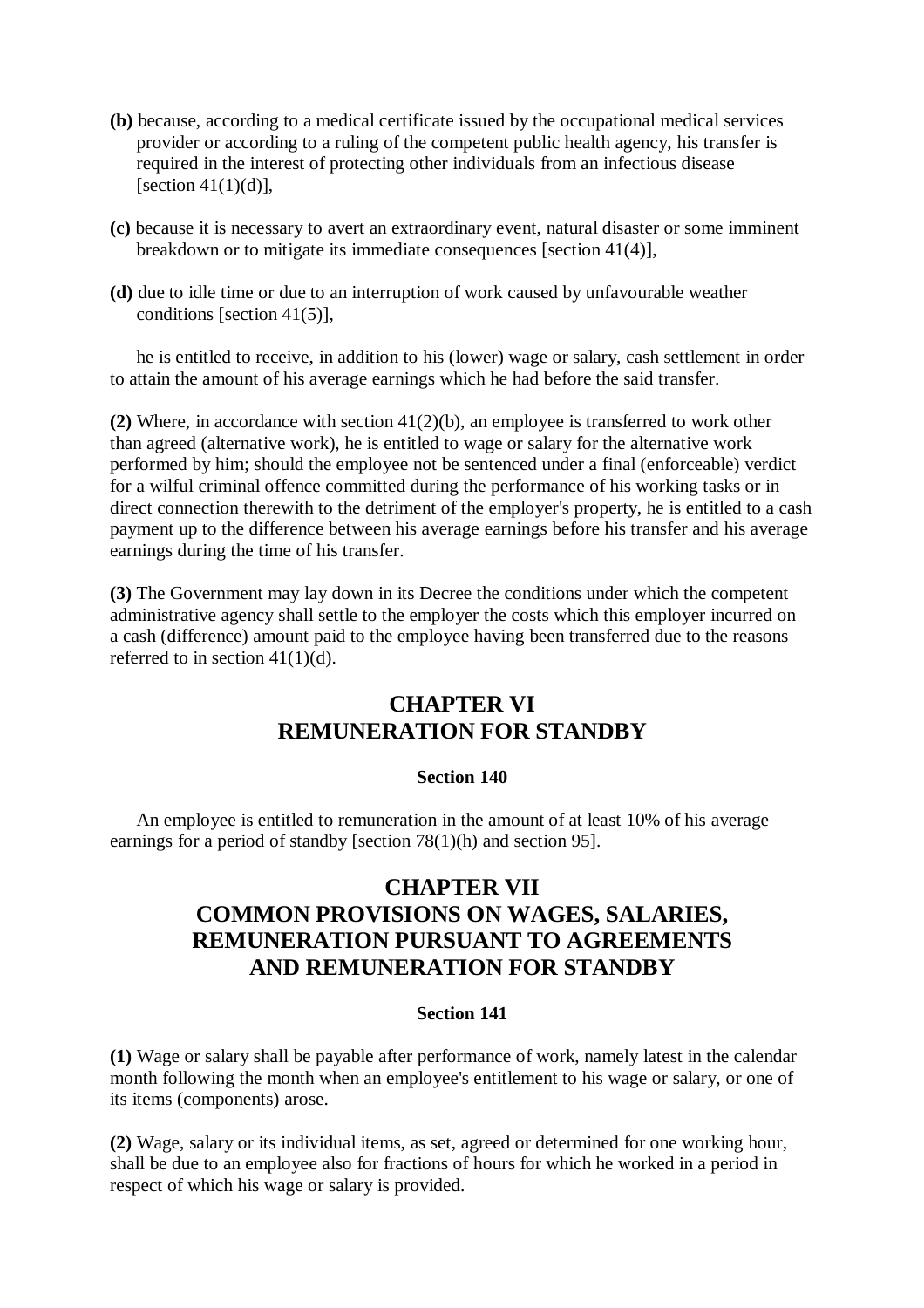**(b)** because, according to a medical certificate issued by the occupational medical services provider or according to a ruling of the competent public health agency, his transfer is required in the interest of protecting other individuals from an infectious disease [section 41(1)(d)],

**(c)** because it is necessary to avert an extraordinary event, natural disaster or some imminent breakdown or to mitigate its immediate consequences [section 41(4)],

**(d)** due to idle time or due to an interruption of work caused by unfavourable weather conditions [section 41(5)],

he is entitled to receive, in addition to his (lower) wage or salary, cash settlement in order to attain the amount of his average earnings which he had before the said transfer.

**(2)** Where, in accordance with section 41(2)(b), an employee is transferred to work other than agreed (alternative work), he is entitled to wage or salary for the alternative work performed by him; should the employee not be sentenced under a final (enforceable) verdict for a wilful criminal offence committed during the performance of his working tasks or in direct connection therewith to the detriment of the employer's property, he is entitled to a cash payment up to the difference between his average earnings before his transfer and his average earnings during the time of his transfer.

**(3)** The Government may lay down in its Decree the conditions under which the competent administrative agency shall settle to the employer the costs which this employer incurred on a cash (difference) amount paid to the employee having been transferred due to the reasons referred to in section 41(1)(d).

## CHAPTER VI
## REMUNERATION FOR STANDBY

#### Section 140

An employee is entitled to remuneration in the amount of at least 10% of his average earnings for a period of standby [section 78(1)(h) and section 95].

## CHAPTER VII
## COMMON PROVISIONS ON WAGES, SALARIES, REMUNERATION PURSUANT TO AGREEMENTS AND REMUNERATION FOR STANDBY

#### Section 141

**(1)** Wage or salary shall be payable after performance of work, namely latest in the calendar month following the month when an employee's entitlement to his wage or salary, or one of its items (components) arose.

**(2)** Wage, salary or its individual items, as set, agreed or determined for one working hour, shall be due to an employee also for fractions of hours for which he worked in a period in respect of which his wage or salary is provided.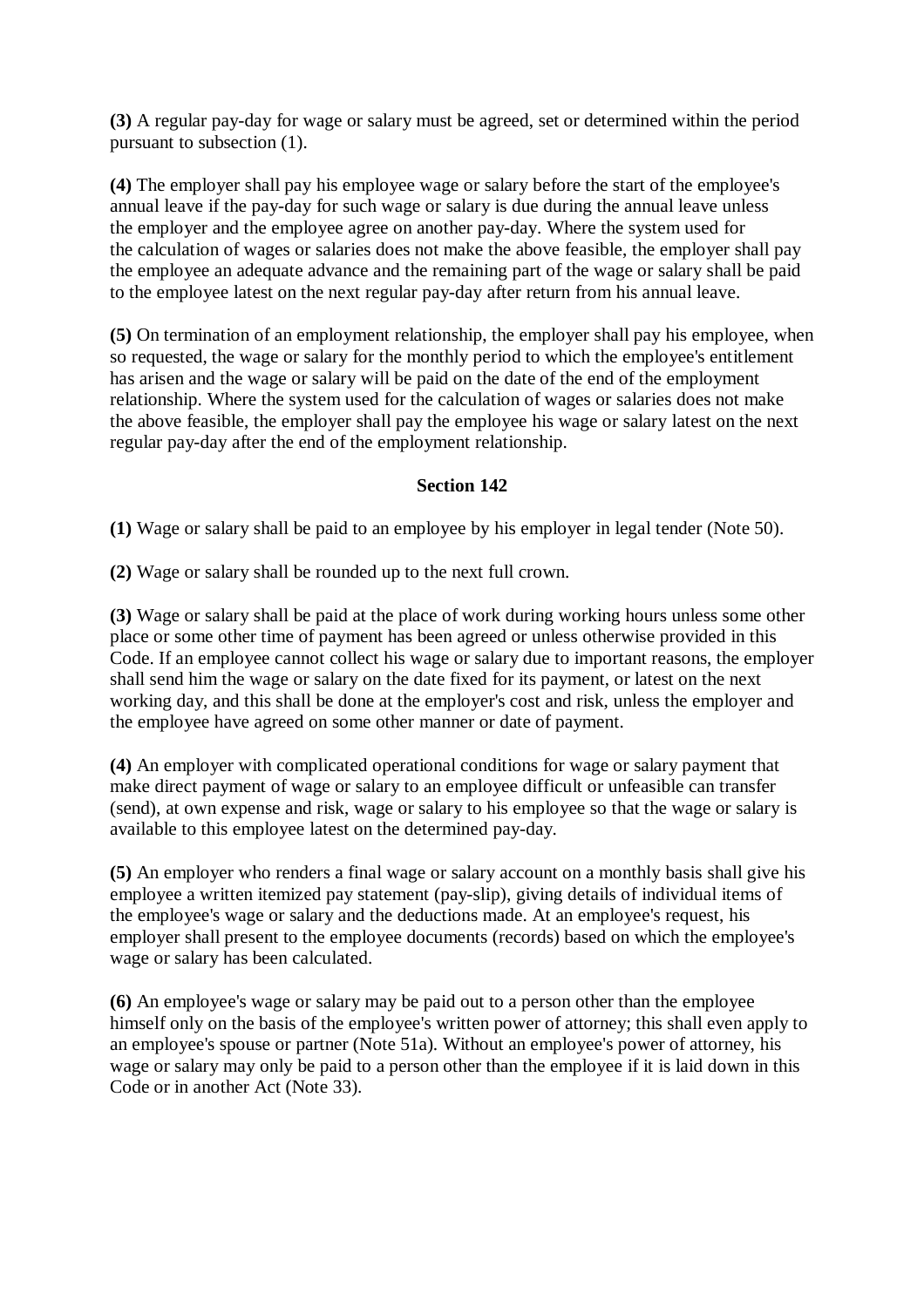**(3)** A regular pay-day for wage or salary must be agreed, set or determined within the period pursuant to subsection (1).

**(4)** The employer shall pay his employee wage or salary before the start of the employee's annual leave if the pay-day for such wage or salary is due during the annual leave unless the employer and the employee agree on another pay-day. Where the system used for the calculation of wages or salaries does not make the above feasible, the employer shall pay the employee an adequate advance and the remaining part of the wage or salary shall be paid to the employee latest on the next regular pay-day after return from his annual leave.

**(5)** On termination of an employment relationship, the employer shall pay his employee, when so requested, the wage or salary for the monthly period to which the employee's entitlement has arisen and the wage or salary will be paid on the date of the end of the employment relationship. Where the system used for the calculation of wages or salaries does not make the above feasible, the employer shall pay the employee his wage or salary latest on the next regular pay-day after the end of the employment relationship.

**Section 142**

**(1)** Wage or salary shall be paid to an employee by his employer in legal tender (Note 50).

**(2)** Wage or salary shall be rounded up to the next full crown.

**(3)** Wage or salary shall be paid at the place of work during working hours unless some other place or some other time of payment has been agreed or unless otherwise provided in this Code. If an employee cannot collect his wage or salary due to important reasons, the employer shall send him the wage or salary on the date fixed for its payment, or latest on the next working day, and this shall be done at the employer's cost and risk, unless the employer and the employee have agreed on some other manner or date of payment.

**(4)** An employer with complicated operational conditions for wage or salary payment that make direct payment of wage or salary to an employee difficult or unfeasible can transfer (send), at own expense and risk, wage or salary to his employee so that the wage or salary is available to this employee latest on the determined pay-day.

**(5)** An employer who renders a final wage or salary account on a monthly basis shall give his employee a written itemized pay statement (pay-slip), giving details of individual items of the employee's wage or salary and the deductions made. At an employee's request, his employer shall present to the employee documents (records) based on which the employee's wage or salary has been calculated.

**(6)** An employee's wage or salary may be paid out to a person other than the employee himself only on the basis of the employee's written power of attorney; this shall even apply to an employee's spouse or partner (Note 51a). Without an employee's power of attorney, his wage or salary may only be paid to a person other than the employee if it is laid down in this Code or in another Act (Note 33).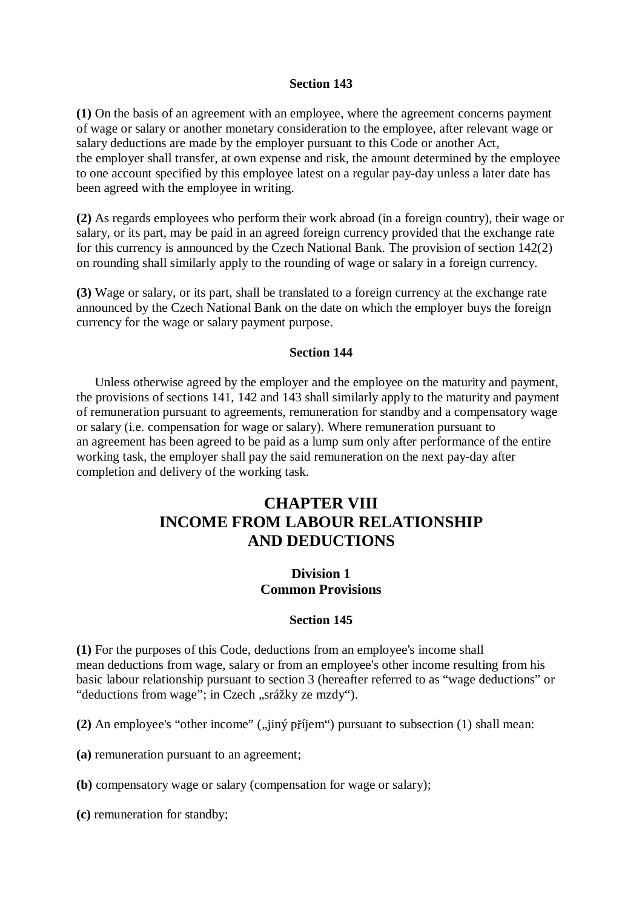### Section 143

**(1)** On the basis of an agreement with an employee, where the agreement concerns payment of wage or salary or another monetary consideration to the employee, after relevant wage or salary deductions are made by the employer pursuant to this Code or another Act, the employer shall transfer, at own expense and risk, the amount determined by the employee to one account specified by this employee latest on a regular pay-day unless a later date has been agreed with the employee in writing.

**(2)** As regards employees who perform their work abroad (in a foreign country), their wage or salary, or its part, may be paid in an agreed foreign currency provided that the exchange rate for this currency is announced by the Czech National Bank. The provision of section 142(2) on rounding shall similarly apply to the rounding of wage or salary in a foreign currency.

**(3)** Wage or salary, or its part, shall be translated to a foreign currency at the exchange rate announced by the Czech National Bank on the date on which the employer buys the foreign currency for the wage or salary payment purpose.

### Section 144

Unless otherwise agreed by the employer and the employee on the maturity and payment, the provisions of sections 141, 142 and 143 shall similarly apply to the maturity and payment of remuneration pursuant to agreements, remuneration for standby and a compensatory wage or salary (i.e. compensation for wage or salary). Where remuneration pursuant to an agreement has been agreed to be paid as a lump sum only after performance of the entire working task, the employer shall pay the said remuneration on the next pay-day after completion and delivery of the working task.

# CHAPTER VIII
# INCOME FROM LABOUR RELATIONSHIP AND DEDUCTIONS

## Division 1
## Common Provisions

### Section 145

**(1)** For the purposes of this Code, deductions from an employee's income shall mean deductions from wage, salary or from an employee's other income resulting from his basic labour relationship pursuant to section 3 (hereafter referred to as "wage deductions" or "deductions from wage"; in Czech „srážky ze mzdy").

**(2)** An employee's "other income" („jiný příjem") pursuant to subsection (1) shall mean:

**(a)** remuneration pursuant to an agreement;

**(b)** compensatory wage or salary (compensation for wage or salary);

**(c)** remuneration for standby;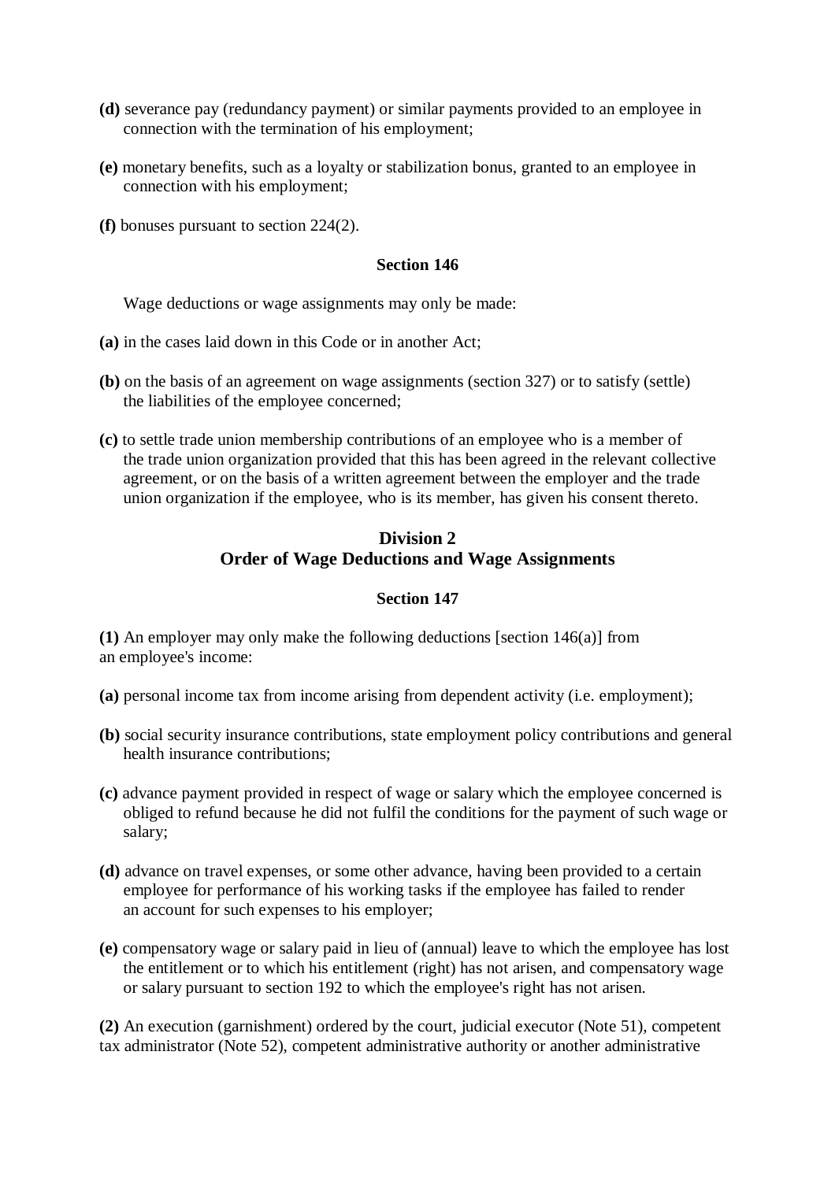**(d)** severance pay (redundancy payment) or similar payments provided to an employee in connection with the termination of his employment;

**(e)** monetary benefits, such as a loyalty or stabilization bonus, granted to an employee in connection with his employment;

**(f)** bonuses pursuant to section 224(2).

### Section 146

Wage deductions or wage assignments may only be made:

**(a)** in the cases laid down in this Code or in another Act;

**(b)** on the basis of an agreement on wage assignments (section 327) or to satisfy (settle) the liabilities of the employee concerned;

**(c)** to settle trade union membership contributions of an employee who is a member of the trade union organization provided that this has been agreed in the relevant collective agreement, or on the basis of a written agreement between the employer and the trade union organization if the employee, who is its member, has given his consent thereto.

## Division 2
## Order of Wage Deductions and Wage Assignments

### Section 147

**(1)** An employer may only make the following deductions [section 146(a)] from an employee's income:

**(a)** personal income tax from income arising from dependent activity (i.e. employment);

**(b)** social security insurance contributions, state employment policy contributions and general health insurance contributions;

**(c)** advance payment provided in respect of wage or salary which the employee concerned is obliged to refund because he did not fulfil the conditions for the payment of such wage or salary;

**(d)** advance on travel expenses, or some other advance, having been provided to a certain employee for performance of his working tasks if the employee has failed to render an account for such expenses to his employer;

**(e)** compensatory wage or salary paid in lieu of (annual) leave to which the employee has lost the entitlement or to which his entitlement (right) has not arisen, and compensatory wage or salary pursuant to section 192 to which the employee's right has not arisen.

**(2)** An execution (garnishment) ordered by the court, judicial executor (Note 51), competent tax administrator (Note 52), competent administrative authority or another administrative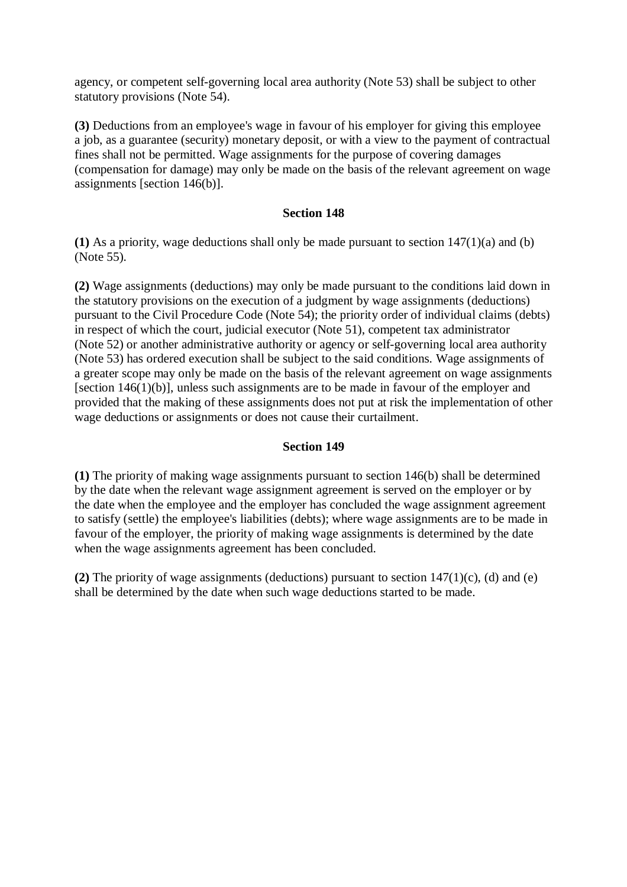agency, or competent self-governing local area authority (Note 53) shall be subject to other statutory provisions (Note 54).

**(3)** Deductions from an employee's wage in favour of his employer for giving this employee a job, as a guarantee (security) monetary deposit, or with a view to the payment of contractual fines shall not be permitted. Wage assignments for the purpose of covering damages (compensation for damage) may only be made on the basis of the relevant agreement on wage assignments [section 146(b)].

### Section 148

**(1)** As a priority, wage deductions shall only be made pursuant to section 147(1)(a) and (b) (Note 55).

**(2)** Wage assignments (deductions) may only be made pursuant to the conditions laid down in the statutory provisions on the execution of a judgment by wage assignments (deductions) pursuant to the Civil Procedure Code (Note 54); the priority order of individual claims (debts) in respect of which the court, judicial executor (Note 51), competent tax administrator (Note 52) or another administrative authority or agency or self-governing local area authority (Note 53) has ordered execution shall be subject to the said conditions. Wage assignments of a greater scope may only be made on the basis of the relevant agreement on wage assignments [section 146(1)(b)], unless such assignments are to be made in favour of the employer and provided that the making of these assignments does not put at risk the implementation of other wage deductions or assignments or does not cause their curtailment.

### Section 149

**(1)** The priority of making wage assignments pursuant to section 146(b) shall be determined by the date when the relevant wage assignment agreement is served on the employer or by the date when the employee and the employer has concluded the wage assignment agreement to satisfy (settle) the employee's liabilities (debts); where wage assignments are to be made in favour of the employer, the priority of making wage assignments is determined by the date when the wage assignments agreement has been concluded.

**(2)** The priority of wage assignments (deductions) pursuant to section 147(1)(c), (d) and (e) shall be determined by the date when such wage deductions started to be made.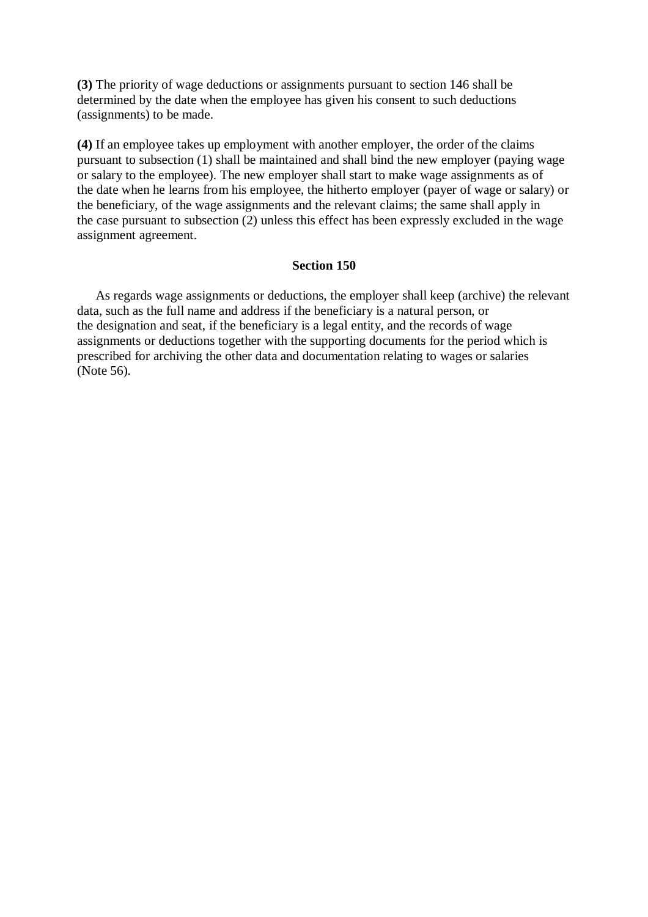**(3)** The priority of wage deductions or assignments pursuant to section 146 shall be determined by the date when the employee has given his consent to such deductions (assignments) to be made.

**(4)** If an employee takes up employment with another employer, the order of the claims pursuant to subsection (1) shall be maintained and shall bind the new employer (paying wage or salary to the employee). The new employer shall start to make wage assignments as of the date when he learns from his employee, the hitherto employer (payer of wage or salary) or the beneficiary, of the wage assignments and the relevant claims; the same shall apply in the case pursuant to subsection (2) unless this effect has been expressly excluded in the wage assignment agreement.

### Section 150

As regards wage assignments or deductions, the employer shall keep (archive) the relevant data, such as the full name and address if the beneficiary is a natural person, or the designation and seat, if the beneficiary is a legal entity, and the records of wage assignments or deductions together with the supporting documents for the period which is prescribed for archiving the other data and documentation relating to wages or salaries (Note 56).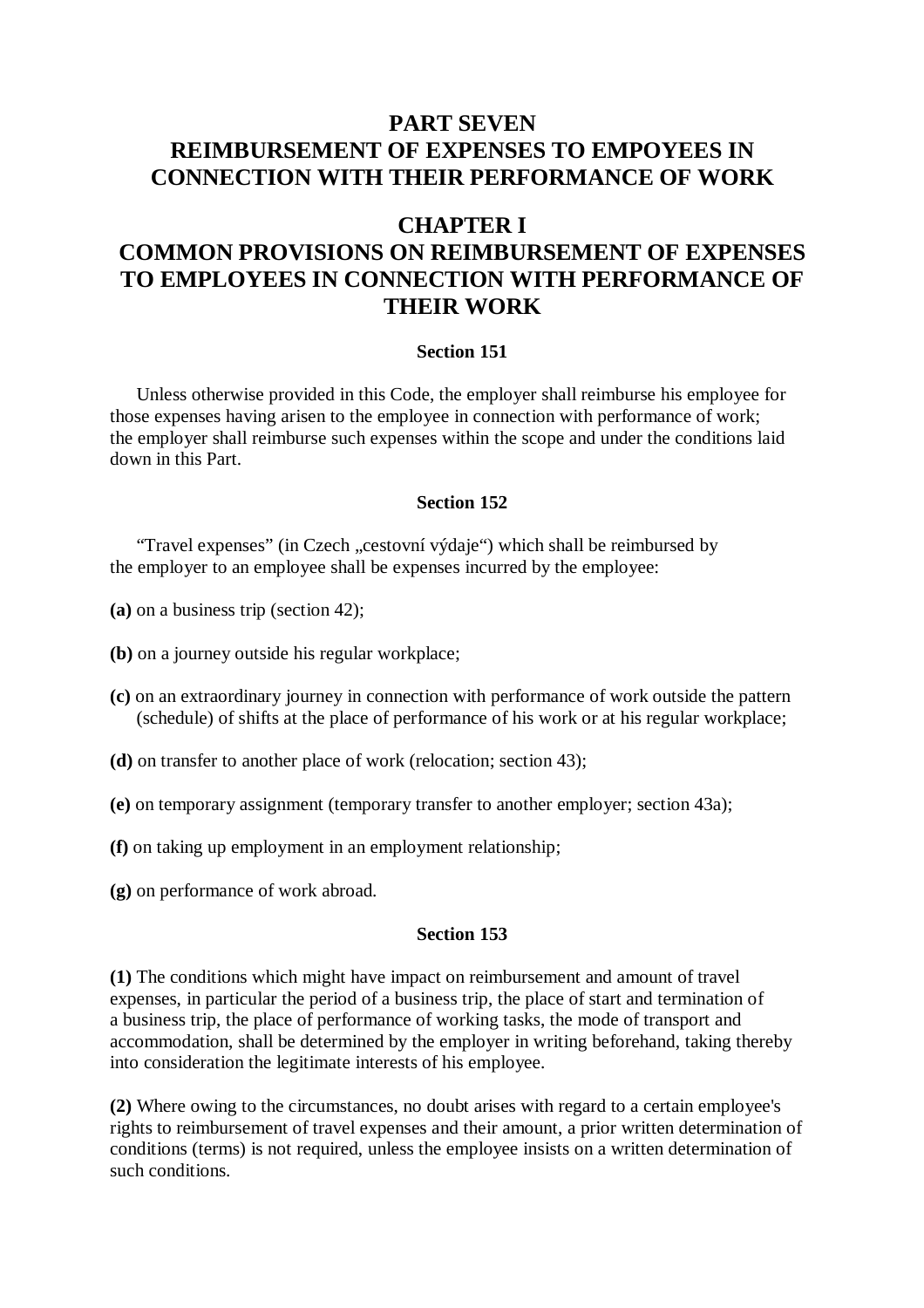# PART SEVEN
# REIMBURSEMENT OF EXPENSES TO EMPOYEES IN CONNECTION WITH THEIR PERFORMANCE OF WORK

## CHAPTER I
## COMMON PROVISIONS ON REIMBURSEMENT OF EXPENSES TO EMPLOYEES IN CONNECTION WITH PERFORMANCE OF THEIR WORK

### Section 151

Unless otherwise provided in this Code, the employer shall reimburse his employee for those expenses having arisen to the employee in connection with performance of work; the employer shall reimburse such expenses within the scope and under the conditions laid down in this Part.

### Section 152

"Travel expenses" (in Czech „cestovní výdaje") which shall be reimbursed by the employer to an employee shall be expenses incurred by the employee:

**(a)** on a business trip (section 42);

**(b)** on a journey outside his regular workplace;

**(c)** on an extraordinary journey in connection with performance of work outside the pattern (schedule) of shifts at the place of performance of his work or at his regular workplace;

**(d)** on transfer to another place of work (relocation; section 43);

**(e)** on temporary assignment (temporary transfer to another employer; section 43a);

**(f)** on taking up employment in an employment relationship;

**(g)** on performance of work abroad.

### Section 153

**(1)** The conditions which might have impact on reimbursement and amount of travel expenses, in particular the period of a business trip, the place of start and termination of a business trip, the place of performance of working tasks, the mode of transport and accommodation, shall be determined by the employer in writing beforehand, taking thereby into consideration the legitimate interests of his employee.

**(2)** Where owing to the circumstances, no doubt arises with regard to a certain employee's rights to reimbursement of travel expenses and their amount, a prior written determination of conditions (terms) is not required, unless the employee insists on a written determination of such conditions.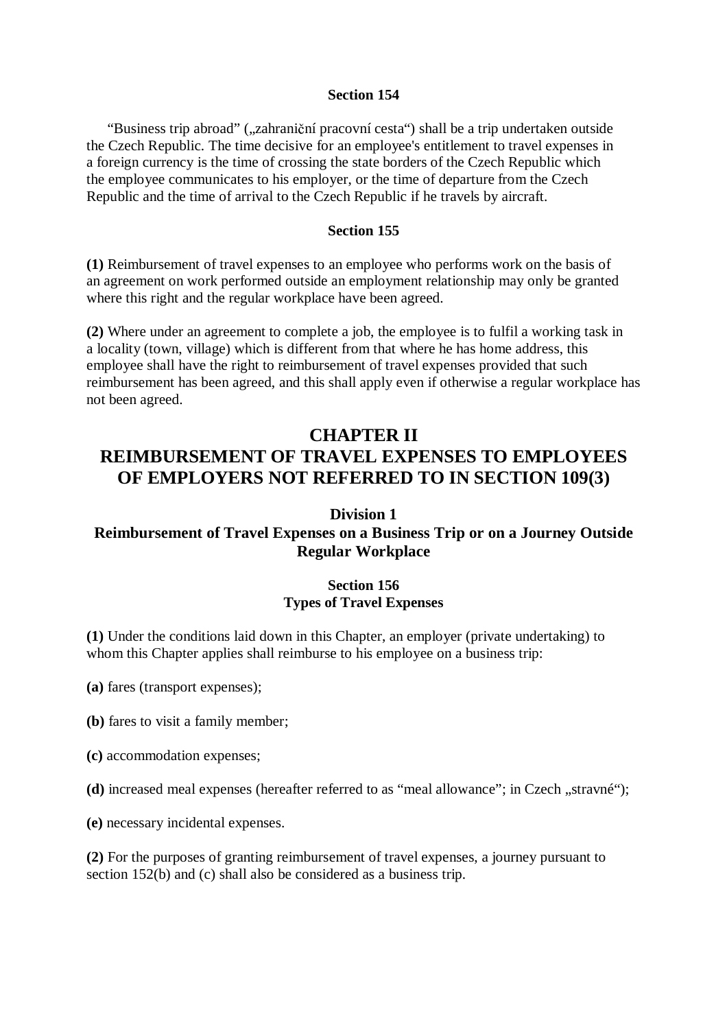#### Section 154

"Business trip abroad" („zahraniční pracovní cesta") shall be a trip undertaken outside the Czech Republic. The time decisive for an employee's entitlement to travel expenses in a foreign currency is the time of crossing the state borders of the Czech Republic which the employee communicates to his employer, or the time of departure from the Czech Republic and the time of arrival to the Czech Republic if he travels by aircraft.

#### Section 155

**(1)** Reimbursement of travel expenses to an employee who performs work on the basis of an agreement on work performed outside an employment relationship may only be granted where this right and the regular workplace have been agreed.

**(2)** Where under an agreement to complete a job, the employee is to fulfil a working task in a locality (town, village) which is different from that where he has home address, this employee shall have the right to reimbursement of travel expenses provided that such reimbursement has been agreed, and this shall apply even if otherwise a regular workplace has not been agreed.

## CHAPTER II
## REIMBURSEMENT OF TRAVEL EXPENSES TO EMPLOYEES OF EMPLOYERS NOT REFERRED TO IN SECTION 109(3)

### Division 1
### Reimbursement of Travel Expenses on a Business Trip or on a Journey Outside Regular Workplace

#### Section 156
#### Types of Travel Expenses

**(1)** Under the conditions laid down in this Chapter, an employer (private undertaking) to whom this Chapter applies shall reimburse to his employee on a business trip:

**(a)** fares (transport expenses);

**(b)** fares to visit a family member;

**(c)** accommodation expenses;

**(d)** increased meal expenses (hereafter referred to as "meal allowance"; in Czech „stravné");

**(e)** necessary incidental expenses.

**(2)** For the purposes of granting reimbursement of travel expenses, a journey pursuant to section 152(b) and (c) shall also be considered as a business trip.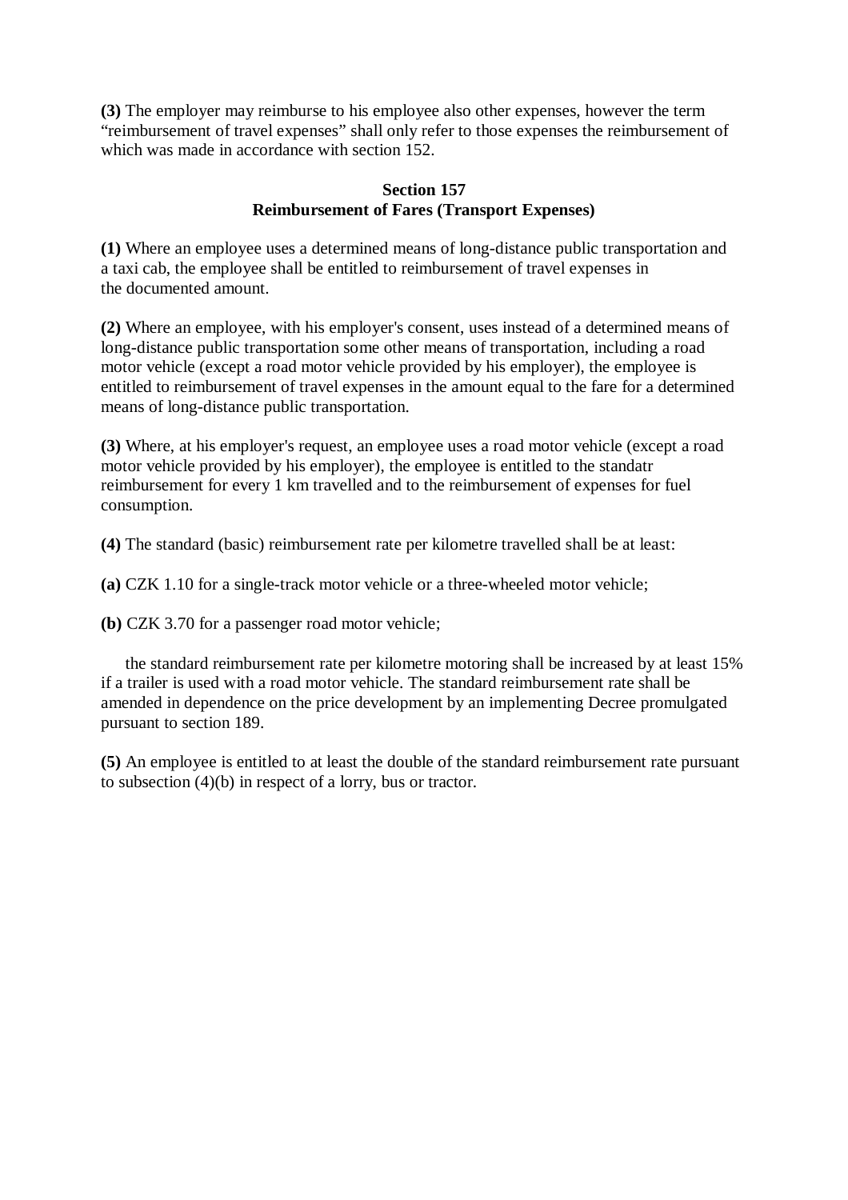**(3)** The employer may reimburse to his employee also other expenses, however the term "reimbursement of travel expenses" shall only refer to those expenses the reimbursement of which was made in accordance with section 152.

## Section 157
## Reimbursement of Fares (Transport Expenses)

**(1)** Where an employee uses a determined means of long-distance public transportation and a taxi cab, the employee shall be entitled to reimbursement of travel expenses in the documented amount.

**(2)** Where an employee, with his employer's consent, uses instead of a determined means of long-distance public transportation some other means of transportation, including a road motor vehicle (except a road motor vehicle provided by his employer), the employee is entitled to reimbursement of travel expenses in the amount equal to the fare for a determined means of long-distance public transportation.

**(3)** Where, at his employer's request, an employee uses a road motor vehicle (except a road motor vehicle provided by his employer), the employee is entitled to the standatr reimbursement for every 1 km travelled and to the reimbursement of expenses for fuel consumption.

**(4)** The standard (basic) reimbursement rate per kilometre travelled shall be at least:

**(a)** CZK 1.10 for a single-track motor vehicle or a three-wheeled motor vehicle;

**(b)** CZK 3.70 for a passenger road motor vehicle;

the standard reimbursement rate per kilometre motoring shall be increased by at least 15% if a trailer is used with a road motor vehicle. The standard reimbursement rate shall be amended in dependence on the price development by an implementing Decree promulgated pursuant to section 189.

**(5)** An employee is entitled to at least the double of the standard reimbursement rate pursuant to subsection (4)(b) in respect of a lorry, bus or tractor.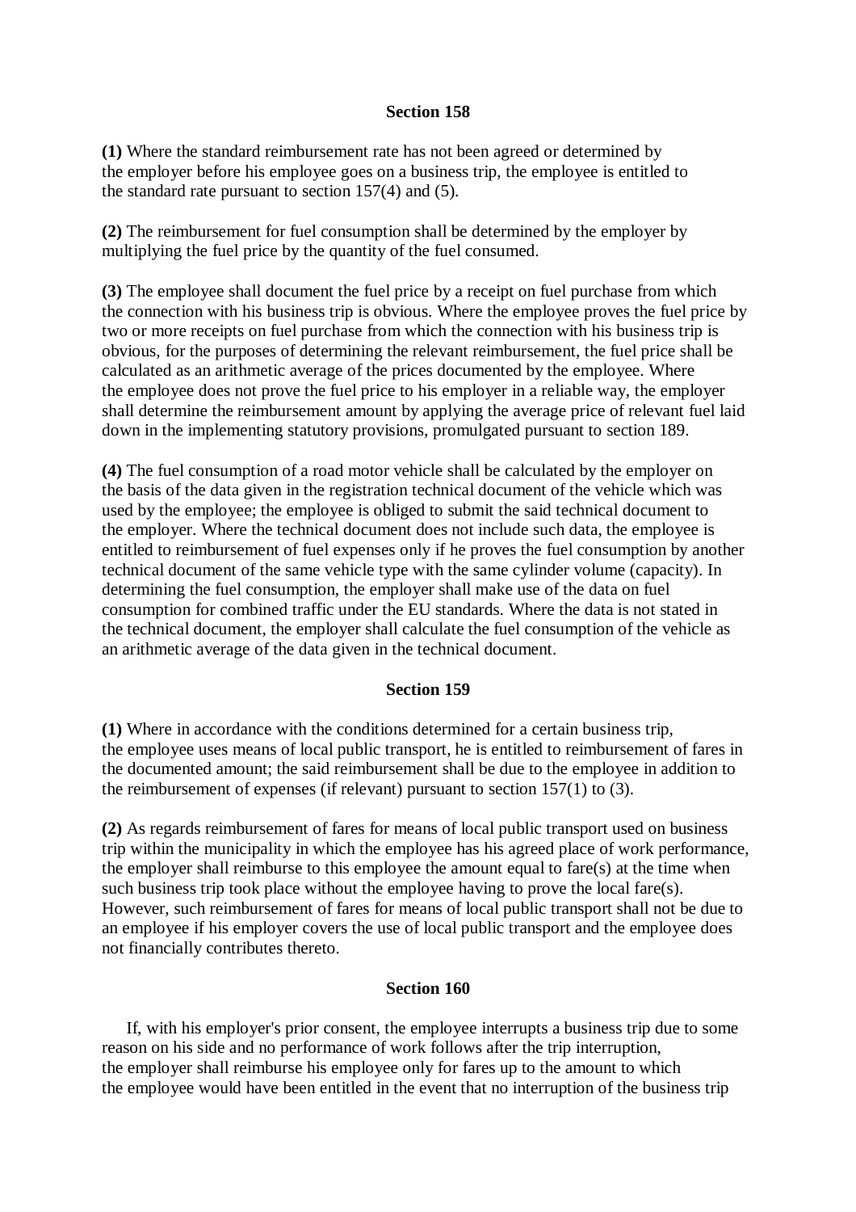**Section 158**

**(1)** Where the standard reimbursement rate has not been agreed or determined by the employer before his employee goes on a business trip, the employee is entitled to the standard rate pursuant to section 157(4) and (5).

**(2)** The reimbursement for fuel consumption shall be determined by the employer by multiplying the fuel price by the quantity of the fuel consumed.

**(3)** The employee shall document the fuel price by a receipt on fuel purchase from which the connection with his business trip is obvious. Where the employee proves the fuel price by two or more receipts on fuel purchase from which the connection with his business trip is obvious, for the purposes of determining the relevant reimbursement, the fuel price shall be calculated as an arithmetic average of the prices documented by the employee. Where the employee does not prove the fuel price to his employer in a reliable way, the employer shall determine the reimbursement amount by applying the average price of relevant fuel laid down in the implementing statutory provisions, promulgated pursuant to section 189.

**(4)** The fuel consumption of a road motor vehicle shall be calculated by the employer on the basis of the data given in the registration technical document of the vehicle which was used by the employee; the employee is obliged to submit the said technical document to the employer. Where the technical document does not include such data, the employee is entitled to reimbursement of fuel expenses only if he proves the fuel consumption by another technical document of the same vehicle type with the same cylinder volume (capacity). In determining the fuel consumption, the employer shall make use of the data on fuel consumption for combined traffic under the EU standards. Where the data is not stated in the technical document, the employer shall calculate the fuel consumption of the vehicle as an arithmetic average of the data given in the technical document.

**Section 159**

**(1)** Where in accordance with the conditions determined for a certain business trip, the employee uses means of local public transport, he is entitled to reimbursement of fares in the documented amount; the said reimbursement shall be due to the employee in addition to the reimbursement of expenses (if relevant) pursuant to section 157(1) to (3).

**(2)** As regards reimbursement of fares for means of local public transport used on business trip within the municipality in which the employee has his agreed place of work performance, the employer shall reimburse to this employee the amount equal to fare(s) at the time when such business trip took place without the employee having to prove the local fare(s). However, such reimbursement of fares for means of local public transport shall not be due to an employee if his employer covers the use of local public transport and the employee does not financially contributes thereto.

**Section 160**

If, with his employer's prior consent, the employee interrupts a business trip due to some reason on his side and no performance of work follows after the trip interruption, the employer shall reimburse his employee only for fares up to the amount to which the employee would have been entitled in the event that no interruption of the business trip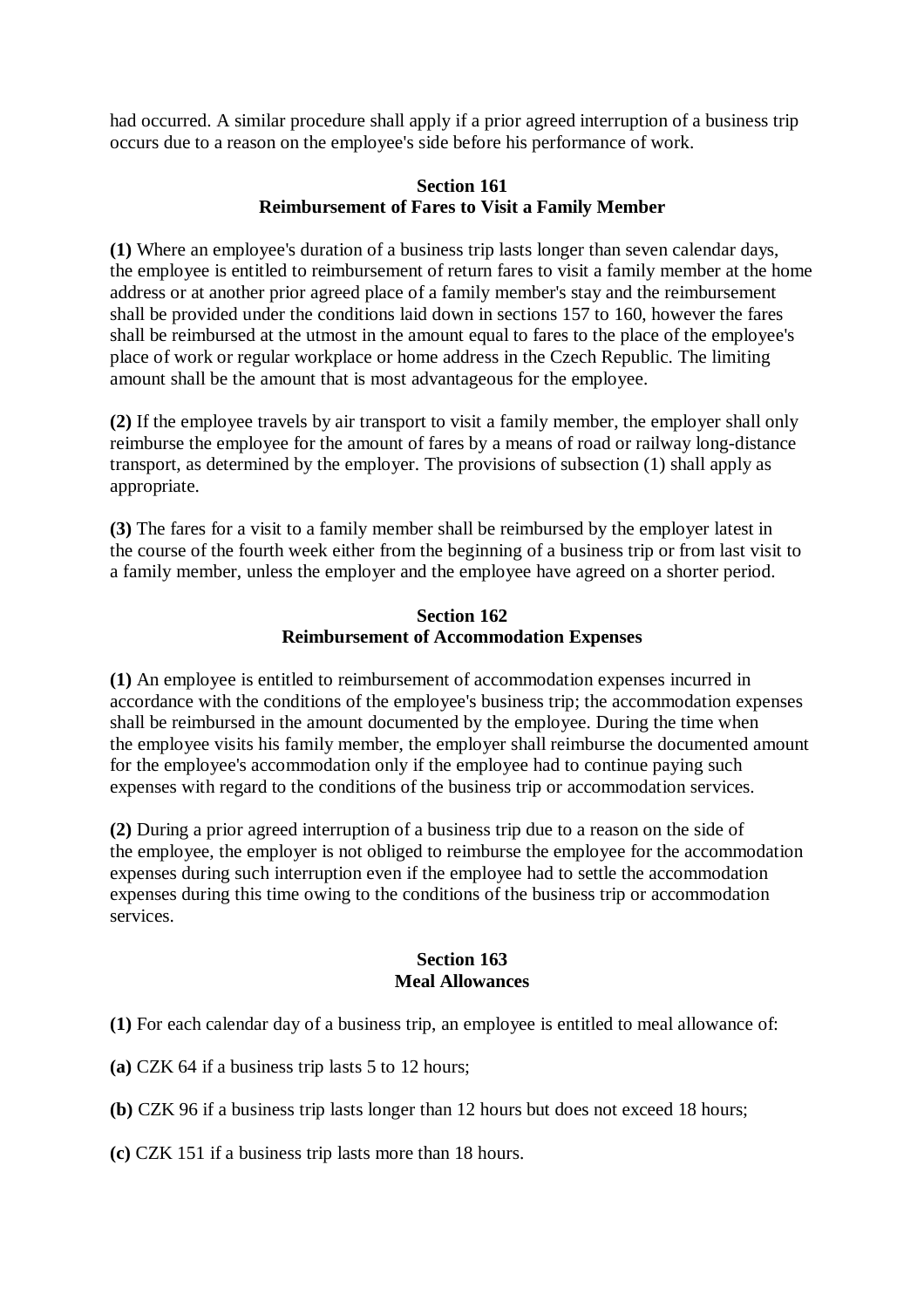had occurred. A similar procedure shall apply if a prior agreed interruption of a business trip occurs due to a reason on the employee's side before his performance of work.

### Section 161
### Reimbursement of Fares to Visit a Family Member

**(1)** Where an employee's duration of a business trip lasts longer than seven calendar days, the employee is entitled to reimbursement of return fares to visit a family member at the home address or at another prior agreed place of a family member's stay and the reimbursement shall be provided under the conditions laid down in sections 157 to 160, however the fares shall be reimbursed at the utmost in the amount equal to fares to the place of the employee's place of work or regular workplace or home address in the Czech Republic. The limiting amount shall be the amount that is most advantageous for the employee.

**(2)** If the employee travels by air transport to visit a family member, the employer shall only reimburse the employee for the amount of fares by a means of road or railway long-distance transport, as determined by the employer. The provisions of subsection (1) shall apply as appropriate.

**(3)** The fares for a visit to a family member shall be reimbursed by the employer latest in the course of the fourth week either from the beginning of a business trip or from last visit to a family member, unless the employer and the employee have agreed on a shorter period.

### Section 162
### Reimbursement of Accommodation Expenses

**(1)** An employee is entitled to reimbursement of accommodation expenses incurred in accordance with the conditions of the employee's business trip; the accommodation expenses shall be reimbursed in the amount documented by the employee. During the time when the employee visits his family member, the employer shall reimburse the documented amount for the employee's accommodation only if the employee had to continue paying such expenses with regard to the conditions of the business trip or accommodation services.

**(2)** During a prior agreed interruption of a business trip due to a reason on the side of the employee, the employer is not obliged to reimburse the employee for the accommodation expenses during such interruption even if the employee had to settle the accommodation expenses during this time owing to the conditions of the business trip or accommodation services.

### Section 163
### Meal Allowances

**(1)** For each calendar day of a business trip, an employee is entitled to meal allowance of:

**(a)** CZK 64 if a business trip lasts 5 to 12 hours;

**(b)** CZK 96 if a business trip lasts longer than 12 hours but does not exceed 18 hours;

**(c)** CZK 151 if a business trip lasts more than 18 hours.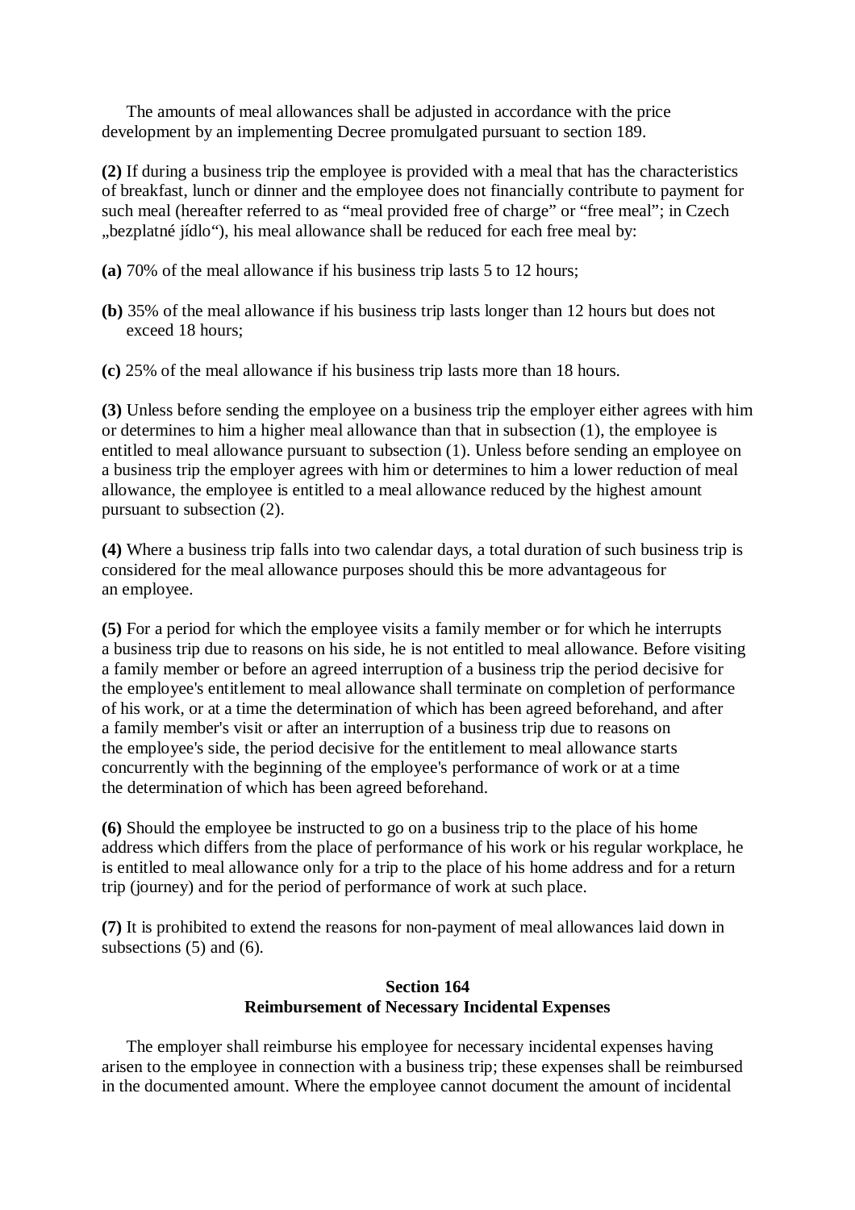The amounts of meal allowances shall be adjusted in accordance with the price development by an implementing Decree promulgated pursuant to section 189.

**(2)** If during a business trip the employee is provided with a meal that has the characteristics of breakfast, lunch or dinner and the employee does not financially contribute to payment for such meal (hereafter referred to as "meal provided free of charge" or "free meal"; in Czech „bezplatné jídlo"), his meal allowance shall be reduced for each free meal by:

**(a)** 70% of the meal allowance if his business trip lasts 5 to 12 hours;

**(b)** 35% of the meal allowance if his business trip lasts longer than 12 hours but does not exceed 18 hours;

**(c)** 25% of the meal allowance if his business trip lasts more than 18 hours.

**(3)** Unless before sending the employee on a business trip the employer either agrees with him or determines to him a higher meal allowance than that in subsection (1), the employee is entitled to meal allowance pursuant to subsection (1). Unless before sending an employee on a business trip the employer agrees with him or determines to him a lower reduction of meal allowance, the employee is entitled to a meal allowance reduced by the highest amount pursuant to subsection (2).

**(4)** Where a business trip falls into two calendar days, a total duration of such business trip is considered for the meal allowance purposes should this be more advantageous for an employee.

**(5)** For a period for which the employee visits a family member or for which he interrupts a business trip due to reasons on his side, he is not entitled to meal allowance. Before visiting a family member or before an agreed interruption of a business trip the period decisive for the employee's entitlement to meal allowance shall terminate on completion of performance of his work, or at a time the determination of which has been agreed beforehand, and after a family member's visit or after an interruption of a business trip due to reasons on the employee's side, the period decisive for the entitlement to meal allowance starts concurrently with the beginning of the employee's performance of work or at a time the determination of which has been agreed beforehand.

**(6)** Should the employee be instructed to go on a business trip to the place of his home address which differs from the place of performance of his work or his regular workplace, he is entitled to meal allowance only for a trip to the place of his home address and for a return trip (journey) and for the period of performance of work at such place.

**(7)** It is prohibited to extend the reasons for non-payment of meal allowances laid down in subsections (5) and (6).

### Section 164
### Reimbursement of Necessary Incidental Expenses

The employer shall reimburse his employee for necessary incidental expenses having arisen to the employee in connection with a business trip; these expenses shall be reimbursed in the documented amount. Where the employee cannot document the amount of incidental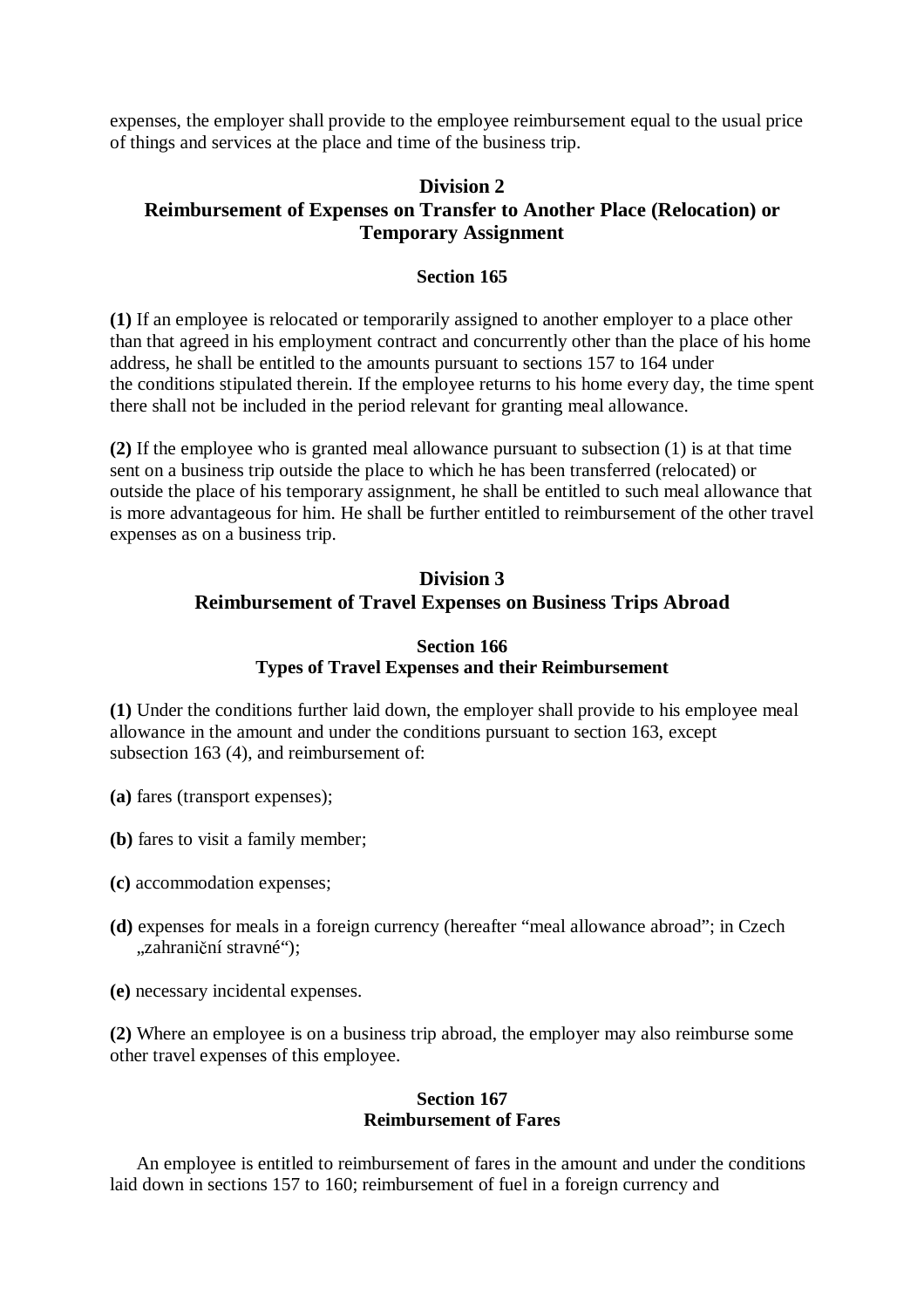expenses, the employer shall provide to the employee reimbursement equal to the usual price of things and services at the place and time of the business trip.

## Division 2
## Reimbursement of Expenses on Transfer to Another Place (Relocation) or Temporary Assignment

### Section 165

**(1)** If an employee is relocated or temporarily assigned to another employer to a place other than that agreed in his employment contract and concurrently other than the place of his home address, he shall be entitled to the amounts pursuant to sections 157 to 164 under the conditions stipulated therein. If the employee returns to his home every day, the time spent there shall not be included in the period relevant for granting meal allowance.

**(2)** If the employee who is granted meal allowance pursuant to subsection (1) is at that time sent on a business trip outside the place to which he has been transferred (relocated) or outside the place of his temporary assignment, he shall be entitled to such meal allowance that is more advantageous for him. He shall be further entitled to reimbursement of the other travel expenses as on a business trip.

## Division 3
## Reimbursement of Travel Expenses on Business Trips Abroad

### Section 166
### Types of Travel Expenses and their Reimbursement

**(1)** Under the conditions further laid down, the employer shall provide to his employee meal allowance in the amount and under the conditions pursuant to section 163, except subsection 163 (4), and reimbursement of:

**(a)** fares (transport expenses);

**(b)** fares to visit a family member;

**(c)** accommodation expenses;

**(d)** expenses for meals in a foreign currency (hereafter "meal allowance abroad"; in Czech „zahraniční stravné");

**(e)** necessary incidental expenses.

**(2)** Where an employee is on a business trip abroad, the employer may also reimburse some other travel expenses of this employee.

### Section 167
### Reimbursement of Fares

An employee is entitled to reimbursement of fares in the amount and under the conditions laid down in sections 157 to 160; reimbursement of fuel in a foreign currency and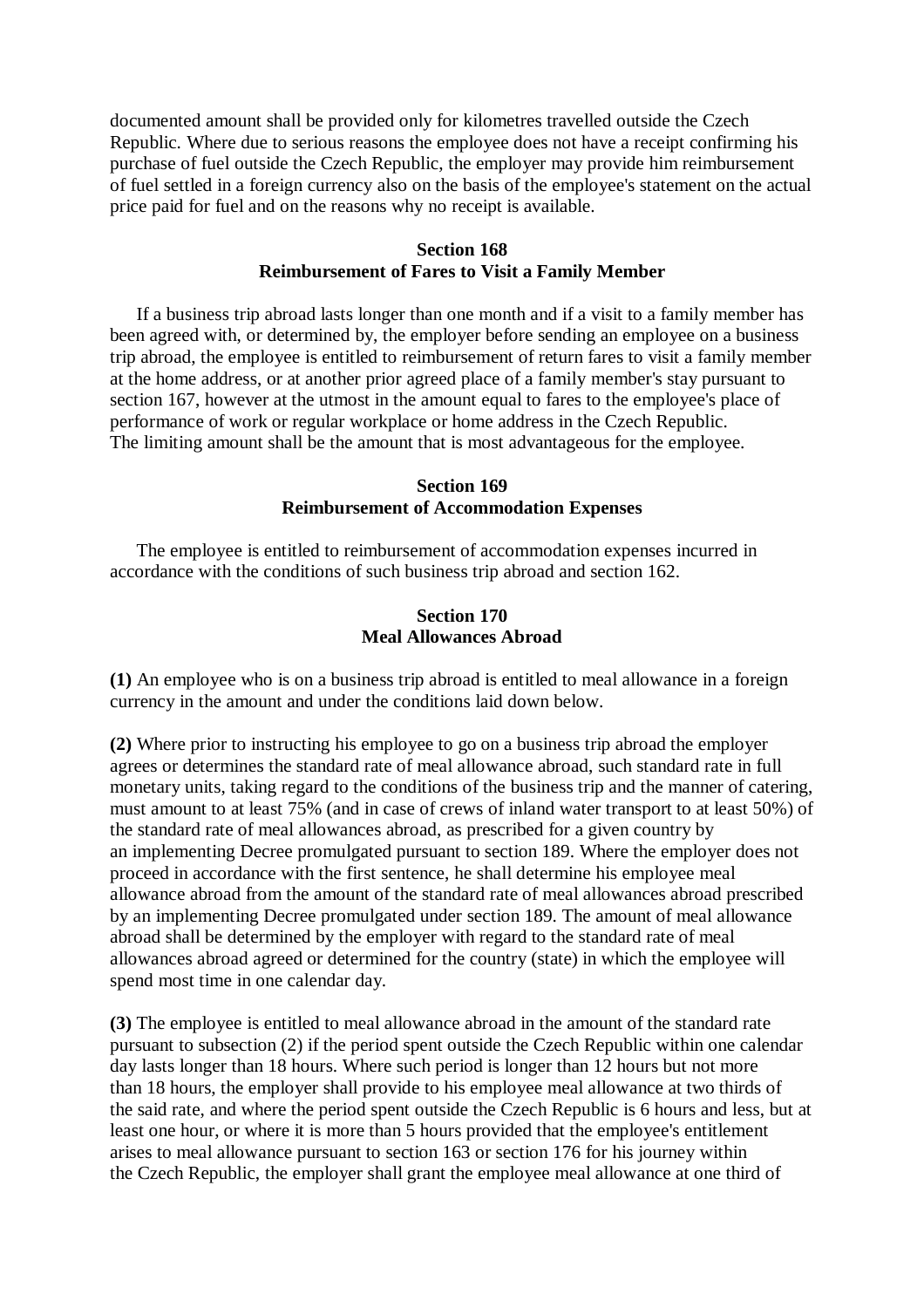documented amount shall be provided only for kilometres travelled outside the Czech Republic. Where due to serious reasons the employee does not have a receipt confirming his purchase of fuel outside the Czech Republic, the employer may provide him reimbursement of fuel settled in a foreign currency also on the basis of the employee's statement on the actual price paid for fuel and on the reasons why no receipt is available.

### Section 168
### Reimbursement of Fares to Visit a Family Member

If a business trip abroad lasts longer than one month and if a visit to a family member has been agreed with, or determined by, the employer before sending an employee on a business trip abroad, the employee is entitled to reimbursement of return fares to visit a family member at the home address, or at another prior agreed place of a family member's stay pursuant to section 167, however at the utmost in the amount equal to fares to the employee's place of performance of work or regular workplace or home address in the Czech Republic.
The limiting amount shall be the amount that is most advantageous for the employee.

### Section 169
### Reimbursement of Accommodation Expenses

The employee is entitled to reimbursement of accommodation expenses incurred in accordance with the conditions of such business trip abroad and section 162.

### Section 170
### Meal Allowances Abroad

**(1)** An employee who is on a business trip abroad is entitled to meal allowance in a foreign currency in the amount and under the conditions laid down below.

**(2)** Where prior to instructing his employee to go on a business trip abroad the employer agrees or determines the standard rate of meal allowance abroad, such standard rate in full monetary units, taking regard to the conditions of the business trip and the manner of catering, must amount to at least 75% (and in case of crews of inland water transport to at least 50%) of the standard rate of meal allowances abroad, as prescribed for a given country by an implementing Decree promulgated pursuant to section 189. Where the employer does not proceed in accordance with the first sentence, he shall determine his employee meal allowance abroad from the amount of the standard rate of meal allowances abroad prescribed by an implementing Decree promulgated under section 189. The amount of meal allowance abroad shall be determined by the employer with regard to the standard rate of meal allowances abroad agreed or determined for the country (state) in which the employee will spend most time in one calendar day.

**(3)** The employee is entitled to meal allowance abroad in the amount of the standard rate pursuant to subsection (2) if the period spent outside the Czech Republic within one calendar day lasts longer than 18 hours. Where such period is longer than 12 hours but not more than 18 hours, the employer shall provide to his employee meal allowance at two thirds of the said rate, and where the period spent outside the Czech Republic is 6 hours and less, but at least one hour, or where it is more than 5 hours provided that the employee's entitlement arises to meal allowance pursuant to section 163 or section 176 for his journey within the Czech Republic, the employer shall grant the employee meal allowance at one third of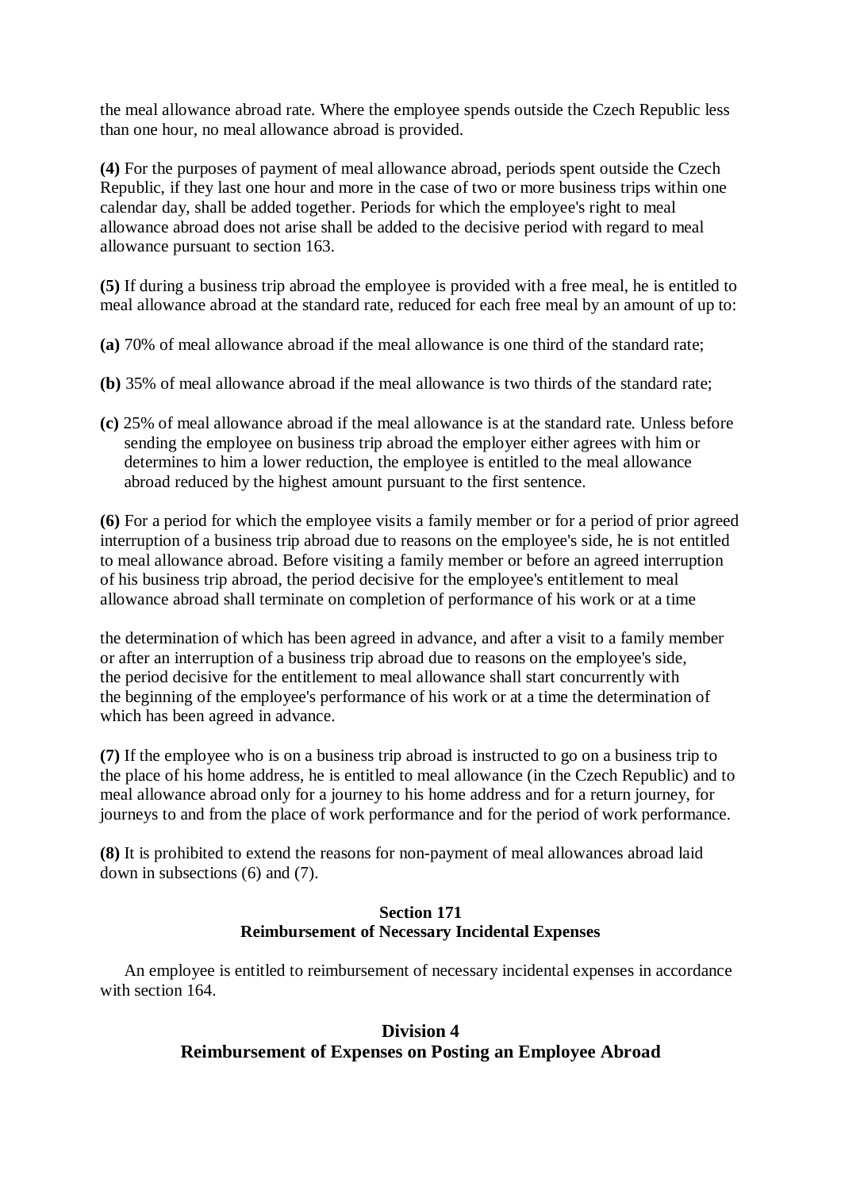the meal allowance abroad rate. Where the employee spends outside the Czech Republic less than one hour, no meal allowance abroad is provided.

**(4)** For the purposes of payment of meal allowance abroad, periods spent outside the Czech Republic, if they last one hour and more in the case of two or more business trips within one calendar day, shall be added together. Periods for which the employee's right to meal allowance abroad does not arise shall be added to the decisive period with regard to meal allowance pursuant to section 163.

**(5)** If during a business trip abroad the employee is provided with a free meal, he is entitled to meal allowance abroad at the standard rate, reduced for each free meal by an amount of up to:

**(a)** 70% of meal allowance abroad if the meal allowance is one third of the standard rate;

**(b)** 35% of meal allowance abroad if the meal allowance is two thirds of the standard rate;

**(c)** 25% of meal allowance abroad if the meal allowance is at the standard rate. Unless before sending the employee on business trip abroad the employer either agrees with him or determines to him a lower reduction, the employee is entitled to the meal allowance abroad reduced by the highest amount pursuant to the first sentence.

**(6)** For a period for which the employee visits a family member or for a period of prior agreed interruption of a business trip abroad due to reasons on the employee's side, he is not entitled to meal allowance abroad. Before visiting a family member or before an agreed interruption of his business trip abroad, the period decisive for the employee's entitlement to meal allowance abroad shall terminate on completion of performance of his work or at a time the determination of which has been agreed in advance, and after a visit to a family member or after an interruption of a business trip abroad due to reasons on the employee's side, the period decisive for the entitlement to meal allowance shall start concurrently with the beginning of the employee's performance of his work or at a time the determination of which has been agreed in advance.

**(7)** If the employee who is on a business trip abroad is instructed to go on a business trip to the place of his home address, he is entitled to meal allowance (in the Czech Republic) and to meal allowance abroad only for a journey to his home address and for a return journey, for journeys to and from the place of work performance and for the period of work performance.

**(8)** It is prohibited to extend the reasons for non-payment of meal allowances abroad laid down in subsections (6) and (7).

### Section 171
### Reimbursement of Necessary Incidental Expenses

An employee is entitled to reimbursement of necessary incidental expenses in accordance with section 164.

## Division 4
## Reimbursement of Expenses on Posting an Employee Abroad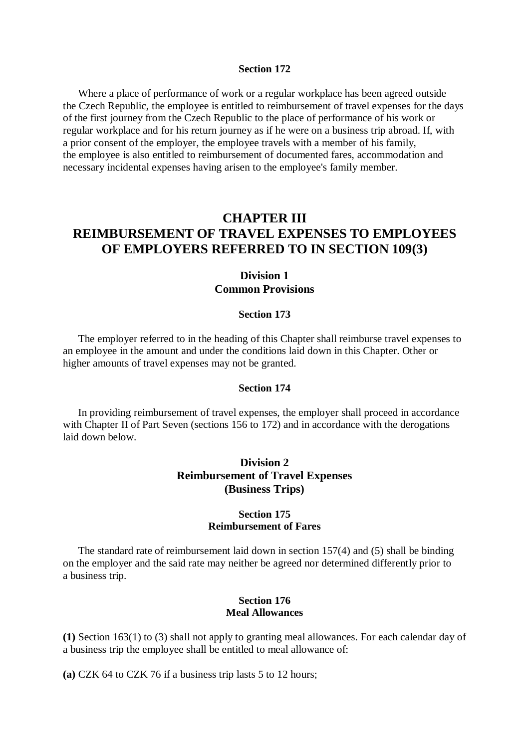**Section 172**

Where a place of performance of work or a regular workplace has been agreed outside the Czech Republic, the employee is entitled to reimbursement of travel expenses for the days of the first journey from the Czech Republic to the place of performance of his work or regular workplace and for his return journey as if he were on a business trip abroad. If, with a prior consent of the employer, the employee travels with a member of his family, the employee is also entitled to reimbursement of documented fares, accommodation and necessary incidental expenses having arisen to the employee's family member.

# CHAPTER III
# REIMBURSEMENT OF TRAVEL EXPENSES TO EMPLOYEES OF EMPLOYERS REFERRED TO IN SECTION 109(3)

## Division 1
## Common Provisions

**Section 173**

The employer referred to in the heading of this Chapter shall reimburse travel expenses to an employee in the amount and under the conditions laid down in this Chapter. Other or higher amounts of travel expenses may not be granted.

**Section 174**

In providing reimbursement of travel expenses, the employer shall proceed in accordance with Chapter II of Part Seven (sections 156 to 172) and in accordance with the derogations laid down below.

## Division 2
## Reimbursement of Travel Expenses
## (Business Trips)

**Section 175**
**Reimbursement of Fares**

The standard rate of reimbursement laid down in section 157(4) and (5) shall be binding on the employer and the said rate may neither be agreed nor determined differently prior to a business trip.

**Section 176**
**Meal Allowances**

**(1)** Section 163(1) to (3) shall not apply to granting meal allowances. For each calendar day of a business trip the employee shall be entitled to meal allowance of:

**(a)** CZK 64 to CZK 76 if a business trip lasts 5 to 12 hours;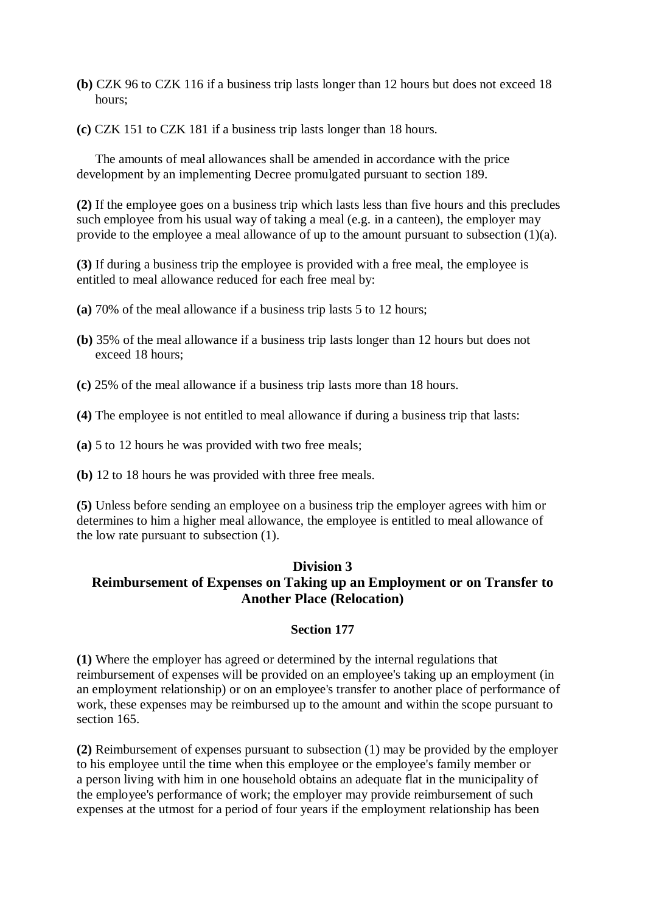**(b)** CZK 96 to CZK 116 if a business trip lasts longer than 12 hours but does not exceed 18 hours;

**(c)** CZK 151 to CZK 181 if a business trip lasts longer than 18 hours.

The amounts of meal allowances shall be amended in accordance with the price development by an implementing Decree promulgated pursuant to section 189.

**(2)** If the employee goes on a business trip which lasts less than five hours and this precludes such employee from his usual way of taking a meal (e.g. in a canteen), the employer may provide to the employee a meal allowance of up to the amount pursuant to subsection (1)(a).

**(3)** If during a business trip the employee is provided with a free meal, the employee is entitled to meal allowance reduced for each free meal by:

**(a)** 70% of the meal allowance if a business trip lasts 5 to 12 hours;

**(b)** 35% of the meal allowance if a business trip lasts longer than 12 hours but does not exceed 18 hours;

**(c)** 25% of the meal allowance if a business trip lasts more than 18 hours.

**(4)** The employee is not entitled to meal allowance if during a business trip that lasts:

**(a)** 5 to 12 hours he was provided with two free meals;

**(b)** 12 to 18 hours he was provided with three free meals.

**(5)** Unless before sending an employee on a business trip the employer agrees with him or determines to him a higher meal allowance, the employee is entitled to meal allowance of the low rate pursuant to subsection (1).

## Division 3
## Reimbursement of Expenses on Taking up an Employment or on Transfer to Another Place (Relocation)

### Section 177

**(1)** Where the employer has agreed or determined by the internal regulations that reimbursement of expenses will be provided on an employee's taking up an employment (in an employment relationship) or on an employee's transfer to another place of performance of work, these expenses may be reimbursed up to the amount and within the scope pursuant to section 165.

**(2)** Reimbursement of expenses pursuant to subsection (1) may be provided by the employer to his employee until the time when this employee or the employee's family member or a person living with him in one household obtains an adequate flat in the municipality of the employee's performance of work; the employer may provide reimbursement of such expenses at the utmost for a period of four years if the employment relationship has been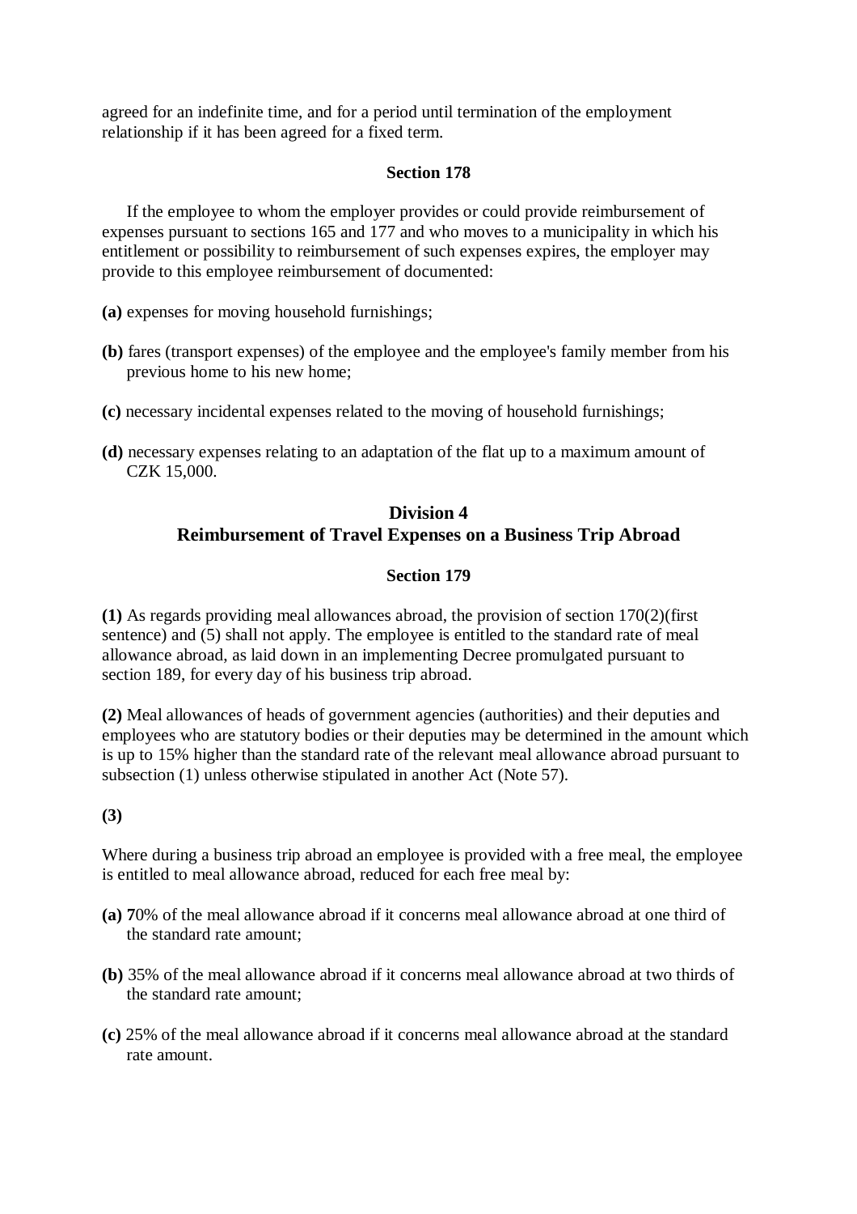agreed for an indefinite time, and for a period until termination of the employment relationship if it has been agreed for a fixed term.

**Section 178**

If the employee to whom the employer provides or could provide reimbursement of expenses pursuant to sections 165 and 177 and who moves to a municipality in which his entitlement or possibility to reimbursement of such expenses expires, the employer may provide to this employee reimbursement of documented:

**(a)** expenses for moving household furnishings;

**(b)** fares (transport expenses) of the employee and the employee's family member from his previous home to his new home;

**(c)** necessary incidental expenses related to the moving of household furnishings;

**(d)** necessary expenses relating to an adaptation of the flat up to a maximum amount of CZK 15,000.

## Division 4
## Reimbursement of Travel Expenses on a Business Trip Abroad

**Section 179**

**(1)** As regards providing meal allowances abroad, the provision of section 170(2)(first sentence) and (5) shall not apply. The employee is entitled to the standard rate of meal allowance abroad, as laid down in an implementing Decree promulgated pursuant to section 189, for every day of his business trip abroad.

**(2)** Meal allowances of heads of government agencies (authorities) and their deputies and employees who are statutory bodies or their deputies may be determined in the amount which is up to 15% higher than the standard rate of the relevant meal allowance abroad pursuant to subsection (1) unless otherwise stipulated in another Act (Note 57).

**(3)**

Where during a business trip abroad an employee is provided with a free meal, the employee is entitled to meal allowance abroad, reduced for each free meal by:

**(a)** 70% of the meal allowance abroad if it concerns meal allowance abroad at one third of the standard rate amount;

**(b)** 35% of the meal allowance abroad if it concerns meal allowance abroad at two thirds of the standard rate amount;

**(c)** 25% of the meal allowance abroad if it concerns meal allowance abroad at the standard rate amount.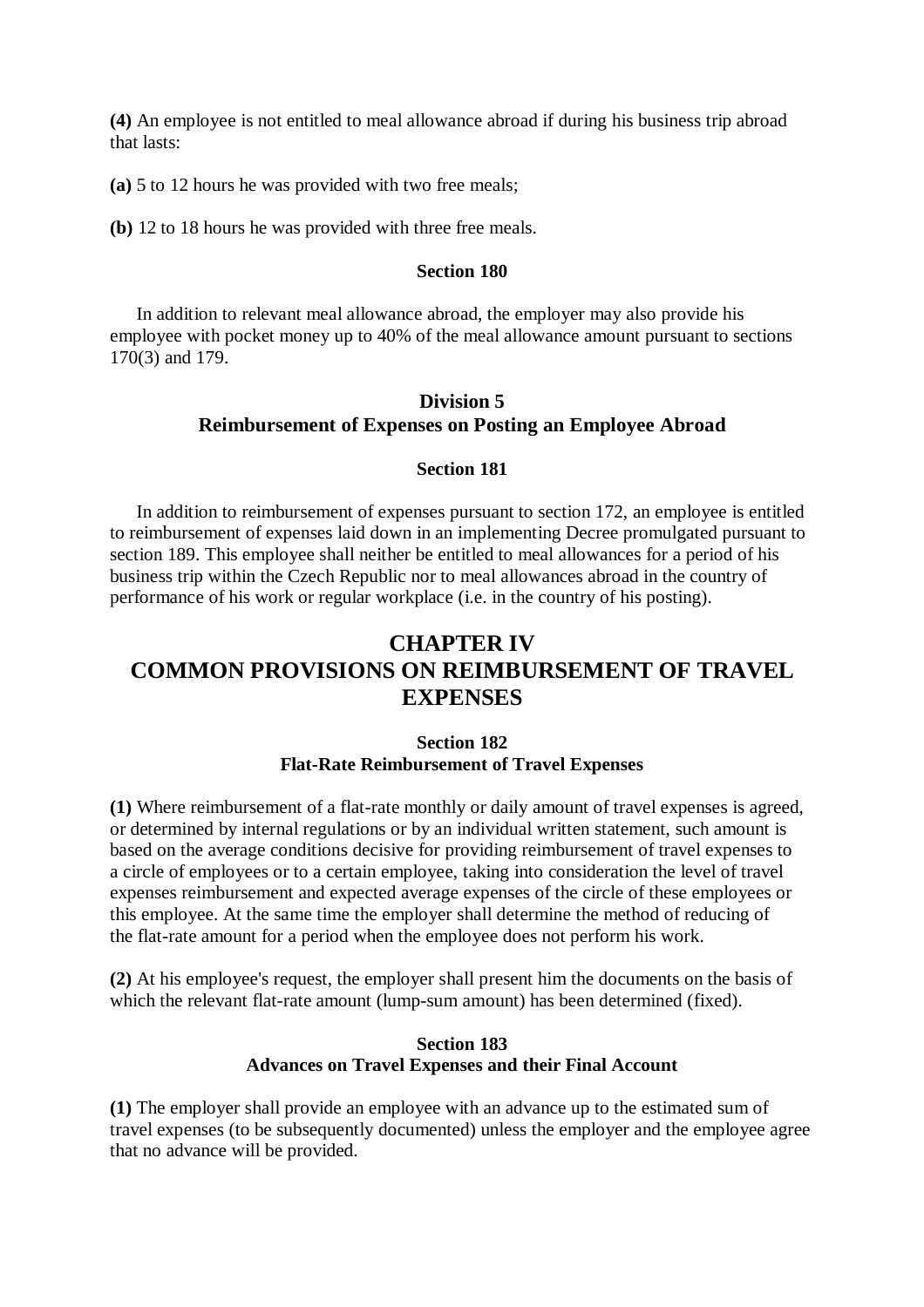**(4)** An employee is not entitled to meal allowance abroad if during his business trip abroad that lasts:

**(a)** 5 to 12 hours he was provided with two free meals;

**(b)** 12 to 18 hours he was provided with three free meals.

#### Section 180

In addition to relevant meal allowance abroad, the employer may also provide his employee with pocket money up to 40% of the meal allowance amount pursuant to sections 170(3) and 179.

### Division 5
### Reimbursement of Expenses on Posting an Employee Abroad

#### Section 181

In addition to reimbursement of expenses pursuant to section 172, an employee is entitled to reimbursement of expenses laid down in an implementing Decree promulgated pursuant to section 189. This employee shall neither be entitled to meal allowances for a period of his business trip within the Czech Republic nor to meal allowances abroad in the country of performance of his work or regular workplace (i.e. in the country of his posting).

## CHAPTER IV
## COMMON PROVISIONS ON REIMBURSEMENT OF TRAVEL EXPENSES

#### Section 182
#### Flat-Rate Reimbursement of Travel Expenses

**(1)** Where reimbursement of a flat-rate monthly or daily amount of travel expenses is agreed, or determined by internal regulations or by an individual written statement, such amount is based on the average conditions decisive for providing reimbursement of travel expenses to a circle of employees or to a certain employee, taking into consideration the level of travel expenses reimbursement and expected average expenses of the circle of these employees or this employee. At the same time the employer shall determine the method of reducing of the flat-rate amount for a period when the employee does not perform his work.

**(2)** At his employee's request, the employer shall present him the documents on the basis of which the relevant flat-rate amount (lump-sum amount) has been determined (fixed).

#### Section 183
#### Advances on Travel Expenses and their Final Account

**(1)** The employer shall provide an employee with an advance up to the estimated sum of travel expenses (to be subsequently documented) unless the employer and the employee agree that no advance will be provided.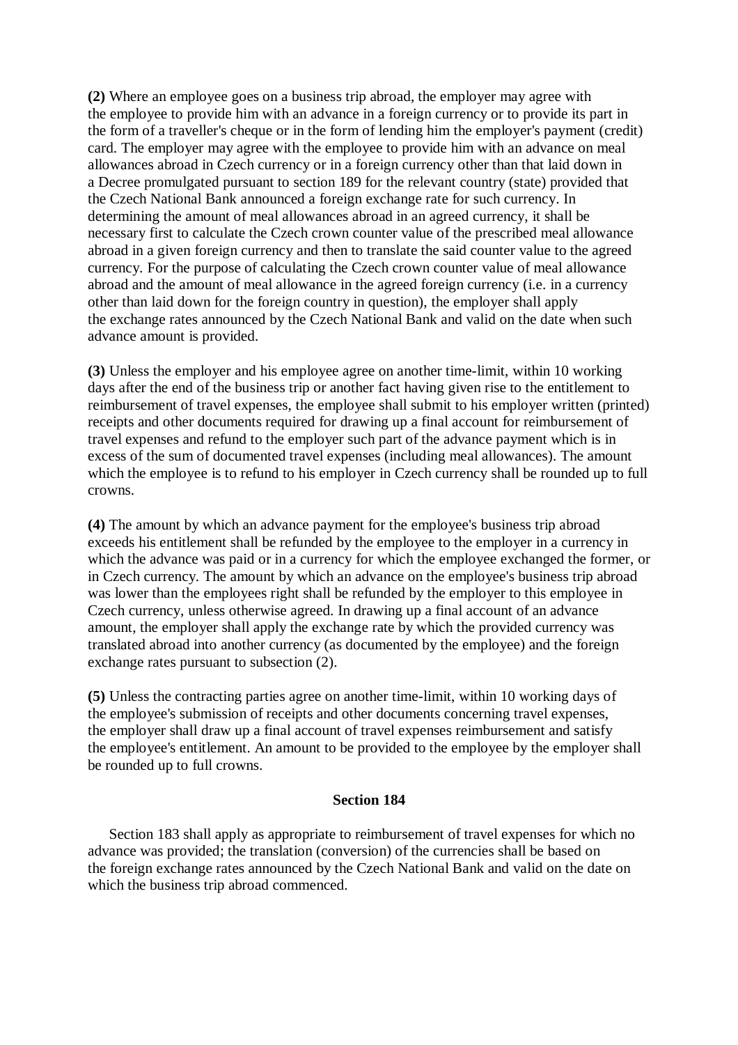**(2)** Where an employee goes on a business trip abroad, the employer may agree with the employee to provide him with an advance in a foreign currency or to provide its part in the form of a traveller's cheque or in the form of lending him the employer's payment (credit) card. The employer may agree with the employee to provide him with an advance on meal allowances abroad in Czech currency or in a foreign currency other than that laid down in a Decree promulgated pursuant to section 189 for the relevant country (state) provided that the Czech National Bank announced a foreign exchange rate for such currency. In determining the amount of meal allowances abroad in an agreed currency, it shall be necessary first to calculate the Czech crown counter value of the prescribed meal allowance abroad in a given foreign currency and then to translate the said counter value to the agreed currency. For the purpose of calculating the Czech crown counter value of meal allowance abroad and the amount of meal allowance in the agreed foreign currency (i.e. in a currency other than laid down for the foreign country in question), the employer shall apply the exchange rates announced by the Czech National Bank and valid on the date when such advance amount is provided.

**(3)** Unless the employer and his employee agree on another time-limit, within 10 working days after the end of the business trip or another fact having given rise to the entitlement to reimbursement of travel expenses, the employee shall submit to his employer written (printed) receipts and other documents required for drawing up a final account for reimbursement of travel expenses and refund to the employer such part of the advance payment which is in excess of the sum of documented travel expenses (including meal allowances). The amount which the employee is to refund to his employer in Czech currency shall be rounded up to full crowns.

**(4)** The amount by which an advance payment for the employee's business trip abroad exceeds his entitlement shall be refunded by the employee to the employer in a currency in which the advance was paid or in a currency for which the employee exchanged the former, or in Czech currency. The amount by which an advance on the employee's business trip abroad was lower than the employees right shall be refunded by the employer to this employee in Czech currency, unless otherwise agreed. In drawing up a final account of an advance amount, the employer shall apply the exchange rate by which the provided currency was translated abroad into another currency (as documented by the employee) and the foreign exchange rates pursuant to subsection (2).

**(5)** Unless the contracting parties agree on another time-limit, within 10 working days of the employee's submission of receipts and other documents concerning travel expenses, the employer shall draw up a final account of travel expenses reimbursement and satisfy the employee's entitlement. An amount to be provided to the employee by the employer shall be rounded up to full crowns.

### Section 184

Section 183 shall apply as appropriate to reimbursement of travel expenses for which no advance was provided; the translation (conversion) of the currencies shall be based on the foreign exchange rates announced by the Czech National Bank and valid on the date on which the business trip abroad commenced.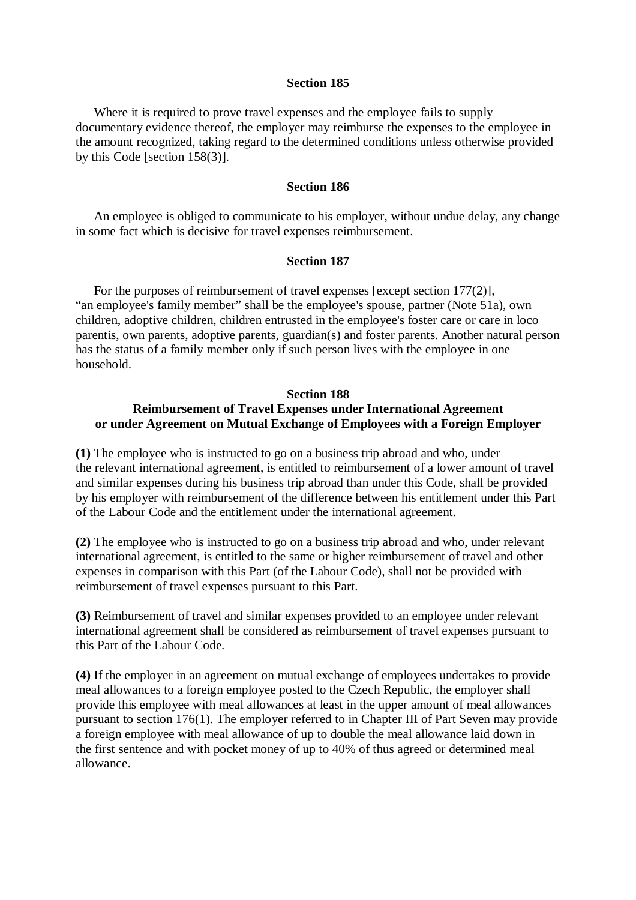### Section 185

Where it is required to prove travel expenses and the employee fails to supply documentary evidence thereof, the employer may reimburse the expenses to the employee in the amount recognized, taking regard to the determined conditions unless otherwise provided by this Code [section 158(3)].

### Section 186

An employee is obliged to communicate to his employer, without undue delay, any change in some fact which is decisive for travel expenses reimbursement.

### Section 187

For the purposes of reimbursement of travel expenses [except section 177(2)], "an employee's family member" shall be the employee's spouse, partner (Note 51a), own children, adoptive children, children entrusted in the employee's foster care or care in loco parentis, own parents, adoptive parents, guardian(s) and foster parents. Another natural person has the status of a family member only if such person lives with the employee in one household.

### Section 188
### Reimbursement of Travel Expenses under International Agreement or under Agreement on Mutual Exchange of Employees with a Foreign Employer

**(1)** The employee who is instructed to go on a business trip abroad and who, under the relevant international agreement, is entitled to reimbursement of a lower amount of travel and similar expenses during his business trip abroad than under this Code, shall be provided by his employer with reimbursement of the difference between his entitlement under this Part of the Labour Code and the entitlement under the international agreement.

**(2)** The employee who is instructed to go on a business trip abroad and who, under relevant international agreement, is entitled to the same or higher reimbursement of travel and other expenses in comparison with this Part (of the Labour Code), shall not be provided with reimbursement of travel expenses pursuant to this Part.

**(3)** Reimbursement of travel and similar expenses provided to an employee under relevant international agreement shall be considered as reimbursement of travel expenses pursuant to this Part of the Labour Code.

**(4)** If the employer in an agreement on mutual exchange of employees undertakes to provide meal allowances to a foreign employee posted to the Czech Republic, the employer shall provide this employee with meal allowances at least in the upper amount of meal allowances pursuant to section 176(1). The employer referred to in Chapter III of Part Seven may provide a foreign employee with meal allowance of up to double the meal allowance laid down in the first sentence and with pocket money of up to 40% of thus agreed or determined meal allowance.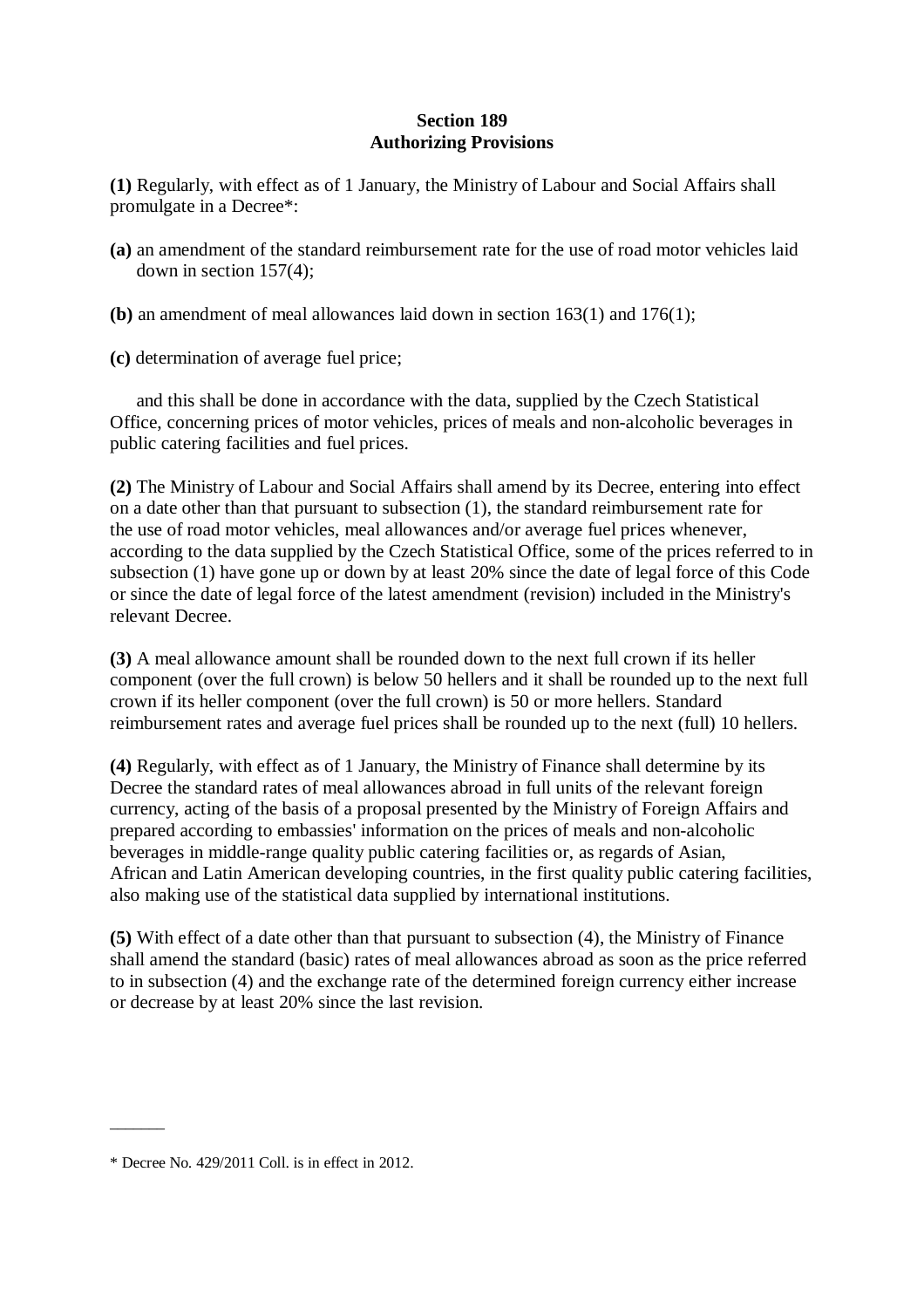**Section 189**
**Authorizing Provisions**

**(1)** Regularly, with effect as of 1 January, the Ministry of Labour and Social Affairs shall promulgate in a Decree*:

**(a)** an amendment of the standard reimbursement rate for the use of road motor vehicles laid down in section 157(4);

**(b)** an amendment of meal allowances laid down in section 163(1) and 176(1);

**(c)** determination of average fuel price;

and this shall be done in accordance with the data, supplied by the Czech Statistical Office, concerning prices of motor vehicles, prices of meals and non-alcoholic beverages in public catering facilities and fuel prices.

**(2)** The Ministry of Labour and Social Affairs shall amend by its Decree, entering into effect on a date other than that pursuant to subsection (1), the standard reimbursement rate for the use of road motor vehicles, meal allowances and/or average fuel prices whenever, according to the data supplied by the Czech Statistical Office, some of the prices referred to in subsection (1) have gone up or down by at least 20% since the date of legal force of this Code or since the date of legal force of the latest amendment (revision) included in the Ministry's relevant Decree.

**(3)** A meal allowance amount shall be rounded down to the next full crown if its heller component (over the full crown) is below 50 hellers and it shall be rounded up to the next full crown if its heller component (over the full crown) is 50 or more hellers. Standard reimbursement rates and average fuel prices shall be rounded up to the next (full) 10 hellers.

**(4)** Regularly, with effect as of 1 January, the Ministry of Finance shall determine by its Decree the standard rates of meal allowances abroad in full units of the relevant foreign currency, acting of the basis of a proposal presented by the Ministry of Foreign Affairs and prepared according to embassies' information on the prices of meals and non-alcoholic beverages in middle-range quality public catering facilities or, as regards of Asian, African and Latin American developing countries, in the first quality public catering facilities, also making use of the statistical data supplied by international institutions.

**(5)** With effect of a date other than that pursuant to subsection (4), the Ministry of Finance shall amend the standard (basic) rates of meal allowances abroad as soon as the price referred to in subsection (4) and the exchange rate of the determined foreign currency either increase or decrease by at least 20% since the last revision.

---

* Decree No. 429/2011 Coll. is in effect in 2012.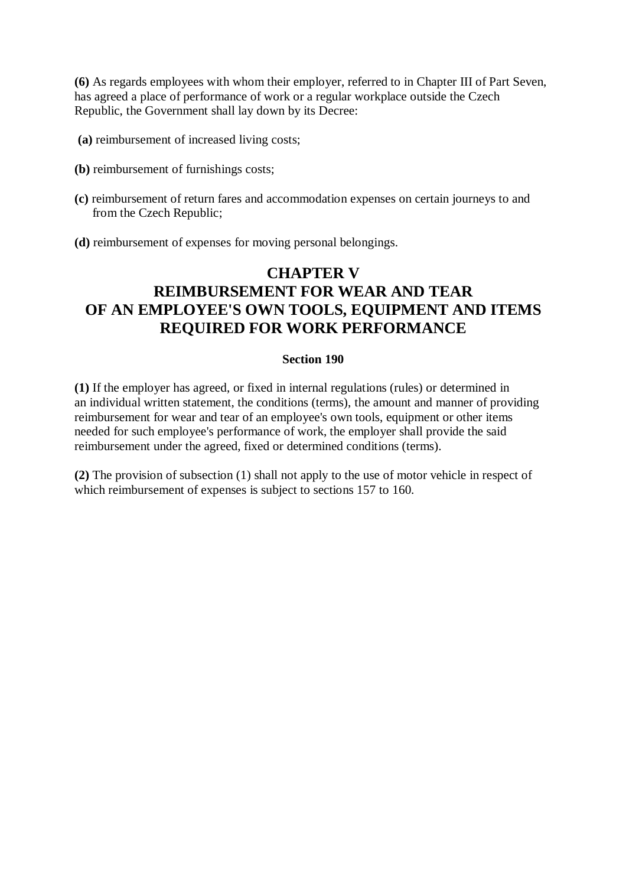**(6)** As regards employees with whom their employer, referred to in Chapter III of Part Seven, has agreed a place of performance of work or a regular workplace outside the Czech Republic, the Government shall lay down by its Decree:

**(a)** reimbursement of increased living costs;

**(b)** reimbursement of furnishings costs;

**(c)** reimbursement of return fares and accommodation expenses on certain journeys to and from the Czech Republic;

**(d)** reimbursement of expenses for moving personal belongings.

## CHAPTER V
## REIMBURSEMENT FOR WEAR AND TEAR OF AN EMPLOYEE'S OWN TOOLS, EQUIPMENT AND ITEMS REQUIRED FOR WORK PERFORMANCE

### Section 190

**(1)** If the employer has agreed, or fixed in internal regulations (rules) or determined in an individual written statement, the conditions (terms), the amount and manner of providing reimbursement for wear and tear of an employee's own tools, equipment or other items needed for such employee's performance of work, the employer shall provide the said reimbursement under the agreed, fixed or determined conditions (terms).

**(2)** The provision of subsection (1) shall not apply to the use of motor vehicle in respect of which reimbursement of expenses is subject to sections 157 to 160.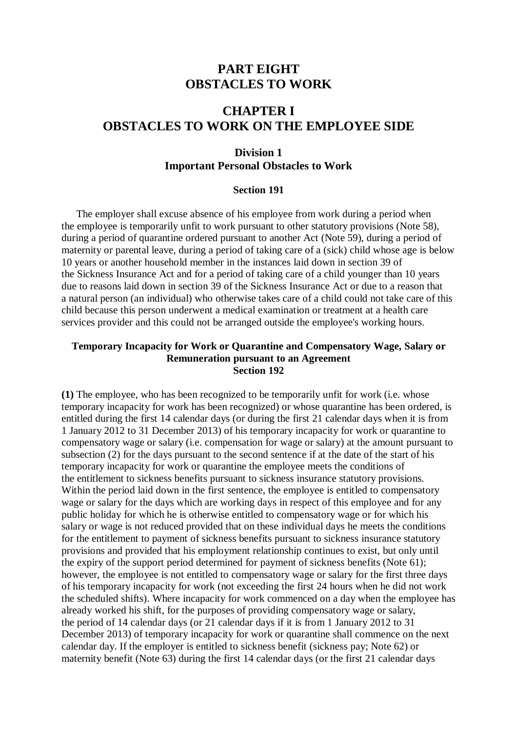# PART EIGHT
# OBSTACLES TO WORK

## CHAPTER I
## OBSTACLES TO WORK ON THE EMPLOYEE SIDE

### Division 1
### Important Personal Obstacles to Work

#### Section 191

The employer shall excuse absence of his employee from work during a period when the employee is temporarily unfit to work pursuant to other statutory provisions (Note 58), during a period of quarantine ordered pursuant to another Act (Note 59), during a period of maternity or parental leave, during a period of taking care of a (sick) child whose age is below 10 years or another household member in the instances laid down in section 39 of the Sickness Insurance Act and for a period of taking care of a child younger than 10 years due to reasons laid down in section 39 of the Sickness Insurance Act or due to a reason that a natural person (an individual) who otherwise takes care of a child could not take care of this child because this person underwent a medical examination or treatment at a health care services provider and this could not be arranged outside the employee's working hours.

#### Temporary Incapacity for Work or Quarantine and Compensatory Wage, Salary or Remuneration pursuant to an Agreement
#### Section 192

**(1)** The employee, who has been recognized to be temporarily unfit for work (i.e. whose temporary incapacity for work has been recognized) or whose quarantine has been ordered, is entitled during the first 14 calendar days (or during the first 21 calendar days when it is from 1 January 2012 to 31 December 2013) of his temporary incapacity for work or quarantine to compensatory wage or salary (i.e. compensation for wage or salary) at the amount pursuant to subsection (2) for the days pursuant to the second sentence if at the date of the start of his temporary incapacity for work or quarantine the employee meets the conditions of the entitlement to sickness benefits pursuant to sickness insurance statutory provisions. Within the period laid down in the first sentence, the employee is entitled to compensatory wage or salary for the days which are working days in respect of this employee and for any public holiday for which he is otherwise entitled to compensatory wage or for which his salary or wage is not reduced provided that on these individual days he meets the conditions for the entitlement to payment of sickness benefits pursuant to sickness insurance statutory provisions and provided that his employment relationship continues to exist, but only until the expiry of the support period determined for payment of sickness benefits (Note 61); however, the employee is not entitled to compensatory wage or salary for the first three days of his temporary incapacity for work (not exceeding the first 24 hours when he did not work the scheduled shifts). Where incapacity for work commenced on a day when the employee has already worked his shift, for the purposes of providing compensatory wage or salary, the period of 14 calendar days (or 21 calendar days if it is from 1 January 2012 to 31 December 2013) of temporary incapacity for work or quarantine shall commence on the next calendar day. If the employer is entitled to sickness benefit (sickness pay; Note 62) or maternity benefit (Note 63) during the first 14 calendar days (or the first 21 calendar days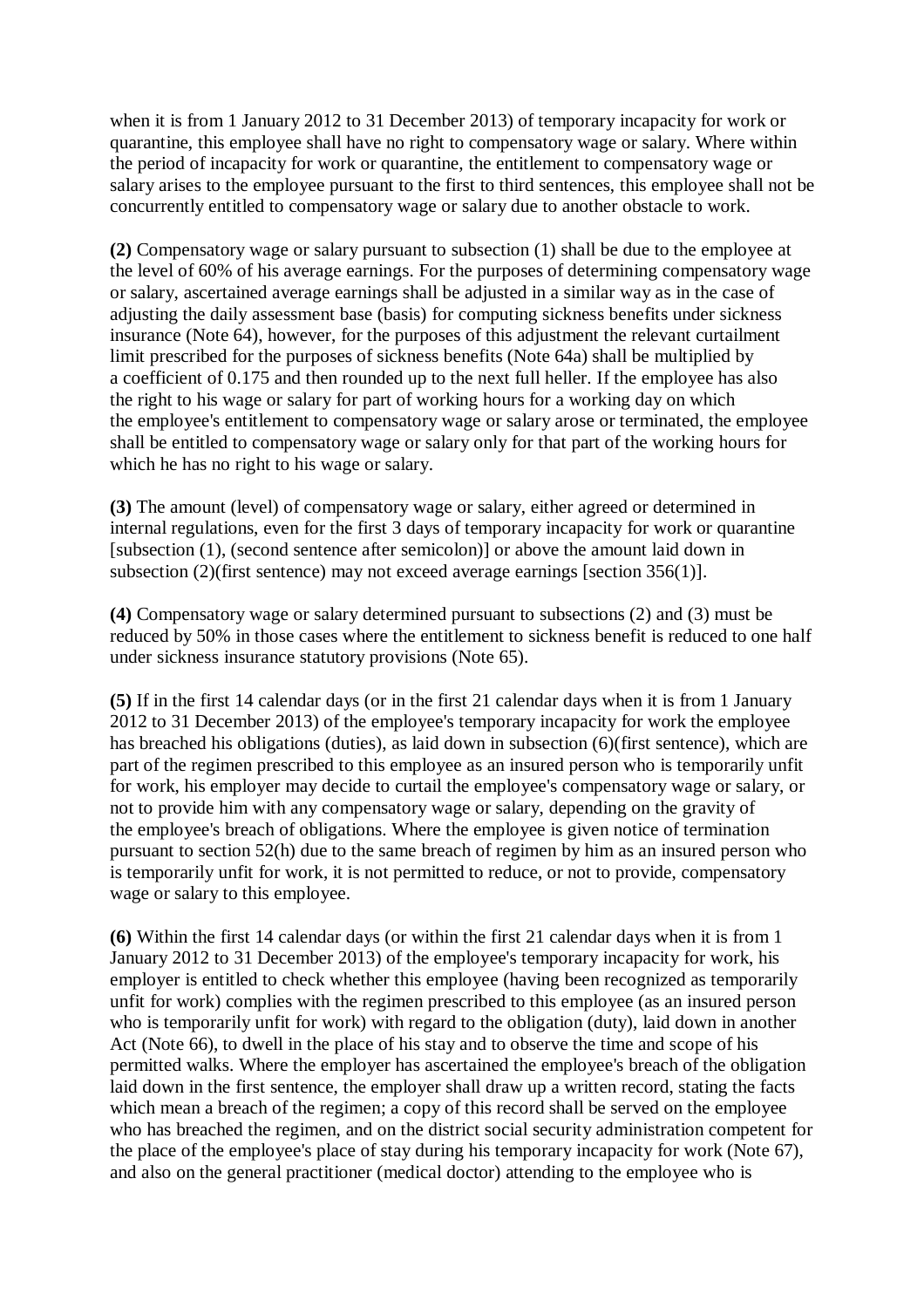when it is from 1 January 2012 to 31 December 2013) of temporary incapacity for work or quarantine, this employee shall have no right to compensatory wage or salary. Where within the period of incapacity for work or quarantine, the entitlement to compensatory wage or salary arises to the employee pursuant to the first to third sentences, this employee shall not be concurrently entitled to compensatory wage or salary due to another obstacle to work.

**(2)** Compensatory wage or salary pursuant to subsection (1) shall be due to the employee at the level of 60% of his average earnings. For the purposes of determining compensatory wage or salary, ascertained average earnings shall be adjusted in a similar way as in the case of adjusting the daily assessment base (basis) for computing sickness benefits under sickness insurance (Note 64), however, for the purposes of this adjustment the relevant curtailment limit prescribed for the purposes of sickness benefits (Note 64a) shall be multiplied by a coefficient of 0.175 and then rounded up to the next full heller. If the employee has also the right to his wage or salary for part of working hours for a working day on which the employee's entitlement to compensatory wage or salary arose or terminated, the employee shall be entitled to compensatory wage or salary only for that part of the working hours for which he has no right to his wage or salary.

**(3)** The amount (level) of compensatory wage or salary, either agreed or determined in internal regulations, even for the first 3 days of temporary incapacity for work or quarantine [subsection (1), (second sentence after semicolon)] or above the amount laid down in subsection (2)(first sentence) may not exceed average earnings [section 356(1)].

**(4)** Compensatory wage or salary determined pursuant to subsections (2) and (3) must be reduced by 50% in those cases where the entitlement to sickness benefit is reduced to one half under sickness insurance statutory provisions (Note 65).

**(5)** If in the first 14 calendar days (or in the first 21 calendar days when it is from 1 January 2012 to 31 December 2013) of the employee's temporary incapacity for work the employee has breached his obligations (duties), as laid down in subsection (6)(first sentence), which are part of the regimen prescribed to this employee as an insured person who is temporarily unfit for work, his employer may decide to curtail the employee's compensatory wage or salary, or not to provide him with any compensatory wage or salary, depending on the gravity of the employee's breach of obligations. Where the employee is given notice of termination pursuant to section 52(h) due to the same breach of regimen by him as an insured person who is temporarily unfit for work, it is not permitted to reduce, or not to provide, compensatory wage or salary to this employee.

**(6)** Within the first 14 calendar days (or within the first 21 calendar days when it is from 1 January 2012 to 31 December 2013) of the employee's temporary incapacity for work, his employer is entitled to check whether this employee (having been recognized as temporarily unfit for work) complies with the regimen prescribed to this employee (as an insured person who is temporarily unfit for work) with regard to the obligation (duty), laid down in another Act (Note 66), to dwell in the place of his stay and to observe the time and scope of his permitted walks. Where the employer has ascertained the employee's breach of the obligation laid down in the first sentence, the employer shall draw up a written record, stating the facts which mean a breach of the regimen; a copy of this record shall be served on the employee who has breached the regimen, and on the district social security administration competent for the place of the employee's place of stay during his temporary incapacity for work (Note 67), and also on the general practitioner (medical doctor) attending to the employee who is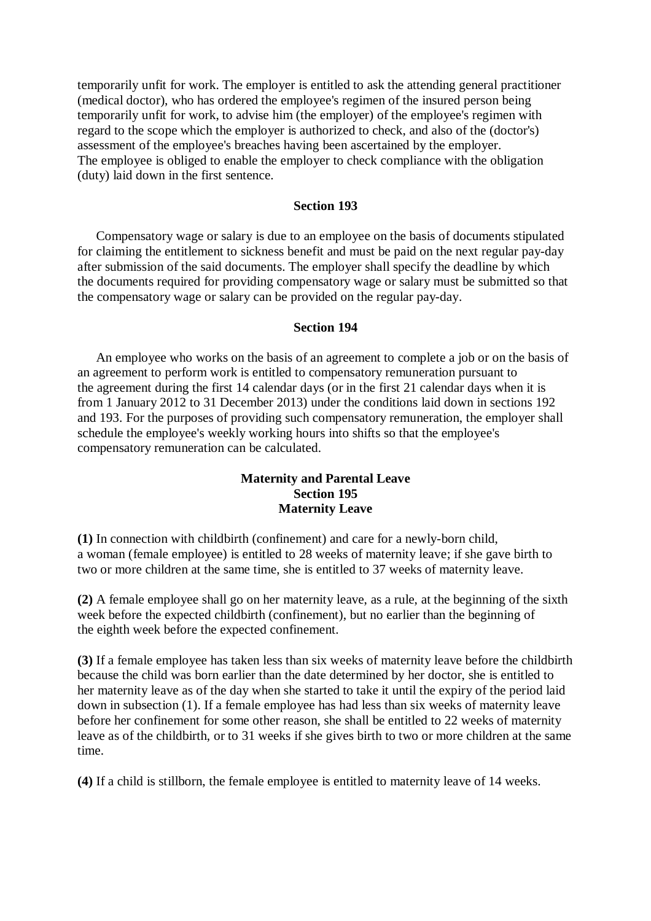temporarily unfit for work. The employer is entitled to ask the attending general practitioner (medical doctor), who has ordered the employee's regimen of the insured person being temporarily unfit for work, to advise him (the employer) of the employee's regimen with regard to the scope which the employer is authorized to check, and also of the (doctor's) assessment of the employee's breaches having been ascertained by the employer. The employee is obliged to enable the employer to check compliance with the obligation (duty) laid down in the first sentence.

### Section 193

Compensatory wage or salary is due to an employee on the basis of documents stipulated for claiming the entitlement to sickness benefit and must be paid on the next regular pay-day after submission of the said documents. The employer shall specify the deadline by which the documents required for providing compensatory wage or salary must be submitted so that the compensatory wage or salary can be provided on the regular pay-day.

### Section 194

An employee who works on the basis of an agreement to complete a job or on the basis of an agreement to perform work is entitled to compensatory remuneration pursuant to the agreement during the first 14 calendar days (or in the first 21 calendar days when it is from 1 January 2012 to 31 December 2013) under the conditions laid down in sections 192 and 193. For the purposes of providing such compensatory remuneration, the employer shall schedule the employee's weekly working hours into shifts so that the employee's compensatory remuneration can be calculated.

## Maternity and Parental Leave

### Section 195

### Maternity Leave

**(1)** In connection with childbirth (confinement) and care for a newly-born child, a woman (female employee) is entitled to 28 weeks of maternity leave; if she gave birth to two or more children at the same time, she is entitled to 37 weeks of maternity leave.

**(2)** A female employee shall go on her maternity leave, as a rule, at the beginning of the sixth week before the expected childbirth (confinement), but no earlier than the beginning of the eighth week before the expected confinement.

**(3)** If a female employee has taken less than six weeks of maternity leave before the childbirth because the child was born earlier than the date determined by her doctor, she is entitled to her maternity leave as of the day when she started to take it until the expiry of the period laid down in subsection (1). If a female employee has had less than six weeks of maternity leave before her confinement for some other reason, she shall be entitled to 22 weeks of maternity leave as of the childbirth, or to 31 weeks if she gives birth to two or more children at the same time.

**(4)** If a child is stillborn, the female employee is entitled to maternity leave of 14 weeks.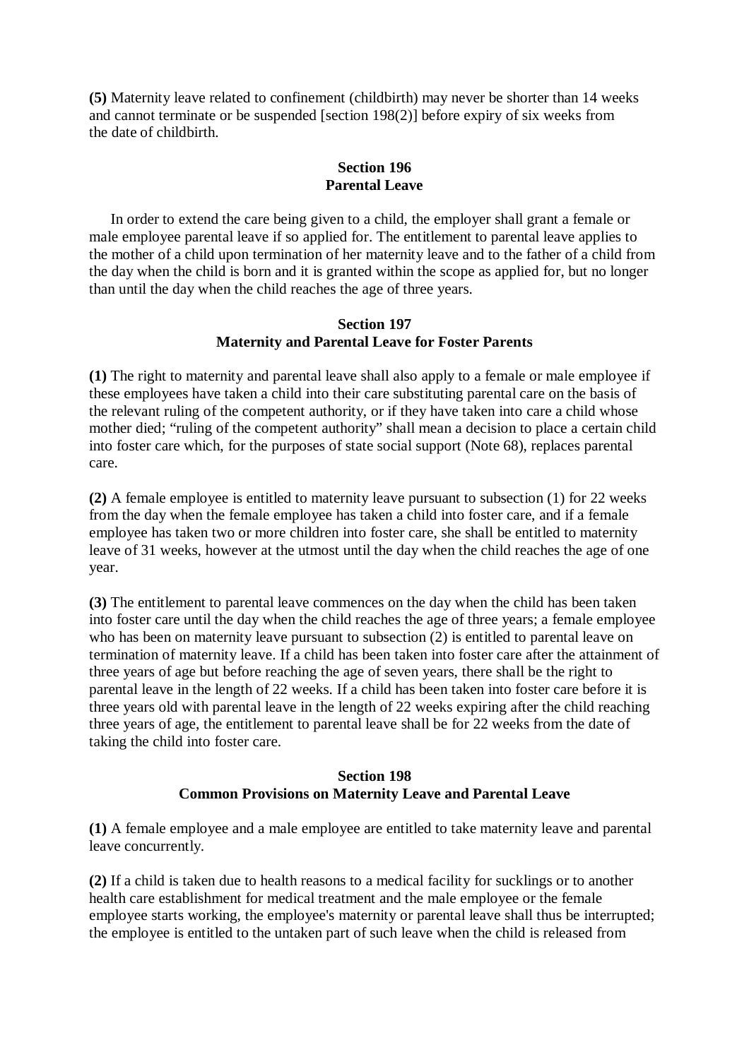**(5)** Maternity leave related to confinement (childbirth) may never be shorter than 14 weeks and cannot terminate or be suspended [section 198(2)] before expiry of six weeks from the date of childbirth.

### Section 196
### Parental Leave

In order to extend the care being given to a child, the employer shall grant a female or male employee parental leave if so applied for. The entitlement to parental leave applies to the mother of a child upon termination of her maternity leave and to the father of a child from the day when the child is born and it is granted within the scope as applied for, but no longer than until the day when the child reaches the age of three years.

### Section 197
### Maternity and Parental Leave for Foster Parents

**(1)** The right to maternity and parental leave shall also apply to a female or male employee if these employees have taken a child into their care substituting parental care on the basis of the relevant ruling of the competent authority, or if they have taken into care a child whose mother died; "ruling of the competent authority" shall mean a decision to place a certain child into foster care which, for the purposes of state social support (Note 68), replaces parental care.

**(2)** A female employee is entitled to maternity leave pursuant to subsection (1) for 22 weeks from the day when the female employee has taken a child into foster care, and if a female employee has taken two or more children into foster care, she shall be entitled to maternity leave of 31 weeks, however at the utmost until the day when the child reaches the age of one year.

**(3)** The entitlement to parental leave commences on the day when the child has been taken into foster care until the day when the child reaches the age of three years; a female employee who has been on maternity leave pursuant to subsection (2) is entitled to parental leave on termination of maternity leave. If a child has been taken into foster care after the attainment of three years of age but before reaching the age of seven years, there shall be the right to parental leave in the length of 22 weeks. If a child has been taken into foster care before it is three years old with parental leave in the length of 22 weeks expiring after the child reaching three years of age, the entitlement to parental leave shall be for 22 weeks from the date of taking the child into foster care.

### Section 198
### Common Provisions on Maternity Leave and Parental Leave

**(1)** A female employee and a male employee are entitled to take maternity leave and parental leave concurrently.

**(2)** If a child is taken due to health reasons to a medical facility for sucklings or to another health care establishment for medical treatment and the male employee or the female employee starts working, the employee's maternity or parental leave shall thus be interrupted; the employee is entitled to the untaken part of such leave when the child is released from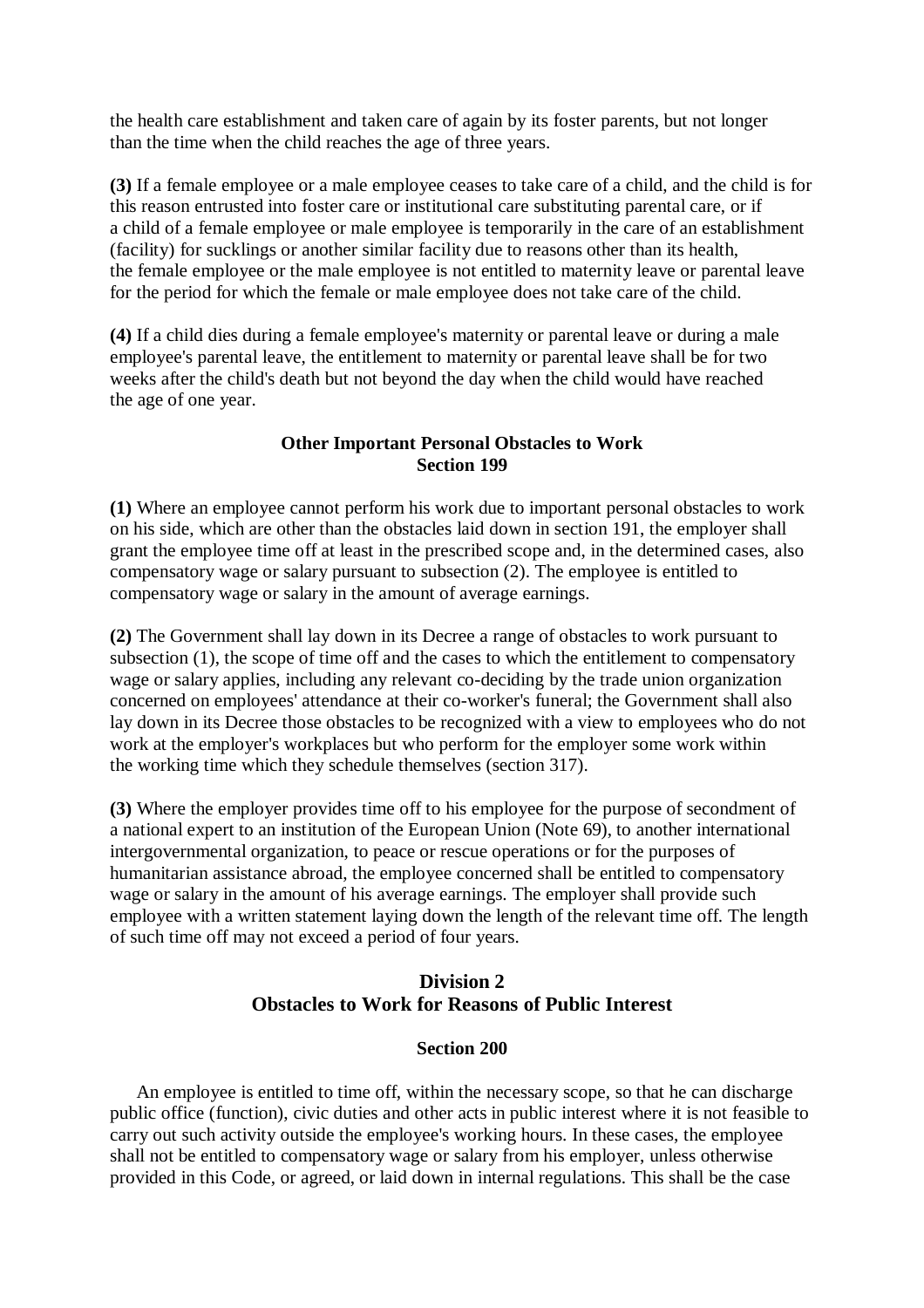the health care establishment and taken care of again by its foster parents, but not longer than the time when the child reaches the age of three years.

**(3)** If a female employee or a male employee ceases to take care of a child, and the child is for this reason entrusted into foster care or institutional care substituting parental care, or if a child of a female employee or male employee is temporarily in the care of an establishment (facility) for sucklings or another similar facility due to reasons other than its health, the female employee or the male employee is not entitled to maternity leave or parental leave for the period for which the female or male employee does not take care of the child.

**(4)** If a child dies during a female employee's maternity or parental leave or during a male employee's parental leave, the entitlement to maternity or parental leave shall be for two weeks after the child's death but not beyond the day when the child would have reached the age of one year.

### Other Important Personal Obstacles to Work
### Section 199

**(1)** Where an employee cannot perform his work due to important personal obstacles to work on his side, which are other than the obstacles laid down in section 191, the employer shall grant the employee time off at least in the prescribed scope and, in the determined cases, also compensatory wage or salary pursuant to subsection (2). The employee is entitled to compensatory wage or salary in the amount of average earnings.

**(2)** The Government shall lay down in its Decree a range of obstacles to work pursuant to subsection (1), the scope of time off and the cases to which the entitlement to compensatory wage or salary applies, including any relevant co-deciding by the trade union organization concerned on employees' attendance at their co-worker's funeral; the Government shall also lay down in its Decree those obstacles to be recognized with a view to employees who do not work at the employer's workplaces but who perform for the employer some work within the working time which they schedule themselves (section 317).

**(3)** Where the employer provides time off to his employee for the purpose of secondment of a national expert to an institution of the European Union (Note 69), to another international intergovernmental organization, to peace or rescue operations or for the purposes of humanitarian assistance abroad, the employee concerned shall be entitled to compensatory wage or salary in the amount of his average earnings. The employer shall provide such employee with a written statement laying down the length of the relevant time off. The length of such time off may not exceed a period of four years.

## Division 2
## Obstacles to Work for Reasons of Public Interest

### Section 200

An employee is entitled to time off, within the necessary scope, so that he can discharge public office (function), civic duties and other acts in public interest where it is not feasible to carry out such activity outside the employee's working hours. In these cases, the employee shall not be entitled to compensatory wage or salary from his employer, unless otherwise provided in this Code, or agreed, or laid down in internal regulations. This shall be the case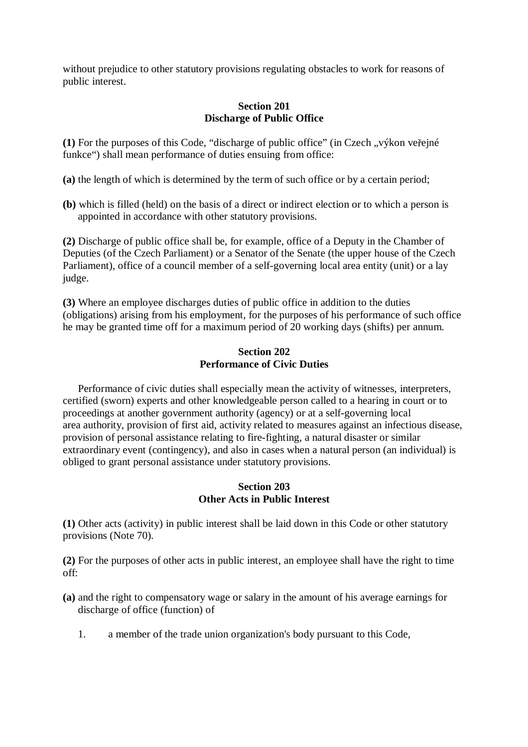without prejudice to other statutory provisions regulating obstacles to work for reasons of public interest.

**Section 201**
**Discharge of Public Office**

**(1)** For the purposes of this Code, "discharge of public office" (in Czech „výkon veřejné funkce") shall mean performance of duties ensuing from office:

**(a)** the length of which is determined by the term of such office or by a certain period;

**(b)** which is filled (held) on the basis of a direct or indirect election or to which a person is appointed in accordance with other statutory provisions.

**(2)** Discharge of public office shall be, for example, office of a Deputy in the Chamber of Deputies (of the Czech Parliament) or a Senator of the Senate (the upper house of the Czech Parliament), office of a council member of a self-governing local area entity (unit) or a lay judge.

**(3)** Where an employee discharges duties of public office in addition to the duties (obligations) arising from his employment, for the purposes of his performance of such office he may be granted time off for a maximum period of 20 working days (shifts) per annum.

**Section 202**
**Performance of Civic Duties**

Performance of civic duties shall especially mean the activity of witnesses, interpreters, certified (sworn) experts and other knowledgeable person called to a hearing in court or to proceedings at another government authority (agency) or at a self-governing local area authority, provision of first aid, activity related to measures against an infectious disease, provision of personal assistance relating to fire-fighting, a natural disaster or similar extraordinary event (contingency), and also in cases when a natural person (an individual) is obliged to grant personal assistance under statutory provisions.

**Section 203**
**Other Acts in Public Interest**

**(1)** Other acts (activity) in public interest shall be laid down in this Code or other statutory provisions (Note 70).

**(2)** For the purposes of other acts in public interest, an employee shall have the right to time off:

**(a)** and the right to compensatory wage or salary in the amount of his average earnings for discharge of office (function) of

1. a member of the trade union organization's body pursuant to this Code,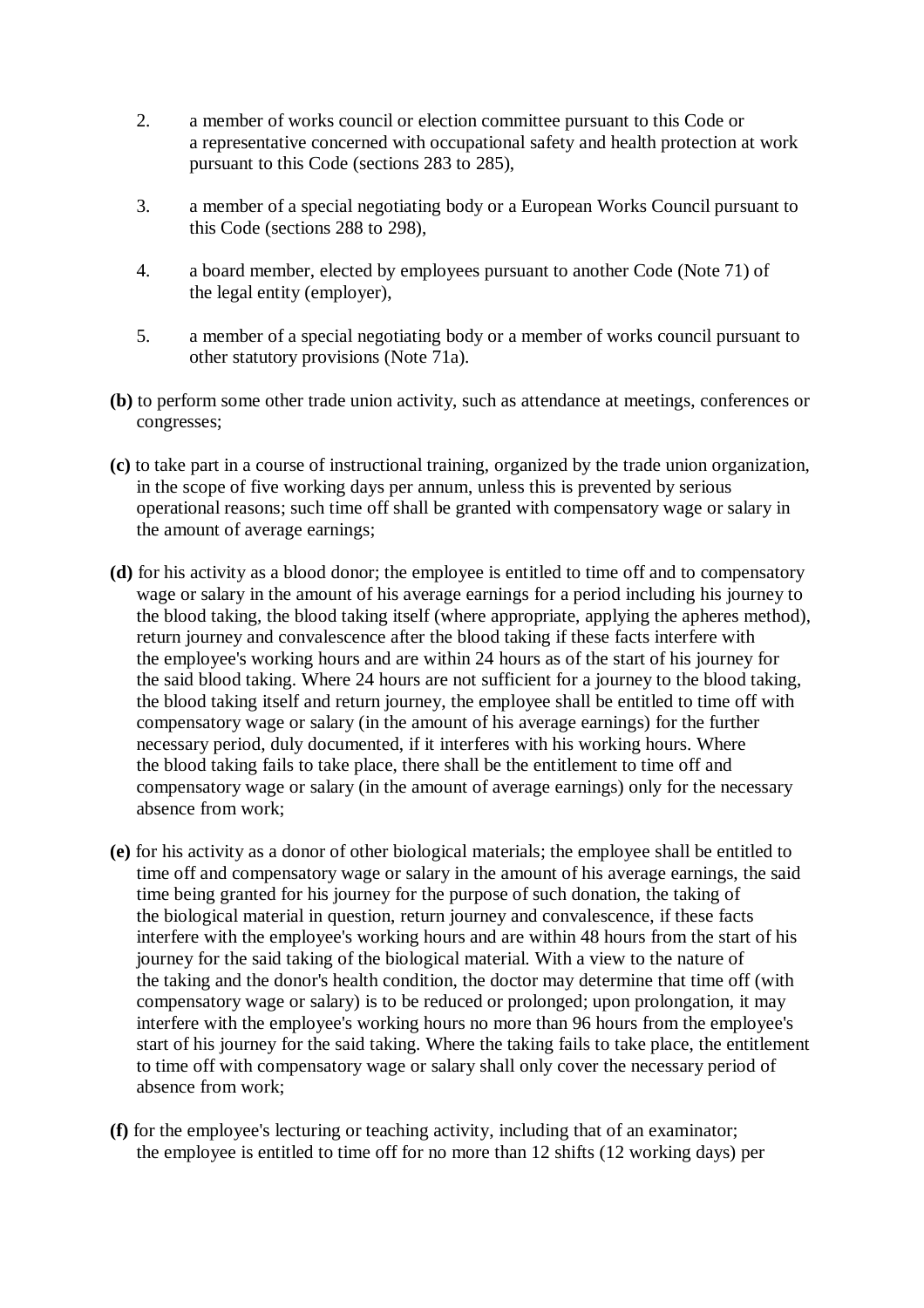2. a member of works council or election committee pursuant to this Code or a representative concerned with occupational safety and health protection at work pursuant to this Code (sections 283 to 285),

3. a member of a special negotiating body or a European Works Council pursuant to this Code (sections 288 to 298),

4. a board member, elected by employees pursuant to another Code (Note 71) of the legal entity (employer),

5. a member of a special negotiating body or a member of works council pursuant to other statutory provisions (Note 71a).

**(b)** to perform some other trade union activity, such as attendance at meetings, conferences or congresses;

**(c)** to take part in a course of instructional training, organized by the trade union organization, in the scope of five working days per annum, unless this is prevented by serious operational reasons; such time off shall be granted with compensatory wage or salary in the amount of average earnings;

**(d)** for his activity as a blood donor; the employee is entitled to time off and to compensatory wage or salary in the amount of his average earnings for a period including his journey to the blood taking, the blood taking itself (where appropriate, applying the apheres method), return journey and convalescence after the blood taking if these facts interfere with the employee's working hours and are within 24 hours as of the start of his journey for the said blood taking. Where 24 hours are not sufficient for a journey to the blood taking, the blood taking itself and return journey, the employee shall be entitled to time off with compensatory wage or salary (in the amount of his average earnings) for the further necessary period, duly documented, if it interferes with his working hours. Where the blood taking fails to take place, there shall be the entitlement to time off and compensatory wage or salary (in the amount of average earnings) only for the necessary absence from work;

**(e)** for his activity as a donor of other biological materials; the employee shall be entitled to time off and compensatory wage or salary in the amount of his average earnings, the said time being granted for his journey for the purpose of such donation, the taking of the biological material in question, return journey and convalescence, if these facts interfere with the employee's working hours and are within 48 hours from the start of his journey for the said taking of the biological material. With a view to the nature of the taking and the donor's health condition, the doctor may determine that time off (with compensatory wage or salary) is to be reduced or prolonged; upon prolongation, it may interfere with the employee's working hours no more than 96 hours from the employee's start of his journey for the said taking. Where the taking fails to take place, the entitlement to time off with compensatory wage or salary shall only cover the necessary period of absence from work;

**(f)** for the employee's lecturing or teaching activity, including that of an examiner; the employee is entitled to time off for no more than 12 shifts (12 working days) per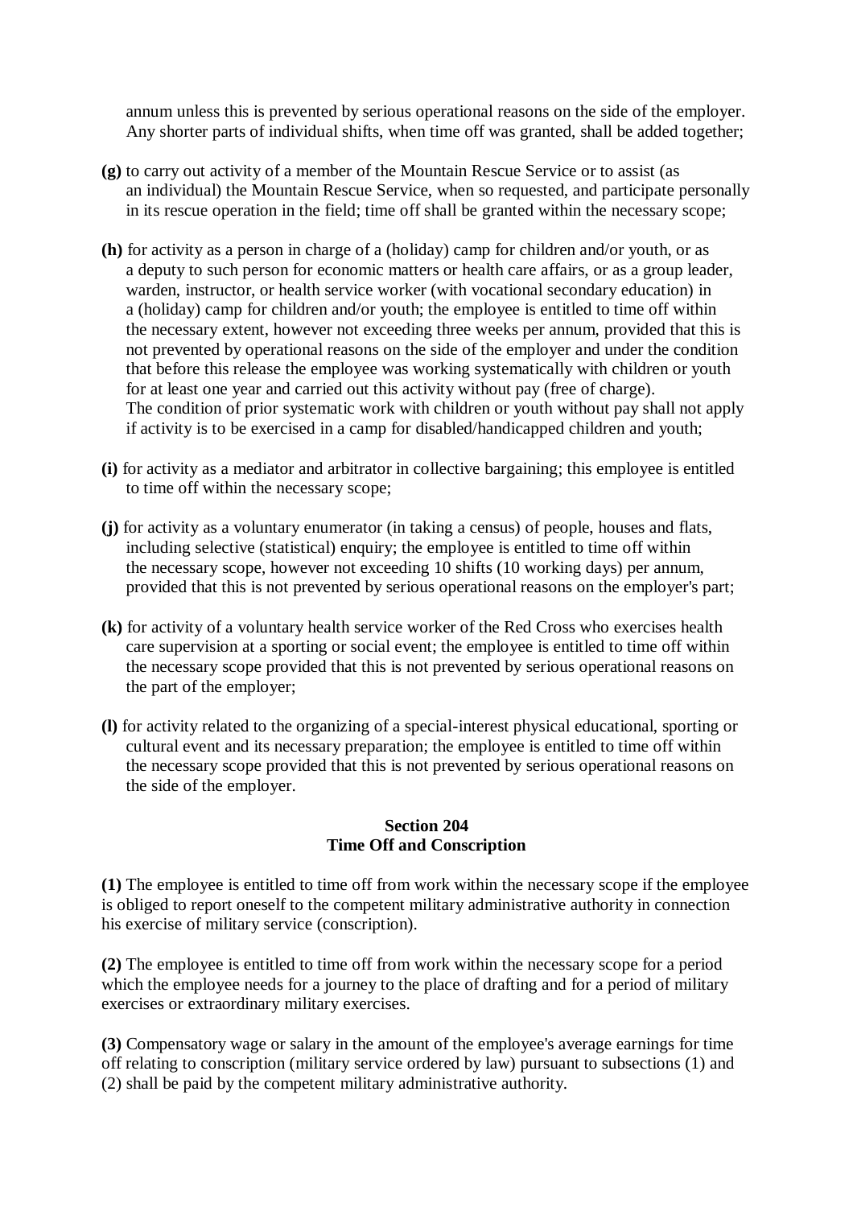annum unless this is prevented by serious operational reasons on the side of the employer. Any shorter parts of individual shifts, when time off was granted, shall be added together;

**(g)** to carry out activity of a member of the Mountain Rescue Service or to assist (as an individual) the Mountain Rescue Service, when so requested, and participate personally in its rescue operation in the field; time off shall be granted within the necessary scope;

**(h)** for activity as a person in charge of a (holiday) camp for children and/or youth, or as a deputy to such person for economic matters or health care affairs, or as a group leader, warden, instructor, or health service worker (with vocational secondary education) in a (holiday) camp for children and/or youth; the employee is entitled to time off within the necessary extent, however not exceeding three weeks per annum, provided that this is not prevented by operational reasons on the side of the employer and under the condition that before this release the employee was working systematically with children or youth for at least one year and carried out this activity without pay (free of charge). The condition of prior systematic work with children or youth without pay shall not apply if activity is to be exercised in a camp for disabled/handicapped children and youth;

**(i)** for activity as a mediator and arbitrator in collective bargaining; this employee is entitled to time off within the necessary scope;

**(j)** for activity as a voluntary enumerator (in taking a census) of people, houses and flats, including selective (statistical) enquiry; the employee is entitled to time off within the necessary scope, however not exceeding 10 shifts (10 working days) per annum, provided that this is not prevented by serious operational reasons on the employer's part;

**(k)** for activity of a voluntary health service worker of the Red Cross who exercises health care supervision at a sporting or social event; the employee is entitled to time off within the necessary scope provided that this is not prevented by serious operational reasons on the part of the employer;

**(l)** for activity related to the organizing of a special-interest physical educational, sporting or cultural event and its necessary preparation; the employee is entitled to time off within the necessary scope provided that this is not prevented by serious operational reasons on the side of the employer.

### Section 204
### Time Off and Conscription

**(1)** The employee is entitled to time off from work within the necessary scope if the employee is obliged to report oneself to the competent military administrative authority in connection his exercise of military service (conscription).

**(2)** The employee is entitled to time off from work within the necessary scope for a period which the employee needs for a journey to the place of drafting and for a period of military exercises or extraordinary military exercises.

**(3)** Compensatory wage or salary in the amount of the employee's average earnings for time off relating to conscription (military service ordered by law) pursuant to subsections (1) and (2) shall be paid by the competent military administrative authority.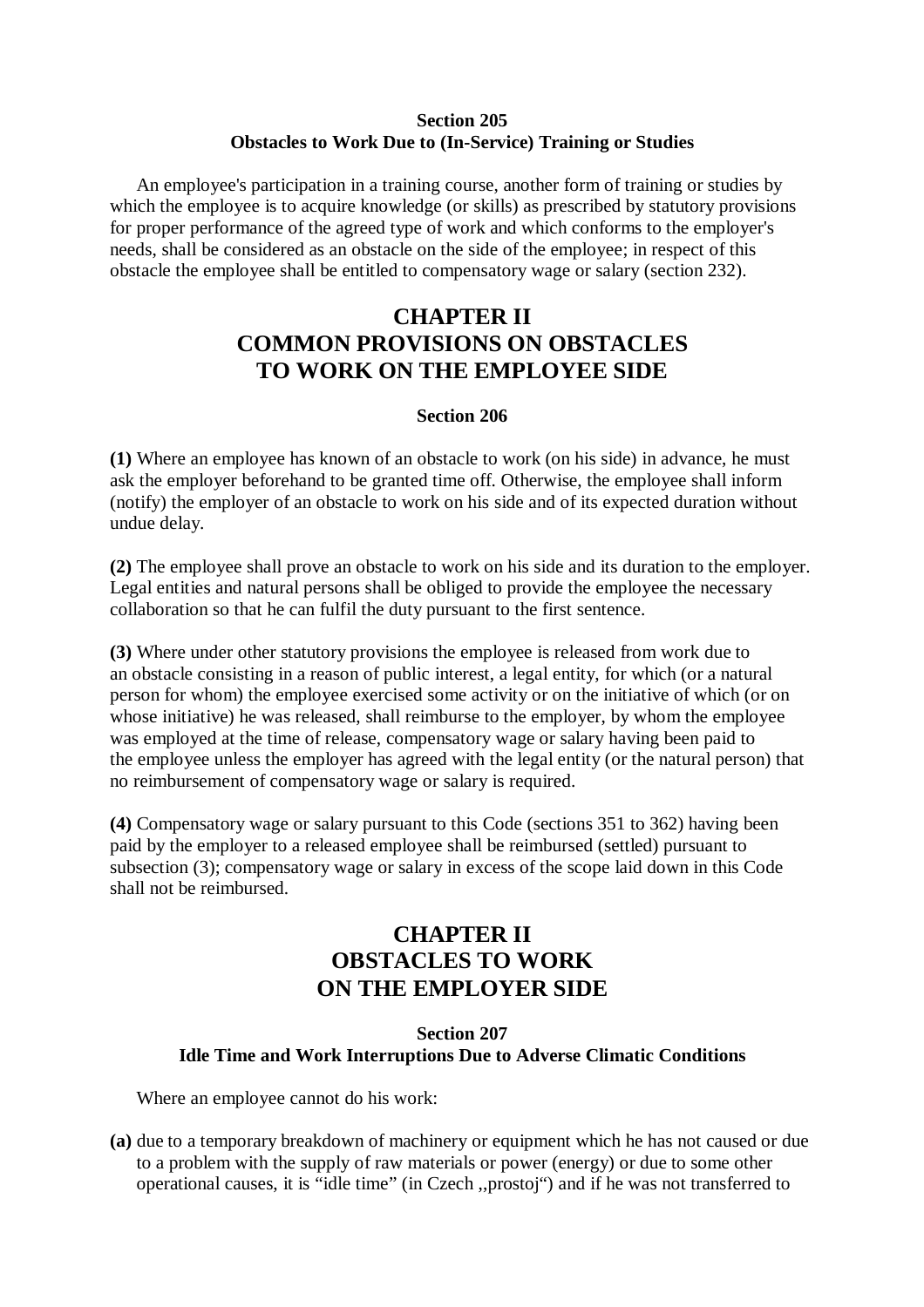### Section 205
### Obstacles to Work Due to (In-Service) Training or Studies

An employee's participation in a training course, another form of training or studies by which the employee is to acquire knowledge (or skills) as prescribed by statutory provisions for proper performance of the agreed type of work and which conforms to the employer's needs, shall be considered as an obstacle on the side of the employee; in respect of this obstacle the employee shall be entitled to compensatory wage or salary (section 232).

## CHAPTER II
## COMMON PROVISIONS ON OBSTACLES TO WORK ON THE EMPLOYEE SIDE

### Section 206

**(1)** Where an employee has known of an obstacle to work (on his side) in advance, he must ask the employer beforehand to be granted time off. Otherwise, the employee shall inform (notify) the employer of an obstacle to work on his side and of its expected duration without undue delay.

**(2)** The employee shall prove an obstacle to work on his side and its duration to the employer. Legal entities and natural persons shall be obliged to provide the employee the necessary collaboration so that he can fulfil the duty pursuant to the first sentence.

**(3)** Where under other statutory provisions the employee is released from work due to an obstacle consisting in a reason of public interest, a legal entity, for which (or a natural person for whom) the employee exercised some activity or on the initiative of which (or on whose initiative) he was released, shall reimburse to the employer, by whom the employee was employed at the time of release, compensatory wage or salary having been paid to the employee unless the employer has agreed with the legal entity (or the natural person) that no reimbursement of compensatory wage or salary is required.

**(4)** Compensatory wage or salary pursuant to this Code (sections 351 to 362) having been paid by the employer to a released employee shall be reimbursed (settled) pursuant to subsection (3); compensatory wage or salary in excess of the scope laid down in this Code shall not be reimbursed.

## CHAPTER II
## OBSTACLES TO WORK ON THE EMPLOYER SIDE

### Section 207
### Idle Time and Work Interruptions Due to Adverse Climatic Conditions

Where an employee cannot do his work:

**(a)** due to a temporary breakdown of machinery or equipment which he has not caused or due to a problem with the supply of raw materials or power (energy) or due to some other operational causes, it is “idle time” (in Czech ,,prostoj“) and if he was not transferred to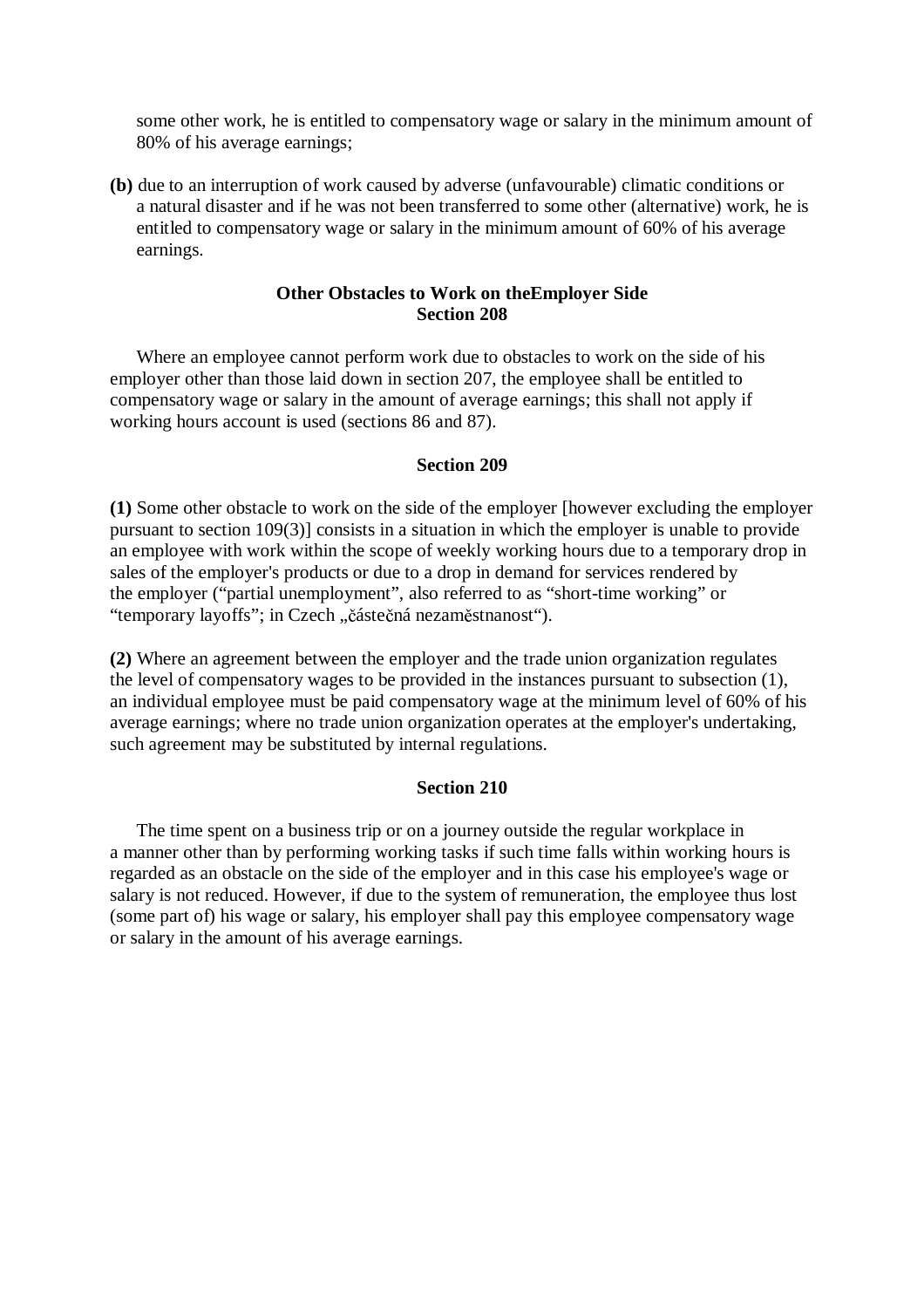some other work, he is entitled to compensatory wage or salary in the minimum amount of 80% of his average earnings;

**(b)** due to an interruption of work caused by adverse (unfavourable) climatic conditions or a natural disaster and if he was not been transferred to some other (alternative) work, he is entitled to compensatory wage or salary in the minimum amount of 60% of his average earnings.

**Other Obstacles to Work on theEmployer Side**
**Section 208**

Where an employee cannot perform work due to obstacles to work on the side of his employer other than those laid down in section 207, the employee shall be entitled to compensatory wage or salary in the amount of average earnings; this shall not apply if working hours account is used (sections 86 and 87).

**Section 209**

**(1)** Some other obstacle to work on the side of the employer [however excluding the employer pursuant to section 109(3)] consists in a situation in which the employer is unable to provide an employee with work within the scope of weekly working hours due to a temporary drop in sales of the employer's products or due to a drop in demand for services rendered by the employer ("partial unemployment", also referred to as "short-time working" or "temporary layoffs"; in Czech „částečná nezaměstnanost").

**(2)** Where an agreement between the employer and the trade union organization regulates the level of compensatory wages to be provided in the instances pursuant to subsection (1), an individual employee must be paid compensatory wage at the minimum level of 60% of his average earnings; where no trade union organization operates at the employer's undertaking, such agreement may be substituted by internal regulations.

**Section 210**

The time spent on a business trip or on a journey outside the regular workplace in a manner other than by performing working tasks if such time falls within working hours is regarded as an obstacle on the side of the employer and in this case his employee's wage or salary is not reduced. However, if due to the system of remuneration, the employee thus lost (some part of) his wage or salary, his employer shall pay this employee compensatory wage or salary in the amount of his average earnings.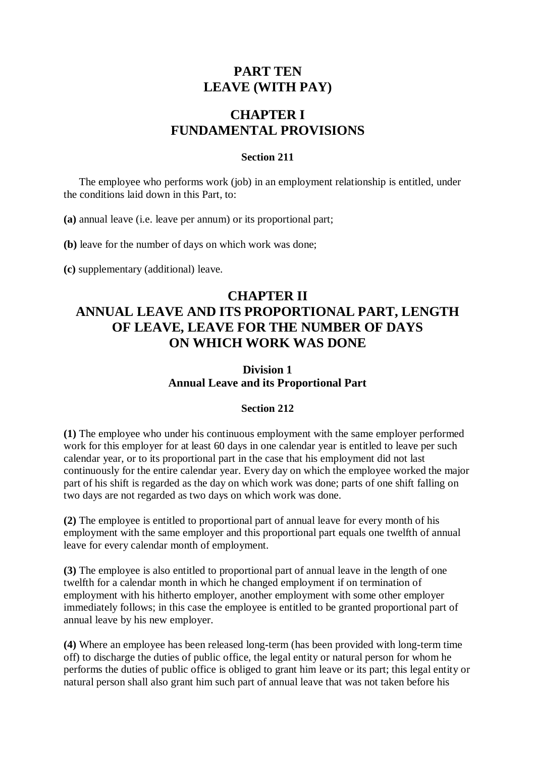# PART TEN
# LEAVE (WITH PAY)

## CHAPTER I
## FUNDAMENTAL PROVISIONS

#### Section 211

The employee who performs work (job) in an employment relationship is entitled, under the conditions laid down in this Part, to:

**(a)** annual leave (i.e. leave per annum) or its proportional part;

**(b)** leave for the number of days on which work was done;

**(c)** supplementary (additional) leave.

## CHAPTER II
## ANNUAL LEAVE AND ITS PROPORTIONAL PART, LENGTH OF LEAVE, LEAVE FOR THE NUMBER OF DAYS ON WHICH WORK WAS DONE

### Division 1
### Annual Leave and its Proportional Part

#### Section 212

**(1)** The employee who under his continuous employment with the same employer performed work for this employer for at least 60 days in one calendar year is entitled to leave per such calendar year, or to its proportional part in the case that his employment did not last continuously for the entire calendar year. Every day on which the employee worked the major part of his shift is regarded as the day on which work was done; parts of one shift falling on two days are not regarded as two days on which work was done.

**(2)** The employee is entitled to proportional part of annual leave for every month of his employment with the same employer and this proportional part equals one twelfth of annual leave for every calendar month of employment.

**(3)** The employee is also entitled to proportional part of annual leave in the length of one twelfth for a calendar month in which he changed employment if on termination of employment with his hitherto employer, another employment with some other employer immediately follows; in this case the employee is entitled to be granted proportional part of annual leave by his new employer.

**(4)** Where an employee has been released long-term (has been provided with long-term time off) to discharge the duties of public office, the legal entity or natural person for whom he performs the duties of public office is obliged to grant him leave or its part; this legal entity or natural person shall also grant him such part of annual leave that was not taken before his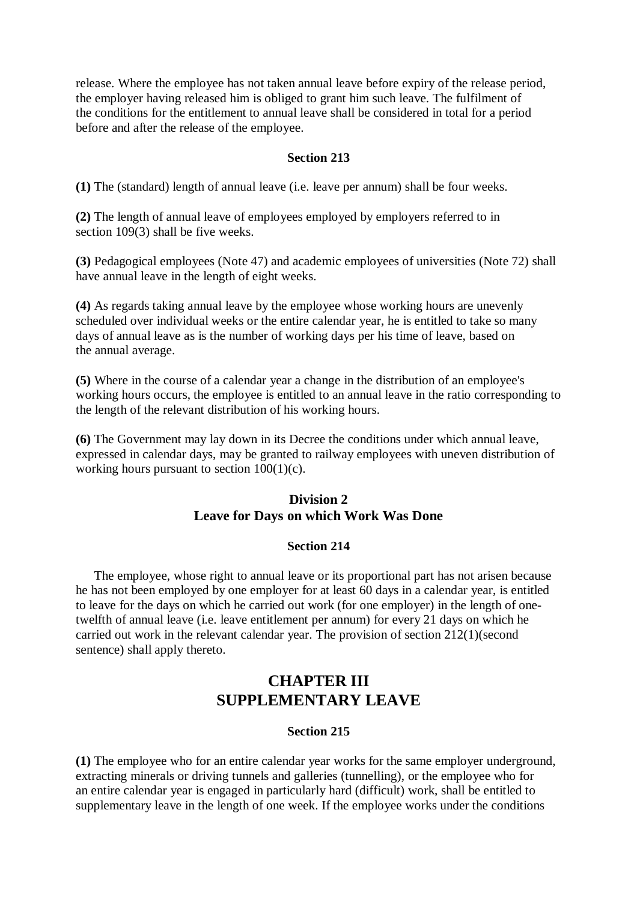release. Where the employee has not taken annual leave before expiry of the release period, the employer having released him is obliged to grant him such leave. The fulfilment of the conditions for the entitlement to annual leave shall be considered in total for a period before and after the release of the employee.

**Section 213**

**(1)** The (standard) length of annual leave (i.e. leave per annum) shall be four weeks.

**(2)** The length of annual leave of employees employed by employers referred to in section 109(3) shall be five weeks.

**(3)** Pedagogical employees (Note 47) and academic employees of universities (Note 72) shall have annual leave in the length of eight weeks.

**(4)** As regards taking annual leave by the employee whose working hours are unevenly scheduled over individual weeks or the entire calendar year, he is entitled to take so many days of annual leave as is the number of working days per his time of leave, based on the annual average.

**(5)** Where in the course of a calendar year a change in the distribution of an employee's working hours occurs, the employee is entitled to an annual leave in the ratio corresponding to the length of the relevant distribution of his working hours.

**(6)** The Government may lay down in its Decree the conditions under which annual leave, expressed in calendar days, may be granted to railway employees with uneven distribution of working hours pursuant to section 100(1)(c).

### Division 2
### Leave for Days on which Work Was Done

**Section 214**

The employee, whose right to annual leave or its proportional part has not arisen because he has not been employed by one employer for at least 60 days in a calendar year, is entitled to leave for the days on which he carried out work (for one employer) in the length of one-twelfth of annual leave (i.e. leave entitlement per annum) for every 21 days on which he carried out work in the relevant calendar year. The provision of section 212(1)(second sentence) shall apply thereto.

## CHAPTER III
## SUPPLEMENTARY LEAVE

**Section 215**

**(1)** The employee who for an entire calendar year works for the same employer underground, extracting minerals or driving tunnels and galleries (tunnelling), or the employee who for an entire calendar year is engaged in particularly hard (difficult) work, shall be entitled to supplementary leave in the length of one week. If the employee works under the conditions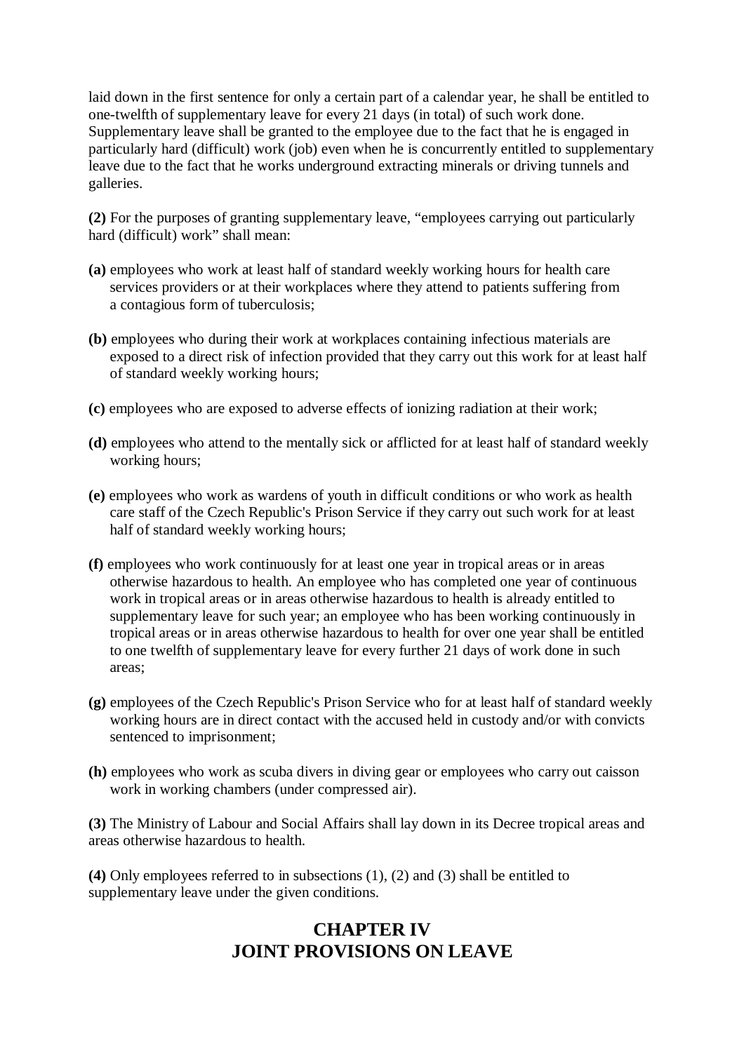laid down in the first sentence for only a certain part of a calendar year, he shall be entitled to one-twelfth of supplementary leave for every 21 days (in total) of such work done. Supplementary leave shall be granted to the employee due to the fact that he is engaged in particularly hard (difficult) work (job) even when he is concurrently entitled to supplementary leave due to the fact that he works underground extracting minerals or driving tunnels and galleries.

**(2)** For the purposes of granting supplementary leave, “employees carrying out particularly hard (difficult) work” shall mean:

**(a)** employees who work at least half of standard weekly working hours for health care services providers or at their workplaces where they attend to patients suffering from a contagious form of tuberculosis;

**(b)** employees who during their work at workplaces containing infectious materials are exposed to a direct risk of infection provided that they carry out this work for at least half of standard weekly working hours;

**(c)** employees who are exposed to adverse effects of ionizing radiation at their work;

**(d)** employees who attend to the mentally sick or afflicted for at least half of standard weekly working hours;

**(e)** employees who work as wardens of youth in difficult conditions or who work as health care staff of the Czech Republic's Prison Service if they carry out such work for at least half of standard weekly working hours;

**(f)** employees who work continuously for at least one year in tropical areas or in areas otherwise hazardous to health. An employee who has completed one year of continuous work in tropical areas or in areas otherwise hazardous to health is already entitled to supplementary leave for such year; an employee who has been working continuously in tropical areas or in areas otherwise hazardous to health for over one year shall be entitled to one twelfth of supplementary leave for every further 21 days of work done in such areas;

**(g)** employees of the Czech Republic's Prison Service who for at least half of standard weekly working hours are in direct contact with the accused held in custody and/or with convicts sentenced to imprisonment;

**(h)** employees who work as scuba divers in diving gear or employees who carry out caisson work in working chambers (under compressed air).

**(3)** The Ministry of Labour and Social Affairs shall lay down in its Decree tropical areas and areas otherwise hazardous to health.

**(4)** Only employees referred to in subsections (1), (2) and (3) shall be entitled to supplementary leave under the given conditions.

## CHAPTER IV
## JOINT PROVISIONS ON LEAVE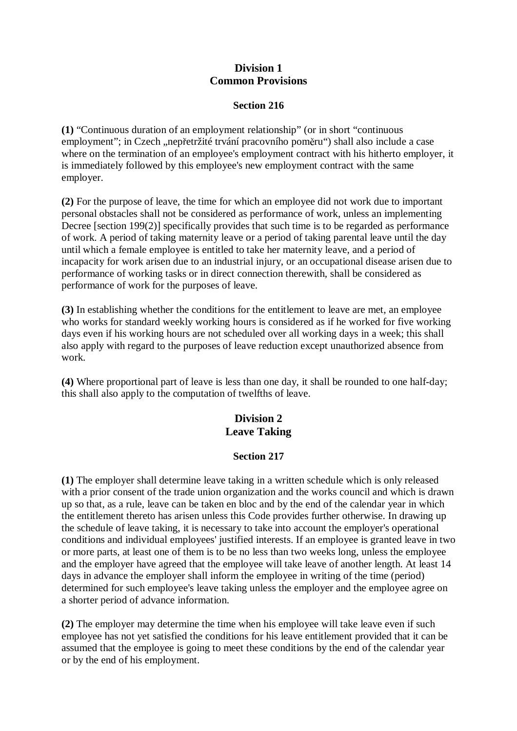## Division 1
## Common Provisions

### Section 216

**(1)** “Continuous duration of an employment relationship” (or in short “continuous employment”; in Czech „nepřetržité trvání pracovního poměru“) shall also include a case where on the termination of an employee's employment contract with his hitherto employer, it is immediately followed by this employee's new employment contract with the same employer.

**(2)** For the purpose of leave, the time for which an employee did not work due to important personal obstacles shall not be considered as performance of work, unless an implementing Decree [section 199(2)] specifically provides that such time is to be regarded as performance of work. A period of taking maternity leave or a period of taking parental leave until the day until which a female employee is entitled to take her maternity leave, and a period of incapacity for work arisen due to an industrial injury, or an occupational disease arisen due to performance of working tasks or in direct connection therewith, shall be considered as performance of work for the purposes of leave.

**(3)** In establishing whether the conditions for the entitlement to leave are met, an employee who works for standard weekly working hours is considered as if he worked for five working days even if his working hours are not scheduled over all working days in a week; this shall also apply with regard to the purposes of leave reduction except unauthorized absence from work.

**(4)** Where proportional part of leave is less than one day, it shall be rounded to one half-day; this shall also apply to the computation of twelfths of leave.

## Division 2
## Leave Taking

### Section 217

**(1)** The employer shall determine leave taking in a written schedule which is only released with a prior consent of the trade union organization and the works council and which is drawn up so that, as a rule, leave can be taken en bloc and by the end of the calendar year in which the entitlement thereto has arisen unless this Code provides further otherwise. In drawing up the schedule of leave taking, it is necessary to take into account the employer's operational conditions and individual employees' justified interests. If an employee is granted leave in two or more parts, at least one of them is to be no less than two weeks long, unless the employee and the employer have agreed that the employee will take leave of another length. At least 14 days in advance the employer shall inform the employee in writing of the time (period) determined for such employee's leave taking unless the employer and the employee agree on a shorter period of advance information.

**(2)** The employer may determine the time when his employee will take leave even if such employee has not yet satisfied the conditions for his leave entitlement provided that it can be assumed that the employee is going to meet these conditions by the end of the calendar year or by the end of his employment.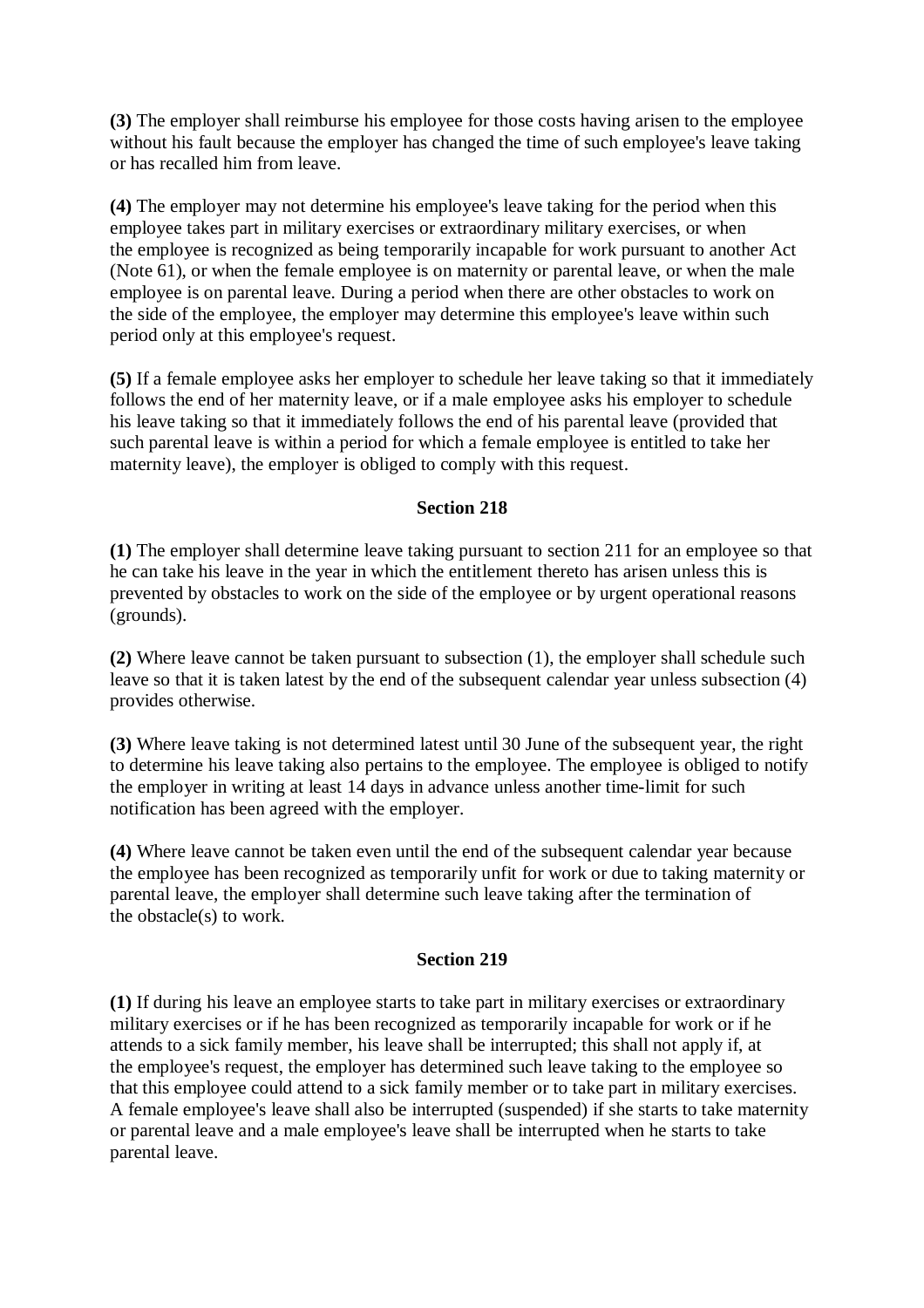**(3)** The employer shall reimburse his employee for those costs having arisen to the employee without his fault because the employer has changed the time of such employee's leave taking or has recalled him from leave.

**(4)** The employer may not determine his employee's leave taking for the period when this employee takes part in military exercises or extraordinary military exercises, or when the employee is recognized as being temporarily incapable for work pursuant to another Act (Note 61), or when the female employee is on maternity or parental leave, or when the male employee is on parental leave. During a period when there are other obstacles to work on the side of the employee, the employer may determine this employee's leave within such period only at this employee's request.

**(5)** If a female employee asks her employer to schedule her leave taking so that it immediately follows the end of her maternity leave, or if a male employee asks his employer to schedule his leave taking so that it immediately follows the end of his parental leave (provided that such parental leave is within a period for which a female employee is entitled to take her maternity leave), the employer is obliged to comply with this request.

### Section 218

**(1)** The employer shall determine leave taking pursuant to section 211 for an employee so that he can take his leave in the year in which the entitlement thereto has arisen unless this is prevented by obstacles to work on the side of the employee or by urgent operational reasons (grounds).

**(2)** Where leave cannot be taken pursuant to subsection (1), the employer shall schedule such leave so that it is taken latest by the end of the subsequent calendar year unless subsection (4) provides otherwise.

**(3)** Where leave taking is not determined latest until 30 June of the subsequent year, the right to determine his leave taking also pertains to the employee. The employee is obliged to notify the employer in writing at least 14 days in advance unless another time-limit for such notification has been agreed with the employer.

**(4)** Where leave cannot be taken even until the end of the subsequent calendar year because the employee has been recognized as temporarily unfit for work or due to taking maternity or parental leave, the employer shall determine such leave taking after the termination of the obstacle(s) to work.

### Section 219

**(1)** If during his leave an employee starts to take part in military exercises or extraordinary military exercises or if he has been recognized as temporarily incapable for work or if he attends to a sick family member, his leave shall be interrupted; this shall not apply if, at the employee's request, the employer has determined such leave taking to the employee so that this employee could attend to a sick family member or to take part in military exercises. A female employee's leave shall also be interrupted (suspended) if she starts to take maternity or parental leave and a male employee's leave shall be interrupted when he starts to take parental leave.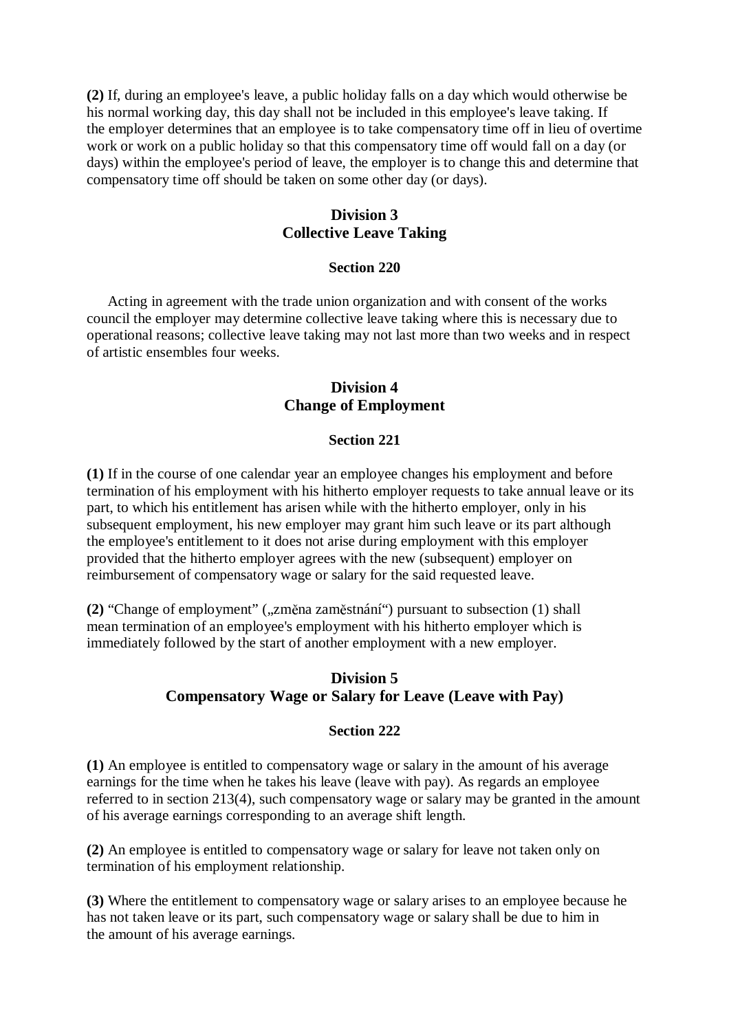**(2)** If, during an employee's leave, a public holiday falls on a day which would otherwise be his normal working day, this day shall not be included in this employee's leave taking. If the employer determines that an employee is to take compensatory time off in lieu of overtime work or work on a public holiday so that this compensatory time off would fall on a day (or days) within the employee's period of leave, the employer is to change this and determine that compensatory time off should be taken on some other day (or days).

## Division 3
## Collective Leave Taking

### Section 220

Acting in agreement with the trade union organization and with consent of the works council the employer may determine collective leave taking where this is necessary due to operational reasons; collective leave taking may not last more than two weeks and in respect of artistic ensembles four weeks.

## Division 4
## Change of Employment

### Section 221

**(1)** If in the course of one calendar year an employee changes his employment and before termination of his employment with his hitherto employer requests to take annual leave or its part, to which his entitlement has arisen while with the hitherto employer, only in his subsequent employment, his new employer may grant him such leave or its part although the employee's entitlement to it does not arise during employment with this employer provided that the hitherto employer agrees with the new (subsequent) employer on reimbursement of compensatory wage or salary for the said requested leave.

**(2)** "Change of employment" („změna zaměstnání") pursuant to subsection (1) shall mean termination of an employee's employment with his hitherto employer which is immediately followed by the start of another employment with a new employer.

## Division 5
## Compensatory Wage or Salary for Leave (Leave with Pay)

### Section 222

**(1)** An employee is entitled to compensatory wage or salary in the amount of his average earnings for the time when he takes his leave (leave with pay). As regards an employee referred to in section 213(4), such compensatory wage or salary may be granted in the amount of his average earnings corresponding to an average shift length.

**(2)** An employee is entitled to compensatory wage or salary for leave not taken only on termination of his employment relationship.

**(3)** Where the entitlement to compensatory wage or salary arises to an employee because he has not taken leave or its part, such compensatory wage or salary shall be due to him in the amount of his average earnings.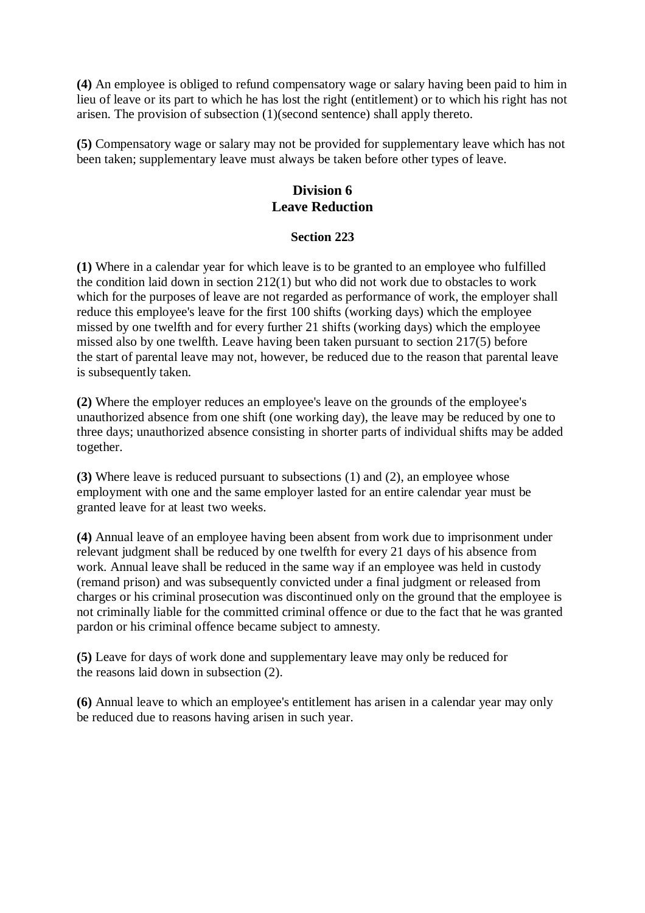**(4)** An employee is obliged to refund compensatory wage or salary having been paid to him in lieu of leave or its part to which he has lost the right (entitlement) or to which his right has not arisen. The provision of subsection (1)(second sentence) shall apply thereto.

**(5)** Compensatory wage or salary may not be provided for supplementary leave which has not been taken; supplementary leave must always be taken before other types of leave.

## Division 6
## Leave Reduction

### Section 223

**(1)** Where in a calendar year for which leave is to be granted to an employee who fulfilled the condition laid down in section 212(1) but who did not work due to obstacles to work which for the purposes of leave are not regarded as performance of work, the employer shall reduce this employee's leave for the first 100 shifts (working days) which the employee missed by one twelfth and for every further 21 shifts (working days) which the employee missed also by one twelfth. Leave having been taken pursuant to section 217(5) before the start of parental leave may not, however, be reduced due to the reason that parental leave is subsequently taken.

**(2)** Where the employer reduces an employee's leave on the grounds of the employee's unauthorized absence from one shift (one working day), the leave may be reduced by one to three days; unauthorized absence consisting in shorter parts of individual shifts may be added together.

**(3)** Where leave is reduced pursuant to subsections (1) and (2), an employee whose employment with one and the same employer lasted for an entire calendar year must be granted leave for at least two weeks.

**(4)** Annual leave of an employee having been absent from work due to imprisonment under relevant judgment shall be reduced by one twelfth for every 21 days of his absence from work. Annual leave shall be reduced in the same way if an employee was held in custody (remand prison) and was subsequently convicted under a final judgment or released from charges or his criminal prosecution was discontinued only on the ground that the employee is not criminally liable for the committed criminal offence or due to the fact that he was granted pardon or his criminal offence became subject to amnesty.

**(5)** Leave for days of work done and supplementary leave may only be reduced for the reasons laid down in subsection (2).

**(6)** Annual leave to which an employee's entitlement has arisen in a calendar year may only be reduced due to reasons having arisen in such year.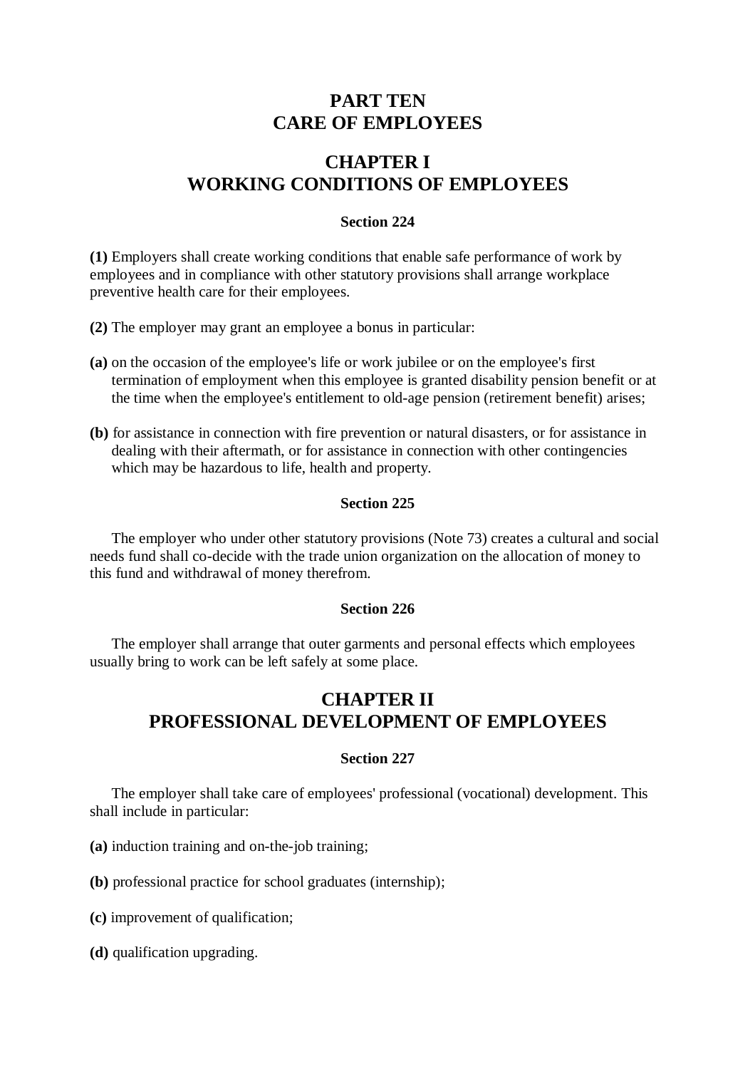# PART TEN
# CARE OF EMPLOYEES

## CHAPTER I
## WORKING CONDITIONS OF EMPLOYEES

### Section 224

**(1)** Employers shall create working conditions that enable safe performance of work by employees and in compliance with other statutory provisions shall arrange workplace preventive health care for their employees.

**(2)** The employer may grant an employee a bonus in particular:

**(a)** on the occasion of the employee's life or work jubilee or on the employee's first termination of employment when this employee is granted disability pension benefit or at the time when the employee's entitlement to old-age pension (retirement benefit) arises;

**(b)** for assistance in connection with fire prevention or natural disasters, or for assistance in dealing with their aftermath, or for assistance in connection with other contingencies which may be hazardous to life, health and property.

### Section 225

The employer who under other statutory provisions (Note 73) creates a cultural and social needs fund shall co-decide with the trade union organization on the allocation of money to this fund and withdrawal of money therefrom.

### Section 226

The employer shall arrange that outer garments and personal effects which employees usually bring to work can be left safely at some place.

## CHAPTER II
## PROFESSIONAL DEVELOPMENT OF EMPLOYEES

### Section 227

The employer shall take care of employees' professional (vocational) development. This shall include in particular:

**(a)** induction training and on-the-job training;

**(b)** professional practice for school graduates (internship);

**(c)** improvement of qualification;

**(d)** qualification upgrading.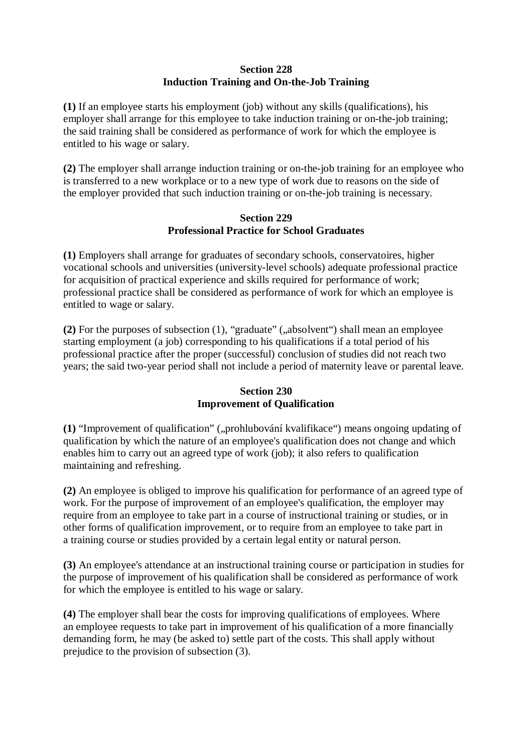## Section 228
## Induction Training and On-the-Job Training

**(1)** If an employee starts his employment (job) without any skills (qualifications), his employer shall arrange for this employee to take induction training or on-the-job training; the said training shall be considered as performance of work for which the employee is entitled to his wage or salary.

**(2)** The employer shall arrange induction training or on-the-job training for an employee who is transferred to a new workplace or to a new type of work due to reasons on the side of the employer provided that such induction training or on-the-job training is necessary.

## Section 229
## Professional Practice for School Graduates

**(1)** Employers shall arrange for graduates of secondary schools, conservatoires, higher vocational schools and universities (university-level schools) adequate professional practice for acquisition of practical experience and skills required for performance of work; professional practice shall be considered as performance of work for which an employee is entitled to wage or salary.

**(2)** For the purposes of subsection (1), "graduate" („absolvent") shall mean an employee starting employment (a job) corresponding to his qualifications if a total period of his professional practice after the proper (successful) conclusion of studies did not reach two years; the said two-year period shall not include a period of maternity leave or parental leave.

## Section 230
## Improvement of Qualification

**(1)** "Improvement of qualification" („prohlubování kvalifikace") means ongoing updating of qualification by which the nature of an employee's qualification does not change and which enables him to carry out an agreed type of work (job); it also refers to qualification maintaining and refreshing.

**(2)** An employee is obliged to improve his qualification for performance of an agreed type of work. For the purpose of improvement of an employee's qualification, the employer may require from an employee to take part in a course of instructional training or studies, or in other forms of qualification improvement, or to require from an employee to take part in a training course or studies provided by a certain legal entity or natural person.

**(3)** An employee's attendance at an instructional training course or participation in studies for the purpose of improvement of his qualification shall be considered as performance of work for which the employee is entitled to his wage or salary.

**(4)** The employer shall bear the costs for improving qualifications of employees. Where an employee requests to take part in improvement of his qualification of a more financially demanding form, he may (be asked to) settle part of the costs. This shall apply without prejudice to the provision of subsection (3).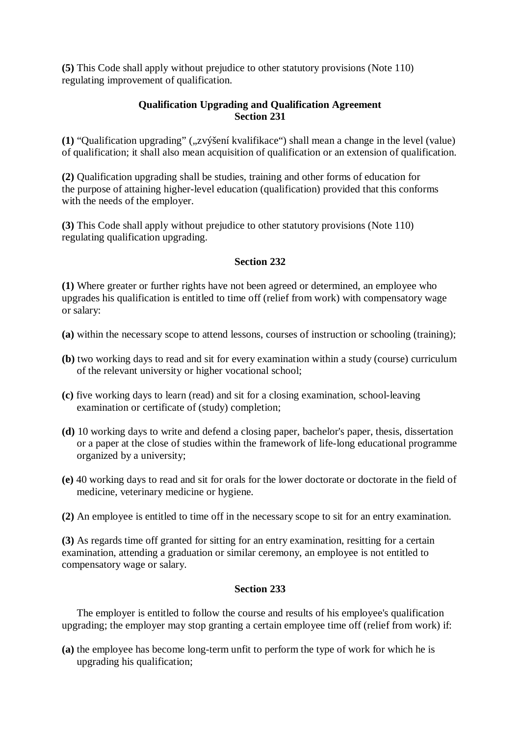**(5)** This Code shall apply without prejudice to other statutory provisions (Note 110) regulating improvement of qualification.

### Qualification Upgrading and Qualification Agreement
### Section 231

**(1)** "Qualification upgrading" („zvýšení kvalifikace") shall mean a change in the level (value) of qualification; it shall also mean acquisition of qualification or an extension of qualification.

**(2)** Qualification upgrading shall be studies, training and other forms of education for the purpose of attaining higher-level education (qualification) provided that this conforms with the needs of the employer.

**(3)** This Code shall apply without prejudice to other statutory provisions (Note 110) regulating qualification upgrading.

### Section 232

**(1)** Where greater or further rights have not been agreed or determined, an employee who upgrades his qualification is entitled to time off (relief from work) with compensatory wage or salary:

**(a)** within the necessary scope to attend lessons, courses of instruction or schooling (training);

**(b)** two working days to read and sit for every examination within a study (course) curriculum of the relevant university or higher vocational school;

**(c)** five working days to learn (read) and sit for a closing examination, school-leaving examination or certificate of (study) completion;

**(d)** 10 working days to write and defend a closing paper, bachelor's paper, thesis, dissertation or a paper at the close of studies within the framework of life-long educational programme organized by a university;

**(e)** 40 working days to read and sit for orals for the lower doctorate or doctorate in the field of medicine, veterinary medicine or hygiene.

**(2)** An employee is entitled to time off in the necessary scope to sit for an entry examination.

**(3)** As regards time off granted for sitting for an entry examination, resitting for a certain examination, attending a graduation or similar ceremony, an employee is not entitled to compensatory wage or salary.

### Section 233

The employer is entitled to follow the course and results of his employee's qualification upgrading; the employer may stop granting a certain employee time off (relief from work) if:

**(a)** the employee has become long-term unfit to perform the type of work for which he is upgrading his qualification;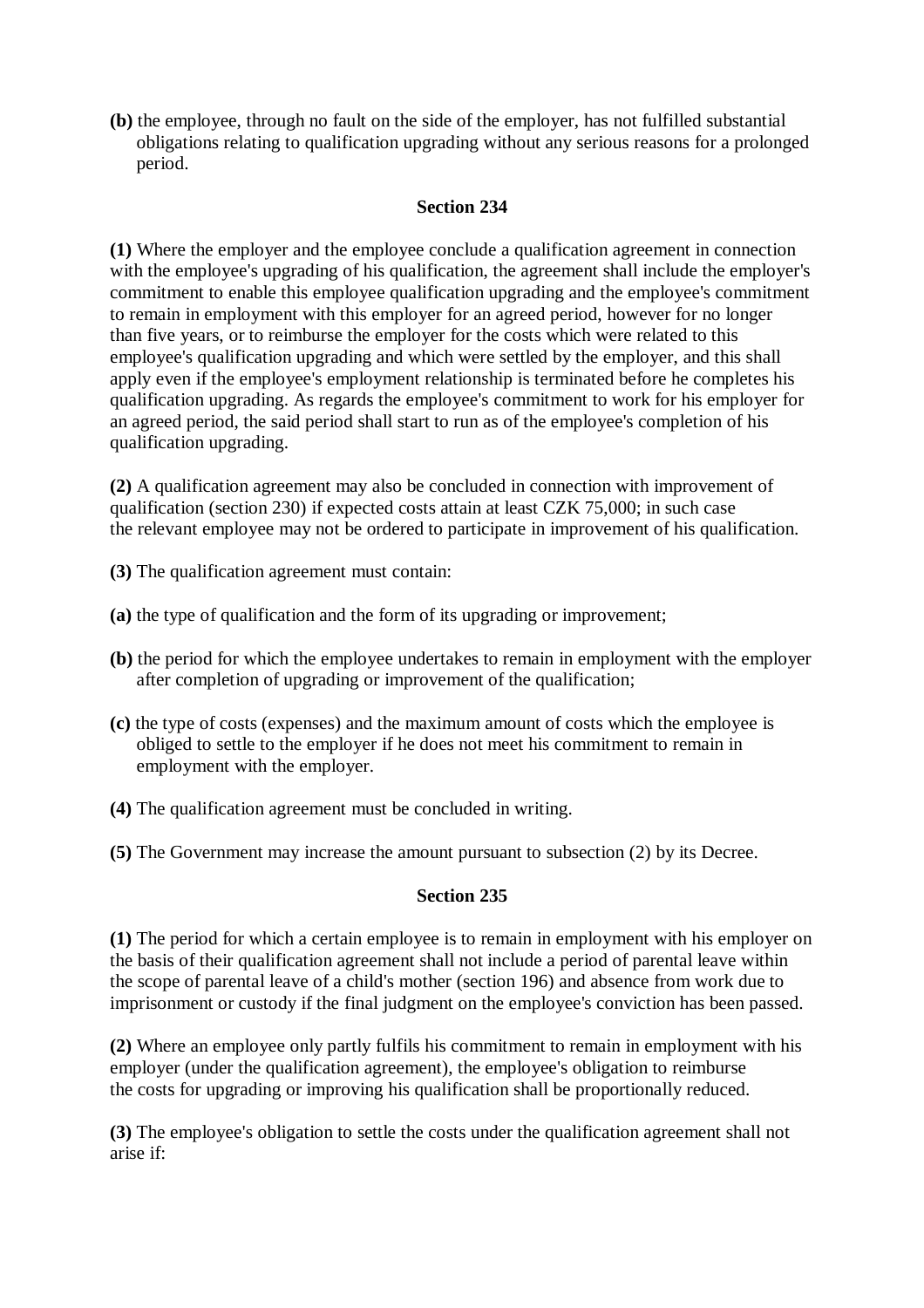**(b)** the employee, through no fault on the side of the employer, has not fulfilled substantial obligations relating to qualification upgrading without any serious reasons for a prolonged period.

**Section 234**

**(1)** Where the employer and the employee conclude a qualification agreement in connection with the employee's upgrading of his qualification, the agreement shall include the employer's commitment to enable this employee qualification upgrading and the employee's commitment to remain in employment with this employer for an agreed period, however for no longer than five years, or to reimburse the employer for the costs which were related to this employee's qualification upgrading and which were settled by the employer, and this shall apply even if the employee's employment relationship is terminated before he completes his qualification upgrading. As regards the employee's commitment to work for his employer for an agreed period, the said period shall start to run as of the employee's completion of his qualification upgrading.

**(2)** A qualification agreement may also be concluded in connection with improvement of qualification (section 230) if expected costs attain at least CZK 75,000; in such case the relevant employee may not be ordered to participate in improvement of his qualification.

**(3)** The qualification agreement must contain:

**(a)** the type of qualification and the form of its upgrading or improvement;

**(b)** the period for which the employee undertakes to remain in employment with the employer after completion of upgrading or improvement of the qualification;

**(c)** the type of costs (expenses) and the maximum amount of costs which the employee is obliged to settle to the employer if he does not meet his commitment to remain in employment with the employer.

**(4)** The qualification agreement must be concluded in writing.

**(5)** The Government may increase the amount pursuant to subsection (2) by its Decree.

**Section 235**

**(1)** The period for which a certain employee is to remain in employment with his employer on the basis of their qualification agreement shall not include a period of parental leave within the scope of parental leave of a child's mother (section 196) and absence from work due to imprisonment or custody if the final judgment on the employee's conviction has been passed.

**(2)** Where an employee only partly fulfils his commitment to remain in employment with his employer (under the qualification agreement), the employee's obligation to reimburse the costs for upgrading or improving his qualification shall be proportionally reduced.

**(3)** The employee's obligation to settle the costs under the qualification agreement shall not arise if: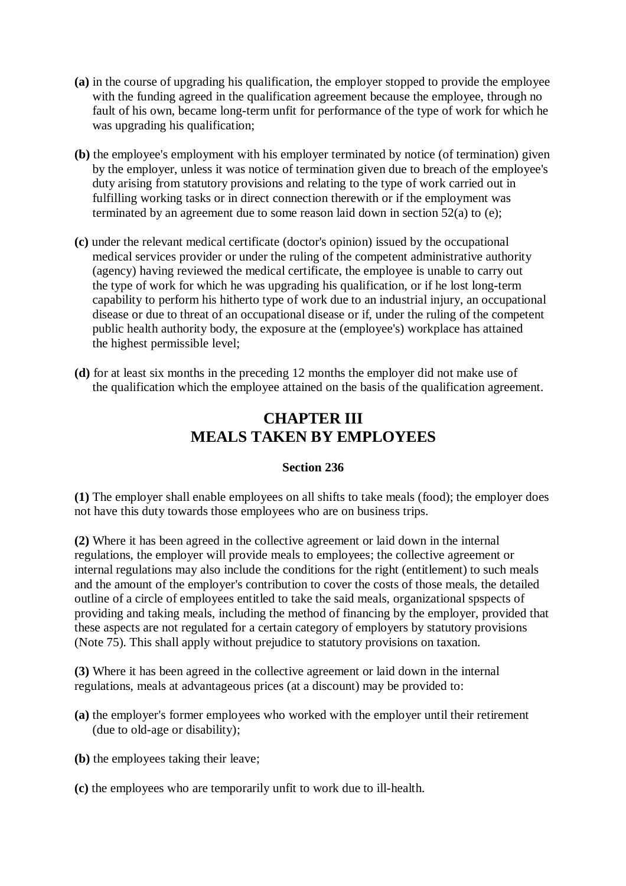**(a)** in the course of upgrading his qualification, the employer stopped to provide the employee with the funding agreed in the qualification agreement because the employee, through no fault of his own, became long-term unfit for performance of the type of work for which he was upgrading his qualification;

**(b)** the employee's employment with his employer terminated by notice (of termination) given by the employer, unless it was notice of termination given due to breach of the employee's duty arising from statutory provisions and relating to the type of work carried out in fulfilling working tasks or in direct connection therewith or if the employment was terminated by an agreement due to some reason laid down in section 52(a) to (e);

**(c)** under the relevant medical certificate (doctor's opinion) issued by the occupational medical services provider or under the ruling of the competent administrative authority (agency) having reviewed the medical certificate, the employee is unable to carry out the type of work for which he was upgrading his qualification, or if he lost long-term capability to perform his hitherto type of work due to an industrial injury, an occupational disease or due to threat of an occupational disease or if, under the ruling of the competent public health authority body, the exposure at the (employee's) workplace has attained the highest permissible level;

**(d)** for at least six months in the preceding 12 months the employer did not make use of the qualification which the employee attained on the basis of the qualification agreement.

## CHAPTER III
## MEALS TAKEN BY EMPLOYEES

#### Section 236

**(1)** The employer shall enable employees on all shifts to take meals (food); the employer does not have this duty towards those employees who are on business trips.

**(2)** Where it has been agreed in the collective agreement or laid down in the internal regulations, the employer will provide meals to employees; the collective agreement or internal regulations may also include the conditions for the right (entitlement) to such meals and the amount of the employer's contribution to cover the costs of those meals, the detailed outline of a circle of employees entitled to take the said meals, organizational spspects of providing and taking meals, including the method of financing by the employer, provided that these aspects are not regulated for a certain category of employers by statutory provisions (Note 75). This shall apply without prejudice to statutory provisions on taxation.

**(3)** Where it has been agreed in the collective agreement or laid down in the internal regulations, meals at advantageous prices (at a discount) may be provided to:

**(a)** the employer's former employees who worked with the employer until their retirement (due to old-age or disability);

**(b)** the employees taking their leave;

**(c)** the employees who are temporarily unfit to work due to ill-health.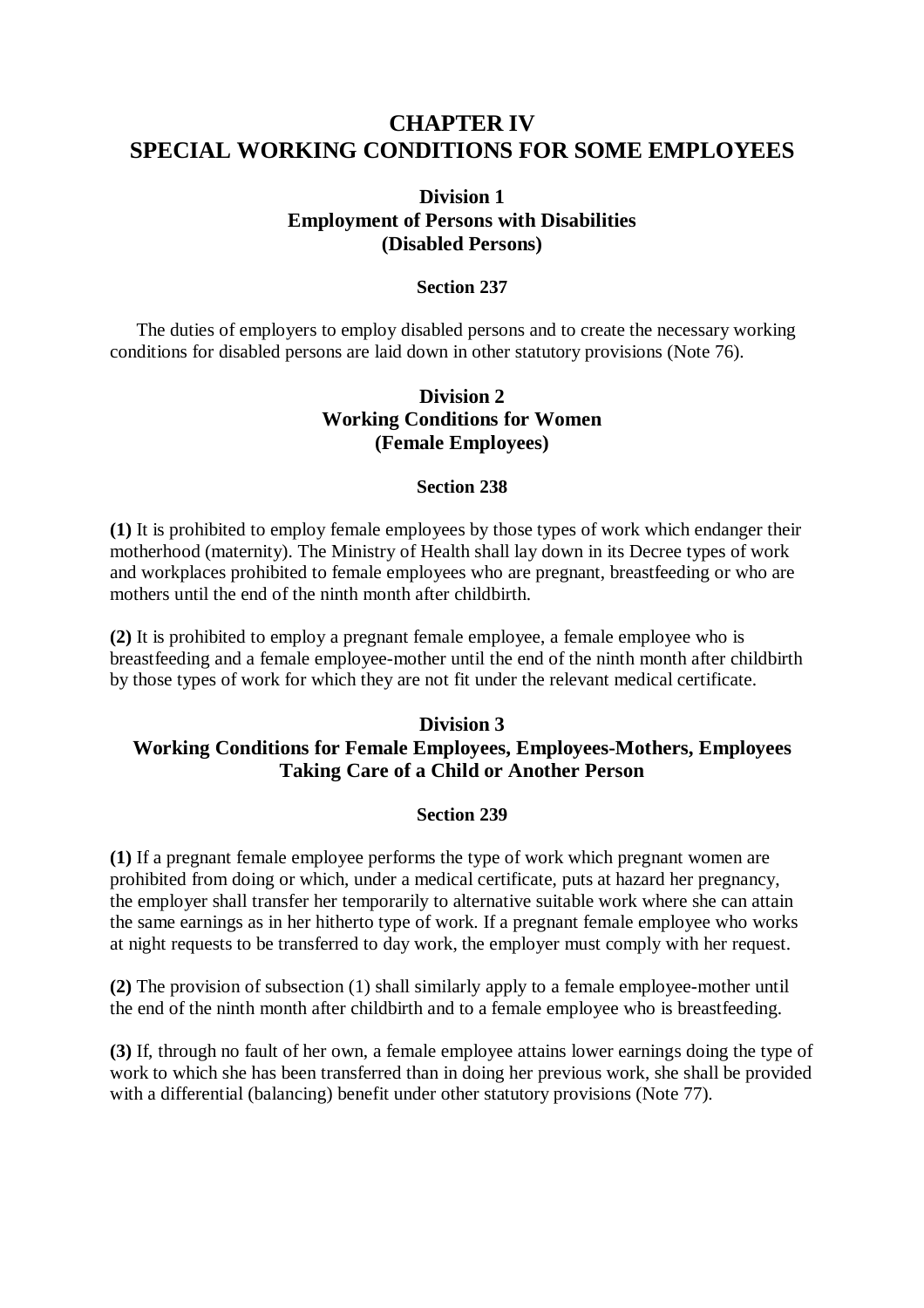# CHAPTER IV
# SPECIAL WORKING CONDITIONS FOR SOME EMPLOYEES

## Division 1
## Employment of Persons with Disabilities
## (Disabled Persons)

### Section 237

The duties of employers to employ disabled persons and to create the necessary working conditions for disabled persons are laid down in other statutory provisions (Note 76).

## Division 2
## Working Conditions for Women
## (Female Employees)

### Section 238

**(1)** It is prohibited to employ female employees by those types of work which endanger their motherhood (maternity). The Ministry of Health shall lay down in its Decree types of work and workplaces prohibited to female employees who are pregnant, breastfeeding or who are mothers until the end of the ninth month after childbirth.

**(2)** It is prohibited to employ a pregnant female employee, a female employee who is breastfeeding and a female employee-mother until the end of the ninth month after childbirth by those types of work for which they are not fit under the relevant medical certificate.

## Division 3
## Working Conditions for Female Employees, Employees-Mothers, Employees Taking Care of a Child or Another Person

### Section 239

**(1)** If a pregnant female employee performs the type of work which pregnant women are prohibited from doing or which, under a medical certificate, puts at hazard her pregnancy, the employer shall transfer her temporarily to alternative suitable work where she can attain the same earnings as in her hitherto type of work. If a pregnant female employee who works at night requests to be transferred to day work, the employer must comply with her request.

**(2)** The provision of subsection (1) shall similarly apply to a female employee-mother until the end of the ninth month after childbirth and to a female employee who is breastfeeding.

**(3)** If, through no fault of her own, a female employee attains lower earnings doing the type of work to which she has been transferred than in doing her previous work, she shall be provided with a differential (balancing) benefit under other statutory provisions (Note 77).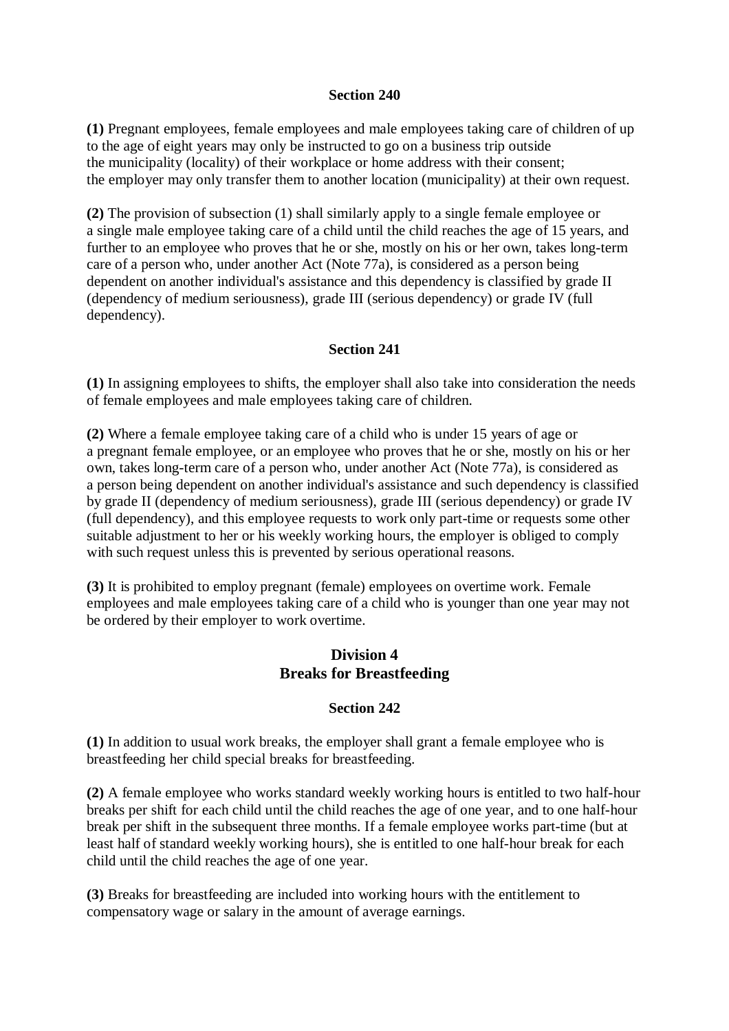### Section 240

**(1)** Pregnant employees, female employees and male employees taking care of children of up to the age of eight years may only be instructed to go on a business trip outside the municipality (locality) of their workplace or home address with their consent; the employer may only transfer them to another location (municipality) at their own request.

**(2)** The provision of subsection (1) shall similarly apply to a single female employee or a single male employee taking care of a child until the child reaches the age of 15 years, and further to an employee who proves that he or she, mostly on his or her own, takes long-term care of a person who, under another Act (Note 77a), is considered as a person being dependent on another individual's assistance and this dependency is classified by grade II (dependency of medium seriousness), grade III (serious dependency) or grade IV (full dependency).

### Section 241

**(1)** In assigning employees to shifts, the employer shall also take into consideration the needs of female employees and male employees taking care of children.

**(2)** Where a female employee taking care of a child who is under 15 years of age or a pregnant female employee, or an employee who proves that he or she, mostly on his or her own, takes long-term care of a person who, under another Act (Note 77a), is considered as a person being dependent on another individual's assistance and such dependency is classified by grade II (dependency of medium seriousness), grade III (serious dependency) or grade IV (full dependency), and this employee requests to work only part-time or requests some other suitable adjustment to her or his weekly working hours, the employer is obliged to comply with such request unless this is prevented by serious operational reasons.

**(3)** It is prohibited to employ pregnant (female) employees on overtime work. Female employees and male employees taking care of a child who is younger than one year may not be ordered by their employer to work overtime.

## Division 4
## Breaks for Breastfeeding

### Section 242

**(1)** In addition to usual work breaks, the employer shall grant a female employee who is breastfeeding her child special breaks for breastfeeding.

**(2)** A female employee who works standard weekly working hours is entitled to two half-hour breaks per shift for each child until the child reaches the age of one year, and to one half-hour break per shift in the subsequent three months. If a female employee works part-time (but at least half of standard weekly working hours), she is entitled to one half-hour break for each child until the child reaches the age of one year.

**(3)** Breaks for breastfeeding are included into working hours with the entitlement to compensatory wage or salary in the amount of average earnings.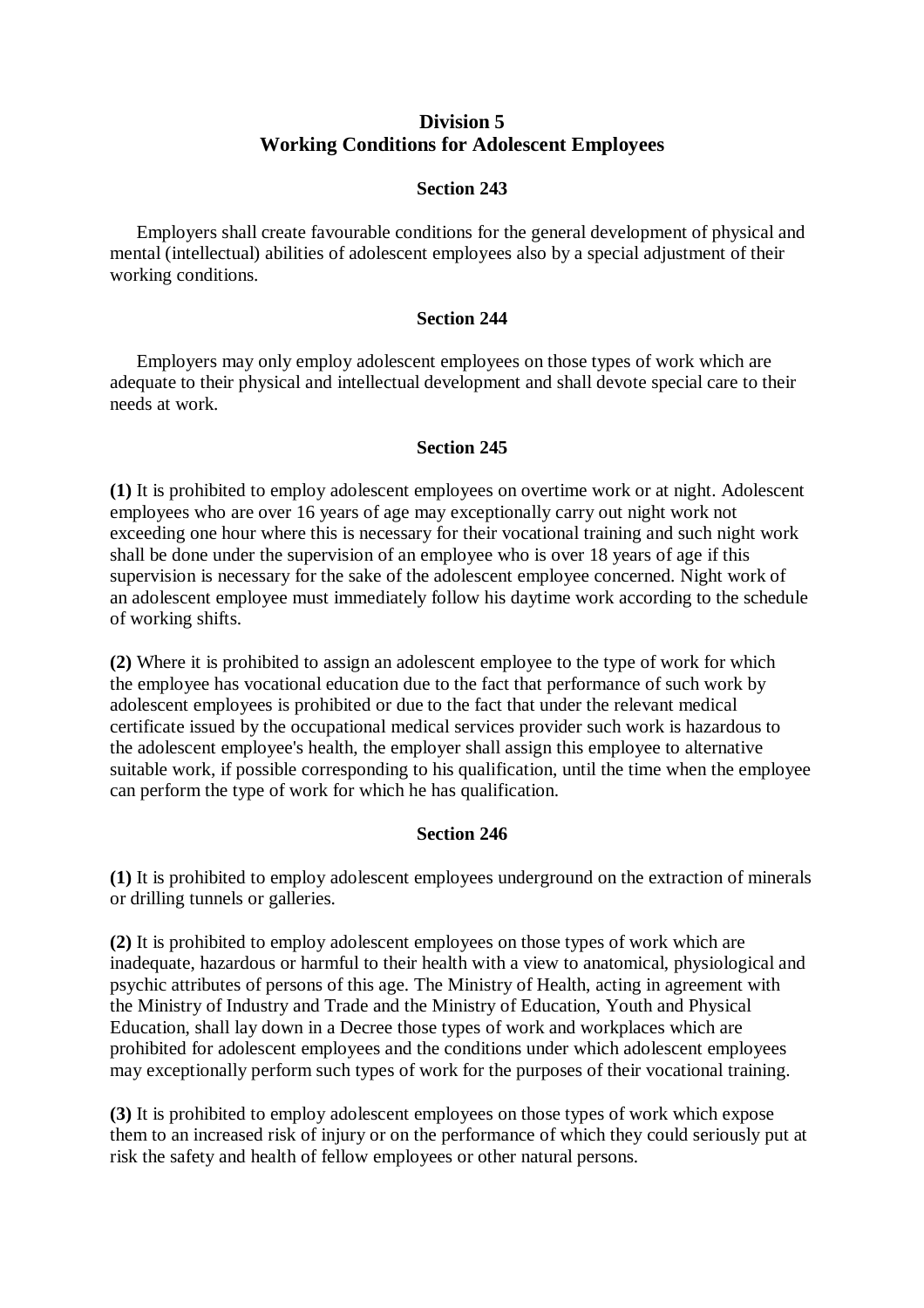## Division 5
## Working Conditions for Adolescent Employees

### Section 243

Employers shall create favourable conditions for the general development of physical and mental (intellectual) abilities of adolescent employees also by a special adjustment of their working conditions.

### Section 244

Employers may only employ adolescent employees on those types of work which are adequate to their physical and intellectual development and shall devote special care to their needs at work.

### Section 245

**(1)** It is prohibited to employ adolescent employees on overtime work or at night. Adolescent employees who are over 16 years of age may exceptionally carry out night work not exceeding one hour where this is necessary for their vocational training and such night work shall be done under the supervision of an employee who is over 18 years of age if this supervision is necessary for the sake of the adolescent employee concerned. Night work of an adolescent employee must immediately follow his daytime work according to the schedule of working shifts.

**(2)** Where it is prohibited to assign an adolescent employee to the type of work for which the employee has vocational education due to the fact that performance of such work by adolescent employees is prohibited or due to the fact that under the relevant medical certificate issued by the occupational medical services provider such work is hazardous to the adolescent employee's health, the employer shall assign this employee to alternative suitable work, if possible corresponding to his qualification, until the time when the employee can perform the type of work for which he has qualification.

### Section 246

**(1)** It is prohibited to employ adolescent employees underground on the extraction of minerals or drilling tunnels or galleries.

**(2)** It is prohibited to employ adolescent employees on those types of work which are inadequate, hazardous or harmful to their health with a view to anatomical, physiological and psychic attributes of persons of this age. The Ministry of Health, acting in agreement with the Ministry of Industry and Trade and the Ministry of Education, Youth and Physical Education, shall lay down in a Decree those types of work and workplaces which are prohibited for adolescent employees and the conditions under which adolescent employees may exceptionally perform such types of work for the purposes of their vocational training.

**(3)** It is prohibited to employ adolescent employees on those types of work which expose them to an increased risk of injury or on the performance of which they could seriously put at risk the safety and health of fellow employees or other natural persons.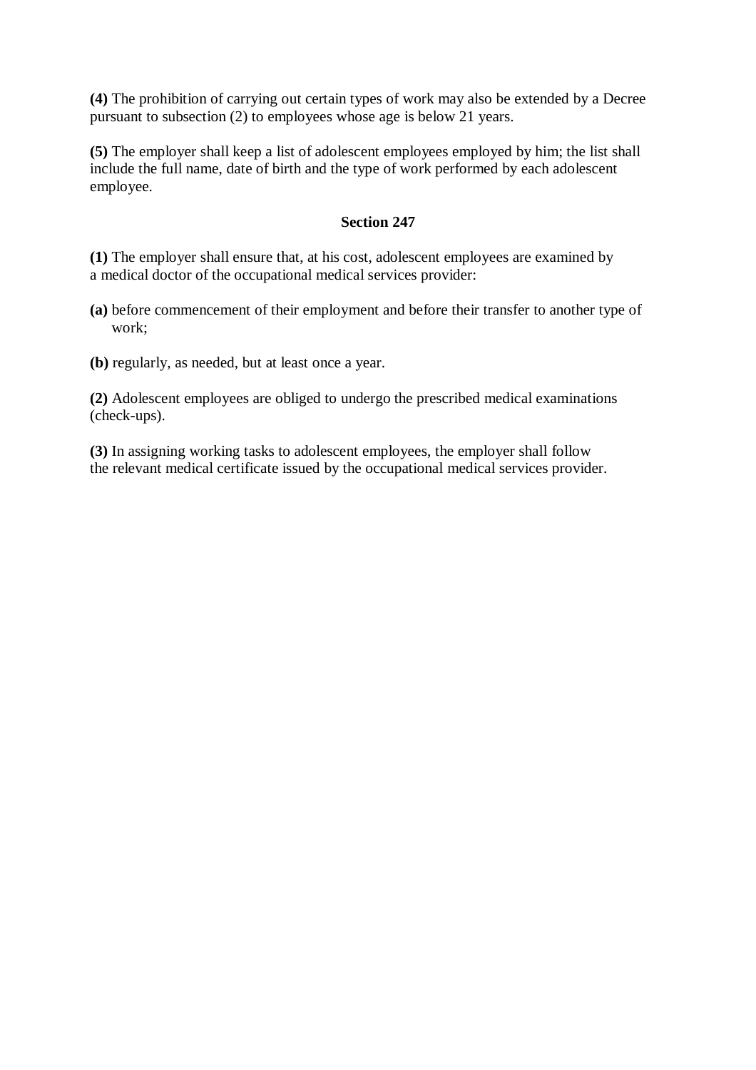**(4)** The prohibition of carrying out certain types of work may also be extended by a Decree pursuant to subsection (2) to employees whose age is below 21 years.

**(5)** The employer shall keep a list of adolescent employees employed by him; the list shall include the full name, date of birth and the type of work performed by each adolescent employee.

### Section 247

**(1)** The employer shall ensure that, at his cost, adolescent employees are examined by a medical doctor of the occupational medical services provider:

**(a)** before commencement of their employment and before their transfer to another type of work;

**(b)** regularly, as needed, but at least once a year.

**(2)** Adolescent employees are obliged to undergo the prescribed medical examinations (check-ups).

**(3)** In assigning working tasks to adolescent employees, the employer shall follow the relevant medical certificate issued by the occupational medical services provider.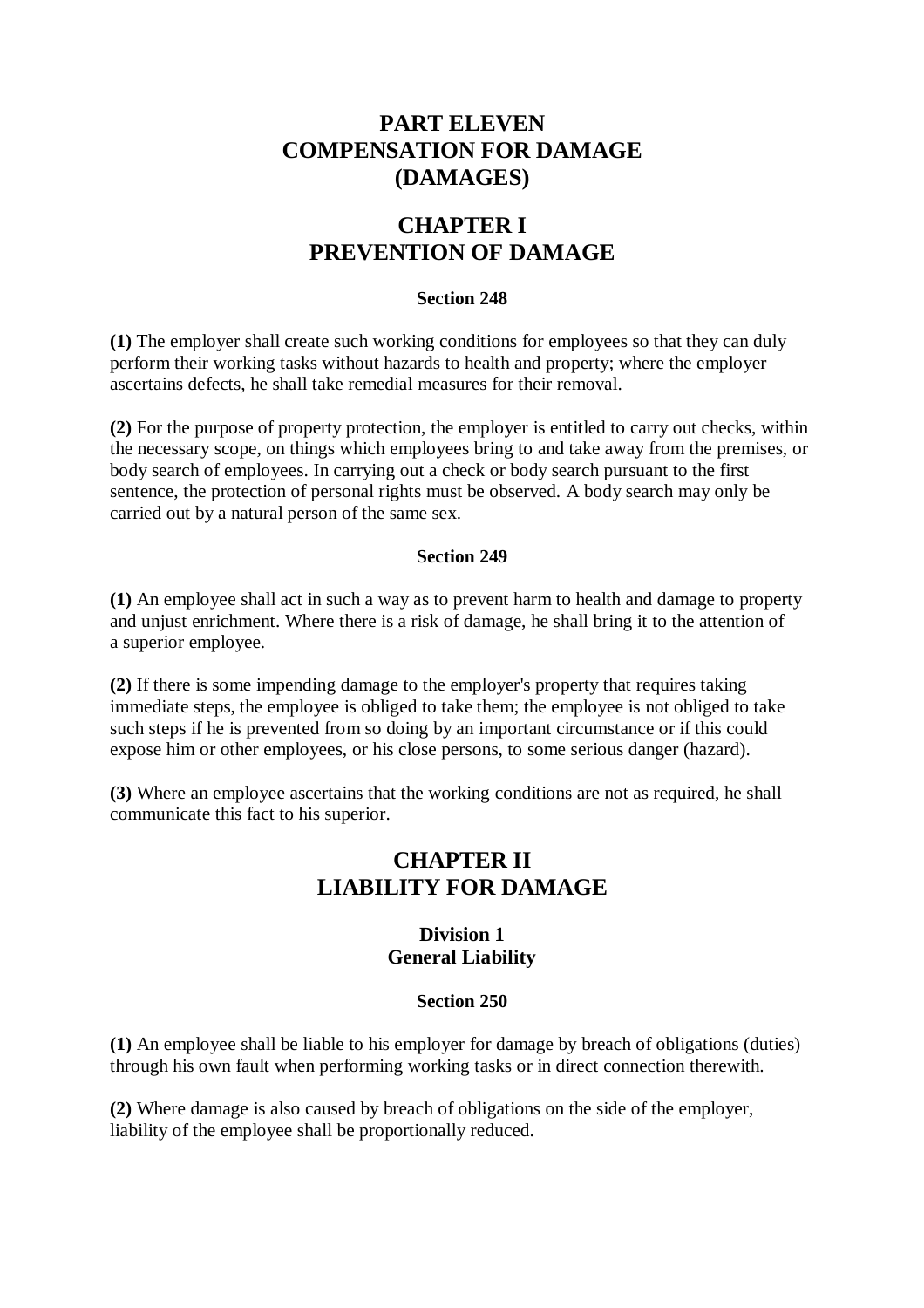# PART ELEVEN
# COMPENSATION FOR DAMAGE (DAMAGES)

## CHAPTER I
## PREVENTION OF DAMAGE

#### Section 248

**(1)** The employer shall create such working conditions for employees so that they can duly perform their working tasks without hazards to health and property; where the employer ascertains defects, he shall take remedial measures for their removal.

**(2)** For the purpose of property protection, the employer is entitled to carry out checks, within the necessary scope, on things which employees bring to and take away from the premises, or body search of employees. In carrying out a check or body search pursuant to the first sentence, the protection of personal rights must be observed. A body search may only be carried out by a natural person of the same sex.

#### Section 249

**(1)** An employee shall act in such a way as to prevent harm to health and damage to property and unjust enrichment. Where there is a risk of damage, he shall bring it to the attention of a superior employee.

**(2)** If there is some impending damage to the employer's property that requires taking immediate steps, the employee is obliged to take them; the employee is not obliged to take such steps if he is prevented from so doing by an important circumstance or if this could expose him or other employees, or his close persons, to some serious danger (hazard).

**(3)** Where an employee ascertains that the working conditions are not as required, he shall communicate this fact to his superior.

## CHAPTER II
## LIABILITY FOR DAMAGE

### Division 1
### General Liability

#### Section 250

**(1)** An employee shall be liable to his employer for damage by breach of obligations (duties) through his own fault when performing working tasks or in direct connection therewith.

**(2)** Where damage is also caused by breach of obligations on the side of the employer, liability of the employee shall be proportionally reduced.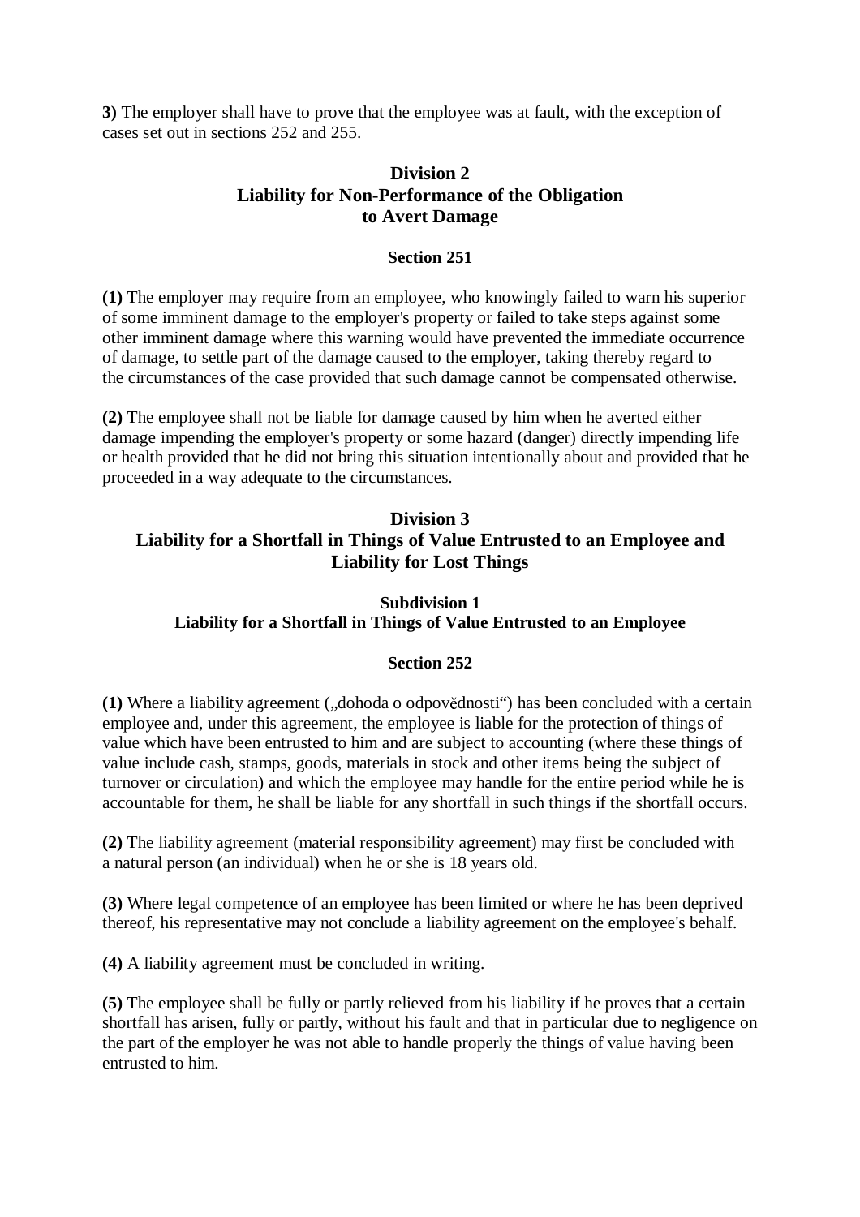**3)** The employer shall have to prove that the employee was at fault, with the exception of cases set out in sections 252 and 255.

## Division 2
## Liability for Non-Performance of the Obligation to Avert Damage

### Section 251

**(1)** The employer may require from an employee, who knowingly failed to warn his superior of some imminent damage to the employer's property or failed to take steps against some other imminent damage where this warning would have prevented the immediate occurrence of damage, to settle part of the damage caused to the employer, taking thereby regard to the circumstances of the case provided that such damage cannot be compensated otherwise.

**(2)** The employee shall not be liable for damage caused by him when he averted either damage impending the employer's property or some hazard (danger) directly impending life or health provided that he did not bring this situation intentionally about and provided that he proceeded in a way adequate to the circumstances.

## Division 3
## Liability for a Shortfall in Things of Value Entrusted to an Employee and Liability for Lost Things

### Subdivision 1
### Liability for a Shortfall in Things of Value Entrusted to an Employee

### Section 252

**(1)** Where a liability agreement („dohoda o odpovědnosti“) has been concluded with a certain employee and, under this agreement, the employee is liable for the protection of things of value which have been entrusted to him and are subject to accounting (where these things of value include cash, stamps, goods, materials in stock and other items being the subject of turnover or circulation) and which the employee may handle for the entire period while he is accountable for them, he shall be liable for any shortfall in such things if the shortfall occurs.

**(2)** The liability agreement (material responsibility agreement) may first be concluded with a natural person (an individual) when he or she is 18 years old.

**(3)** Where legal competence of an employee has been limited or where he has been deprived thereof, his representative may not conclude a liability agreement on the employee's behalf.

**(4)** A liability agreement must be concluded in writing.

**(5)** The employee shall be fully or partly relieved from his liability if he proves that a certain shortfall has arisen, fully or partly, without his fault and that in particular due to negligence on the part of the employer he was not able to handle properly the things of value having been entrusted to him.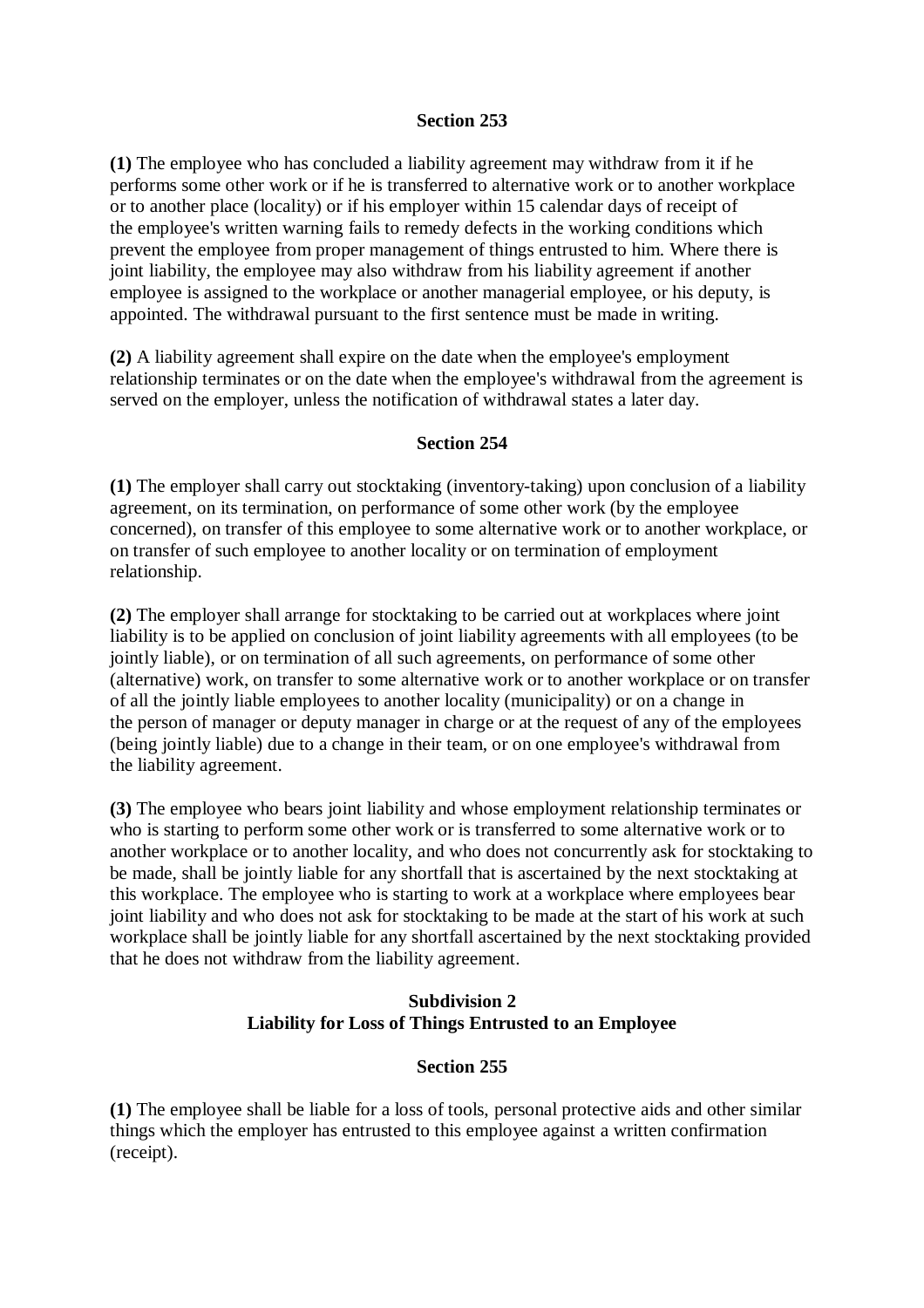**Section 253**

**(1)** The employee who has concluded a liability agreement may withdraw from it if he performs some other work or if he is transferred to alternative work or to another workplace or to another place (locality) or if his employer within 15 calendar days of receipt of the employee's written warning fails to remedy defects in the working conditions which prevent the employee from proper management of things entrusted to him. Where there is joint liability, the employee may also withdraw from his liability agreement if another employee is assigned to the workplace or another managerial employee, or his deputy, is appointed. The withdrawal pursuant to the first sentence must be made in writing.

**(2)** A liability agreement shall expire on the date when the employee's employment relationship terminates or on the date when the employee's withdrawal from the agreement is served on the employer, unless the notification of withdrawal states a later day.

**Section 254**

**(1)** The employer shall carry out stocktaking (inventory-taking) upon conclusion of a liability agreement, on its termination, on performance of some other work (by the employee concerned), on transfer of this employee to some alternative work or to another workplace, or on transfer of such employee to another locality or on termination of employment relationship.

**(2)** The employer shall arrange for stocktaking to be carried out at workplaces where joint liability is to be applied on conclusion of joint liability agreements with all employees (to be jointly liable), or on termination of all such agreements, on performance of some other (alternative) work, on transfer to some alternative work or to another workplace or on transfer of all the jointly liable employees to another locality (municipality) or on a change in the person of manager or deputy manager in charge or at the request of any of the employees (being jointly liable) due to a change in their team, or on one employee's withdrawal from the liability agreement.

**(3)** The employee who bears joint liability and whose employment relationship terminates or who is starting to perform some other work or is transferred to some alternative work or to another workplace or to another locality, and who does not concurrently ask for stocktaking to be made, shall be jointly liable for any shortfall that is ascertained by the next stocktaking at this workplace. The employee who is starting to work at a workplace where employees bear joint liability and who does not ask for stocktaking to be made at the start of his work at such workplace shall be jointly liable for any shortfall ascertained by the next stocktaking provided that he does not withdraw from the liability agreement.

**Subdivision 2**
**Liability for Loss of Things Entrusted to an Employee**

**Section 255**

**(1)** The employee shall be liable for a loss of tools, personal protective aids and other similar things which the employer has entrusted to this employee against a written confirmation (receipt).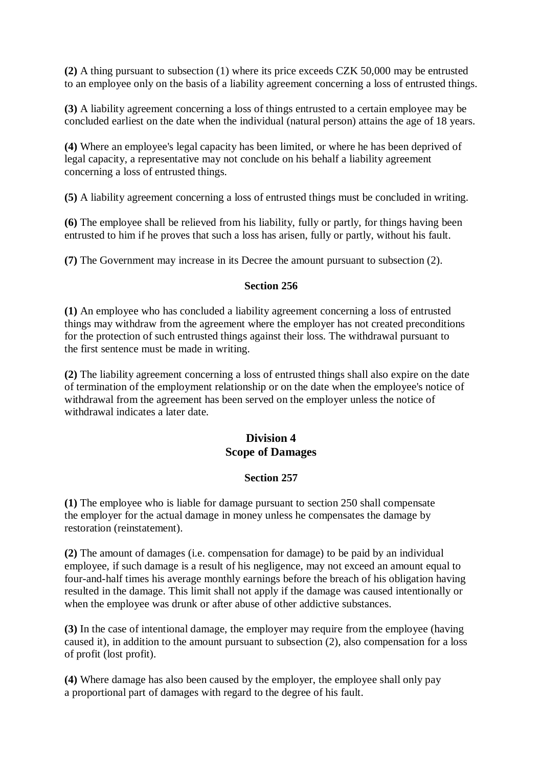**(2)** A thing pursuant to subsection (1) where its price exceeds CZK 50,000 may be entrusted to an employee only on the basis of a liability agreement concerning a loss of entrusted things.

**(3)** A liability agreement concerning a loss of things entrusted to a certain employee may be concluded earliest on the date when the individual (natural person) attains the age of 18 years.

**(4)** Where an employee's legal capacity has been limited, or where he has been deprived of legal capacity, a representative may not conclude on his behalf a liability agreement concerning a loss of entrusted things.

**(5)** A liability agreement concerning a loss of entrusted things must be concluded in writing.

**(6)** The employee shall be relieved from his liability, fully or partly, for things having been entrusted to him if he proves that such a loss has arisen, fully or partly, without his fault.

**(7)** The Government may increase in its Decree the amount pursuant to subsection (2).

**Section 256**

**(1)** An employee who has concluded a liability agreement concerning a loss of entrusted things may withdraw from the agreement where the employer has not created preconditions for the protection of such entrusted things against their loss. The withdrawal pursuant to the first sentence must be made in writing.

**(2)** The liability agreement concerning a loss of entrusted things shall also expire on the date of termination of the employment relationship or on the date when the employee's notice of withdrawal from the agreement has been served on the employer unless the notice of withdrawal indicates a later date.

## Division 4
## Scope of Damages

**Section 257**

**(1)** The employee who is liable for damage pursuant to section 250 shall compensate the employer for the actual damage in money unless he compensates the damage by restoration (reinstatement).

**(2)** The amount of damages (i.e. compensation for damage) to be paid by an individual employee, if such damage is a result of his negligence, may not exceed an amount equal to four-and-half times his average monthly earnings before the breach of his obligation having resulted in the damage. This limit shall not apply if the damage was caused intentionally or when the employee was drunk or after abuse of other addictive substances.

**(3)** In the case of intentional damage, the employer may require from the employee (having caused it), in addition to the amount pursuant to subsection (2), also compensation for a loss of profit (lost profit).

**(4)** Where damage has also been caused by the employer, the employee shall only pay a proportional part of damages with regard to the degree of his fault.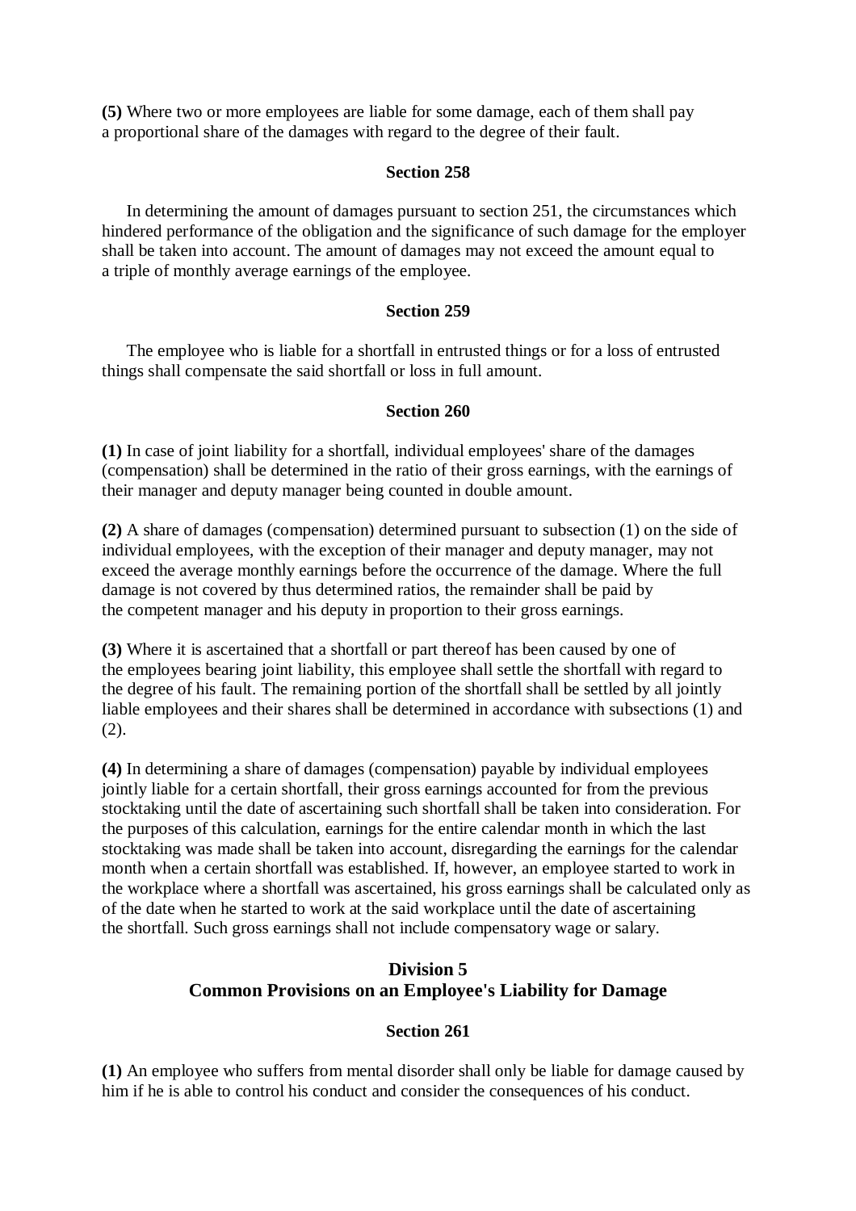**(5)** Where two or more employees are liable for some damage, each of them shall pay a proportional share of the damages with regard to the degree of their fault.

#### Section 258

In determining the amount of damages pursuant to section 251, the circumstances which hindered performance of the obligation and the significance of such damage for the employer shall be taken into account. The amount of damages may not exceed the amount equal to a triple of monthly average earnings of the employee.

#### Section 259

The employee who is liable for a shortfall in entrusted things or for a loss of entrusted things shall compensate the said shortfall or loss in full amount.

#### Section 260

**(1)** In case of joint liability for a shortfall, individual employees' share of the damages (compensation) shall be determined in the ratio of their gross earnings, with the earnings of their manager and deputy manager being counted in double amount.

**(2)** A share of damages (compensation) determined pursuant to subsection (1) on the side of individual employees, with the exception of their manager and deputy manager, may not exceed the average monthly earnings before the occurrence of the damage. Where the full damage is not covered by thus determined ratios, the remainder shall be paid by the competent manager and his deputy in proportion to their gross earnings.

**(3)** Where it is ascertained that a shortfall or part thereof has been caused by one of the employees bearing joint liability, this employee shall settle the shortfall with regard to the degree of his fault. The remaining portion of the shortfall shall be settled by all jointly liable employees and their shares shall be determined in accordance with subsections (1) and (2).

**(4)** In determining a share of damages (compensation) payable by individual employees jointly liable for a certain shortfall, their gross earnings accounted for from the previous stocktaking until the date of ascertaining such shortfall shall be taken into consideration. For the purposes of this calculation, earnings for the entire calendar month in which the last stocktaking was made shall be taken into account, disregarding the earnings for the calendar month when a certain shortfall was established. If, however, an employee started to work in the workplace where a shortfall was ascertained, his gross earnings shall be calculated only as of the date when he started to work at the said workplace until the date of ascertaining the shortfall. Such gross earnings shall not include compensatory wage or salary.

### Division 5
### Common Provisions on an Employee's Liability for Damage

#### Section 261

**(1)** An employee who suffers from mental disorder shall only be liable for damage caused by him if he is able to control his conduct and consider the consequences of his conduct.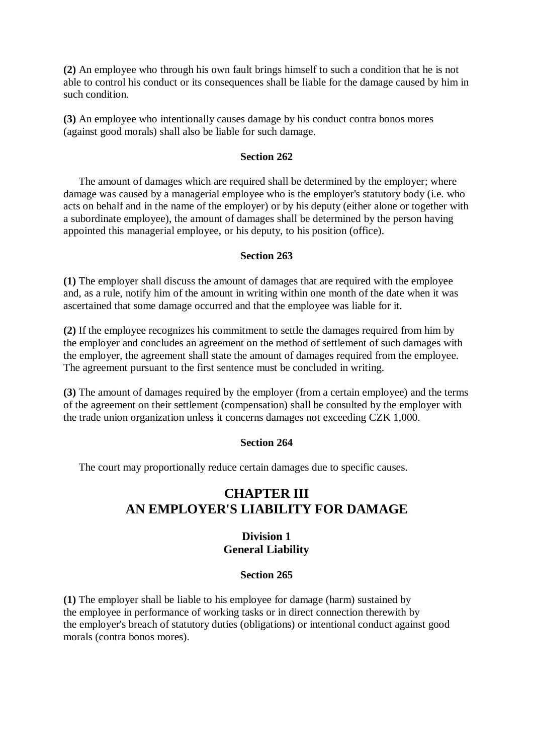**(2)** An employee who through his own fault brings himself to such a condition that he is not able to control his conduct or its consequences shall be liable for the damage caused by him in such condition.

**(3)** An employee who intentionally causes damage by his conduct contra bonos mores (against good morals) shall also be liable for such damage.

**Section 262**

The amount of damages which are required shall be determined by the employer; where damage was caused by a managerial employee who is the employer's statutory body (i.e. who acts on behalf and in the name of the employer) or by his deputy (either alone or together with a subordinate employee), the amount of damages shall be determined by the person having appointed this managerial employee, or his deputy, to his position (office).

**Section 263**

**(1)** The employer shall discuss the amount of damages that are required with the employee and, as a rule, notify him of the amount in writing within one month of the date when it was ascertained that some damage occurred and that the employee was liable for it.

**(2)** If the employee recognizes his commitment to settle the damages required from him by the employer and concludes an agreement on the method of settlement of such damages with the employer, the agreement shall state the amount of damages required from the employee. The agreement pursuant to the first sentence must be concluded in writing.

**(3)** The amount of damages required by the employer (from a certain employee) and the terms of the agreement on their settlement (compensation) shall be consulted by the employer with the trade union organization unless it concerns damages not exceeding CZK 1,000.

**Section 264**

The court may proportionally reduce certain damages due to specific causes.

# CHAPTER III
# AN EMPLOYER'S LIABILITY FOR DAMAGE

## Division 1
## General Liability

**Section 265**

**(1)** The employer shall be liable to his employee for damage (harm) sustained by the employee in performance of working tasks or in direct connection therewith by the employer's breach of statutory duties (obligations) or intentional conduct against good morals (contra bonos mores).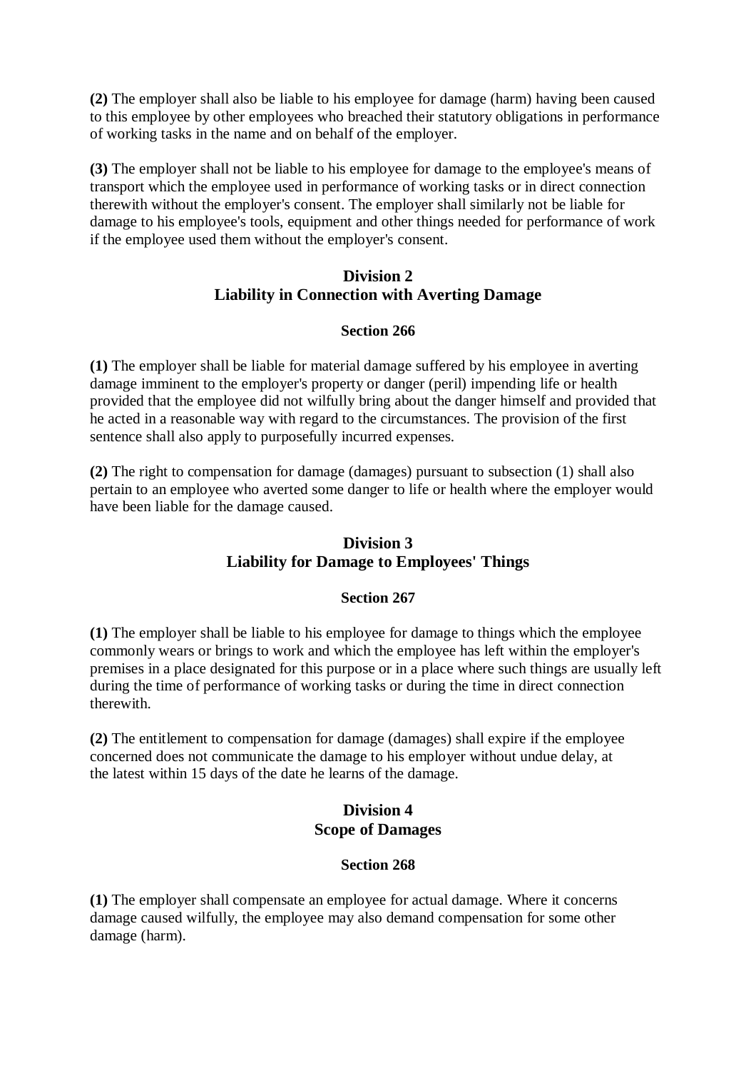**(2)** The employer shall also be liable to his employee for damage (harm) having been caused to this employee by other employees who breached their statutory obligations in performance of working tasks in the name and on behalf of the employer.

**(3)** The employer shall not be liable to his employee for damage to the employee's means of transport which the employee used in performance of working tasks or in direct connection therewith without the employer's consent. The employer shall similarly not be liable for damage to his employee's tools, equipment and other things needed for performance of work if the employee used them without the employer's consent.

## Division 2
## Liability in Connection with Averting Damage

### Section 266

**(1)** The employer shall be liable for material damage suffered by his employee in averting damage imminent to the employer's property or danger (peril) impending life or health provided that the employee did not wilfully bring about the danger himself and provided that he acted in a reasonable way with regard to the circumstances. The provision of the first sentence shall also apply to purposefully incurred expenses.

**(2)** The right to compensation for damage (damages) pursuant to subsection (1) shall also pertain to an employee who averted some danger to life or health where the employer would have been liable for the damage caused.

## Division 3
## Liability for Damage to Employees' Things

### Section 267

**(1)** The employer shall be liable to his employee for damage to things which the employee commonly wears or brings to work and which the employee has left within the employer's premises in a place designated for this purpose or in a place where such things are usually left during the time of performance of working tasks or during the time in direct connection therewith.

**(2)** The entitlement to compensation for damage (damages) shall expire if the employee concerned does not communicate the damage to his employer without undue delay, at the latest within 15 days of the date he learns of the damage.

## Division 4
## Scope of Damages

### Section 268

**(1)** The employer shall compensate an employee for actual damage. Where it concerns damage caused wilfully, the employee may also demand compensation for some other damage (harm).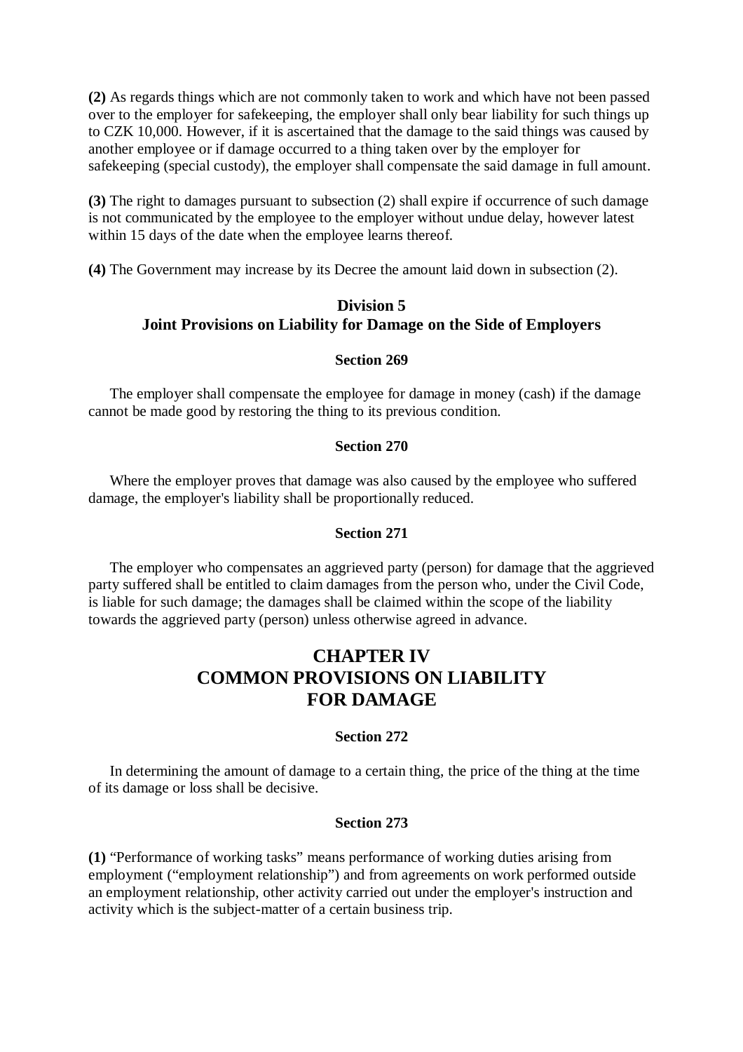**(2)** As regards things which are not commonly taken to work and which have not been passed over to the employer for safekeeping, the employer shall only bear liability for such things up to CZK 10,000. However, if it is ascertained that the damage to the said things was caused by another employee or if damage occurred to a thing taken over by the employer for safekeeping (special custody), the employer shall compensate the said damage in full amount.

**(3)** The right to damages pursuant to subsection (2) shall expire if occurrence of such damage is not communicated by the employee to the employer without undue delay, however latest within 15 days of the date when the employee learns thereof.

**(4)** The Government may increase by its Decree the amount laid down in subsection (2).

### Division 5
### Joint Provisions on Liability for Damage on the Side of Employers

#### Section 269

The employer shall compensate the employee for damage in money (cash) if the damage cannot be made good by restoring the thing to its previous condition.

#### Section 270

Where the employer proves that damage was also caused by the employee who suffered damage, the employer's liability shall be proportionally reduced.

#### Section 271

The employer who compensates an aggrieved party (person) for damage that the aggrieved party suffered shall be entitled to claim damages from the person who, under the Civil Code, is liable for such damage; the damages shall be claimed within the scope of the liability towards the aggrieved party (person) unless otherwise agreed in advance.

## CHAPTER IV
## COMMON PROVISIONS ON LIABILITY FOR DAMAGE

#### Section 272

In determining the amount of damage to a certain thing, the price of the thing at the time of its damage or loss shall be decisive.

#### Section 273

**(1)** "Performance of working tasks" means performance of working duties arising from employment ("employment relationship") and from agreements on work performed outside an employment relationship, other activity carried out under the employer's instruction and activity which is the subject-matter of a certain business trip.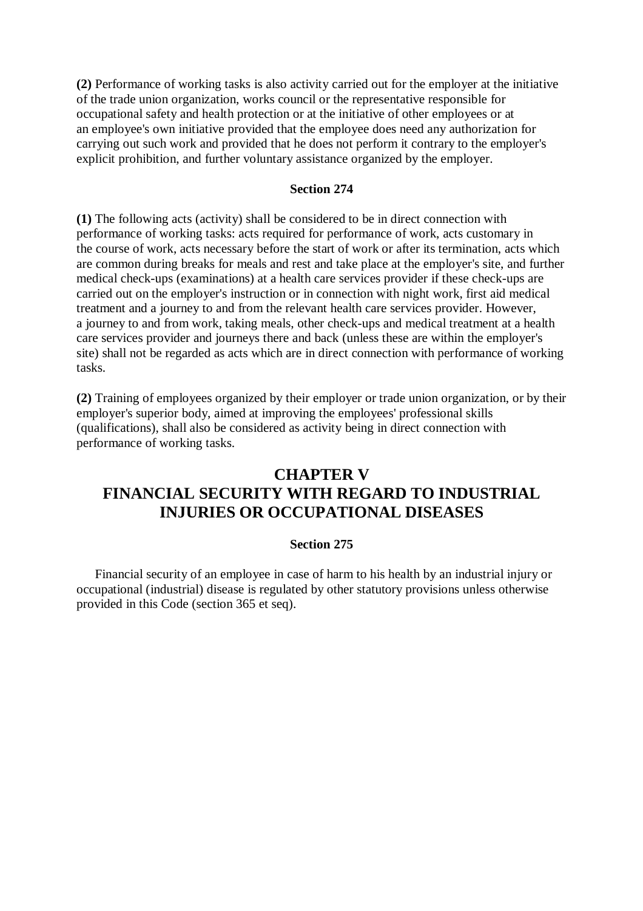**(2)** Performance of working tasks is also activity carried out for the employer at the initiative of the trade union organization, works council or the representative responsible for occupational safety and health protection or at the initiative of other employees or at an employee's own initiative provided that the employee does need any authorization for carrying out such work and provided that he does not perform it contrary to the employer's explicit prohibition, and further voluntary assistance organized by the employer.

#### Section 274

**(1)** The following acts (activity) shall be considered to be in direct connection with performance of working tasks: acts required for performance of work, acts customary in the course of work, acts necessary before the start of work or after its termination, acts which are common during breaks for meals and rest and take place at the employer's site, and further medical check-ups (examinations) at a health care services provider if these check-ups are carried out on the employer's instruction or in connection with night work, first aid medical treatment and a journey to and from the relevant health care services provider. However, a journey to and from work, taking meals, other check-ups and medical treatment at a health care services provider and journeys there and back (unless these are within the employer's site) shall not be regarded as acts which are in direct connection with performance of working tasks.

**(2)** Training of employees organized by their employer or trade union organization, or by their employer's superior body, aimed at improving the employees' professional skills (qualifications), shall also be considered as activity being in direct connection with performance of working tasks.

## CHAPTER V
## FINANCIAL SECURITY WITH REGARD TO INDUSTRIAL INJURIES OR OCCUPATIONAL DISEASES

#### Section 275

Financial security of an employee in case of harm to his health by an industrial injury or occupational (industrial) disease is regulated by other statutory provisions unless otherwise provided in this Code (section 365 et seq).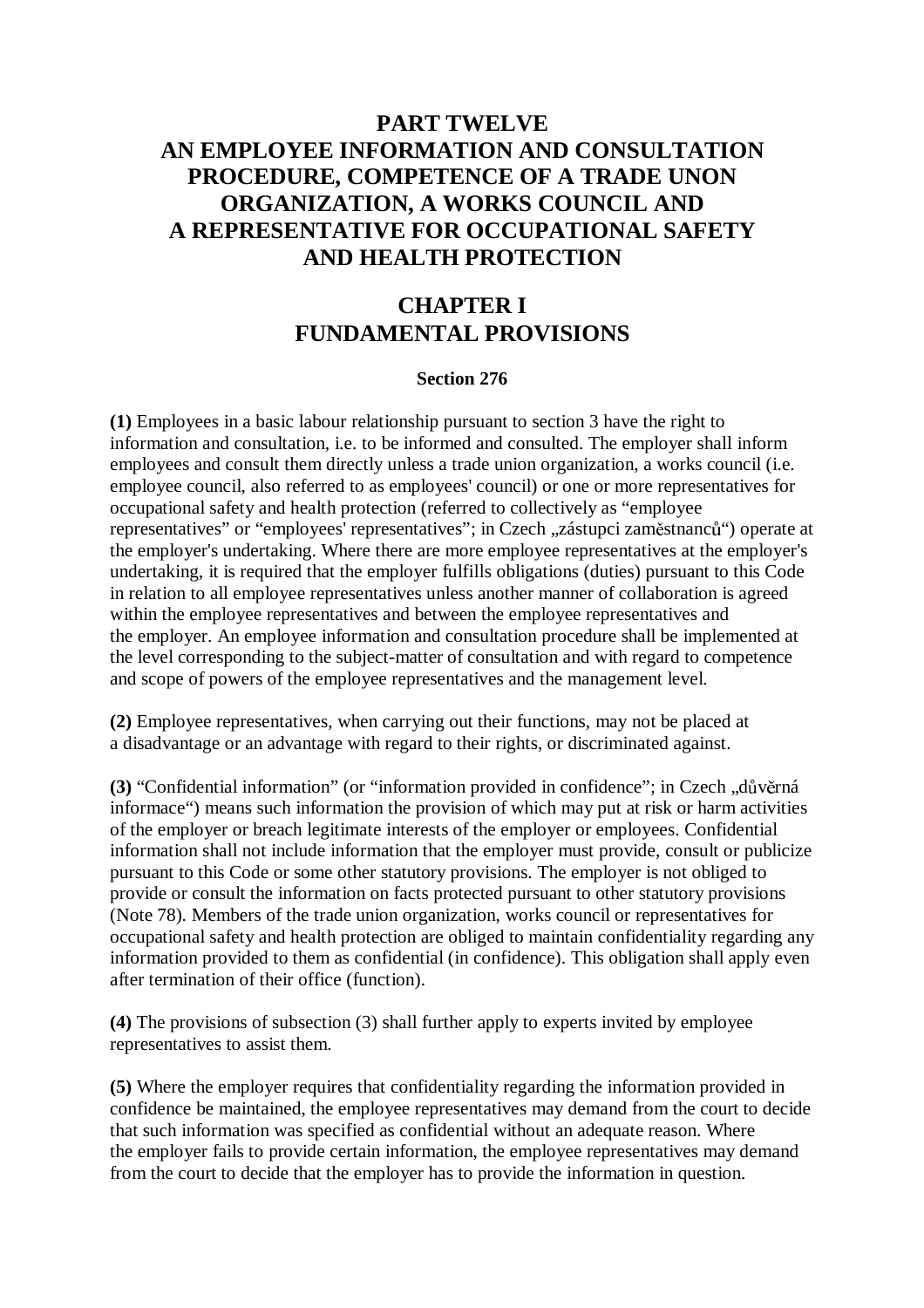# PART TWELVE
# AN EMPLOYEE INFORMATION AND CONSULTATION PROCEDURE, COMPETENCE OF A TRADE UNON ORGANIZATION, A WORKS COUNCIL AND A REPRESENTATIVE FOR OCCUPATIONAL SAFETY AND HEALTH PROTECTION

## CHAPTER I
## FUNDAMENTAL PROVISIONS

### Section 276

**(1)** Employees in a basic labour relationship pursuant to section 3 have the right to information and consultation, i.e. to be informed and consulted. The employer shall inform employees and consult them directly unless a trade union organization, a works council (i.e. employee council, also referred to as employees' council) or one or more representatives for occupational safety and health protection (referred to collectively as "employee representatives" or "employees' representatives"; in Czech „zástupci zaměstnanců") operate at the employer's undertaking. Where there are more employee representatives at the employer's undertaking, it is required that the employer fulfills obligations (duties) pursuant to this Code in relation to all employee representatives unless another manner of collaboration is agreed within the employee representatives and between the employee representatives and the employer. An employee information and consultation procedure shall be implemented at the level corresponding to the subject-matter of consultation and with regard to competence and scope of powers of the employee representatives and the management level.

**(2)** Employee representatives, when carrying out their functions, may not be placed at a disadvantage or an advantage with regard to their rights, or discriminated against.

**(3)** "Confidential information" (or "information provided in confidence"; in Czech „důvěrná informace") means such information the provision of which may put at risk or harm activities of the employer or breach legitimate interests of the employer or employees. Confidential information shall not include information that the employer must provide, consult or publicize pursuant to this Code or some other statutory provisions. The employer is not obliged to provide or consult the information on facts protected pursuant to other statutory provisions (Note 78). Members of the trade union organization, works council or representatives for occupational safety and health protection are obliged to maintain confidentiality regarding any information provided to them as confidential (in confidence). This obligation shall apply even after termination of their office (function).

**(4)** The provisions of subsection (3) shall further apply to experts invited by employee representatives to assist them.

**(5)** Where the employer requires that confidentiality regarding the information provided in confidence be maintained, the employee representatives may demand from the court to decide that such information was specified as confidential without an adequate reason. Where the employer fails to provide certain information, the employee representatives may demand from the court to decide that the employer has to provide the information in question.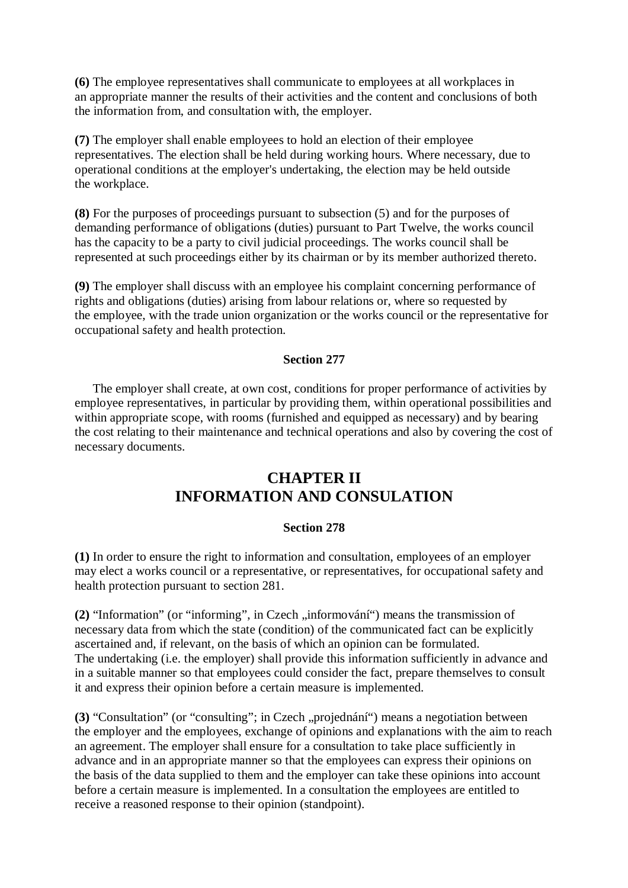**(6)** The employee representatives shall communicate to employees at all workplaces in an appropriate manner the results of their activities and the content and conclusions of both the information from, and consultation with, the employer.

**(7)** The employer shall enable employees to hold an election of their employee representatives. The election shall be held during working hours. Where necessary, due to operational conditions at the employer's undertaking, the election may be held outside the workplace.

**(8)** For the purposes of proceedings pursuant to subsection (5) and for the purposes of demanding performance of obligations (duties) pursuant to Part Twelve, the works council has the capacity to be a party to civil judicial proceedings. The works council shall be represented at such proceedings either by its chairman or by its member authorized thereto.

**(9)** The employer shall discuss with an employee his complaint concerning performance of rights and obligations (duties) arising from labour relations or, where so requested by the employee, with the trade union organization or the works council or the representative for occupational safety and health protection.

**Section 277**

The employer shall create, at own cost, conditions for proper performance of activities by employee representatives, in particular by providing them, within operational possibilities and within appropriate scope, with rooms (furnished and equipped as necessary) and by bearing the cost relating to their maintenance and technical operations and also by covering the cost of necessary documents.

## CHAPTER II
## INFORMATION AND CONSULATION

**Section 278**

**(1)** In order to ensure the right to information and consultation, employees of an employer may elect a works council or a representative, or representatives, for occupational safety and health protection pursuant to section 281.

**(2)** "Information" (or "informing", in Czech „informování") means the transmission of necessary data from which the state (condition) of the communicated fact can be explicitly ascertained and, if relevant, on the basis of which an opinion can be formulated. The undertaking (i.e. the employer) shall provide this information sufficiently in advance and in a suitable manner so that employees could consider the fact, prepare themselves to consult it and express their opinion before a certain measure is implemented.

**(3)** "Consultation" (or "consulting"; in Czech „projednání") means a negotiation between the employer and the employees, exchange of opinions and explanations with the aim to reach an agreement. The employer shall ensure for a consultation to take place sufficiently in advance and in an appropriate manner so that the employees can express their opinions on the basis of the data supplied to them and the employer can take these opinions into account before a certain measure is implemented. In a consultation the employees are entitled to receive a reasoned response to their opinion (standpoint).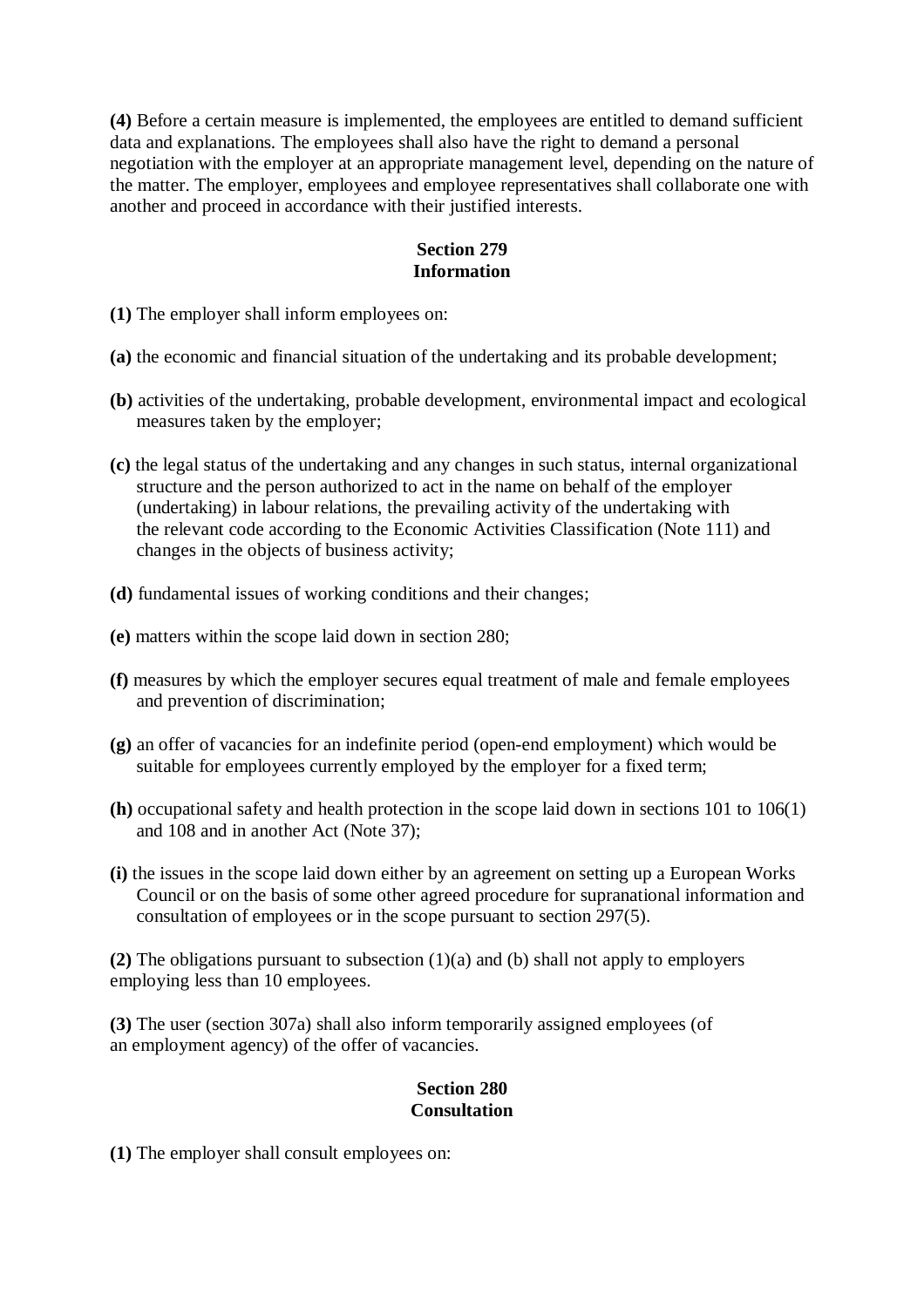**(4)** Before a certain measure is implemented, the employees are entitled to demand sufficient data and explanations. The employees shall also have the right to demand a personal negotiation with the employer at an appropriate management level, depending on the nature of the matter. The employer, employees and employee representatives shall collaborate one with another and proceed in accordance with their justified interests.

### Section 279
### Information

**(1)** The employer shall inform employees on:

**(a)** the economic and financial situation of the undertaking and its probable development;

**(b)** activities of the undertaking, probable development, environmental impact and ecological measures taken by the employer;

**(c)** the legal status of the undertaking and any changes in such status, internal organizational structure and the person authorized to act in the name on behalf of the employer (undertaking) in labour relations, the prevailing activity of the undertaking with the relevant code according to the Economic Activities Classification (Note 111) and changes in the objects of business activity;

**(d)** fundamental issues of working conditions and their changes;

**(e)** matters within the scope laid down in section 280;

**(f)** measures by which the employer secures equal treatment of male and female employees and prevention of discrimination;

**(g)** an offer of vacancies for an indefinite period (open-end employment) which would be suitable for employees currently employed by the employer for a fixed term;

**(h)** occupational safety and health protection in the scope laid down in sections 101 to 106(1) and 108 and in another Act (Note 37);

**(i)** the issues in the scope laid down either by an agreement on setting up a European Works Council or on the basis of some other agreed procedure for supranational information and consultation of employees or in the scope pursuant to section 297(5).

**(2)** The obligations pursuant to subsection (1)(a) and (b) shall not apply to employers employing less than 10 employees.

**(3)** The user (section 307a) shall also inform temporarily assigned employees (of an employment agency) of the offer of vacancies.

### Section 280
### Consultation

**(1)** The employer shall consult employees on: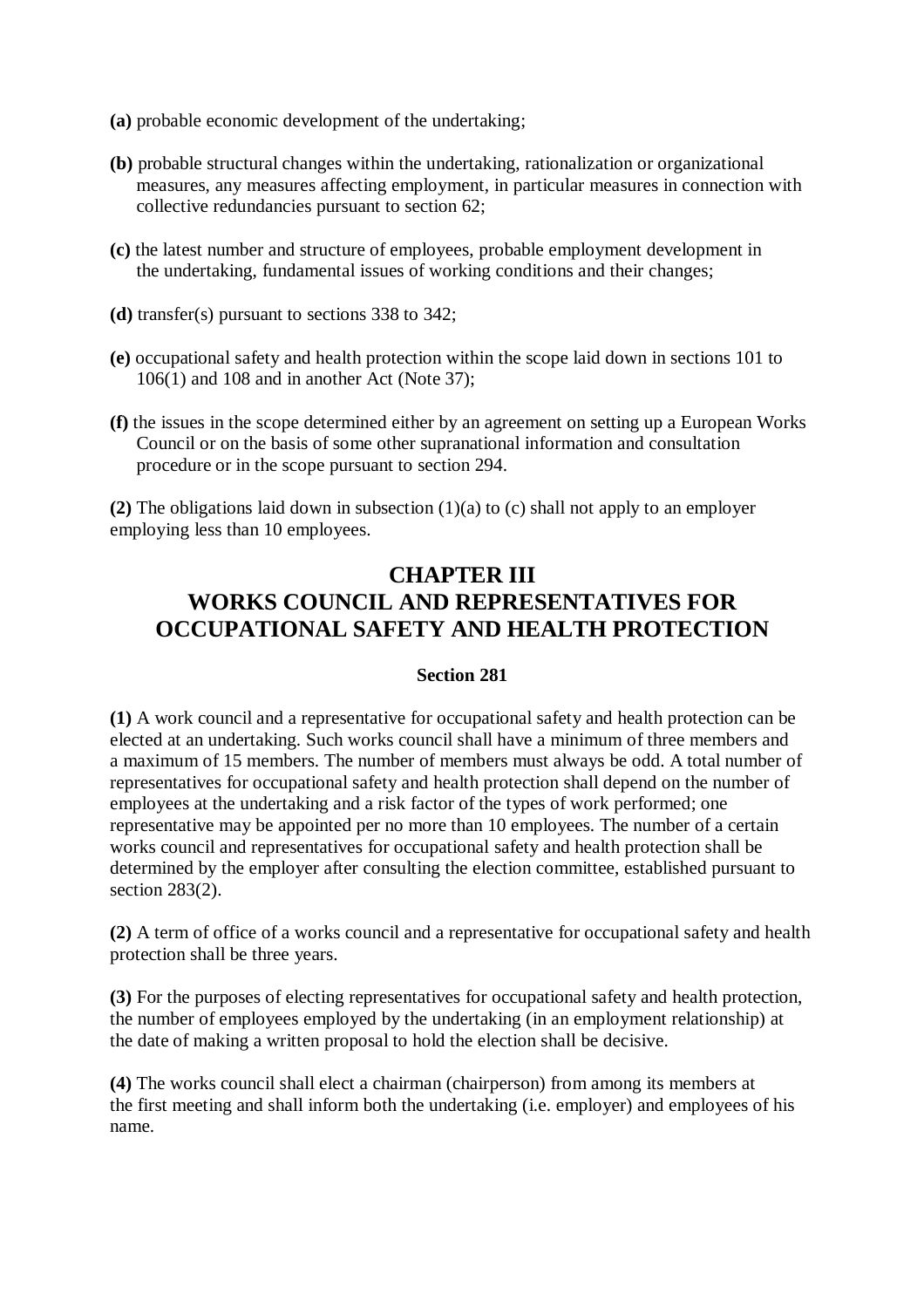**(a)** probable economic development of the undertaking;

**(b)** probable structural changes within the undertaking, rationalization or organizational measures, any measures affecting employment, in particular measures in connection with collective redundancies pursuant to section 62;

**(c)** the latest number and structure of employees, probable employment development in the undertaking, fundamental issues of working conditions and their changes;

**(d)** transfer(s) pursuant to sections 338 to 342;

**(e)** occupational safety and health protection within the scope laid down in sections 101 to 106(1) and 108 and in another Act (Note 37);

**(f)** the issues in the scope determined either by an agreement on setting up a European Works Council or on the basis of some other supranational information and consultation procedure or in the scope pursuant to section 294.

**(2)** The obligations laid down in subsection (1)(a) to (c) shall not apply to an employer employing less than 10 employees.

## CHAPTER III
## WORKS COUNCIL AND REPRESENTATIVES FOR OCCUPATIONAL SAFETY AND HEALTH PROTECTION

### Section 281

**(1)** A work council and a representative for occupational safety and health protection can be elected at an undertaking. Such works council shall have a minimum of three members and a maximum of 15 members. The number of members must always be odd. A total number of representatives for occupational safety and health protection shall depend on the number of employees at the undertaking and a risk factor of the types of work performed; one representative may be appointed per no more than 10 employees. The number of a certain works council and representatives for occupational safety and health protection shall be determined by the employer after consulting the election committee, established pursuant to section 283(2).

**(2)** A term of office of a works council and a representative for occupational safety and health protection shall be three years.

**(3)** For the purposes of electing representatives for occupational safety and health protection, the number of employees employed by the undertaking (in an employment relationship) at the date of making a written proposal to hold the election shall be decisive.

**(4)** The works council shall elect a chairman (chairperson) from among its members at the first meeting and shall inform both the undertaking (i.e. employer) and employees of his name.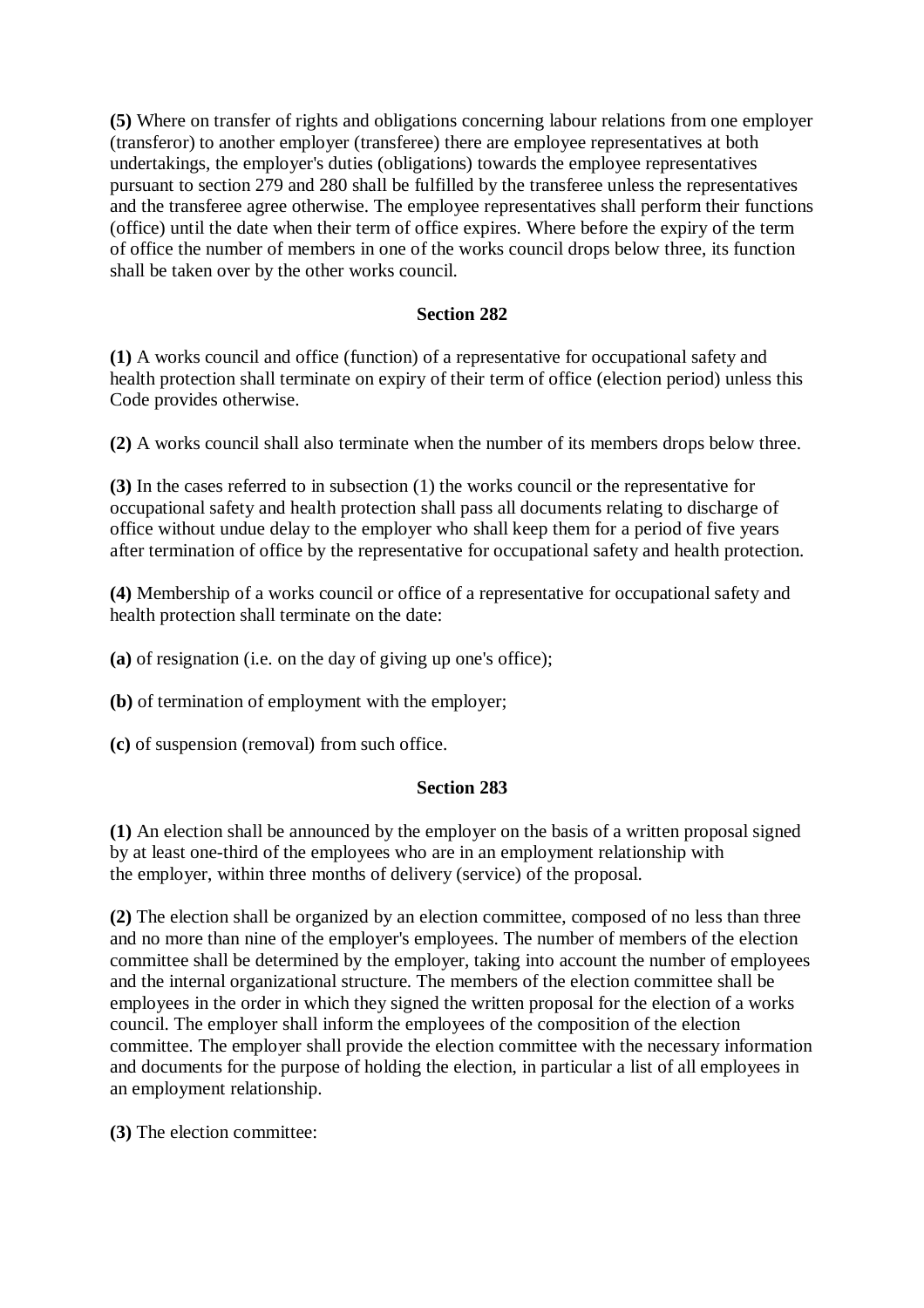**(5)** Where on transfer of rights and obligations concerning labour relations from one employer (transferor) to another employer (transferee) there are employee representatives at both undertakings, the employer's duties (obligations) towards the employee representatives pursuant to section 279 and 280 shall be fulfilled by the transferee unless the representatives and the transferee agree otherwise. The employee representatives shall perform their functions (office) until the date when their term of office expires. Where before the expiry of the term of office the number of members in one of the works council drops below three, its function shall be taken over by the other works council.

### Section 282

**(1)** A works council and office (function) of a representative for occupational safety and health protection shall terminate on expiry of their term of office (election period) unless this Code provides otherwise.

**(2)** A works council shall also terminate when the number of its members drops below three.

**(3)** In the cases referred to in subsection (1) the works council or the representative for occupational safety and health protection shall pass all documents relating to discharge of office without undue delay to the employer who shall keep them for a period of five years after termination of office by the representative for occupational safety and health protection.

**(4)** Membership of a works council or office of a representative for occupational safety and health protection shall terminate on the date:

**(a)** of resignation (i.e. on the day of giving up one's office);

**(b)** of termination of employment with the employer;

**(c)** of suspension (removal) from such office.

### Section 283

**(1)** An election shall be announced by the employer on the basis of a written proposal signed by at least one-third of the employees who are in an employment relationship with the employer, within three months of delivery (service) of the proposal.

**(2)** The election shall be organized by an election committee, composed of no less than three and no more than nine of the employer's employees. The number of members of the election committee shall be determined by the employer, taking into account the number of employees and the internal organizational structure. The members of the election committee shall be employees in the order in which they signed the written proposal for the election of a works council. The employer shall inform the employees of the composition of the election committee. The employer shall provide the election committee with the necessary information and documents for the purpose of holding the election, in particular a list of all employees in an employment relationship.

**(3)** The election committee: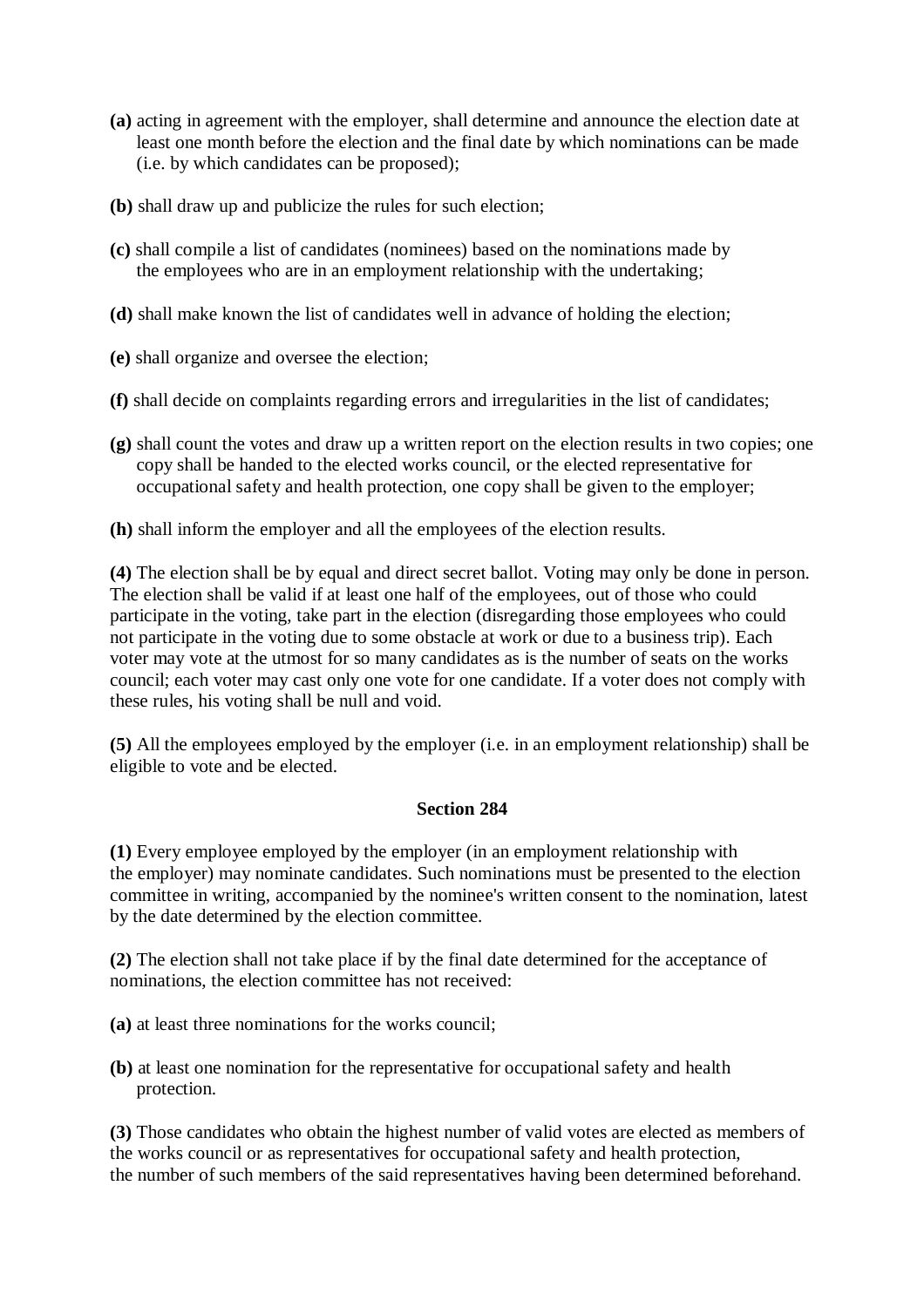**(a)** acting in agreement with the employer, shall determine and announce the election date at least one month before the election and the final date by which nominations can be made (i.e. by which candidates can be proposed);

**(b)** shall draw up and publicize the rules for such election;

**(c)** shall compile a list of candidates (nominees) based on the nominations made by the employees who are in an employment relationship with the undertaking;

**(d)** shall make known the list of candidates well in advance of holding the election;

**(e)** shall organize and oversee the election;

**(f)** shall decide on complaints regarding errors and irregularities in the list of candidates;

**(g)** shall count the votes and draw up a written report on the election results in two copies; one copy shall be handed to the elected works council, or the elected representative for occupational safety and health protection, one copy shall be given to the employer;

**(h)** shall inform the employer and all the employees of the election results.

**(4)** The election shall be by equal and direct secret ballot. Voting may only be done in person. The election shall be valid if at least one half of the employees, out of those who could participate in the voting, take part in the election (disregarding those employees who could not participate in the voting due to some obstacle at work or due to a business trip). Each voter may vote at the utmost for so many candidates as is the number of seats on the works council; each voter may cast only one vote for one candidate. If a voter does not comply with these rules, his voting shall be null and void.

**(5)** All the employees employed by the employer (i.e. in an employment relationship) shall be eligible to vote and be elected.

**Section 284**

**(1)** Every employee employed by the employer (in an employment relationship with the employer) may nominate candidates. Such nominations must be presented to the election committee in writing, accompanied by the nominee's written consent to the nomination, latest by the date determined by the election committee.

**(2)** The election shall not take place if by the final date determined for the acceptance of nominations, the election committee has not received:

**(a)** at least three nominations for the works council;

**(b)** at least one nomination for the representative for occupational safety and health protection.

**(3)** Those candidates who obtain the highest number of valid votes are elected as members of the works council or as representatives for occupational safety and health protection, the number of such members of the said representatives having been determined beforehand.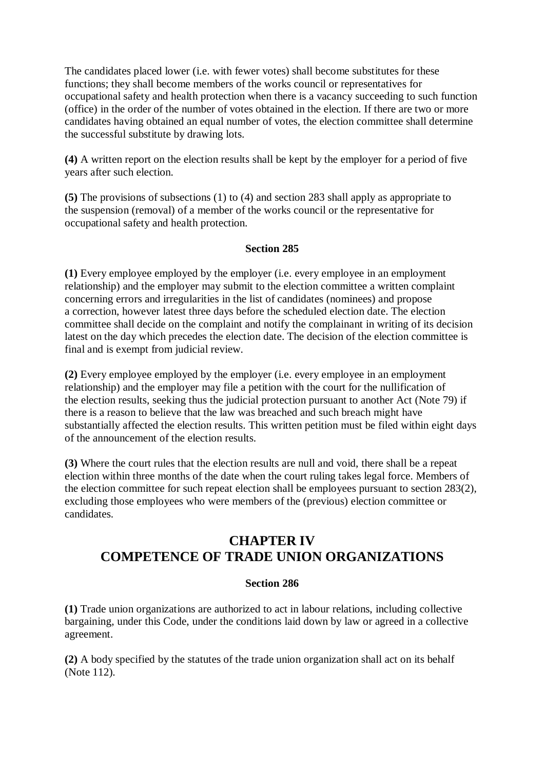The candidates placed lower (i.e. with fewer votes) shall become substitutes for these functions; they shall become members of the works council or representatives for occupational safety and health protection when there is a vacancy succeeding to such function (office) in the order of the number of votes obtained in the election. If there are two or more candidates having obtained an equal number of votes, the election committee shall determine the successful substitute by drawing lots.

**(4)** A written report on the election results shall be kept by the employer for a period of five years after such election.

**(5)** The provisions of subsections (1) to (4) and section 283 shall apply as appropriate to the suspension (removal) of a member of the works council or the representative for occupational safety and health protection.

#### Section 285

**(1)** Every employee employed by the employer (i.e. every employee in an employment relationship) and the employer may submit to the election committee a written complaint concerning errors and irregularities in the list of candidates (nominees) and propose a correction, however latest three days before the scheduled election date. The election committee shall decide on the complaint and notify the complainant in writing of its decision latest on the day which precedes the election date. The decision of the election committee is final and is exempt from judicial review.

**(2)** Every employee employed by the employer (i.e. every employee in an employment relationship) and the employer may file a petition with the court for the nullification of the election results, seeking thus the judicial protection pursuant to another Act (Note 79) if there is a reason to believe that the law was breached and such breach might have substantially affected the election results. This written petition must be filed within eight days of the announcement of the election results.

**(3)** Where the court rules that the election results are null and void, there shall be a repeat election within three months of the date when the court ruling takes legal force. Members of the election committee for such repeat election shall be employees pursuant to section 283(2), excluding those employees who were members of the (previous) election committee or candidates.

## CHAPTER IV
## COMPETENCE OF TRADE UNION ORGANIZATIONS

#### Section 286

**(1)** Trade union organizations are authorized to act in labour relations, including collective bargaining, under this Code, under the conditions laid down by law or agreed in a collective agreement.

**(2)** A body specified by the statutes of the trade union organization shall act on its behalf (Note 112).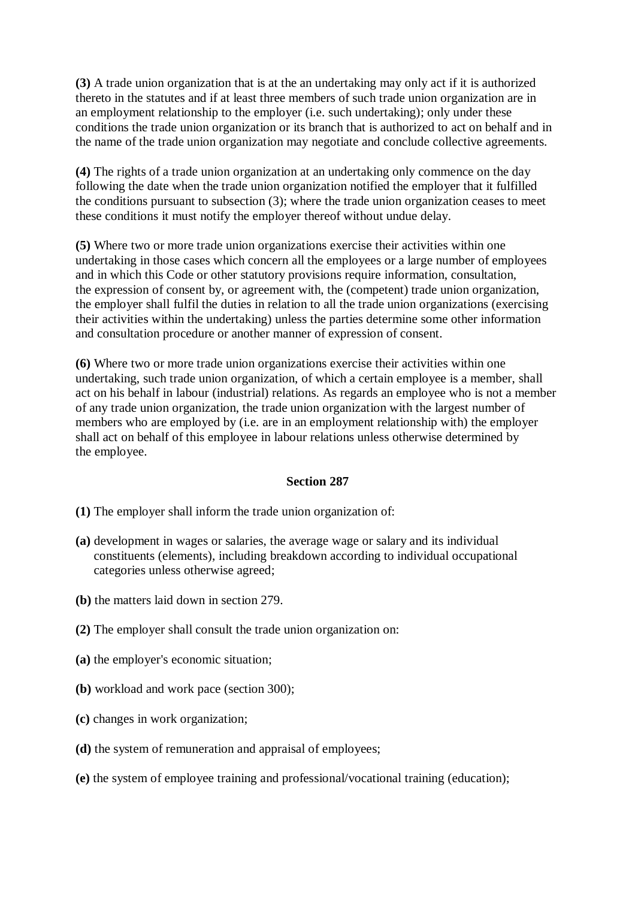**(3)** A trade union organization that is at the an undertaking may only act if it is authorized thereto in the statutes and if at least three members of such trade union organization are in an employment relationship to the employer (i.e. such undertaking); only under these conditions the trade union organization or its branch that is authorized to act on behalf and in the name of the trade union organization may negotiate and conclude collective agreements.

**(4)** The rights of a trade union organization at an undertaking only commence on the day following the date when the trade union organization notified the employer that it fulfilled the conditions pursuant to subsection (3); where the trade union organization ceases to meet these conditions it must notify the employer thereof without undue delay.

**(5)** Where two or more trade union organizations exercise their activities within one undertaking in those cases which concern all the employees or a large number of employees and in which this Code or other statutory provisions require information, consultation, the expression of consent by, or agreement with, the (competent) trade union organization, the employer shall fulfil the duties in relation to all the trade union organizations (exercising their activities within the undertaking) unless the parties determine some other information and consultation procedure or another manner of expression of consent.

**(6)** Where two or more trade union organizations exercise their activities within one undertaking, such trade union organization, of which a certain employee is a member, shall act on his behalf in labour (industrial) relations. As regards an employee who is not a member of any trade union organization, the trade union organization with the largest number of members who are employed by (i.e. are in an employment relationship with) the employer shall act on behalf of this employee in labour relations unless otherwise determined by the employee.

### Section 287

**(1)** The employer shall inform the trade union organization of:

**(a)** development in wages or salaries, the average wage or salary and its individual constituents (elements), including breakdown according to individual occupational categories unless otherwise agreed;

**(b)** the matters laid down in section 279.

**(2)** The employer shall consult the trade union organization on:

**(a)** the employer's economic situation;

**(b)** workload and work pace (section 300);

**(c)** changes in work organization;

**(d)** the system of remuneration and appraisal of employees;

**(e)** the system of employee training and professional/vocational training (education);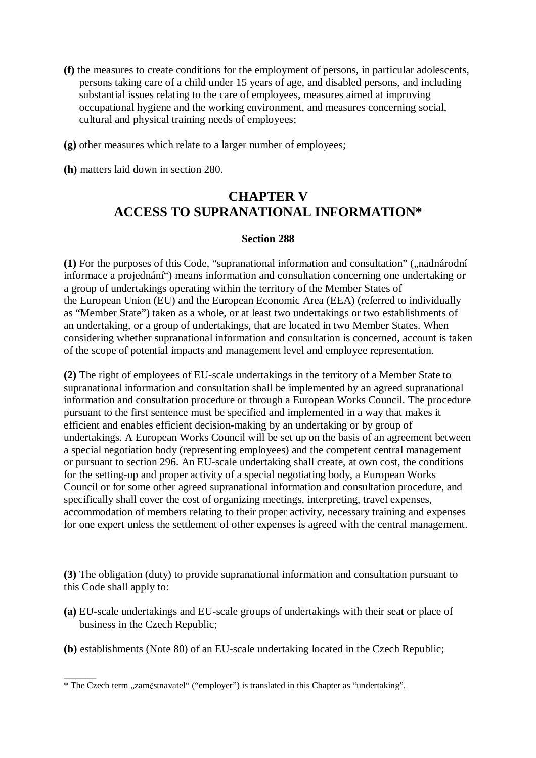**(f)** the measures to create conditions for the employment of persons, in particular adolescents, persons taking care of a child under 15 years of age, and disabled persons, and including substantial issues relating to the care of employees, measures aimed at improving occupational hygiene and the working environment, and measures concerning social, cultural and physical training needs of employees;

**(g)** other measures which relate to a larger number of employees;

**(h)** matters laid down in section 280.

## CHAPTER V
## ACCESS TO SUPRANATIONAL INFORMATION*

### Section 288

**(1)** For the purposes of this Code, "supranational information and consultation" („nadnárodní informace a projednání") means information and consultation concerning one undertaking or a group of undertakings operating within the territory of the Member States of the European Union (EU) and the European Economic Area (EEA) (referred to individually as "Member State") taken as a whole, or at least two undertakings or two establishments of an undertaking, or a group of undertakings, that are located in two Member States. When considering whether supranational information and consultation is concerned, account is taken of the scope of potential impacts and management level and employee representation.

**(2)** The right of employees of EU-scale undertakings in the territory of a Member State to supranational information and consultation shall be implemented by an agreed supranational information and consultation procedure or through a European Works Council. The procedure pursuant to the first sentence must be specified and implemented in a way that makes it efficient and enables efficient decision-making by an undertaking or by group of undertakings. A European Works Council will be set up on the basis of an agreement between a special negotiation body (representing employees) and the competent central management or pursuant to section 296. An EU-scale undertaking shall create, at own cost, the conditions for the setting-up and proper activity of a special negotiating body, a European Works Council or for some other agreed supranational information and consultation procedure, and specifically shall cover the cost of organizing meetings, interpreting, travel expenses, accommodation of members relating to their proper activity, necessary training and expenses for one expert unless the settlement of other expenses is agreed with the central management.

**(3)** The obligation (duty) to provide supranational information and consultation pursuant to this Code shall apply to:

**(a)** EU-scale undertakings and EU-scale groups of undertakings with their seat or place of business in the Czech Republic;

**(b)** establishments (Note 80) of an EU-scale undertaking located in the Czech Republic;

---

\* The Czech term „zaměstnavatel" ("employer") is translated in this Chapter as "undertaking".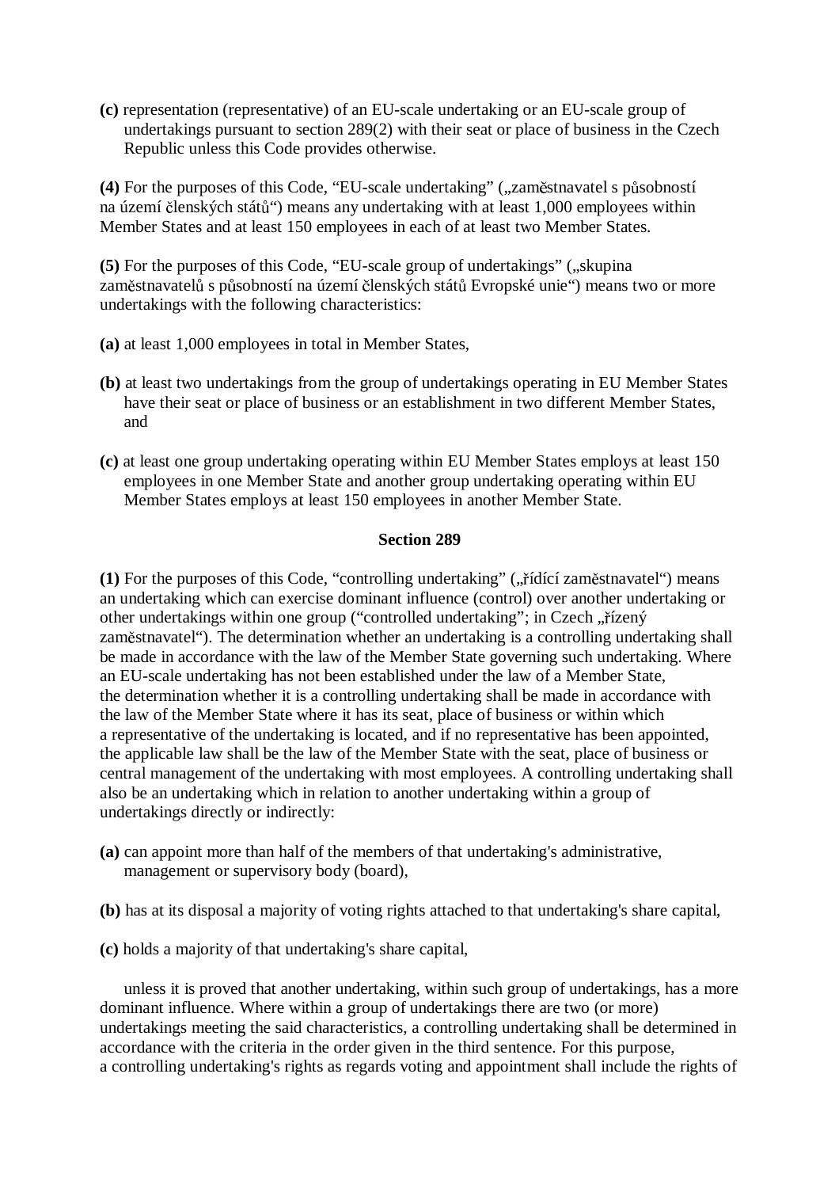**(c)** representation (representative) of an EU-scale undertaking or an EU-scale group of undertakings pursuant to section 289(2) with their seat or place of business in the Czech Republic unless this Code provides otherwise.

**(4)** For the purposes of this Code, "EU-scale undertaking" („zaměstnavatel s působností na území členských států") means any undertaking with at least 1,000 employees within Member States and at least 150 employees in each of at least two Member States.

**(5)** For the purposes of this Code, "EU-scale group of undertakings" („skupina zaměstnavatelů s působností na území členských států Evropské unie") means two or more undertakings with the following characteristics:

**(a)** at least 1,000 employees in total in Member States,

**(b)** at least two undertakings from the group of undertakings operating in EU Member States have their seat or place of business or an establishment in two different Member States, and

**(c)** at least one group undertaking operating within EU Member States employs at least 150 employees in one Member State and another group undertaking operating within EU Member States employs at least 150 employees in another Member State.

### Section 289

**(1)** For the purposes of this Code, "controlling undertaking" („řídící zaměstnavatel") means an undertaking which can exercise dominant influence (control) over another undertaking or other undertakings within one group ("controlled undertaking"; in Czech „řízený zaměstnavatel"). The determination whether an undertaking is a controlling undertaking shall be made in accordance with the law of the Member State governing such undertaking. Where an EU-scale undertaking has not been established under the law of a Member State, the determination whether it is a controlling undertaking shall be made in accordance with the law of the Member State where it has its seat, place of business or within which a representative of the undertaking is located, and if no representative has been appointed, the applicable law shall be the law of the Member State with the seat, place of business or central management of the undertaking with most employees. A controlling undertaking shall also be an undertaking which in relation to another undertaking within a group of undertakings directly or indirectly:

**(a)** can appoint more than half of the members of that undertaking's administrative, management or supervisory body (board),

**(b)** has at its disposal a majority of voting rights attached to that undertaking's share capital,

**(c)** holds a majority of that undertaking's share capital,

unless it is proved that another undertaking, within such group of undertakings, has a more dominant influence. Where within a group of undertakings there are two (or more) undertakings meeting the said characteristics, a controlling undertaking shall be determined in accordance with the criteria in the order given in the third sentence. For this purpose, a controlling undertaking's rights as regards voting and appointment shall include the rights of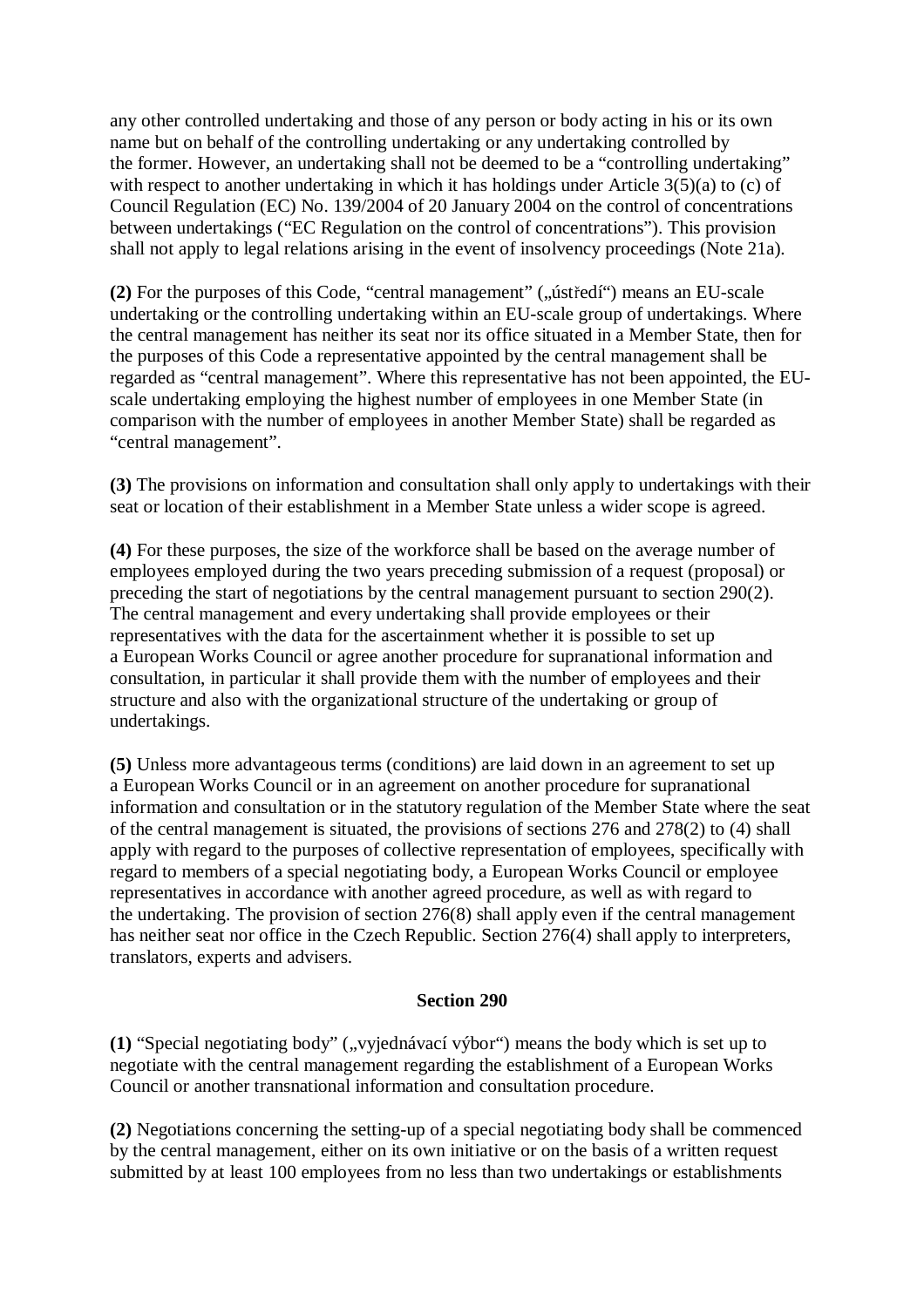any other controlled undertaking and those of any person or body acting in his or its own name but on behalf of the controlling undertaking or any undertaking controlled by the former. However, an undertaking shall not be deemed to be a "controlling undertaking" with respect to another undertaking in which it has holdings under Article 3(5)(a) to (c) of Council Regulation (EC) No. 139/2004 of 20 January 2004 on the control of concentrations between undertakings ("EC Regulation on the control of concentrations"). This provision shall not apply to legal relations arising in the event of insolvency proceedings (Note 21a).

**(2)** For the purposes of this Code, "central management" („ústředí") means an EU-scale undertaking or the controlling undertaking within an EU-scale group of undertakings. Where the central management has neither its seat nor its office situated in a Member State, then for the purposes of this Code a representative appointed by the central management shall be regarded as "central management". Where this representative has not been appointed, the EU-scale undertaking employing the highest number of employees in one Member State (in comparison with the number of employees in another Member State) shall be regarded as "central management".

**(3)** The provisions on information and consultation shall only apply to undertakings with their seat or location of their establishment in a Member State unless a wider scope is agreed.

**(4)** For these purposes, the size of the workforce shall be based on the average number of employees employed during the two years preceding submission of a request (proposal) or preceding the start of negotiations by the central management pursuant to section 290(2). The central management and every undertaking shall provide employees or their representatives with the data for the ascertainment whether it is possible to set up a European Works Council or agree another procedure for supranational information and consultation, in particular it shall provide them with the number of employees and their structure and also with the organizational structure of the undertaking or group of undertakings.

**(5)** Unless more advantageous terms (conditions) are laid down in an agreement to set up a European Works Council or in an agreement on another procedure for supranational information and consultation or in the statutory regulation of the Member State where the seat of the central management is situated, the provisions of sections 276 and 278(2) to (4) shall apply with regard to the purposes of collective representation of employees, specifically with regard to members of a special negotiating body, a European Works Council or employee representatives in accordance with another agreed procedure, as well as with regard to the undertaking. The provision of section 276(8) shall apply even if the central management has neither seat nor office in the Czech Republic. Section 276(4) shall apply to interpreters, translators, experts and advisers.

**Section 290**

**(1)** "Special negotiating body" („vyjednávací výbor") means the body which is set up to negotiate with the central management regarding the establishment of a European Works Council or another transnational information and consultation procedure.

**(2)** Negotiations concerning the setting-up of a special negotiating body shall be commenced by the central management, either on its own initiative or on the basis of a written request submitted by at least 100 employees from no less than two undertakings or establishments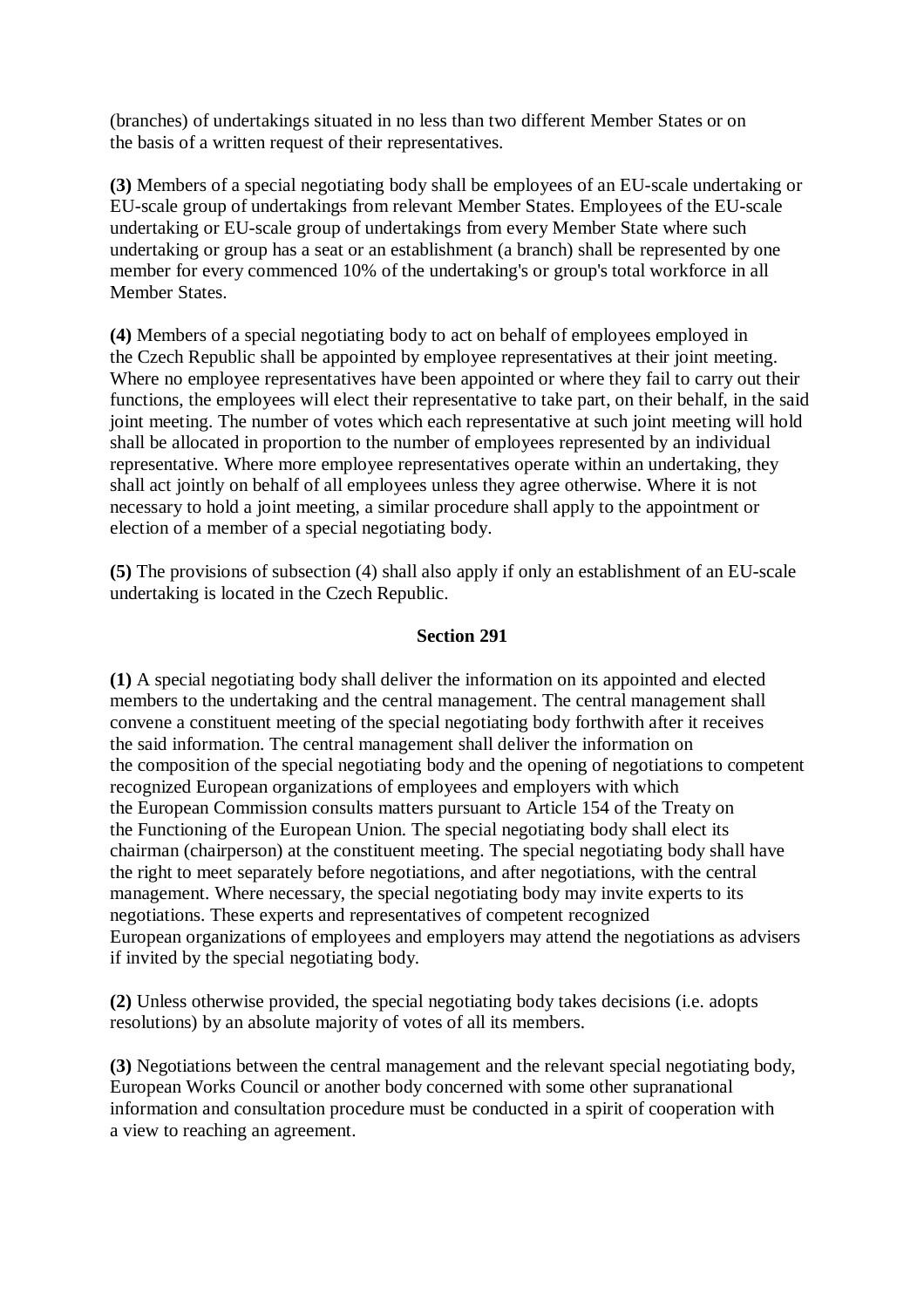(branches) of undertakings situated in no less than two different Member States or on the basis of a written request of their representatives.

**(3)** Members of a special negotiating body shall be employees of an EU-scale undertaking or EU-scale group of undertakings from relevant Member States. Employees of the EU-scale undertaking or EU-scale group of undertakings from every Member State where such undertaking or group has a seat or an establishment (a branch) shall be represented by one member for every commenced 10% of the undertaking's or group's total workforce in all Member States.

**(4)** Members of a special negotiating body to act on behalf of employees employed in the Czech Republic shall be appointed by employee representatives at their joint meeting. Where no employee representatives have been appointed or where they fail to carry out their functions, the employees will elect their representative to take part, on their behalf, in the said joint meeting. The number of votes which each representative at such joint meeting will hold shall be allocated in proportion to the number of employees represented by an individual representative. Where more employee representatives operate within an undertaking, they shall act jointly on behalf of all employees unless they agree otherwise. Where it is not necessary to hold a joint meeting, a similar procedure shall apply to the appointment or election of a member of a special negotiating body.

**(5)** The provisions of subsection (4) shall also apply if only an establishment of an EU-scale undertaking is located in the Czech Republic.

### Section 291

**(1)** A special negotiating body shall deliver the information on its appointed and elected members to the undertaking and the central management. The central management shall convene a constituent meeting of the special negotiating body forthwith after it receives the said information. The central management shall deliver the information on the composition of the special negotiating body and the opening of negotiations to competent recognized European organizations of employees and employers with which the European Commission consults matters pursuant to Article 154 of the Treaty on the Functioning of the European Union. The special negotiating body shall elect its chairman (chairperson) at the constituent meeting. The special negotiating body shall have the right to meet separately before negotiations, and after negotiations, with the central management. Where necessary, the special negotiating body may invite experts to its negotiations. These experts and representatives of competent recognized European organizations of employees and employers may attend the negotiations as advisers if invited by the special negotiating body.

**(2)** Unless otherwise provided, the special negotiating body takes decisions (i.e. adopts resolutions) by an absolute majority of votes of all its members.

**(3)** Negotiations between the central management and the relevant special negotiating body, European Works Council or another body concerned with some other supranational information and consultation procedure must be conducted in a spirit of cooperation with a view to reaching an agreement.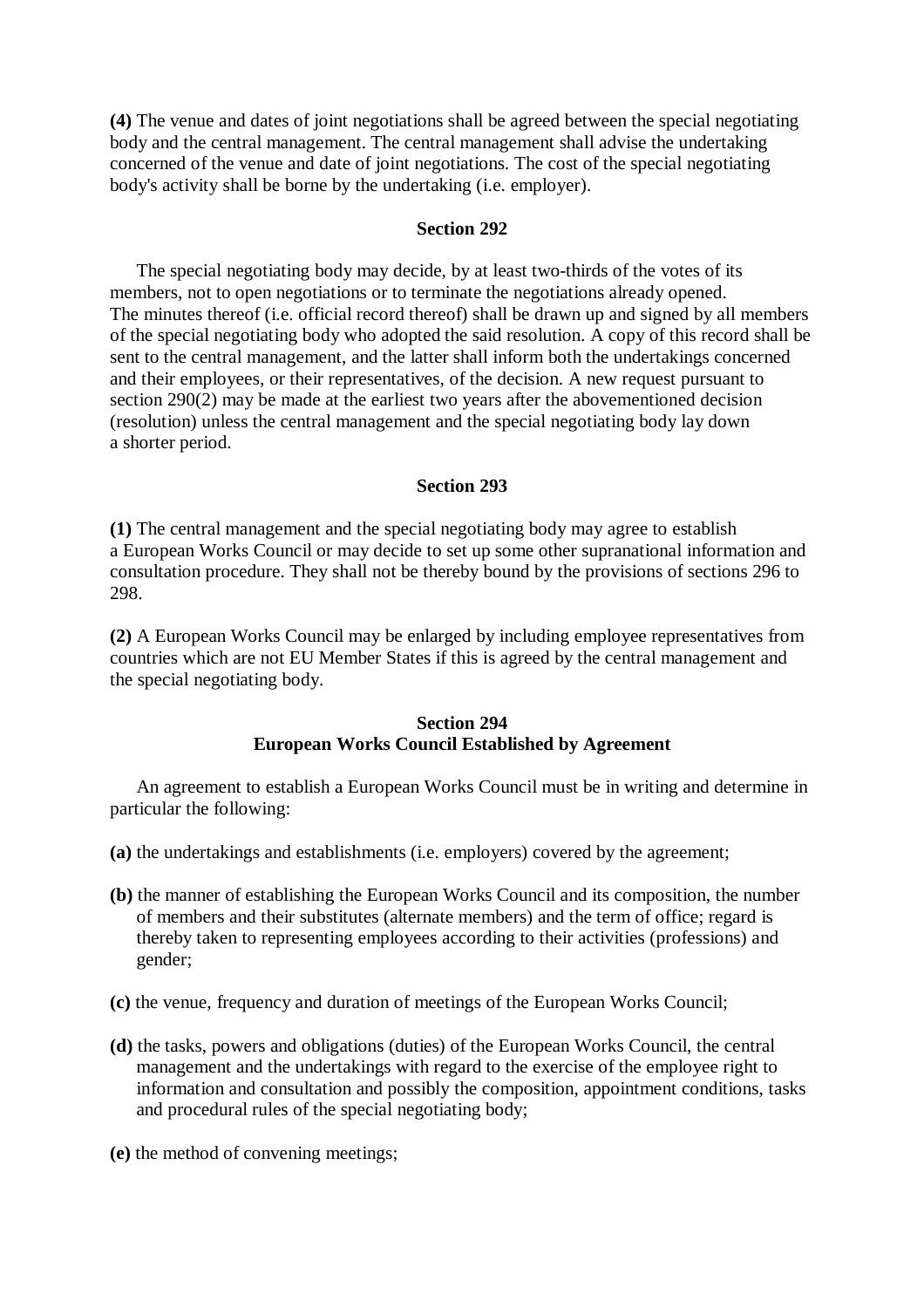**(4)** The venue and dates of joint negotiations shall be agreed between the special negotiating body and the central management. The central management shall advise the undertaking concerned of the venue and date of joint negotiations. The cost of the special negotiating body's activity shall be borne by the undertaking (i.e. employer).

### Section 292

The special negotiating body may decide, by at least two-thirds of the votes of its members, not to open negotiations or to terminate the negotiations already opened. The minutes thereof (i.e. official record thereof) shall be drawn up and signed by all members of the special negotiating body who adopted the said resolution. A copy of this record shall be sent to the central management, and the latter shall inform both the undertakings concerned and their employees, or their representatives, of the decision. A new request pursuant to section 290(2) may be made at the earliest two years after the abovementioned decision (resolution) unless the central management and the special negotiating body lay down a shorter period.

### Section 293

**(1)** The central management and the special negotiating body may agree to establish a European Works Council or may decide to set up some other supranational information and consultation procedure. They shall not be thereby bound by the provisions of sections 296 to 298.

**(2)** A European Works Council may be enlarged by including employee representatives from countries which are not EU Member States if this is agreed by the central management and the special negotiating body.

### Section 294
### European Works Council Established by Agreement

An agreement to establish a European Works Council must be in writing and determine in particular the following:

**(a)** the undertakings and establishments (i.e. employers) covered by the agreement;

**(b)** the manner of establishing the European Works Council and its composition, the number of members and their substitutes (alternate members) and the term of office; regard is thereby taken to representing employees according to their activities (professions) and gender;

**(c)** the venue, frequency and duration of meetings of the European Works Council;

**(d)** the tasks, powers and obligations (duties) of the European Works Council, the central management and the undertakings with regard to the exercise of the employee right to information and consultation and possibly the composition, appointment conditions, tasks and procedural rules of the special negotiating body;

**(e)** the method of convening meetings;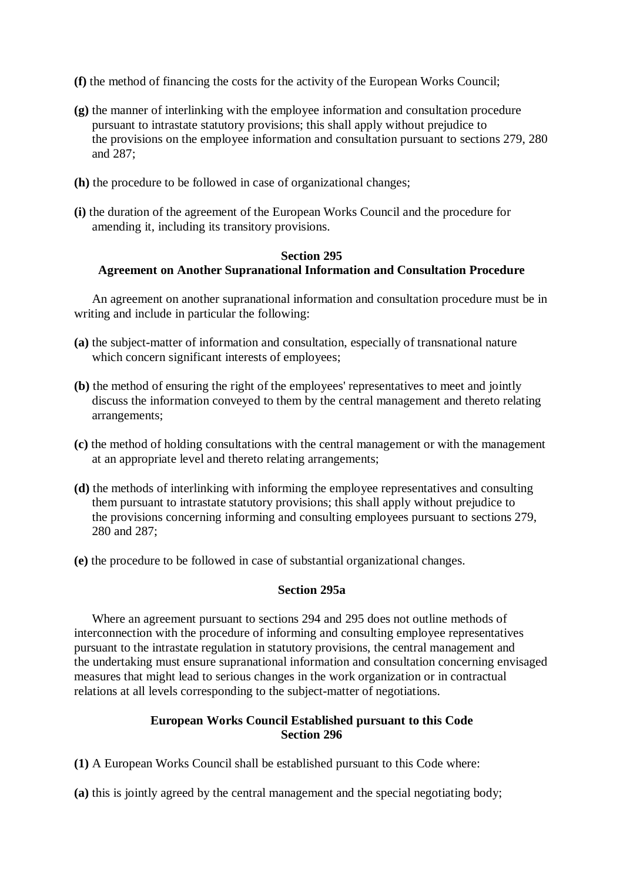**(f)** the method of financing the costs for the activity of the European Works Council;

**(g)** the manner of interlinking with the employee information and consultation procedure pursuant to intrastate statutory provisions; this shall apply without prejudice to the provisions on the employee information and consultation pursuant to sections 279, 280 and 287;

**(h)** the procedure to be followed in case of organizational changes;

**(i)** the duration of the agreement of the European Works Council and the procedure for amending it, including its transitory provisions.

**Section 295**
**Agreement on Another Supranational Information and Consultation Procedure**

An agreement on another supranational information and consultation procedure must be in writing and include in particular the following:

**(a)** the subject-matter of information and consultation, especially of transnational nature which concern significant interests of employees;

**(b)** the method of ensuring the right of the employees' representatives to meet and jointly discuss the information conveyed to them by the central management and thereto relating arrangements;

**(c)** the method of holding consultations with the central management or with the management at an appropriate level and thereto relating arrangements;

**(d)** the methods of interlinking with informing the employee representatives and consulting them pursuant to intrastate statutory provisions; this shall apply without prejudice to the provisions concerning informing and consulting employees pursuant to sections 279, 280 and 287;

**(e)** the procedure to be followed in case of substantial organizational changes.

**Section 295a**

Where an agreement pursuant to sections 294 and 295 does not outline methods of interconnection with the procedure of informing and consulting employee representatives pursuant to the intrastate regulation in statutory provisions, the central management and the undertaking must ensure supranational information and consultation concerning envisaged measures that might lead to serious changes in the work organization or in contractual relations at all levels corresponding to the subject-matter of negotiations.

**European Works Council Established pursuant to this Code**
**Section 296**

**(1)** A European Works Council shall be established pursuant to this Code where:

**(a)** this is jointly agreed by the central management and the special negotiating body;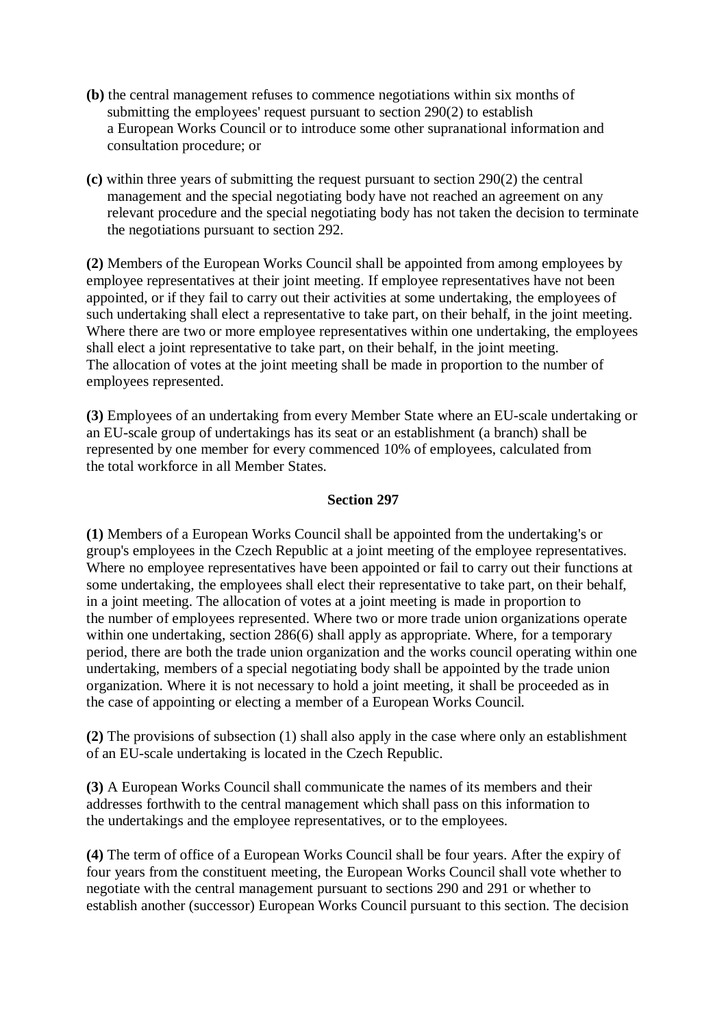**(b)** the central management refuses to commence negotiations within six months of submitting the employees' request pursuant to section 290(2) to establish a European Works Council or to introduce some other supranational information and consultation procedure; or

**(c)** within three years of submitting the request pursuant to section 290(2) the central management and the special negotiating body have not reached an agreement on any relevant procedure and the special negotiating body has not taken the decision to terminate the negotiations pursuant to section 292.

**(2)** Members of the European Works Council shall be appointed from among employees by employee representatives at their joint meeting. If employee representatives have not been appointed, or if they fail to carry out their activities at some undertaking, the employees of such undertaking shall elect a representative to take part, on their behalf, in the joint meeting. Where there are two or more employee representatives within one undertaking, the employees shall elect a joint representative to take part, on their behalf, in the joint meeting. The allocation of votes at the joint meeting shall be made in proportion to the number of employees represented.

**(3)** Employees of an undertaking from every Member State where an EU-scale undertaking or an EU-scale group of undertakings has its seat or an establishment (a branch) shall be represented by one member for every commenced 10% of employees, calculated from the total workforce in all Member States.

**Section 297**

**(1)** Members of a European Works Council shall be appointed from the undertaking's or group's employees in the Czech Republic at a joint meeting of the employee representatives. Where no employee representatives have been appointed or fail to carry out their functions at some undertaking, the employees shall elect their representative to take part, on their behalf, in a joint meeting. The allocation of votes at a joint meeting is made in proportion to the number of employees represented. Where two or more trade union organizations operate within one undertaking, section 286(6) shall apply as appropriate. Where, for a temporary period, there are both the trade union organization and the works council operating within one undertaking, members of a special negotiating body shall be appointed by the trade union organization. Where it is not necessary to hold a joint meeting, it shall be proceeded as in the case of appointing or electing a member of a European Works Council.

**(2)** The provisions of subsection (1) shall also apply in the case where only an establishment of an EU-scale undertaking is located in the Czech Republic.

**(3)** A European Works Council shall communicate the names of its members and their addresses forthwith to the central management which shall pass on this information to the undertakings and the employee representatives, or to the employees.

**(4)** The term of office of a European Works Council shall be four years. After the expiry of four years from the constituent meeting, the European Works Council shall vote whether to negotiate with the central management pursuant to sections 290 and 291 or whether to establish another (successor) European Works Council pursuant to this section. The decision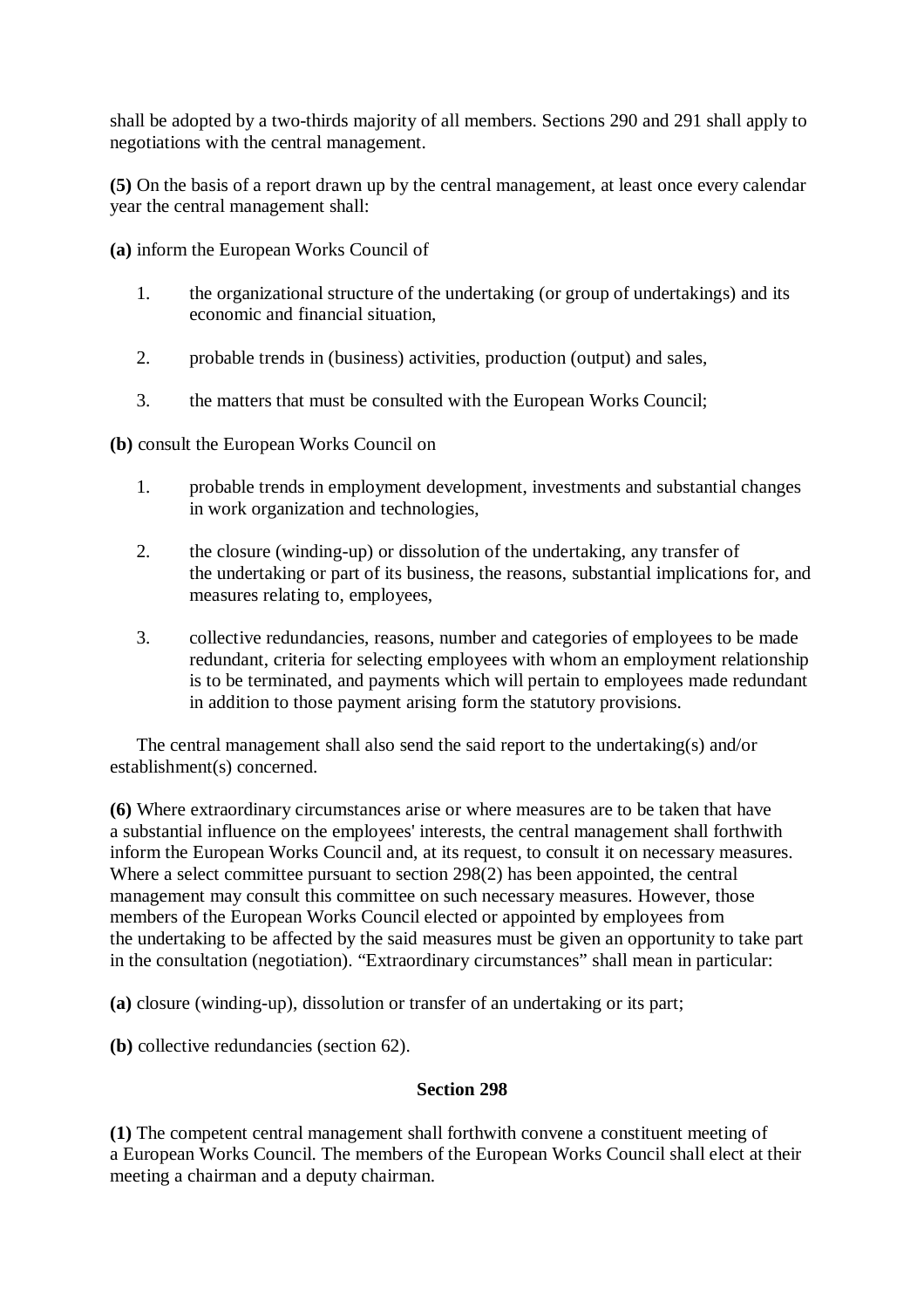shall be adopted by a two-thirds majority of all members. Sections 290 and 291 shall apply to negotiations with the central management.

**(5)** On the basis of a report drawn up by the central management, at least once every calendar year the central management shall:

**(a)** inform the European Works Council of

1. the organizational structure of the undertaking (or group of undertakings) and its economic and financial situation,
2. probable trends in (business) activities, production (output) and sales,
3. the matters that must be consulted with the European Works Council;

**(b)** consult the European Works Council on

1. probable trends in employment development, investments and substantial changes in work organization and technologies,
2. the closure (winding-up) or dissolution of the undertaking, any transfer of the undertaking or part of its business, the reasons, substantial implications for, and measures relating to, employees,
3. collective redundancies, reasons, number and categories of employees to be made redundant, criteria for selecting employees with whom an employment relationship is to be terminated, and payments which will pertain to employees made redundant in addition to those payment arising form the statutory provisions.

The central management shall also send the said report to the undertaking(s) and/or establishment(s) concerned.

**(6)** Where extraordinary circumstances arise or where measures are to be taken that have a substantial influence on the employees' interests, the central management shall forthwith inform the European Works Council and, at its request, to consult it on necessary measures. Where a select committee pursuant to section 298(2) has been appointed, the central management may consult this committee on such necessary measures. However, those members of the European Works Council elected or appointed by employees from the undertaking to be affected by the said measures must be given an opportunity to take part in the consultation (negotiation). "Extraordinary circumstances" shall mean in particular:

**(a)** closure (winding-up), dissolution or transfer of an undertaking or its part;

**(b)** collective redundancies (section 62).

**Section 298**

**(1)** The competent central management shall forthwith convene a constituent meeting of a European Works Council. The members of the European Works Council shall elect at their meeting a chairman and a deputy chairman.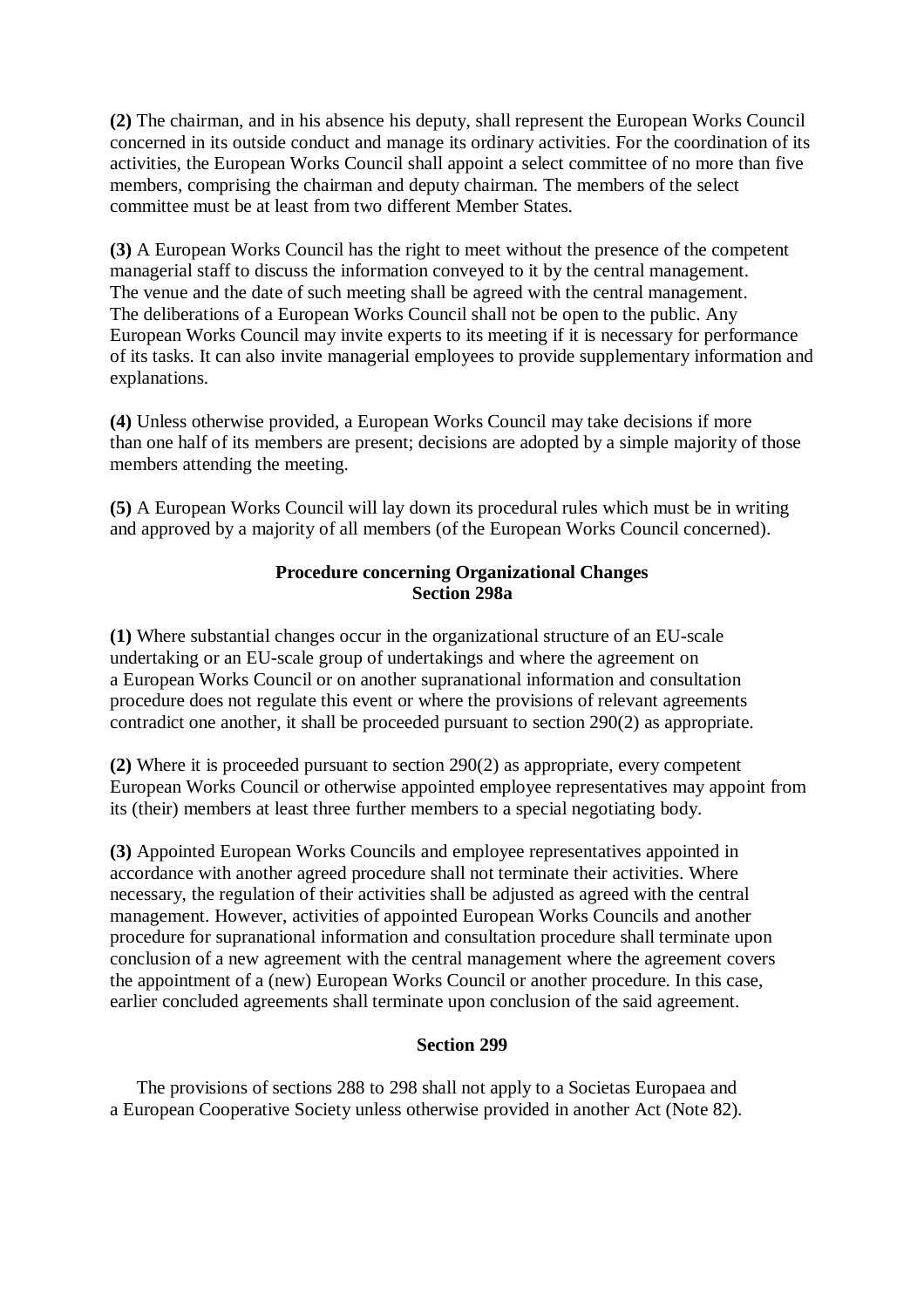**(2)** The chairman, and in his absence his deputy, shall represent the European Works Council concerned in its outside conduct and manage its ordinary activities. For the coordination of its activities, the European Works Council shall appoint a select committee of no more than five members, comprising the chairman and deputy chairman. The members of the select committee must be at least from two different Member States.

**(3)** A European Works Council has the right to meet without the presence of the competent managerial staff to discuss the information conveyed to it by the central management. The venue and the date of such meeting shall be agreed with the central management. The deliberations of a European Works Council shall not be open to the public. Any European Works Council may invite experts to its meeting if it is necessary for performance of its tasks. It can also invite managerial employees to provide supplementary information and explanations.

**(4)** Unless otherwise provided, a European Works Council may take decisions if more than one half of its members are present; decisions are adopted by a simple majority of those members attending the meeting.

**(5)** A European Works Council will lay down its procedural rules which must be in writing and approved by a majority of all members (of the European Works Council concerned).

### Procedure concerning Organizational Changes
### Section 298a

**(1)** Where substantial changes occur in the organizational structure of an EU-scale undertaking or an EU-scale group of undertakings and where the agreement on a European Works Council or on another supranational information and consultation procedure does not regulate this event or where the provisions of relevant agreements contradict one another, it shall be proceeded pursuant to section 290(2) as appropriate.

**(2)** Where it is proceeded pursuant to section 290(2) as appropriate, every competent European Works Council or otherwise appointed employee representatives may appoint from its (their) members at least three further members to a special negotiating body.

**(3)** Appointed European Works Councils and employee representatives appointed in accordance with another agreed procedure shall not terminate their activities. Where necessary, the regulation of their activities shall be adjusted as agreed with the central management. However, activities of appointed European Works Councils and another procedure for supranational information and consultation procedure shall terminate upon conclusion of a new agreement with the central management where the agreement covers the appointment of a (new) European Works Council or another procedure. In this case, earlier concluded agreements shall terminate upon conclusion of the said agreement.

### Section 299

The provisions of sections 288 to 298 shall not apply to a Societas Europaea and a European Cooperative Society unless otherwise provided in another Act (Note 82).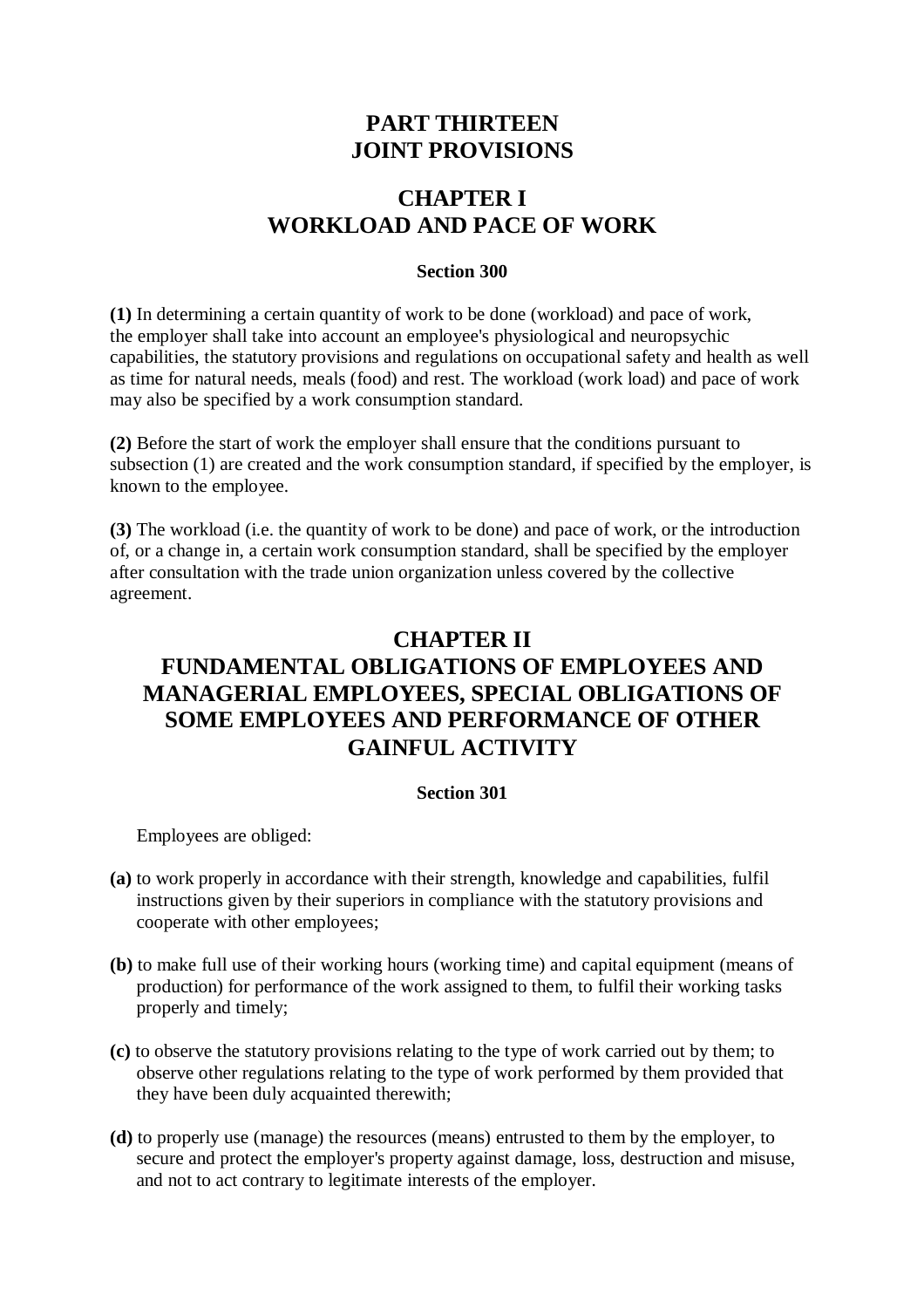# PART THIRTEEN
# JOINT PROVISIONS

## CHAPTER I
## WORKLOAD AND PACE OF WORK

### Section 300

**(1)** In determining a certain quantity of work to be done (workload) and pace of work, the employer shall take into account an employee's physiological and neuropsychic capabilities, the statutory provisions and regulations on occupational safety and health as well as time for natural needs, meals (food) and rest. The workload (work load) and pace of work may also be specified by a work consumption standard.

**(2)** Before the start of work the employer shall ensure that the conditions pursuant to subsection (1) are created and the work consumption standard, if specified by the employer, is known to the employee.

**(3)** The workload (i.e. the quantity of work to be done) and pace of work, or the introduction of, or a change in, a certain work consumption standard, shall be specified by the employer after consultation with the trade union organization unless covered by the collective agreement.

## CHAPTER II
## FUNDAMENTAL OBLIGATIONS OF EMPLOYEES AND MANAGERIAL EMPLOYEES, SPECIAL OBLIGATIONS OF SOME EMPLOYEES AND PERFORMANCE OF OTHER GAINFUL ACTIVITY

### Section 301

Employees are obliged:

**(a)** to work properly in accordance with their strength, knowledge and capabilities, fulfil instructions given by their superiors in compliance with the statutory provisions and cooperate with other employees;

**(b)** to make full use of their working hours (working time) and capital equipment (means of production) for performance of the work assigned to them, to fulfil their working tasks properly and timely;

**(c)** to observe the statutory provisions relating to the type of work carried out by them; to observe other regulations relating to the type of work performed by them provided that they have been duly acquainted therewith;

**(d)** to properly use (manage) the resources (means) entrusted to them by the employer, to secure and protect the employer's property against damage, loss, destruction and misuse, and not to act contrary to legitimate interests of the employer.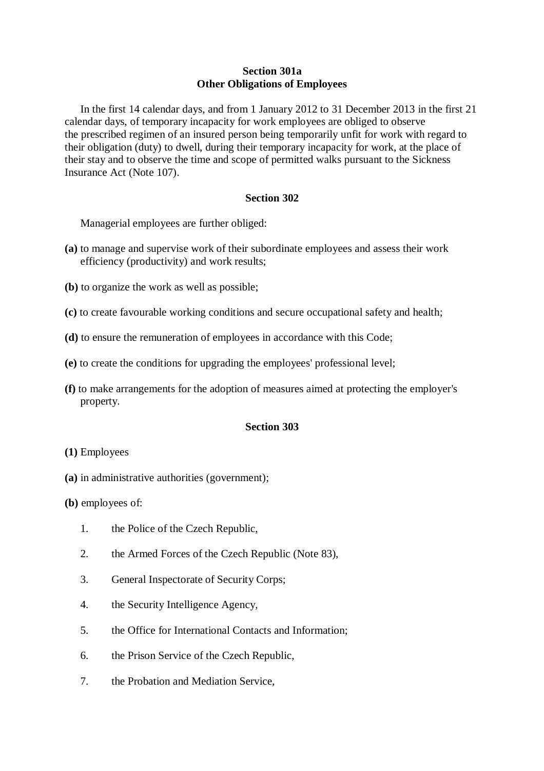**Section 301a**
**Other Obligations of Employees**

In the first 14 calendar days, and from 1 January 2012 to 31 December 2013 in the first 21 calendar days, of temporary incapacity for work employees are obliged to observe the prescribed regimen of an insured person being temporarily unfit for work with regard to their obligation (duty) to dwell, during their temporary incapacity for work, at the place of their stay and to observe the time and scope of permitted walks pursuant to the Sickness Insurance Act (Note 107).

**Section 302**

Managerial employees are further obliged:

**(a)** to manage and supervise work of their subordinate employees and assess their work efficiency (productivity) and work results;

**(b)** to organize the work as well as possible;

**(c)** to create favourable working conditions and secure occupational safety and health;

**(d)** to ensure the remuneration of employees in accordance with this Code;

**(e)** to create the conditions for upgrading the employees' professional level;

**(f)** to make arrangements for the adoption of measures aimed at protecting the employer's property.

**Section 303**

**(1)** Employees

**(a)** in administrative authorities (government);

**(b)** employees of:

1. the Police of the Czech Republic,
2. the Armed Forces of the Czech Republic (Note 83),
3. General Inspectorate of Security Corps;
4. the Security Intelligence Agency,
5. the Office for International Contacts and Information;
6. the Prison Service of the Czech Republic,
7. the Probation and Mediation Service,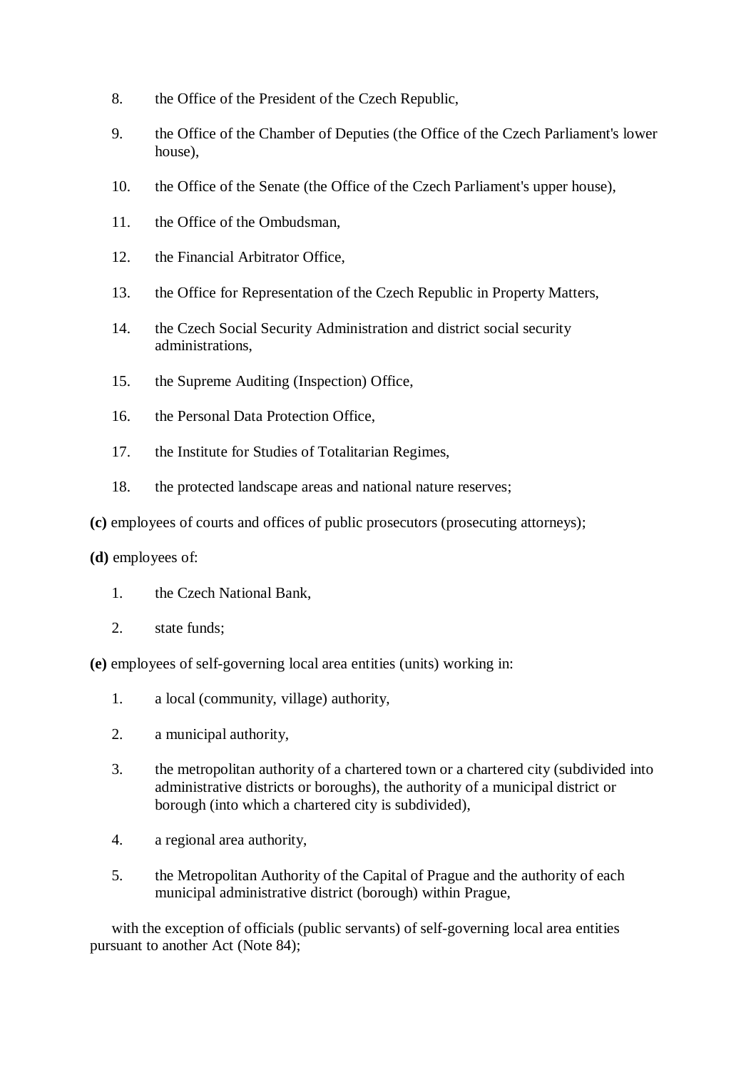8. the Office of the President of the Czech Republic,

9. the Office of the Chamber of Deputies (the Office of the Czech Parliament's lower house),

10. the Office of the Senate (the Office of the Czech Parliament's upper house),

11. the Office of the Ombudsman,

12. the Financial Arbitrator Office,

13. the Office for Representation of the Czech Republic in Property Matters,

14. the Czech Social Security Administration and district social security administrations,

15. the Supreme Auditing (Inspection) Office,

16. the Personal Data Protection Office,

17. the Institute for Studies of Totalitarian Regimes,

18. the protected landscape areas and national nature reserves;

**(c)** employees of courts and offices of public prosecutors (prosecuting attorneys);

**(d)** employees of:

1. the Czech National Bank,

2. state funds;

**(e)** employees of self-governing local area entities (units) working in:

1. a local (community, village) authority,

2. a municipal authority,

3. the metropolitan authority of a chartered town or a chartered city (subdivided into administrative districts or boroughs), the authority of a municipal district or borough (into which a chartered city is subdivided),

4. a regional area authority,

5. the Metropolitan Authority of the Capital of Prague and the authority of each municipal administrative district (borough) within Prague,

with the exception of officials (public servants) of self-governing local area entities pursuant to another Act (Note 84);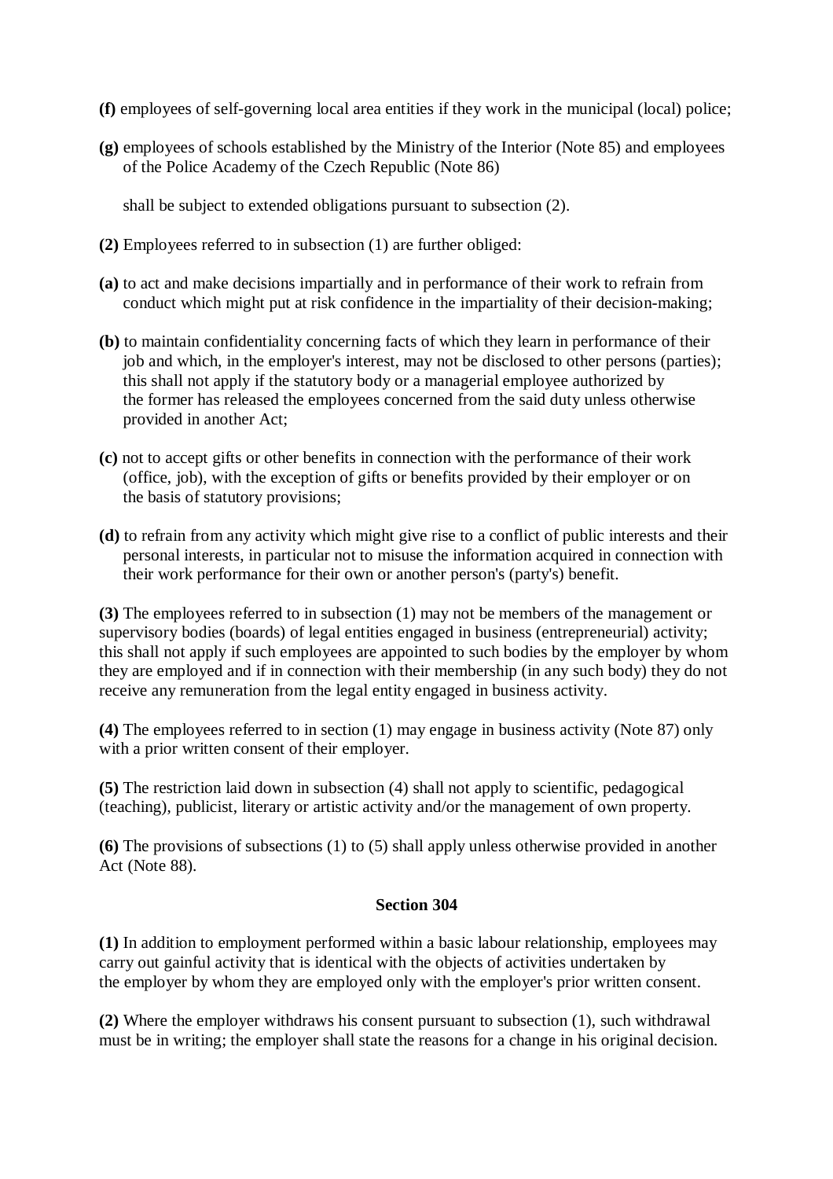**(f)** employees of self-governing local area entities if they work in the municipal (local) police;

**(g)** employees of schools established by the Ministry of the Interior (Note 85) and employees of the Police Academy of the Czech Republic (Note 86)

shall be subject to extended obligations pursuant to subsection (2).

**(2)** Employees referred to in subsection (1) are further obliged:

**(a)** to act and make decisions impartially and in performance of their work to refrain from conduct which might put at risk confidence in the impartiality of their decision-making;

**(b)** to maintain confidentiality concerning facts of which they learn in performance of their job and which, in the employer's interest, may not be disclosed to other persons (parties); this shall not apply if the statutory body or a managerial employee authorized by the former has released the employees concerned from the said duty unless otherwise provided in another Act;

**(c)** not to accept gifts or other benefits in connection with the performance of their work (office, job), with the exception of gifts or benefits provided by their employer or on the basis of statutory provisions;

**(d)** to refrain from any activity which might give rise to a conflict of public interests and their personal interests, in particular not to misuse the information acquired in connection with their work performance for their own or another person's (party's) benefit.

**(3)** The employees referred to in subsection (1) may not be members of the management or supervisory bodies (boards) of legal entities engaged in business (entrepreneurial) activity; this shall not apply if such employees are appointed to such bodies by the employer by whom they are employed and if in connection with their membership (in any such body) they do not receive any remuneration from the legal entity engaged in business activity.

**(4)** The employees referred to in section (1) may engage in business activity (Note 87) only with a prior written consent of their employer.

**(5)** The restriction laid down in subsection (4) shall not apply to scientific, pedagogical (teaching), publicist, literary or artistic activity and/or the management of own property.

**(6)** The provisions of subsections (1) to (5) shall apply unless otherwise provided in another Act (Note 88).

### Section 304

**(1)** In addition to employment performed within a basic labour relationship, employees may carry out gainful activity that is identical with the objects of activities undertaken by the employer by whom they are employed only with the employer's prior written consent.

**(2)** Where the employer withdraws his consent pursuant to subsection (1), such withdrawal must be in writing; the employer shall state the reasons for a change in his original decision.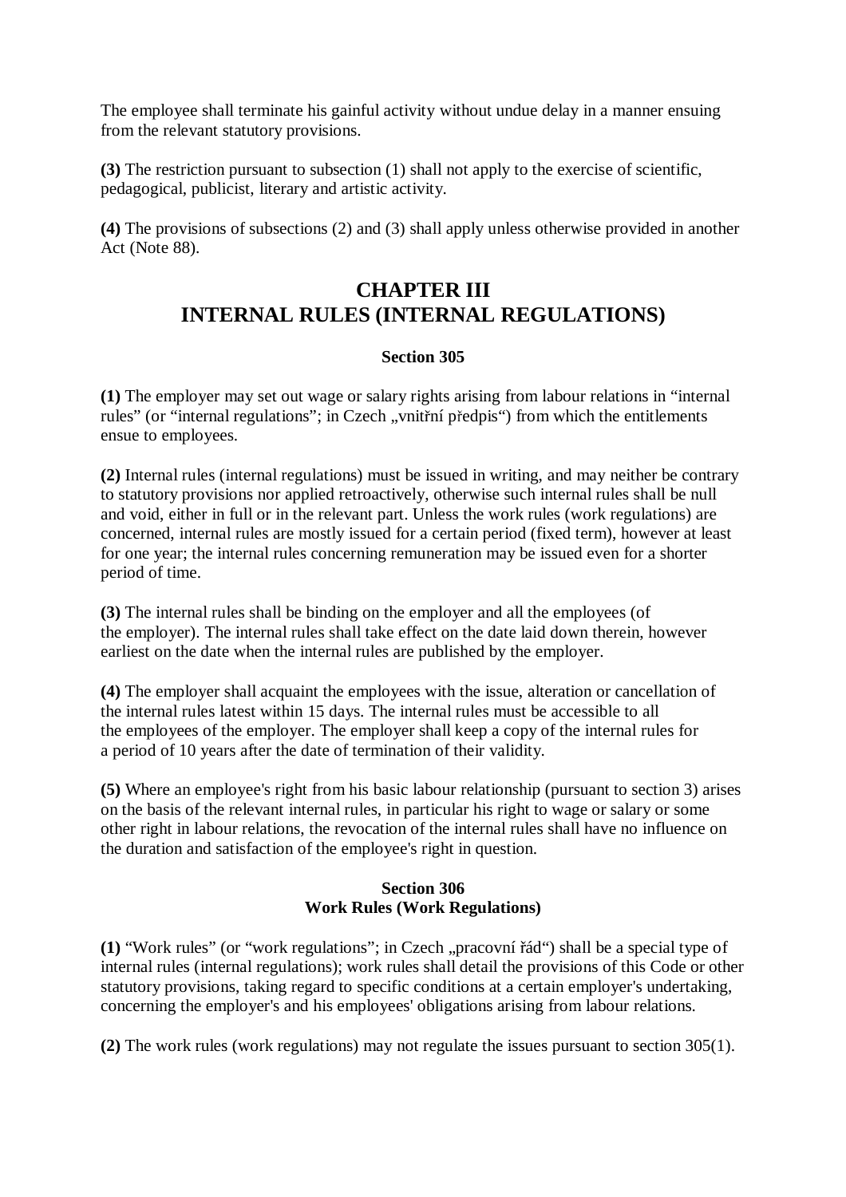The employee shall terminate his gainful activity without undue delay in a manner ensuing from the relevant statutory provisions.

**(3)** The restriction pursuant to subsection (1) shall not apply to the exercise of scientific, pedagogical, publicist, literary and artistic activity.

**(4)** The provisions of subsections (2) and (3) shall apply unless otherwise provided in another Act (Note 88).

## CHAPTER III
## INTERNAL RULES (INTERNAL REGULATIONS)

### Section 305

**(1)** The employer may set out wage or salary rights arising from labour relations in "internal rules" (or "internal regulations"; in Czech „vnitřní předpis") from which the entitlements ensue to employees.

**(2)** Internal rules (internal regulations) must be issued in writing, and may neither be contrary to statutory provisions nor applied retroactively, otherwise such internal rules shall be null and void, either in full or in the relevant part. Unless the work rules (work regulations) are concerned, internal rules are mostly issued for a certain period (fixed term), however at least for one year; the internal rules concerning remuneration may be issued even for a shorter period of time.

**(3)** The internal rules shall be binding on the employer and all the employees (of the employer). The internal rules shall take effect on the date laid down therein, however earliest on the date when the internal rules are published by the employer.

**(4)** The employer shall acquaint the employees with the issue, alteration or cancellation of the internal rules latest within 15 days. The internal rules must be accessible to all the employees of the employer. The employer shall keep a copy of the internal rules for a period of 10 years after the date of termination of their validity.

**(5)** Where an employee's right from his basic labour relationship (pursuant to section 3) arises on the basis of the relevant internal rules, in particular his right to wage or salary or some other right in labour relations, the revocation of the internal rules shall have no influence on the duration and satisfaction of the employee's right in question.

### Section 306
### Work Rules (Work Regulations)

**(1)** "Work rules" (or "work regulations"; in Czech „pracovní řád") shall be a special type of internal rules (internal regulations); work rules shall detail the provisions of this Code or other statutory provisions, taking regard to specific conditions at a certain employer's undertaking, concerning the employer's and his employees' obligations arising from labour relations.

**(2)** The work rules (work regulations) may not regulate the issues pursuant to section 305(1).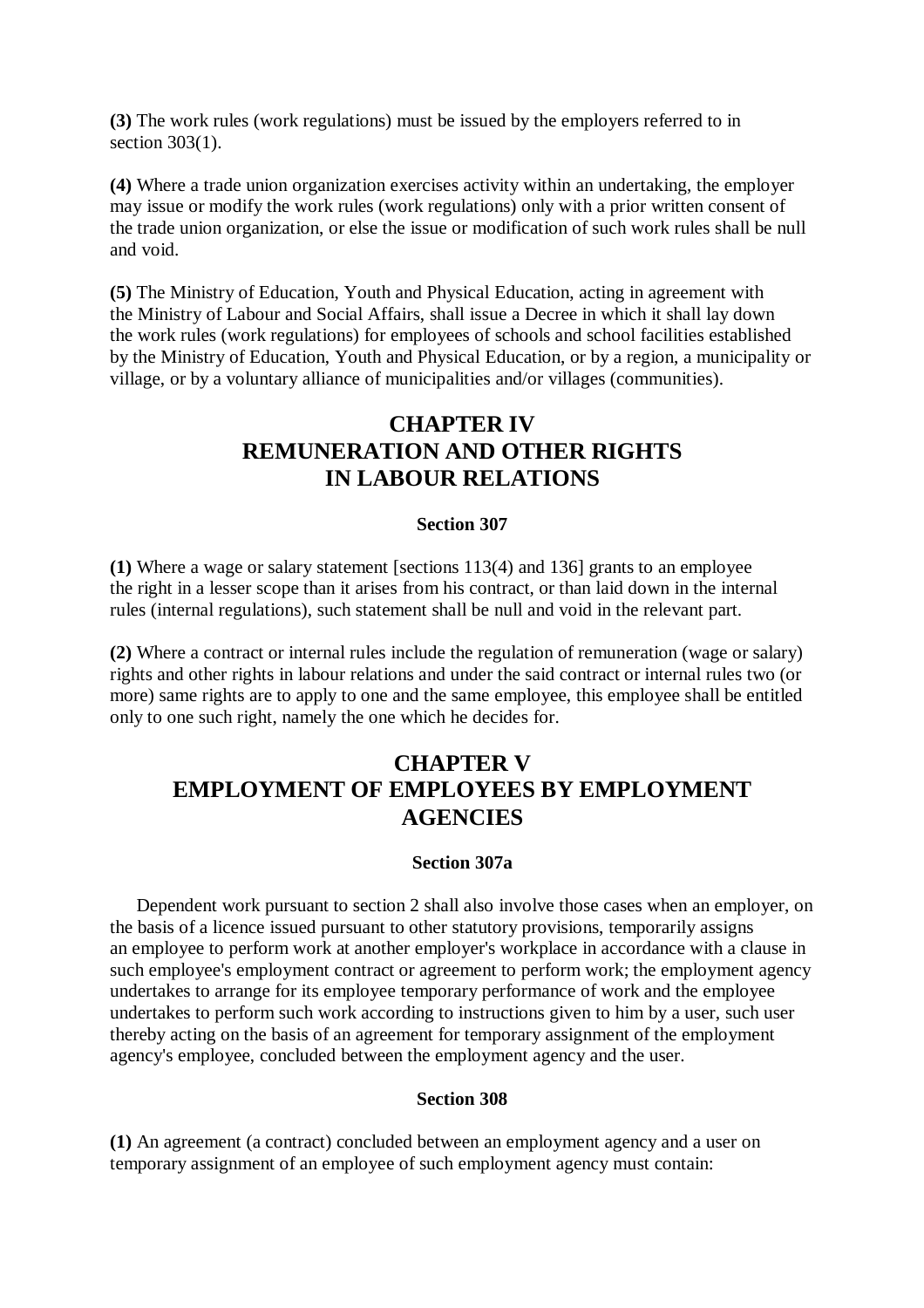**(3)** The work rules (work regulations) must be issued by the employers referred to in section 303(1).

**(4)** Where a trade union organization exercises activity within an undertaking, the employer may issue or modify the work rules (work regulations) only with a prior written consent of the trade union organization, or else the issue or modification of such work rules shall be null and void.

**(5)** The Ministry of Education, Youth and Physical Education, acting in agreement with the Ministry of Labour and Social Affairs, shall issue a Decree in which it shall lay down the work rules (work regulations) for employees of schools and school facilities established by the Ministry of Education, Youth and Physical Education, or by a region, a municipality or village, or by a voluntary alliance of municipalities and/or villages (communities).

## CHAPTER IV REMUNERATION AND OTHER RIGHTS IN LABOUR RELATIONS

#### Section 307

**(1)** Where a wage or salary statement [sections 113(4) and 136] grants to an employee the right in a lesser scope than it arises from his contract, or than laid down in the internal rules (internal regulations), such statement shall be null and void in the relevant part.

**(2)** Where a contract or internal rules include the regulation of remuneration (wage or salary) rights and other rights in labour relations and under the said contract or internal rules two (or more) same rights are to apply to one and the same employee, this employee shall be entitled only to one such right, namely the one which he decides for.

## CHAPTER V EMPLOYMENT OF EMPLOYEES BY EMPLOYMENT AGENCIES

#### Section 307a

Dependent work pursuant to section 2 shall also involve those cases when an employer, on the basis of a licence issued pursuant to other statutory provisions, temporarily assigns an employee to perform work at another employer's workplace in accordance with a clause in such employee's employment contract or agreement to perform work; the employment agency undertakes to arrange for its employee temporary performance of work and the employee undertakes to perform such work according to instructions given to him by a user, such user thereby acting on the basis of an agreement for temporary assignment of the employment agency's employee, concluded between the employment agency and the user.

#### Section 308

**(1)** An agreement (a contract) concluded between an employment agency and a user on temporary assignment of an employee of such employment agency must contain: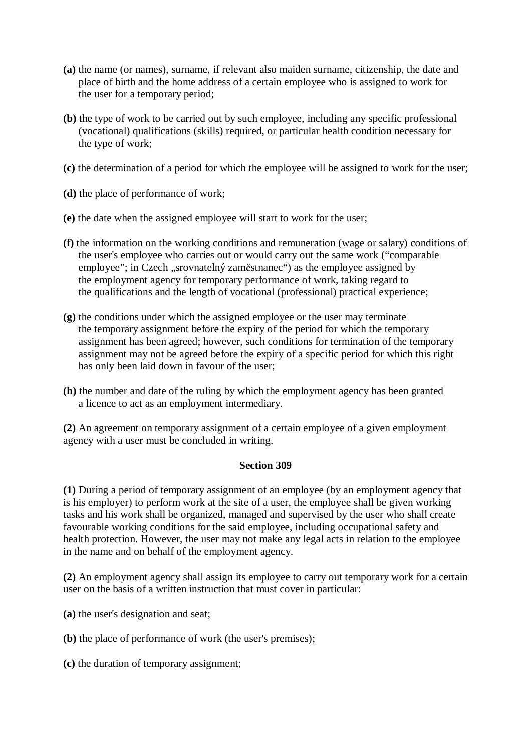**(a)** the name (or names), surname, if relevant also maiden surname, citizenship, the date and place of birth and the home address of a certain employee who is assigned to work for the user for a temporary period;

**(b)** the type of work to be carried out by such employee, including any specific professional (vocational) qualifications (skills) required, or particular health condition necessary for the type of work;

**(c)** the determination of a period for which the employee will be assigned to work for the user;

**(d)** the place of performance of work;

**(e)** the date when the assigned employee will start to work for the user;

**(f)** the information on the working conditions and remuneration (wage or salary) conditions of the user's employee who carries out or would carry out the same work ("comparable employee"; in Czech „srovnatelný zaměstnanec") as the employee assigned by the employment agency for temporary performance of work, taking regard to the qualifications and the length of vocational (professional) practical experience;

**(g)** the conditions under which the assigned employee or the user may terminate the temporary assignment before the expiry of the period for which the temporary assignment has been agreed; however, such conditions for termination of the temporary assignment may not be agreed before the expiry of a specific period for which this right has only been laid down in favour of the user;

**(h)** the number and date of the ruling by which the employment agency has been granted a licence to act as an employment intermediary.

**(2)** An agreement on temporary assignment of a certain employee of a given employment agency with a user must be concluded in writing.

### Section 309

**(1)** During a period of temporary assignment of an employee (by an employment agency that is his employer) to perform work at the site of a user, the employee shall be given working tasks and his work shall be organized, managed and supervised by the user who shall create favourable working conditions for the said employee, including occupational safety and health protection. However, the user may not make any legal acts in relation to the employee in the name and on behalf of the employment agency.

**(2)** An employment agency shall assign its employee to carry out temporary work for a certain user on the basis of a written instruction that must cover in particular:

**(a)** the user's designation and seat;

**(b)** the place of performance of work (the user's premises);

**(c)** the duration of temporary assignment;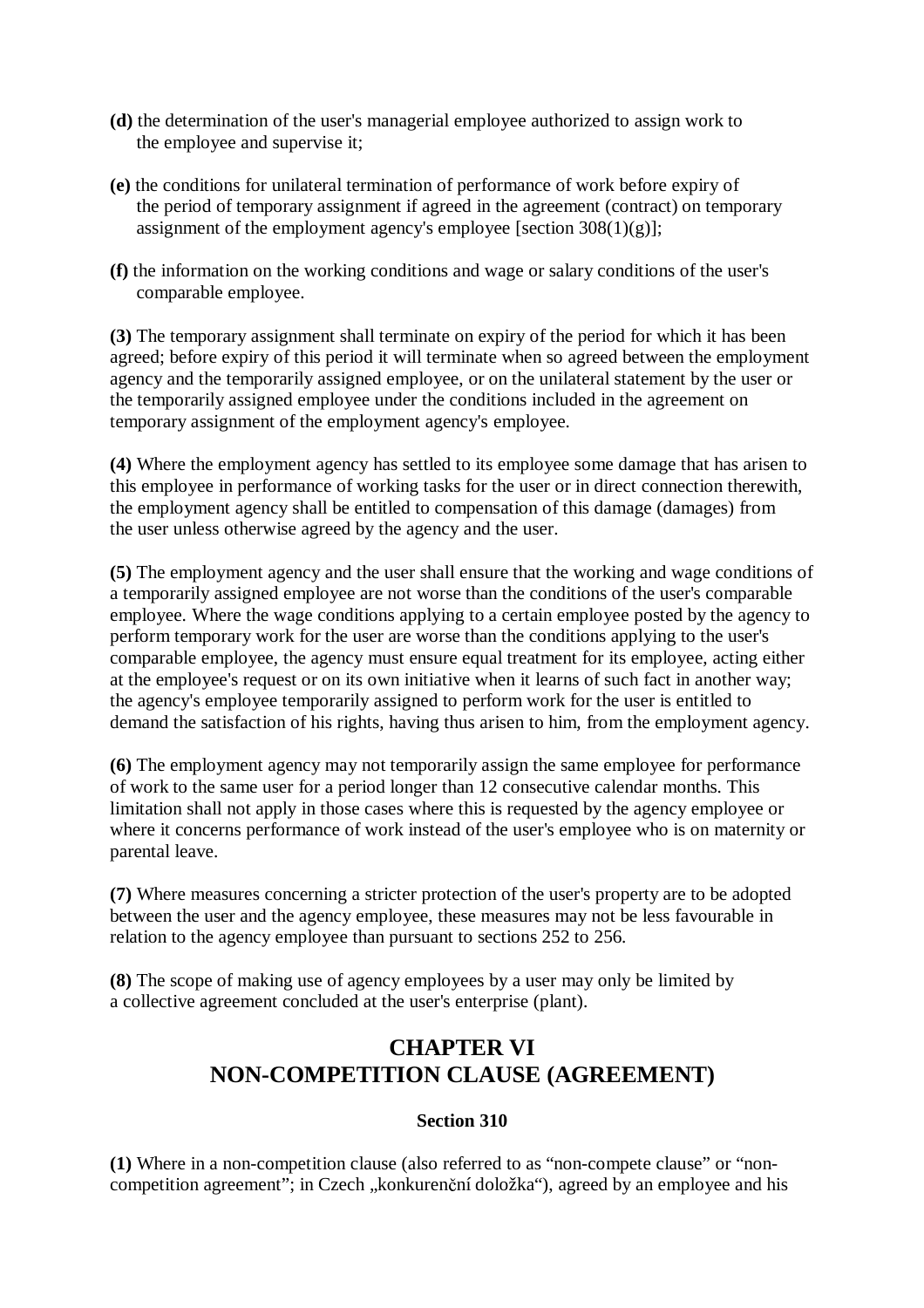**(d)** the determination of the user's managerial employee authorized to assign work to the employee and supervise it;

**(e)** the conditions for unilateral termination of performance of work before expiry of the period of temporary assignment if agreed in the agreement (contract) on temporary assignment of the employment agency's employee [section 308(1)(g)];

**(f)** the information on the working conditions and wage or salary conditions of the user's comparable employee.

**(3)** The temporary assignment shall terminate on expiry of the period for which it has been agreed; before expiry of this period it will terminate when so agreed between the employment agency and the temporarily assigned employee, or on the unilateral statement by the user or the temporarily assigned employee under the conditions included in the agreement on temporary assignment of the employment agency's employee.

**(4)** Where the employment agency has settled to its employee some damage that has arisen to this employee in performance of working tasks for the user or in direct connection therewith, the employment agency shall be entitled to compensation of this damage (damages) from the user unless otherwise agreed by the agency and the user.

**(5)** The employment agency and the user shall ensure that the working and wage conditions of a temporarily assigned employee are not worse than the conditions of the user's comparable employee. Where the wage conditions applying to a certain employee posted by the agency to perform temporary work for the user are worse than the conditions applying to the user's comparable employee, the agency must ensure equal treatment for its employee, acting either at the employee's request or on its own initiative when it learns of such fact in another way; the agency's employee temporarily assigned to perform work for the user is entitled to demand the satisfaction of his rights, having thus arisen to him, from the employment agency.

**(6)** The employment agency may not temporarily assign the same employee for performance of work to the same user for a period longer than 12 consecutive calendar months. This limitation shall not apply in those cases where this is requested by the agency employee or where it concerns performance of work instead of the user's employee who is on maternity or parental leave.

**(7)** Where measures concerning a stricter protection of the user's property are to be adopted between the user and the agency employee, these measures may not be less favourable in relation to the agency employee than pursuant to sections 252 to 256.

**(8)** The scope of making use of agency employees by a user may only be limited by a collective agreement concluded at the user's enterprise (plant).

## CHAPTER VI
## NON-COMPETITION CLAUSE (AGREEMENT)

### Section 310

**(1)** Where in a non-competition clause (also referred to as "non-compete clause" or "non-competition agreement"; in Czech „konkurenční doložka"), agreed by an employee and his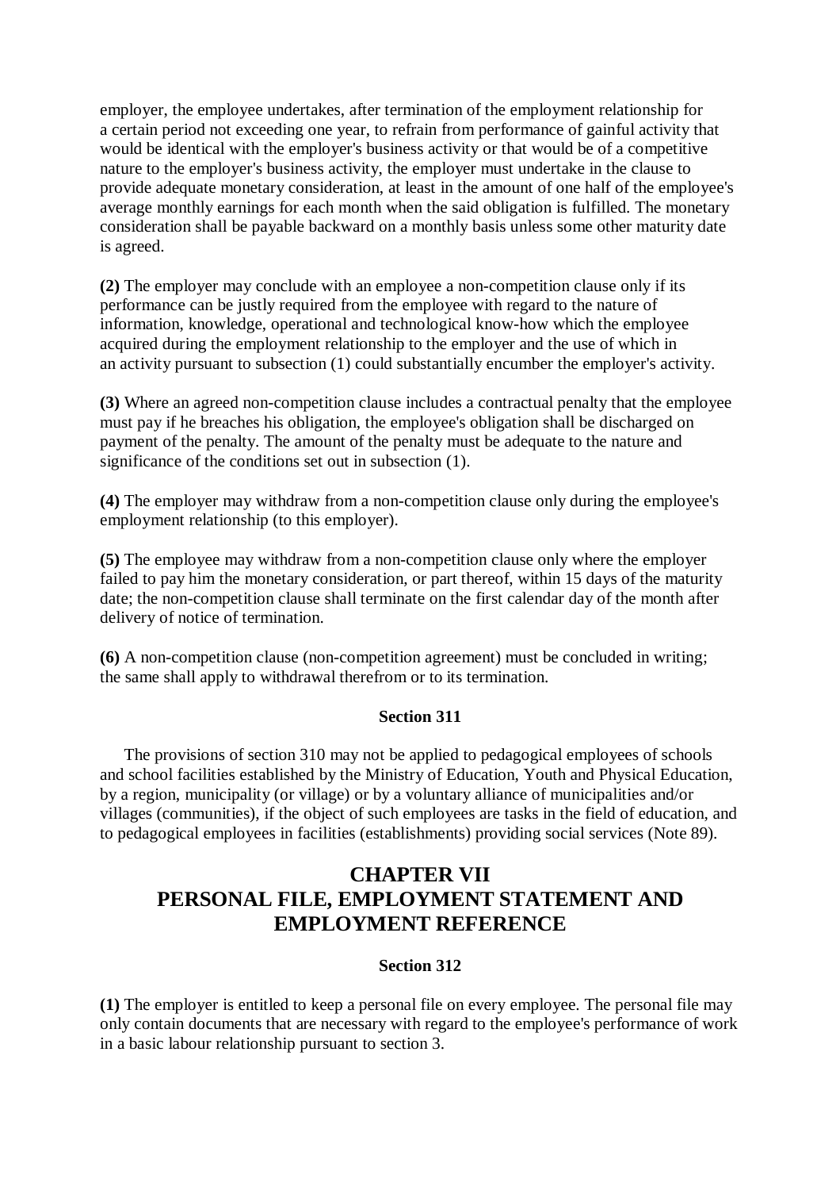employer, the employee undertakes, after termination of the employment relationship for a certain period not exceeding one year, to refrain from performance of gainful activity that would be identical with the employer's business activity or that would be of a competitive nature to the employer's business activity, the employer must undertake in the clause to provide adequate monetary consideration, at least in the amount of one half of the employee's average monthly earnings for each month when the said obligation is fulfilled. The monetary consideration shall be payable backward on a monthly basis unless some other maturity date is agreed.

**(2)** The employer may conclude with an employee a non-competition clause only if its performance can be justly required from the employee with regard to the nature of information, knowledge, operational and technological know-how which the employee acquired during the employment relationship to the employer and the use of which in an activity pursuant to subsection (1) could substantially encumber the employer's activity.

**(3)** Where an agreed non-competition clause includes a contractual penalty that the employee must pay if he breaches his obligation, the employee's obligation shall be discharged on payment of the penalty. The amount of the penalty must be adequate to the nature and significance of the conditions set out in subsection (1).

**(4)** The employer may withdraw from a non-competition clause only during the employee's employment relationship (to this employer).

**(5)** The employee may withdraw from a non-competition clause only where the employer failed to pay him the monetary consideration, or part thereof, within 15 days of the maturity date; the non-competition clause shall terminate on the first calendar day of the month after delivery of notice of termination.

**(6)** A non-competition clause (non-competition agreement) must be concluded in writing; the same shall apply to withdrawal therefrom or to its termination.

#### Section 311

The provisions of section 310 may not be applied to pedagogical employees of schools and school facilities established by the Ministry of Education, Youth and Physical Education, by a region, municipality (or village) or by a voluntary alliance of municipalities and/or villages (communities), if the object of such employees are tasks in the field of education, and to pedagogical employees in facilities (establishments) providing social services (Note 89).

## CHAPTER VII PERSONAL FILE, EMPLOYMENT STATEMENT AND EMPLOYMENT REFERENCE

#### Section 312

**(1)** The employer is entitled to keep a personal file on every employee. The personal file may only contain documents that are necessary with regard to the employee's performance of work in a basic labour relationship pursuant to section 3.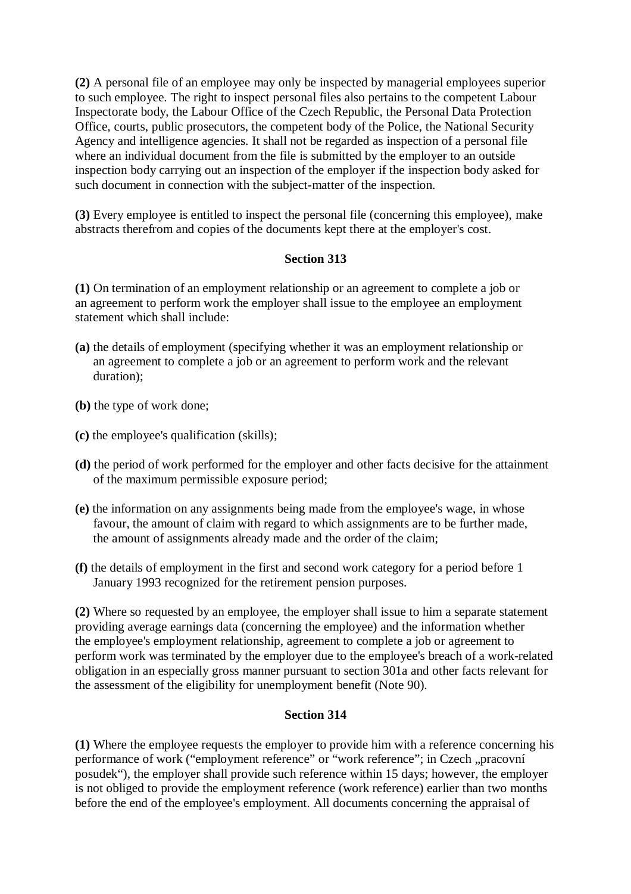**(2)** A personal file of an employee may only be inspected by managerial employees superior to such employee. The right to inspect personal files also pertains to the competent Labour Inspectorate body, the Labour Office of the Czech Republic, the Personal Data Protection Office, courts, public prosecutors, the competent body of the Police, the National Security Agency and intelligence agencies. It shall not be regarded as inspection of a personal file where an individual document from the file is submitted by the employer to an outside inspection body carrying out an inspection of the employer if the inspection body asked for such document in connection with the subject-matter of the inspection.

**(3)** Every employee is entitled to inspect the personal file (concerning this employee), make abstracts therefrom and copies of the documents kept there at the employer's cost.

### Section 313

**(1)** On termination of an employment relationship or an agreement to complete a job or an agreement to perform work the employer shall issue to the employee an employment statement which shall include:

**(a)** the details of employment (specifying whether it was an employment relationship or an agreement to complete a job or an agreement to perform work and the relevant duration);

**(b)** the type of work done;

**(c)** the employee's qualification (skills);

**(d)** the period of work performed for the employer and other facts decisive for the attainment of the maximum permissible exposure period;

**(e)** the information on any assignments being made from the employee's wage, in whose favour, the amount of claim with regard to which assignments are to be further made, the amount of assignments already made and the order of the claim;

**(f)** the details of employment in the first and second work category for a period before 1 January 1993 recognized for the retirement pension purposes.

**(2)** Where so requested by an employee, the employer shall issue to him a separate statement providing average earnings data (concerning the employee) and the information whether the employee's employment relationship, agreement to complete a job or agreement to perform work was terminated by the employer due to the employee's breach of a work-related obligation in an especially gross manner pursuant to section 301a and other facts relevant for the assessment of the eligibility for unemployment benefit (Note 90).

### Section 314

**(1)** Where the employee requests the employer to provide him with a reference concerning his performance of work ("employment reference" or "work reference"; in Czech „pracovní posudek"), the employer shall provide such reference within 15 days; however, the employer is not obliged to provide the employment reference (work reference) earlier than two months before the end of the employee's employment. All documents concerning the appraisal of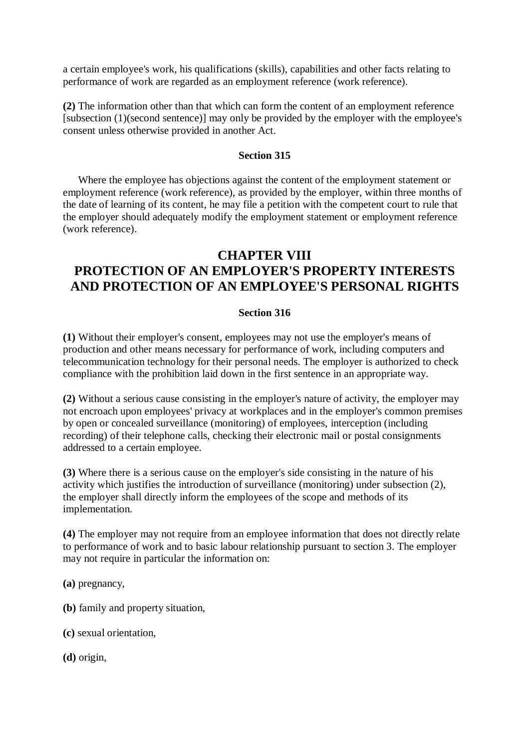a certain employee's work, his qualifications (skills), capabilities and other facts relating to performance of work are regarded as an employment reference (work reference).

**(2)** The information other than that which can form the content of an employment reference [subsection (1)(second sentence)] may only be provided by the employer with the employee's consent unless otherwise provided in another Act.

#### Section 315

Where the employee has objections against the content of the employment statement or employment reference (work reference), as provided by the employer, within three months of the date of learning of its content, he may file a petition with the competent court to rule that the employer should adequately modify the employment statement or employment reference (work reference).

## CHAPTER VIII
## PROTECTION OF AN EMPLOYER'S PROPERTY INTERESTS AND PROTECTION OF AN EMPLOYEE'S PERSONAL RIGHTS

#### Section 316

**(1)** Without their employer's consent, employees may not use the employer's means of production and other means necessary for performance of work, including computers and telecommunication technology for their personal needs. The employer is authorized to check compliance with the prohibition laid down in the first sentence in an appropriate way.

**(2)** Without a serious cause consisting in the employer's nature of activity, the employer may not encroach upon employees' privacy at workplaces and in the employer's common premises by open or concealed surveillance (monitoring) of employees, interception (including recording) of their telephone calls, checking their electronic mail or postal consignments addressed to a certain employee.

**(3)** Where there is a serious cause on the employer's side consisting in the nature of his activity which justifies the introduction of surveillance (monitoring) under subsection (2), the employer shall directly inform the employees of the scope and methods of its implementation.

**(4)** The employer may not require from an employee information that does not directly relate to performance of work and to basic labour relationship pursuant to section 3. The employer may not require in particular the information on:

**(a)** pregnancy,

**(b)** family and property situation,

**(c)** sexual orientation,

**(d)** origin,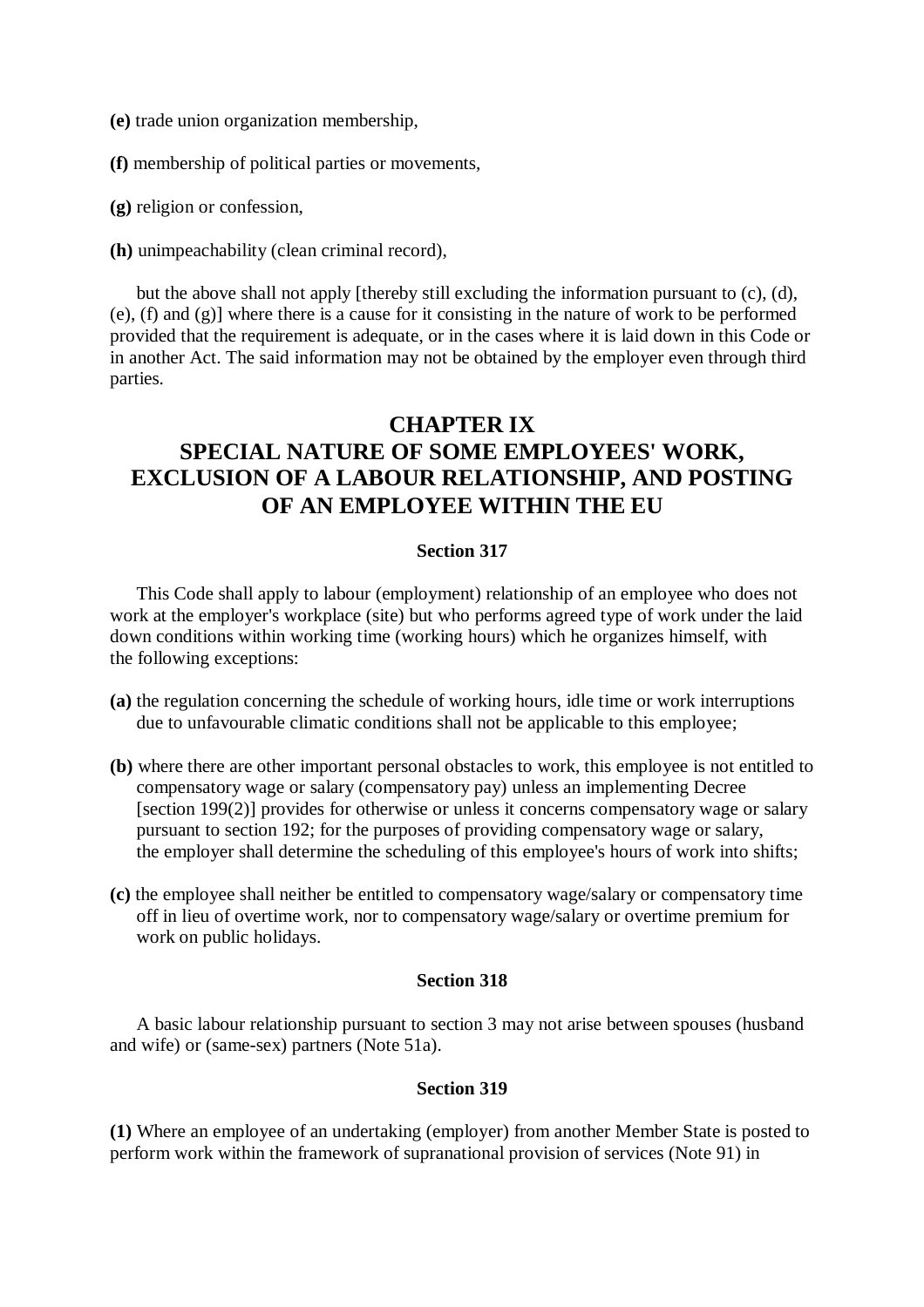**(e)** trade union organization membership,

**(f)** membership of political parties or movements,

**(g)** religion or confession,

**(h)** unimpeachability (clean criminal record),

but the above shall not apply [thereby still excluding the information pursuant to (c), (d), (e), (f) and (g)] where there is a cause for it consisting in the nature of work to be performed provided that the requirement is adequate, or in the cases where it is laid down in this Code or in another Act. The said information may not be obtained by the employer even through third parties.

# CHAPTER IX
# SPECIAL NATURE OF SOME EMPLOYEES' WORK, EXCLUSION OF A LABOUR RELATIONSHIP, AND POSTING OF AN EMPLOYEE WITHIN THE EU

### Section 317

This Code shall apply to labour (employment) relationship of an employee who does not work at the employer's workplace (site) but who performs agreed type of work under the laid down conditions within working time (working hours) which he organizes himself, with the following exceptions:

**(a)** the regulation concerning the schedule of working hours, idle time or work interruptions due to unfavourable climatic conditions shall not be applicable to this employee;

**(b)** where there are other important personal obstacles to work, this employee is not entitled to compensatory wage or salary (compensatory pay) unless an implementing Decree [section 199(2)] provides for otherwise or unless it concerns compensatory wage or salary pursuant to section 192; for the purposes of providing compensatory wage or salary, the employer shall determine the scheduling of this employee's hours of work into shifts;

**(c)** the employee shall neither be entitled to compensatory wage/salary or compensatory time off in lieu of overtime work, nor to compensatory wage/salary or overtime premium for work on public holidays.

### Section 318

A basic labour relationship pursuant to section 3 may not arise between spouses (husband and wife) or (same-sex) partners (Note 51a).

### Section 319

**(1)** Where an employee of an undertaking (employer) from another Member State is posted to perform work within the framework of supranational provision of services (Note 91) in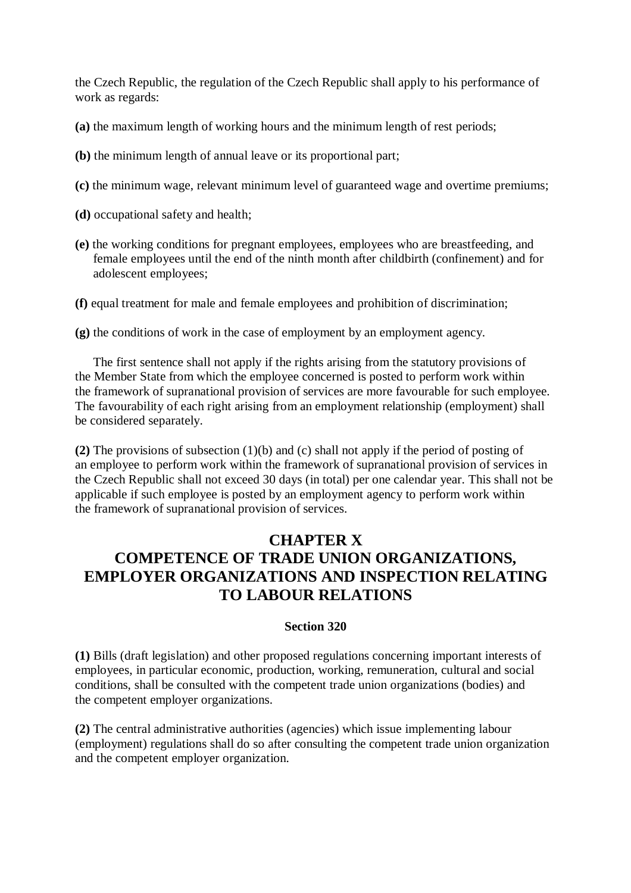the Czech Republic, the regulation of the Czech Republic shall apply to his performance of work as regards:

**(a)** the maximum length of working hours and the minimum length of rest periods;

**(b)** the minimum length of annual leave or its proportional part;

**(c)** the minimum wage, relevant minimum level of guaranteed wage and overtime premiums;

**(d)** occupational safety and health;

**(e)** the working conditions for pregnant employees, employees who are breastfeeding, and female employees until the end of the ninth month after childbirth (confinement) and for adolescent employees;

**(f)** equal treatment for male and female employees and prohibition of discrimination;

**(g)** the conditions of work in the case of employment by an employment agency.

The first sentence shall not apply if the rights arising from the statutory provisions of the Member State from which the employee concerned is posted to perform work within the framework of supranational provision of services are more favourable for such employee. The favourability of each right arising from an employment relationship (employment) shall be considered separately.

**(2)** The provisions of subsection (1)(b) and (c) shall not apply if the period of posting of an employee to perform work within the framework of supranational provision of services in the Czech Republic shall not exceed 30 days (in total) per one calendar year. This shall not be applicable if such employee is posted by an employment agency to perform work within the framework of supranational provision of services.

## CHAPTER X
## COMPETENCE OF TRADE UNION ORGANIZATIONS, EMPLOYER ORGANIZATIONS AND INSPECTION RELATING TO LABOUR RELATIONS

### Section 320

**(1)** Bills (draft legislation) and other proposed regulations concerning important interests of employees, in particular economic, production, working, remuneration, cultural and social conditions, shall be consulted with the competent trade union organizations (bodies) and the competent employer organizations.

**(2)** The central administrative authorities (agencies) which issue implementing labour (employment) regulations shall do so after consulting the competent trade union organization and the competent employer organization.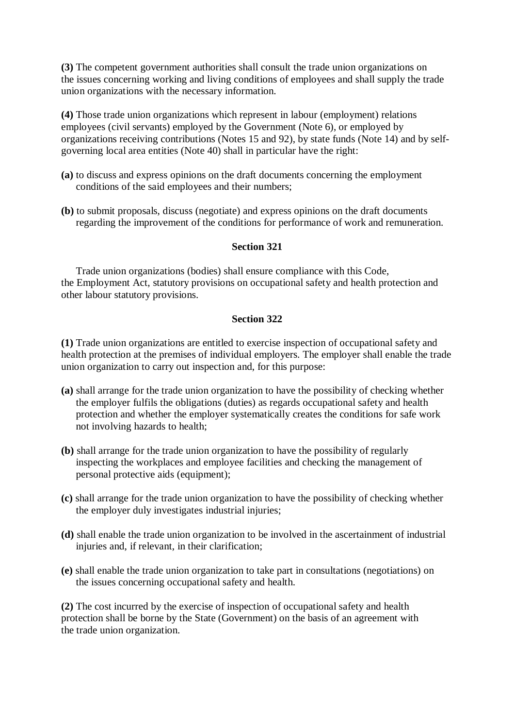**(3)** The competent government authorities shall consult the trade union organizations on the issues concerning working and living conditions of employees and shall supply the trade union organizations with the necessary information.

**(4)** Those trade union organizations which represent in labour (employment) relations employees (civil servants) employed by the Government (Note 6), or employed by organizations receiving contributions (Notes 15 and 92), by state funds (Note 14) and by self-governing local area entities (Note 40) shall in particular have the right:

**(a)** to discuss and express opinions on the draft documents concerning the employment conditions of the said employees and their numbers;

**(b)** to submit proposals, discuss (negotiate) and express opinions on the draft documents regarding the improvement of the conditions for performance of work and remuneration.

**Section 321**

Trade union organizations (bodies) shall ensure compliance with this Code, the Employment Act, statutory provisions on occupational safety and health protection and other labour statutory provisions.

**Section 322**

**(1)** Trade union organizations are entitled to exercise inspection of occupational safety and health protection at the premises of individual employers. The employer shall enable the trade union organization to carry out inspection and, for this purpose:

**(a)** shall arrange for the trade union organization to have the possibility of checking whether the employer fulfils the obligations (duties) as regards occupational safety and health protection and whether the employer systematically creates the conditions for safe work not involving hazards to health;

**(b)** shall arrange for the trade union organization to have the possibility of regularly inspecting the workplaces and employee facilities and checking the management of personal protective aids (equipment);

**(c)** shall arrange for the trade union organization to have the possibility of checking whether the employer duly investigates industrial injuries;

**(d)** shall enable the trade union organization to be involved in the ascertainment of industrial injuries and, if relevant, in their clarification;

**(e)** shall enable the trade union organization to take part in consultations (negotiations) on the issues concerning occupational safety and health.

**(2)** The cost incurred by the exercise of inspection of occupational safety and health protection shall be borne by the State (Government) on the basis of an agreement with the trade union organization.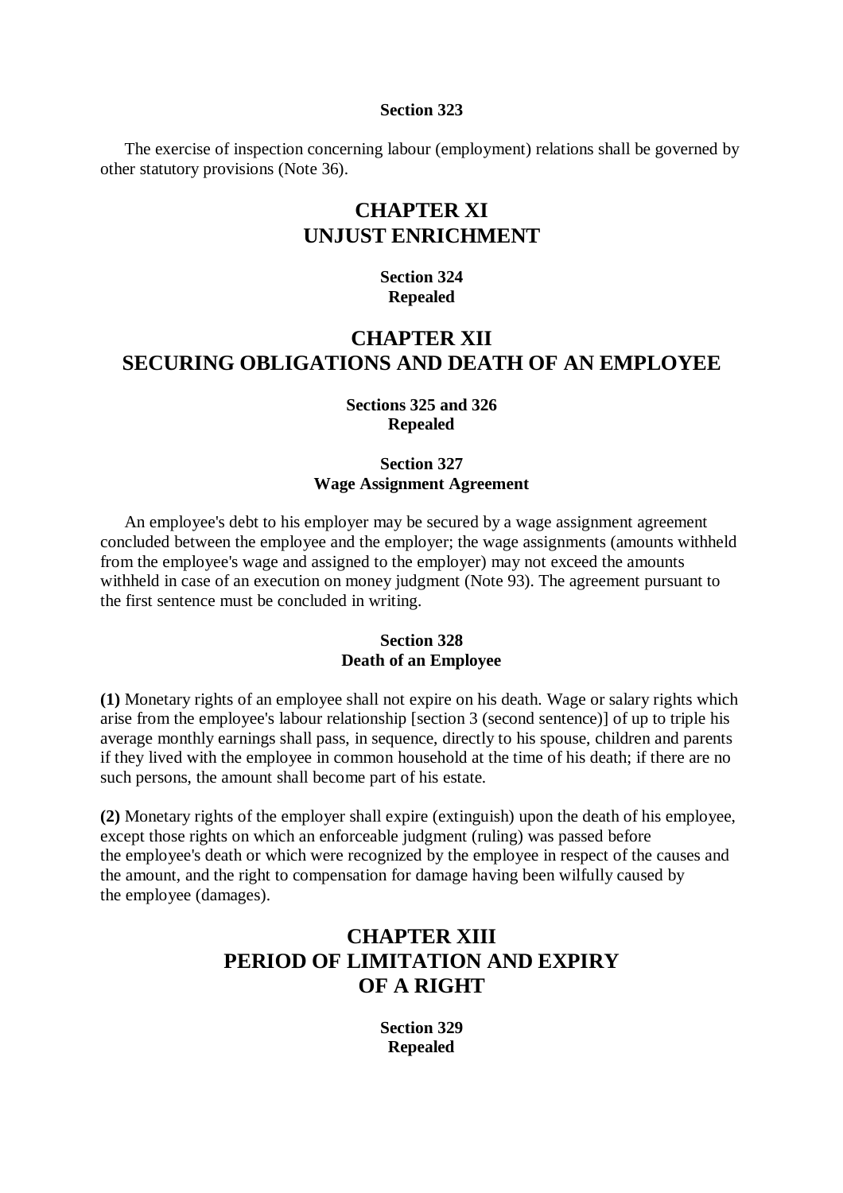**Section 323**

The exercise of inspection concerning labour (employment) relations shall be governed by other statutory provisions (Note 36).

## CHAPTER XI
## UNJUST ENRICHMENT

**Section 324**
**Repealed**

## CHAPTER XII
## SECURING OBLIGATIONS AND DEATH OF AN EMPLOYEE

**Sections 325 and 326**
**Repealed**

**Section 327**
**Wage Assignment Agreement**

An employee's debt to his employer may be secured by a wage assignment agreement concluded between the employee and the employer; the wage assignments (amounts withheld from the employee's wage and assigned to the employer) may not exceed the amounts withheld in case of an execution on money judgment (Note 93). The agreement pursuant to the first sentence must be concluded in writing.

**Section 328**
**Death of an Employee**

**(1)** Monetary rights of an employee shall not expire on his death. Wage or salary rights which arise from the employee's labour relationship [section 3 (second sentence)] of up to triple his average monthly earnings shall pass, in sequence, directly to his spouse, children and parents if they lived with the employee in common household at the time of his death; if there are no such persons, the amount shall become part of his estate.

**(2)** Monetary rights of the employer shall expire (extinguish) upon the death of his employee, except those rights on which an enforceable judgment (ruling) was passed before the employee's death or which were recognized by the employee in respect of the causes and the amount, and the right to compensation for damage having been wilfully caused by the employee (damages).

## CHAPTER XIII
## PERIOD OF LIMITATION AND EXPIRY OF A RIGHT

**Section 329**
**Repealed**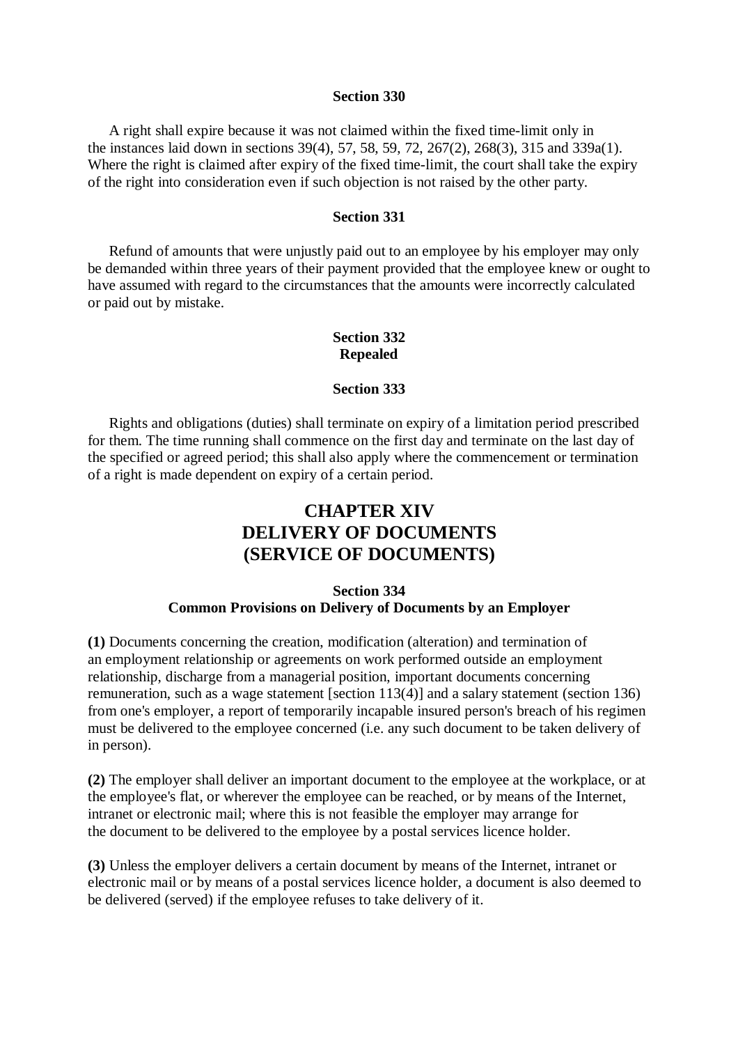#### Section 330

A right shall expire because it was not claimed within the fixed time-limit only in the instances laid down in sections 39(4), 57, 58, 59, 72, 267(2), 268(3), 315 and 339a(1). Where the right is claimed after expiry of the fixed time-limit, the court shall take the expiry of the right into consideration even if such objection is not raised by the other party.

#### Section 331

Refund of amounts that were unjustly paid out to an employee by his employer may only be demanded within three years of their payment provided that the employee knew or ought to have assumed with regard to the circumstances that the amounts were incorrectly calculated or paid out by mistake.

#### Section 332
#### Repealed

#### Section 333

Rights and obligations (duties) shall terminate on expiry of a limitation period prescribed for them. The time running shall commence on the first day and terminate on the last day of the specified or agreed period; this shall also apply where the commencement or termination of a right is made dependent on expiry of a certain period.

# CHAPTER XIV
# DELIVERY OF DOCUMENTS
# (SERVICE OF DOCUMENTS)

#### Section 334
#### Common Provisions on Delivery of Documents by an Employer

**(1)** Documents concerning the creation, modification (alteration) and termination of an employment relationship or agreements on work performed outside an employment relationship, discharge from a managerial position, important documents concerning remuneration, such as a wage statement [section 113(4)] and a salary statement (section 136) from one's employer, a report of temporarily incapable insured person's breach of his regimen must be delivered to the employee concerned (i.e. any such document to be taken delivery of in person).

**(2)** The employer shall deliver an important document to the employee at the workplace, or at the employee's flat, or wherever the employee can be reached, or by means of the Internet, intranet or electronic mail; where this is not feasible the employer may arrange for the document to be delivered to the employee by a postal services licence holder.

**(3)** Unless the employer delivers a certain document by means of the Internet, intranet or electronic mail or by means of a postal services licence holder, a document is also deemed to be delivered (served) if the employee refuses to take delivery of it.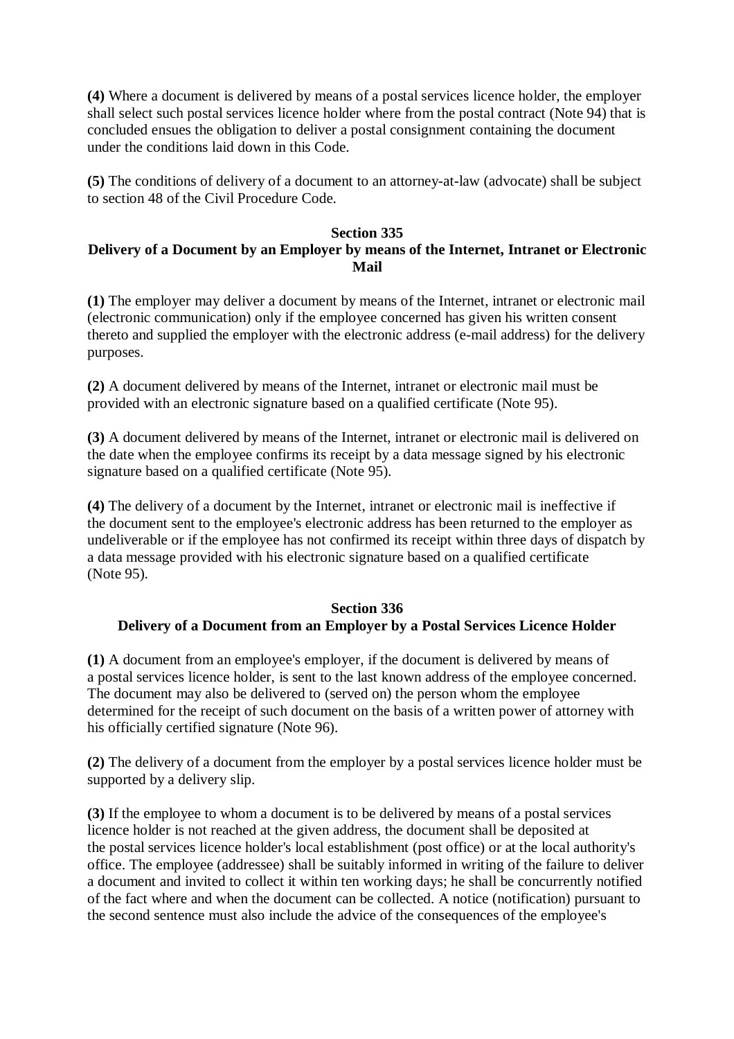**(4)** Where a document is delivered by means of a postal services licence holder, the employer shall select such postal services licence holder where from the postal contract (Note 94) that is concluded ensues the obligation to deliver a postal consignment containing the document under the conditions laid down in this Code.

**(5)** The conditions of delivery of a document to an attorney-at-law (advocate) shall be subject to section 48 of the Civil Procedure Code.

### Section 335
### Delivery of a Document by an Employer by means of the Internet, Intranet or Electronic Mail

**(1)** The employer may deliver a document by means of the Internet, intranet or electronic mail (electronic communication) only if the employee concerned has given his written consent thereto and supplied the employer with the electronic address (e-mail address) for the delivery purposes.

**(2)** A document delivered by means of the Internet, intranet or electronic mail must be provided with an electronic signature based on a qualified certificate (Note 95).

**(3)** A document delivered by means of the Internet, intranet or electronic mail is delivered on the date when the employee confirms its receipt by a data message signed by his electronic signature based on a qualified certificate (Note 95).

**(4)** The delivery of a document by the Internet, intranet or electronic mail is ineffective if the document sent to the employee's electronic address has been returned to the employer as undeliverable or if the employee has not confirmed its receipt within three days of dispatch by a data message provided with his electronic signature based on a qualified certificate (Note 95).

### Section 336
### Delivery of a Document from an Employer by a Postal Services Licence Holder

**(1)** A document from an employee's employer, if the document is delivered by means of a postal services licence holder, is sent to the last known address of the employee concerned. The document may also be delivered to (served on) the person whom the employee determined for the receipt of such document on the basis of a written power of attorney with his officially certified signature (Note 96).

**(2)** The delivery of a document from the employer by a postal services licence holder must be supported by a delivery slip.

**(3)** If the employee to whom a document is to be delivered by means of a postal services licence holder is not reached at the given address, the document shall be deposited at the postal services licence holder's local establishment (post office) or at the local authority's office. The employee (addressee) shall be suitably informed in writing of the failure to deliver a document and invited to collect it within ten working days; he shall be concurrently notified of the fact where and when the document can be collected. A notice (notification) pursuant to the second sentence must also include the advice of the consequences of the employee's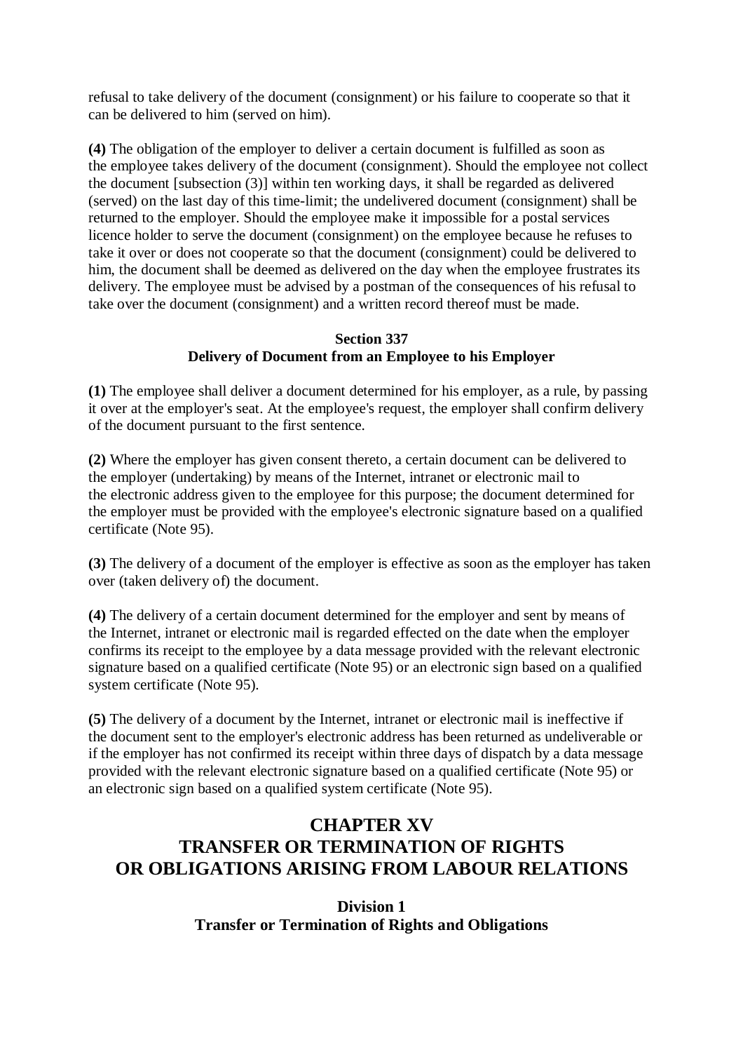refusal to take delivery of the document (consignment) or his failure to cooperate so that it can be delivered to him (served on him).

**(4)** The obligation of the employer to deliver a certain document is fulfilled as soon as the employee takes delivery of the document (consignment). Should the employee not collect the document [subsection (3)] within ten working days, it shall be regarded as delivered (served) on the last day of this time-limit; the undelivered document (consignment) shall be returned to the employer. Should the employee make it impossible for a postal services licence holder to serve the document (consignment) on the employee because he refuses to take it over or does not cooperate so that the document (consignment) could be delivered to him, the document shall be deemed as delivered on the day when the employee frustrates its delivery. The employee must be advised by a postman of the consequences of his refusal to take over the document (consignment) and a written record thereof must be made.

#### Section 337
#### Delivery of Document from an Employee to his Employer

**(1)** The employee shall deliver a document determined for his employer, as a rule, by passing it over at the employer's seat. At the employee's request, the employer shall confirm delivery of the document pursuant to the first sentence.

**(2)** Where the employer has given consent thereto, a certain document can be delivered to the employer (undertaking) by means of the Internet, intranet or electronic mail to the electronic address given to the employee for this purpose; the document determined for the employer must be provided with the employee's electronic signature based on a qualified certificate (Note 95).

**(3)** The delivery of a document of the employer is effective as soon as the employer has taken over (taken delivery of) the document.

**(4)** The delivery of a certain document determined for the employer and sent by means of the Internet, intranet or electronic mail is regarded effected on the date when the employer confirms its receipt to the employee by a data message provided with the relevant electronic signature based on a qualified certificate (Note 95) or an electronic sign based on a qualified system certificate (Note 95).

**(5)** The delivery of a document by the Internet, intranet or electronic mail is ineffective if the document sent to the employer's electronic address has been returned as undeliverable or if the employer has not confirmed its receipt within three days of dispatch by a data message provided with the relevant electronic signature based on a qualified certificate (Note 95) or an electronic sign based on a qualified system certificate (Note 95).

## CHAPTER XV
## TRANSFER OR TERMINATION OF RIGHTS OR OBLIGATIONS ARISING FROM LABOUR RELATIONS

### Division 1
### Transfer or Termination of Rights and Obligations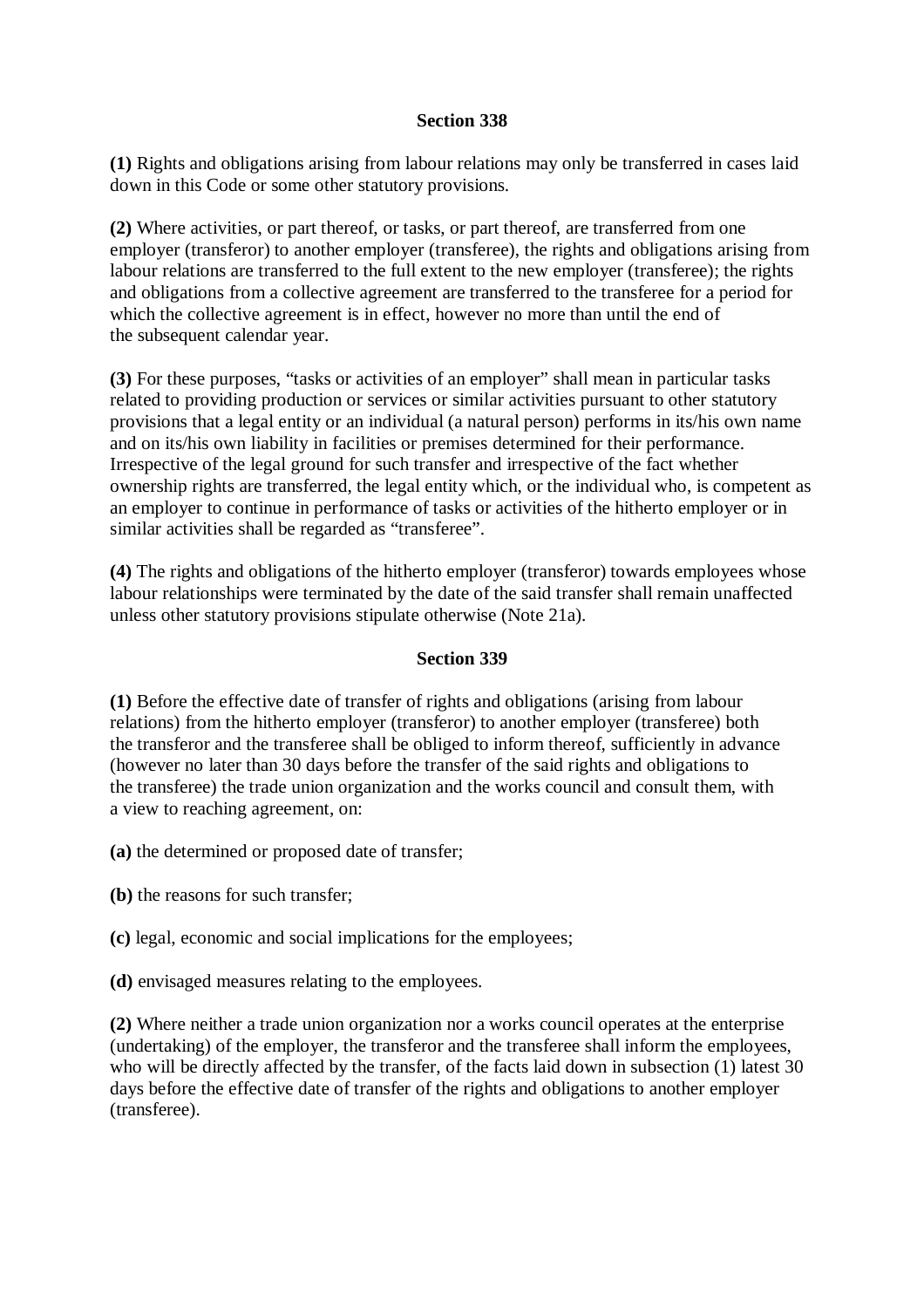### Section 338

**(1)** Rights and obligations arising from labour relations may only be transferred in cases laid down in this Code or some other statutory provisions.

**(2)** Where activities, or part thereof, or tasks, or part thereof, are transferred from one employer (transferor) to another employer (transferee), the rights and obligations arising from labour relations are transferred to the full extent to the new employer (transferee); the rights and obligations from a collective agreement are transferred to the transferee for a period for which the collective agreement is in effect, however no more than until the end of the subsequent calendar year.

**(3)** For these purposes, "tasks or activities of an employer" shall mean in particular tasks related to providing production or services or similar activities pursuant to other statutory provisions that a legal entity or an individual (a natural person) performs in its/his own name and on its/his own liability in facilities or premises determined for their performance. Irrespective of the legal ground for such transfer and irrespective of the fact whether ownership rights are transferred, the legal entity which, or the individual who, is competent as an employer to continue in performance of tasks or activities of the hitherto employer or in similar activities shall be regarded as "transferee".

**(4)** The rights and obligations of the hitherto employer (transferor) towards employees whose labour relationships were terminated by the date of the said transfer shall remain unaffected unless other statutory provisions stipulate otherwise (Note 21a).

### Section 339

**(1)** Before the effective date of transfer of rights and obligations (arising from labour relations) from the hitherto employer (transferor) to another employer (transferee) both the transferor and the transferee shall be obliged to inform thereof, sufficiently in advance (however no later than 30 days before the transfer of the said rights and obligations to the transferee) the trade union organization and the works council and consult them, with a view to reaching agreement, on:

**(a)** the determined or proposed date of transfer;

**(b)** the reasons for such transfer;

**(c)** legal, economic and social implications for the employees;

**(d)** envisaged measures relating to the employees.

**(2)** Where neither a trade union organization nor a works council operates at the enterprise (undertaking) of the employer, the transferor and the transferee shall inform the employees, who will be directly affected by the transfer, of the facts laid down in subsection (1) latest 30 days before the effective date of transfer of the rights and obligations to another employer (transferee).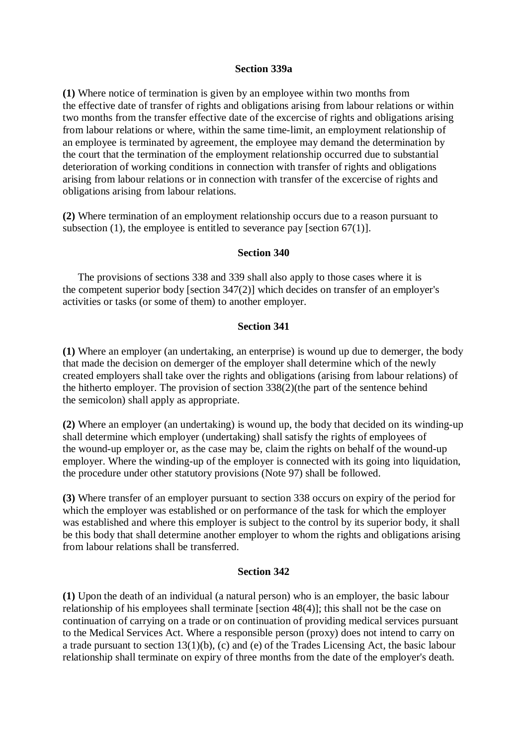### Section 339a

**(1)** Where notice of termination is given by an employee within two months from the effective date of transfer of rights and obligations arising from labour relations or within two months from the transfer effective date of the excercise of rights and obligations arising from labour relations or where, within the same time-limit, an employment relationship of an employee is terminated by agreement, the employee may demand the determination by the court that the termination of the employment relationship occurred due to substantial deterioration of working conditions in connection with transfer of rights and obligations arising from labour relations or in connection with transfer of the excercise of rights and obligations arising from labour relations.

**(2)** Where termination of an employment relationship occurs due to a reason pursuant to subsection (1), the employee is entitled to severance pay [section 67(1)].

### Section 340

The provisions of sections 338 and 339 shall also apply to those cases where it is the competent superior body [section 347(2)] which decides on transfer of an employer's activities or tasks (or some of them) to another employer.

### Section 341

**(1)** Where an employer (an undertaking, an enterprise) is wound up due to demerger, the body that made the decision on demerger of the employer shall determine which of the newly created employers shall take over the rights and obligations (arising from labour relations) of the hitherto employer. The provision of section 338(2)(the part of the sentence behind the semicolon) shall apply as appropriate.

**(2)** Where an employer (an undertaking) is wound up, the body that decided on its winding-up shall determine which employer (undertaking) shall satisfy the rights of employees of the wound-up employer or, as the case may be, claim the rights on behalf of the wound-up employer. Where the winding-up of the employer is connected with its going into liquidation, the procedure under other statutory provisions (Note 97) shall be followed.

**(3)** Where transfer of an employer pursuant to section 338 occurs on expiry of the period for which the employer was established or on performance of the task for which the employer was established and where this employer is subject to the control by its superior body, it shall be this body that shall determine another employer to whom the rights and obligations arising from labour relations shall be transferred.

### Section 342

**(1)** Upon the death of an individual (a natural person) who is an employer, the basic labour relationship of his employees shall terminate [section 48(4)]; this shall not be the case on continuation of carrying on a trade or on continuation of providing medical services pursuant to the Medical Services Act. Where a responsible person (proxy) does not intend to carry on a trade pursuant to section 13(1)(b), (c) and (e) of the Trades Licensing Act, the basic labour relationship shall terminate on expiry of three months from the date of the employer's death.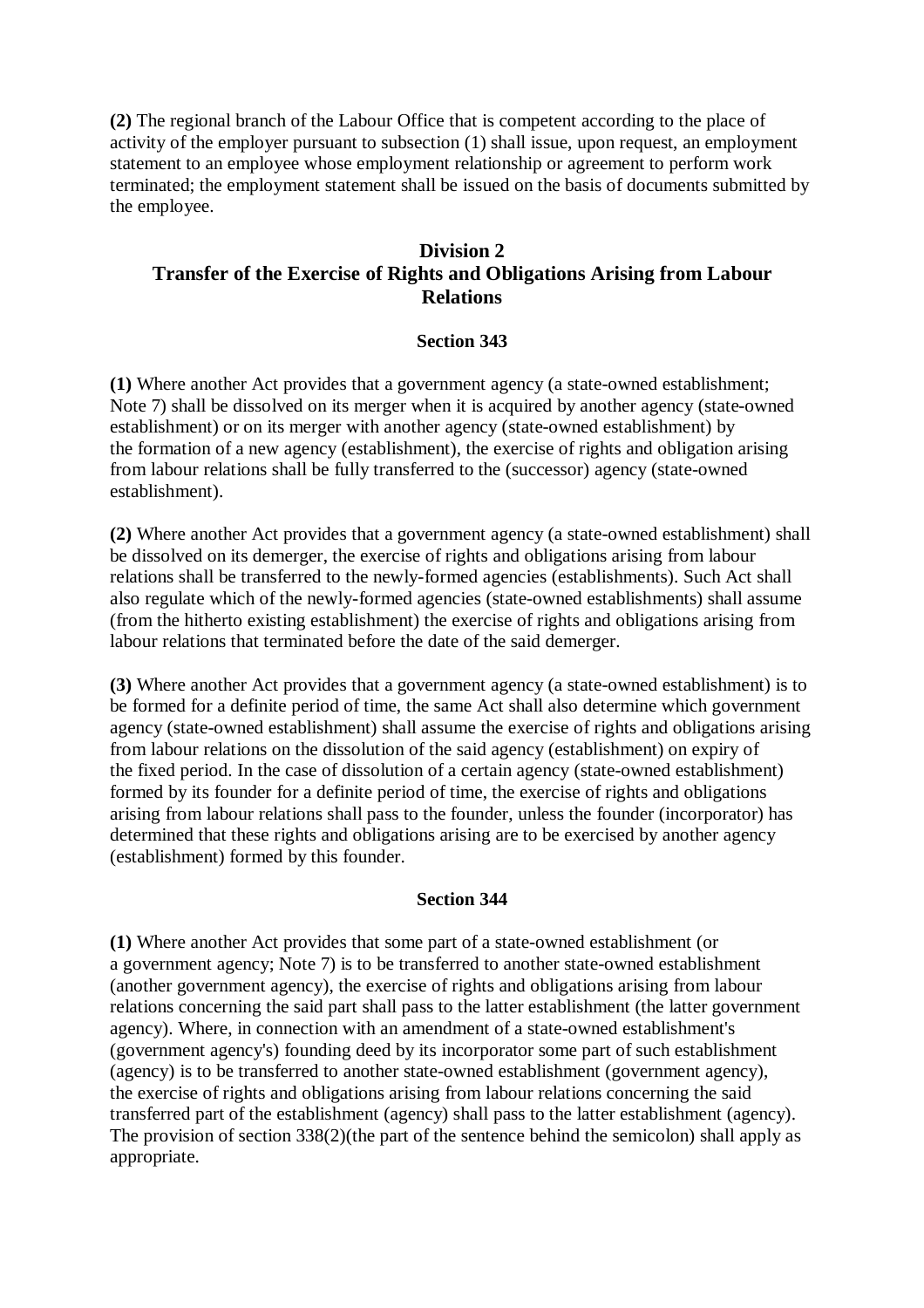**(2)** The regional branch of the Labour Office that is competent according to the place of activity of the employer pursuant to subsection (1) shall issue, upon request, an employment statement to an employee whose employment relationship or agreement to perform work terminated; the employment statement shall be issued on the basis of documents submitted by the employee.

## Division 2
## Transfer of the Exercise of Rights and Obligations Arising from Labour Relations

### Section 343

**(1)** Where another Act provides that a government agency (a state-owned establishment; Note 7) shall be dissolved on its merger when it is acquired by another agency (state-owned establishment) or on its merger with another agency (state-owned establishment) by the formation of a new agency (establishment), the exercise of rights and obligation arising from labour relations shall be fully transferred to the (successor) agency (state-owned establishment).

**(2)** Where another Act provides that a government agency (a state-owned establishment) shall be dissolved on its demerger, the exercise of rights and obligations arising from labour relations shall be transferred to the newly-formed agencies (establishments). Such Act shall also regulate which of the newly-formed agencies (state-owned establishments) shall assume (from the hitherto existing establishment) the exercise of rights and obligations arising from labour relations that terminated before the date of the said demerger.

**(3)** Where another Act provides that a government agency (a state-owned establishment) is to be formed for a definite period of time, the same Act shall also determine which government agency (state-owned establishment) shall assume the exercise of rights and obligations arising from labour relations on the dissolution of the said agency (establishment) on expiry of the fixed period. In the case of dissolution of a certain agency (state-owned establishment) formed by its founder for a definite period of time, the exercise of rights and obligations arising from labour relations shall pass to the founder, unless the founder (incorporator) has determined that these rights and obligations arising are to be exercised by another agency (establishment) formed by this founder.

### Section 344

**(1)** Where another Act provides that some part of a state-owned establishment (or a government agency; Note 7) is to be transferred to another state-owned establishment (another government agency), the exercise of rights and obligations arising from labour relations concerning the said part shall pass to the latter establishment (the latter government agency). Where, in connection with an amendment of a state-owned establishment's (government agency's) founding deed by its incorporator some part of such establishment (agency) is to be transferred to another state-owned establishment (government agency), the exercise of rights and obligations arising from labour relations concerning the said transferred part of the establishment (agency) shall pass to the latter establishment (agency). The provision of section 338(2)(the part of the sentence behind the semicolon) shall apply as appropriate.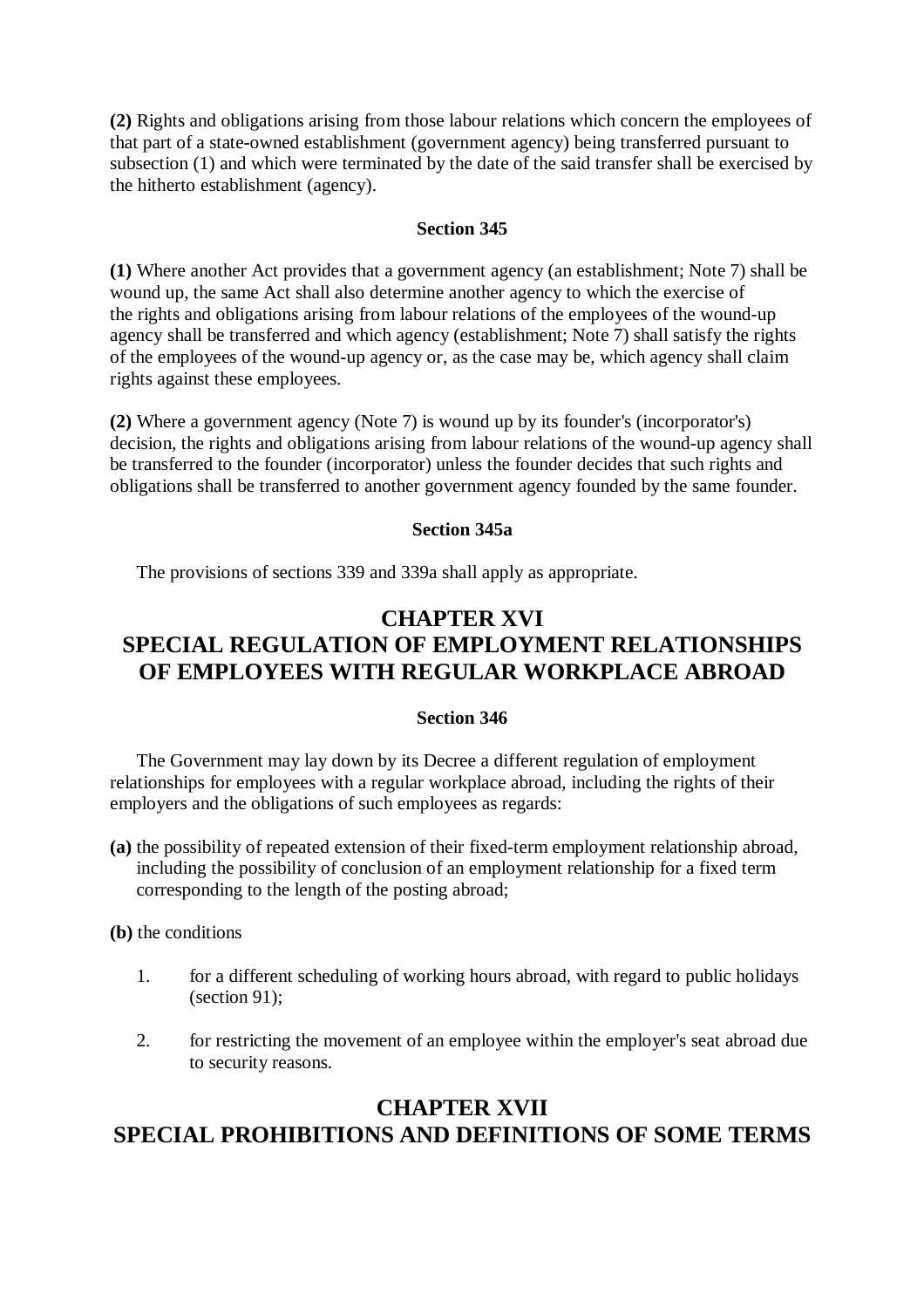**(2)** Rights and obligations arising from those labour relations which concern the employees of that part of a state-owned establishment (government agency) being transferred pursuant to subsection (1) and which were terminated by the date of the said transfer shall be exercised by the hitherto establishment (agency).

**Section 345**

**(1)** Where another Act provides that a government agency (an establishment; Note 7) shall be wound up, the same Act shall also determine another agency to which the exercise of the rights and obligations arising from labour relations of the employees of the wound-up agency shall be transferred and which agency (establishment; Note 7) shall satisfy the rights of the employees of the wound-up agency or, as the case may be, which agency shall claim rights against these employees.

**(2)** Where a government agency (Note 7) is wound up by its founder's (incorporator's) decision, the rights and obligations arising from labour relations of the wound-up agency shall be transferred to the founder (incorporator) unless the founder decides that such rights and obligations shall be transferred to another government agency founded by the same founder.

**Section 345a**

The provisions of sections 339 and 339a shall apply as appropriate.

## CHAPTER XVI
## SPECIAL REGULATION OF EMPLOYMENT RELATIONSHIPS OF EMPLOYEES WITH REGULAR WORKPLACE ABROAD

**Section 346**

The Government may lay down by its Decree a different regulation of employment relationships for employees with a regular workplace abroad, including the rights of their employers and the obligations of such employees as regards:

**(a)** the possibility of repeated extension of their fixed-term employment relationship abroad, including the possibility of conclusion of an employment relationship for a fixed term corresponding to the length of the posting abroad;

**(b)** the conditions

1. for a different scheduling of working hours abroad, with regard to public holidays (section 91);
2. for restricting the movement of an employee within the employer's seat abroad due to security reasons.

## CHAPTER XVII
## SPECIAL PROHIBITIONS AND DEFINITIONS OF SOME TERMS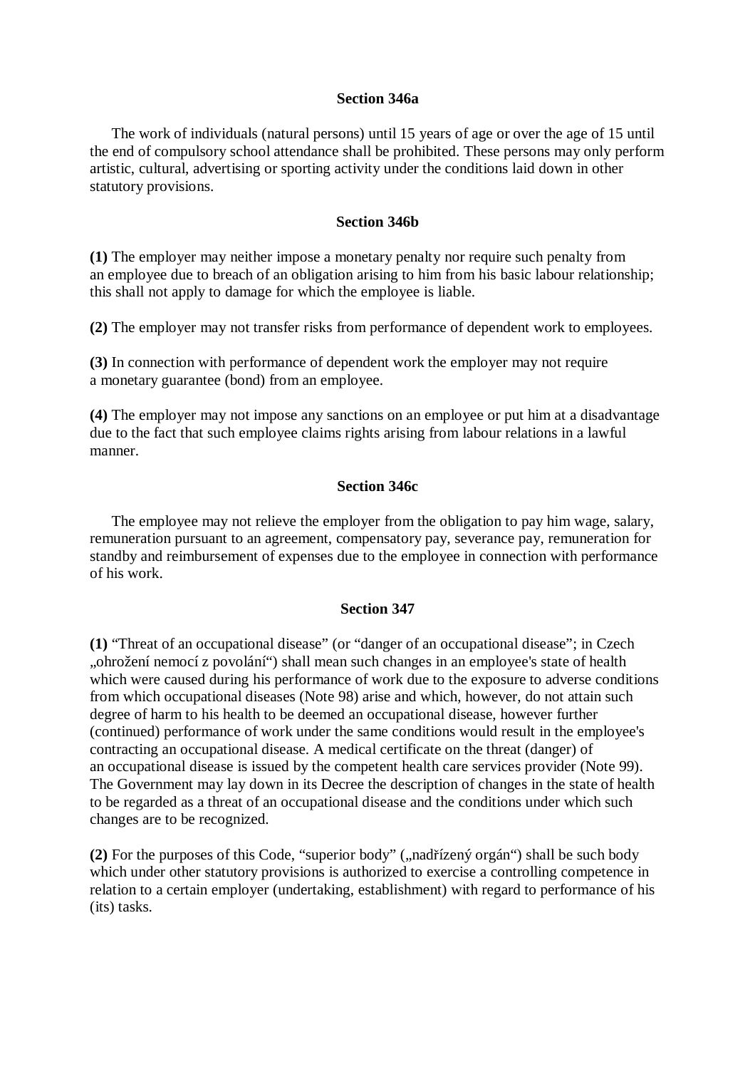### Section 346a

The work of individuals (natural persons) until 15 years of age or over the age of 15 until the end of compulsory school attendance shall be prohibited. These persons may only perform artistic, cultural, advertising or sporting activity under the conditions laid down in other statutory provisions.

### Section 346b

**(1)** The employer may neither impose a monetary penalty nor require such penalty from an employee due to breach of an obligation arising to him from his basic labour relationship; this shall not apply to damage for which the employee is liable.

**(2)** The employer may not transfer risks from performance of dependent work to employees.

**(3)** In connection with performance of dependent work the employer may not require a monetary guarantee (bond) from an employee.

**(4)** The employer may not impose any sanctions on an employee or put him at a disadvantage due to the fact that such employee claims rights arising from labour relations in a lawful manner.

### Section 346c

The employee may not relieve the employer from the obligation to pay him wage, salary, remuneration pursuant to an agreement, compensatory pay, severance pay, remuneration for standby and reimbursement of expenses due to the employee in connection with performance of his work.

### Section 347

**(1)** "Threat of an occupational disease" (or "danger of an occupational disease"; in Czech „ohrožení nemocí z povolání") shall mean such changes in an employee's state of health which were caused during his performance of work due to the exposure to adverse conditions from which occupational diseases (Note 98) arise and which, however, do not attain such degree of harm to his health to be deemed an occupational disease, however further (continued) performance of work under the same conditions would result in the employee's contracting an occupational disease. A medical certificate on the threat (danger) of an occupational disease is issued by the competent health care services provider (Note 99). The Government may lay down in its Decree the description of changes in the state of health to be regarded as a threat of an occupational disease and the conditions under which such changes are to be recognized.

**(2)** For the purposes of this Code, "superior body" („nadřízený orgán") shall be such body which under other statutory provisions is authorized to exercise a controlling competence in relation to a certain employer (undertaking, establishment) with regard to performance of his (its) tasks.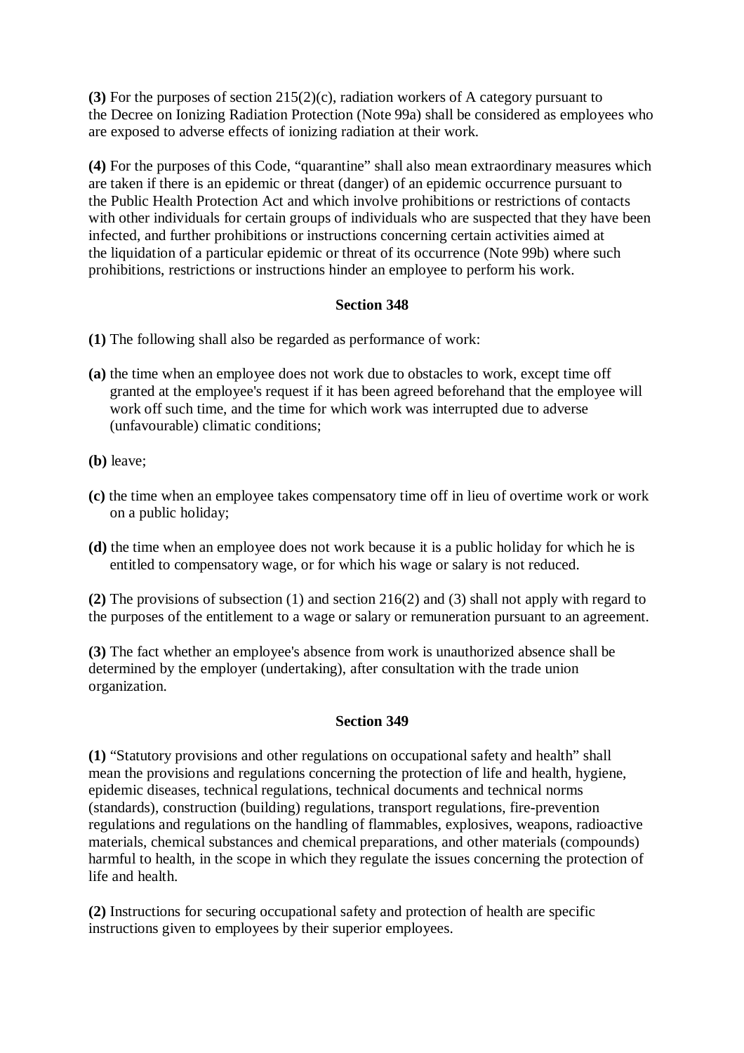**(3)** For the purposes of section 215(2)(c), radiation workers of A category pursuant to the Decree on Ionizing Radiation Protection (Note 99a) shall be considered as employees who are exposed to adverse effects of ionizing radiation at their work.

**(4)** For the purposes of this Code, "quarantine" shall also mean extraordinary measures which are taken if there is an epidemic or threat (danger) of an epidemic occurrence pursuant to the Public Health Protection Act and which involve prohibitions or restrictions of contacts with other individuals for certain groups of individuals who are suspected that they have been infected, and further prohibitions or instructions concerning certain activities aimed at the liquidation of a particular epidemic or threat of its occurrence (Note 99b) where such prohibitions, restrictions or instructions hinder an employee to perform his work.

### Section 348

**(1)** The following shall also be regarded as performance of work:

**(a)** the time when an employee does not work due to obstacles to work, except time off granted at the employee's request if it has been agreed beforehand that the employee will work off such time, and the time for which work was interrupted due to adverse (unfavourable) climatic conditions;

**(b)** leave;

**(c)** the time when an employee takes compensatory time off in lieu of overtime work or work on a public holiday;

**(d)** the time when an employee does not work because it is a public holiday for which he is entitled to compensatory wage, or for which his wage or salary is not reduced.

**(2)** The provisions of subsection (1) and section 216(2) and (3) shall not apply with regard to the purposes of the entitlement to a wage or salary or remuneration pursuant to an agreement.

**(3)** The fact whether an employee's absence from work is unauthorized absence shall be determined by the employer (undertaking), after consultation with the trade union organization.

### Section 349

**(1)** "Statutory provisions and other regulations on occupational safety and health" shall mean the provisions and regulations concerning the protection of life and health, hygiene, epidemic diseases, technical regulations, technical documents and technical norms (standards), construction (building) regulations, transport regulations, fire-prevention regulations and regulations on the handling of flammables, explosives, weapons, radioactive materials, chemical substances and chemical preparations, and other materials (compounds) harmful to health, in the scope in which they regulate the issues concerning the protection of life and health.

**(2)** Instructions for securing occupational safety and protection of health are specific instructions given to employees by their superior employees.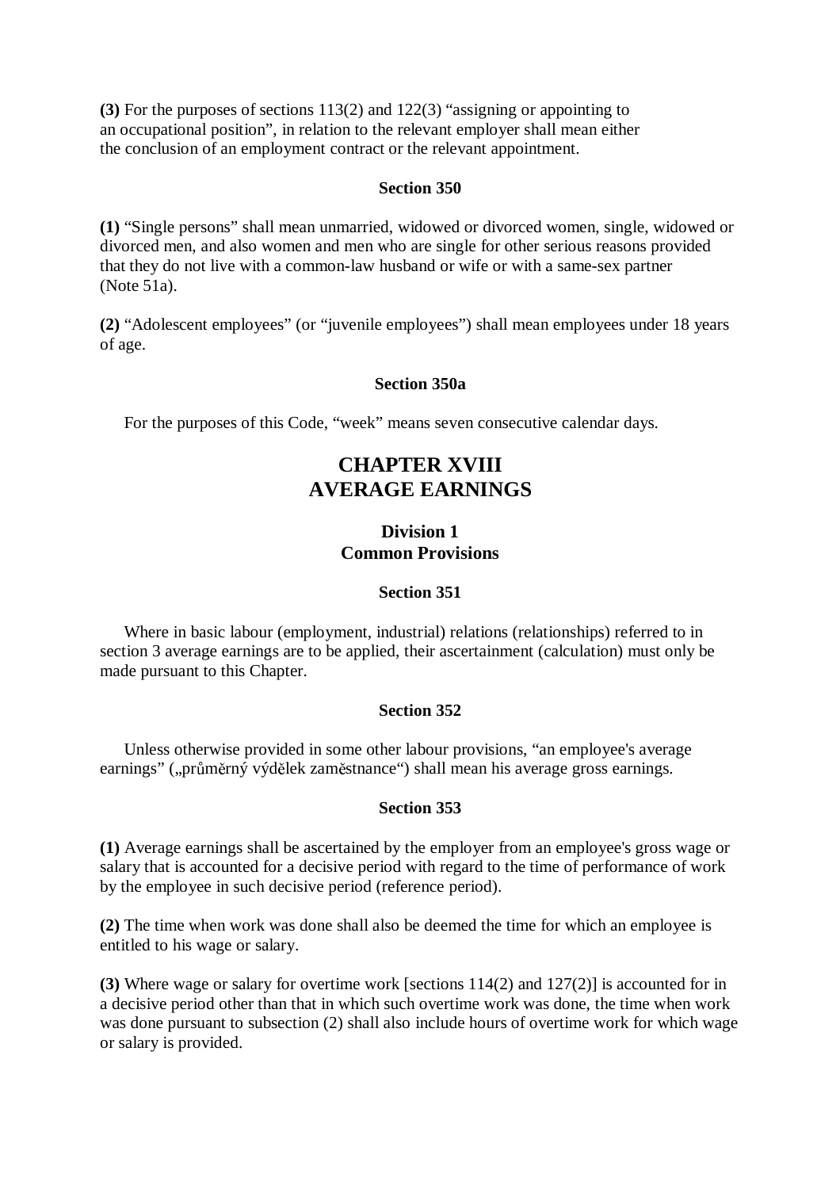**(3)** For the purposes of sections 113(2) and 122(3) "assigning or appointing to an occupational position", in relation to the relevant employer shall mean either the conclusion of an employment contract or the relevant appointment.

#### Section 350

**(1)** "Single persons" shall mean unmarried, widowed or divorced women, single, widowed or divorced men, and also women and men who are single for other serious reasons provided that they do not live with a common-law husband or wife or with a same-sex partner (Note 51a).

**(2)** "Adolescent employees" (or "juvenile employees") shall mean employees under 18 years of age.

#### Section 350a

For the purposes of this Code, "week" means seven consecutive calendar days.

# CHAPTER XVIII AVERAGE EARNINGS

## Division 1 Common Provisions

#### Section 351

Where in basic labour (employment, industrial) relations (relationships) referred to in section 3 average earnings are to be applied, their ascertainment (calculation) must only be made pursuant to this Chapter.

#### Section 352

Unless otherwise provided in some other labour provisions, "an employee's average earnings" („průměrný výdělek zaměstnance") shall mean his average gross earnings.

#### Section 353

**(1)** Average earnings shall be ascertained by the employer from an employee's gross wage or salary that is accounted for a decisive period with regard to the time of performance of work by the employee in such decisive period (reference period).

**(2)** The time when work was done shall also be deemed the time for which an employee is entitled to his wage or salary.

**(3)** Where wage or salary for overtime work [sections 114(2) and 127(2)] is accounted for in a decisive period other than that in which such overtime work was done, the time when work was done pursuant to subsection (2) shall also include hours of overtime work for which wage or salary is provided.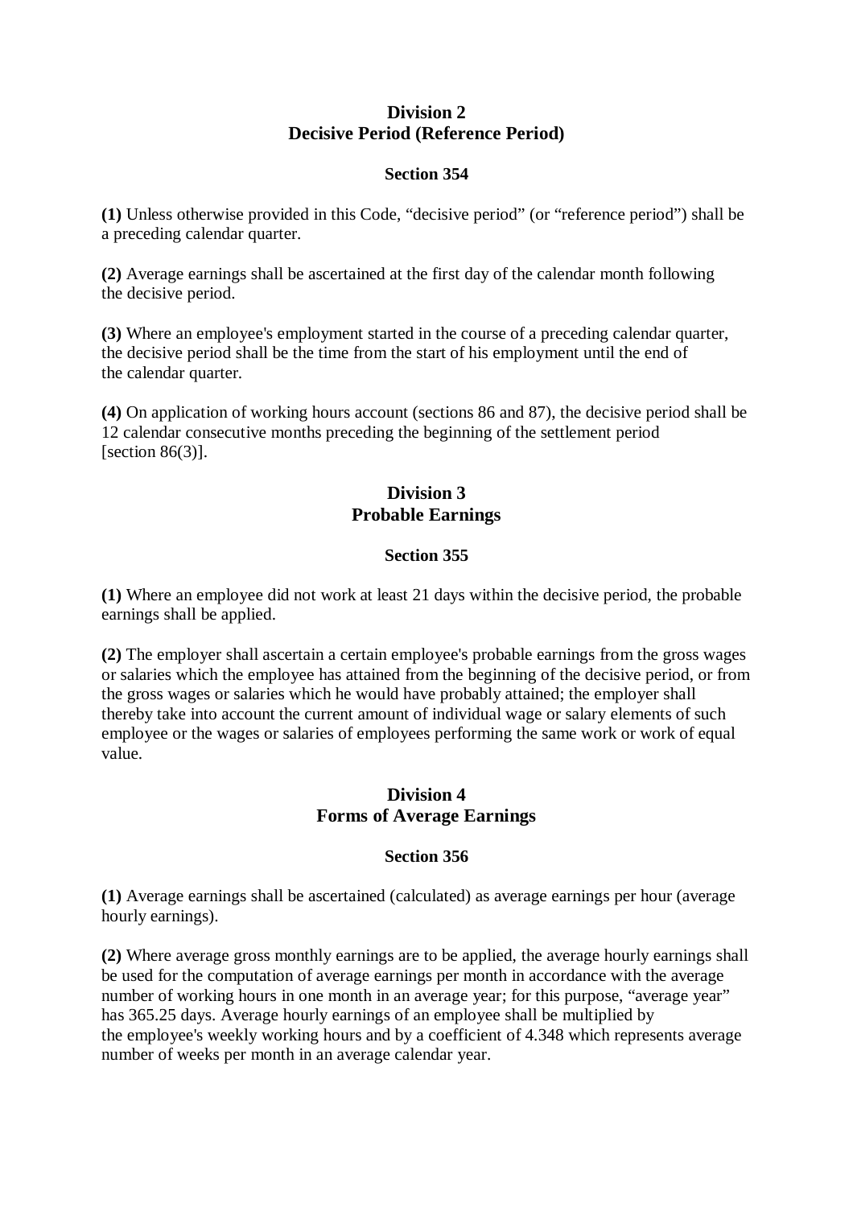## Division 2
## Decisive Period (Reference Period)

### Section 354

**(1)** Unless otherwise provided in this Code, “decisive period” (or “reference period”) shall be a preceding calendar quarter.

**(2)** Average earnings shall be ascertained at the first day of the calendar month following the decisive period.

**(3)** Where an employee's employment started in the course of a preceding calendar quarter, the decisive period shall be the time from the start of his employment until the end of the calendar quarter.

**(4)** On application of working hours account (sections 86 and 87), the decisive period shall be 12 calendar consecutive months preceding the beginning of the settlement period [section 86(3)].

## Division 3
## Probable Earnings

### Section 355

**(1)** Where an employee did not work at least 21 days within the decisive period, the probable earnings shall be applied.

**(2)** The employer shall ascertain a certain employee's probable earnings from the gross wages or salaries which the employee has attained from the beginning of the decisive period, or from the gross wages or salaries which he would have probably attained; the employer shall thereby take into account the current amount of individual wage or salary elements of such employee or the wages or salaries of employees performing the same work or work of equal value.

## Division 4
## Forms of Average Earnings

### Section 356

**(1)** Average earnings shall be ascertained (calculated) as average earnings per hour (average hourly earnings).

**(2)** Where average gross monthly earnings are to be applied, the average hourly earnings shall be used for the computation of average earnings per month in accordance with the average number of working hours in one month in an average year; for this purpose, “average year” has 365.25 days. Average hourly earnings of an employee shall be multiplied by the employee's weekly working hours and by a coefficient of 4.348 which represents average number of weeks per month in an average calendar year.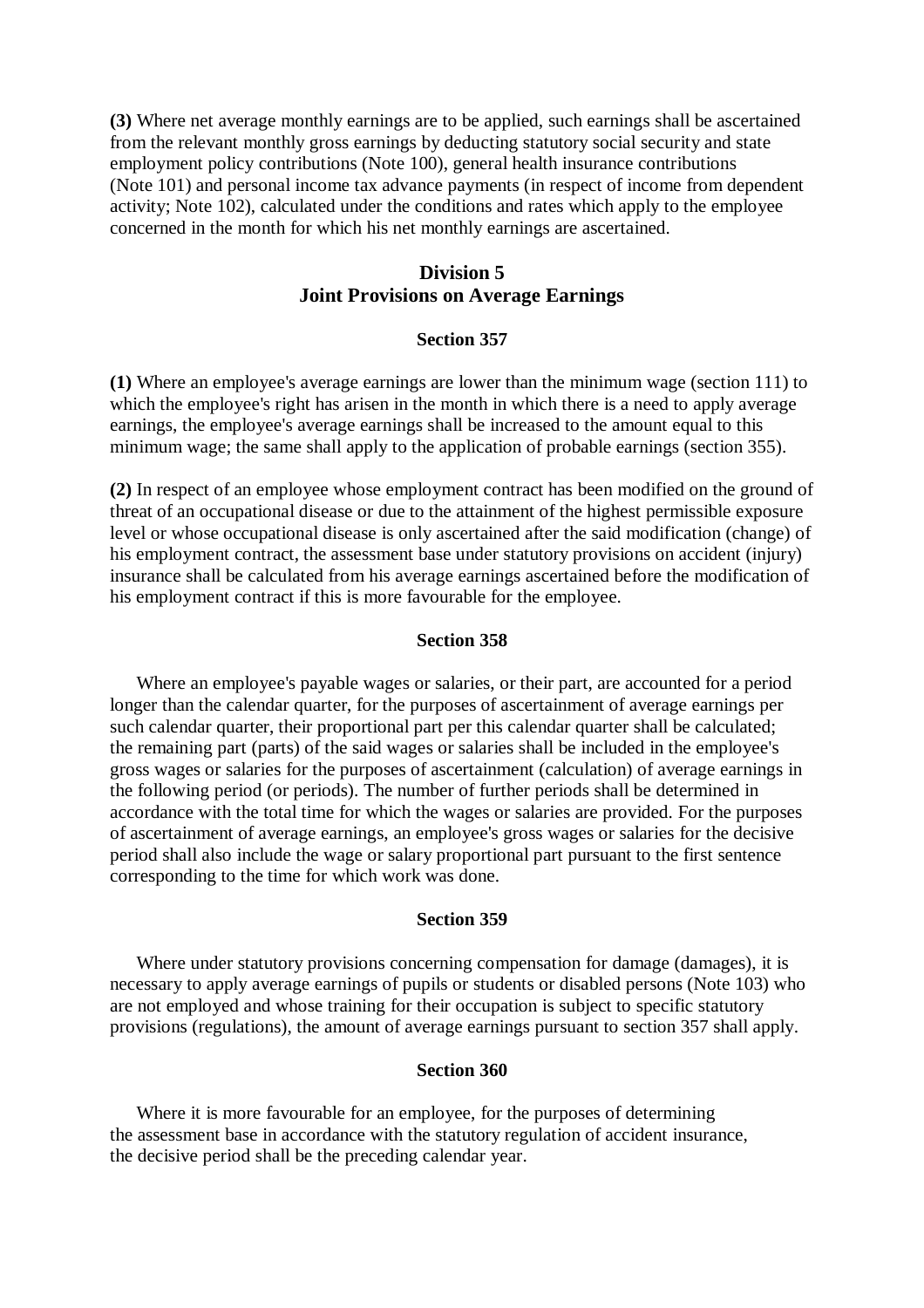**(3)** Where net average monthly earnings are to be applied, such earnings shall be ascertained from the relevant monthly gross earnings by deducting statutory social security and state employment policy contributions (Note 100), general health insurance contributions (Note 101) and personal income tax advance payments (in respect of income from dependent activity; Note 102), calculated under the conditions and rates which apply to the employee concerned in the month for which his net monthly earnings are ascertained.

## Division 5
## Joint Provisions on Average Earnings

### Section 357

**(1)** Where an employee's average earnings are lower than the minimum wage (section 111) to which the employee's right has arisen in the month in which there is a need to apply average earnings, the employee's average earnings shall be increased to the amount equal to this minimum wage; the same shall apply to the application of probable earnings (section 355).

**(2)** In respect of an employee whose employment contract has been modified on the ground of threat of an occupational disease or due to the attainment of the highest permissible exposure level or whose occupational disease is only ascertained after the said modification (change) of his employment contract, the assessment base under statutory provisions on accident (injury) insurance shall be calculated from his average earnings ascertained before the modification of his employment contract if this is more favourable for the employee.

### Section 358

Where an employee's payable wages or salaries, or their part, are accounted for a period longer than the calendar quarter, for the purposes of ascertainment of average earnings per such calendar quarter, their proportional part per this calendar quarter shall be calculated; the remaining part (parts) of the said wages or salaries shall be included in the employee's gross wages or salaries for the purposes of ascertainment (calculation) of average earnings in the following period (or periods). The number of further periods shall be determined in accordance with the total time for which the wages or salaries are provided. For the purposes of ascertainment of average earnings, an employee's gross wages or salaries for the decisive period shall also include the wage or salary proportional part pursuant to the first sentence corresponding to the time for which work was done.

### Section 359

Where under statutory provisions concerning compensation for damage (damages), it is necessary to apply average earnings of pupils or students or disabled persons (Note 103) who are not employed and whose training for their occupation is subject to specific statutory provisions (regulations), the amount of average earnings pursuant to section 357 shall apply.

### Section 360

Where it is more favourable for an employee, for the purposes of determining the assessment base in accordance with the statutory regulation of accident insurance, the decisive period shall be the preceding calendar year.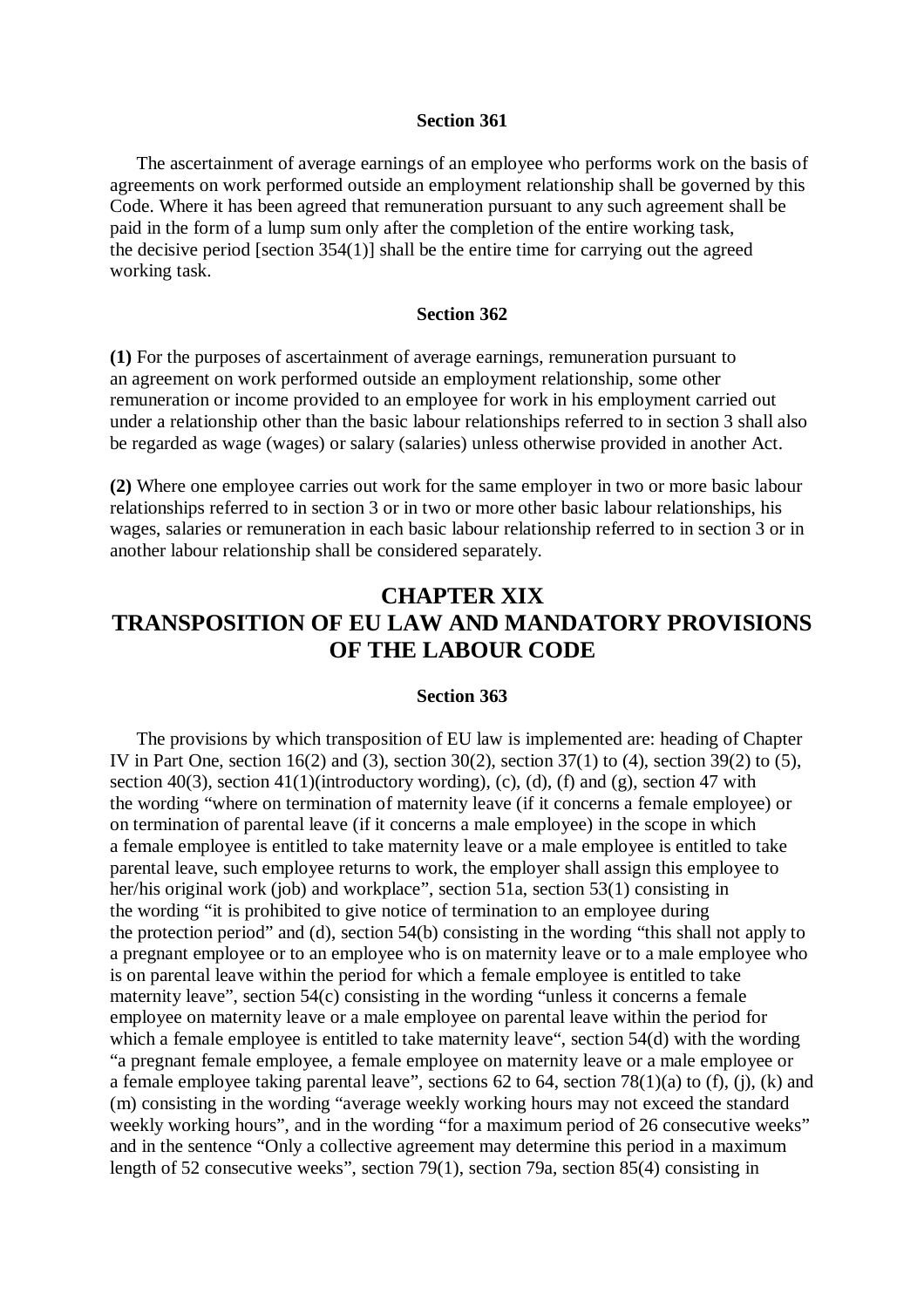### Section 361

The ascertainment of average earnings of an employee who performs work on the basis of agreements on work performed outside an employment relationship shall be governed by this Code. Where it has been agreed that remuneration pursuant to any such agreement shall be paid in the form of a lump sum only after the completion of the entire working task, the decisive period [section 354(1)] shall be the entire time for carrying out the agreed working task.

### Section 362

**(1)** For the purposes of ascertainment of average earnings, remuneration pursuant to an agreement on work performed outside an employment relationship, some other remuneration or income provided to an employee for work in his employment carried out under a relationship other than the basic labour relationships referred to in section 3 shall also be regarded as wage (wages) or salary (salaries) unless otherwise provided in another Act.

**(2)** Where one employee carries out work for the same employer in two or more basic labour relationships referred to in section 3 or in two or more other basic labour relationships, his wages, salaries or remuneration in each basic labour relationship referred to in section 3 or in another labour relationship shall be considered separately.

## CHAPTER XIX
## TRANSPOSITION OF EU LAW AND MANDATORY PROVISIONS OF THE LABOUR CODE

### Section 363

The provisions by which transposition of EU law is implemented are: heading of Chapter IV in Part One, section 16(2) and (3), section 30(2), section 37(1) to (4), section 39(2) to (5), section 40(3), section 41(1)(introductory wording), (c), (d), (f) and (g), section 47 with the wording "where on termination of maternity leave (if it concerns a female employee) or on termination of parental leave (if it concerns a male employee) in the scope in which a female employee is entitled to take maternity leave or a male employee is entitled to take parental leave, such employee returns to work, the employer shall assign this employee to her/his original work (job) and workplace", section 51a, section 53(1) consisting in the wording "it is prohibited to give notice of termination to an employee during the protection period" and (d), section 54(b) consisting in the wording "this shall not apply to a pregnant employee or to an employee who is on maternity leave or to a male employee who is on parental leave within the period for which a female employee is entitled to take maternity leave", section 54(c) consisting in the wording "unless it concerns a female employee on maternity leave or a male employee on parental leave within the period for which a female employee is entitled to take maternity leave", section 54(d) with the wording "a pregnant female employee, a female employee on maternity leave or a male employee or a female employee taking parental leave", sections 62 to 64, section 78(1)(a) to (f), (j), (k) and (m) consisting in the wording "average weekly working hours may not exceed the standard weekly working hours", and in the wording "for a maximum period of 26 consecutive weeks" and in the sentence "Only a collective agreement may determine this period in a maximum length of 52 consecutive weeks", section 79(1), section 79a, section 85(4) consisting in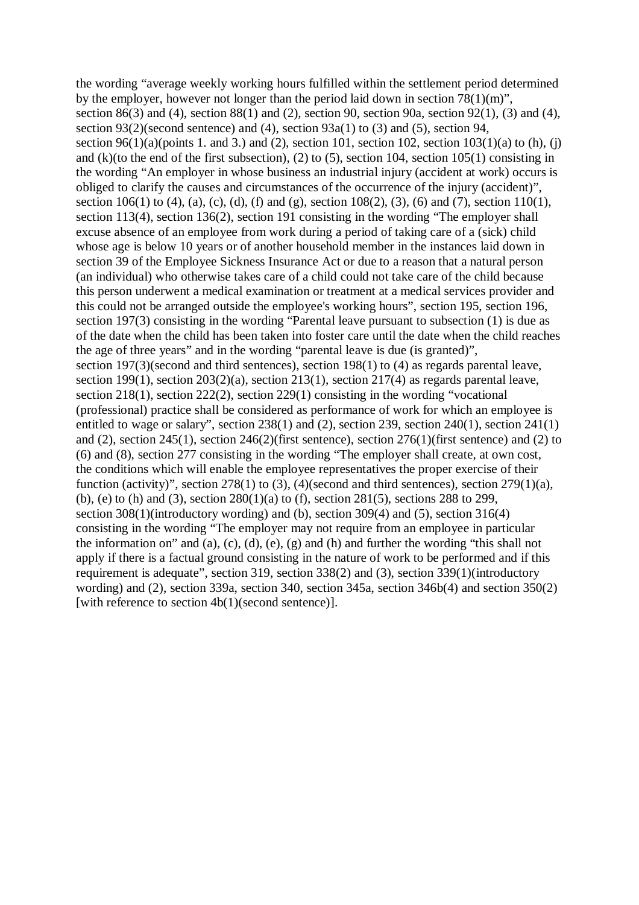the wording “average weekly working hours fulfilled within the settlement period determined by the employer, however not longer than the period laid down in section 78(1)(m)”, section 86(3) and (4), section 88(1) and (2), section 90, section 90a, section 92(1), (3) and (4), section 93(2)(second sentence) and (4), section 93a(1) to (3) and (5), section 94, section 96(1)(a)(points 1. and 3.) and (2), section 101, section 102, section 103(1)(a) to (h), (j) and (k)(to the end of the first subsection), (2) to (5), section 104, section 105(1) consisting in the wording “An employer in whose business an industrial injury (accident at work) occurs is obliged to clarify the causes and circumstances of the occurrence of the injury (accident)”, section 106(1) to (4), (a), (c), (d), (f) and (g), section 108(2), (3), (6) and (7), section 110(1), section 113(4), section 136(2), section 191 consisting in the wording “The employer shall excuse absence of an employee from work during a period of taking care of a (sick) child whose age is below 10 years or of another household member in the instances laid down in section 39 of the Employee Sickness Insurance Act or due to a reason that a natural person (an individual) who otherwise takes care of a child could not take care of the child because this person underwent a medical examination or treatment at a medical services provider and this could not be arranged outside the employee's working hours”, section 195, section 196, section 197(3) consisting in the wording “Parental leave pursuant to subsection (1) is due as of the date when the child has been taken into foster care until the date when the child reaches the age of three years” and in the wording “parental leave is due (is granted)”, section 197(3)(second and third sentences), section 198(1) to (4) as regards parental leave, section 199(1), section 203(2)(a), section 213(1), section 217(4) as regards parental leave, section 218(1), section 222(2), section 229(1) consisting in the wording “vocational (professional) practice shall be considered as performance of work for which an employee is entitled to wage or salary”, section 238(1) and (2), section 239, section 240(1), section 241(1) and (2), section 245(1), section 246(2)(first sentence), section 276(1)(first sentence) and (2) to (6) and (8), section 277 consisting in the wording “The employer shall create, at own cost, the conditions which will enable the employee representatives the proper exercise of their function (activity)”, section 278(1) to (3), (4)(second and third sentences), section 279(1)(a), (b), (e) to (h) and (3), section 280(1)(a) to (f), section 281(5), sections 288 to 299, section 308(1)(introductory wording) and (b), section 309(4) and (5), section 316(4) consisting in the wording “The employer may not require from an employee in particular the information on” and (a), (c), (d), (e), (g) and (h) and further the wording “this shall not apply if there is a factual ground consisting in the nature of work to be performed and if this requirement is adequate”, section 319, section 338(2) and (3), section 339(1)(introductory wording) and (2), section 339a, section 340, section 345a, section 346b(4) and section 350(2) [with reference to section 4b(1)(second sentence)].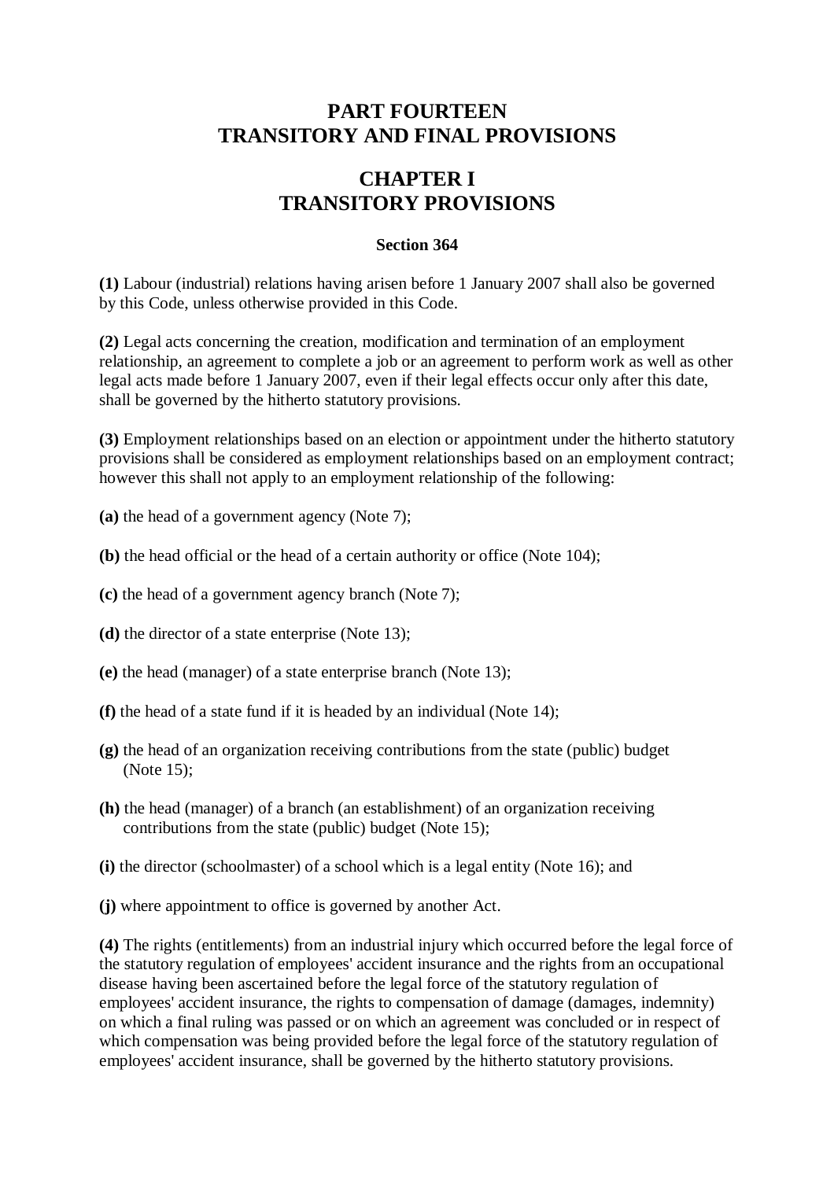# PART FOURTEEN
# TRANSITORY AND FINAL PROVISIONS

## CHAPTER I
## TRANSITORY PROVISIONS

### Section 364

**(1)** Labour (industrial) relations having arisen before 1 January 2007 shall also be governed by this Code, unless otherwise provided in this Code.

**(2)** Legal acts concerning the creation, modification and termination of an employment relationship, an agreement to complete a job or an agreement to perform work as well as other legal acts made before 1 January 2007, even if their legal effects occur only after this date, shall be governed by the hitherto statutory provisions.

**(3)** Employment relationships based on an election or appointment under the hitherto statutory provisions shall be considered as employment relationships based on an employment contract; however this shall not apply to an employment relationship of the following:

**(a)** the head of a government agency (Note 7);

**(b)** the head official or the head of a certain authority or office (Note 104);

**(c)** the head of a government agency branch (Note 7);

**(d)** the director of a state enterprise (Note 13);

**(e)** the head (manager) of a state enterprise branch (Note 13);

**(f)** the head of a state fund if it is headed by an individual (Note 14);

**(g)** the head of an organization receiving contributions from the state (public) budget (Note 15);

**(h)** the head (manager) of a branch (an establishment) of an organization receiving contributions from the state (public) budget (Note 15);

**(i)** the director (schoolmaster) of a school which is a legal entity (Note 16); and

**(j)** where appointment to office is governed by another Act.

**(4)** The rights (entitlements) from an industrial injury which occurred before the legal force of the statutory regulation of employees' accident insurance and the rights from an occupational disease having been ascertained before the legal force of the statutory regulation of employees' accident insurance, the rights to compensation of damage (damages, indemnity) on which a final ruling was passed or on which an agreement was concluded or in respect of which compensation was being provided before the legal force of the statutory regulation of employees' accident insurance, shall be governed by the hitherto statutory provisions.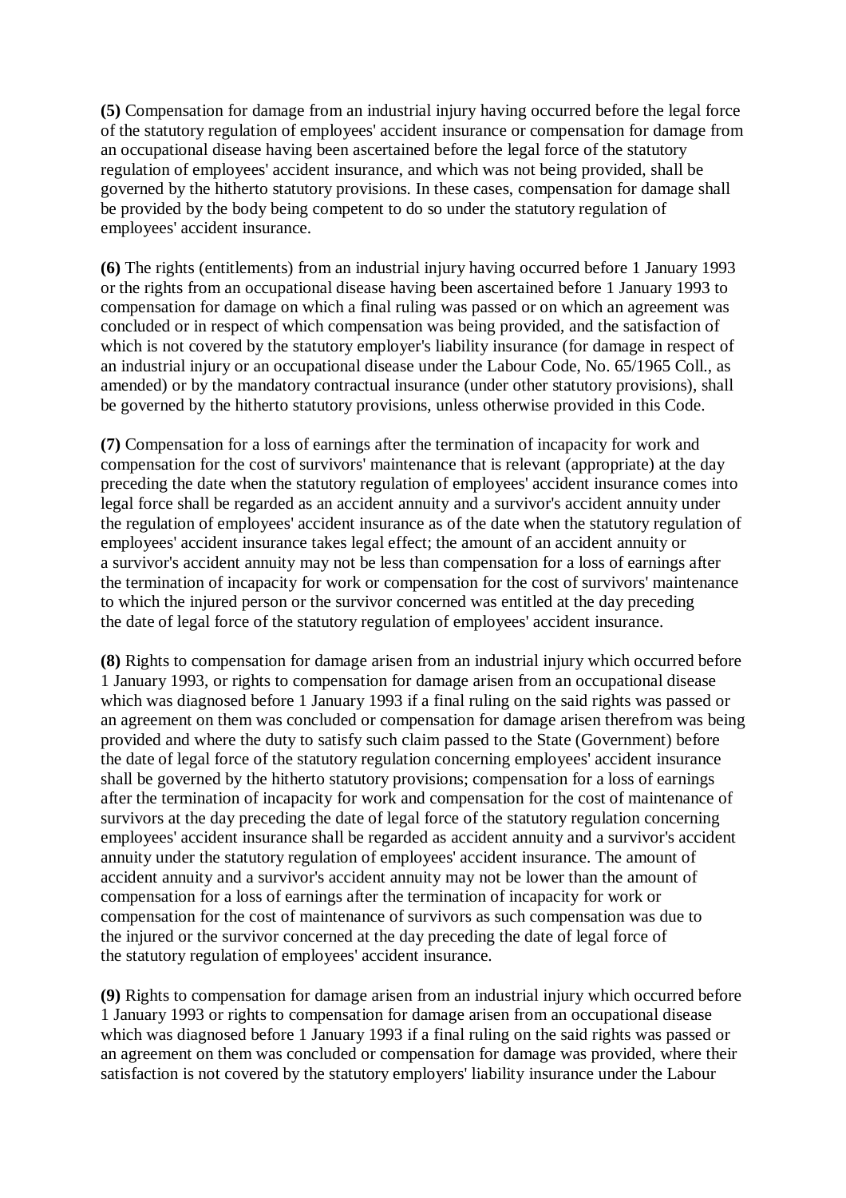**(5)** Compensation for damage from an industrial injury having occurred before the legal force of the statutory regulation of employees' accident insurance or compensation for damage from an occupational disease having been ascertained before the legal force of the statutory regulation of employees' accident insurance, and which was not being provided, shall be governed by the hitherto statutory provisions. In these cases, compensation for damage shall be provided by the body being competent to do so under the statutory regulation of employees' accident insurance.

**(6)** The rights (entitlements) from an industrial injury having occurred before 1 January 1993 or the rights from an occupational disease having been ascertained before 1 January 1993 to compensation for damage on which a final ruling was passed or on which an agreement was concluded or in respect of which compensation was being provided, and the satisfaction of which is not covered by the statutory employer's liability insurance (for damage in respect of an industrial injury or an occupational disease under the Labour Code, No. 65/1965 Coll., as amended) or by the mandatory contractual insurance (under other statutory provisions), shall be governed by the hitherto statutory provisions, unless otherwise provided in this Code.

**(7)** Compensation for a loss of earnings after the termination of incapacity for work and compensation for the cost of survivors' maintenance that is relevant (appropriate) at the day preceding the date when the statutory regulation of employees' accident insurance comes into legal force shall be regarded as an accident annuity and a survivor's accident annuity under the regulation of employees' accident insurance as of the date when the statutory regulation of employees' accident insurance takes legal effect; the amount of an accident annuity or a survivor's accident annuity may not be less than compensation for a loss of earnings after the termination of incapacity for work or compensation for the cost of survivors' maintenance to which the injured person or the survivor concerned was entitled at the day preceding the date of legal force of the statutory regulation of employees' accident insurance.

**(8)** Rights to compensation for damage arisen from an industrial injury which occurred before 1 January 1993, or rights to compensation for damage arisen from an occupational disease which was diagnosed before 1 January 1993 if a final ruling on the said rights was passed or an agreement on them was concluded or compensation for damage arisen therefrom was being provided and where the duty to satisfy such claim passed to the State (Government) before the date of legal force of the statutory regulation concerning employees' accident insurance shall be governed by the hitherto statutory provisions; compensation for a loss of earnings after the termination of incapacity for work and compensation for the cost of maintenance of survivors at the day preceding the date of legal force of the statutory regulation concerning employees' accident insurance shall be regarded as accident annuity and a survivor's accident annuity under the statutory regulation of employees' accident insurance. The amount of accident annuity and a survivor's accident annuity may not be lower than the amount of compensation for a loss of earnings after the termination of incapacity for work or compensation for the cost of maintenance of survivors as such compensation was due to the injured or the survivor concerned at the day preceding the date of legal force of the statutory regulation of employees' accident insurance.

**(9)** Rights to compensation for damage arisen from an industrial injury which occurred before 1 January 1993 or rights to compensation for damage arisen from an occupational disease which was diagnosed before 1 January 1993 if a final ruling on the said rights was passed or an agreement on them was concluded or compensation for damage was provided, where their satisfaction is not covered by the statutory employers' liability insurance under the Labour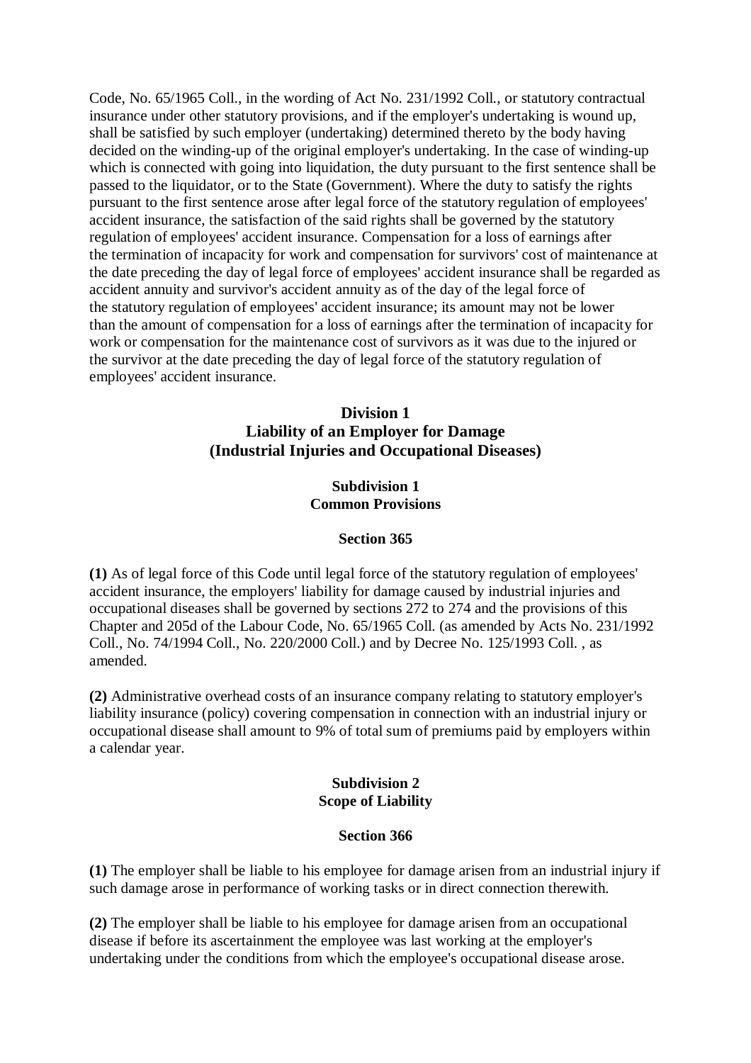Code, No. 65/1965 Coll., in the wording of Act No. 231/1992 Coll., or statutory contractual insurance under other statutory provisions, and if the employer's undertaking is wound up, shall be satisfied by such employer (undertaking) determined thereto by the body having decided on the winding-up of the original employer's undertaking. In the case of winding-up which is connected with going into liquidation, the duty pursuant to the first sentence shall be passed to the liquidator, or to the State (Government). Where the duty to satisfy the rights pursuant to the first sentence arose after legal force of the statutory regulation of employees' accident insurance, the satisfaction of the said rights shall be governed by the statutory regulation of employees' accident insurance. Compensation for a loss of earnings after the termination of incapacity for work and compensation for survivors' cost of maintenance at the date preceding the day of legal force of employees' accident insurance shall be regarded as accident annuity and survivor's accident annuity as of the day of the legal force of the statutory regulation of employees' accident insurance; its amount may not be lower than the amount of compensation for a loss of earnings after the termination of incapacity for work or compensation for the maintenance cost of survivors as it was due to the injured or the survivor at the date preceding the day of legal force of the statutory regulation of employees' accident insurance.

## Division 1
## Liability of an Employer for Damage (Industrial Injuries and Occupational Diseases)

### Subdivision 1
### Common Provisions

#### Section 365

**(1)** As of legal force of this Code until legal force of the statutory regulation of employees' accident insurance, the employers' liability for damage caused by industrial injuries and occupational diseases shall be governed by sections 272 to 274 and the provisions of this Chapter and 205d of the Labour Code, No. 65/1965 Coll. (as amended by Acts No. 231/1992 Coll., No. 74/1994 Coll., No. 220/2000 Coll.) and by Decree No. 125/1993 Coll. , as amended.

**(2)** Administrative overhead costs of an insurance company relating to statutory employer's liability insurance (policy) covering compensation in connection with an industrial injury or occupational disease shall amount to 9% of total sum of premiums paid by employers within a calendar year.

### Subdivision 2
### Scope of Liability

#### Section 366

**(1)** The employer shall be liable to his employee for damage arisen from an industrial injury if such damage arose in performance of working tasks or in direct connection therewith.

**(2)** The employer shall be liable to his employee for damage arisen from an occupational disease if before its ascertainment the employee was last working at the employer's undertaking under the conditions from which the employee's occupational disease arose.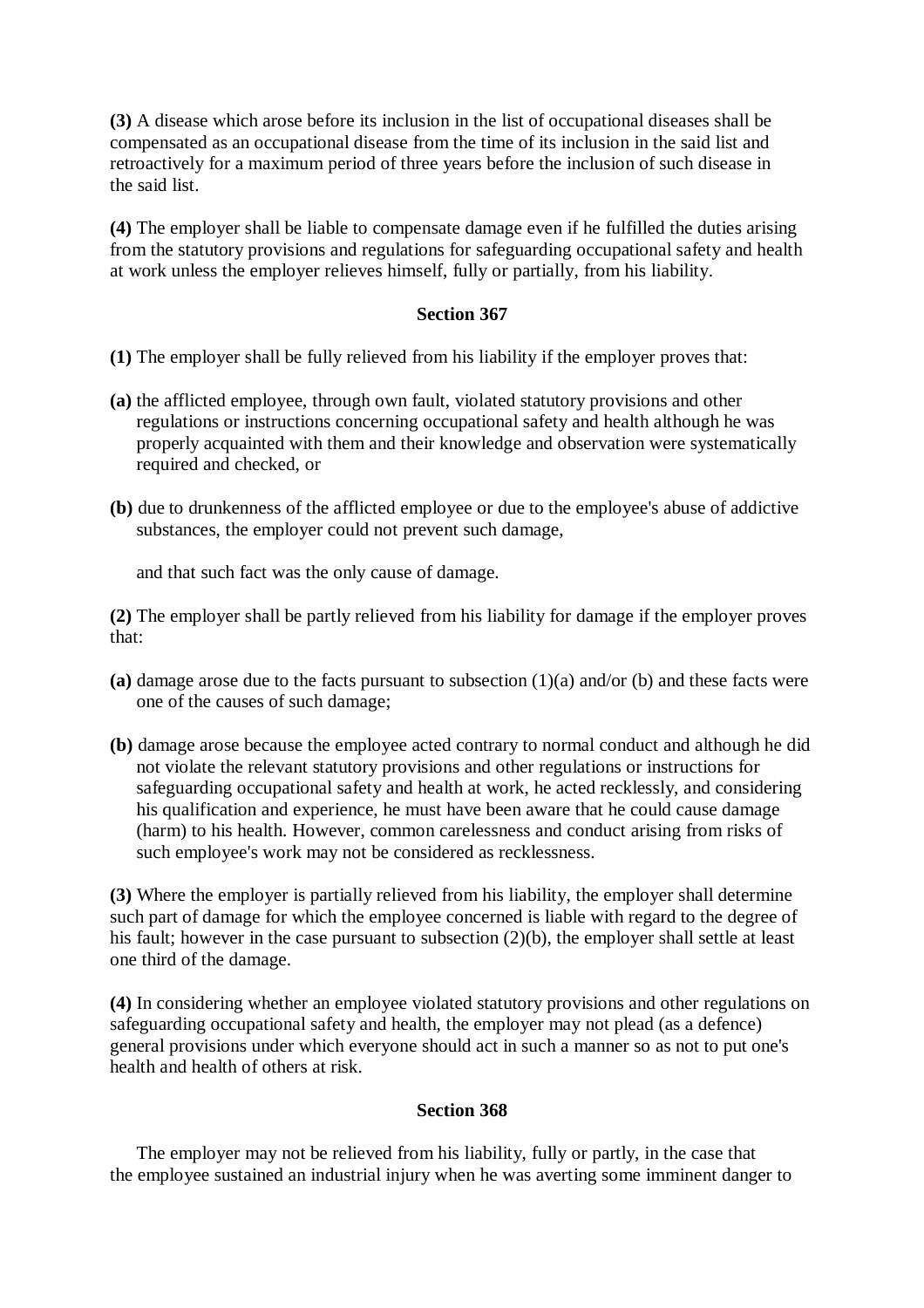**(3)** A disease which arose before its inclusion in the list of occupational diseases shall be compensated as an occupational disease from the time of its inclusion in the said list and retroactively for a maximum period of three years before the inclusion of such disease in the said list.

**(4)** The employer shall be liable to compensate damage even if he fulfilled the duties arising from the statutory provisions and regulations for safeguarding occupational safety and health at work unless the employer relieves himself, fully or partially, from his liability.

### Section 367

**(1)** The employer shall be fully relieved from his liability if the employer proves that:

**(a)** the afflicted employee, through own fault, violated statutory provisions and other regulations or instructions concerning occupational safety and health although he was properly acquainted with them and their knowledge and observation were systematically required and checked, or

**(b)** due to drunkenness of the afflicted employee or due to the employee's abuse of addictive substances, the employer could not prevent such damage,

and that such fact was the only cause of damage.

**(2)** The employer shall be partly relieved from his liability for damage if the employer proves that:

**(a)** damage arose due to the facts pursuant to subsection (1)(a) and/or (b) and these facts were one of the causes of such damage;

**(b)** damage arose because the employee acted contrary to normal conduct and although he did not violate the relevant statutory provisions and other regulations or instructions for safeguarding occupational safety and health at work, he acted recklessly, and considering his qualification and experience, he must have been aware that he could cause damage (harm) to his health. However, common carelessness and conduct arising from risks of such employee's work may not be considered as recklessness.

**(3)** Where the employer is partially relieved from his liability, the employer shall determine such part of damage for which the employee concerned is liable with regard to the degree of his fault; however in the case pursuant to subsection (2)(b), the employer shall settle at least one third of the damage.

**(4)** In considering whether an employee violated statutory provisions and other regulations on safeguarding occupational safety and health, the employer may not plead (as a defence) general provisions under which everyone should act in such a manner so as not to put one's health and health of others at risk.

### Section 368

The employer may not be relieved from his liability, fully or partly, in the case that the employee sustained an industrial injury when he was averting some imminent danger to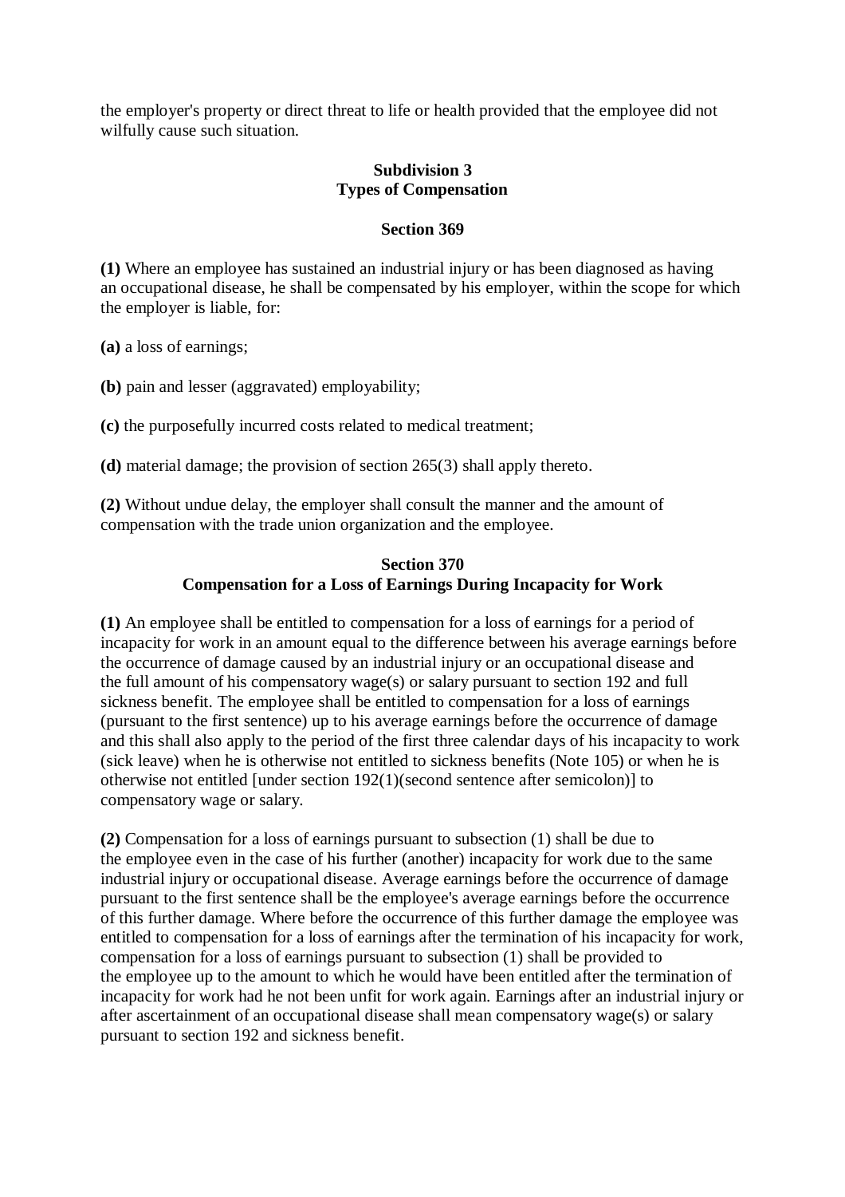the employer's property or direct threat to life or health provided that the employee did not wilfully cause such situation.

### Subdivision 3
### Types of Compensation

#### Section 369

**(1)** Where an employee has sustained an industrial injury or has been diagnosed as having an occupational disease, he shall be compensated by his employer, within the scope for which the employer is liable, for:

**(a)** a loss of earnings;

**(b)** pain and lesser (aggravated) employability;

**(c)** the purposefully incurred costs related to medical treatment;

**(d)** material damage; the provision of section 265(3) shall apply thereto.

**(2)** Without undue delay, the employer shall consult the manner and the amount of compensation with the trade union organization and the employee.

#### Section 370
#### Compensation for a Loss of Earnings During Incapacity for Work

**(1)** An employee shall be entitled to compensation for a loss of earnings for a period of incapacity for work in an amount equal to the difference between his average earnings before the occurrence of damage caused by an industrial injury or an occupational disease and the full amount of his compensatory wage(s) or salary pursuant to section 192 and full sickness benefit. The employee shall be entitled to compensation for a loss of earnings (pursuant to the first sentence) up to his average earnings before the occurrence of damage and this shall also apply to the period of the first three calendar days of his incapacity to work (sick leave) when he is otherwise not entitled to sickness benefits (Note 105) or when he is otherwise not entitled [under section 192(1)(second sentence after semicolon)] to compensatory wage or salary.

**(2)** Compensation for a loss of earnings pursuant to subsection (1) shall be due to the employee even in the case of his further (another) incapacity for work due to the same industrial injury or occupational disease. Average earnings before the occurrence of damage pursuant to the first sentence shall be the employee's average earnings before the occurrence of this further damage. Where before the occurrence of this further damage the employee was entitled to compensation for a loss of earnings after the termination of his incapacity for work, compensation for a loss of earnings pursuant to subsection (1) shall be provided to the employee up to the amount to which he would have been entitled after the termination of incapacity for work had he not been unfit for work again. Earnings after an industrial injury or after ascertainment of an occupational disease shall mean compensatory wage(s) or salary pursuant to section 192 and sickness benefit.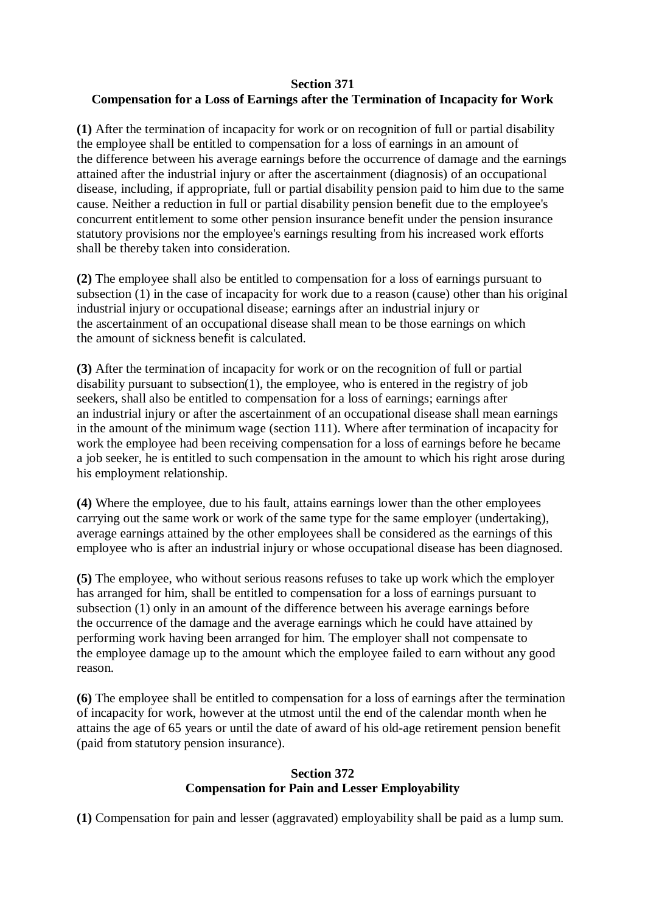**Section 371**
**Compensation for a Loss of Earnings after the Termination of Incapacity for Work**

**(1)** After the termination of incapacity for work or on recognition of full or partial disability the employee shall be entitled to compensation for a loss of earnings in an amount of the difference between his average earnings before the occurrence of damage and the earnings attained after the industrial injury or after the ascertainment (diagnosis) of an occupational disease, including, if appropriate, full or partial disability pension paid to him due to the same cause. Neither a reduction in full or partial disability pension benefit due to the employee's concurrent entitlement to some other pension insurance benefit under the pension insurance statutory provisions nor the employee's earnings resulting from his increased work efforts shall be thereby taken into consideration.

**(2)** The employee shall also be entitled to compensation for a loss of earnings pursuant to subsection (1) in the case of incapacity for work due to a reason (cause) other than his original industrial injury or occupational disease; earnings after an industrial injury or the ascertainment of an occupational disease shall mean to be those earnings on which the amount of sickness benefit is calculated.

**(3)** After the termination of incapacity for work or on the recognition of full or partial disability pursuant to subsection(1), the employee, who is entered in the registry of job seekers, shall also be entitled to compensation for a loss of earnings; earnings after an industrial injury or after the ascertainment of an occupational disease shall mean earnings in the amount of the minimum wage (section 111). Where after termination of incapacity for work the employee had been receiving compensation for a loss of earnings before he became a job seeker, he is entitled to such compensation in the amount to which his right arose during his employment relationship.

**(4)** Where the employee, due to his fault, attains earnings lower than the other employees carrying out the same work or work of the same type for the same employer (undertaking), average earnings attained by the other employees shall be considered as the earnings of this employee who is after an industrial injury or whose occupational disease has been diagnosed.

**(5)** The employee, who without serious reasons refuses to take up work which the employer has arranged for him, shall be entitled to compensation for a loss of earnings pursuant to subsection (1) only in an amount of the difference between his average earnings before the occurrence of the damage and the average earnings which he could have attained by performing work having been arranged for him. The employer shall not compensate to the employee damage up to the amount which the employee failed to earn without any good reason.

**(6)** The employee shall be entitled to compensation for a loss of earnings after the termination of incapacity for work, however at the utmost until the end of the calendar month when he attains the age of 65 years or until the date of award of his old-age retirement pension benefit (paid from statutory pension insurance).

**Section 372**
**Compensation for Pain and Lesser Employability**

**(1)** Compensation for pain and lesser (aggravated) employability shall be paid as a lump sum.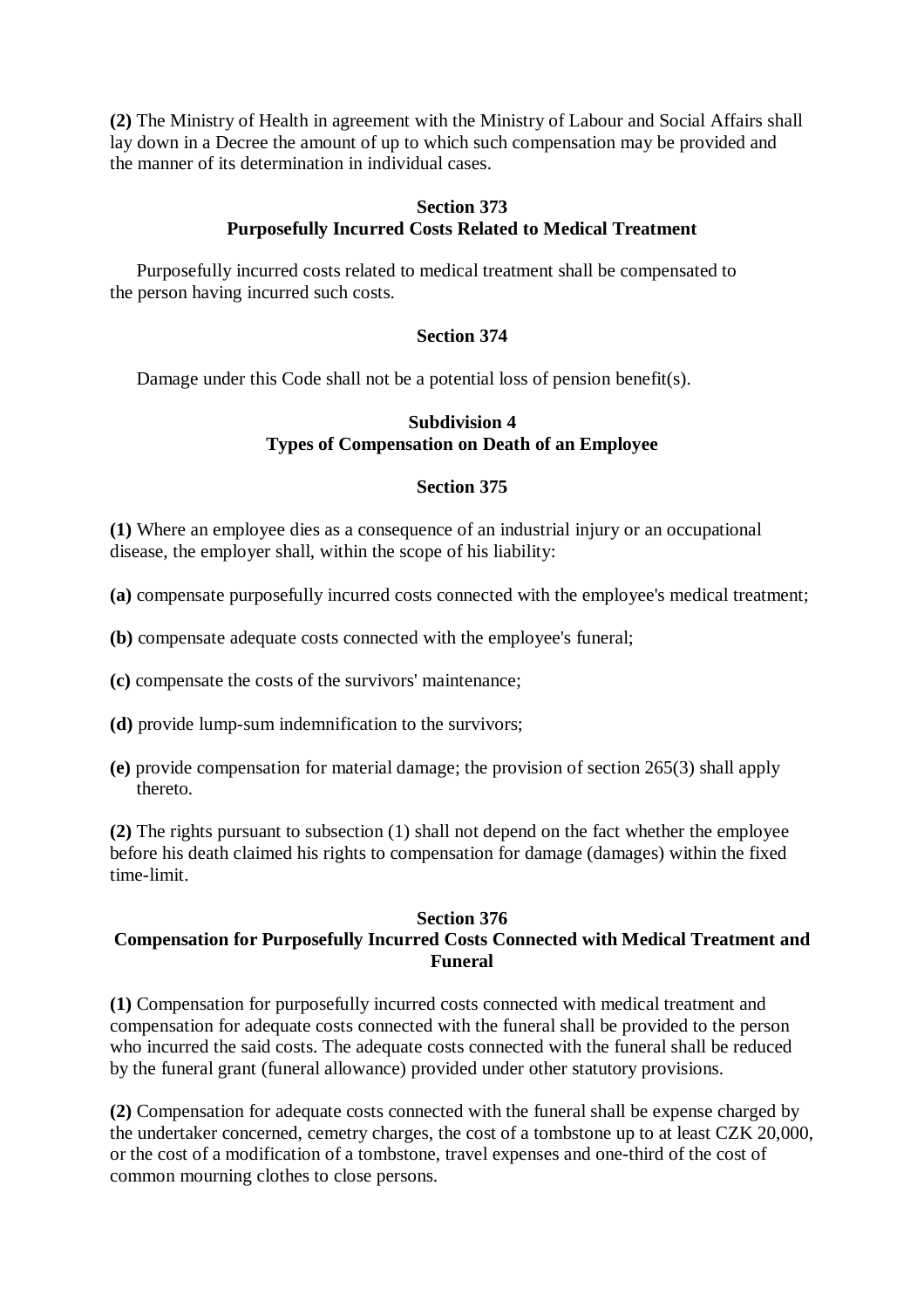**(2)** The Ministry of Health in agreement with the Ministry of Labour and Social Affairs shall lay down in a Decree the amount of up to which such compensation may be provided and the manner of its determination in individual cases.

### Section 373
### Purposefully Incurred Costs Related to Medical Treatment

Purposefully incurred costs related to medical treatment shall be compensated to the person having incurred such costs.

### Section 374

Damage under this Code shall not be a potential loss of pension benefit(s).

## Subdivision 4
## Types of Compensation on Death of an Employee

### Section 375

**(1)** Where an employee dies as a consequence of an industrial injury or an occupational disease, the employer shall, within the scope of his liability:

**(a)** compensate purposefully incurred costs connected with the employee's medical treatment;

**(b)** compensate adequate costs connected with the employee's funeral;

**(c)** compensate the costs of the survivors' maintenance;

**(d)** provide lump-sum indemnification to the survivors;

**(e)** provide compensation for material damage; the provision of section 265(3) shall apply thereto.

**(2)** The rights pursuant to subsection (1) shall not depend on the fact whether the employee before his death claimed his rights to compensation for damage (damages) within the fixed time-limit.

### Section 376
### Compensation for Purposefully Incurred Costs Connected with Medical Treatment and Funeral

**(1)** Compensation for purposefully incurred costs connected with medical treatment and compensation for adequate costs connected with the funeral shall be provided to the person who incurred the said costs. The adequate costs connected with the funeral shall be reduced by the funeral grant (funeral allowance) provided under other statutory provisions.

**(2)** Compensation for adequate costs connected with the funeral shall be expense charged by the undertaker concerned, cemetry charges, the cost of a tombstone up to at least CZK 20,000, or the cost of a modification of a tombstone, travel expenses and one-third of the cost of common mourning clothes to close persons.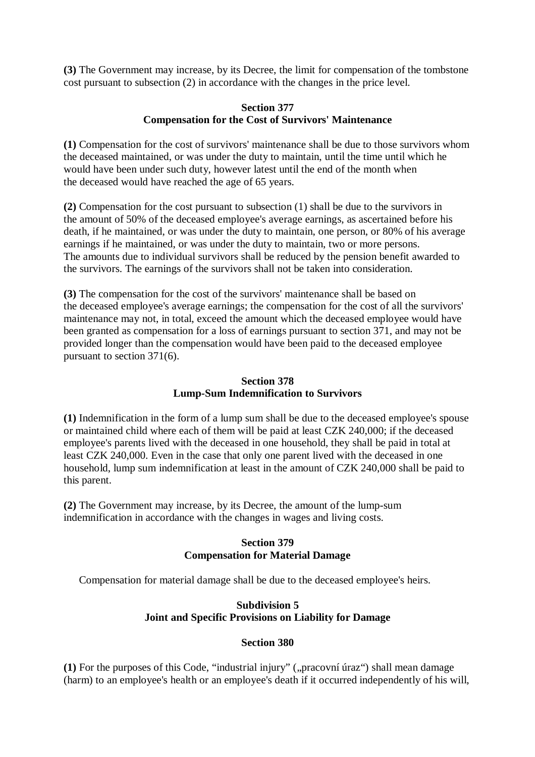**(3)** The Government may increase, by its Decree, the limit for compensation of the tombstone cost pursuant to subsection (2) in accordance with the changes in the price level.

### Section 377
### Compensation for the Cost of Survivors' Maintenance

**(1)** Compensation for the cost of survivors' maintenance shall be due to those survivors whom the deceased maintained, or was under the duty to maintain, until the time until which he would have been under such duty, however latest until the end of the month when the deceased would have reached the age of 65 years.

**(2)** Compensation for the cost pursuant to subsection (1) shall be due to the survivors in the amount of 50% of the deceased employee's average earnings, as ascertained before his death, if he maintained, or was under the duty to maintain, one person, or 80% of his average earnings if he maintained, or was under the duty to maintain, two or more persons. The amounts due to individual survivors shall be reduced by the pension benefit awarded to the survivors. The earnings of the survivors shall not be taken into consideration.

**(3)** The compensation for the cost of the survivors' maintenance shall be based on the deceased employee's average earnings; the compensation for the cost of all the survivors' maintenance may not, in total, exceed the amount which the deceased employee would have been granted as compensation for a loss of earnings pursuant to section 371, and may not be provided longer than the compensation would have been paid to the deceased employee pursuant to section 371(6).

### Section 378
### Lump-Sum Indemnification to Survivors

**(1)** Indemnification in the form of a lump sum shall be due to the deceased employee's spouse or maintained child where each of them will be paid at least CZK 240,000; if the deceased employee's parents lived with the deceased in one household, they shall be paid in total at least CZK 240,000. Even in the case that only one parent lived with the deceased in one household, lump sum indemnification at least in the amount of CZK 240,000 shall be paid to this parent.

**(2)** The Government may increase, by its Decree, the amount of the lump-sum indemnification in accordance with the changes in wages and living costs.

### Section 379
### Compensation for Material Damage

Compensation for material damage shall be due to the deceased employee's heirs.

### Subdivision 5
### Joint and Specific Provisions on Liability for Damage

### Section 380

**(1)** For the purposes of this Code, "industrial injury" („pracovní úraz") shall mean damage (harm) to an employee's health or an employee's death if it occurred independently of his will,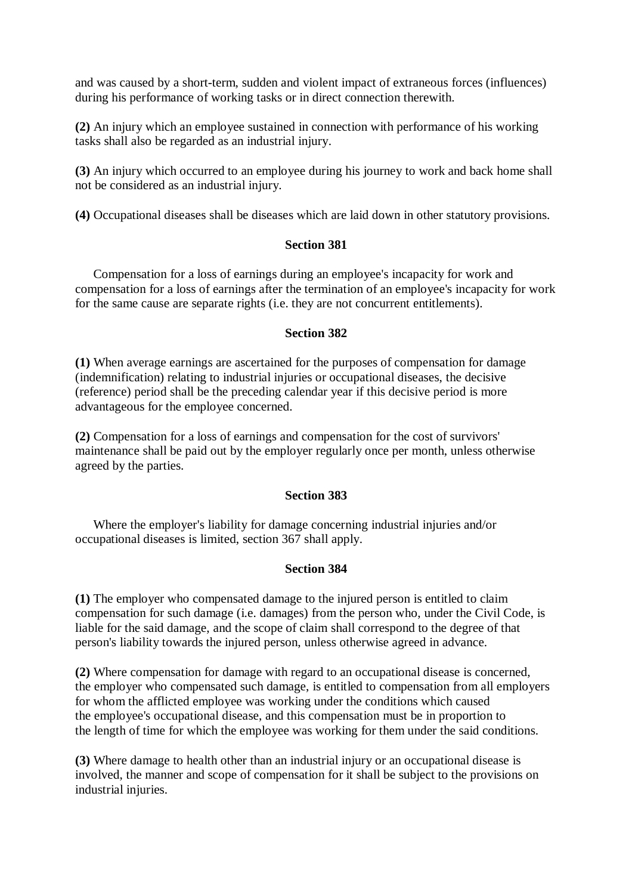and was caused by a short-term, sudden and violent impact of extraneous forces (influences) during his performance of working tasks or in direct connection therewith.

**(2)** An injury which an employee sustained in connection with performance of his working tasks shall also be regarded as an industrial injury.

**(3)** An injury which occurred to an employee during his journey to work and back home shall not be considered as an industrial injury.

**(4)** Occupational diseases shall be diseases which are laid down in other statutory provisions.

**Section 381**

Compensation for a loss of earnings during an employee's incapacity for work and compensation for a loss of earnings after the termination of an employee's incapacity for work for the same cause are separate rights (i.e. they are not concurrent entitlements).

**Section 382**

**(1)** When average earnings are ascertained for the purposes of compensation for damage (indemnification) relating to industrial injuries or occupational diseases, the decisive (reference) period shall be the preceding calendar year if this decisive period is more advantageous for the employee concerned.

**(2)** Compensation for a loss of earnings and compensation for the cost of survivors' maintenance shall be paid out by the employer regularly once per month, unless otherwise agreed by the parties.

**Section 383**

Where the employer's liability for damage concerning industrial injuries and/or occupational diseases is limited, section 367 shall apply.

**Section 384**

**(1)** The employer who compensated damage to the injured person is entitled to claim compensation for such damage (i.e. damages) from the person who, under the Civil Code, is liable for the said damage, and the scope of claim shall correspond to the degree of that person's liability towards the injured person, unless otherwise agreed in advance.

**(2)** Where compensation for damage with regard to an occupational disease is concerned, the employer who compensated such damage, is entitled to compensation from all employers for whom the afflicted employee was working under the conditions which caused the employee's occupational disease, and this compensation must be in proportion to the length of time for which the employee was working for them under the said conditions.

**(3)** Where damage to health other than an industrial injury or an occupational disease is involved, the manner and scope of compensation for it shall be subject to the provisions on industrial injuries.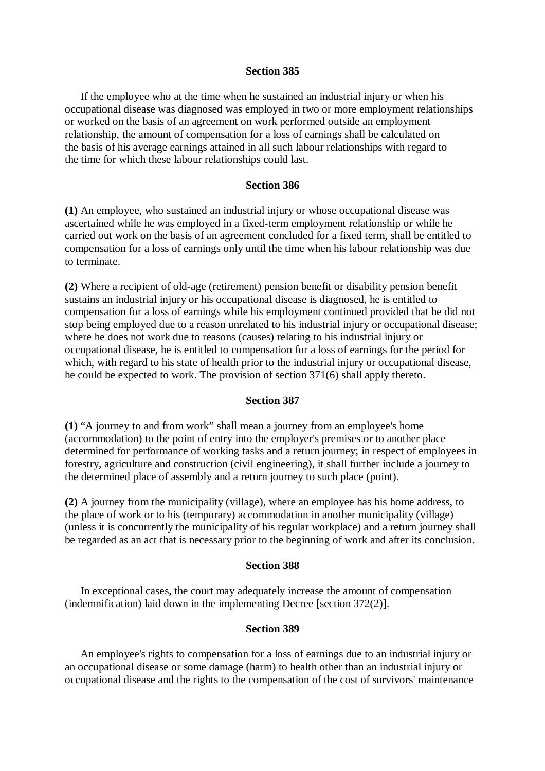**Section 385**

If the employee who at the time when he sustained an industrial injury or when his occupational disease was diagnosed was employed in two or more employment relationships or worked on the basis of an agreement on work performed outside an employment relationship, the amount of compensation for a loss of earnings shall be calculated on the basis of his average earnings attained in all such labour relationships with regard to the time for which these labour relationships could last.

**Section 386**

**(1)** An employee, who sustained an industrial injury or whose occupational disease was ascertained while he was employed in a fixed-term employment relationship or while he carried out work on the basis of an agreement concluded for a fixed term, shall be entitled to compensation for a loss of earnings only until the time when his labour relationship was due to terminate.

**(2)** Where a recipient of old-age (retirement) pension benefit or disability pension benefit sustains an industrial injury or his occupational disease is diagnosed, he is entitled to compensation for a loss of earnings while his employment continued provided that he did not stop being employed due to a reason unrelated to his industrial injury or occupational disease; where he does not work due to reasons (causes) relating to his industrial injury or occupational disease, he is entitled to compensation for a loss of earnings for the period for which, with regard to his state of health prior to the industrial injury or occupational disease, he could be expected to work. The provision of section 371(6) shall apply thereto.

**Section 387**

**(1)** "A journey to and from work" shall mean a journey from an employee's home (accommodation) to the point of entry into the employer's premises or to another place determined for performance of working tasks and a return journey; in respect of employees in forestry, agriculture and construction (civil engineering), it shall further include a journey to the determined place of assembly and a return journey to such place (point).

**(2)** A journey from the municipality (village), where an employee has his home address, to the place of work or to his (temporary) accommodation in another municipality (village) (unless it is concurrently the municipality of his regular workplace) and a return journey shall be regarded as an act that is necessary prior to the beginning of work and after its conclusion.

**Section 388**

In exceptional cases, the court may adequately increase the amount of compensation (indemnification) laid down in the implementing Decree [section 372(2)].

**Section 389**

An employee's rights to compensation for a loss of earnings due to an industrial injury or an occupational disease or some damage (harm) to health other than an industrial injury or occupational disease and the rights to the compensation of the cost of survivors' maintenance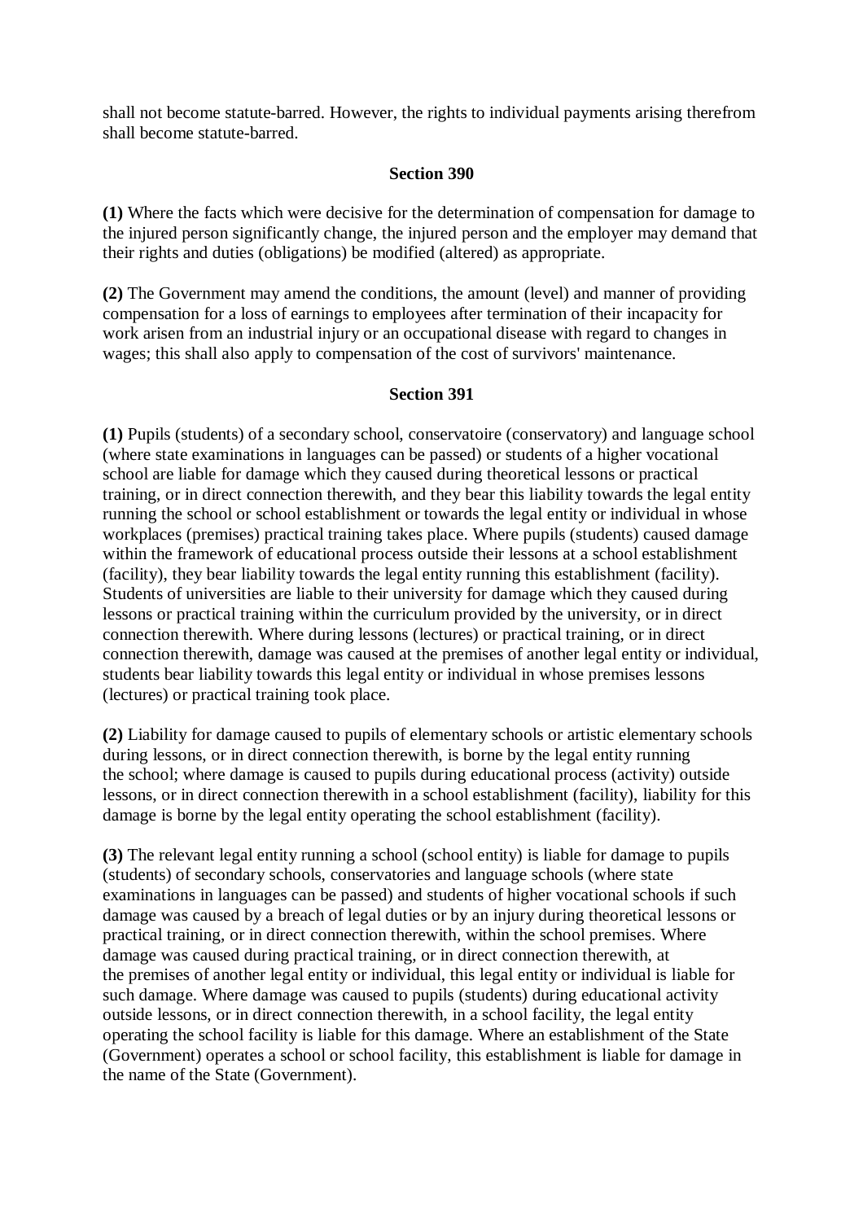shall not become statute-barred. However, the rights to individual payments arising therefrom shall become statute-barred.

## Section 390

**(1)** Where the facts which were decisive for the determination of compensation for damage to the injured person significantly change, the injured person and the employer may demand that their rights and duties (obligations) be modified (altered) as appropriate.

**(2)** The Government may amend the conditions, the amount (level) and manner of providing compensation for a loss of earnings to employees after termination of their incapacity for work arisen from an industrial injury or an occupational disease with regard to changes in wages; this shall also apply to compensation of the cost of survivors' maintenance.

## Section 391

**(1)** Pupils (students) of a secondary school, conservatoire (conservatory) and language school (where state examinations in languages can be passed) or students of a higher vocational school are liable for damage which they caused during theoretical lessons or practical training, or in direct connection therewith, and they bear this liability towards the legal entity running the school or school establishment or towards the legal entity or individual in whose workplaces (premises) practical training takes place. Where pupils (students) caused damage within the framework of educational process outside their lessons at a school establishment (facility), they bear liability towards the legal entity running this establishment (facility). Students of universities are liable to their university for damage which they caused during lessons or practical training within the curriculum provided by the university, or in direct connection therewith. Where during lessons (lectures) or practical training, or in direct connection therewith, damage was caused at the premises of another legal entity or individual, students bear liability towards this legal entity or individual in whose premises lessons (lectures) or practical training took place.

**(2)** Liability for damage caused to pupils of elementary schools or artistic elementary schools during lessons, or in direct connection therewith, is borne by the legal entity running the school; where damage is caused to pupils during educational process (activity) outside lessons, or in direct connection therewith in a school establishment (facility), liability for this damage is borne by the legal entity operating the school establishment (facility).

**(3)** The relevant legal entity running a school (school entity) is liable for damage to pupils (students) of secondary schools, conservatories and language schools (where state examinations in languages can be passed) and students of higher vocational schools if such damage was caused by a breach of legal duties or by an injury during theoretical lessons or practical training, or in direct connection therewith, within the school premises. Where damage was caused during practical training, or in direct connection therewith, at the premises of another legal entity or individual, this legal entity or individual is liable for such damage. Where damage was caused to pupils (students) during educational activity outside lessons, or in direct connection therewith, in a school facility, the legal entity operating the school facility is liable for this damage. Where an establishment of the State (Government) operates a school or school facility, this establishment is liable for damage in the name of the State (Government).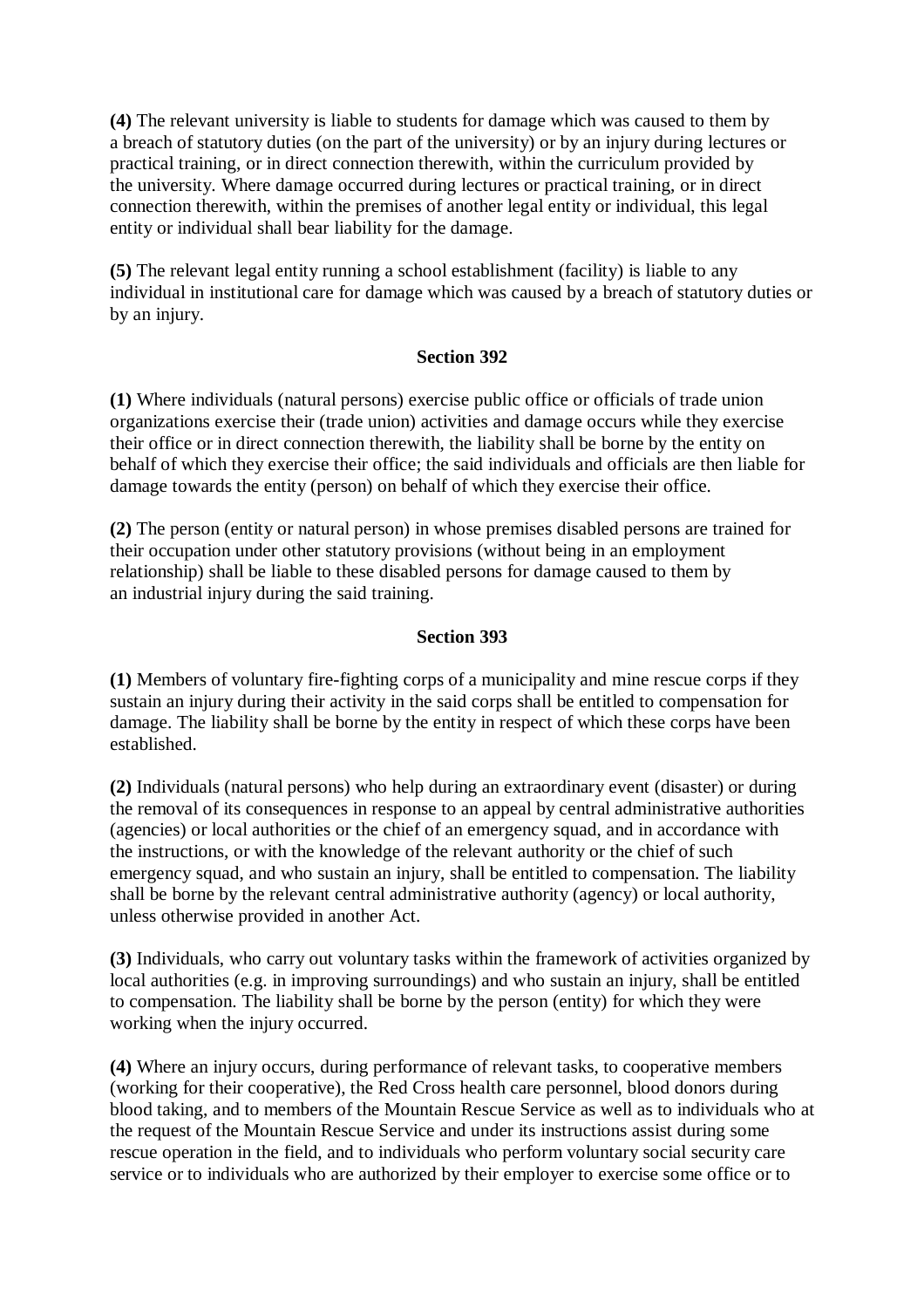**(4)** The relevant university is liable to students for damage which was caused to them by a breach of statutory duties (on the part of the university) or by an injury during lectures or practical training, or in direct connection therewith, within the curriculum provided by the university. Where damage occurred during lectures or practical training, or in direct connection therewith, within the premises of another legal entity or individual, this legal entity or individual shall bear liability for the damage.

**(5)** The relevant legal entity running a school establishment (facility) is liable to any individual in institutional care for damage which was caused by a breach of statutory duties or by an injury.

### Section 392

**(1)** Where individuals (natural persons) exercise public office or officials of trade union organizations exercise their (trade union) activities and damage occurs while they exercise their office or in direct connection therewith, the liability shall be borne by the entity on behalf of which they exercise their office; the said individuals and officials are then liable for damage towards the entity (person) on behalf of which they exercise their office.

**(2)** The person (entity or natural person) in whose premises disabled persons are trained for their occupation under other statutory provisions (without being in an employment relationship) shall be liable to these disabled persons for damage caused to them by an industrial injury during the said training.

### Section 393

**(1)** Members of voluntary fire-fighting corps of a municipality and mine rescue corps if they sustain an injury during their activity in the said corps shall be entitled to compensation for damage. The liability shall be borne by the entity in respect of which these corps have been established.

**(2)** Individuals (natural persons) who help during an extraordinary event (disaster) or during the removal of its consequences in response to an appeal by central administrative authorities (agencies) or local authorities or the chief of an emergency squad, and in accordance with the instructions, or with the knowledge of the relevant authority or the chief of such emergency squad, and who sustain an injury, shall be entitled to compensation. The liability shall be borne by the relevant central administrative authority (agency) or local authority, unless otherwise provided in another Act.

**(3)** Individuals, who carry out voluntary tasks within the framework of activities organized by local authorities (e.g. in improving surroundings) and who sustain an injury, shall be entitled to compensation. The liability shall be borne by the person (entity) for which they were working when the injury occurred.

**(4)** Where an injury occurs, during performance of relevant tasks, to cooperative members (working for their cooperative), the Red Cross health care personnel, blood donors during blood taking, and to members of the Mountain Rescue Service as well as to individuals who at the request of the Mountain Rescue Service and under its instructions assist during some rescue operation in the field, and to individuals who perform voluntary social security care service or to individuals who are authorized by their employer to exercise some office or to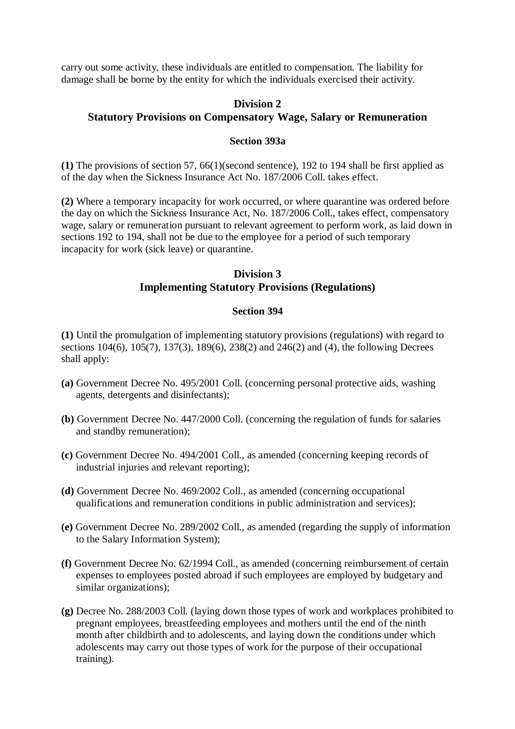carry out some activity, these individuals are entitled to compensation. The liability for damage shall be borne by the entity for which the individuals exercised their activity.

## Division 2
## Statutory Provisions on Compensatory Wage, Salary or Remuneration

### Section 393a

**(1)** The provisions of section 57, 66(1)(second sentence), 192 to 194 shall be first applied as of the day when the Sickness Insurance Act No. 187/2006 Coll. takes effect.

**(2)** Where a temporary incapacity for work occurred, or where quarantine was ordered before the day on which the Sickness Insurance Act, No. 187/2006 Coll., takes effect, compensatory wage, salary or remuneration pursuant to relevant agreement to perform work, as laid down in sections 192 to 194, shall not be due to the employee for a period of such temporary incapacity for work (sick leave) or quarantine.

## Division 3
## Implementing Statutory Provisions (Regulations)

### Section 394

**(1)** Until the promulgation of implementing statutory provisions (regulations) with regard to sections 104(6), 105(7), 137(3), 189(6), 238(2) and 246(2) and (4), the following Decrees shall apply:

**(a)** Government Decree No. 495/2001 Coll. (concerning personal protective aids, washing agents, detergents and disinfectants);

**(b)** Government Decree No. 447/2000 Coll. (concerning the regulation of funds for salaries and standby remuneration);

**(c)** Government Decree No. 494/2001 Coll., as amended (concerning keeping records of industrial injuries and relevant reporting);

**(d)** Government Decree No. 469/2002 Coll., as amended (concerning occupational qualifications and remuneration conditions in public administration and services);

**(e)** Government Decree No. 289/2002 Coll., as amended (regarding the supply of information to the Salary Information System);

**(f)** Government Decree No. 62/1994 Coll., as amended (concerning reimbursement of certain expenses to employees posted abroad if such employees are employed by budgetary and similar organizations);

**(g)** Decree No. 288/2003 Coll. (laying down those types of work and workplaces prohibited to pregnant employees, breastfeeding employees and mothers until the end of the ninth month after childbirth and to adolescents, and laying down the conditions under which adolescents may carry out those types of work for the purpose of their occupational training).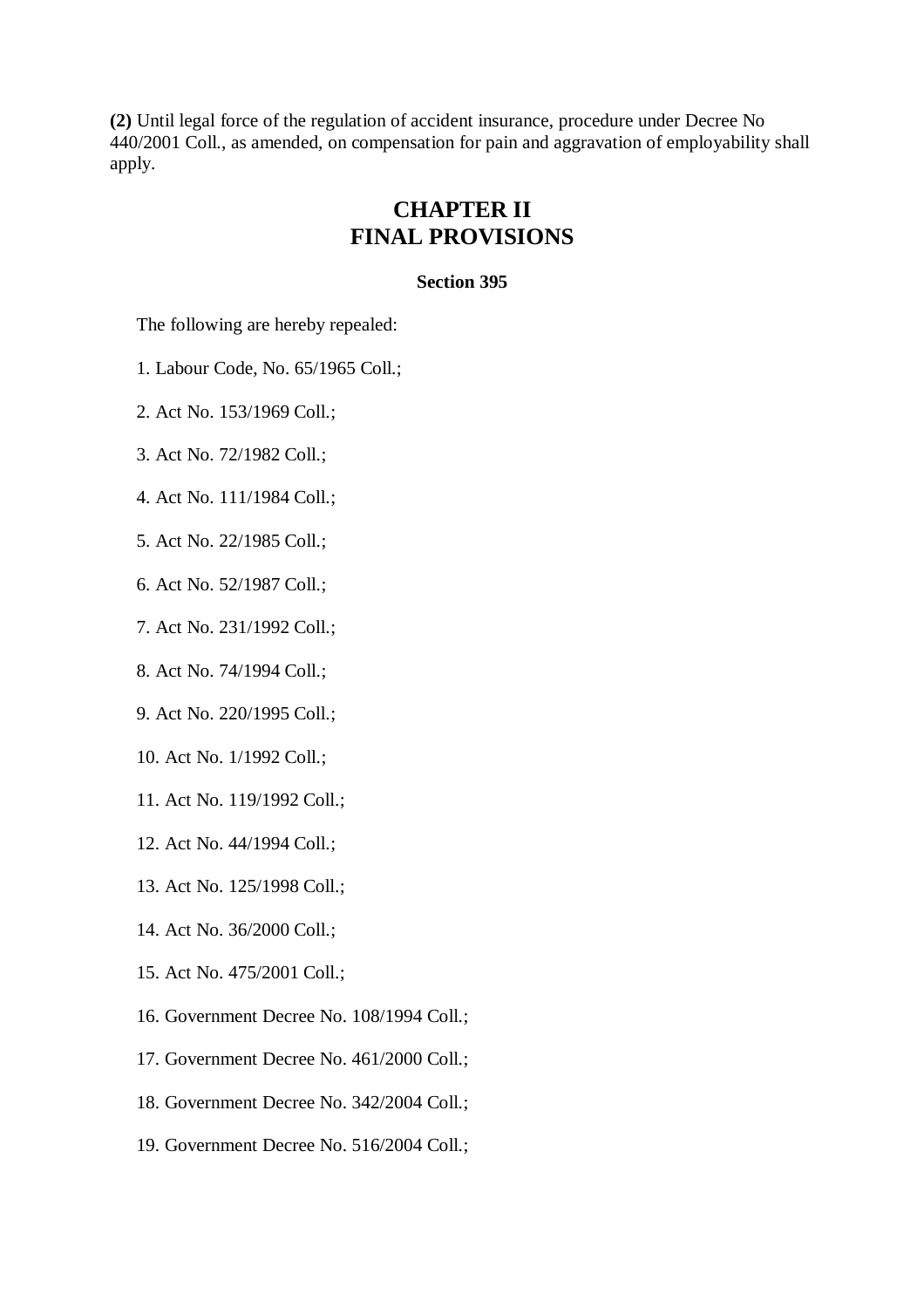**(2)** Until legal force of the regulation of accident insurance, procedure under Decree No 440/2001 Coll., as amended, on compensation for pain and aggravation of employability shall apply.

## CHAPTER II
## FINAL PROVISIONS

### Section 395

The following are hereby repealed:

1. Labour Code, No. 65/1965 Coll.;

2. Act No. 153/1969 Coll.;

3. Act No. 72/1982 Coll.;

4. Act No. 111/1984 Coll.;

5. Act No. 22/1985 Coll.;

6. Act No. 52/1987 Coll.;

7. Act No. 231/1992 Coll.;

8. Act No. 74/1994 Coll.;

9. Act No. 220/1995 Coll.;

10. Act No. 1/1992 Coll.;

11. Act No. 119/1992 Coll.;

12. Act No. 44/1994 Coll.;

13. Act No. 125/1998 Coll.;

14. Act No. 36/2000 Coll.;

15. Act No. 475/2001 Coll.;

16. Government Decree No. 108/1994 Coll.;

17. Government Decree No. 461/2000 Coll.;

18. Government Decree No. 342/2004 Coll.;

19. Government Decree No. 516/2004 Coll.;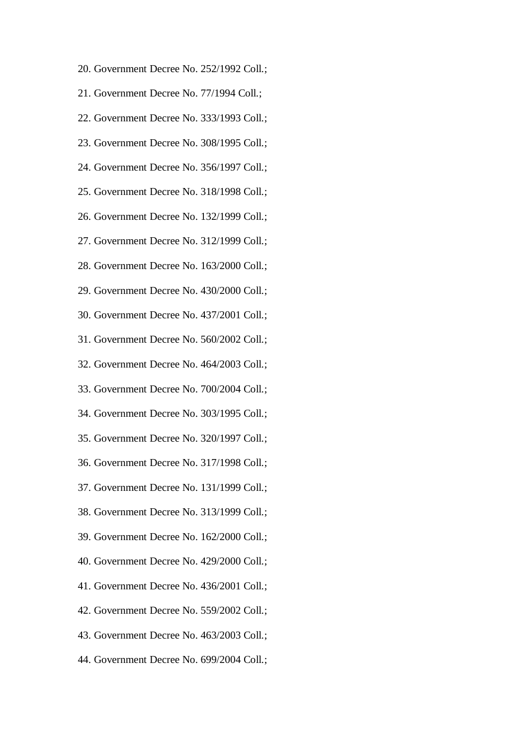20. Government Decree No. 252/1992 Coll.;
21. Government Decree No. 77/1994 Coll.;
22. Government Decree No. 333/1993 Coll.;
23. Government Decree No. 308/1995 Coll.;
24. Government Decree No. 356/1997 Coll.;
25. Government Decree No. 318/1998 Coll.;
26. Government Decree No. 132/1999 Coll.;
27. Government Decree No. 312/1999 Coll.;
28. Government Decree No. 163/2000 Coll.;
29. Government Decree No. 430/2000 Coll.;
30. Government Decree No. 437/2001 Coll.;
31. Government Decree No. 560/2002 Coll.;
32. Government Decree No. 464/2003 Coll.;
33. Government Decree No. 700/2004 Coll.;
34. Government Decree No. 303/1995 Coll.;
35. Government Decree No. 320/1997 Coll.;
36. Government Decree No. 317/1998 Coll.;
37. Government Decree No. 131/1999 Coll.;
38. Government Decree No. 313/1999 Coll.;
39. Government Decree No. 162/2000 Coll.;
40. Government Decree No. 429/2000 Coll.;
41. Government Decree No. 436/2001 Coll.;
42. Government Decree No. 559/2002 Coll.;
43. Government Decree No. 463/2003 Coll.;
44. Government Decree No. 699/2004 Coll.;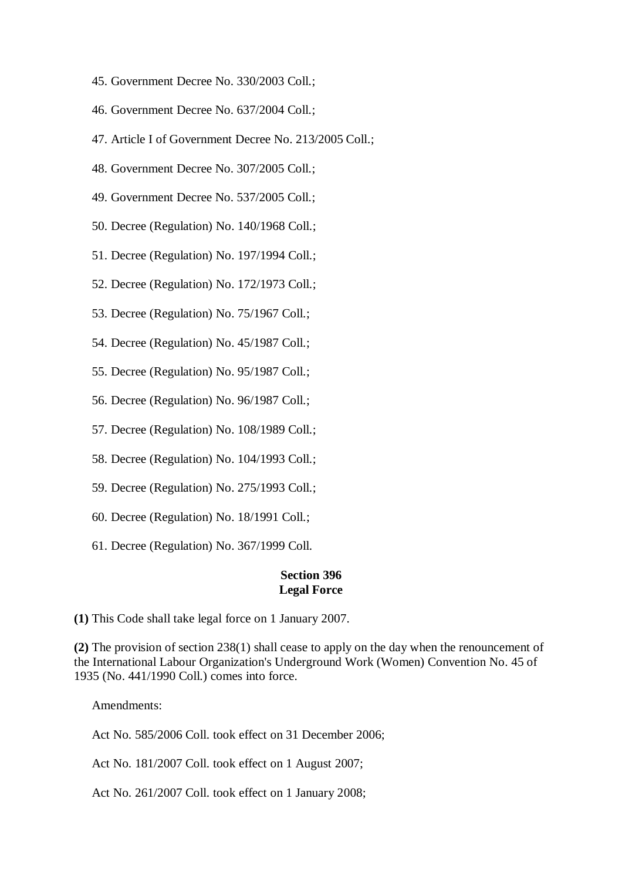45. Government Decree No. 330/2003 Coll.;

46. Government Decree No. 637/2004 Coll.;

47. Article I of Government Decree No. 213/2005 Coll.;

48. Government Decree No. 307/2005 Coll.;

49. Government Decree No. 537/2005 Coll.;

50. Decree (Regulation) No. 140/1968 Coll.;

51. Decree (Regulation) No. 197/1994 Coll.;

52. Decree (Regulation) No. 172/1973 Coll.;

53. Decree (Regulation) No. 75/1967 Coll.;

54. Decree (Regulation) No. 45/1987 Coll.;

55. Decree (Regulation) No. 95/1987 Coll.;

56. Decree (Regulation) No. 96/1987 Coll.;

57. Decree (Regulation) No. 108/1989 Coll.;

58. Decree (Regulation) No. 104/1993 Coll.;

59. Decree (Regulation) No. 275/1993 Coll.;

60. Decree (Regulation) No. 18/1991 Coll.;

61. Decree (Regulation) No. 367/1999 Coll.

### Section 396
### Legal Force

**(1)** This Code shall take legal force on 1 January 2007.

**(2)** The provision of section 238(1) shall cease to apply on the day when the renouncement of the International Labour Organization's Underground Work (Women) Convention No. 45 of 1935 (No. 441/1990 Coll.) comes into force.

Amendments:

Act No. 585/2006 Coll. took effect on 31 December 2006;

Act No. 181/2007 Coll. took effect on 1 August 2007;

Act No. 261/2007 Coll. took effect on 1 January 2008;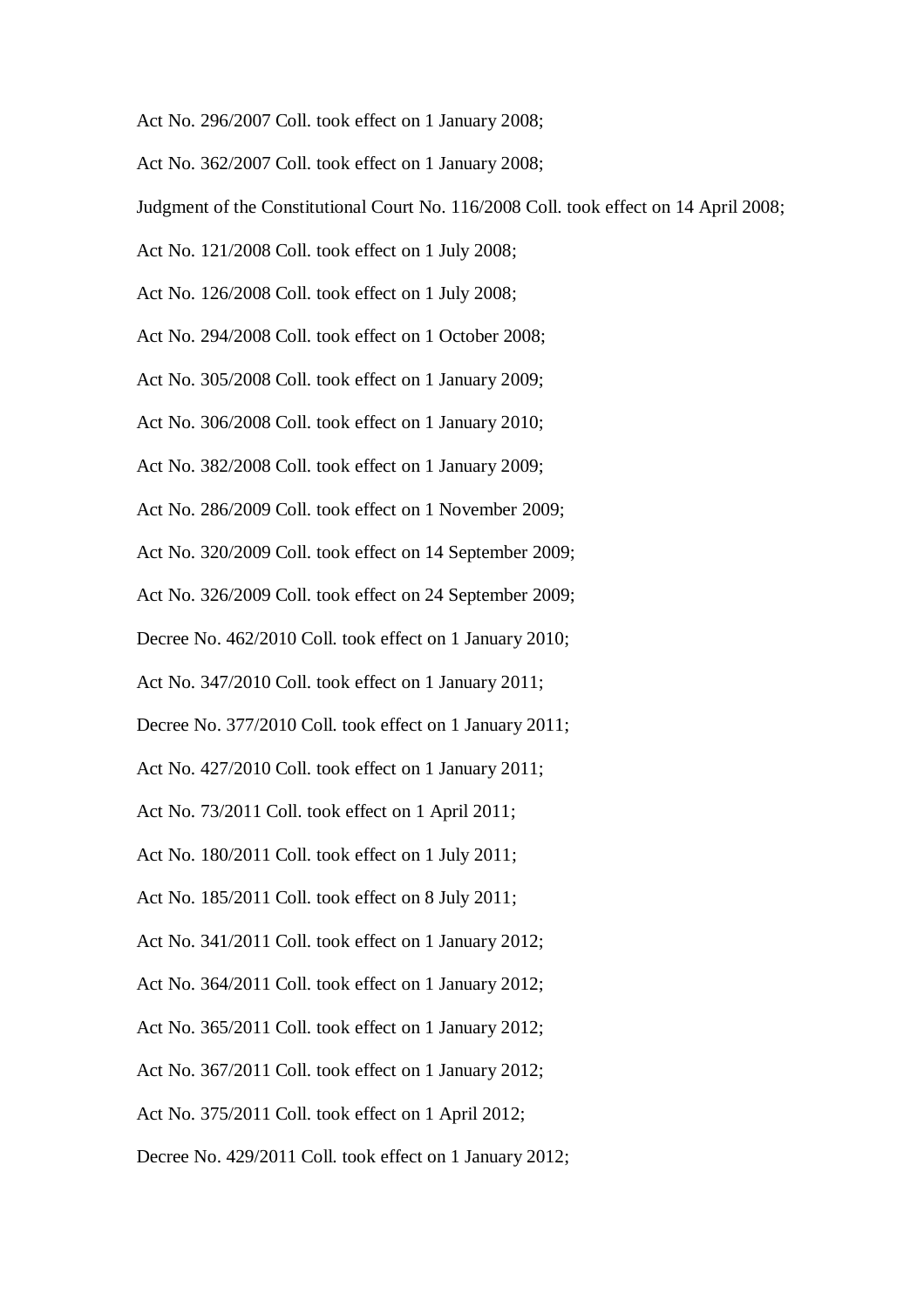Act No. 296/2007 Coll. took effect on 1 January 2008;

Act No. 362/2007 Coll. took effect on 1 January 2008;

Judgment of the Constitutional Court No. 116/2008 Coll. took effect on 14 April 2008;

Act No. 121/2008 Coll. took effect on 1 July 2008;

Act No. 126/2008 Coll. took effect on 1 July 2008;

Act No. 294/2008 Coll. took effect on 1 October 2008;

Act No. 305/2008 Coll. took effect on 1 January 2009;

Act No. 306/2008 Coll. took effect on 1 January 2010;

Act No. 382/2008 Coll. took effect on 1 January 2009;

Act No. 286/2009 Coll. took effect on 1 November 2009;

Act No. 320/2009 Coll. took effect on 14 September 2009;

Act No. 326/2009 Coll. took effect on 24 September 2009;

Decree No. 462/2010 Coll. took effect on 1 January 2010;

Act No. 347/2010 Coll. took effect on 1 January 2011;

Decree No. 377/2010 Coll. took effect on 1 January 2011;

Act No. 427/2010 Coll. took effect on 1 January 2011;

Act No. 73/2011 Coll. took effect on 1 April 2011;

Act No. 180/2011 Coll. took effect on 1 July 2011;

Act No. 185/2011 Coll. took effect on 8 July 2011;

Act No. 341/2011 Coll. took effect on 1 January 2012;

Act No. 364/2011 Coll. took effect on 1 January 2012;

Act No. 365/2011 Coll. took effect on 1 January 2012;

Act No. 367/2011 Coll. took effect on 1 January 2012;

Act No. 375/2011 Coll. took effect on 1 April 2012;

Decree No. 429/2011 Coll. took effect on 1 January 2012;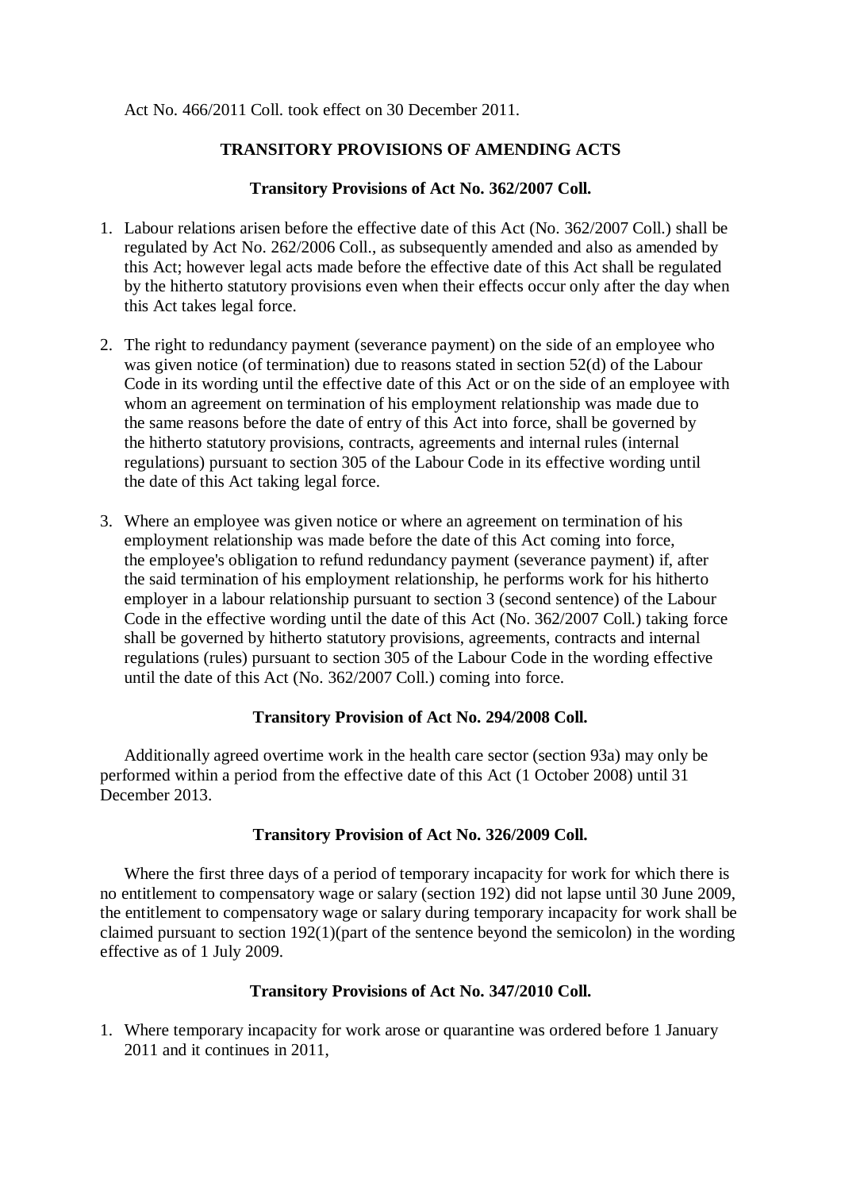Act No. 466/2011 Coll. took effect on 30 December 2011.

## TRANSITORY PROVISIONS OF AMENDING ACTS

### Transitory Provisions of Act No. 362/2007 Coll.

1. Labour relations arisen before the effective date of this Act (No. 362/2007 Coll.) shall be regulated by Act No. 262/2006 Coll., as subsequently amended and also as amended by this Act; however legal acts made before the effective date of this Act shall be regulated by the hitherto statutory provisions even when their effects occur only after the day when this Act takes legal force.

2. The right to redundancy payment (severance payment) on the side of an employee who was given notice (of termination) due to reasons stated in section 52(d) of the Labour Code in its wording until the effective date of this Act or on the side of an employee with whom an agreement on termination of his employment relationship was made due to the same reasons before the date of entry of this Act into force, shall be governed by the hitherto statutory provisions, contracts, agreements and internal rules (internal regulations) pursuant to section 305 of the Labour Code in its effective wording until the date of this Act taking legal force.

3. Where an employee was given notice or where an agreement on termination of his employment relationship was made before the date of this Act coming into force, the employee's obligation to refund redundancy payment (severance payment) if, after the said termination of his employment relationship, he performs work for his hitherto employer in a labour relationship pursuant to section 3 (second sentence) of the Labour Code in the effective wording until the date of this Act (No. 362/2007 Coll.) taking force shall be governed by hitherto statutory provisions, agreements, contracts and internal regulations (rules) pursuant to section 305 of the Labour Code in the wording effective until the date of this Act (No. 362/2007 Coll.) coming into force.

### Transitory Provision of Act No. 294/2008 Coll.

Additionally agreed overtime work in the health care sector (section 93a) may only be performed within a period from the effective date of this Act (1 October 2008) until 31 December 2013.

### Transitory Provision of Act No. 326/2009 Coll.

Where the first three days of a period of temporary incapacity for work for which there is no entitlement to compensatory wage or salary (section 192) did not lapse until 30 June 2009, the entitlement to compensatory wage or salary during temporary incapacity for work shall be claimed pursuant to section 192(1)(part of the sentence beyond the semicolon) in the wording effective as of 1 July 2009.

### Transitory Provisions of Act No. 347/2010 Coll.

1. Where temporary incapacity for work arose or quarantine was ordered before 1 January 2011 and it continues in 2011,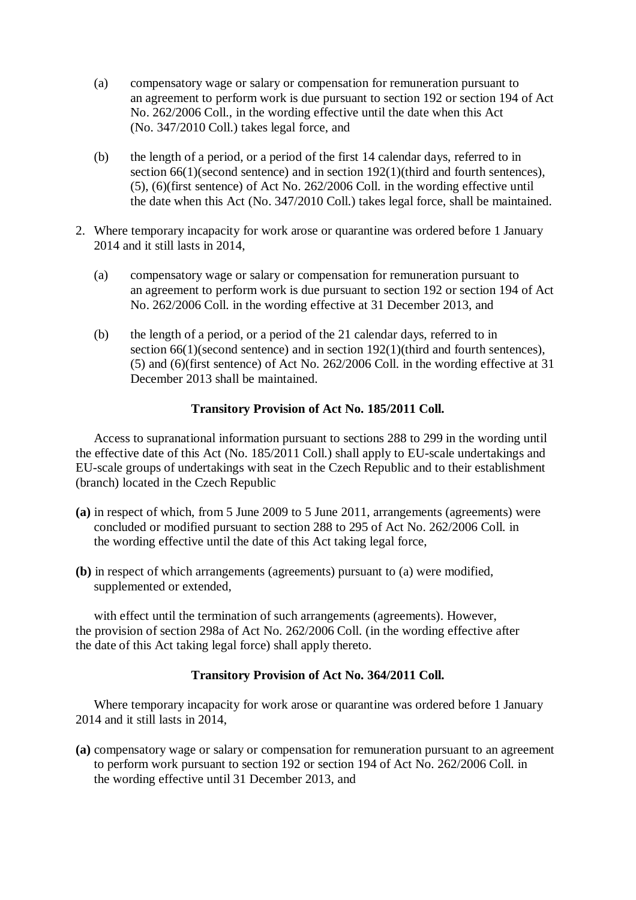(a) compensatory wage or salary or compensation for remuneration pursuant to an agreement to perform work is due pursuant to section 192 or section 194 of Act No. 262/2006 Coll., in the wording effective until the date when this Act (No. 347/2010 Coll.) takes legal force, and

(b) the length of a period, or a period of the first 14 calendar days, referred to in section 66(1)(second sentence) and in section 192(1)(third and fourth sentences), (5), (6)(first sentence) of Act No. 262/2006 Coll. in the wording effective until the date when this Act (No. 347/2010 Coll.) takes legal force, shall be maintained.

2. Where temporary incapacity for work arose or quarantine was ordered before 1 January 2014 and it still lasts in 2014,

   (a) compensatory wage or salary or compensation for remuneration pursuant to an agreement to perform work is due pursuant to section 192 or section 194 of Act No. 262/2006 Coll. in the wording effective at 31 December 2013, and

   (b) the length of a period, or a period of the 21 calendar days, referred to in section 66(1)(second sentence) and in section 192(1)(third and fourth sentences), (5) and (6)(first sentence) of Act No. 262/2006 Coll. in the wording effective at 31 December 2013 shall be maintained.

**Transitory Provision of Act No. 185/2011 Coll.**

Access to supranational information pursuant to sections 288 to 299 in the wording until the effective date of this Act (No. 185/2011 Coll.) shall apply to EU-scale undertakings and EU-scale groups of undertakings with seat in the Czech Republic and to their establishment (branch) located in the Czech Republic

**(a)** in respect of which, from 5 June 2009 to 5 June 2011, arrangements (agreements) were concluded or modified pursuant to section 288 to 295 of Act No. 262/2006 Coll. in the wording effective until the date of this Act taking legal force,

**(b)** in respect of which arrangements (agreements) pursuant to (a) were modified, supplemented or extended,

with effect until the termination of such arrangements (agreements). However, the provision of section 298a of Act No. 262/2006 Coll. (in the wording effective after the date of this Act taking legal force) shall apply thereto.

**Transitory Provision of Act No. 364/2011 Coll.**

Where temporary incapacity for work arose or quarantine was ordered before 1 January 2014 and it still lasts in 2014,

**(a)** compensatory wage or salary or compensation for remuneration pursuant to an agreement to perform work pursuant to section 192 or section 194 of Act No. 262/2006 Coll. in the wording effective until 31 December 2013, and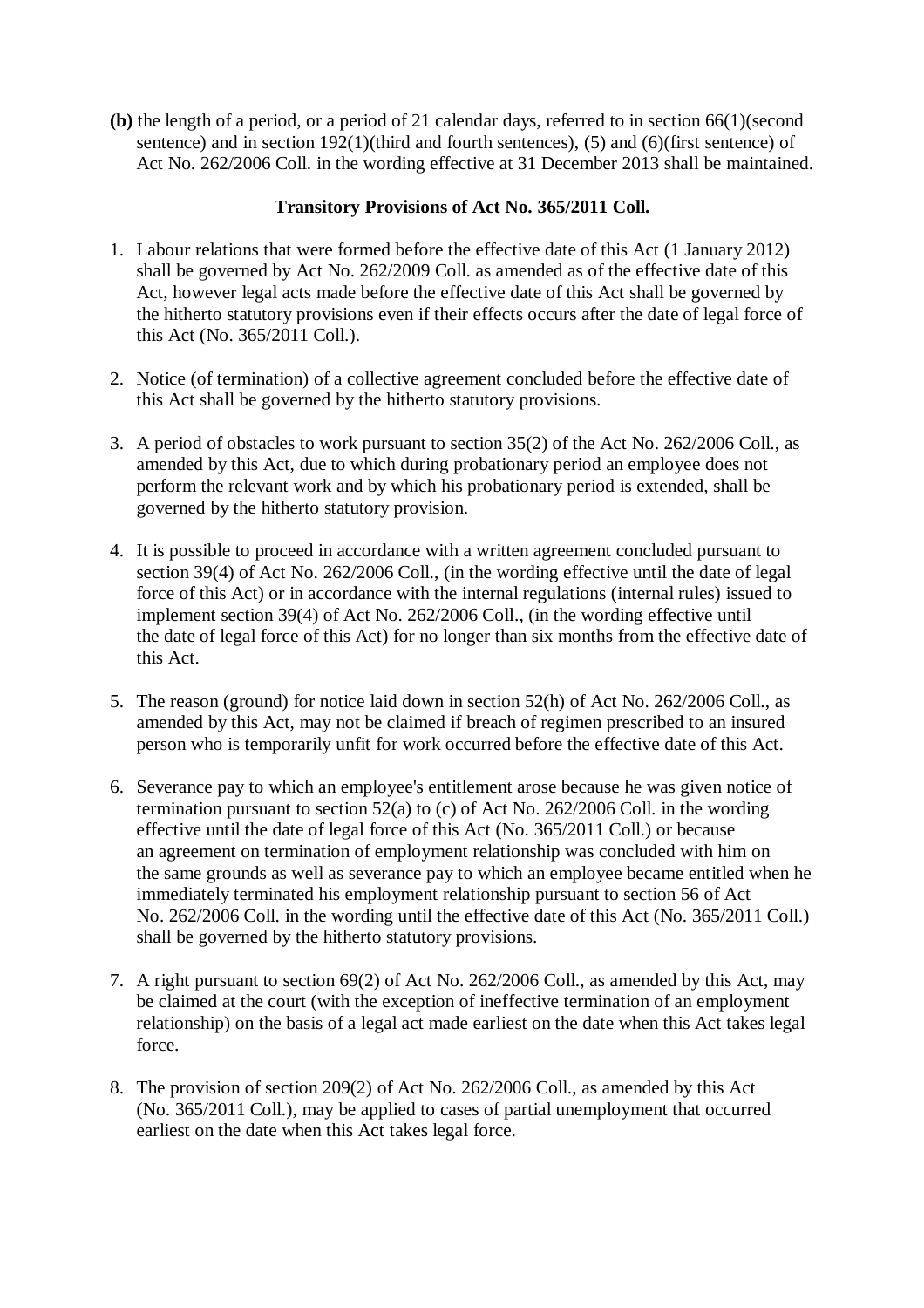**(b)** the length of a period, or a period of 21 calendar days, referred to in section 66(1)(second sentence) and in section 192(1)(third and fourth sentences), (5) and (6)(first sentence) of Act No. 262/2006 Coll. in the wording effective at 31 December 2013 shall be maintained.

**Transitory Provisions of Act No. 365/2011 Coll.**

1. Labour relations that were formed before the effective date of this Act (1 January 2012) shall be governed by Act No. 262/2009 Coll. as amended as of the effective date of this Act, however legal acts made before the effective date of this Act shall be governed by the hitherto statutory provisions even if their effects occurs after the date of legal force of this Act (No. 365/2011 Coll.).

2. Notice (of termination) of a collective agreement concluded before the effective date of this Act shall be governed by the hitherto statutory provisions.

3. A period of obstacles to work pursuant to section 35(2) of the Act No. 262/2006 Coll., as amended by this Act, due to which during probationary period an employee does not perform the relevant work and by which his probationary period is extended, shall be governed by the hitherto statutory provision.

4. It is possible to proceed in accordance with a written agreement concluded pursuant to section 39(4) of Act No. 262/2006 Coll., (in the wording effective until the date of legal force of this Act) or in accordance with the internal regulations (internal rules) issued to implement section 39(4) of Act No. 262/2006 Coll., (in the wording effective until the date of legal force of this Act) for no longer than six months from the effective date of this Act.

5. The reason (ground) for notice laid down in section 52(h) of Act No. 262/2006 Coll., as amended by this Act, may not be claimed if breach of regimen prescribed to an insured person who is temporarily unfit for work occurred before the effective date of this Act.

6. Severance pay to which an employee's entitlement arose because he was given notice of termination pursuant to section 52(a) to (c) of Act No. 262/2006 Coll. in the wording effective until the date of legal force of this Act (No. 365/2011 Coll.) or because an agreement on termination of employment relationship was concluded with him on the same grounds as well as severance pay to which an employee became entitled when he immediately terminated his employment relationship pursuant to section 56 of Act No. 262/2006 Coll. in the wording until the effective date of this Act (No. 365/2011 Coll.) shall be governed by the hitherto statutory provisions.

7. A right pursuant to section 69(2) of Act No. 262/2006 Coll., as amended by this Act, may be claimed at the court (with the exception of ineffective termination of an employment relationship) on the basis of a legal act made earliest on the date when this Act takes legal force.

8. The provision of section 209(2) of Act No. 262/2006 Coll., as amended by this Act (No. 365/2011 Coll.), may be applied to cases of partial unemployment that occurred earliest on the date when this Act takes legal force.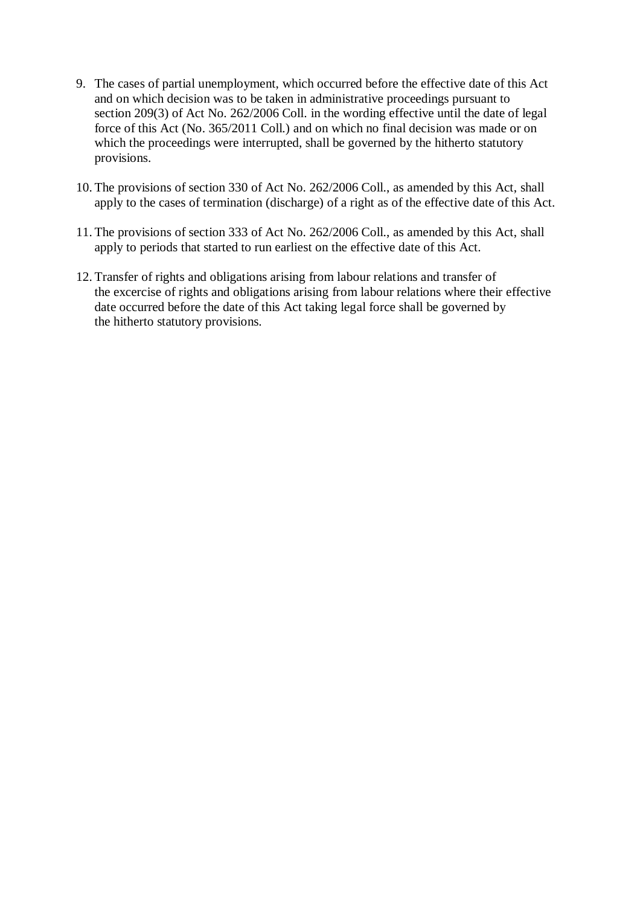9. The cases of partial unemployment, which occurred before the effective date of this Act and on which decision was to be taken in administrative proceedings pursuant to section 209(3) of Act No. 262/2006 Coll. in the wording effective until the date of legal force of this Act (No. 365/2011 Coll.) and on which no final decision was made or on which the proceedings were interrupted, shall be governed by the hitherto statutory provisions.

10. The provisions of section 330 of Act No. 262/2006 Coll., as amended by this Act, shall apply to the cases of termination (discharge) of a right as of the effective date of this Act.

11. The provisions of section 333 of Act No. 262/2006 Coll., as amended by this Act, shall apply to periods that started to run earliest on the effective date of this Act.

12. Transfer of rights and obligations arising from labour relations and transfer of the excercise of rights and obligations arising from labour relations where their effective date occurred before the date of this Act taking legal force shall be governed by the hitherto statutory provisions.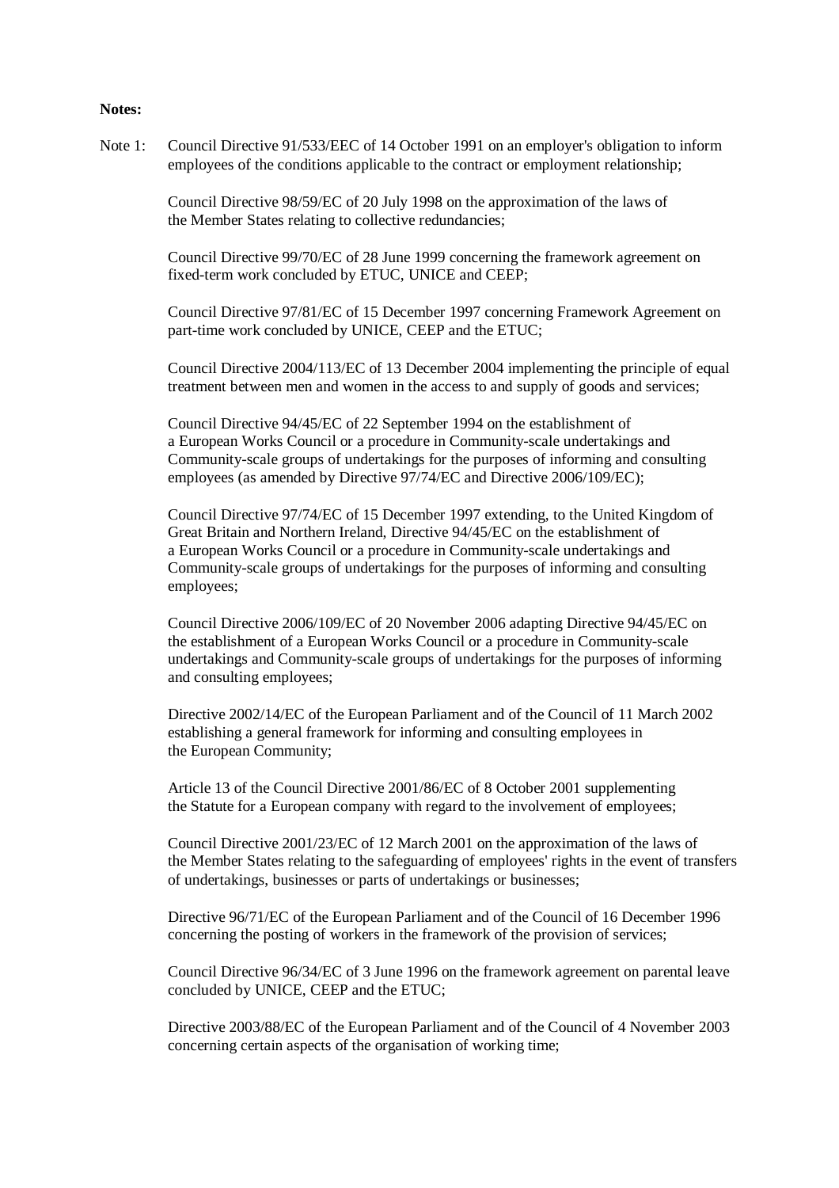**Notes:**

Note 1: Council Directive 91/533/EEC of 14 October 1991 on an employer's obligation to inform employees of the conditions applicable to the contract or employment relationship;

Council Directive 98/59/EC of 20 July 1998 on the approximation of the laws of the Member States relating to collective redundancies;

Council Directive 99/70/EC of 28 June 1999 concerning the framework agreement on fixed-term work concluded by ETUC, UNICE and CEEP;

Council Directive 97/81/EC of 15 December 1997 concerning Framework Agreement on part-time work concluded by UNICE, CEEP and the ETUC;

Council Directive 2004/113/EC of 13 December 2004 implementing the principle of equal treatment between men and women in the access to and supply of goods and services;

Council Directive 94/45/EC of 22 September 1994 on the establishment of a European Works Council or a procedure in Community-scale undertakings and Community-scale groups of undertakings for the purposes of informing and consulting employees (as amended by Directive 97/74/EC and Directive 2006/109/EC);

Council Directive 97/74/EC of 15 December 1997 extending, to the United Kingdom of Great Britain and Northern Ireland, Directive 94/45/EC on the establishment of a European Works Council or a procedure in Community-scale undertakings and Community-scale groups of undertakings for the purposes of informing and consulting employees;

Council Directive 2006/109/EC of 20 November 2006 adapting Directive 94/45/EC on the establishment of a European Works Council or a procedure in Community-scale undertakings and Community-scale groups of undertakings for the purposes of informing and consulting employees;

Directive 2002/14/EC of the European Parliament and of the Council of 11 March 2002 establishing a general framework for informing and consulting employees in the European Community;

Article 13 of the Council Directive 2001/86/EC of 8 October 2001 supplementing the Statute for a European company with regard to the involvement of employees;

Council Directive 2001/23/EC of 12 March 2001 on the approximation of the laws of the Member States relating to the safeguarding of employees' rights in the event of transfers of undertakings, businesses or parts of undertakings or businesses;

Directive 96/71/EC of the European Parliament and of the Council of 16 December 1996 concerning the posting of workers in the framework of the provision of services;

Council Directive 96/34/EC of 3 June 1996 on the framework agreement on parental leave concluded by UNICE, CEEP and the ETUC;

Directive 2003/88/EC of the European Parliament and of the Council of 4 November 2003 concerning certain aspects of the organisation of working time;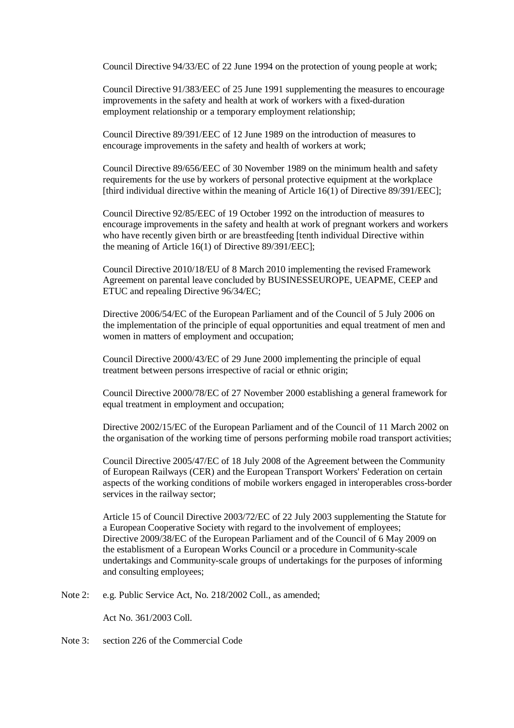Council Directive 94/33/EC of 22 June 1994 on the protection of young people at work;

Council Directive 91/383/EEC of 25 June 1991 supplementing the measures to encourage improvements in the safety and health at work of workers with a fixed-duration employment relationship or a temporary employment relationship;

Council Directive 89/391/EEC of 12 June 1989 on the introduction of measures to encourage improvements in the safety and health of workers at work;

Council Directive 89/656/EEC of 30 November 1989 on the minimum health and safety requirements for the use by workers of personal protective equipment at the workplace [third individual directive within the meaning of Article 16(1) of Directive 89/391/EEC];

Council Directive 92/85/EEC of 19 October 1992 on the introduction of measures to encourage improvements in the safety and health at work of pregnant workers and workers who have recently given birth or are breastfeeding [tenth individual Directive within the meaning of Article 16(1) of Directive 89/391/EEC];

Council Directive 2010/18/EU of 8 March 2010 implementing the revised Framework Agreement on parental leave concluded by BUSINESSEUROPE, UEAPME, CEEP and ETUC and repealing Directive 96/34/EC;

Directive 2006/54/EC of the European Parliament and of the Council of 5 July 2006 on the implementation of the principle of equal opportunities and equal treatment of men and women in matters of employment and occupation;

Council Directive 2000/43/EC of 29 June 2000 implementing the principle of equal treatment between persons irrespective of racial or ethnic origin;

Council Directive 2000/78/EC of 27 November 2000 establishing a general framework for equal treatment in employment and occupation;

Directive 2002/15/EC of the European Parliament and of the Council of 11 March 2002 on the organisation of the working time of persons performing mobile road transport activities;

Council Directive 2005/47/EC of 18 July 2008 of the Agreement between the Community of European Railways (CER) and the European Transport Workers' Federation on certain aspects of the working conditions of mobile workers engaged in interoperables cross-border services in the railway sector;

Article 15 of Council Directive 2003/72/EC of 22 July 2003 supplementing the Statute for a European Cooperative Society with regard to the involvement of employees;
Directive 2009/38/EC of the European Parliament and of the Council of 6 May 2009 on the establisment of a European Works Council or a procedure in Community-scale undertakings and Community-scale groups of undertakings for the purposes of informing and consulting employees;

Note 2: e.g. Public Service Act, No. 218/2002 Coll., as amended;

Act No. 361/2003 Coll.

Note 3: section 226 of the Commercial Code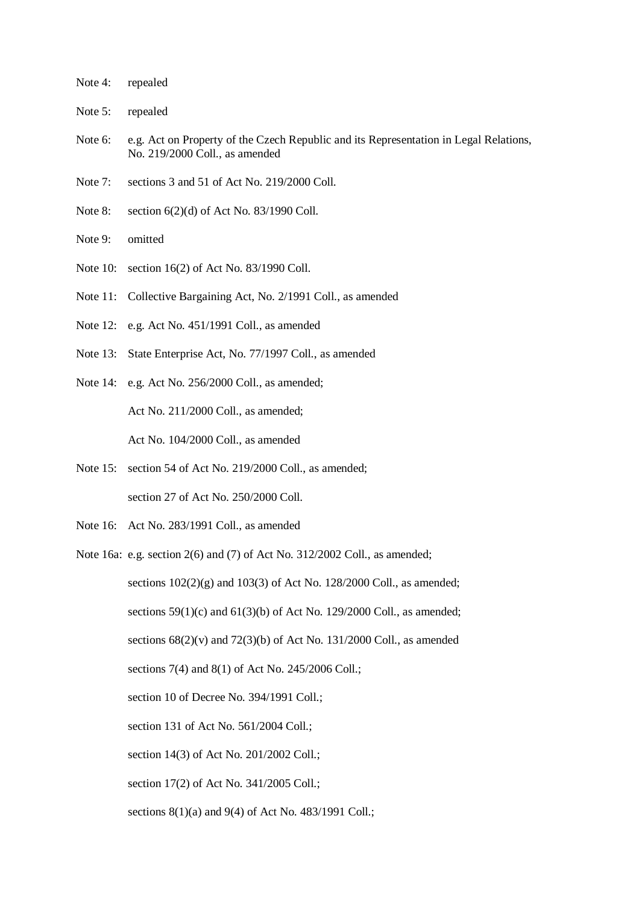Note 4: repealed

Note 5: repealed

Note 6: e.g. Act on Property of the Czech Republic and its Representation in Legal Relations, No. 219/2000 Coll., as amended

Note 7: sections 3 and 51 of Act No. 219/2000 Coll.

Note 8: section 6(2)(d) of Act No. 83/1990 Coll.

Note 9: omitted

Note 10: section 16(2) of Act No. 83/1990 Coll.

Note 11: Collective Bargaining Act, No. 2/1991 Coll., as amended

Note 12: e.g. Act No. 451/1991 Coll., as amended

Note 13: State Enterprise Act, No. 77/1997 Coll., as amended

Note 14: e.g. Act No. 256/2000 Coll., as amended;

Act No. 211/2000 Coll., as amended;

Act No. 104/2000 Coll., as amended

Note 15: section 54 of Act No. 219/2000 Coll., as amended;

section 27 of Act No. 250/2000 Coll.

Note 16: Act No. 283/1991 Coll., as amended

Note 16a: e.g. section 2(6) and (7) of Act No. 312/2002 Coll., as amended;

sections 102(2)(g) and 103(3) of Act No. 128/2000 Coll., as amended;

sections 59(1)(c) and 61(3)(b) of Act No. 129/2000 Coll., as amended;

sections 68(2)(v) and 72(3)(b) of Act No. 131/2000 Coll., as amended

sections 7(4) and 8(1) of Act No. 245/2006 Coll.;

section 10 of Decree No. 394/1991 Coll.;

section 131 of Act No. 561/2004 Coll.;

section 14(3) of Act No. 201/2002 Coll.;

section 17(2) of Act No. 341/2005 Coll.;

sections 8(1)(a) and 9(4) of Act No. 483/1991 Coll.;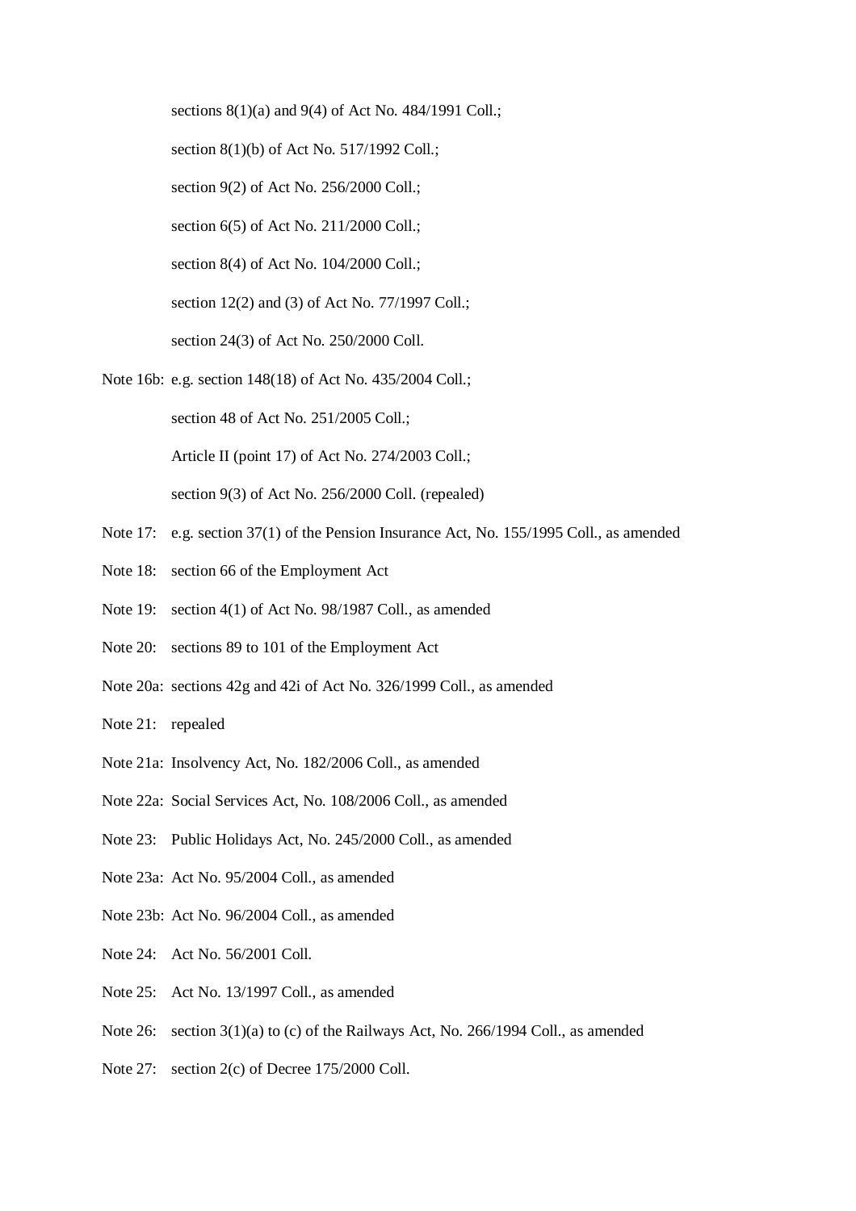sections 8(1)(a) and 9(4) of Act No. 484/1991 Coll.;

section 8(1)(b) of Act No. 517/1992 Coll.;

section 9(2) of Act No. 256/2000 Coll.;

section 6(5) of Act No. 211/2000 Coll.;

section 8(4) of Act No. 104/2000 Coll.;

section 12(2) and (3) of Act No. 77/1997 Coll.;

section 24(3) of Act No. 250/2000 Coll.

Note 16b: e.g. section 148(18) of Act No. 435/2004 Coll.;

section 48 of Act No. 251/2005 Coll.;

Article II (point 17) of Act No. 274/2003 Coll.;

section 9(3) of Act No. 256/2000 Coll. (repealed)

Note 17: e.g. section 37(1) of the Pension Insurance Act, No. 155/1995 Coll., as amended

Note 18: section 66 of the Employment Act

Note 19: section 4(1) of Act No. 98/1987 Coll., as amended

Note 20: sections 89 to 101 of the Employment Act

Note 20a: sections 42g and 42i of Act No. 326/1999 Coll., as amended

Note 21: repealed

Note 21a: Insolvency Act, No. 182/2006 Coll., as amended

Note 22a: Social Services Act, No. 108/2006 Coll., as amended

Note 23: Public Holidays Act, No. 245/2000 Coll., as amended

Note 23a: Act No. 95/2004 Coll., as amended

Note 23b: Act No. 96/2004 Coll., as amended

Note 24: Act No. 56/2001 Coll.

Note 25: Act No. 13/1997 Coll., as amended

Note 26: section 3(1)(a) to (c) of the Railways Act, No. 266/1994 Coll., as amended

Note 27: section 2(c) of Decree 175/2000 Coll.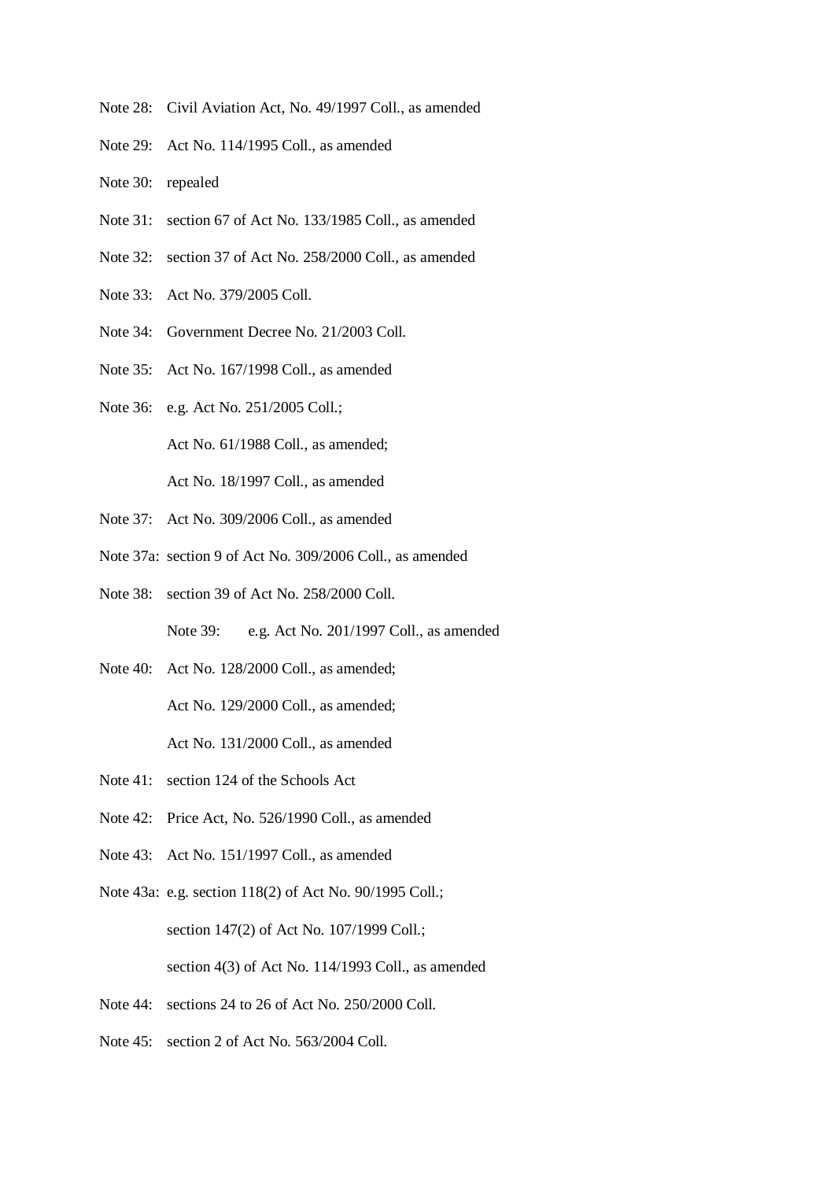Note 28: Civil Aviation Act, No. 49/1997 Coll., as amended

Note 29: Act No. 114/1995 Coll., as amended

Note 30: repealed

Note 31: section 67 of Act No. 133/1985 Coll., as amended

Note 32: section 37 of Act No. 258/2000 Coll., as amended

Note 33: Act No. 379/2005 Coll.

Note 34: Government Decree No. 21/2003 Coll.

Note 35: Act No. 167/1998 Coll., as amended

Note 36: e.g. Act No. 251/2005 Coll.;

Act No. 61/1988 Coll., as amended;

Act No. 18/1997 Coll., as amended

Note 37: Act No. 309/2006 Coll., as amended

Note 37a: section 9 of Act No. 309/2006 Coll., as amended

Note 38: section 39 of Act No. 258/2000 Coll.

Note 39: e.g. Act No. 201/1997 Coll., as amended

Note 40: Act No. 128/2000 Coll., as amended;

Act No. 129/2000 Coll., as amended;

Act No. 131/2000 Coll., as amended

Note 41: section 124 of the Schools Act

Note 42: Price Act, No. 526/1990 Coll., as amended

Note 43: Act No. 151/1997 Coll., as amended

Note 43a: e.g. section 118(2) of Act No. 90/1995 Coll.;

section 147(2) of Act No. 107/1999 Coll.;

section 4(3) of Act No. 114/1993 Coll., as amended

Note 44: sections 24 to 26 of Act No. 250/2000 Coll.

Note 45: section 2 of Act No. 563/2004 Coll.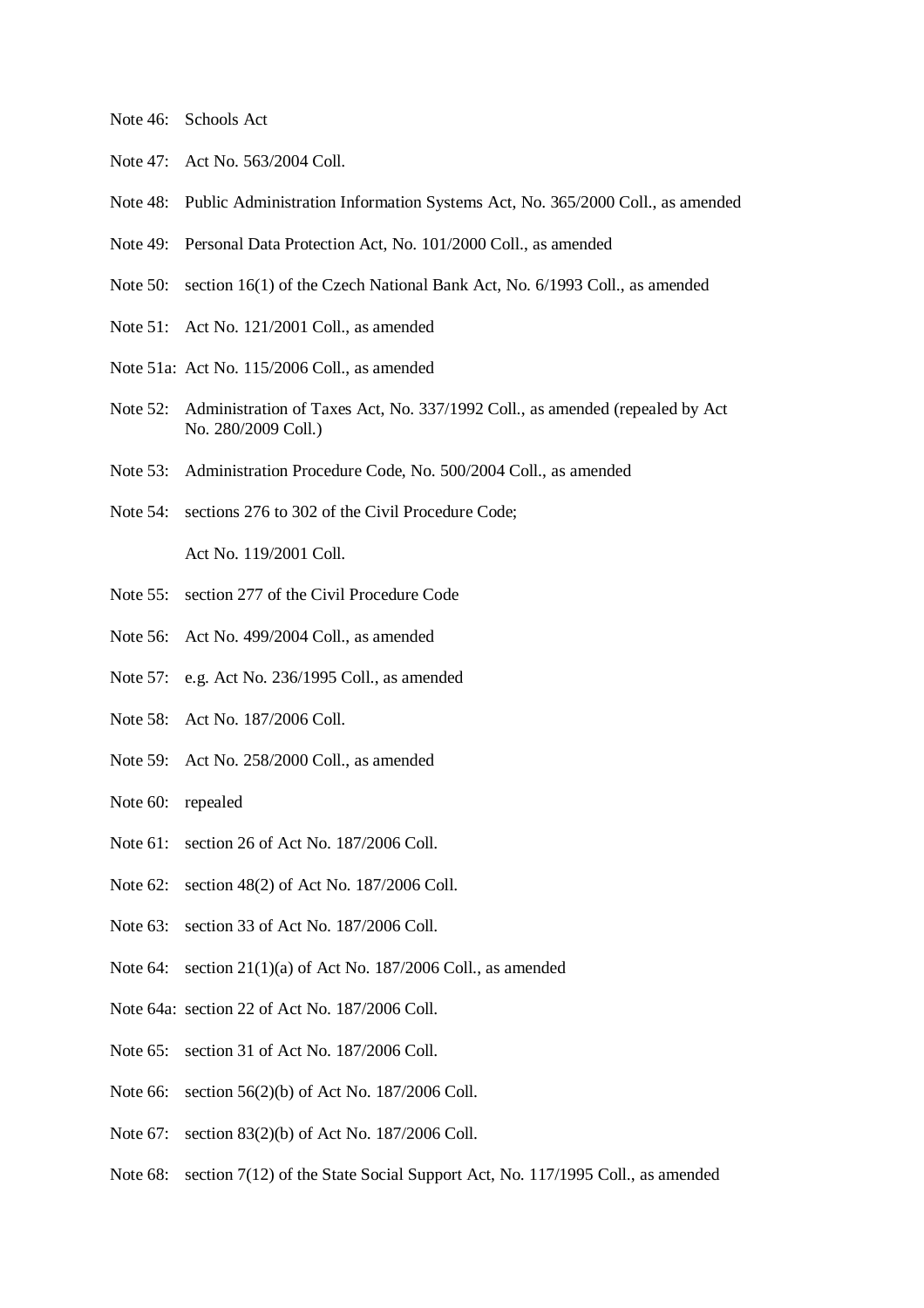Note 46: Schools Act

Note 47: Act No. 563/2004 Coll.

Note 48: Public Administration Information Systems Act, No. 365/2000 Coll., as amended

Note 49: Personal Data Protection Act, No. 101/2000 Coll., as amended

Note 50: section 16(1) of the Czech National Bank Act, No. 6/1993 Coll., as amended

Note 51: Act No. 121/2001 Coll., as amended

Note 51a: Act No. 115/2006 Coll., as amended

Note 52: Administration of Taxes Act, No. 337/1992 Coll., as amended (repealed by Act No. 280/2009 Coll.)

Note 53: Administration Procedure Code, No. 500/2004 Coll., as amended

Note 54: sections 276 to 302 of the Civil Procedure Code;

Act No. 119/2001 Coll.

Note 55: section 277 of the Civil Procedure Code

Note 56: Act No. 499/2004 Coll., as amended

Note 57: e.g. Act No. 236/1995 Coll., as amended

Note 58: Act No. 187/2006 Coll.

Note 59: Act No. 258/2000 Coll., as amended

Note 60: repealed

Note 61: section 26 of Act No. 187/2006 Coll.

Note 62: section 48(2) of Act No. 187/2006 Coll.

Note 63: section 33 of Act No. 187/2006 Coll.

Note 64: section 21(1)(a) of Act No. 187/2006 Coll., as amended

Note 64a: section 22 of Act No. 187/2006 Coll.

Note 65: section 31 of Act No. 187/2006 Coll.

Note 66: section 56(2)(b) of Act No. 187/2006 Coll.

Note 67: section 83(2)(b) of Act No. 187/2006 Coll.

Note 68: section 7(12) of the State Social Support Act, No. 117/1995 Coll., as amended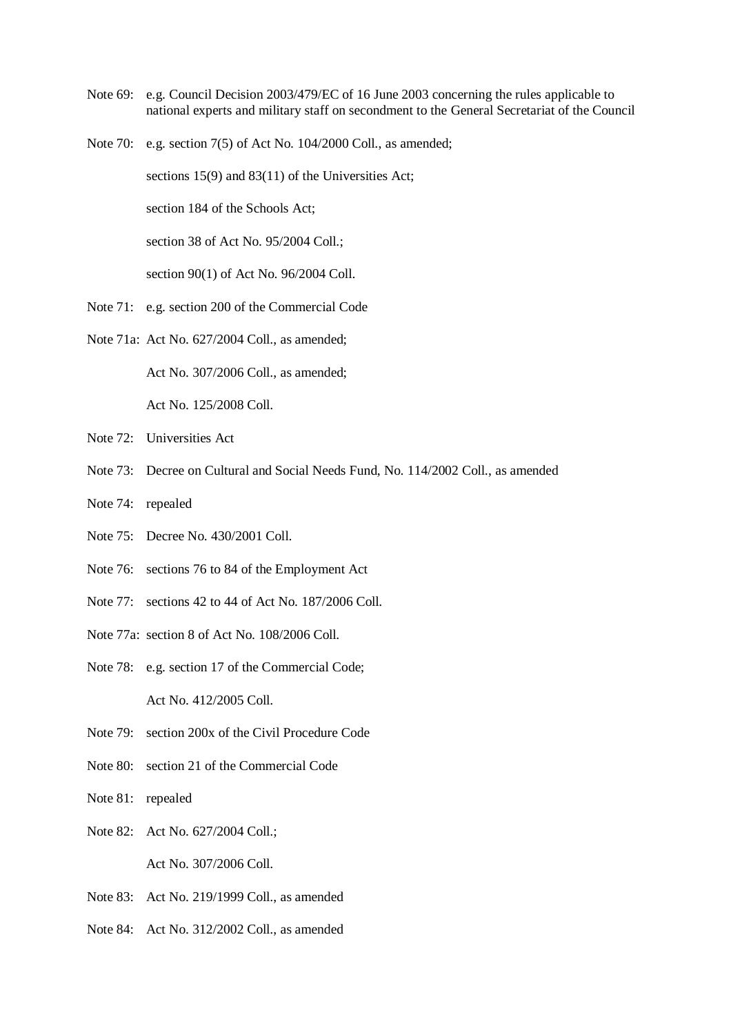Note 69: e.g. Council Decision 2003/479/EC of 16 June 2003 concerning the rules applicable to national experts and military staff on secondment to the General Secretariat of the Council

Note 70: e.g. section 7(5) of Act No. 104/2000 Coll., as amended;

sections 15(9) and 83(11) of the Universities Act;

section 184 of the Schools Act;

section 38 of Act No. 95/2004 Coll.;

section 90(1) of Act No. 96/2004 Coll.

Note 71: e.g. section 200 of the Commercial Code

Note 71a: Act No. 627/2004 Coll., as amended;

Act No. 307/2006 Coll., as amended;

Act No. 125/2008 Coll.

Note 72: Universities Act

Note 73: Decree on Cultural and Social Needs Fund, No. 114/2002 Coll., as amended

Note 74: repealed

Note 75: Decree No. 430/2001 Coll.

Note 76: sections 76 to 84 of the Employment Act

Note 77: sections 42 to 44 of Act No. 187/2006 Coll.

Note 77a: section 8 of Act No. 108/2006 Coll.

Note 78: e.g. section 17 of the Commercial Code;

Act No. 412/2005 Coll.

Note 79: section 200x of the Civil Procedure Code

Note 80: section 21 of the Commercial Code

Note 81: repealed

Note 82: Act No. 627/2004 Coll.;

Act No. 307/2006 Coll.

Note 83: Act No. 219/1999 Coll., as amended

Note 84: Act No. 312/2002 Coll., as amended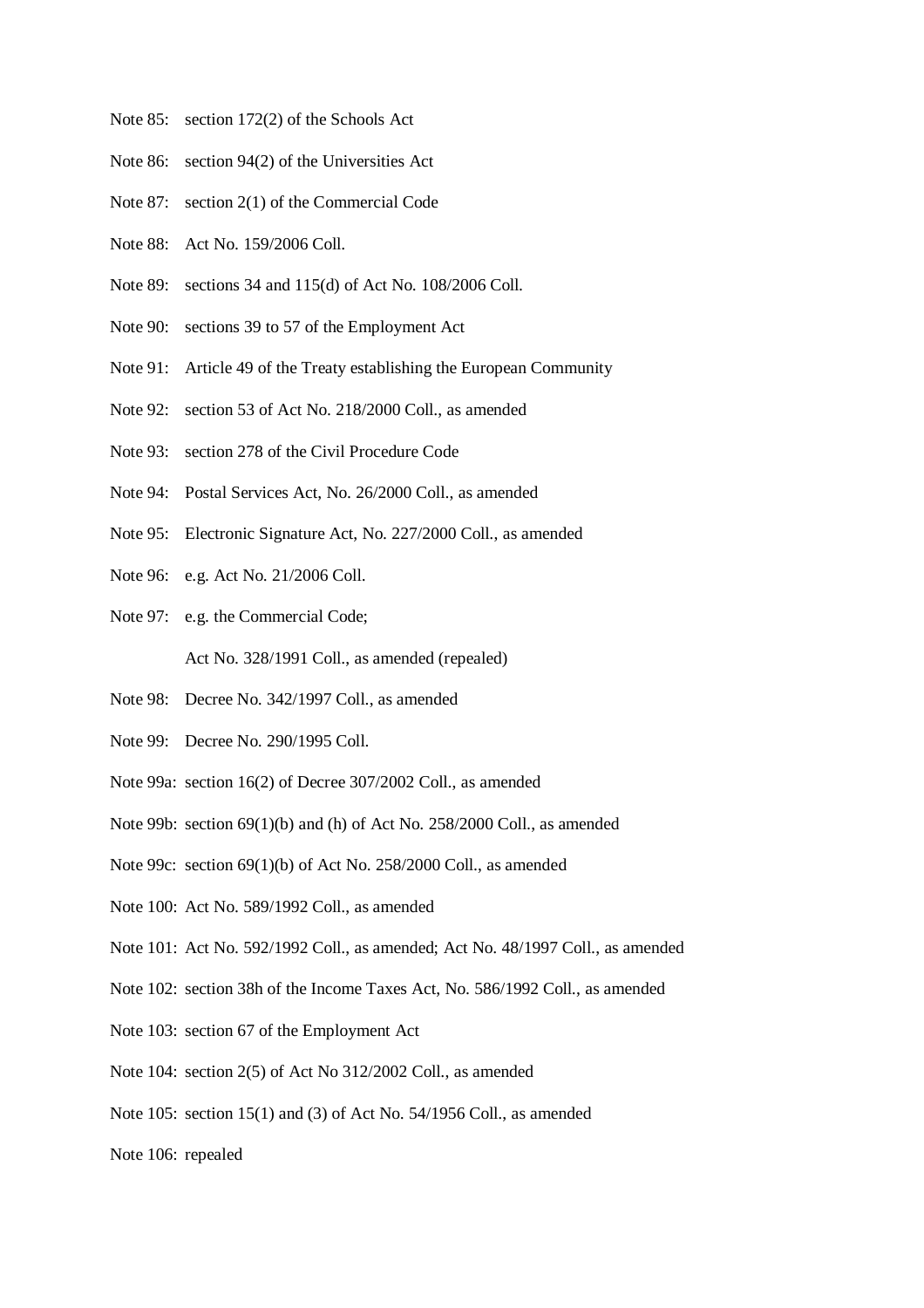Note 85: section 172(2) of the Schools Act

Note 86: section 94(2) of the Universities Act

Note 87: section 2(1) of the Commercial Code

Note 88: Act No. 159/2006 Coll.

Note 89: sections 34 and 115(d) of Act No. 108/2006 Coll.

Note 90: sections 39 to 57 of the Employment Act

Note 91: Article 49 of the Treaty establishing the European Community

Note 92: section 53 of Act No. 218/2000 Coll., as amended

Note 93: section 278 of the Civil Procedure Code

Note 94: Postal Services Act, No. 26/2000 Coll., as amended

Note 95: Electronic Signature Act, No. 227/2000 Coll., as amended

Note 96: e.g. Act No. 21/2006 Coll.

Note 97: e.g. the Commercial Code;

Act No. 328/1991 Coll., as amended (repealed)

Note 98: Decree No. 342/1997 Coll., as amended

Note 99: Decree No. 290/1995 Coll.

Note 99a: section 16(2) of Decree 307/2002 Coll., as amended

Note 99b: section 69(1)(b) and (h) of Act No. 258/2000 Coll., as amended

Note 99c: section 69(1)(b) of Act No. 258/2000 Coll., as amended

Note 100: Act No. 589/1992 Coll., as amended

Note 101: Act No. 592/1992 Coll., as amended; Act No. 48/1997 Coll., as amended

Note 102: section 38h of the Income Taxes Act, No. 586/1992 Coll., as amended

Note 103: section 67 of the Employment Act

Note 104: section 2(5) of Act No 312/2002 Coll., as amended

Note 105: section 15(1) and (3) of Act No. 54/1956 Coll., as amended

Note 106: repealed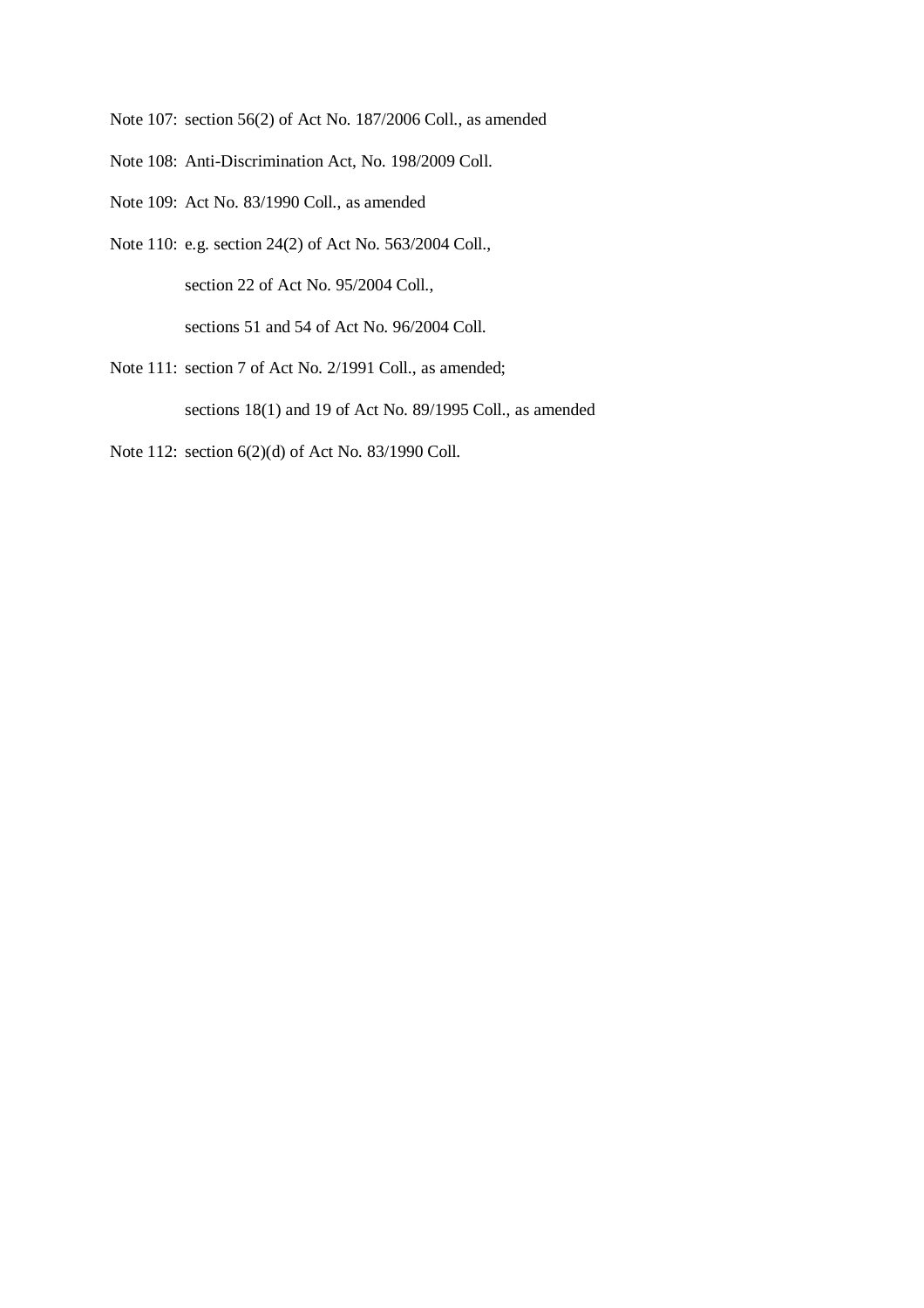Note 107: section 56(2) of Act No. 187/2006 Coll., as amended

Note 108: Anti-Discrimination Act, No. 198/2009 Coll.

Note 109: Act No. 83/1990 Coll., as amended

Note 110: e.g. section 24(2) of Act No. 563/2004 Coll.,

section 22 of Act No. 95/2004 Coll.,

sections 51 and 54 of Act No. 96/2004 Coll.

Note 111: section 7 of Act No. 2/1991 Coll., as amended;

sections 18(1) and 19 of Act No. 89/1995 Coll., as amended

Note 112: section 6(2)(d) of Act No. 83/1990 Coll.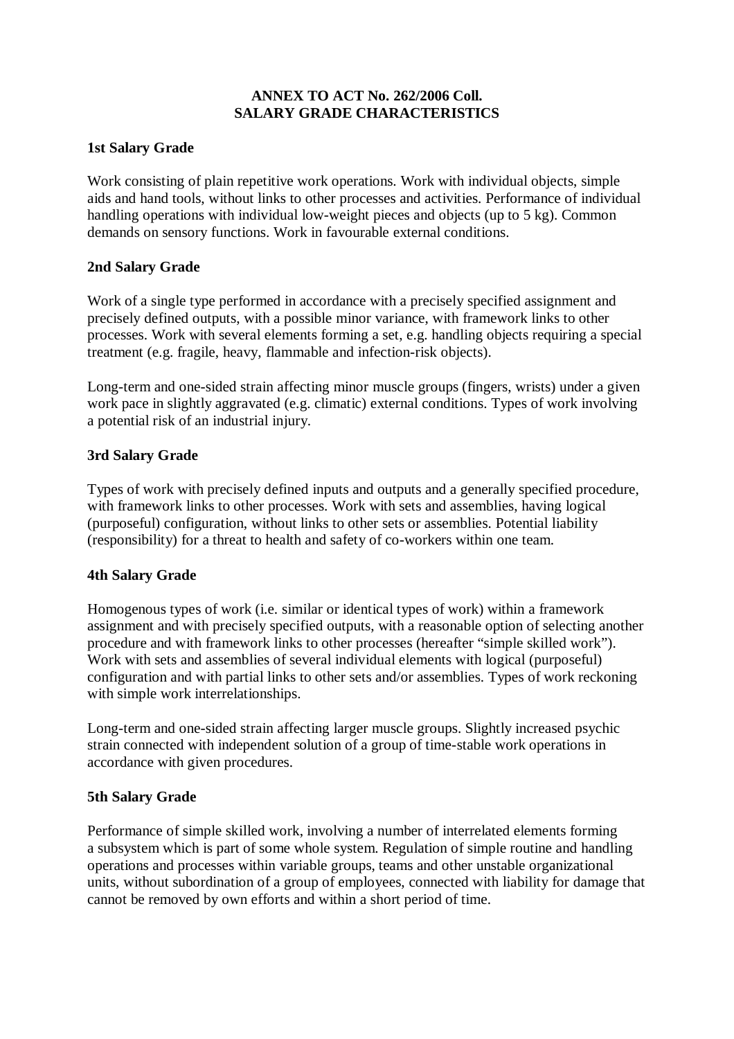# ANNEX TO ACT No. 262/2006 Coll.
# SALARY GRADE CHARACTERISTICS

## 1st Salary Grade

Work consisting of plain repetitive work operations. Work with individual objects, simple aids and hand tools, without links to other processes and activities. Performance of individual handling operations with individual low-weight pieces and objects (up to 5 kg). Common demands on sensory functions. Work in favourable external conditions.

## 2nd Salary Grade

Work of a single type performed in accordance with a precisely specified assignment and precisely defined outputs, with a possible minor variance, with framework links to other processes. Work with several elements forming a set, e.g. handling objects requiring a special treatment (e.g. fragile, heavy, flammable and infection-risk objects).

Long-term and one-sided strain affecting minor muscle groups (fingers, wrists) under a given work pace in slightly aggravated (e.g. climatic) external conditions. Types of work involving a potential risk of an industrial injury.

## 3rd Salary Grade

Types of work with precisely defined inputs and outputs and a generally specified procedure, with framework links to other processes. Work with sets and assemblies, having logical (purposeful) configuration, without links to other sets or assemblies. Potential liability (responsibility) for a threat to health and safety of co-workers within one team.

## 4th Salary Grade

Homogenous types of work (i.e. similar or identical types of work) within a framework assignment and with precisely specified outputs, with a reasonable option of selecting another procedure and with framework links to other processes (hereafter "simple skilled work"). Work with sets and assemblies of several individual elements with logical (purposeful) configuration and with partial links to other sets and/or assemblies. Types of work reckoning with simple work interrelationships.

Long-term and one-sided strain affecting larger muscle groups. Slightly increased psychic strain connected with independent solution of a group of time-stable work operations in accordance with given procedures.

## 5th Salary Grade

Performance of simple skilled work, involving a number of interrelated elements forming a subsystem which is part of some whole system. Regulation of simple routine and handling operations and processes within variable groups, teams and other unstable organizational units, without subordination of a group of employees, connected with liability for damage that cannot be removed by own efforts and within a short period of time.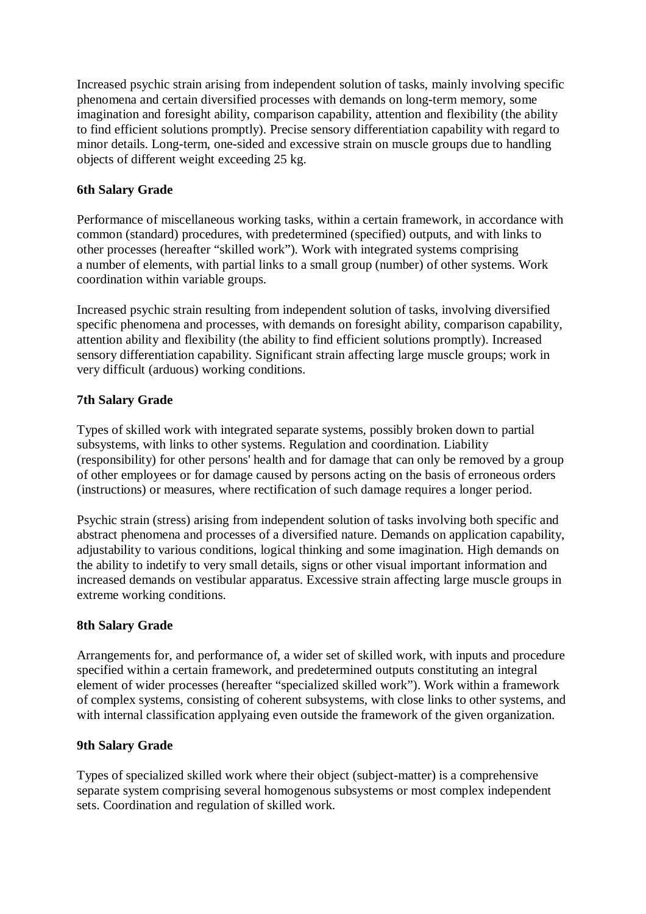Increased psychic strain arising from independent solution of tasks, mainly involving specific phenomena and certain diversified processes with demands on long-term memory, some imagination and foresight ability, comparison capability, attention and flexibility (the ability to find efficient solutions promptly). Precise sensory differentiation capability with regard to minor details. Long-term, one-sided and excessive strain on muscle groups due to handling objects of different weight exceeding 25 kg.

**6th Salary Grade**

Performance of miscellaneous working tasks, within a certain framework, in accordance with common (standard) procedures, with predetermined (specified) outputs, and with links to other processes (hereafter "skilled work"). Work with integrated systems comprising a number of elements, with partial links to a small group (number) of other systems. Work coordination within variable groups.

Increased psychic strain resulting from independent solution of tasks, involving diversified specific phenomena and processes, with demands on foresight ability, comparison capability, attention ability and flexibility (the ability to find efficient solutions promptly). Increased sensory differentiation capability. Significant strain affecting large muscle groups; work in very difficult (arduous) working conditions.

**7th Salary Grade**

Types of skilled work with integrated separate systems, possibly broken down to partial subsystems, with links to other systems. Regulation and coordination. Liability (responsibility) for other persons' health and for damage that can only be removed by a group of other employees or for damage caused by persons acting on the basis of erroneous orders (instructions) or measures, where rectification of such damage requires a longer period.

Psychic strain (stress) arising from independent solution of tasks involving both specific and abstract phenomena and processes of a diversified nature. Demands on application capability, adjustability to various conditions, logical thinking and some imagination. High demands on the ability to indetify to very small details, signs or other visual important information and increased demands on vestibular apparatus. Excessive strain affecting large muscle groups in extreme working conditions.

**8th Salary Grade**

Arrangements for, and performance of, a wider set of skilled work, with inputs and procedure specified within a certain framework, and predetermined outputs constituting an integral element of wider processes (hereafter "specialized skilled work"). Work within a framework of complex systems, consisting of coherent subsystems, with close links to other systems, and with internal classification applyaing even outside the framework of the given organization.

**9th Salary Grade**

Types of specialized skilled work where their object (subject-matter) is a comprehensive separate system comprising several homogenous subsystems or most complex independent sets. Coordination and regulation of skilled work.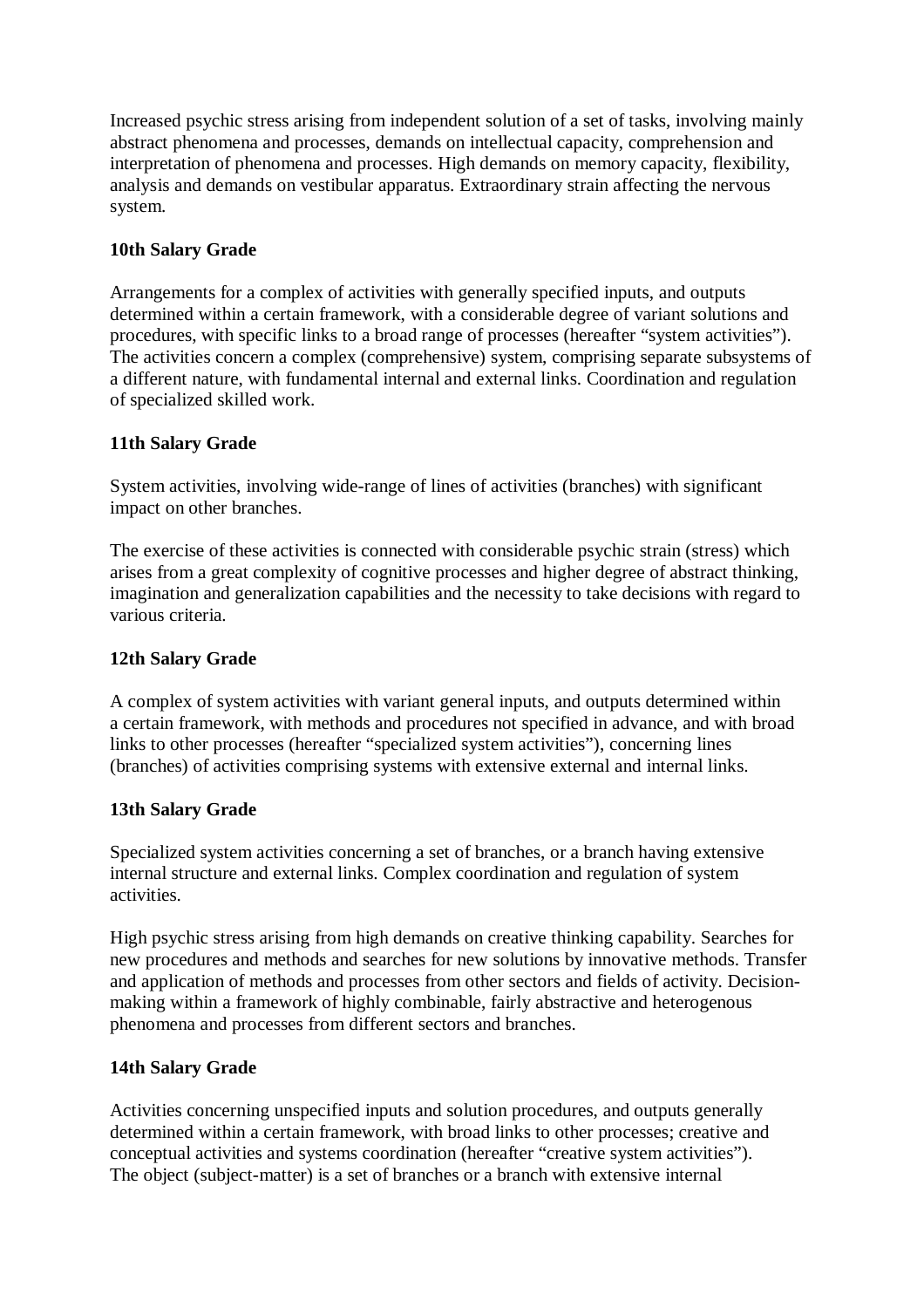Increased psychic stress arising from independent solution of a set of tasks, involving mainly abstract phenomena and processes, demands on intellectual capacity, comprehension and interpretation of phenomena and processes. High demands on memory capacity, flexibility, analysis and demands on vestibular apparatus. Extraordinary strain affecting the nervous system.

**10th Salary Grade**

Arrangements for a complex of activities with generally specified inputs, and outputs determined within a certain framework, with a considerable degree of variant solutions and procedures, with specific links to a broad range of processes (hereafter "system activities"). The activities concern a complex (comprehensive) system, comprising separate subsystems of a different nature, with fundamental internal and external links. Coordination and regulation of specialized skilled work.

**11th Salary Grade**

System activities, involving wide-range of lines of activities (branches) with significant impact on other branches.

The exercise of these activities is connected with considerable psychic strain (stress) which arises from a great complexity of cognitive processes and higher degree of abstract thinking, imagination and generalization capabilities and the necessity to take decisions with regard to various criteria.

**12th Salary Grade**

A complex of system activities with variant general inputs, and outputs determined within a certain framework, with methods and procedures not specified in advance, and with broad links to other processes (hereafter "specialized system activities"), concerning lines (branches) of activities comprising systems with extensive external and internal links.

**13th Salary Grade**

Specialized system activities concerning a set of branches, or a branch having extensive internal structure and external links. Complex coordination and regulation of system activities.

High psychic stress arising from high demands on creative thinking capability. Searches for new procedures and methods and searches for new solutions by innovative methods. Transfer and application of methods and processes from other sectors and fields of activity. Decision-making within a framework of highly combinable, fairly abstractive and heterogenous phenomena and processes from different sectors and branches.

**14th Salary Grade**

Activities concerning unspecified inputs and solution procedures, and outputs generally determined within a certain framework, with broad links to other processes; creative and conceptual activities and systems coordination (hereafter "creative system activities"). The object (subject-matter) is a set of branches or a branch with extensive internal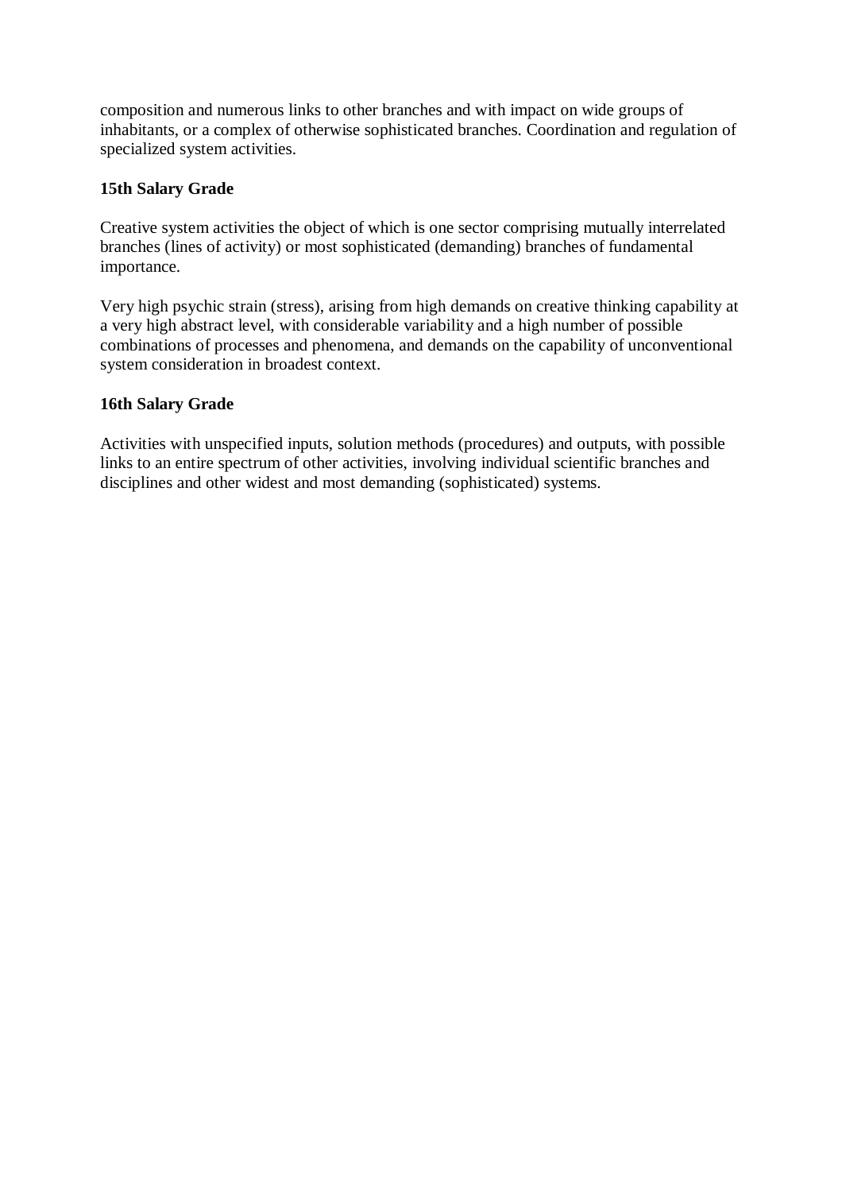composition and numerous links to other branches and with impact on wide groups of inhabitants, or a complex of otherwise sophisticated branches. Coordination and regulation of specialized system activities.

**15th Salary Grade**

Creative system activities the object of which is one sector comprising mutually interrelated branches (lines of activity) or most sophisticated (demanding) branches of fundamental importance.

Very high psychic strain (stress), arising from high demands on creative thinking capability at a very high abstract level, with considerable variability and a high number of possible combinations of processes and phenomena, and demands on the capability of unconventional system consideration in broadest context.

**16th Salary Grade**

Activities with unspecified inputs, solution methods (procedures) and outputs, with possible links to an entire spectrum of other activities, involving individual scientific branches and disciplines and other widest and most demanding (sophisticated) systems.